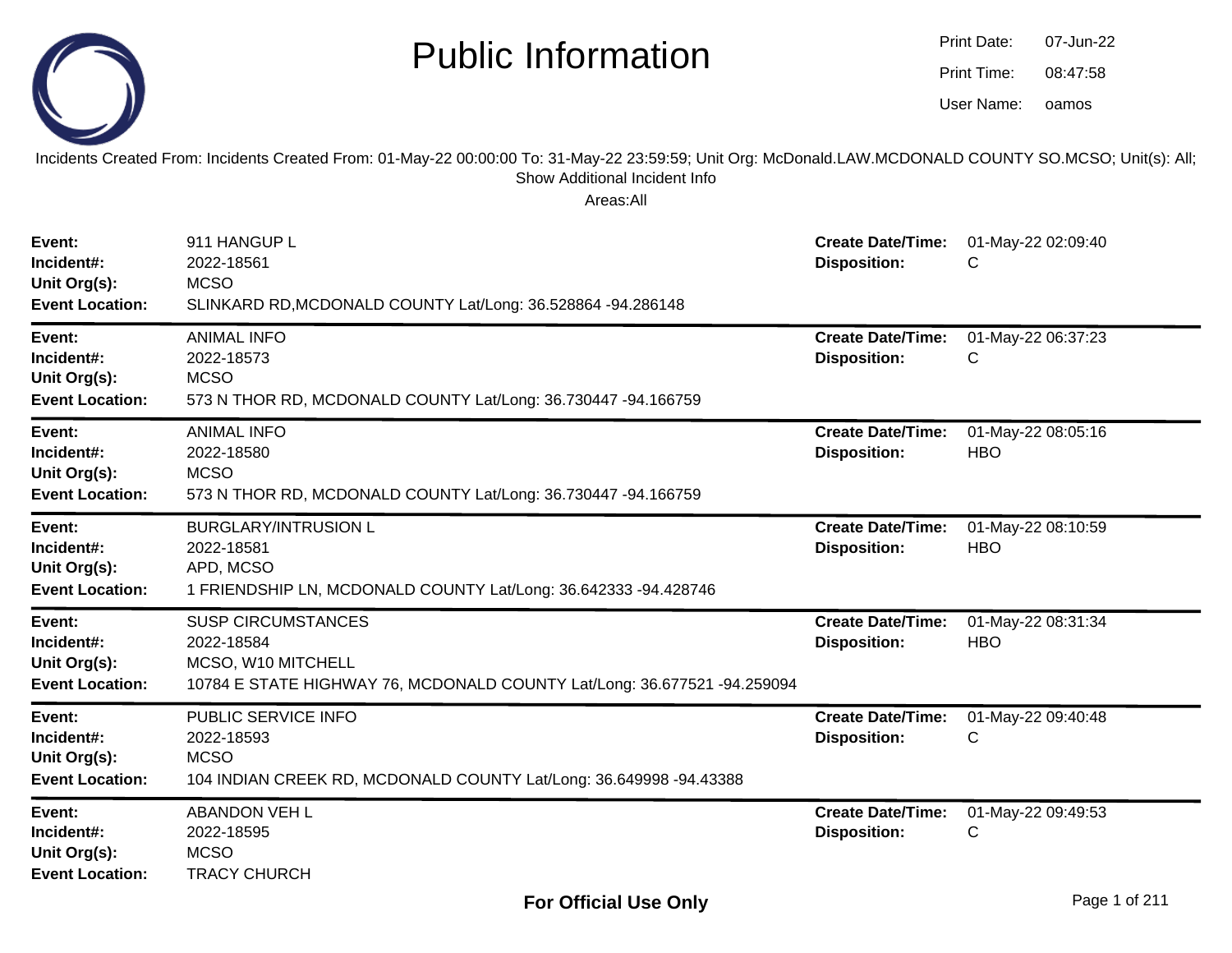# Public Information

Print Date: 07-Jun-22
Print Time: 08:47:58
User Name: oamos

Incidents Created From: Incidents Created From: 01-May-22 00:00:00 To: 31-May-22 23:59:59; Unit Org: McDonald.LAW.MCDONALD COUNTY SO.MCSO; Unit(s): All; Show Additional Incident Info

Areas:All

**Event:** 911 HANGUP L
**Incident#:** 2022-18561
**Unit Org(s):** MCSO
**Event Location:** SLINKARD RD,MCDONALD COUNTY Lat/Long: 36.528864 -94.286148
**Create Date/Time:** 01-May-22 02:09:40
**Disposition:** C

---

**Event:** ANIMAL INFO
**Incident#:** 2022-18573
**Unit Org(s):** MCSO
**Event Location:** 573 N THOR RD, MCDONALD COUNTY Lat/Long: 36.730447 -94.166759
**Create Date/Time:** 01-May-22 06:37:23
**Disposition:** C

---

**Event:** ANIMAL INFO
**Incident#:** 2022-18580
**Unit Org(s):** MCSO
**Event Location:** 573 N THOR RD, MCDONALD COUNTY Lat/Long: 36.730447 -94.166759
**Create Date/Time:** 01-May-22 08:05:16
**Disposition:** HBO

---

**Event:** BURGLARY/INTRUSION L
**Incident#:** 2022-18581
**Unit Org(s):** APD, MCSO
**Event Location:** 1 FRIENDSHIP LN, MCDONALD COUNTY Lat/Long: 36.642333 -94.428746
**Create Date/Time:** 01-May-22 08:10:59
**Disposition:** HBO

---

**Event:** SUSP CIRCUMSTANCES
**Incident#:** 2022-18584
**Unit Org(s):** MCSO, W10 MITCHELL
**Event Location:** 10784 E STATE HIGHWAY 76, MCDONALD COUNTY Lat/Long: 36.677521 -94.259094
**Create Date/Time:** 01-May-22 08:31:34
**Disposition:** HBO

---

**Event:** PUBLIC SERVICE INFO
**Incident#:** 2022-18593
**Unit Org(s):** MCSO
**Event Location:** 104 INDIAN CREEK RD, MCDONALD COUNTY Lat/Long: 36.649998 -94.43388
**Create Date/Time:** 01-May-22 09:40:48
**Disposition:** C

---

**Event:** ABANDON VEH L
**Incident#:** 2022-18595
**Unit Org(s):** MCSO
**Event Location:** TRACY CHURCH
**Create Date/Time:** 01-May-22 09:49:53
**Disposition:** C

**For Official Use Only**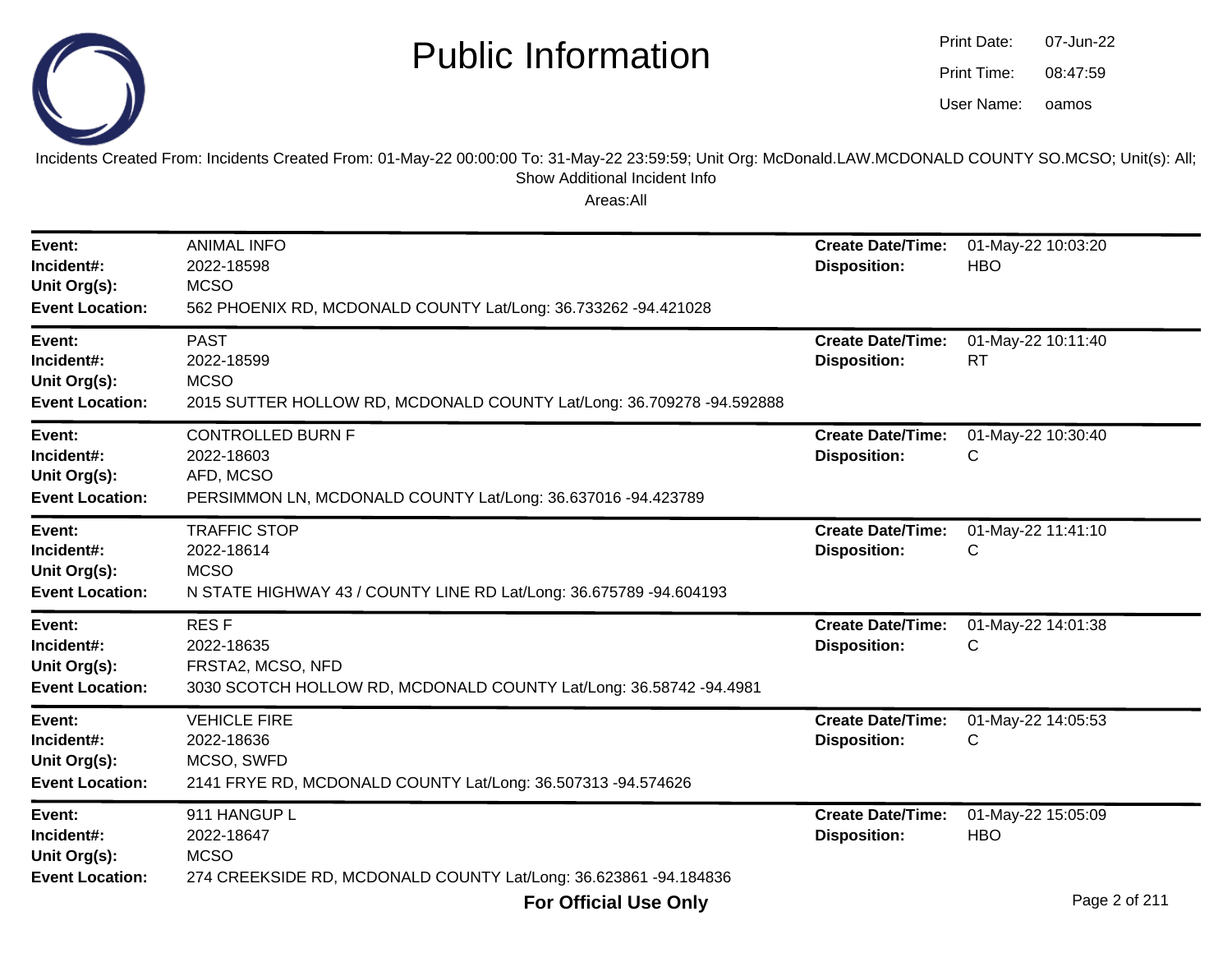# Public Information

Print Date: 07-Jun-22
Print Time: 08:47:59
User Name: oamos

Incidents Created From: Incidents Created From: 01-May-22 00:00:00 To: 31-May-22 23:59:59; Unit Org: McDonald.LAW.MCDONALD COUNTY SO.MCSO; Unit(s): All; Show Additional Incident Info

Areas:All

---

**Event:** ANIMAL INFO
**Incident#:** 2022-18598
**Unit Org(s):** MCSO
**Event Location:** 562 PHOENIX RD, MCDONALD COUNTY Lat/Long: 36.733262 -94.421028
**Create Date/Time:** 01-May-22 10:03:20
**Disposition:** HBO

---

**Event:** PAST
**Incident#:** 2022-18599
**Unit Org(s):** MCSO
**Event Location:** 2015 SUTTER HOLLOW RD, MCDONALD COUNTY Lat/Long: 36.709278 -94.592888
**Create Date/Time:** 01-May-22 10:11:40
**Disposition:** RT

---

**Event:** CONTROLLED BURN F
**Incident#:** 2022-18603
**Unit Org(s):** AFD, MCSO
**Event Location:** PERSIMMON LN, MCDONALD COUNTY Lat/Long: 36.637016 -94.423789
**Create Date/Time:** 01-May-22 10:30:40
**Disposition:** C

---

**Event:** TRAFFIC STOP
**Incident#:** 2022-18614
**Unit Org(s):** MCSO
**Event Location:** N STATE HIGHWAY 43 / COUNTY LINE RD Lat/Long: 36.675789 -94.604193
**Create Date/Time:** 01-May-22 11:41:10
**Disposition:** C

---

**Event:** RES F
**Incident#:** 2022-18635
**Unit Org(s):** FRSTA2, MCSO, NFD
**Event Location:** 3030 SCOTCH HOLLOW RD, MCDONALD COUNTY Lat/Long: 36.58742 -94.4981
**Create Date/Time:** 01-May-22 14:01:38
**Disposition:** C

---

**Event:** VEHICLE FIRE
**Incident#:** 2022-18636
**Unit Org(s):** MCSO, SWFD
**Event Location:** 2141 FRYE RD, MCDONALD COUNTY Lat/Long: 36.507313 -94.574626
**Create Date/Time:** 01-May-22 14:05:53
**Disposition:** C

---

**Event:** 911 HANGUP L
**Incident#:** 2022-18647
**Unit Org(s):** MCSO
**Event Location:** 274 CREEKSIDE RD, MCDONALD COUNTY Lat/Long: 36.623861 -94.184836
**Create Date/Time:** 01-May-22 15:05:09
**Disposition:** HBO

**For Official Use Only**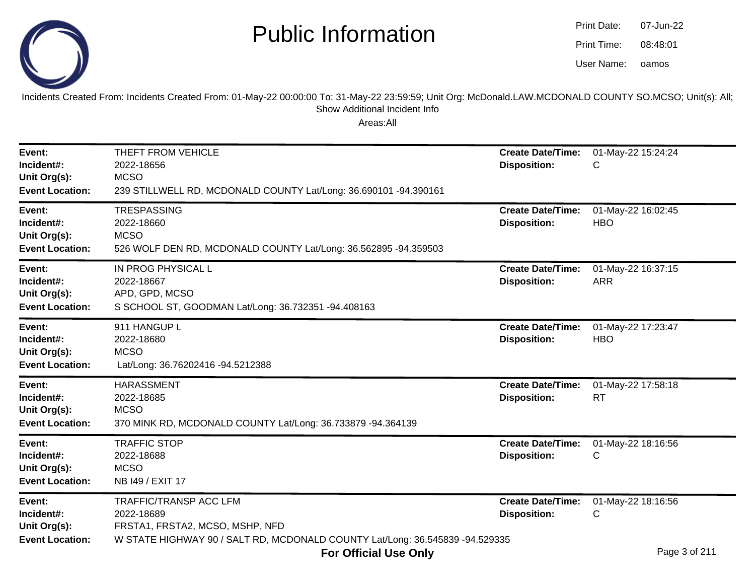# Public Information

Print Date: 07-Jun-22
Print Time: 08:48:01
User Name: oamos

Incidents Created From: Incidents Created From: 01-May-22 00:00:00 To: 31-May-22 23:59:59; Unit Org: McDonald.LAW.MCDONALD COUNTY SO.MCSO; Unit(s): All; Show Additional Incident Info

Areas:All

---

**Event:** THEFT FROM VEHICLE
**Incident#:** 2022-18656
**Unit Org(s):** MCSO
**Event Location:** 239 STILLWELL RD, MCDONALD COUNTY Lat/Long: 36.690101 -94.390161
**Create Date/Time:** 01-May-22 15:24:24
**Disposition:** C

---

**Event:** TRESPASSING
**Incident#:** 2022-18660
**Unit Org(s):** MCSO
**Event Location:** 526 WOLF DEN RD, MCDONALD COUNTY Lat/Long: 36.562895 -94.359503
**Create Date/Time:** 01-May-22 16:02:45
**Disposition:** HBO

---

**Event:** IN PROG PHYSICAL L
**Incident#:** 2022-18667
**Unit Org(s):** APD, GPD, MCSO
**Event Location:** S SCHOOL ST, GOODMAN Lat/Long: 36.732351 -94.408163
**Create Date/Time:** 01-May-22 16:37:15
**Disposition:** ARR

---

**Event:** 911 HANGUP L
**Incident#:** 2022-18680
**Unit Org(s):** MCSO
**Event Location:** Lat/Long: 36.76202416 -94.5212388
**Create Date/Time:** 01-May-22 17:23:47
**Disposition:** HBO

---

**Event:** HARASSMENT
**Incident#:** 2022-18685
**Unit Org(s):** MCSO
**Event Location:** 370 MINK RD, MCDONALD COUNTY Lat/Long: 36.733879 -94.364139
**Create Date/Time:** 01-May-22 17:58:18
**Disposition:** RT

---

**Event:** TRAFFIC STOP
**Incident#:** 2022-18688
**Unit Org(s):** MCSO
**Event Location:** NB I49 / EXIT 17
**Create Date/Time:** 01-May-22 18:16:56
**Disposition:** C

---

**Event:** TRAFFIC/TRANSP ACC LFM
**Incident#:** 2022-18689
**Unit Org(s):** FRSTA1, FRSTA2, MCSO, MSHP, NFD
**Event Location:** W STATE HIGHWAY 90 / SALT RD, MCDONALD COUNTY Lat/Long: 36.545839 -94.529335
**Create Date/Time:** 01-May-22 18:16:56
**Disposition:** C

**For Official Use Only**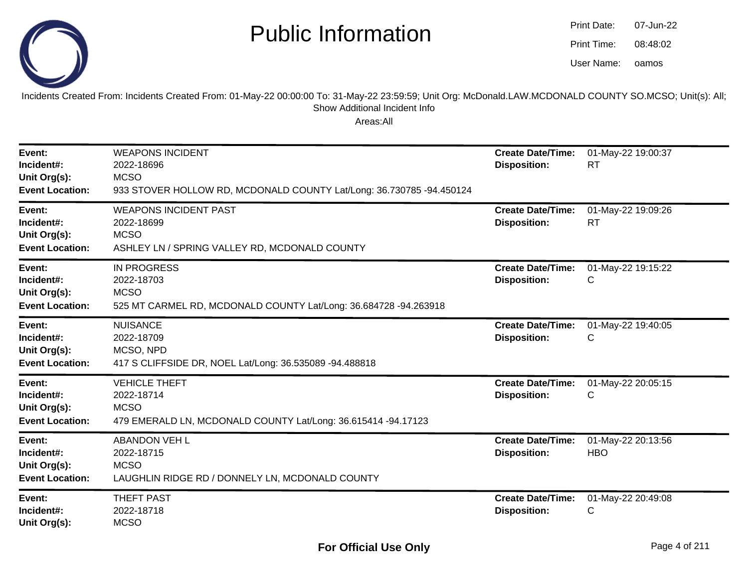# Public Information

Print Date: 07-Jun-22
Print Time: 08:48:02
User Name: oamos

Incidents Created From: Incidents Created From: 01-May-22 00:00:00 To: 31-May-22 23:59:59; Unit Org: McDonald.LAW.MCDONALD COUNTY SO.MCSO; Unit(s): All; Show Additional Incident Info

Areas:All

| | | | |
|---|---|---|---|
| **Event:** | WEAPONS INCIDENT | **Create Date/Time:** | 01-May-22 19:00:37 |
| **Incident#:** | 2022-18696 | **Disposition:** | RT |
| **Unit Org(s):** | MCSO | | |
| **Event Location:** | 933 STOVER HOLLOW RD, MCDONALD COUNTY Lat/Long: 36.730785 -94.450124 | | |

| | | | |
|---|---|---|---|
| **Event:** | WEAPONS INCIDENT PAST | **Create Date/Time:** | 01-May-22 19:09:26 |
| **Incident#:** | 2022-18699 | **Disposition:** | RT |
| **Unit Org(s):** | MCSO | | |
| **Event Location:** | ASHLEY LN / SPRING VALLEY RD, MCDONALD COUNTY | | |

| | | | |
|---|---|---|---|
| **Event:** | IN PROGRESS | **Create Date/Time:** | 01-May-22 19:15:22 |
| **Incident#:** | 2022-18703 | **Disposition:** | C |
| **Unit Org(s):** | MCSO | | |
| **Event Location:** | 525 MT CARMEL RD, MCDONALD COUNTY Lat/Long: 36.684728 -94.263918 | | |

| | | | |
|---|---|---|---|
| **Event:** | NUISANCE | **Create Date/Time:** | 01-May-22 19:40:05 |
| **Incident#:** | 2022-18709 | **Disposition:** | C |
| **Unit Org(s):** | MCSO, NPD | | |
| **Event Location:** | 417 S CLIFFSIDE DR, NOEL Lat/Long: 36.535089 -94.488818 | | |

| | | | |
|---|---|---|---|
| **Event:** | VEHICLE THEFT | **Create Date/Time:** | 01-May-22 20:05:15 |
| **Incident#:** | 2022-18714 | **Disposition:** | C |
| **Unit Org(s):** | MCSO | | |
| **Event Location:** | 479 EMERALD LN, MCDONALD COUNTY Lat/Long: 36.615414 -94.17123 | | |

| | | | |
|---|---|---|---|
| **Event:** | ABANDON VEH L | **Create Date/Time:** | 01-May-22 20:13:56 |
| **Incident#:** | 2022-18715 | **Disposition:** | HBO |
| **Unit Org(s):** | MCSO | | |
| **Event Location:** | LAUGHLIN RIDGE RD / DONNELY LN, MCDONALD COUNTY | | |

| | | | |
|---|---|---|---|
| **Event:** | THEFT PAST | **Create Date/Time:** | 01-May-22 20:49:08 |
| **Incident#:** | 2022-18718 | **Disposition:** | C |
| **Unit Org(s):** | MCSO | | |

**For Official Use Only**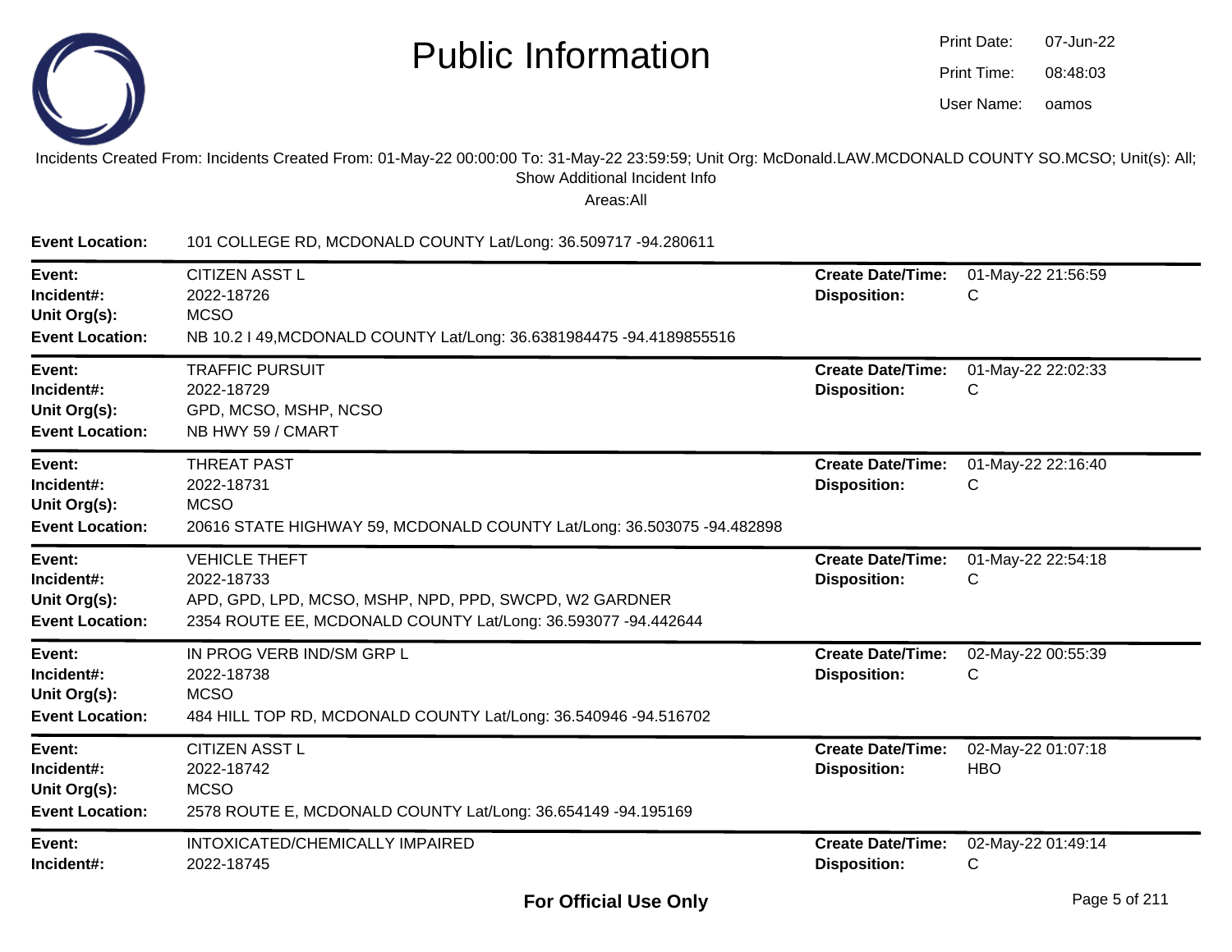# Public Information

Print Date: 07-Jun-22
Print Time: 08:48:03
User Name: oamos

Incidents Created From: Incidents Created From: 01-May-22 00:00:00 To: 31-May-22 23:59:59; Unit Org: McDonald.LAW.MCDONALD COUNTY SO.MCSO; Unit(s): All; Show Additional Incident Info

Areas:All

**Event Location:** 101 COLLEGE RD, MCDONALD COUNTY Lat/Long: 36.509717 -94.280611

---

**Event:** CITIZEN ASST L
**Incident#:** 2022-18726
**Unit Org(s):** MCSO
**Event Location:** NB 10.2 I 49,MCDONALD COUNTY Lat/Long: 36.6381984475 -94.4189855516
**Create Date/Time:** 01-May-22 21:56:59
**Disposition:** C

---

**Event:** TRAFFIC PURSUIT
**Incident#:** 2022-18729
**Unit Org(s):** GPD, MCSO, MSHP, NCSO
**Event Location:** NB HWY 59 / CMART
**Create Date/Time:** 01-May-22 22:02:33
**Disposition:** C

---

**Event:** THREAT PAST
**Incident#:** 2022-18731
**Unit Org(s):** MCSO
**Event Location:** 20616 STATE HIGHWAY 59, MCDONALD COUNTY Lat/Long: 36.503075 -94.482898
**Create Date/Time:** 01-May-22 22:16:40
**Disposition:** C

---

**Event:** VEHICLE THEFT
**Incident#:** 2022-18733
**Unit Org(s):** APD, GPD, LPD, MCSO, MSHP, NPD, PPD, SWCPD, W2 GARDNER
**Event Location:** 2354 ROUTE EE, MCDONALD COUNTY Lat/Long: 36.593077 -94.442644
**Create Date/Time:** 01-May-22 22:54:18
**Disposition:** C

---

**Event:** IN PROG VERB IND/SM GRP L
**Incident#:** 2022-18738
**Unit Org(s):** MCSO
**Event Location:** 484 HILL TOP RD, MCDONALD COUNTY Lat/Long: 36.540946 -94.516702
**Create Date/Time:** 02-May-22 00:55:39
**Disposition:** C

---

**Event:** CITIZEN ASST L
**Incident#:** 2022-18742
**Unit Org(s):** MCSO
**Event Location:** 2578 ROUTE E, MCDONALD COUNTY Lat/Long: 36.654149 -94.195169
**Create Date/Time:** 02-May-22 01:07:18
**Disposition:** HBO

---

**Event:** INTOXICATED/CHEMICALLY IMPAIRED
**Incident#:** 2022-18745
**Create Date/Time:** 02-May-22 01:49:14
**Disposition:** C

**For Official Use Only**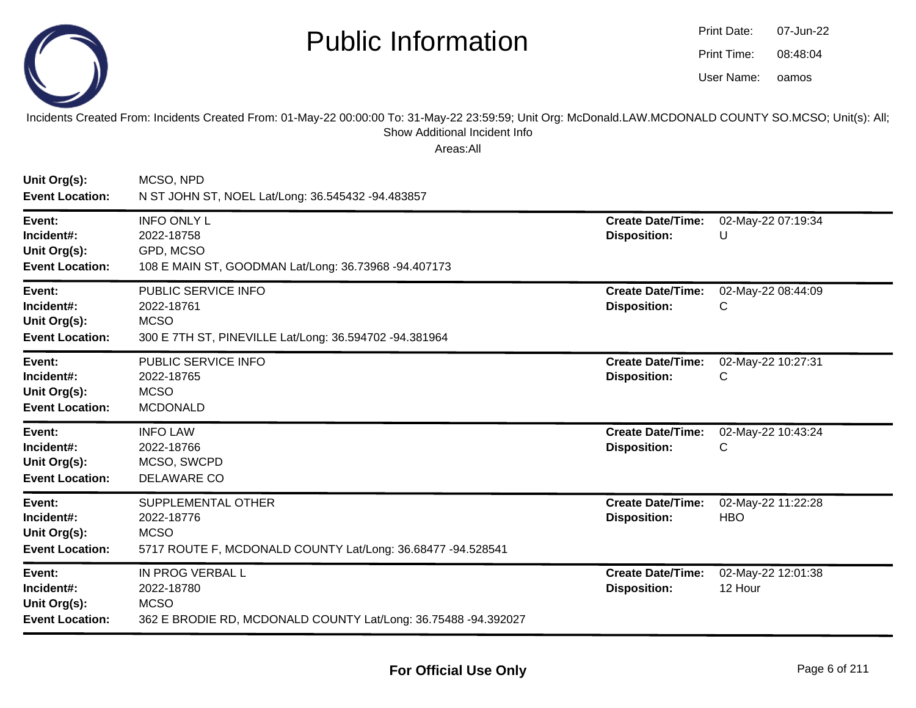# Public Information

Print Date: 07-Jun-22
Print Time: 08:48:04
User Name: oamos

Incidents Created From: Incidents Created From: 01-May-22 00:00:00 To: 31-May-22 23:59:59; Unit Org: McDonald.LAW.MCDONALD COUNTY SO.MCSO; Unit(s): All; Show Additional Incident Info

Areas:All

**Unit Org(s):** MCSO, NPD
**Event Location:** N ST JOHN ST, NOEL Lat/Long: 36.545432 -94.483857

---

**Event:** INFO ONLY L
**Incident#:** 2022-18758
**Unit Org(s):** GPD, MCSO
**Event Location:** 108 E MAIN ST, GOODMAN Lat/Long: 36.73968 -94.407173
**Create Date/Time:** 02-May-22 07:19:34
**Disposition:** U

---

**Event:** PUBLIC SERVICE INFO
**Incident#:** 2022-18761
**Unit Org(s):** MCSO
**Event Location:** 300 E 7TH ST, PINEVILLE Lat/Long: 36.594702 -94.381964
**Create Date/Time:** 02-May-22 08:44:09
**Disposition:** C

---

**Event:** PUBLIC SERVICE INFO
**Incident#:** 2022-18765
**Unit Org(s):** MCSO
**Event Location:** MCDONALD
**Create Date/Time:** 02-May-22 10:27:31
**Disposition:** C

---

**Event:** INFO LAW
**Incident#:** 2022-18766
**Unit Org(s):** MCSO, SWCPD
**Event Location:** DELAWARE CO
**Create Date/Time:** 02-May-22 10:43:24
**Disposition:** C

---

**Event:** SUPPLEMENTAL OTHER
**Incident#:** 2022-18776
**Unit Org(s):** MCSO
**Event Location:** 5717 ROUTE F, MCDONALD COUNTY Lat/Long: 36.68477 -94.528541
**Create Date/Time:** 02-May-22 11:22:28
**Disposition:** HBO

---

**Event:** IN PROG VERBAL L
**Incident#:** 2022-18780
**Unit Org(s):** MCSO
**Event Location:** 362 E BRODIE RD, MCDONALD COUNTY Lat/Long: 36.75488 -94.392027
**Create Date/Time:** 02-May-22 12:01:38
**Disposition:** 12 Hour

---

**For Official Use Only**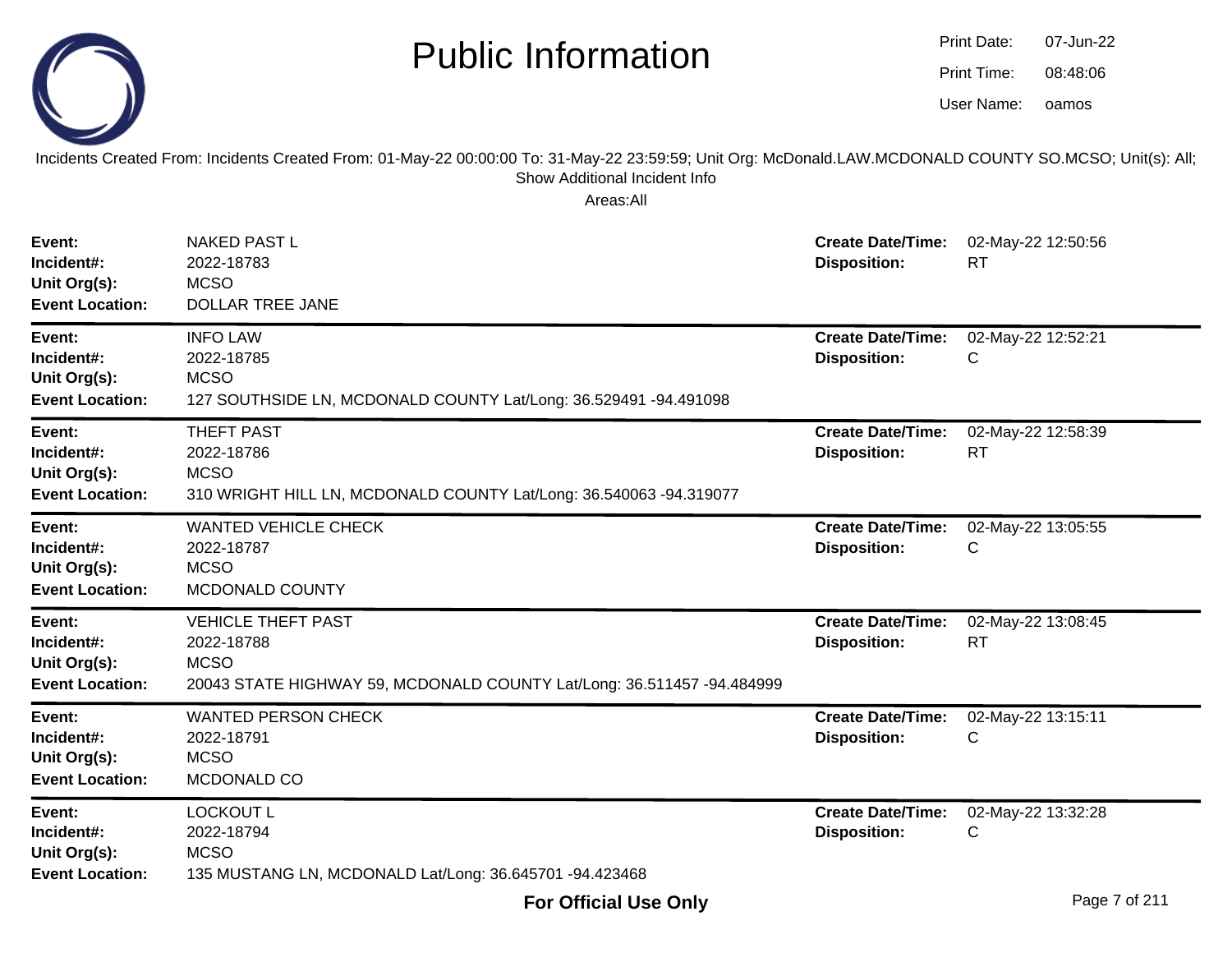# Public Information

Print Date: 07-Jun-22
Print Time: 08:48:06
User Name: oamos

Incidents Created From: Incidents Created From: 01-May-22 00:00:00 To: 31-May-22 23:59:59; Unit Org: McDonald.LAW.MCDONALD COUNTY SO.MCSO; Unit(s): All; Show Additional Incident Info

Areas:All

| | | | |
|---|---|---|---|
| **Event:** | NAKED PAST L | **Create Date/Time:** | 02-May-22 12:50:56 |
| **Incident#:** | 2022-18783 | **Disposition:** | RT |
| **Unit Org(s):** | MCSO | | |
| **Event Location:** | DOLLAR TREE JANE | | |

| | | | |
|---|---|---|---|
| **Event:** | INFO LAW | **Create Date/Time:** | 02-May-22 12:52:21 |
| **Incident#:** | 2022-18785 | **Disposition:** | C |
| **Unit Org(s):** | MCSO | | |
| **Event Location:** | 127 SOUTHSIDE LN, MCDONALD COUNTY Lat/Long: 36.529491 -94.491098 | | |

| | | | |
|---|---|---|---|
| **Event:** | THEFT PAST | **Create Date/Time:** | 02-May-22 12:58:39 |
| **Incident#:** | 2022-18786 | **Disposition:** | RT |
| **Unit Org(s):** | MCSO | | |
| **Event Location:** | 310 WRIGHT HILL LN, MCDONALD COUNTY Lat/Long: 36.540063 -94.319077 | | |

| | | | |
|---|---|---|---|
| **Event:** | WANTED VEHICLE CHECK | **Create Date/Time:** | 02-May-22 13:05:55 |
| **Incident#:** | 2022-18787 | **Disposition:** | C |
| **Unit Org(s):** | MCSO | | |
| **Event Location:** | MCDONALD COUNTY | | |

| | | | |
|---|---|---|---|
| **Event:** | VEHICLE THEFT PAST | **Create Date/Time:** | 02-May-22 13:08:45 |
| **Incident#:** | 2022-18788 | **Disposition:** | RT |
| **Unit Org(s):** | MCSO | | |
| **Event Location:** | 20043 STATE HIGHWAY 59, MCDONALD COUNTY Lat/Long: 36.511457 -94.484999 | | |

| | | | |
|---|---|---|---|
| **Event:** | WANTED PERSON CHECK | **Create Date/Time:** | 02-May-22 13:15:11 |
| **Incident#:** | 2022-18791 | **Disposition:** | C |
| **Unit Org(s):** | MCSO | | |
| **Event Location:** | MCDONALD CO | | |

| | | | |
|---|---|---|---|
| **Event:** | LOCKOUT L | **Create Date/Time:** | 02-May-22 13:32:28 |
| **Incident#:** | 2022-18794 | **Disposition:** | C |
| **Unit Org(s):** | MCSO | | |
| **Event Location:** | 135 MUSTANG LN, MCDONALD Lat/Long: 36.645701 -94.423468 | | |

**For Official Use Only**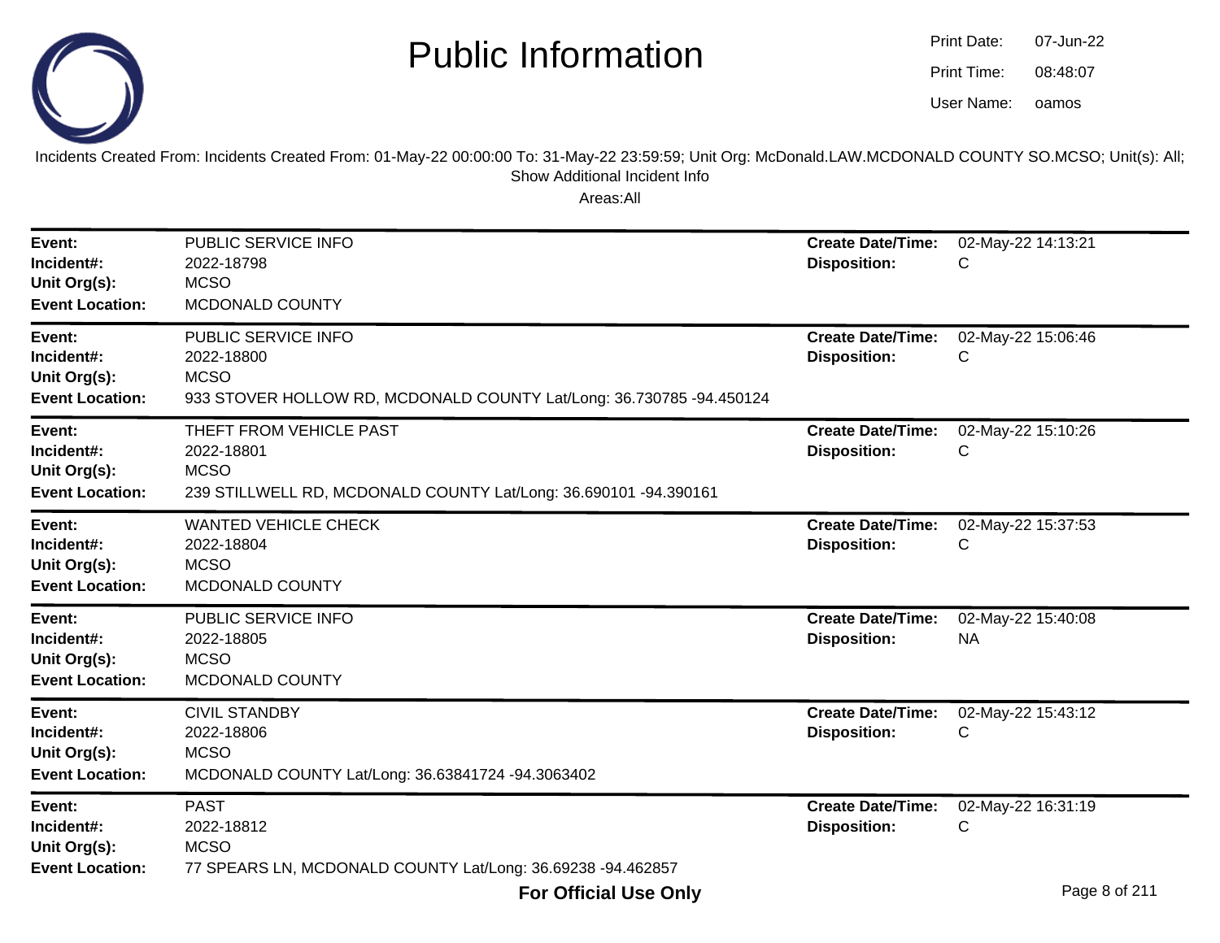# Public Information

Print Date: 07-Jun-22
Print Time: 08:48:07
User Name: oamos

Incidents Created From: Incidents Created From: 01-May-22 00:00:00 To: 31-May-22 23:59:59; Unit Org: McDonald.LAW.MCDONALD COUNTY SO.MCSO; Unit(s): All; Show Additional Incident Info

Areas:All

| | | | |
|---|---|---|---|
| **Event:** | PUBLIC SERVICE INFO | **Create Date/Time:** | 02-May-22 14:13:21 |
| **Incident#:** | 2022-18798 | **Disposition:** | C |
| **Unit Org(s):** | MCSO | | |
| **Event Location:** | MCDONALD COUNTY | | |

| | | | |
|---|---|---|---|
| **Event:** | PUBLIC SERVICE INFO | **Create Date/Time:** | 02-May-22 15:06:46 |
| **Incident#:** | 2022-18800 | **Disposition:** | C |
| **Unit Org(s):** | MCSO | | |
| **Event Location:** | 933 STOVER HOLLOW RD, MCDONALD COUNTY Lat/Long: 36.730785 -94.450124 | | |

| | | | |
|---|---|---|---|
| **Event:** | THEFT FROM VEHICLE PAST | **Create Date/Time:** | 02-May-22 15:10:26 |
| **Incident#:** | 2022-18801 | **Disposition:** | C |
| **Unit Org(s):** | MCSO | | |
| **Event Location:** | 239 STILLWELL RD, MCDONALD COUNTY Lat/Long: 36.690101 -94.390161 | | |

| | | | |
|---|---|---|---|
| **Event:** | WANTED VEHICLE CHECK | **Create Date/Time:** | 02-May-22 15:37:53 |
| **Incident#:** | 2022-18804 | **Disposition:** | C |
| **Unit Org(s):** | MCSO | | |
| **Event Location:** | MCDONALD COUNTY | | |

| | | | |
|---|---|---|---|
| **Event:** | PUBLIC SERVICE INFO | **Create Date/Time:** | 02-May-22 15:40:08 |
| **Incident#:** | 2022-18805 | **Disposition:** | NA |
| **Unit Org(s):** | MCSO | | |
| **Event Location:** | MCDONALD COUNTY | | |

| | | | |
|---|---|---|---|
| **Event:** | CIVIL STANDBY | **Create Date/Time:** | 02-May-22 15:43:12 |
| **Incident#:** | 2022-18806 | **Disposition:** | C |
| **Unit Org(s):** | MCSO | | |
| **Event Location:** | MCDONALD COUNTY Lat/Long: 36.63841724 -94.3063402 | | |

| | | | |
|---|---|---|---|
| **Event:** | PAST | **Create Date/Time:** | 02-May-22 16:31:19 |
| **Incident#:** | 2022-18812 | **Disposition:** | C |
| **Unit Org(s):** | MCSO | | |
| **Event Location:** | 77 SPEARS LN, MCDONALD COUNTY Lat/Long: 36.69238 -94.462857 | | |

**For Official Use Only**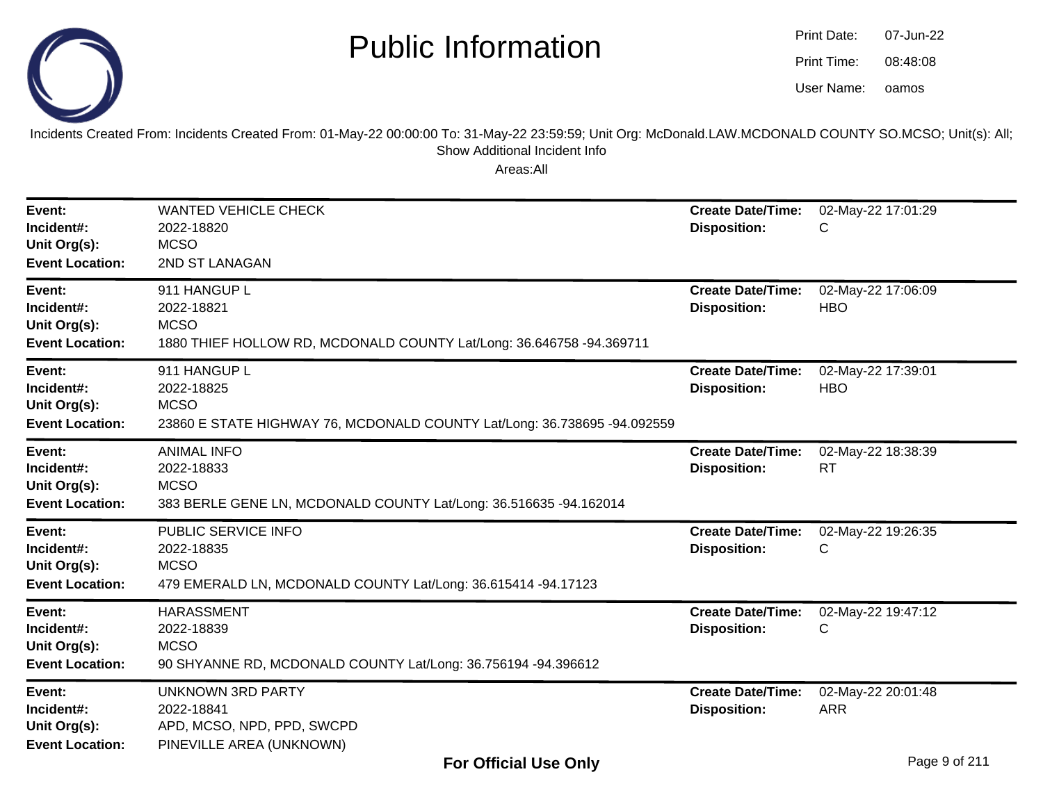# Public Information

Print Date: 07-Jun-22
Print Time: 08:48:08
User Name: oamos

Incidents Created From: Incidents Created From: 01-May-22 00:00:00 To: 31-May-22 23:59:59; Unit Org: McDonald.LAW.MCDONALD COUNTY SO.MCSO; Unit(s): All; Show Additional Incident Info

Areas:All

| | | | |
|---|---|---|---|
| **Event:** | WANTED VEHICLE CHECK | **Create Date/Time:** | 02-May-22 17:01:29 |
| **Incident#:** | 2022-18820 | **Disposition:** | C |
| **Unit Org(s):** | MCSO | | |
| **Event Location:** | 2ND ST LANAGAN | | |

| | | | |
|---|---|---|---|
| **Event:** | 911 HANGUP L | **Create Date/Time:** | 02-May-22 17:06:09 |
| **Incident#:** | 2022-18821 | **Disposition:** | HBO |
| **Unit Org(s):** | MCSO | | |
| **Event Location:** | 1880 THIEF HOLLOW RD, MCDONALD COUNTY Lat/Long: 36.646758 -94.369711 | | |

| | | | |
|---|---|---|---|
| **Event:** | 911 HANGUP L | **Create Date/Time:** | 02-May-22 17:39:01 |
| **Incident#:** | 2022-18825 | **Disposition:** | HBO |
| **Unit Org(s):** | MCSO | | |
| **Event Location:** | 23860 E STATE HIGHWAY 76, MCDONALD COUNTY Lat/Long: 36.738695 -94.092559 | | |

| | | | |
|---|---|---|---|
| **Event:** | ANIMAL INFO | **Create Date/Time:** | 02-May-22 18:38:39 |
| **Incident#:** | 2022-18833 | **Disposition:** | RT |
| **Unit Org(s):** | MCSO | | |
| **Event Location:** | 383 BERLE GENE LN, MCDONALD COUNTY Lat/Long: 36.516635 -94.162014 | | |

| | | | |
|---|---|---|---|
| **Event:** | PUBLIC SERVICE INFO | **Create Date/Time:** | 02-May-22 19:26:35 |
| **Incident#:** | 2022-18835 | **Disposition:** | C |
| **Unit Org(s):** | MCSO | | |
| **Event Location:** | 479 EMERALD LN, MCDONALD COUNTY Lat/Long: 36.615414 -94.17123 | | |

| | | | |
|---|---|---|---|
| **Event:** | HARASSMENT | **Create Date/Time:** | 02-May-22 19:47:12 |
| **Incident#:** | 2022-18839 | **Disposition:** | C |
| **Unit Org(s):** | MCSO | | |
| **Event Location:** | 90 SHYANNE RD, MCDONALD COUNTY Lat/Long: 36.756194 -94.396612 | | |

| | | | |
|---|---|---|---|
| **Event:** | UNKNOWN 3RD PARTY | **Create Date/Time:** | 02-May-22 20:01:48 |
| **Incident#:** | 2022-18841 | **Disposition:** | ARR |
| **Unit Org(s):** | APD, MCSO, NPD, PPD, SWCPD | | |
| **Event Location:** | PINEVILLE AREA (UNKNOWN) | | |

**For Official Use Only**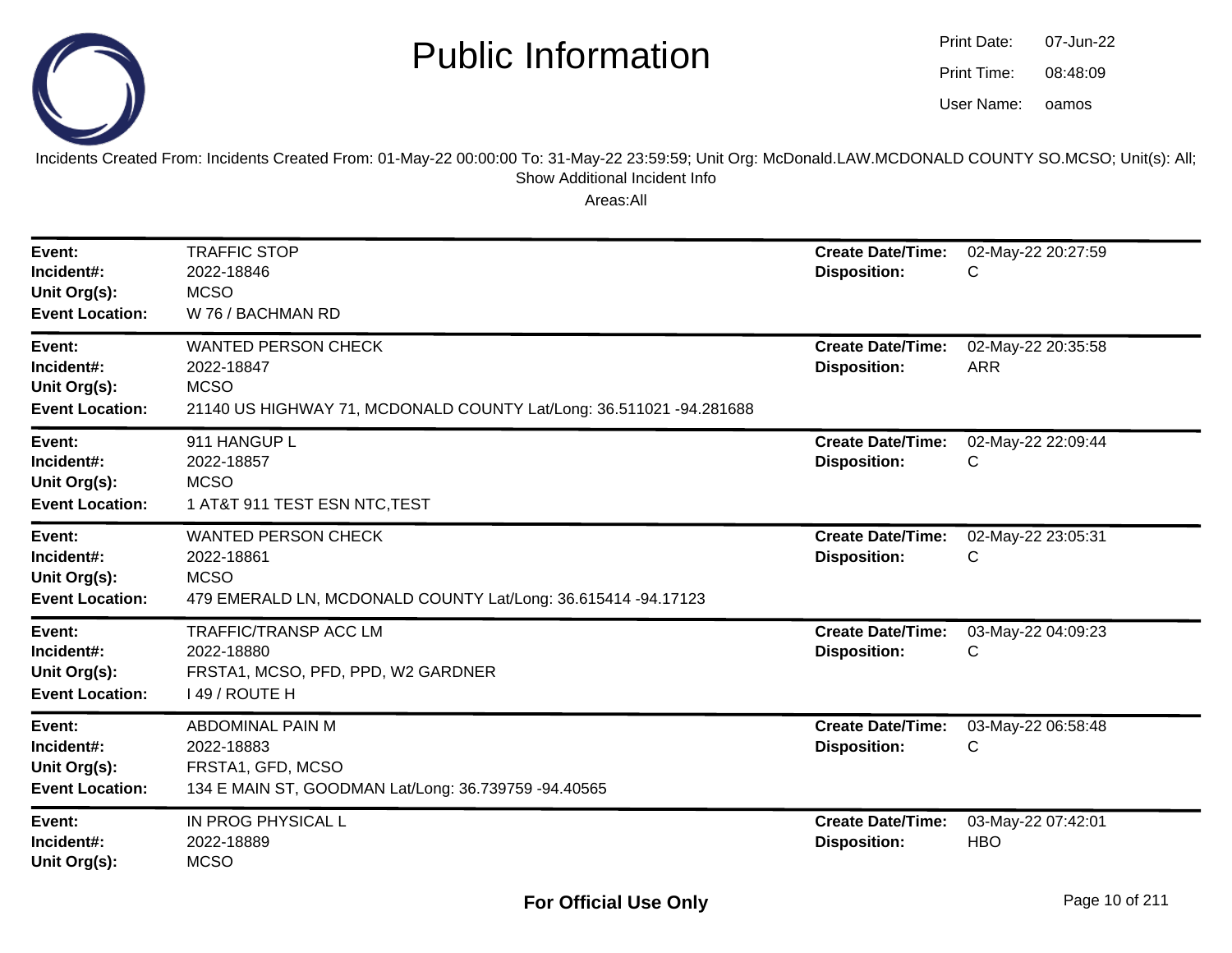# Public Information

Print Date: 07-Jun-22
Print Time: 08:48:09
User Name: oamos

Incidents Created From: Incidents Created From: 01-May-22 00:00:00 To: 31-May-22 23:59:59; Unit Org: McDonald.LAW.MCDONALD COUNTY SO.MCSO; Unit(s): All; Show Additional Incident Info

Areas:All

---

**Event:** TRAFFIC STOP
**Incident#:** 2022-18846
**Unit Org(s):** MCSO
**Event Location:** W 76 / BACHMAN RD
**Create Date/Time:** 02-May-22 20:27:59
**Disposition:** C

---

**Event:** WANTED PERSON CHECK
**Incident#:** 2022-18847
**Unit Org(s):** MCSO
**Event Location:** 21140 US HIGHWAY 71, MCDONALD COUNTY Lat/Long: 36.511021 -94.281688
**Create Date/Time:** 02-May-22 20:35:58
**Disposition:** ARR

---

**Event:** 911 HANGUP L
**Incident#:** 2022-18857
**Unit Org(s):** MCSO
**Event Location:** 1 AT&T 911 TEST ESN NTC,TEST
**Create Date/Time:** 02-May-22 22:09:44
**Disposition:** C

---

**Event:** WANTED PERSON CHECK
**Incident#:** 2022-18861
**Unit Org(s):** MCSO
**Event Location:** 479 EMERALD LN, MCDONALD COUNTY Lat/Long: 36.615414 -94.17123
**Create Date/Time:** 02-May-22 23:05:31
**Disposition:** C

---

**Event:** TRAFFIC/TRANSP ACC LM
**Incident#:** 2022-18880
**Unit Org(s):** FRSTA1, MCSO, PFD, PPD, W2 GARDNER
**Event Location:** I 49 / ROUTE H
**Create Date/Time:** 03-May-22 04:09:23
**Disposition:** C

---

**Event:** ABDOMINAL PAIN M
**Incident#:** 2022-18883
**Unit Org(s):** FRSTA1, GFD, MCSO
**Event Location:** 134 E MAIN ST, GOODMAN Lat/Long: 36.739759 -94.40565
**Create Date/Time:** 03-May-22 06:58:48
**Disposition:** C

---

**Event:** IN PROG PHYSICAL L
**Incident#:** 2022-18889
**Unit Org(s):** MCSO
**Create Date/Time:** 03-May-22 07:42:01
**Disposition:** HBO

For Official Use Only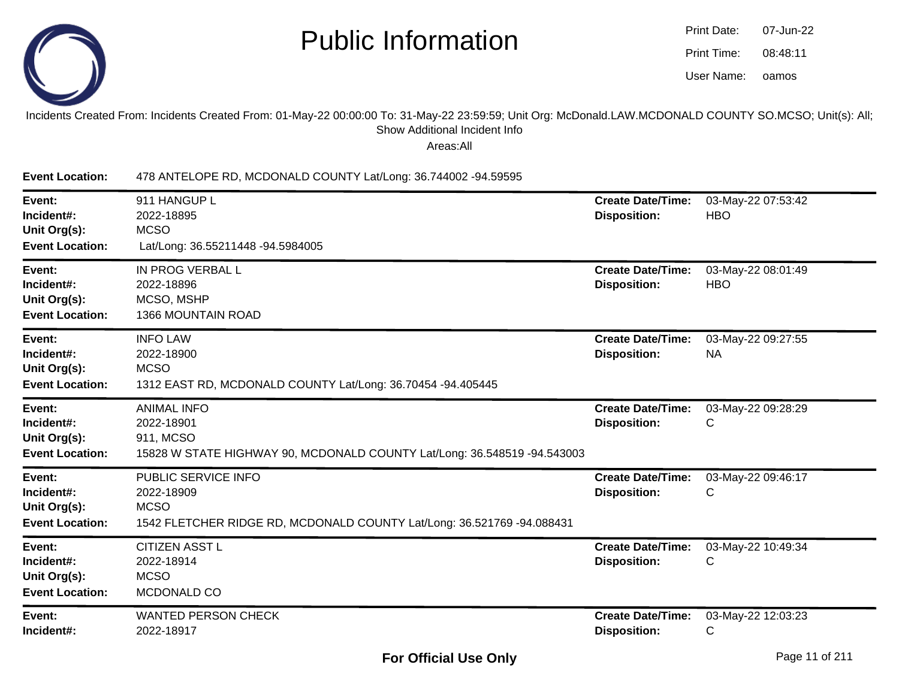# Public Information

Print Date: 07-Jun-22
Print Time: 08:48:11
User Name: oamos

Incidents Created From: Incidents Created From: 01-May-22 00:00:00 To: 31-May-22 23:59:59; Unit Org: McDonald.LAW.MCDONALD COUNTY SO.MCSO; Unit(s): All; Show Additional Incident Info

Areas:All

**Event Location:** 478 ANTELOPE RD, MCDONALD COUNTY Lat/Long: 36.744002 -94.59595

---

**Event:** 911 HANGUP L
**Incident#:** 2022-18895
**Unit Org(s):** MCSO
**Event Location:** Lat/Long: 36.55211448 -94.5984005
**Create Date/Time:** 03-May-22 07:53:42
**Disposition:** HBO

---

**Event:** IN PROG VERBAL L
**Incident#:** 2022-18896
**Unit Org(s):** MCSO, MSHP
**Event Location:** 1366 MOUNTAIN ROAD
**Create Date/Time:** 03-May-22 08:01:49
**Disposition:** HBO

---

**Event:** INFO LAW
**Incident#:** 2022-18900
**Unit Org(s):** MCSO
**Event Location:** 1312 EAST RD, MCDONALD COUNTY Lat/Long: 36.70454 -94.405445
**Create Date/Time:** 03-May-22 09:27:55
**Disposition:** NA

---

**Event:** ANIMAL INFO
**Incident#:** 2022-18901
**Unit Org(s):** 911, MCSO
**Event Location:** 15828 W STATE HIGHWAY 90, MCDONALD COUNTY Lat/Long: 36.548519 -94.543003
**Create Date/Time:** 03-May-22 09:28:29
**Disposition:** C

---

**Event:** PUBLIC SERVICE INFO
**Incident#:** 2022-18909
**Unit Org(s):** MCSO
**Event Location:** 1542 FLETCHER RIDGE RD, MCDONALD COUNTY Lat/Long: 36.521769 -94.088431
**Create Date/Time:** 03-May-22 09:46:17
**Disposition:** C

---

**Event:** CITIZEN ASST L
**Incident#:** 2022-18914
**Unit Org(s):** MCSO
**Event Location:** MCDONALD CO
**Create Date/Time:** 03-May-22 10:49:34
**Disposition:** C

---

**Event:** WANTED PERSON CHECK
**Incident#:** 2022-18917
**Create Date/Time:** 03-May-22 12:03:23
**Disposition:** C

**For Official Use Only**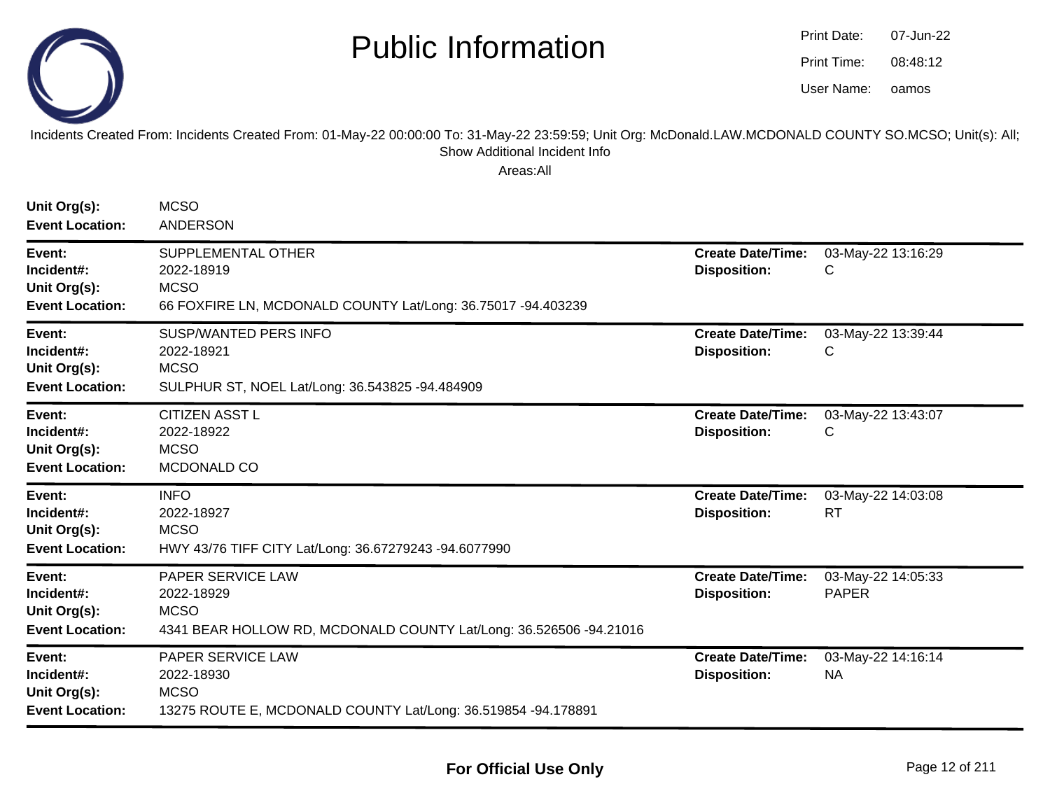# Public Information

Print Date: 07-Jun-22
Print Time: 08:48:12
User Name: oamos

Incidents Created From: Incidents Created From: 01-May-22 00:00:00 To: 31-May-22 23:59:59; Unit Org: McDonald.LAW.MCDONALD COUNTY SO.MCSO; Unit(s): All; Show Additional Incident Info

Areas:All

**Unit Org(s):** MCSO
**Event Location:** ANDERSON

---

**Event:** SUPPLEMENTAL OTHER
**Incident#:** 2022-18919
**Unit Org(s):** MCSO
**Event Location:** 66 FOXFIRE LN, MCDONALD COUNTY Lat/Long: 36.75017 -94.403239
**Create Date/Time:** 03-May-22 13:16:29
**Disposition:** C

---

**Event:** SUSP/WANTED PERS INFO
**Incident#:** 2022-18921
**Unit Org(s):** MCSO
**Event Location:** SULPHUR ST, NOEL Lat/Long: 36.543825 -94.484909
**Create Date/Time:** 03-May-22 13:39:44
**Disposition:** C

---

**Event:** CITIZEN ASST L
**Incident#:** 2022-18922
**Unit Org(s):** MCSO
**Event Location:** MCDONALD CO
**Create Date/Time:** 03-May-22 13:43:07
**Disposition:** C

---

**Event:** INFO
**Incident#:** 2022-18927
**Unit Org(s):** MCSO
**Event Location:** HWY 43/76 TIFF CITY Lat/Long: 36.67279243 -94.6077990
**Create Date/Time:** 03-May-22 14:03:08
**Disposition:** RT

---

**Event:** PAPER SERVICE LAW
**Incident#:** 2022-18929
**Unit Org(s):** MCSO
**Event Location:** 4341 BEAR HOLLOW RD, MCDONALD COUNTY Lat/Long: 36.526506 -94.21016
**Create Date/Time:** 03-May-22 14:05:33
**Disposition:** PAPER

---

**Event:** PAPER SERVICE LAW
**Incident#:** 2022-18930
**Unit Org(s):** MCSO
**Event Location:** 13275 ROUTE E, MCDONALD COUNTY Lat/Long: 36.519854 -94.178891
**Create Date/Time:** 03-May-22 14:16:14
**Disposition:** NA

---

**For Official Use Only**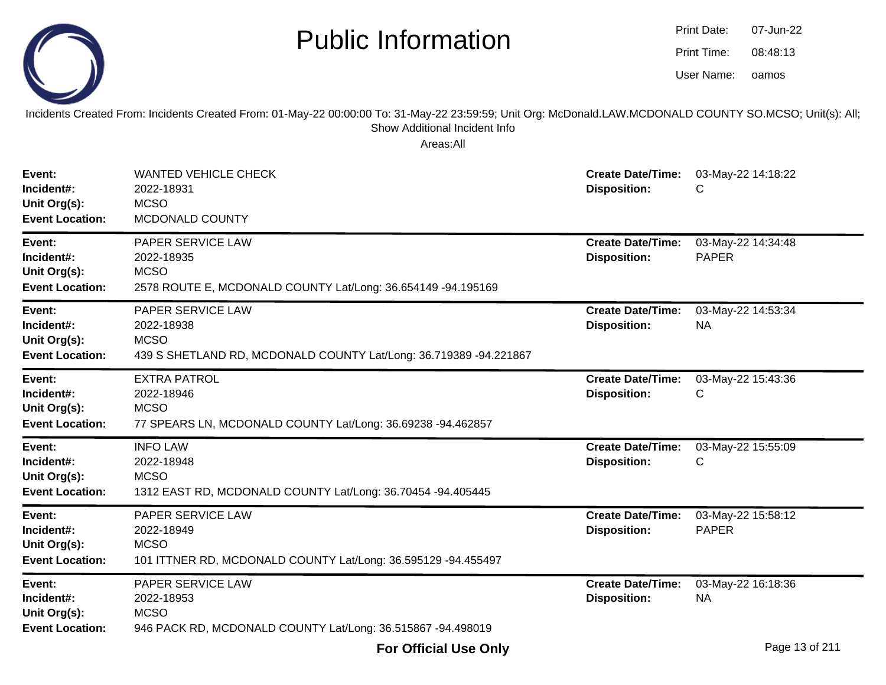# Public Information

Print Date: 07-Jun-22
Print Time: 08:48:13
User Name: oamos

Incidents Created From: Incidents Created From: 01-May-22 00:00:00 To: 31-May-22 23:59:59; Unit Org: McDonald.LAW.MCDONALD COUNTY SO.MCSO; Unit(s): All; Show Additional Incident Info

Areas:All

| | | | |
|---|---|---|---|
| **Event:** | WANTED VEHICLE CHECK | **Create Date/Time:** | 03-May-22 14:18:22 |
| **Incident#:** | 2022-18931 | **Disposition:** | C |
| **Unit Org(s):** | MCSO | | |
| **Event Location:** | MCDONALD COUNTY | | |

| | | | |
|---|---|---|---|
| **Event:** | PAPER SERVICE LAW | **Create Date/Time:** | 03-May-22 14:34:48 |
| **Incident#:** | 2022-18935 | **Disposition:** | PAPER |
| **Unit Org(s):** | MCSO | | |
| **Event Location:** | 2578 ROUTE E, MCDONALD COUNTY Lat/Long: 36.654149 -94.195169 | | |

| | | | |
|---|---|---|---|
| **Event:** | PAPER SERVICE LAW | **Create Date/Time:** | 03-May-22 14:53:34 |
| **Incident#:** | 2022-18938 | **Disposition:** | NA |
| **Unit Org(s):** | MCSO | | |
| **Event Location:** | 439 S SHETLAND RD, MCDONALD COUNTY Lat/Long: 36.719389 -94.221867 | | |

| | | | |
|---|---|---|---|
| **Event:** | EXTRA PATROL | **Create Date/Time:** | 03-May-22 15:43:36 |
| **Incident#:** | 2022-18946 | **Disposition:** | C |
| **Unit Org(s):** | MCSO | | |
| **Event Location:** | 77 SPEARS LN, MCDONALD COUNTY Lat/Long: 36.69238 -94.462857 | | |

| | | | |
|---|---|---|---|
| **Event:** | INFO LAW | **Create Date/Time:** | 03-May-22 15:55:09 |
| **Incident#:** | 2022-18948 | **Disposition:** | C |
| **Unit Org(s):** | MCSO | | |
| **Event Location:** | 1312 EAST RD, MCDONALD COUNTY Lat/Long: 36.70454 -94.405445 | | |

| | | | |
|---|---|---|---|
| **Event:** | PAPER SERVICE LAW | **Create Date/Time:** | 03-May-22 15:58:12 |
| **Incident#:** | 2022-18949 | **Disposition:** | PAPER |
| **Unit Org(s):** | MCSO | | |
| **Event Location:** | 101 ITTNER RD, MCDONALD COUNTY Lat/Long: 36.595129 -94.455497 | | |

| | | | |
|---|---|---|---|
| **Event:** | PAPER SERVICE LAW | **Create Date/Time:** | 03-May-22 16:18:36 |
| **Incident#:** | 2022-18953 | **Disposition:** | NA |
| **Unit Org(s):** | MCSO | | |
| **Event Location:** | 946 PACK RD, MCDONALD COUNTY Lat/Long: 36.515867 -94.498019 | | |

**For Official Use Only**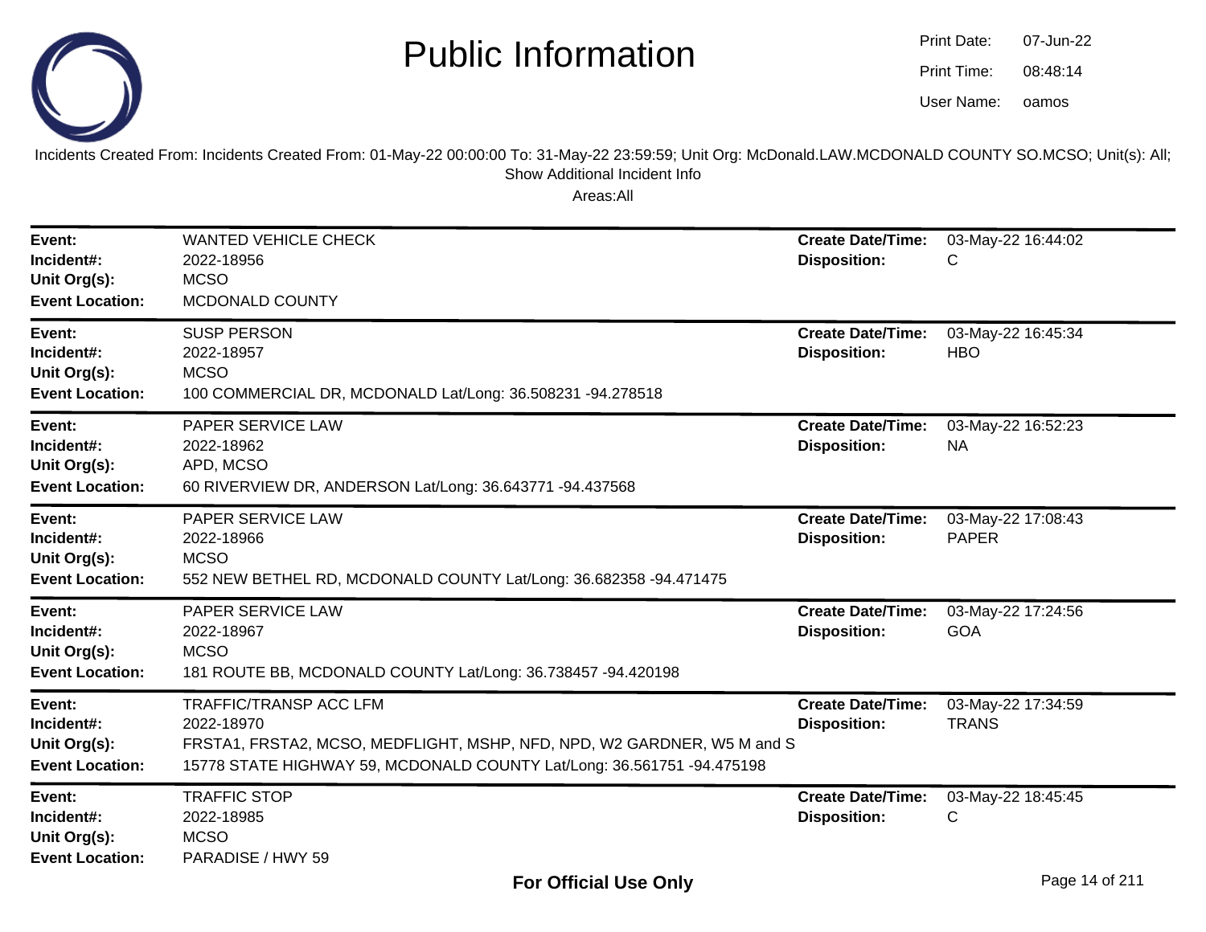# Public Information

Print Date: 07-Jun-22
Print Time: 08:48:14
User Name: oamos

Incidents Created From: Incidents Created From: 01-May-22 00:00:00 To: 31-May-22 23:59:59; Unit Org: McDonald.LAW.MCDONALD COUNTY SO.MCSO; Unit(s): All; Show Additional Incident Info

Areas:All

| | | | |
|---|---|---|---|
| **Event:** | WANTED VEHICLE CHECK | **Create Date/Time:** | 03-May-22 16:44:02 |
| **Incident#:** | 2022-18956 | **Disposition:** | C |
| **Unit Org(s):** | MCSO | | |
| **Event Location:** | MCDONALD COUNTY | | |

| | | | |
|---|---|---|---|
| **Event:** | SUSP PERSON | **Create Date/Time:** | 03-May-22 16:45:34 |
| **Incident#:** | 2022-18957 | **Disposition:** | HBO |
| **Unit Org(s):** | MCSO | | |
| **Event Location:** | 100 COMMERCIAL DR, MCDONALD Lat/Long: 36.508231 -94.278518 | | |

| | | | |
|---|---|---|---|
| **Event:** | PAPER SERVICE LAW | **Create Date/Time:** | 03-May-22 16:52:23 |
| **Incident#:** | 2022-18962 | **Disposition:** | NA |
| **Unit Org(s):** | APD, MCSO | | |
| **Event Location:** | 60 RIVERVIEW DR, ANDERSON Lat/Long: 36.643771 -94.437568 | | |

| | | | |
|---|---|---|---|
| **Event:** | PAPER SERVICE LAW | **Create Date/Time:** | 03-May-22 17:08:43 |
| **Incident#:** | 2022-18966 | **Disposition:** | PAPER |
| **Unit Org(s):** | MCSO | | |
| **Event Location:** | 552 NEW BETHEL RD, MCDONALD COUNTY Lat/Long: 36.682358 -94.471475 | | |

| | | | |
|---|---|---|---|
| **Event:** | PAPER SERVICE LAW | **Create Date/Time:** | 03-May-22 17:24:56 |
| **Incident#:** | 2022-18967 | **Disposition:** | GOA |
| **Unit Org(s):** | MCSO | | |
| **Event Location:** | 181 ROUTE BB, MCDONALD COUNTY Lat/Long: 36.738457 -94.420198 | | |

| | | | |
|---|---|---|---|
| **Event:** | TRAFFIC/TRANSP ACC LFM | **Create Date/Time:** | 03-May-22 17:34:59 |
| **Incident#:** | 2022-18970 | **Disposition:** | TRANS |
| **Unit Org(s):** | FRSTA1, FRSTA2, MCSO, MEDFLIGHT, MSHP, NFD, NPD, W2 GARDNER, W5 M and S | | |
| **Event Location:** | 15778 STATE HIGHWAY 59, MCDONALD COUNTY Lat/Long: 36.561751 -94.475198 | | |

| | | | |
|---|---|---|---|
| **Event:** | TRAFFIC STOP | **Create Date/Time:** | 03-May-22 18:45:45 |
| **Incident#:** | 2022-18985 | **Disposition:** | C |
| **Unit Org(s):** | MCSO | | |
| **Event Location:** | PARADISE / HWY 59 | | |

**For Official Use Only**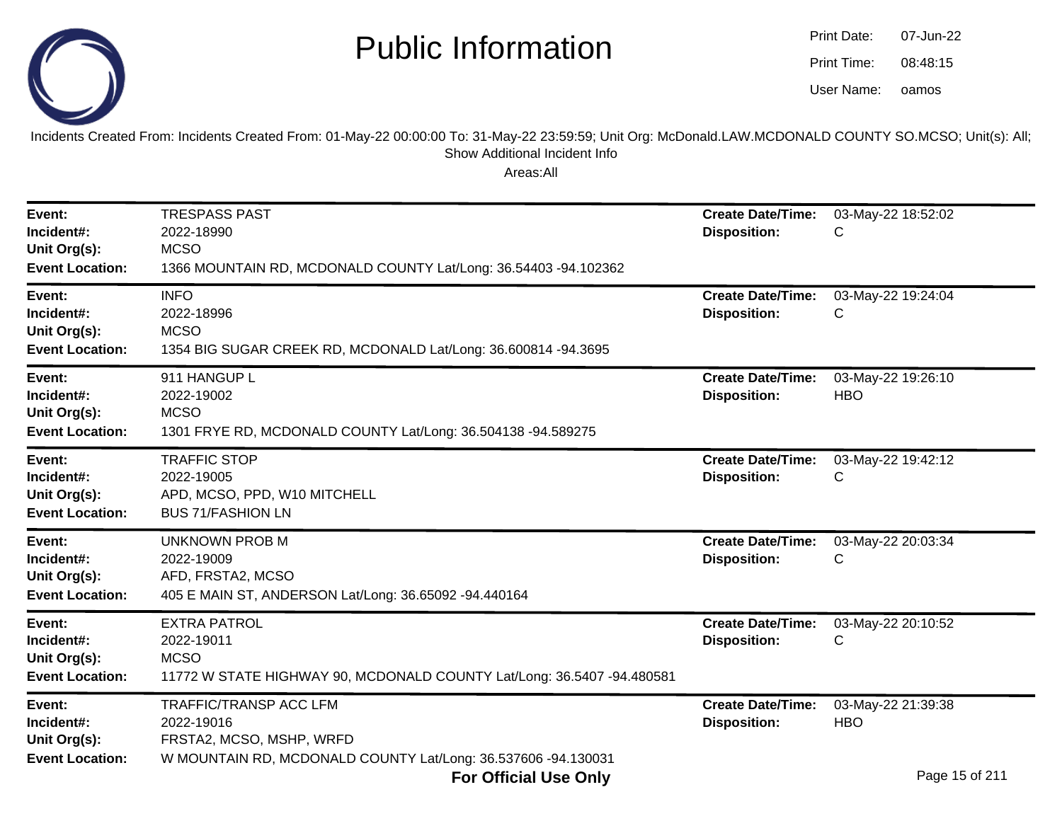# Public Information

Print Date: 07-Jun-22
Print Time: 08:48:15
User Name: oamos

Incidents Created From: Incidents Created From: 01-May-22 00:00:00 To: 31-May-22 23:59:59; Unit Org: McDonald.LAW.MCDONALD COUNTY SO.MCSO; Unit(s): All; Show Additional Incident Info

Areas:All

| | | | |
|---|---|---|---|
| **Event:** | TRESPASS PAST | **Create Date/Time:** | 03-May-22 18:52:02 |
| **Incident#:** | 2022-18990 | **Disposition:** | C |
| **Unit Org(s):** | MCSO | | |
| **Event Location:** | 1366 MOUNTAIN RD, MCDONALD COUNTY Lat/Long: 36.54403 -94.102362 | | |

| | | | |
|---|---|---|---|
| **Event:** | INFO | **Create Date/Time:** | 03-May-22 19:24:04 |
| **Incident#:** | 2022-18996 | **Disposition:** | C |
| **Unit Org(s):** | MCSO | | |
| **Event Location:** | 1354 BIG SUGAR CREEK RD, MCDONALD Lat/Long: 36.600814 -94.3695 | | |

| | | | |
|---|---|---|---|
| **Event:** | 911 HANGUP L | **Create Date/Time:** | 03-May-22 19:26:10 |
| **Incident#:** | 2022-19002 | **Disposition:** | HBO |
| **Unit Org(s):** | MCSO | | |
| **Event Location:** | 1301 FRYE RD, MCDONALD COUNTY Lat/Long: 36.504138 -94.589275 | | |

| | | | |
|---|---|---|---|
| **Event:** | TRAFFIC STOP | **Create Date/Time:** | 03-May-22 19:42:12 |
| **Incident#:** | 2022-19005 | **Disposition:** | C |
| **Unit Org(s):** | APD, MCSO, PPD, W10 MITCHELL | | |
| **Event Location:** | BUS 71/FASHION LN | | |

| | | | |
|---|---|---|---|
| **Event:** | UNKNOWN PROB M | **Create Date/Time:** | 03-May-22 20:03:34 |
| **Incident#:** | 2022-19009 | **Disposition:** | C |
| **Unit Org(s):** | AFD, FRSTA2, MCSO | | |
| **Event Location:** | 405 E MAIN ST, ANDERSON Lat/Long: 36.65092 -94.440164 | | |

| | | | |
|---|---|---|---|
| **Event:** | EXTRA PATROL | **Create Date/Time:** | 03-May-22 20:10:52 |
| **Incident#:** | 2022-19011 | **Disposition:** | C |
| **Unit Org(s):** | MCSO | | |
| **Event Location:** | 11772 W STATE HIGHWAY 90, MCDONALD COUNTY Lat/Long: 36.5407 -94.480581 | | |

| | | | |
|---|---|---|---|
| **Event:** | TRAFFIC/TRANSP ACC LFM | **Create Date/Time:** | 03-May-22 21:39:38 |
| **Incident#:** | 2022-19016 | **Disposition:** | HBO |
| **Unit Org(s):** | FRSTA2, MCSO, MSHP, WRFD | | |
| **Event Location:** | W MOUNTAIN RD, MCDONALD COUNTY Lat/Long: 36.537606 -94.130031 | | |

**For Official Use Only**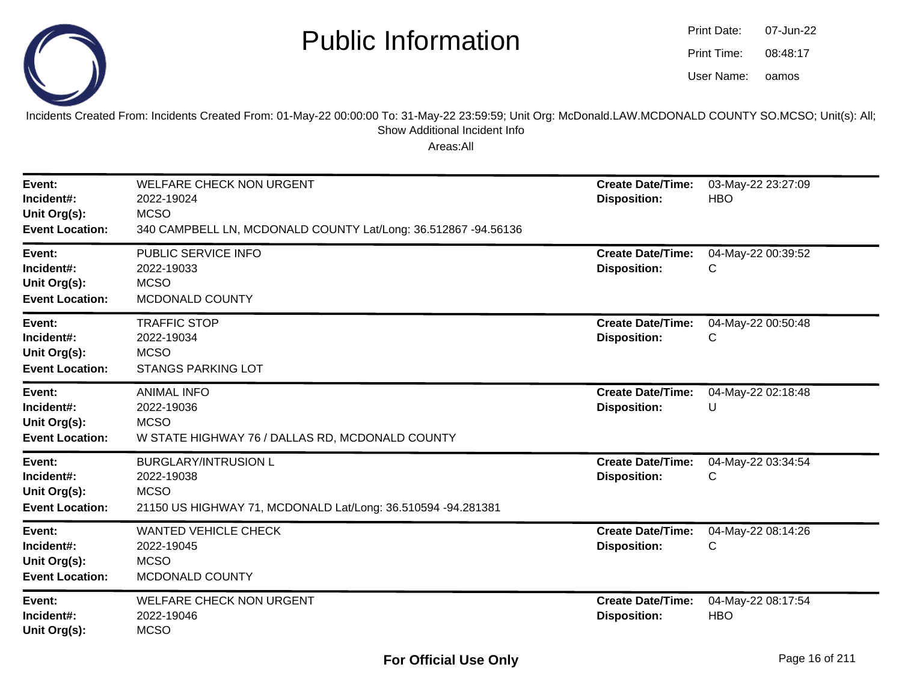# Public Information

Print Date: 07-Jun-22
Print Time: 08:48:17
User Name: oamos

Incidents Created From: Incidents Created From: 01-May-22 00:00:00 To: 31-May-22 23:59:59; Unit Org: McDonald.LAW.MCDONALD COUNTY SO.MCSO; Unit(s): All; Show Additional Incident Info

Areas:All

| | | | |
|---|---|---|---|
| **Event:** | WELFARE CHECK NON URGENT | **Create Date/Time:** | 03-May-22 23:27:09 |
| **Incident#:** | 2022-19024 | **Disposition:** | HBO |
| **Unit Org(s):** | MCSO | | |
| **Event Location:** | 340 CAMPBELL LN, MCDONALD COUNTY Lat/Long: 36.512867 -94.56136 | | |

| | | | |
|---|---|---|---|
| **Event:** | PUBLIC SERVICE INFO | **Create Date/Time:** | 04-May-22 00:39:52 |
| **Incident#:** | 2022-19033 | **Disposition:** | C |
| **Unit Org(s):** | MCSO | | |
| **Event Location:** | MCDONALD COUNTY | | |

| | | | |
|---|---|---|---|
| **Event:** | TRAFFIC STOP | **Create Date/Time:** | 04-May-22 00:50:48 |
| **Incident#:** | 2022-19034 | **Disposition:** | C |
| **Unit Org(s):** | MCSO | | |
| **Event Location:** | STANGS PARKING LOT | | |

| | | | |
|---|---|---|---|
| **Event:** | ANIMAL INFO | **Create Date/Time:** | 04-May-22 02:18:48 |
| **Incident#:** | 2022-19036 | **Disposition:** | U |
| **Unit Org(s):** | MCSO | | |
| **Event Location:** | W STATE HIGHWAY 76 / DALLAS RD, MCDONALD COUNTY | | |

| | | | |
|---|---|---|---|
| **Event:** | BURGLARY/INTRUSION L | **Create Date/Time:** | 04-May-22 03:34:54 |
| **Incident#:** | 2022-19038 | **Disposition:** | C |
| **Unit Org(s):** | MCSO | | |
| **Event Location:** | 21150 US HIGHWAY 71, MCDONALD Lat/Long: 36.510594 -94.281381 | | |

| | | | |
|---|---|---|---|
| **Event:** | WANTED VEHICLE CHECK | **Create Date/Time:** | 04-May-22 08:14:26 |
| **Incident#:** | 2022-19045 | **Disposition:** | C |
| **Unit Org(s):** | MCSO | | |
| **Event Location:** | MCDONALD COUNTY | | |

| | | | |
|---|---|---|---|
| **Event:** | WELFARE CHECK NON URGENT | **Create Date/Time:** | 04-May-22 08:17:54 |
| **Incident#:** | 2022-19046 | **Disposition:** | HBO |
| **Unit Org(s):** | MCSO | | |

**For Official Use Only**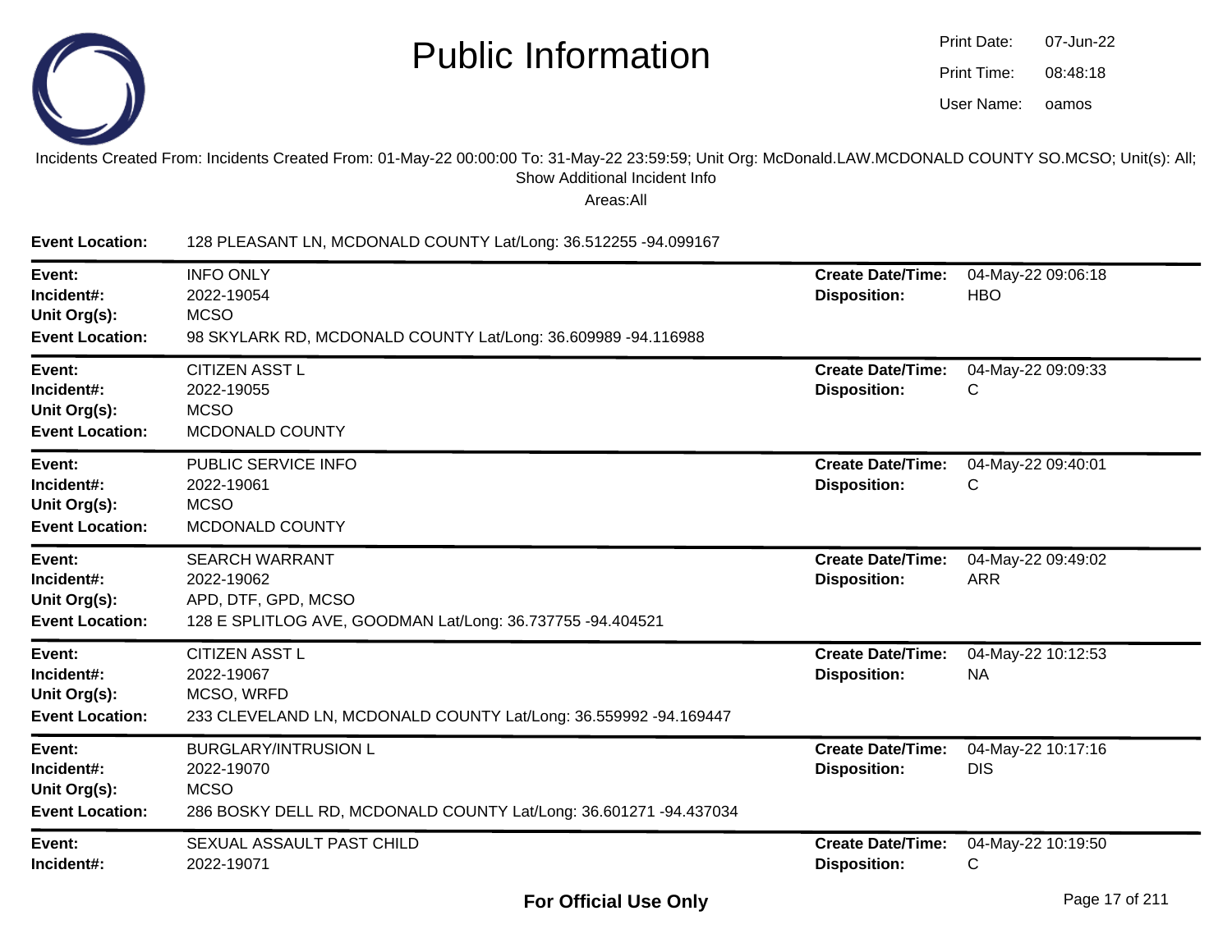# Public Information

Print Date: 07-Jun-22
Print Time: 08:48:18
User Name: oamos

Incidents Created From: Incidents Created From: 01-May-22 00:00:00 To: 31-May-22 23:59:59; Unit Org: McDonald.LAW.MCDONALD COUNTY SO.MCSO; Unit(s): All; Show Additional Incident Info

Areas:All

**Event Location:** 128 PLEASANT LN, MCDONALD COUNTY Lat/Long: 36.512255 -94.099167

---

**Event:** INFO ONLY
**Incident#:** 2022-19054
**Unit Org(s):** MCSO
**Event Location:** 98 SKYLARK RD, MCDONALD COUNTY Lat/Long: 36.609989 -94.116988
**Create Date/Time:** 04-May-22 09:06:18
**Disposition:** HBO

---

**Event:** CITIZEN ASST L
**Incident#:** 2022-19055
**Unit Org(s):** MCSO
**Event Location:** MCDONALD COUNTY
**Create Date/Time:** 04-May-22 09:09:33
**Disposition:** C

---

**Event:** PUBLIC SERVICE INFO
**Incident#:** 2022-19061
**Unit Org(s):** MCSO
**Event Location:** MCDONALD COUNTY
**Create Date/Time:** 04-May-22 09:40:01
**Disposition:** C

---

**Event:** SEARCH WARRANT
**Incident#:** 2022-19062
**Unit Org(s):** APD, DTF, GPD, MCSO
**Event Location:** 128 E SPLITLOG AVE, GOODMAN Lat/Long: 36.737755 -94.404521
**Create Date/Time:** 04-May-22 09:49:02
**Disposition:** ARR

---

**Event:** CITIZEN ASST L
**Incident#:** 2022-19067
**Unit Org(s):** MCSO, WRFD
**Event Location:** 233 CLEVELAND LN, MCDONALD COUNTY Lat/Long: 36.559992 -94.169447
**Create Date/Time:** 04-May-22 10:12:53
**Disposition:** NA

---

**Event:** BURGLARY/INTRUSION L
**Incident#:** 2022-19070
**Unit Org(s):** MCSO
**Event Location:** 286 BOSKY DELL RD, MCDONALD COUNTY Lat/Long: 36.601271 -94.437034
**Create Date/Time:** 04-May-22 10:17:16
**Disposition:** DIS

---

**Event:** SEXUAL ASSAULT PAST CHILD
**Incident#:** 2022-19071
**Create Date/Time:** 04-May-22 10:19:50
**Disposition:** C

**For Official Use Only**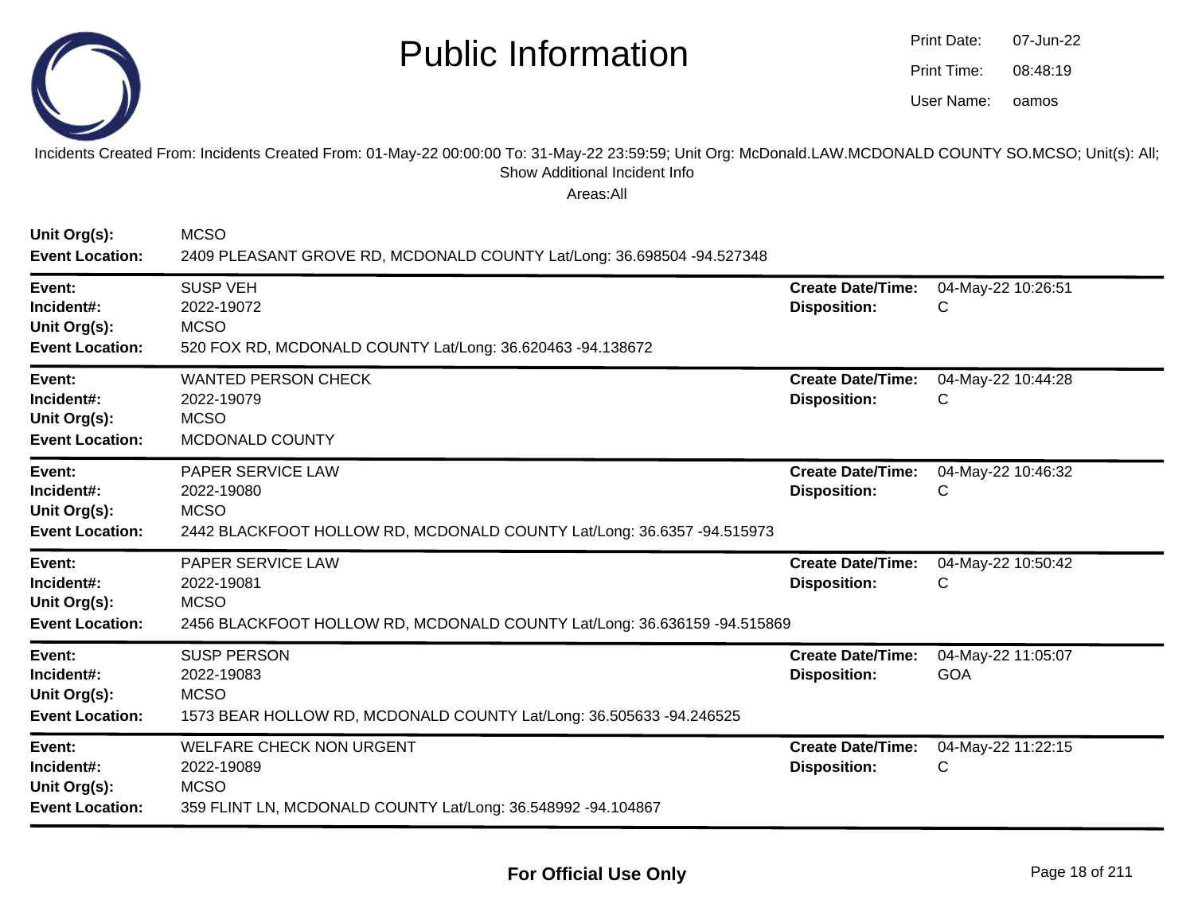# Public Information

Print Date: 07-Jun-22
Print Time: 08:48:19
User Name: oamos

Incidents Created From: Incidents Created From: 01-May-22 00:00:00 To: 31-May-22 23:59:59; Unit Org: McDonald.LAW.MCDONALD COUNTY SO.MCSO; Unit(s): All; Show Additional Incident Info

Areas:All

**Unit Org(s):** MCSO
**Event Location:** 2409 PLEASANT GROVE RD, MCDONALD COUNTY Lat/Long: 36.698504 -94.527348

---

**Event:** SUSP VEH
**Incident#:** 2022-19072
**Unit Org(s):** MCSO
**Event Location:** 520 FOX RD, MCDONALD COUNTY Lat/Long: 36.620463 -94.138672
**Create Date/Time:** 04-May-22 10:26:51
**Disposition:** C

---

**Event:** WANTED PERSON CHECK
**Incident#:** 2022-19079
**Unit Org(s):** MCSO
**Event Location:** MCDONALD COUNTY
**Create Date/Time:** 04-May-22 10:44:28
**Disposition:** C

---

**Event:** PAPER SERVICE LAW
**Incident#:** 2022-19080
**Unit Org(s):** MCSO
**Event Location:** 2442 BLACKFOOT HOLLOW RD, MCDONALD COUNTY Lat/Long: 36.6357 -94.515973
**Create Date/Time:** 04-May-22 10:46:32
**Disposition:** C

---

**Event:** PAPER SERVICE LAW
**Incident#:** 2022-19081
**Unit Org(s):** MCSO
**Event Location:** 2456 BLACKFOOT HOLLOW RD, MCDONALD COUNTY Lat/Long: 36.636159 -94.515869
**Create Date/Time:** 04-May-22 10:50:42
**Disposition:** C

---

**Event:** SUSP PERSON
**Incident#:** 2022-19083
**Unit Org(s):** MCSO
**Event Location:** 1573 BEAR HOLLOW RD, MCDONALD COUNTY Lat/Long: 36.505633 -94.246525
**Create Date/Time:** 04-May-22 11:05:07
**Disposition:** GOA

---

**Event:** WELFARE CHECK NON URGENT
**Incident#:** 2022-19089
**Unit Org(s):** MCSO
**Event Location:** 359 FLINT LN, MCDONALD COUNTY Lat/Long: 36.548992 -94.104867
**Create Date/Time:** 04-May-22 11:22:15
**Disposition:** C

---

**For Official Use Only**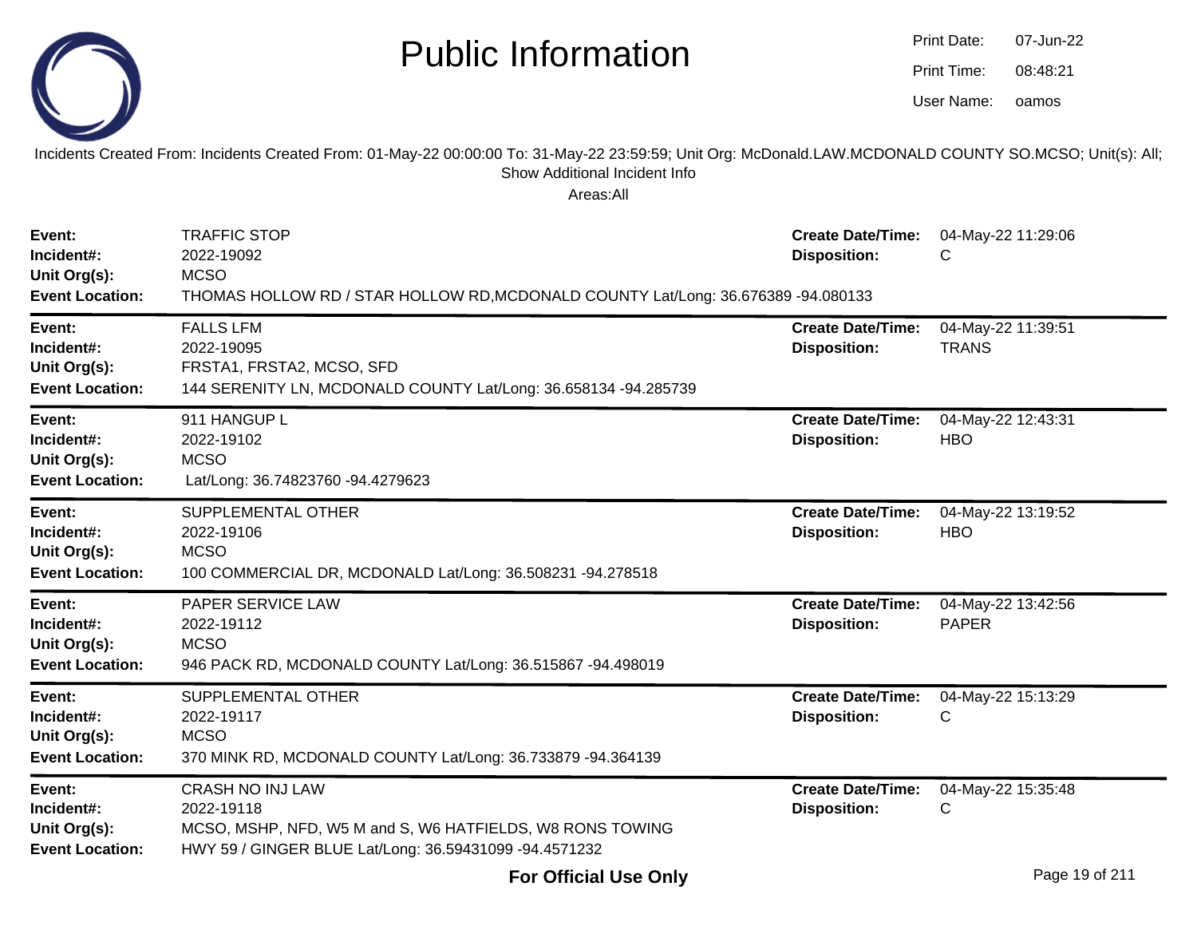# Public Information

Print Date: 07-Jun-22
Print Time: 08:48:21
User Name: oamos

Incidents Created From: Incidents Created From: 01-May-22 00:00:00 To: 31-May-22 23:59:59; Unit Org: McDonald.LAW.MCDONALD COUNTY SO.MCSO; Unit(s): All; Show Additional Incident Info

Areas:All

| | | | |
|---|---|---|---|
| **Event:** | TRAFFIC STOP | **Create Date/Time:** | 04-May-22 11:29:06 |
| **Incident#:** | 2022-19092 | **Disposition:** | C |
| **Unit Org(s):** | MCSO | | |
| **Event Location:** | THOMAS HOLLOW RD / STAR HOLLOW RD,MCDONALD COUNTY Lat/Long: 36.676389 -94.080133 | | |

| | | | |
|---|---|---|---|
| **Event:** | FALLS LFM | **Create Date/Time:** | 04-May-22 11:39:51 |
| **Incident#:** | 2022-19095 | **Disposition:** | TRANS |
| **Unit Org(s):** | FRSTA1, FRSTA2, MCSO, SFD | | |
| **Event Location:** | 144 SERENITY LN, MCDONALD COUNTY Lat/Long: 36.658134 -94.285739 | | |

| | | | |
|---|---|---|---|
| **Event:** | 911 HANGUP L | **Create Date/Time:** | 04-May-22 12:43:31 |
| **Incident#:** | 2022-19102 | **Disposition:** | HBO |
| **Unit Org(s):** | MCSO | | |
| **Event Location:** | Lat/Long: 36.74823760 -94.4279623 | | |

| | | | |
|---|---|---|---|
| **Event:** | SUPPLEMENTAL OTHER | **Create Date/Time:** | 04-May-22 13:19:52 |
| **Incident#:** | 2022-19106 | **Disposition:** | HBO |
| **Unit Org(s):** | MCSO | | |
| **Event Location:** | 100 COMMERCIAL DR, MCDONALD Lat/Long: 36.508231 -94.278518 | | |

| | | | |
|---|---|---|---|
| **Event:** | PAPER SERVICE LAW | **Create Date/Time:** | 04-May-22 13:42:56 |
| **Incident#:** | 2022-19112 | **Disposition:** | PAPER |
| **Unit Org(s):** | MCSO | | |
| **Event Location:** | 946 PACK RD, MCDONALD COUNTY Lat/Long: 36.515867 -94.498019 | | |

| | | | |
|---|---|---|---|
| **Event:** | SUPPLEMENTAL OTHER | **Create Date/Time:** | 04-May-22 15:13:29 |
| **Incident#:** | 2022-19117 | **Disposition:** | C |
| **Unit Org(s):** | MCSO | | |
| **Event Location:** | 370 MINK RD, MCDONALD COUNTY Lat/Long: 36.733879 -94.364139 | | |

| | | | |
|---|---|---|---|
| **Event:** | CRASH NO INJ LAW | **Create Date/Time:** | 04-May-22 15:35:48 |
| **Incident#:** | 2022-19118 | **Disposition:** | C |
| **Unit Org(s):** | MCSO, MSHP, NFD, W5 M and S, W6 HATFIELDS, W8 RONS TOWING | | |
| **Event Location:** | HWY 59 / GINGER BLUE Lat/Long: 36.59431099 -94.4571232 | | |

**For Official Use Only**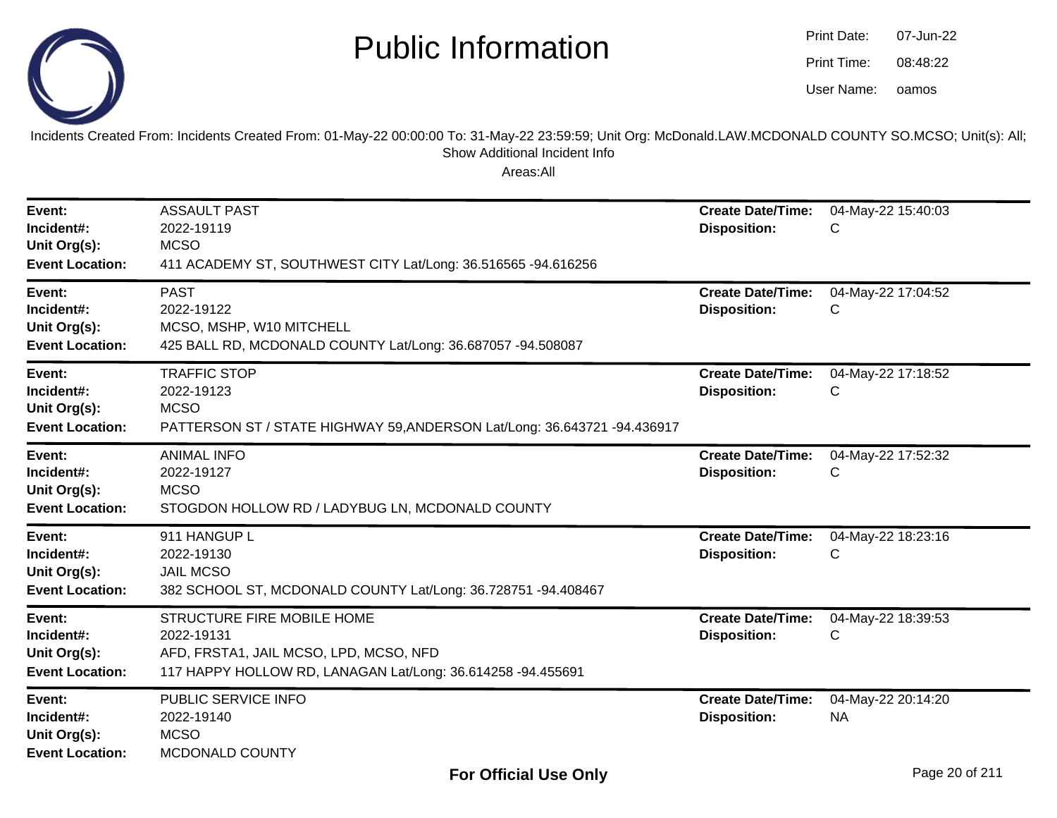# Public Information

Print Date: 07-Jun-22
Print Time: 08:48:22
User Name: oamos

Incidents Created From: Incidents Created From: 01-May-22 00:00:00 To: 31-May-22 23:59:59; Unit Org: McDonald.LAW.MCDONALD COUNTY SO.MCSO; Unit(s): All; Show Additional Incident Info

Areas:All

---

**Event:** ASSAULT PAST
**Incident#:** 2022-19119
**Unit Org(s):** MCSO
**Event Location:** 411 ACADEMY ST, SOUTHWEST CITY Lat/Long: 36.516565 -94.616256
**Create Date/Time:** 04-May-22 15:40:03
**Disposition:** C

---

**Event:** PAST
**Incident#:** 2022-19122
**Unit Org(s):** MCSO, MSHP, W10 MITCHELL
**Event Location:** 425 BALL RD, MCDONALD COUNTY Lat/Long: 36.687057 -94.508087
**Create Date/Time:** 04-May-22 17:04:52
**Disposition:** C

---

**Event:** TRAFFIC STOP
**Incident#:** 2022-19123
**Unit Org(s):** MCSO
**Event Location:** PATTERSON ST / STATE HIGHWAY 59,ANDERSON Lat/Long: 36.643721 -94.436917
**Create Date/Time:** 04-May-22 17:18:52
**Disposition:** C

---

**Event:** ANIMAL INFO
**Incident#:** 2022-19127
**Unit Org(s):** MCSO
**Event Location:** STOGDON HOLLOW RD / LADYBUG LN, MCDONALD COUNTY
**Create Date/Time:** 04-May-22 17:52:32
**Disposition:** C

---

**Event:** 911 HANGUP L
**Incident#:** 2022-19130
**Unit Org(s):** JAIL MCSO
**Event Location:** 382 SCHOOL ST, MCDONALD COUNTY Lat/Long: 36.728751 -94.408467
**Create Date/Time:** 04-May-22 18:23:16
**Disposition:** C

---

**Event:** STRUCTURE FIRE MOBILE HOME
**Incident#:** 2022-19131
**Unit Org(s):** AFD, FRSTA1, JAIL MCSO, LPD, MCSO, NFD
**Event Location:** 117 HAPPY HOLLOW RD, LANAGAN Lat/Long: 36.614258 -94.455691
**Create Date/Time:** 04-May-22 18:39:53
**Disposition:** C

---

**Event:** PUBLIC SERVICE INFO
**Incident#:** 2022-19140
**Unit Org(s):** MCSO
**Event Location:** MCDONALD COUNTY
**Create Date/Time:** 04-May-22 20:14:20
**Disposition:** NA

**For Official Use Only**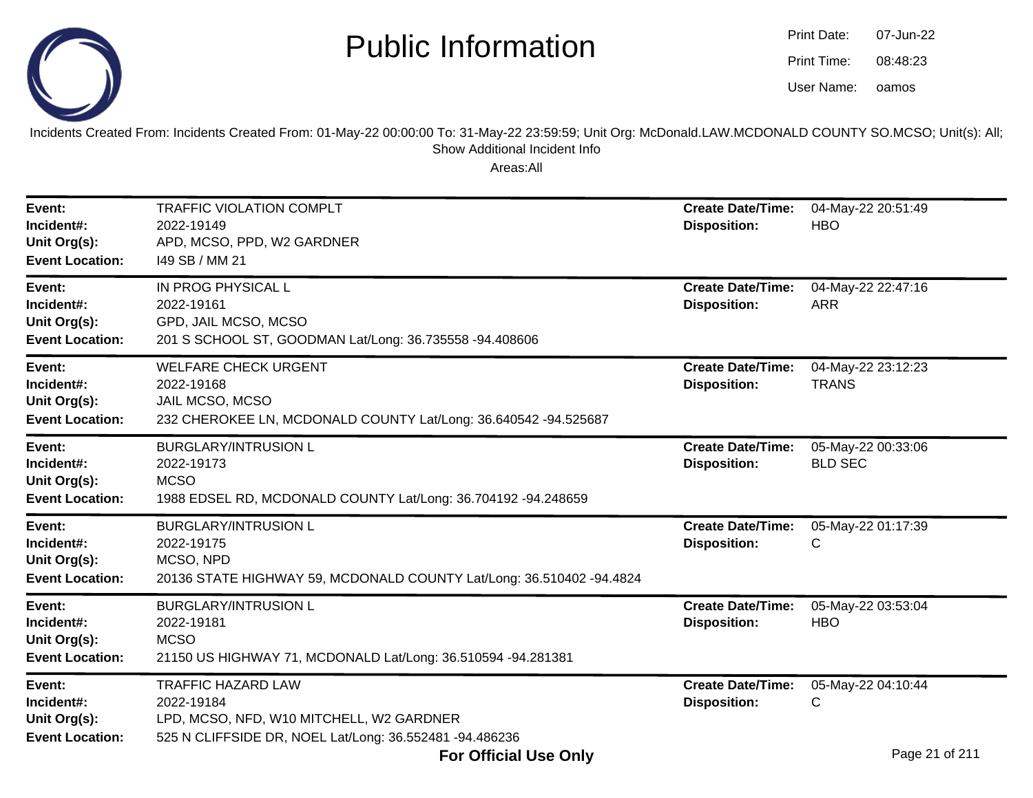# Public Information

Print Date: 07-Jun-22
Print Time: 08:48:23
User Name: oamos

Incidents Created From: Incidents Created From: 01-May-22 00:00:00 To: 31-May-22 23:59:59; Unit Org: McDonald.LAW.MCDONALD COUNTY SO.MCSO; Unit(s): All; Show Additional Incident Info

Areas:All

| | | | |
|---|---|---|---|
| **Event:** | TRAFFIC VIOLATION COMPLT | **Create Date/Time:** | 04-May-22 20:51:49 |
| **Incident#:** | 2022-19149 | **Disposition:** | HBO |
| **Unit Org(s):** | APD, MCSO, PPD, W2 GARDNER | | |
| **Event Location:** | I49 SB / MM 21 | | |

| | | | |
|---|---|---|---|
| **Event:** | IN PROG PHYSICAL L | **Create Date/Time:** | 04-May-22 22:47:16 |
| **Incident#:** | 2022-19161 | **Disposition:** | ARR |
| **Unit Org(s):** | GPD, JAIL MCSO, MCSO | | |
| **Event Location:** | 201 S SCHOOL ST, GOODMAN Lat/Long: 36.735558 -94.408606 | | |

| | | | |
|---|---|---|---|
| **Event:** | WELFARE CHECK URGENT | **Create Date/Time:** | 04-May-22 23:12:23 |
| **Incident#:** | 2022-19168 | **Disposition:** | TRANS |
| **Unit Org(s):** | JAIL MCSO, MCSO | | |
| **Event Location:** | 232 CHEROKEE LN, MCDONALD COUNTY Lat/Long: 36.640542 -94.525687 | | |

| | | | |
|---|---|---|---|
| **Event:** | BURGLARY/INTRUSION L | **Create Date/Time:** | 05-May-22 00:33:06 |
| **Incident#:** | 2022-19173 | **Disposition:** | BLD SEC |
| **Unit Org(s):** | MCSO | | |
| **Event Location:** | 1988 EDSEL RD, MCDONALD COUNTY Lat/Long: 36.704192 -94.248659 | | |

| | | | |
|---|---|---|---|
| **Event:** | BURGLARY/INTRUSION L | **Create Date/Time:** | 05-May-22 01:17:39 |
| **Incident#:** | 2022-19175 | **Disposition:** | C |
| **Unit Org(s):** | MCSO, NPD | | |
| **Event Location:** | 20136 STATE HIGHWAY 59, MCDONALD COUNTY Lat/Long: 36.510402 -94.4824 | | |

| | | | |
|---|---|---|---|
| **Event:** | BURGLARY/INTRUSION L | **Create Date/Time:** | 05-May-22 03:53:04 |
| **Incident#:** | 2022-19181 | **Disposition:** | HBO |
| **Unit Org(s):** | MCSO | | |
| **Event Location:** | 21150 US HIGHWAY 71, MCDONALD Lat/Long: 36.510594 -94.281381 | | |

| | | | |
|---|---|---|---|
| **Event:** | TRAFFIC HAZARD LAW | **Create Date/Time:** | 05-May-22 04:10:44 |
| **Incident#:** | 2022-19184 | **Disposition:** | C |
| **Unit Org(s):** | LPD, MCSO, NFD, W10 MITCHELL, W2 GARDNER | | |
| **Event Location:** | 525 N CLIFFSIDE DR, NOEL Lat/Long: 36.552481 -94.486236 | | |

**For Official Use Only**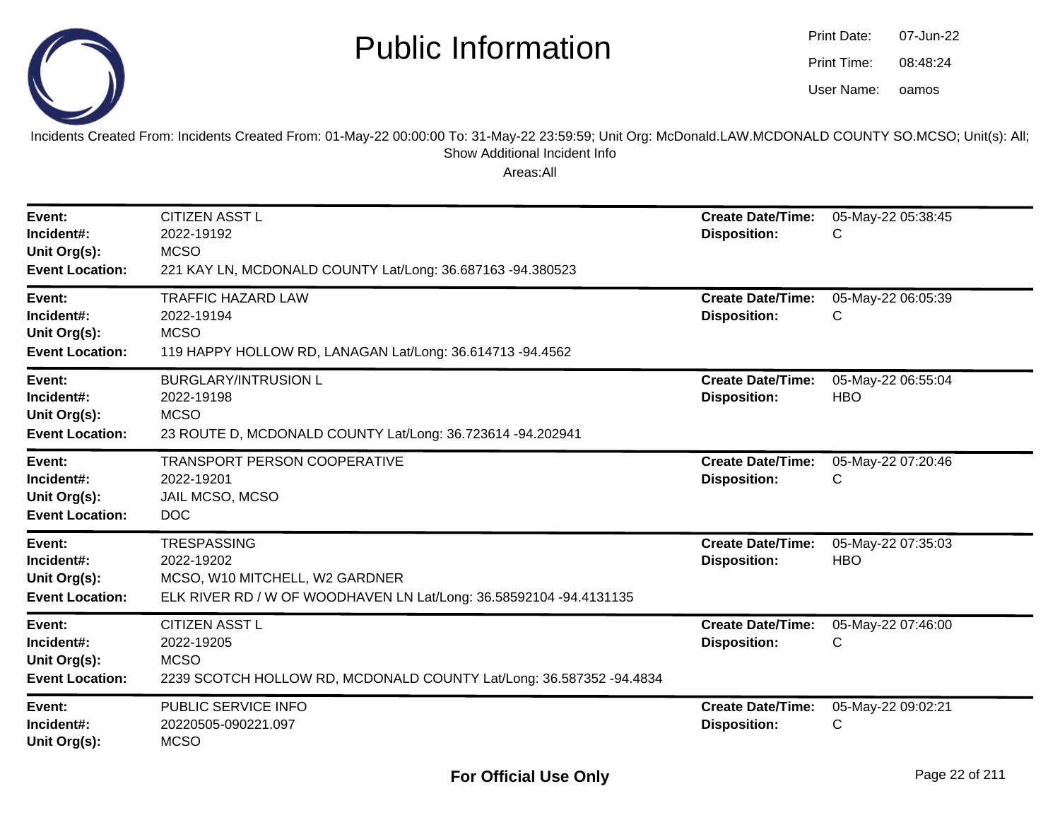# Public Information

Print Date: 07-Jun-22
Print Time: 08:48:24
User Name: oamos

Incidents Created From: Incidents Created From: 01-May-22 00:00:00 To: 31-May-22 23:59:59; Unit Org: McDonald.LAW.MCDONALD COUNTY SO.MCSO; Unit(s): All; Show Additional Incident Info

Areas:All

| | | | |
|---|---|---|---|
| **Event:** | CITIZEN ASST L | **Create Date/Time:** | 05-May-22 05:38:45 |
| **Incident#:** | 2022-19192 | **Disposition:** | C |
| **Unit Org(s):** | MCSO | | |
| **Event Location:** | 221 KAY LN, MCDONALD COUNTY Lat/Long: 36.687163 -94.380523 | | |

| | | | |
|---|---|---|---|
| **Event:** | TRAFFIC HAZARD LAW | **Create Date/Time:** | 05-May-22 06:05:39 |
| **Incident#:** | 2022-19194 | **Disposition:** | C |
| **Unit Org(s):** | MCSO | | |
| **Event Location:** | 119 HAPPY HOLLOW RD, LANAGAN Lat/Long: 36.614713 -94.4562 | | |

| | | | |
|---|---|---|---|
| **Event:** | BURGLARY/INTRUSION L | **Create Date/Time:** | 05-May-22 06:55:04 |
| **Incident#:** | 2022-19198 | **Disposition:** | HBO |
| **Unit Org(s):** | MCSO | | |
| **Event Location:** | 23 ROUTE D, MCDONALD COUNTY Lat/Long: 36.723614 -94.202941 | | |

| | | | |
|---|---|---|---|
| **Event:** | TRANSPORT PERSON COOPERATIVE | **Create Date/Time:** | 05-May-22 07:20:46 |
| **Incident#:** | 2022-19201 | **Disposition:** | C |
| **Unit Org(s):** | JAIL MCSO, MCSO | | |
| **Event Location:** | DOC | | |

| | | | |
|---|---|---|---|
| **Event:** | TRESPASSING | **Create Date/Time:** | 05-May-22 07:35:03 |
| **Incident#:** | 2022-19202 | **Disposition:** | HBO |
| **Unit Org(s):** | MCSO, W10 MITCHELL, W2 GARDNER | | |
| **Event Location:** | ELK RIVER RD / W OF WOODHAVEN LN Lat/Long: 36.58592104 -94.4131135 | | |

| | | | |
|---|---|---|---|
| **Event:** | CITIZEN ASST L | **Create Date/Time:** | 05-May-22 07:46:00 |
| **Incident#:** | 2022-19205 | **Disposition:** | C |
| **Unit Org(s):** | MCSO | | |
| **Event Location:** | 2239 SCOTCH HOLLOW RD, MCDONALD COUNTY Lat/Long: 36.587352 -94.4834 | | |

| | | | |
|---|---|---|---|
| **Event:** | PUBLIC SERVICE INFO | **Create Date/Time:** | 05-May-22 09:02:21 |
| **Incident#:** | 20220505-090221.097 | **Disposition:** | C |
| **Unit Org(s):** | MCSO | | |

**For Official Use Only**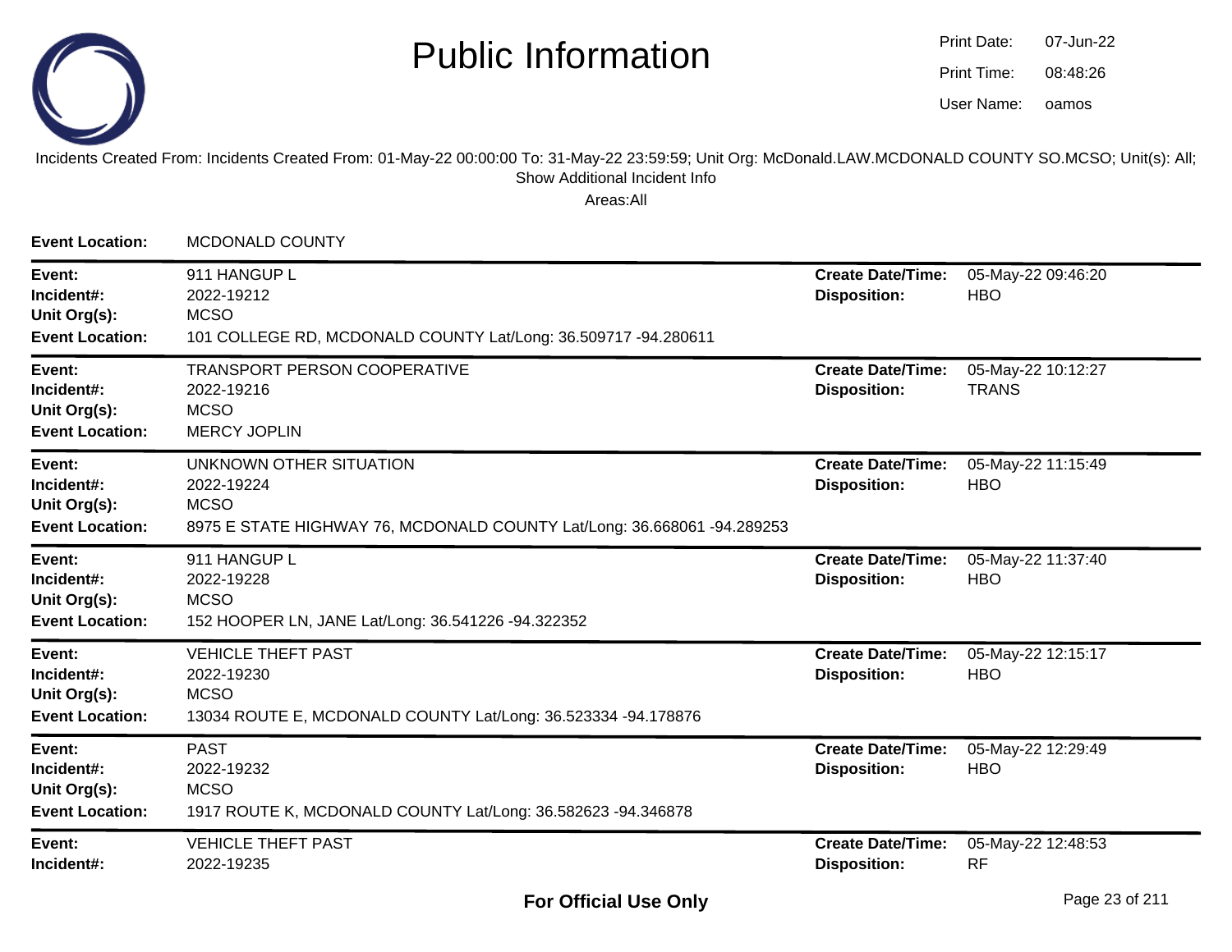# Public Information

Print Date: 07-Jun-22
Print Time: 08:48:26
User Name: oamos

Incidents Created From: Incidents Created From: 01-May-22 00:00:00 To: 31-May-22 23:59:59; Unit Org: McDonald.LAW.MCDONALD COUNTY SO.MCSO; Unit(s): All; Show Additional Incident Info

Areas:All

**Event Location:** MCDONALD COUNTY

---

**Event:** 911 HANGUP L
**Incident#:** 2022-19212
**Unit Org(s):** MCSO
**Event Location:** 101 COLLEGE RD, MCDONALD COUNTY Lat/Long: 36.509717 -94.280611
**Create Date/Time:** 05-May-22 09:46:20
**Disposition:** HBO

---

**Event:** TRANSPORT PERSON COOPERATIVE
**Incident#:** 2022-19216
**Unit Org(s):** MCSO
**Event Location:** MERCY JOPLIN
**Create Date/Time:** 05-May-22 10:12:27
**Disposition:** TRANS

---

**Event:** UNKNOWN OTHER SITUATION
**Incident#:** 2022-19224
**Unit Org(s):** MCSO
**Event Location:** 8975 E STATE HIGHWAY 76, MCDONALD COUNTY Lat/Long: 36.668061 -94.289253
**Create Date/Time:** 05-May-22 11:15:49
**Disposition:** HBO

---

**Event:** 911 HANGUP L
**Incident#:** 2022-19228
**Unit Org(s):** MCSO
**Event Location:** 152 HOOPER LN, JANE Lat/Long: 36.541226 -94.322352
**Create Date/Time:** 05-May-22 11:37:40
**Disposition:** HBO

---

**Event:** VEHICLE THEFT PAST
**Incident#:** 2022-19230
**Unit Org(s):** MCSO
**Event Location:** 13034 ROUTE E, MCDONALD COUNTY Lat/Long: 36.523334 -94.178876
**Create Date/Time:** 05-May-22 12:15:17
**Disposition:** HBO

---

**Event:** PAST
**Incident#:** 2022-19232
**Unit Org(s):** MCSO
**Event Location:** 1917 ROUTE K, MCDONALD COUNTY Lat/Long: 36.582623 -94.346878
**Create Date/Time:** 05-May-22 12:29:49
**Disposition:** HBO

---

**Event:** VEHICLE THEFT PAST
**Incident#:** 2022-19235
**Create Date/Time:** 05-May-22 12:48:53
**Disposition:** RF

**For Official Use Only**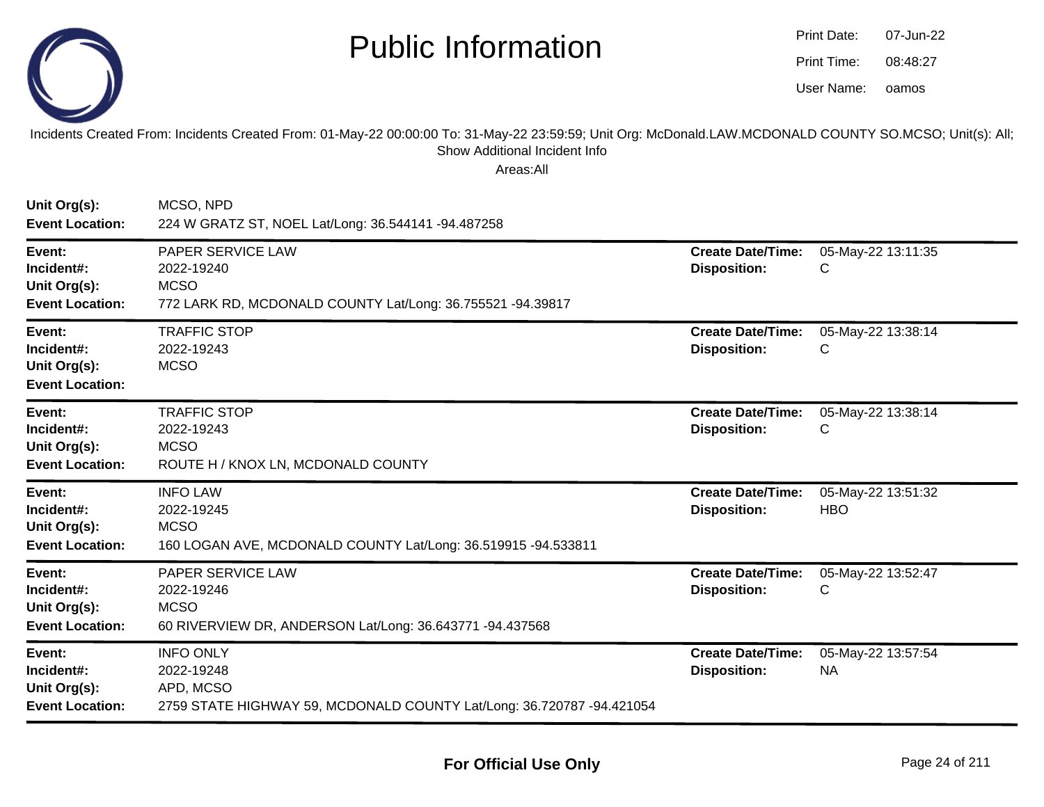# Public Information

Print Date: 07-Jun-22
Print Time: 08:48:27
User Name: oamos

Incidents Created From: Incidents Created From: 01-May-22 00:00:00 To: 31-May-22 23:59:59; Unit Org: McDonald.LAW.MCDONALD COUNTY SO.MCSO; Unit(s): All; Show Additional Incident Info

Areas:All

**Unit Org(s):** MCSO, NPD
**Event Location:** 224 W GRATZ ST, NOEL Lat/Long: 36.544141 -94.487258

---

**Event:** PAPER SERVICE LAW
**Incident#:** 2022-19240
**Unit Org(s):** MCSO
**Event Location:** 772 LARK RD, MCDONALD COUNTY Lat/Long: 36.755521 -94.39817
**Create Date/Time:** 05-May-22 13:11:35
**Disposition:** C

---

**Event:** TRAFFIC STOP
**Incident#:** 2022-19243
**Unit Org(s):** MCSO
**Event Location:**
**Create Date/Time:** 05-May-22 13:38:14
**Disposition:** C

---

**Event:** TRAFFIC STOP
**Incident#:** 2022-19243
**Unit Org(s):** MCSO
**Event Location:** ROUTE H / KNOX LN, MCDONALD COUNTY
**Create Date/Time:** 05-May-22 13:38:14
**Disposition:** C

---

**Event:** INFO LAW
**Incident#:** 2022-19245
**Unit Org(s):** MCSO
**Event Location:** 160 LOGAN AVE, MCDONALD COUNTY Lat/Long: 36.519915 -94.533811
**Create Date/Time:** 05-May-22 13:51:32
**Disposition:** HBO

---

**Event:** PAPER SERVICE LAW
**Incident#:** 2022-19246
**Unit Org(s):** MCSO
**Event Location:** 60 RIVERVIEW DR, ANDERSON Lat/Long: 36.643771 -94.437568
**Create Date/Time:** 05-May-22 13:52:47
**Disposition:** C

---

**Event:** INFO ONLY
**Incident#:** 2022-19248
**Unit Org(s):** APD, MCSO
**Event Location:** 2759 STATE HIGHWAY 59, MCDONALD COUNTY Lat/Long: 36.720787 -94.421054
**Create Date/Time:** 05-May-22 13:57:54
**Disposition:** NA

---

**For Official Use Only**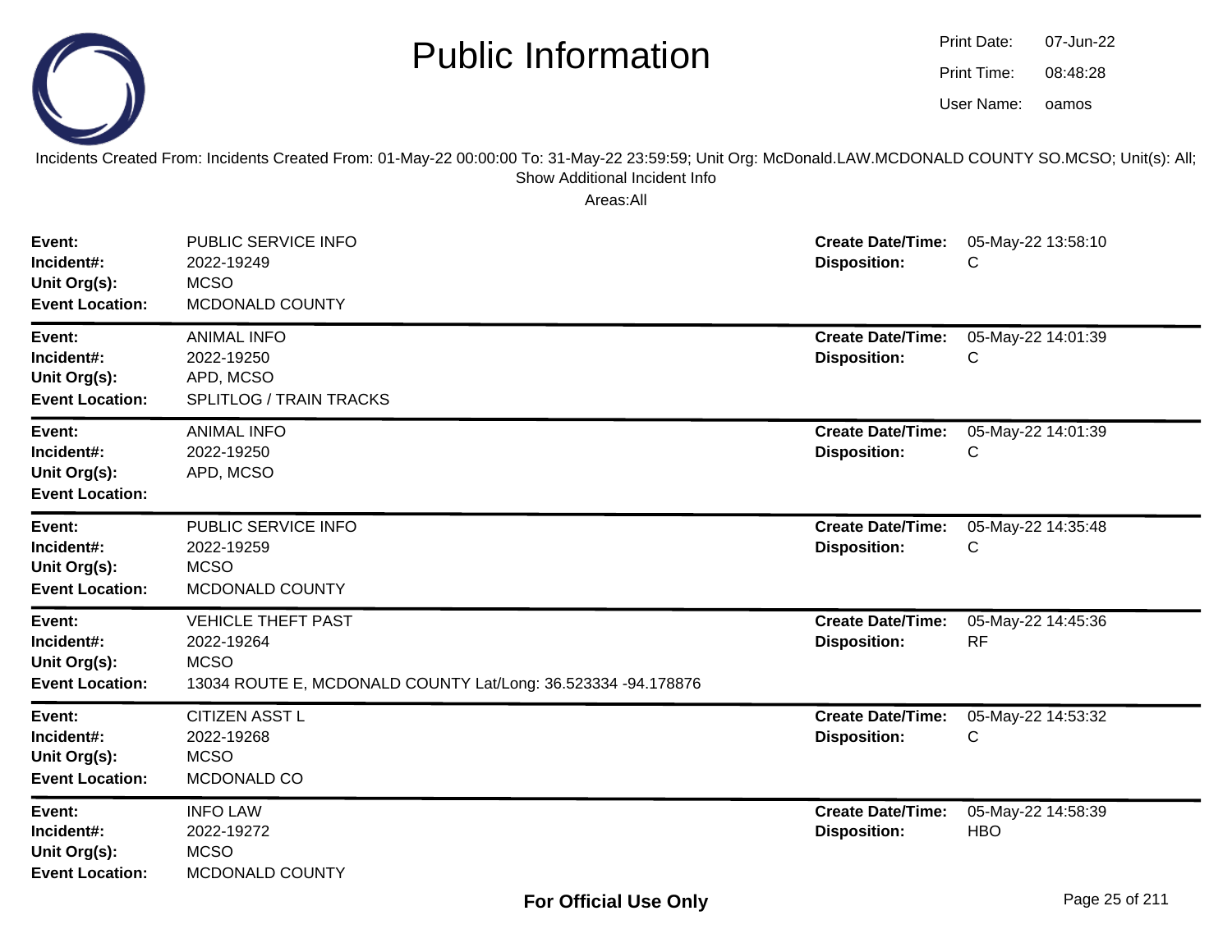# Public Information

Print Date: 07-Jun-22
Print Time: 08:48:28
User Name: oamos

Incidents Created From: Incidents Created From: 01-May-22 00:00:00 To: 31-May-22 23:59:59; Unit Org: McDonald.LAW.MCDONALD COUNTY SO.MCSO; Unit(s): All; Show Additional Incident Info

Areas:All

| | | | |
|---|---|---|---|
| **Event:** | PUBLIC SERVICE INFO | **Create Date/Time:** | 05-May-22 13:58:10 |
| **Incident#:** | 2022-19249 | **Disposition:** | C |
| **Unit Org(s):** | MCSO | | |
| **Event Location:** | MCDONALD COUNTY | | |

| | | | |
|---|---|---|---|
| **Event:** | ANIMAL INFO | **Create Date/Time:** | 05-May-22 14:01:39 |
| **Incident#:** | 2022-19250 | **Disposition:** | C |
| **Unit Org(s):** | APD, MCSO | | |
| **Event Location:** | SPLITLOG / TRAIN TRACKS | | |

| | | | |
|---|---|---|---|
| **Event:** | ANIMAL INFO | **Create Date/Time:** | 05-May-22 14:01:39 |
| **Incident#:** | 2022-19250 | **Disposition:** | C |
| **Unit Org(s):** | APD, MCSO | | |
| **Event Location:** | | | |

| | | | |
|---|---|---|---|
| **Event:** | PUBLIC SERVICE INFO | **Create Date/Time:** | 05-May-22 14:35:48 |
| **Incident#:** | 2022-19259 | **Disposition:** | C |
| **Unit Org(s):** | MCSO | | |
| **Event Location:** | MCDONALD COUNTY | | |

| | | | |
|---|---|---|---|
| **Event:** | VEHICLE THEFT PAST | **Create Date/Time:** | 05-May-22 14:45:36 |
| **Incident#:** | 2022-19264 | **Disposition:** | RF |
| **Unit Org(s):** | MCSO | | |
| **Event Location:** | 13034 ROUTE E, MCDONALD COUNTY Lat/Long: 36.523334 -94.178876 | | |

| | | | |
|---|---|---|---|
| **Event:** | CITIZEN ASST L | **Create Date/Time:** | 05-May-22 14:53:32 |
| **Incident#:** | 2022-19268 | **Disposition:** | C |
| **Unit Org(s):** | MCSO | | |
| **Event Location:** | MCDONALD CO | | |

| | | | |
|---|---|---|---|
| **Event:** | INFO LAW | **Create Date/Time:** | 05-May-22 14:58:39 |
| **Incident#:** | 2022-19272 | **Disposition:** | HBO |
| **Unit Org(s):** | MCSO | | |
| **Event Location:** | MCDONALD COUNTY | | |

**For Official Use Only**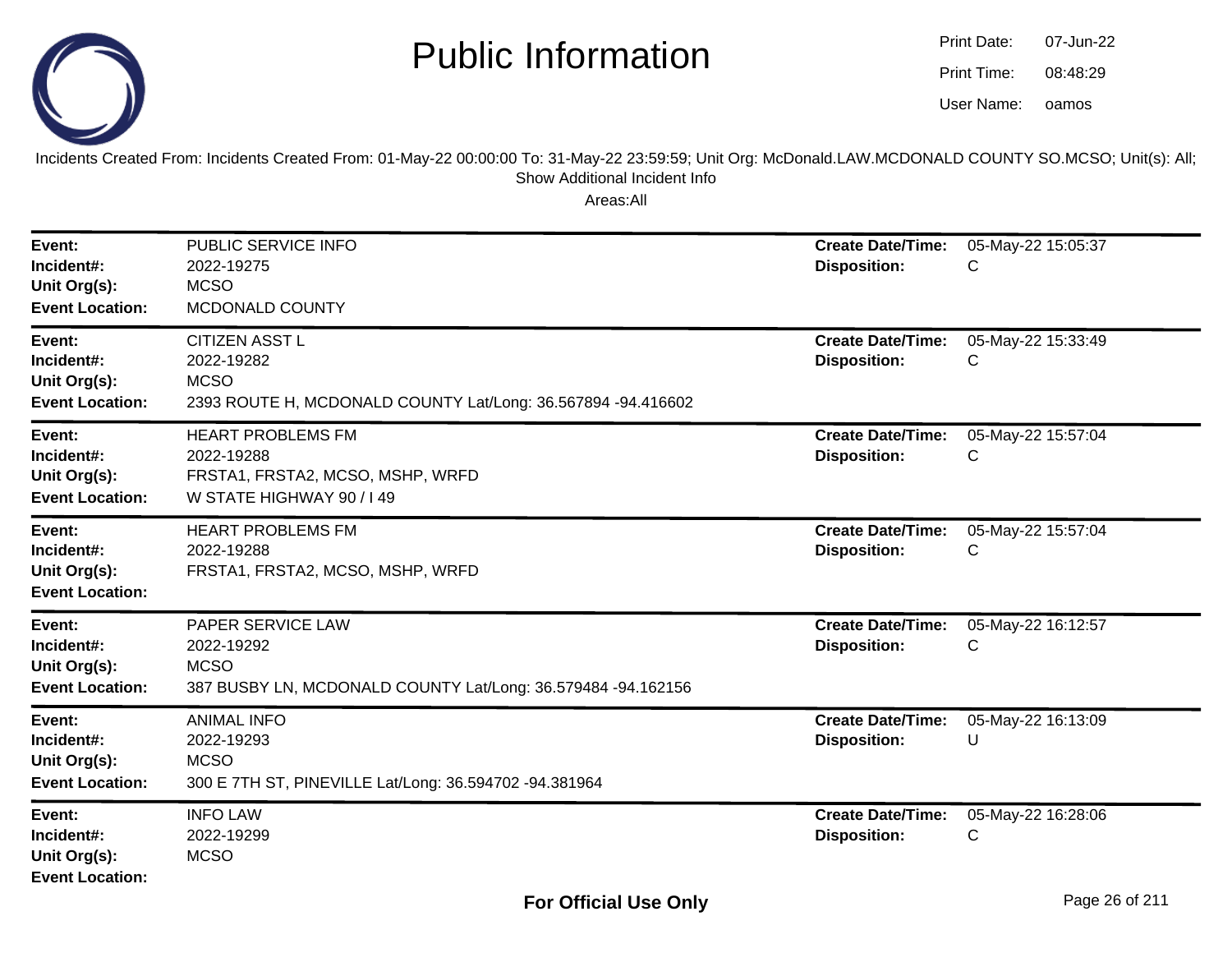# Public Information

Print Date: 07-Jun-22
Print Time: 08:48:29
User Name: oamos

Incidents Created From: Incidents Created From: 01-May-22 00:00:00 To: 31-May-22 23:59:59; Unit Org: McDonald.LAW.MCDONALD COUNTY SO.MCSO; Unit(s): All; Show Additional Incident Info

Areas:All

| | | | |
|---|---|---|---|
| **Event:** | PUBLIC SERVICE INFO | **Create Date/Time:** | 05-May-22 15:05:37 |
| **Incident#:** | 2022-19275 | **Disposition:** | C |
| **Unit Org(s):** | MCSO | | |
| **Event Location:** | MCDONALD COUNTY | | |

| | | | |
|---|---|---|---|
| **Event:** | CITIZEN ASST L | **Create Date/Time:** | 05-May-22 15:33:49 |
| **Incident#:** | 2022-19282 | **Disposition:** | C |
| **Unit Org(s):** | MCSO | | |
| **Event Location:** | 2393 ROUTE H, MCDONALD COUNTY Lat/Long: 36.567894 -94.416602 | | |

| | | | |
|---|---|---|---|
| **Event:** | HEART PROBLEMS FM | **Create Date/Time:** | 05-May-22 15:57:04 |
| **Incident#:** | 2022-19288 | **Disposition:** | C |
| **Unit Org(s):** | FRSTA1, FRSTA2, MCSO, MSHP, WRFD | | |
| **Event Location:** | W STATE HIGHWAY 90 / I 49 | | |

| | | | |
|---|---|---|---|
| **Event:** | HEART PROBLEMS FM | **Create Date/Time:** | 05-May-22 15:57:04 |
| **Incident#:** | 2022-19288 | **Disposition:** | C |
| **Unit Org(s):** | FRSTA1, FRSTA2, MCSO, MSHP, WRFD | | |
| **Event Location:** | | | |

| | | | |
|---|---|---|---|
| **Event:** | PAPER SERVICE LAW | **Create Date/Time:** | 05-May-22 16:12:57 |
| **Incident#:** | 2022-19292 | **Disposition:** | C |
| **Unit Org(s):** | MCSO | | |
| **Event Location:** | 387 BUSBY LN, MCDONALD COUNTY Lat/Long: 36.579484 -94.162156 | | |

| | | | |
|---|---|---|---|
| **Event:** | ANIMAL INFO | **Create Date/Time:** | 05-May-22 16:13:09 |
| **Incident#:** | 2022-19293 | **Disposition:** | U |
| **Unit Org(s):** | MCSO | | |
| **Event Location:** | 300 E 7TH ST, PINEVILLE Lat/Long: 36.594702 -94.381964 | | |

| | | | |
|---|---|---|---|
| **Event:** | INFO LAW | **Create Date/Time:** | 05-May-22 16:28:06 |
| **Incident#:** | 2022-19299 | **Disposition:** | C |
| **Unit Org(s):** | MCSO | | |
| **Event Location:** | | | |

**For Official Use Only**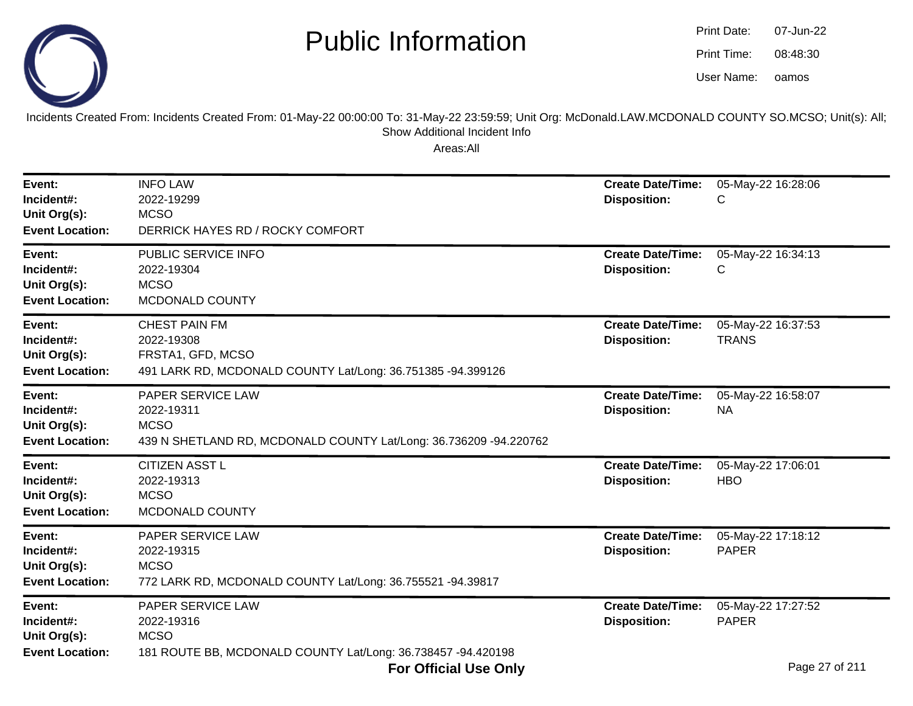# Public Information

Print Date: 07-Jun-22
Print Time: 08:48:30
User Name: oamos

Incidents Created From: Incidents Created From: 01-May-22 00:00:00 To: 31-May-22 23:59:59; Unit Org: McDonald.LAW.MCDONALD COUNTY SO.MCSO; Unit(s): All; Show Additional Incident Info

Areas:All

| | | | |
|---|---|---|---|
| **Event:** | INFO LAW | **Create Date/Time:** | 05-May-22 16:28:06 |
| **Incident#:** | 2022-19299 | **Disposition:** | C |
| **Unit Org(s):** | MCSO | | |
| **Event Location:** | DERRICK HAYES RD / ROCKY COMFORT | | |

| | | | |
|---|---|---|---|
| **Event:** | PUBLIC SERVICE INFO | **Create Date/Time:** | 05-May-22 16:34:13 |
| **Incident#:** | 2022-19304 | **Disposition:** | C |
| **Unit Org(s):** | MCSO | | |
| **Event Location:** | MCDONALD COUNTY | | |

| | | | |
|---|---|---|---|
| **Event:** | CHEST PAIN FM | **Create Date/Time:** | 05-May-22 16:37:53 |
| **Incident#:** | 2022-19308 | **Disposition:** | TRANS |
| **Unit Org(s):** | FRSTA1, GFD, MCSO | | |
| **Event Location:** | 491 LARK RD, MCDONALD COUNTY Lat/Long: 36.751385 -94.399126 | | |

| | | | |
|---|---|---|---|
| **Event:** | PAPER SERVICE LAW | **Create Date/Time:** | 05-May-22 16:58:07 |
| **Incident#:** | 2022-19311 | **Disposition:** | NA |
| **Unit Org(s):** | MCSO | | |
| **Event Location:** | 439 N SHETLAND RD, MCDONALD COUNTY Lat/Long: 36.736209 -94.220762 | | |

| | | | |
|---|---|---|---|
| **Event:** | CITIZEN ASST L | **Create Date/Time:** | 05-May-22 17:06:01 |
| **Incident#:** | 2022-19313 | **Disposition:** | HBO |
| **Unit Org(s):** | MCSO | | |
| **Event Location:** | MCDONALD COUNTY | | |

| | | | |
|---|---|---|---|
| **Event:** | PAPER SERVICE LAW | **Create Date/Time:** | 05-May-22 17:18:12 |
| **Incident#:** | 2022-19315 | **Disposition:** | PAPER |
| **Unit Org(s):** | MCSO | | |
| **Event Location:** | 772 LARK RD, MCDONALD COUNTY Lat/Long: 36.755521 -94.39817 | | |

| | | | |
|---|---|---|---|
| **Event:** | PAPER SERVICE LAW | **Create Date/Time:** | 05-May-22 17:27:52 |
| **Incident#:** | 2022-19316 | **Disposition:** | PAPER |
| **Unit Org(s):** | MCSO | | |
| **Event Location:** | 181 ROUTE BB, MCDONALD COUNTY Lat/Long: 36.738457 -94.420198 | | |

**For Official Use Only**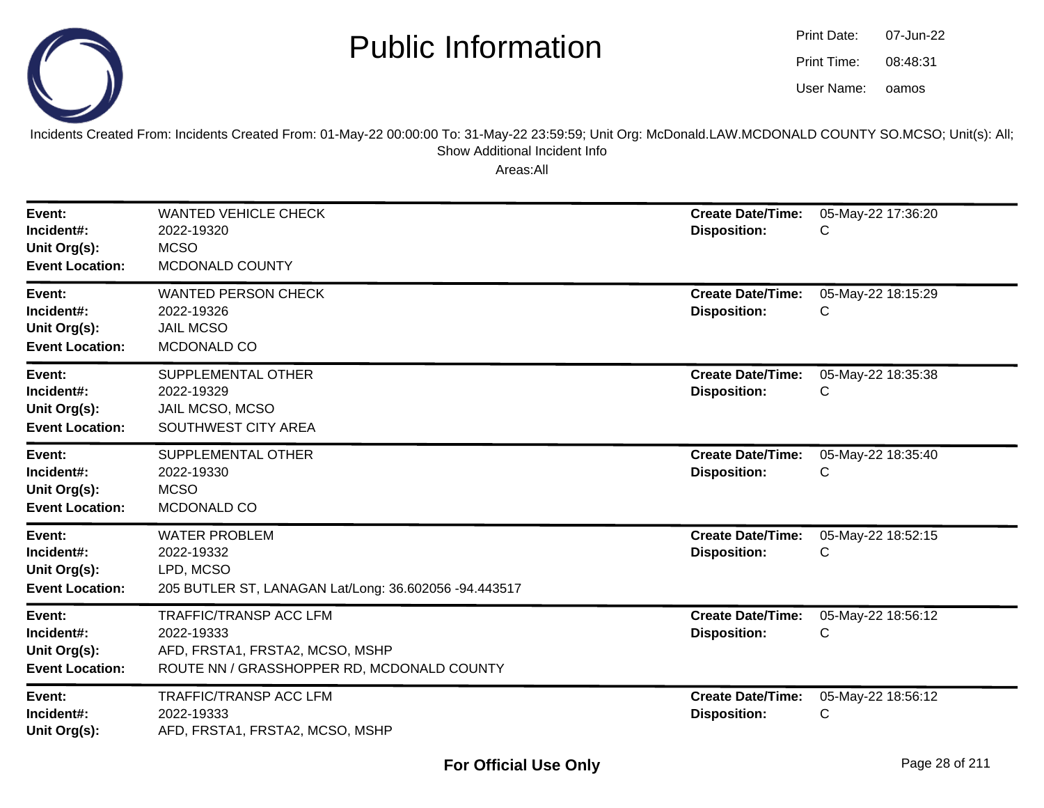# Public Information

Print Date: 07-Jun-22
Print Time: 08:48:31
User Name: oamos

Incidents Created From: Incidents Created From: 01-May-22 00:00:00 To: 31-May-22 23:59:59; Unit Org: McDonald.LAW.MCDONALD COUNTY SO.MCSO; Unit(s): All; Show Additional Incident Info

Areas:All

| | | | |
|---|---|---|---|
| **Event:** | WANTED VEHICLE CHECK | **Create Date/Time:** | 05-May-22 17:36:20 |
| **Incident#:** | 2022-19320 | **Disposition:** | C |
| **Unit Org(s):** | MCSO | | |
| **Event Location:** | MCDONALD COUNTY | | |

| | | | |
|---|---|---|---|
| **Event:** | WANTED PERSON CHECK | **Create Date/Time:** | 05-May-22 18:15:29 |
| **Incident#:** | 2022-19326 | **Disposition:** | C |
| **Unit Org(s):** | JAIL MCSO | | |
| **Event Location:** | MCDONALD CO | | |

| | | | |
|---|---|---|---|
| **Event:** | SUPPLEMENTAL OTHER | **Create Date/Time:** | 05-May-22 18:35:38 |
| **Incident#:** | 2022-19329 | **Disposition:** | C |
| **Unit Org(s):** | JAIL MCSO, MCSO | | |
| **Event Location:** | SOUTHWEST CITY AREA | | |

| | | | |
|---|---|---|---|
| **Event:** | SUPPLEMENTAL OTHER | **Create Date/Time:** | 05-May-22 18:35:40 |
| **Incident#:** | 2022-19330 | **Disposition:** | C |
| **Unit Org(s):** | MCSO | | |
| **Event Location:** | MCDONALD CO | | |

| | | | |
|---|---|---|---|
| **Event:** | WATER PROBLEM | **Create Date/Time:** | 05-May-22 18:52:15 |
| **Incident#:** | 2022-19332 | **Disposition:** | C |
| **Unit Org(s):** | LPD, MCSO | | |
| **Event Location:** | 205 BUTLER ST, LANAGAN Lat/Long: 36.602056 -94.443517 | | |

| | | | |
|---|---|---|---|
| **Event:** | TRAFFIC/TRANSP ACC LFM | **Create Date/Time:** | 05-May-22 18:56:12 |
| **Incident#:** | 2022-19333 | **Disposition:** | C |
| **Unit Org(s):** | AFD, FRSTA1, FRSTA2, MCSO, MSHP | | |
| **Event Location:** | ROUTE NN / GRASSHOPPER RD, MCDONALD COUNTY | | |

| | | | |
|---|---|---|---|
| **Event:** | TRAFFIC/TRANSP ACC LFM | **Create Date/Time:** | 05-May-22 18:56:12 |
| **Incident#:** | 2022-19333 | **Disposition:** | C |
| **Unit Org(s):** | AFD, FRSTA1, FRSTA2, MCSO, MSHP | | |

**For Official Use Only**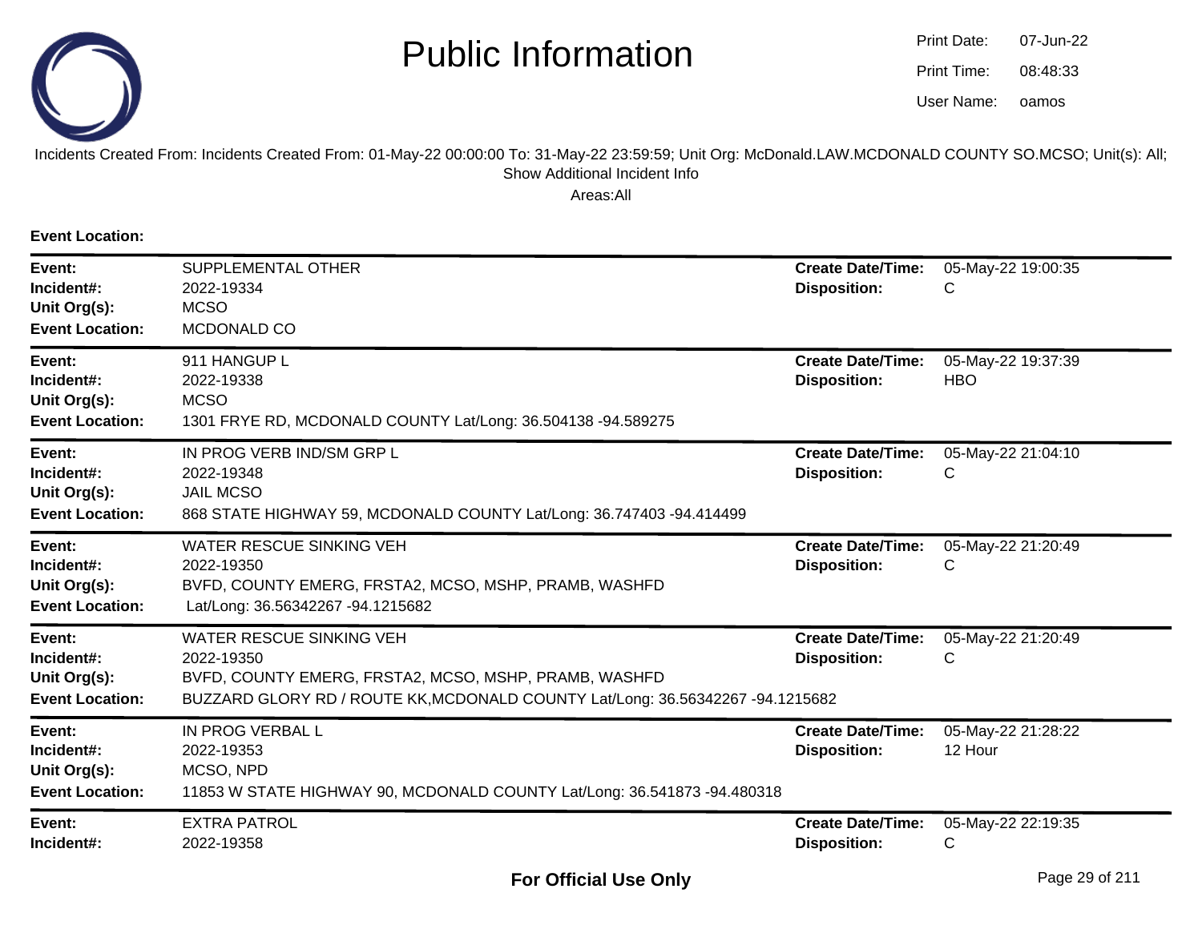# Public Information

Print Date: 07-Jun-22
Print Time: 08:48:33
User Name: oamos

Incidents Created From: Incidents Created From: 01-May-22 00:00:00 To: 31-May-22 23:59:59; Unit Org: McDonald.LAW.MCDONALD COUNTY SO.MCSO; Unit(s): All; Show Additional Incident Info

Areas:All

**Event Location:**

---

**Event:** SUPPLEMENTAL OTHER
**Incident#:** 2022-19334
**Unit Org(s):** MCSO
**Event Location:** MCDONALD CO
**Create Date/Time:** 05-May-22 19:00:35
**Disposition:** C

---

**Event:** 911 HANGUP L
**Incident#:** 2022-19338
**Unit Org(s):** MCSO
**Event Location:** 1301 FRYE RD, MCDONALD COUNTY Lat/Long: 36.504138 -94.589275
**Create Date/Time:** 05-May-22 19:37:39
**Disposition:** HBO

---

**Event:** IN PROG VERB IND/SM GRP L
**Incident#:** 2022-19348
**Unit Org(s):** JAIL MCSO
**Event Location:** 868 STATE HIGHWAY 59, MCDONALD COUNTY Lat/Long: 36.747403 -94.414499
**Create Date/Time:** 05-May-22 21:04:10
**Disposition:** C

---

**Event:** WATER RESCUE SINKING VEH
**Incident#:** 2022-19350
**Unit Org(s):** BVFD, COUNTY EMERG, FRSTA2, MCSO, MSHP, PRAMB, WASHFD
**Event Location:** Lat/Long: 36.56342267 -94.1215682
**Create Date/Time:** 05-May-22 21:20:49
**Disposition:** C

---

**Event:** WATER RESCUE SINKING VEH
**Incident#:** 2022-19350
**Unit Org(s):** BVFD, COUNTY EMERG, FRSTA2, MCSO, MSHP, PRAMB, WASHFD
**Event Location:** BUZZARD GLORY RD / ROUTE KK,MCDONALD COUNTY Lat/Long: 36.56342267 -94.1215682
**Create Date/Time:** 05-May-22 21:20:49
**Disposition:** C

---

**Event:** IN PROG VERBAL L
**Incident#:** 2022-19353
**Unit Org(s):** MCSO, NPD
**Event Location:** 11853 W STATE HIGHWAY 90, MCDONALD COUNTY Lat/Long: 36.541873 -94.480318
**Create Date/Time:** 05-May-22 21:28:22
**Disposition:** 12 Hour

---

**Event:** EXTRA PATROL
**Incident#:** 2022-19358
**Create Date/Time:** 05-May-22 22:19:35
**Disposition:** C

**For Official Use Only**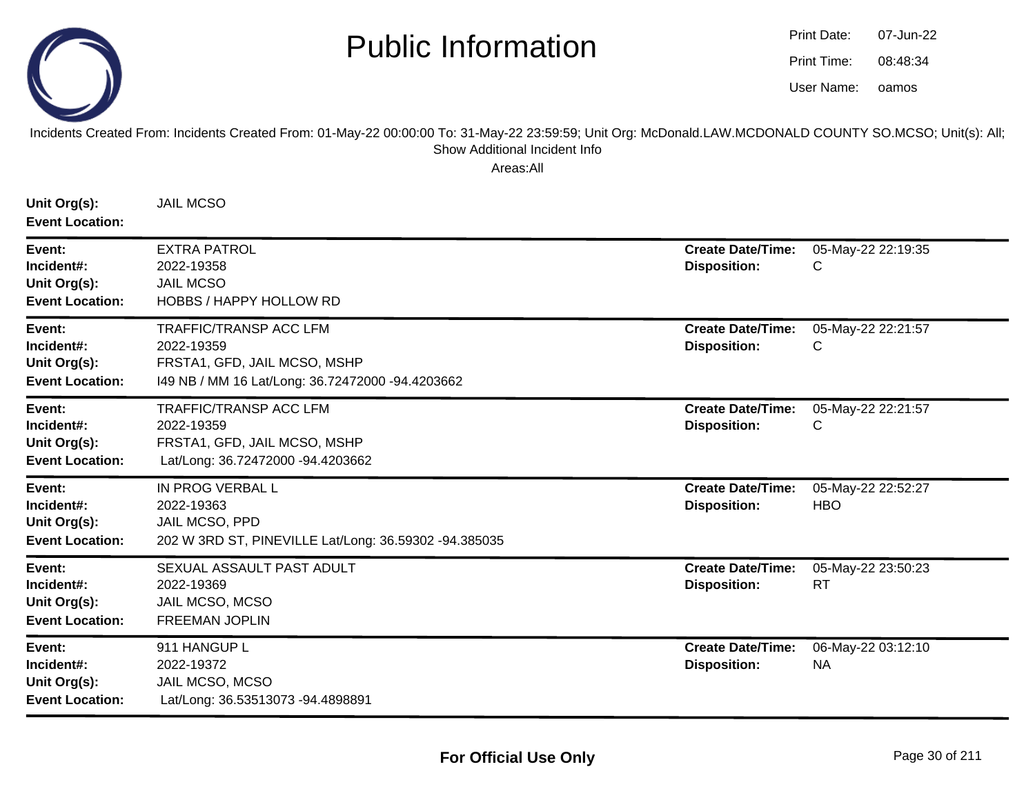# Public Information

Print Date: 07-Jun-22
Print Time: 08:48:34
User Name: oamos

Incidents Created From: Incidents Created From: 01-May-22 00:00:00 To: 31-May-22 23:59:59; Unit Org: McDonald.LAW.MCDONALD COUNTY SO.MCSO; Unit(s): All; Show Additional Incident Info

Areas:All

**Unit Org(s):** JAIL MCSO
**Event Location:**

---

**Event:** EXTRA PATROL
**Incident#:** 2022-19358
**Unit Org(s):** JAIL MCSO
**Event Location:** HOBBS / HAPPY HOLLOW RD
**Create Date/Time:** 05-May-22 22:19:35
**Disposition:** C

---

**Event:** TRAFFIC/TRANSP ACC LFM
**Incident#:** 2022-19359
**Unit Org(s):** FRSTA1, GFD, JAIL MCSO, MSHP
**Event Location:** I49 NB / MM 16 Lat/Long: 36.72472000 -94.4203662
**Create Date/Time:** 05-May-22 22:21:57
**Disposition:** C

---

**Event:** TRAFFIC/TRANSP ACC LFM
**Incident#:** 2022-19359
**Unit Org(s):** FRSTA1, GFD, JAIL MCSO, MSHP
**Event Location:** Lat/Long: 36.72472000 -94.4203662
**Create Date/Time:** 05-May-22 22:21:57
**Disposition:** C

---

**Event:** IN PROG VERBAL L
**Incident#:** 2022-19363
**Unit Org(s):** JAIL MCSO, PPD
**Event Location:** 202 W 3RD ST, PINEVILLE Lat/Long: 36.59302 -94.385035
**Create Date/Time:** 05-May-22 22:52:27
**Disposition:** HBO

---

**Event:** SEXUAL ASSAULT PAST ADULT
**Incident#:** 2022-19369
**Unit Org(s):** JAIL MCSO, MCSO
**Event Location:** FREEMAN JOPLIN
**Create Date/Time:** 05-May-22 23:50:23
**Disposition:** RT

---

**Event:** 911 HANGUP L
**Incident#:** 2022-19372
**Unit Org(s):** JAIL MCSO, MCSO
**Event Location:** Lat/Long: 36.53513073 -94.4898891
**Create Date/Time:** 06-May-22 03:12:10
**Disposition:** NA

---

**For Official Use Only**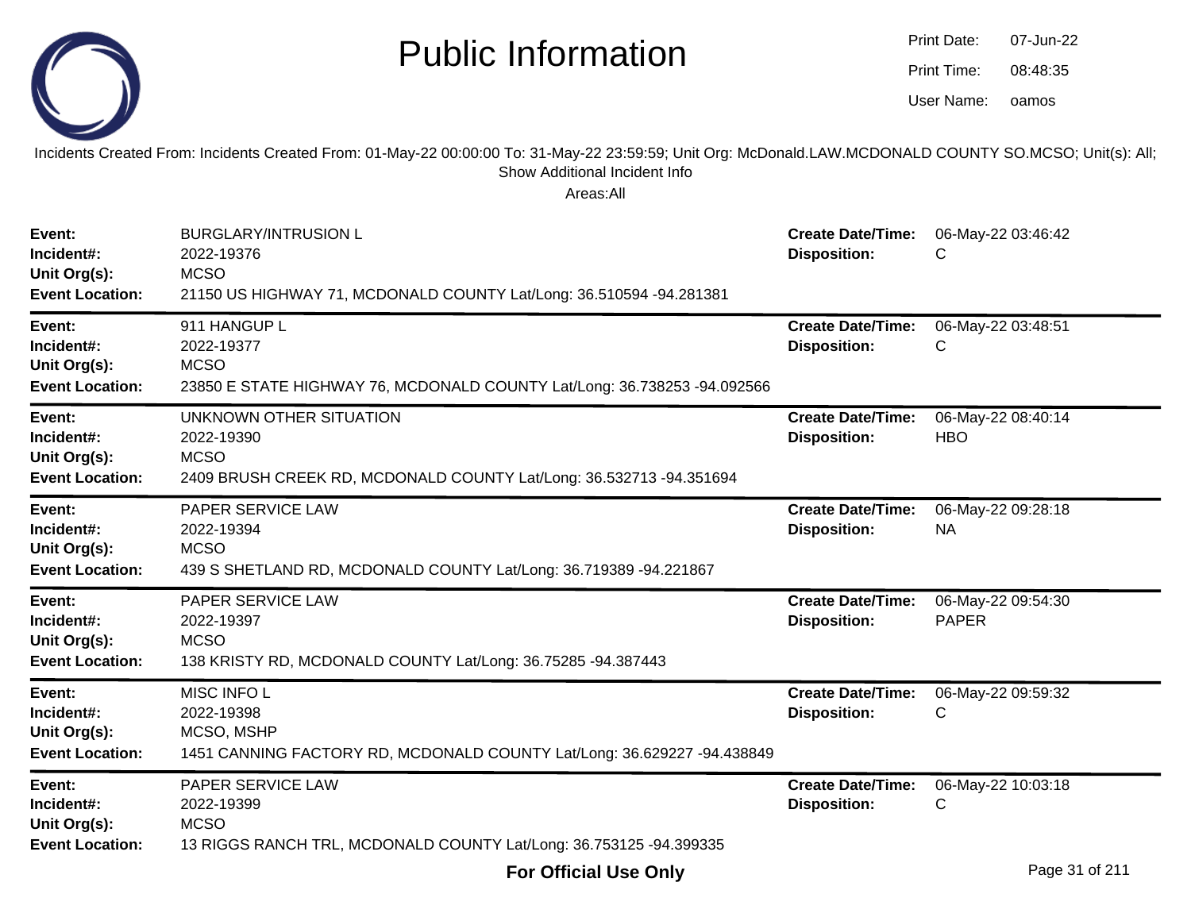# Public Information

Print Date: 07-Jun-22
Print Time: 08:48:35
User Name: oamos

Incidents Created From: Incidents Created From: 01-May-22 00:00:00 To: 31-May-22 23:59:59; Unit Org: McDonald.LAW.MCDONALD COUNTY SO.MCSO; Unit(s): All; Show Additional Incident Info

Areas:All

| | | | |
|---|---|---|---|
| **Event:** | BURGLARY/INTRUSION L | **Create Date/Time:** | 06-May-22 03:46:42 |
| **Incident#:** | 2022-19376 | **Disposition:** | C |
| **Unit Org(s):** | MCSO | | |
| **Event Location:** | 21150 US HIGHWAY 71, MCDONALD COUNTY Lat/Long: 36.510594 -94.281381 | | |

| | | | |
|---|---|---|---|
| **Event:** | 911 HANGUP L | **Create Date/Time:** | 06-May-22 03:48:51 |
| **Incident#:** | 2022-19377 | **Disposition:** | C |
| **Unit Org(s):** | MCSO | | |
| **Event Location:** | 23850 E STATE HIGHWAY 76, MCDONALD COUNTY Lat/Long: 36.738253 -94.092566 | | |

| | | | |
|---|---|---|---|
| **Event:** | UNKNOWN OTHER SITUATION | **Create Date/Time:** | 06-May-22 08:40:14 |
| **Incident#:** | 2022-19390 | **Disposition:** | HBO |
| **Unit Org(s):** | MCSO | | |
| **Event Location:** | 2409 BRUSH CREEK RD, MCDONALD COUNTY Lat/Long: 36.532713 -94.351694 | | |

| | | | |
|---|---|---|---|
| **Event:** | PAPER SERVICE LAW | **Create Date/Time:** | 06-May-22 09:28:18 |
| **Incident#:** | 2022-19394 | **Disposition:** | NA |
| **Unit Org(s):** | MCSO | | |
| **Event Location:** | 439 S SHETLAND RD, MCDONALD COUNTY Lat/Long: 36.719389 -94.221867 | | |

| | | | |
|---|---|---|---|
| **Event:** | PAPER SERVICE LAW | **Create Date/Time:** | 06-May-22 09:54:30 |
| **Incident#:** | 2022-19397 | **Disposition:** | PAPER |
| **Unit Org(s):** | MCSO | | |
| **Event Location:** | 138 KRISTY RD, MCDONALD COUNTY Lat/Long: 36.75285 -94.387443 | | |

| | | | |
|---|---|---|---|
| **Event:** | MISC INFO L | **Create Date/Time:** | 06-May-22 09:59:32 |
| **Incident#:** | 2022-19398 | **Disposition:** | C |
| **Unit Org(s):** | MCSO, MSHP | | |
| **Event Location:** | 1451 CANNING FACTORY RD, MCDONALD COUNTY Lat/Long: 36.629227 -94.438849 | | |

| | | | |
|---|---|---|---|
| **Event:** | PAPER SERVICE LAW | **Create Date/Time:** | 06-May-22 10:03:18 |
| **Incident#:** | 2022-19399 | **Disposition:** | C |
| **Unit Org(s):** | MCSO | | |
| **Event Location:** | 13 RIGGS RANCH TRL, MCDONALD COUNTY Lat/Long: 36.753125 -94.399335 | | |

**For Official Use Only**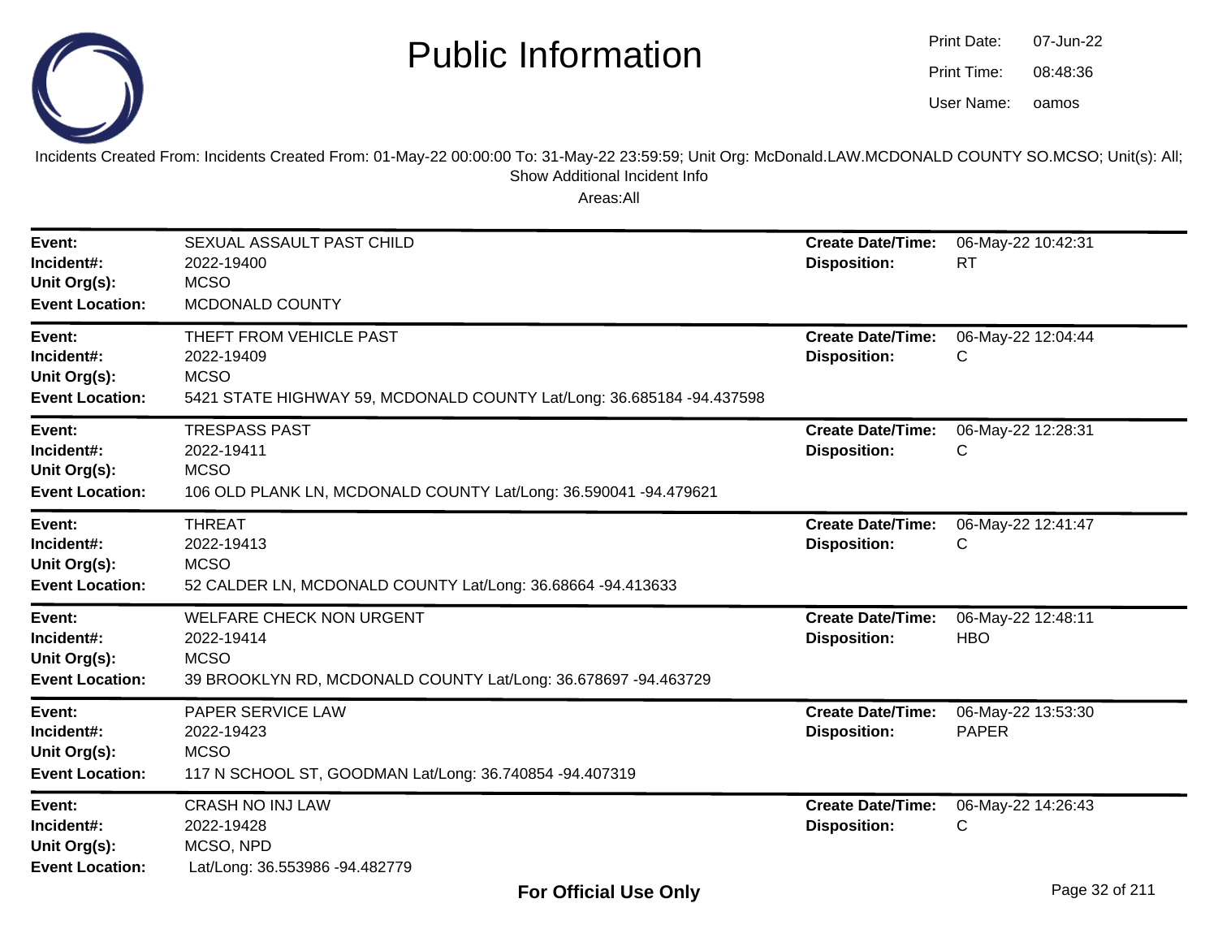# Public Information

Print Date: 07-Jun-22
Print Time: 08:48:36
User Name: oamos

Incidents Created From: Incidents Created From: 01-May-22 00:00:00 To: 31-May-22 23:59:59; Unit Org: McDonald.LAW.MCDONALD COUNTY SO.MCSO; Unit(s): All; Show Additional Incident Info

Areas:All

| | | | |
|---|---|---|---|
| **Event:** | SEXUAL ASSAULT PAST CHILD | **Create Date/Time:** | 06-May-22 10:42:31 |
| **Incident#:** | 2022-19400 | **Disposition:** | RT |
| **Unit Org(s):** | MCSO | | |
| **Event Location:** | MCDONALD COUNTY | | |
| **Event:** | THEFT FROM VEHICLE PAST | **Create Date/Time:** | 06-May-22 12:04:44 |
| **Incident#:** | 2022-19409 | **Disposition:** | C |
| **Unit Org(s):** | MCSO | | |
| **Event Location:** | 5421 STATE HIGHWAY 59, MCDONALD COUNTY Lat/Long: 36.685184 -94.437598 | | |
| **Event:** | TRESPASS PAST | **Create Date/Time:** | 06-May-22 12:28:31 |
| **Incident#:** | 2022-19411 | **Disposition:** | C |
| **Unit Org(s):** | MCSO | | |
| **Event Location:** | 106 OLD PLANK LN, MCDONALD COUNTY Lat/Long: 36.590041 -94.479621 | | |
| **Event:** | THREAT | **Create Date/Time:** | 06-May-22 12:41:47 |
| **Incident#:** | 2022-19413 | **Disposition:** | C |
| **Unit Org(s):** | MCSO | | |
| **Event Location:** | 52 CALDER LN, MCDONALD COUNTY Lat/Long: 36.68664 -94.413633 | | |
| **Event:** | WELFARE CHECK NON URGENT | **Create Date/Time:** | 06-May-22 12:48:11 |
| **Incident#:** | 2022-19414 | **Disposition:** | HBO |
| **Unit Org(s):** | MCSO | | |
| **Event Location:** | 39 BROOKLYN RD, MCDONALD COUNTY Lat/Long: 36.678697 -94.463729 | | |
| **Event:** | PAPER SERVICE LAW | **Create Date/Time:** | 06-May-22 13:53:30 |
| **Incident#:** | 2022-19423 | **Disposition:** | PAPER |
| **Unit Org(s):** | MCSO | | |
| **Event Location:** | 117 N SCHOOL ST, GOODMAN Lat/Long: 36.740854 -94.407319 | | |
| **Event:** | CRASH NO INJ LAW | **Create Date/Time:** | 06-May-22 14:26:43 |
| **Incident#:** | 2022-19428 | **Disposition:** | C |
| **Unit Org(s):** | MCSO, NPD | | |
| **Event Location:** | Lat/Long: 36.553986 -94.482779 | | |

**For Official Use Only**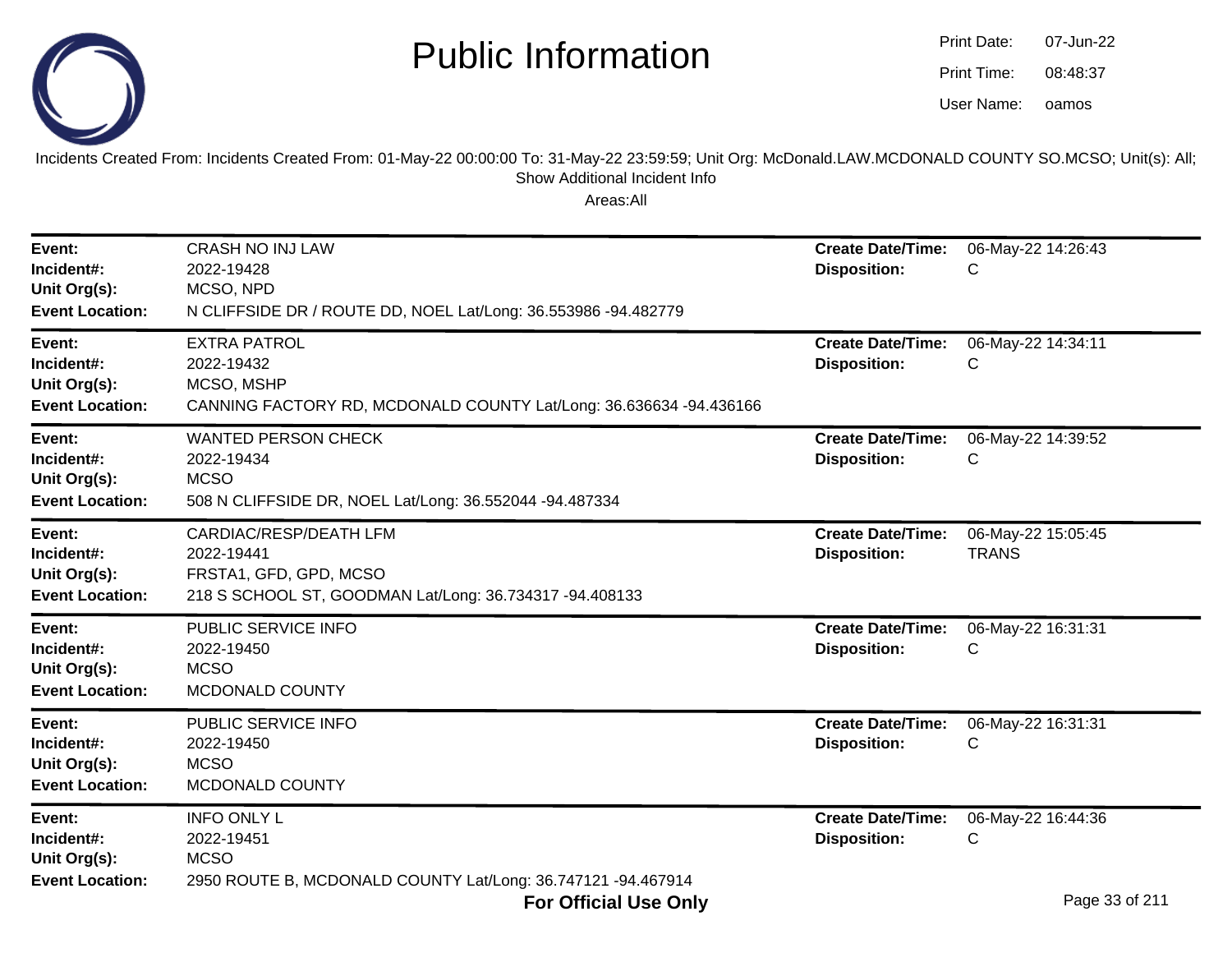# Public Information

Print Date: 07-Jun-22
Print Time: 08:48:37
User Name: oamos

Incidents Created From: Incidents Created From: 01-May-22 00:00:00 To: 31-May-22 23:59:59; Unit Org: McDonald.LAW.MCDONALD COUNTY SO.MCSO; Unit(s): All; Show Additional Incident Info

Areas:All

---

**Event:** CRASH NO INJ LAW
**Incident#:** 2022-19428
**Unit Org(s):** MCSO, NPD
**Event Location:** N CLIFFSIDE DR / ROUTE DD, NOEL Lat/Long: 36.553986 -94.482779
**Create Date/Time:** 06-May-22 14:26:43
**Disposition:** C

---

**Event:** EXTRA PATROL
**Incident#:** 2022-19432
**Unit Org(s):** MCSO, MSHP
**Event Location:** CANNING FACTORY RD, MCDONALD COUNTY Lat/Long: 36.636634 -94.436166
**Create Date/Time:** 06-May-22 14:34:11
**Disposition:** C

---

**Event:** WANTED PERSON CHECK
**Incident#:** 2022-19434
**Unit Org(s):** MCSO
**Event Location:** 508 N CLIFFSIDE DR, NOEL Lat/Long: 36.552044 -94.487334
**Create Date/Time:** 06-May-22 14:39:52
**Disposition:** C

---

**Event:** CARDIAC/RESP/DEATH LFM
**Incident#:** 2022-19441
**Unit Org(s):** FRSTA1, GFD, GPD, MCSO
**Event Location:** 218 S SCHOOL ST, GOODMAN Lat/Long: 36.734317 -94.408133
**Create Date/Time:** 06-May-22 15:05:45
**Disposition:** TRANS

---

**Event:** PUBLIC SERVICE INFO
**Incident#:** 2022-19450
**Unit Org(s):** MCSO
**Event Location:** MCDONALD COUNTY
**Create Date/Time:** 06-May-22 16:31:31
**Disposition:** C

---

**Event:** PUBLIC SERVICE INFO
**Incident#:** 2022-19450
**Unit Org(s):** MCSO
**Event Location:** MCDONALD COUNTY
**Create Date/Time:** 06-May-22 16:31:31
**Disposition:** C

---

**Event:** INFO ONLY L
**Incident#:** 2022-19451
**Unit Org(s):** MCSO
**Event Location:** 2950 ROUTE B, MCDONALD COUNTY Lat/Long: 36.747121 -94.467914
**Create Date/Time:** 06-May-22 16:44:36
**Disposition:** C

**For Official Use Only**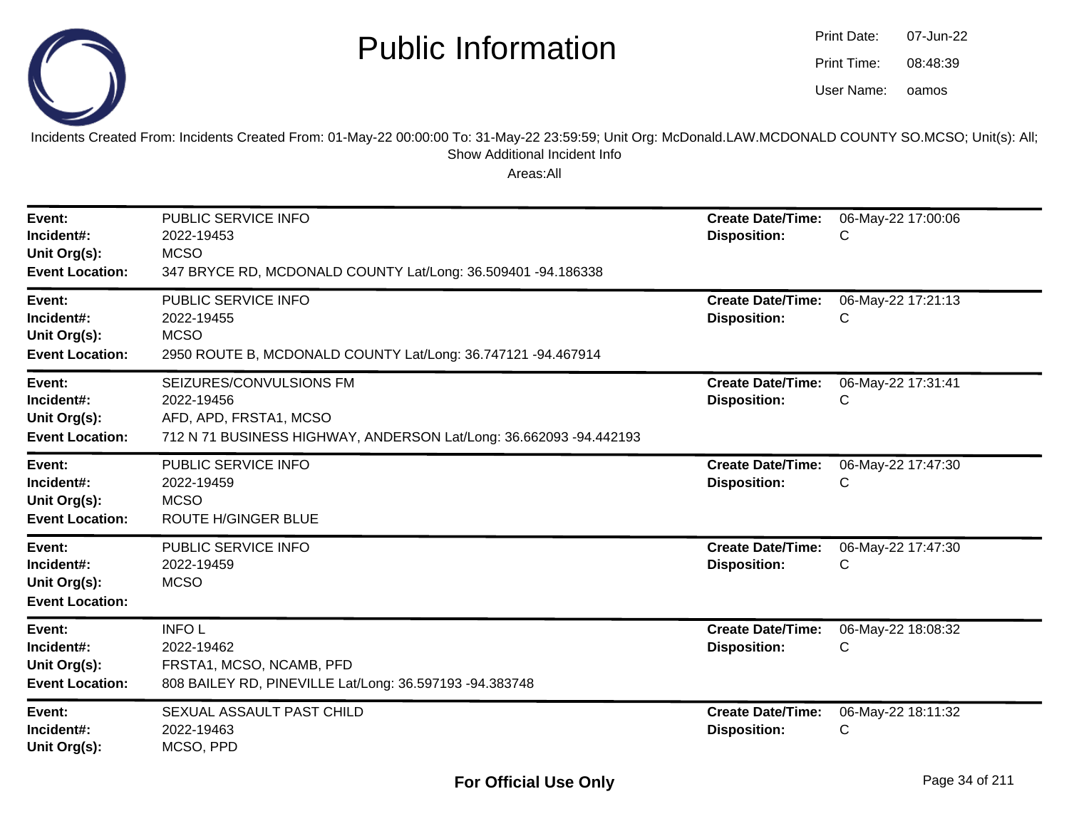# Public Information

Print Date: 07-Jun-22
Print Time: 08:48:39
User Name: oamos

Incidents Created From: Incidents Created From: 01-May-22 00:00:00 To: 31-May-22 23:59:59; Unit Org: McDonald.LAW.MCDONALD COUNTY SO.MCSO; Unit(s): All; Show Additional Incident Info

Areas:All

---

**Event:** PUBLIC SERVICE INFO
**Incident#:** 2022-19453
**Unit Org(s):** MCSO
**Event Location:** 347 BRYCE RD, MCDONALD COUNTY Lat/Long: 36.509401 -94.186338
**Create Date/Time:** 06-May-22 17:00:06
**Disposition:** C

---

**Event:** PUBLIC SERVICE INFO
**Incident#:** 2022-19455
**Unit Org(s):** MCSO
**Event Location:** 2950 ROUTE B, MCDONALD COUNTY Lat/Long: 36.747121 -94.467914
**Create Date/Time:** 06-May-22 17:21:13
**Disposition:** C

---

**Event:** SEIZURES/CONVULSIONS FM
**Incident#:** 2022-19456
**Unit Org(s):** AFD, APD, FRSTA1, MCSO
**Event Location:** 712 N 71 BUSINESS HIGHWAY, ANDERSON Lat/Long: 36.662093 -94.442193
**Create Date/Time:** 06-May-22 17:31:41
**Disposition:** C

---

**Event:** PUBLIC SERVICE INFO
**Incident#:** 2022-19459
**Unit Org(s):** MCSO
**Event Location:** ROUTE H/GINGER BLUE
**Create Date/Time:** 06-May-22 17:47:30
**Disposition:** C

---

**Event:** PUBLIC SERVICE INFO
**Incident#:** 2022-19459
**Unit Org(s):** MCSO
**Event Location:**
**Create Date/Time:** 06-May-22 17:47:30
**Disposition:** C

---

**Event:** INFO L
**Incident#:** 2022-19462
**Unit Org(s):** FRSTA1, MCSO, NCAMB, PFD
**Event Location:** 808 BAILEY RD, PINEVILLE Lat/Long: 36.597193 -94.383748
**Create Date/Time:** 06-May-22 18:08:32
**Disposition:** C

---

**Event:** SEXUAL ASSAULT PAST CHILD
**Incident#:** 2022-19463
**Unit Org(s):** MCSO, PPD
**Create Date/Time:** 06-May-22 18:11:32
**Disposition:** C

**For Official Use Only**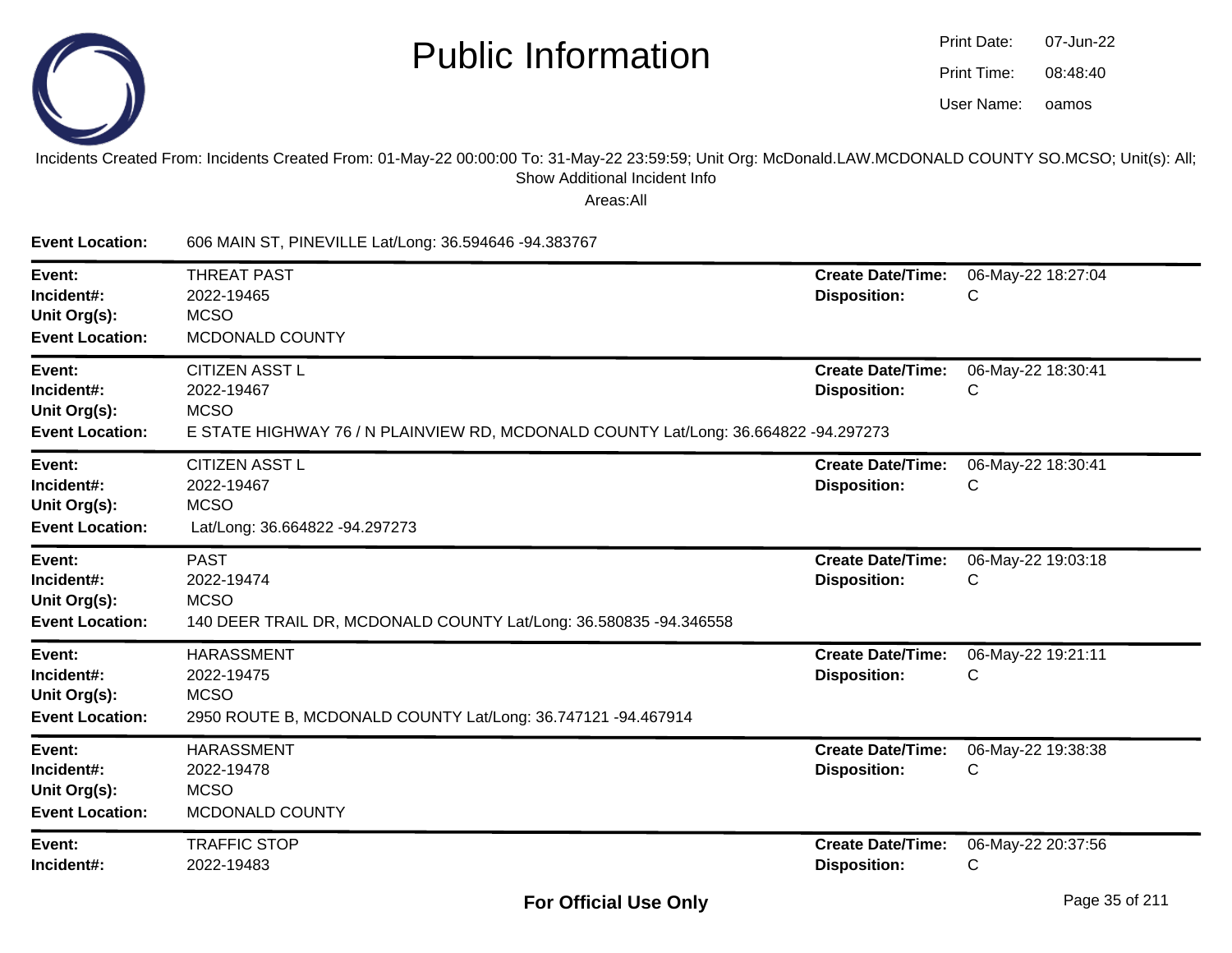# Public Information

Print Date: 07-Jun-22
Print Time: 08:48:40
User Name: oamos

Incidents Created From: Incidents Created From: 01-May-22 00:00:00 To: 31-May-22 23:59:59; Unit Org: McDonald.LAW.MCDONALD COUNTY SO.MCSO; Unit(s): All; Show Additional Incident Info

Areas:All

**Event Location:** 606 MAIN ST, PINEVILLE Lat/Long: 36.594646 -94.383767

---

**Event:** THREAT PAST
**Incident#:** 2022-19465
**Unit Org(s):** MCSO
**Event Location:** MCDONALD COUNTY
**Create Date/Time:** 06-May-22 18:27:04
**Disposition:** C

---

**Event:** CITIZEN ASST L
**Incident#:** 2022-19467
**Unit Org(s):** MCSO
**Event Location:** E STATE HIGHWAY 76 / N PLAINVIEW RD, MCDONALD COUNTY Lat/Long: 36.664822 -94.297273
**Create Date/Time:** 06-May-22 18:30:41
**Disposition:** C

---

**Event:** CITIZEN ASST L
**Incident#:** 2022-19467
**Unit Org(s):** MCSO
**Event Location:** Lat/Long: 36.664822 -94.297273
**Create Date/Time:** 06-May-22 18:30:41
**Disposition:** C

---

**Event:** PAST
**Incident#:** 2022-19474
**Unit Org(s):** MCSO
**Event Location:** 140 DEER TRAIL DR, MCDONALD COUNTY Lat/Long: 36.580835 -94.346558
**Create Date/Time:** 06-May-22 19:03:18
**Disposition:** C

---

**Event:** HARASSMENT
**Incident#:** 2022-19475
**Unit Org(s):** MCSO
**Event Location:** 2950 ROUTE B, MCDONALD COUNTY Lat/Long: 36.747121 -94.467914
**Create Date/Time:** 06-May-22 19:21:11
**Disposition:** C

---

**Event:** HARASSMENT
**Incident#:** 2022-19478
**Unit Org(s):** MCSO
**Event Location:** MCDONALD COUNTY
**Create Date/Time:** 06-May-22 19:38:38
**Disposition:** C

---

**Event:** TRAFFIC STOP
**Incident#:** 2022-19483
**Create Date/Time:** 06-May-22 20:37:56
**Disposition:** C

**For Official Use Only**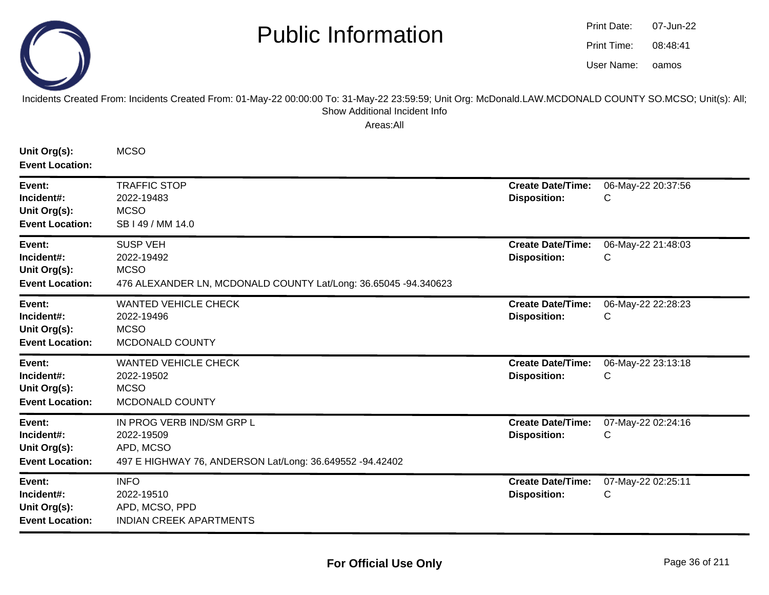# Public Information

Print Date: 07-Jun-22
Print Time: 08:48:41
User Name: oamos

Incidents Created From: Incidents Created From: 01-May-22 00:00:00 To: 31-May-22 23:59:59; Unit Org: McDonald.LAW.MCDONALD COUNTY SO.MCSO; Unit(s): All; Show Additional Incident Info

Areas:All

**Unit Org(s):** MCSO
**Event Location:**

---

**Event:** TRAFFIC STOP
**Incident#:** 2022-19483
**Unit Org(s):** MCSO
**Event Location:** SB I 49 / MM 14.0
**Create Date/Time:** 06-May-22 20:37:56
**Disposition:** C

---

**Event:** SUSP VEH
**Incident#:** 2022-19492
**Unit Org(s):** MCSO
**Event Location:** 476 ALEXANDER LN, MCDONALD COUNTY Lat/Long: 36.65045 -94.340623
**Create Date/Time:** 06-May-22 21:48:03
**Disposition:** C

---

**Event:** WANTED VEHICLE CHECK
**Incident#:** 2022-19496
**Unit Org(s):** MCSO
**Event Location:** MCDONALD COUNTY
**Create Date/Time:** 06-May-22 22:28:23
**Disposition:** C

---

**Event:** WANTED VEHICLE CHECK
**Incident#:** 2022-19502
**Unit Org(s):** MCSO
**Event Location:** MCDONALD COUNTY
**Create Date/Time:** 06-May-22 23:13:18
**Disposition:** C

---

**Event:** IN PROG VERB IND/SM GRP L
**Incident#:** 2022-19509
**Unit Org(s):** APD, MCSO
**Event Location:** 497 E HIGHWAY 76, ANDERSON Lat/Long: 36.649552 -94.42402
**Create Date/Time:** 07-May-22 02:24:16
**Disposition:** C

---

**Event:** INFO
**Incident#:** 2022-19510
**Unit Org(s):** APD, MCSO, PPD
**Event Location:** INDIAN CREEK APARTMENTS
**Create Date/Time:** 07-May-22 02:25:11
**Disposition:** C

---

**For Official Use Only**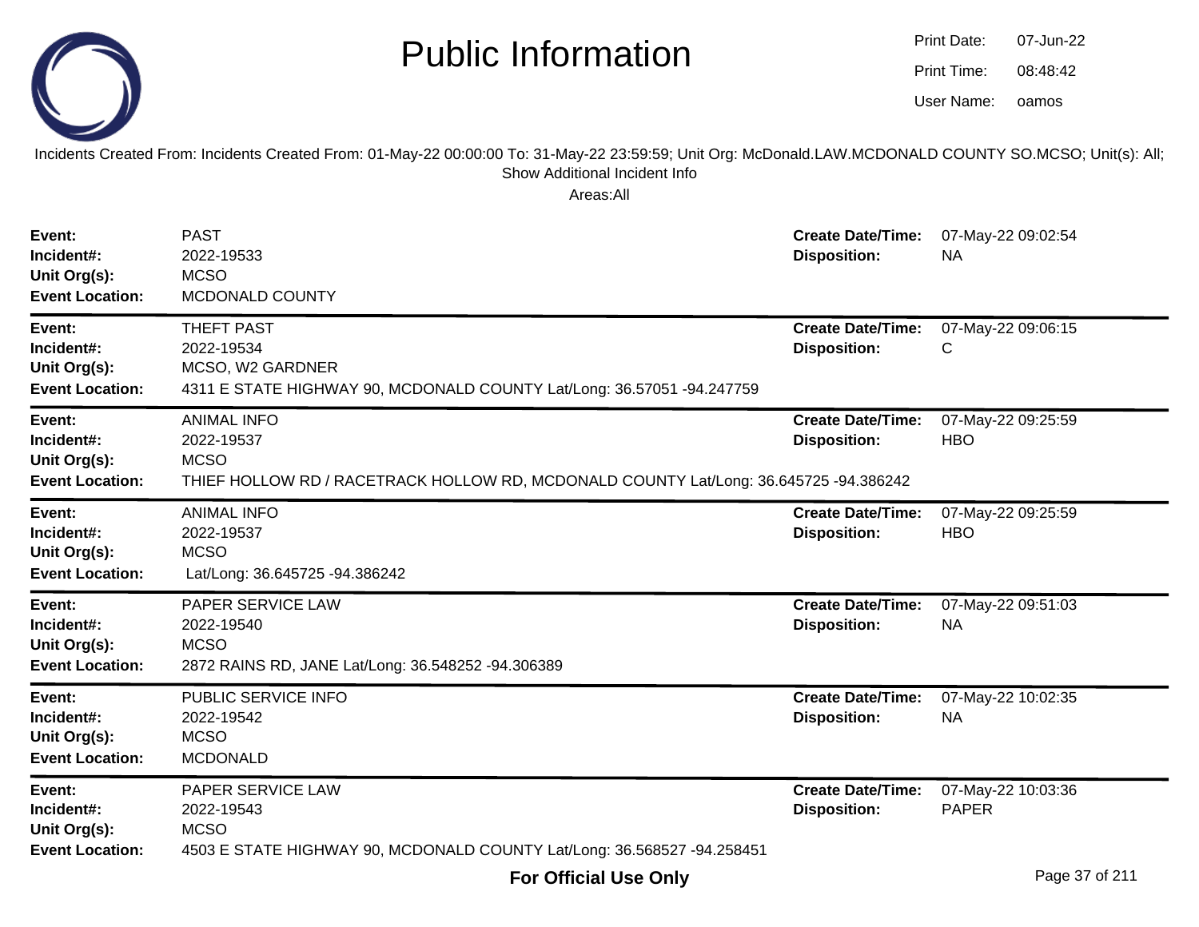# Public Information

Print Date: 07-Jun-22
Print Time: 08:48:42
User Name: oamos

Incidents Created From: Incidents Created From: 01-May-22 00:00:00 To: 31-May-22 23:59:59; Unit Org: McDonald.LAW.MCDONALD COUNTY SO.MCSO; Unit(s): All; Show Additional Incident Info

Areas:All

---

**Event:** PAST
**Incident#:** 2022-19533
**Unit Org(s):** MCSO
**Event Location:** MCDONALD COUNTY
**Create Date/Time:** 07-May-22 09:02:54
**Disposition:** NA

---

**Event:** THEFT PAST
**Incident#:** 2022-19534
**Unit Org(s):** MCSO, W2 GARDNER
**Event Location:** 4311 E STATE HIGHWAY 90, MCDONALD COUNTY Lat/Long: 36.57051 -94.247759
**Create Date/Time:** 07-May-22 09:06:15
**Disposition:** C

---

**Event:** ANIMAL INFO
**Incident#:** 2022-19537
**Unit Org(s):** MCSO
**Event Location:** THIEF HOLLOW RD / RACETRACK HOLLOW RD, MCDONALD COUNTY Lat/Long: 36.645725 -94.386242
**Create Date/Time:** 07-May-22 09:25:59
**Disposition:** HBO

---

**Event:** ANIMAL INFO
**Incident#:** 2022-19537
**Unit Org(s):** MCSO
**Event Location:** Lat/Long: 36.645725 -94.386242
**Create Date/Time:** 07-May-22 09:25:59
**Disposition:** HBO

---

**Event:** PAPER SERVICE LAW
**Incident#:** 2022-19540
**Unit Org(s):** MCSO
**Event Location:** 2872 RAINS RD, JANE Lat/Long: 36.548252 -94.306389
**Create Date/Time:** 07-May-22 09:51:03
**Disposition:** NA

---

**Event:** PUBLIC SERVICE INFO
**Incident#:** 2022-19542
**Unit Org(s):** MCSO
**Event Location:** MCDONALD
**Create Date/Time:** 07-May-22 10:02:35
**Disposition:** NA

---

**Event:** PAPER SERVICE LAW
**Incident#:** 2022-19543
**Unit Org(s):** MCSO
**Event Location:** 4503 E STATE HIGHWAY 90, MCDONALD COUNTY Lat/Long: 36.568527 -94.258451
**Create Date/Time:** 07-May-22 10:03:36
**Disposition:** PAPER

**For Official Use Only**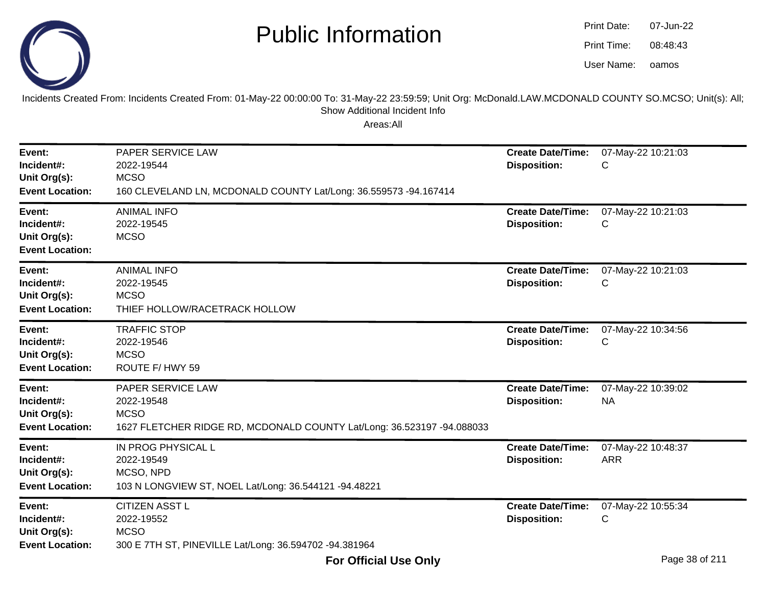# Public Information

Print Date: 07-Jun-22
Print Time: 08:48:43
User Name: oamos

Incidents Created From: Incidents Created From: 01-May-22 00:00:00 To: 31-May-22 23:59:59; Unit Org: McDonald.LAW.MCDONALD COUNTY SO.MCSO; Unit(s): All; Show Additional Incident Info

Areas:All

| | | | |
|---|---|---|---|
| **Event:** | PAPER SERVICE LAW | **Create Date/Time:** | 07-May-22 10:21:03 |
| **Incident#:** | 2022-19544 | **Disposition:** | C |
| **Unit Org(s):** | MCSO | | |
| **Event Location:** | 160 CLEVELAND LN, MCDONALD COUNTY Lat/Long: 36.559573 -94.167414 | | |

| | | | |
|---|---|---|---|
| **Event:** | ANIMAL INFO | **Create Date/Time:** | 07-May-22 10:21:03 |
| **Incident#:** | 2022-19545 | **Disposition:** | C |
| **Unit Org(s):** | MCSO | | |
| **Event Location:** | | | |

| | | | |
|---|---|---|---|
| **Event:** | ANIMAL INFO | **Create Date/Time:** | 07-May-22 10:21:03 |
| **Incident#:** | 2022-19545 | **Disposition:** | C |
| **Unit Org(s):** | MCSO | | |
| **Event Location:** | THIEF HOLLOW/RACETRACK HOLLOW | | |

| | | | |
|---|---|---|---|
| **Event:** | TRAFFIC STOP | **Create Date/Time:** | 07-May-22 10:34:56 |
| **Incident#:** | 2022-19546 | **Disposition:** | C |
| **Unit Org(s):** | MCSO | | |
| **Event Location:** | ROUTE F/ HWY 59 | | |

| | | | |
|---|---|---|---|
| **Event:** | PAPER SERVICE LAW | **Create Date/Time:** | 07-May-22 10:39:02 |
| **Incident#:** | 2022-19548 | **Disposition:** | NA |
| **Unit Org(s):** | MCSO | | |
| **Event Location:** | 1627 FLETCHER RIDGE RD, MCDONALD COUNTY Lat/Long: 36.523197 -94.088033 | | |

| | | | |
|---|---|---|---|
| **Event:** | IN PROG PHYSICAL L | **Create Date/Time:** | 07-May-22 10:48:37 |
| **Incident#:** | 2022-19549 | **Disposition:** | ARR |
| **Unit Org(s):** | MCSO, NPD | | |
| **Event Location:** | 103 N LONGVIEW ST, NOEL Lat/Long: 36.544121 -94.48221 | | |

| | | | |
|---|---|---|---|
| **Event:** | CITIZEN ASST L | **Create Date/Time:** | 07-May-22 10:55:34 |
| **Incident#:** | 2022-19552 | **Disposition:** | C |
| **Unit Org(s):** | MCSO | | |
| **Event Location:** | 300 E 7TH ST, PINEVILLE Lat/Long: 36.594702 -94.381964 | | |

**For Official Use Only**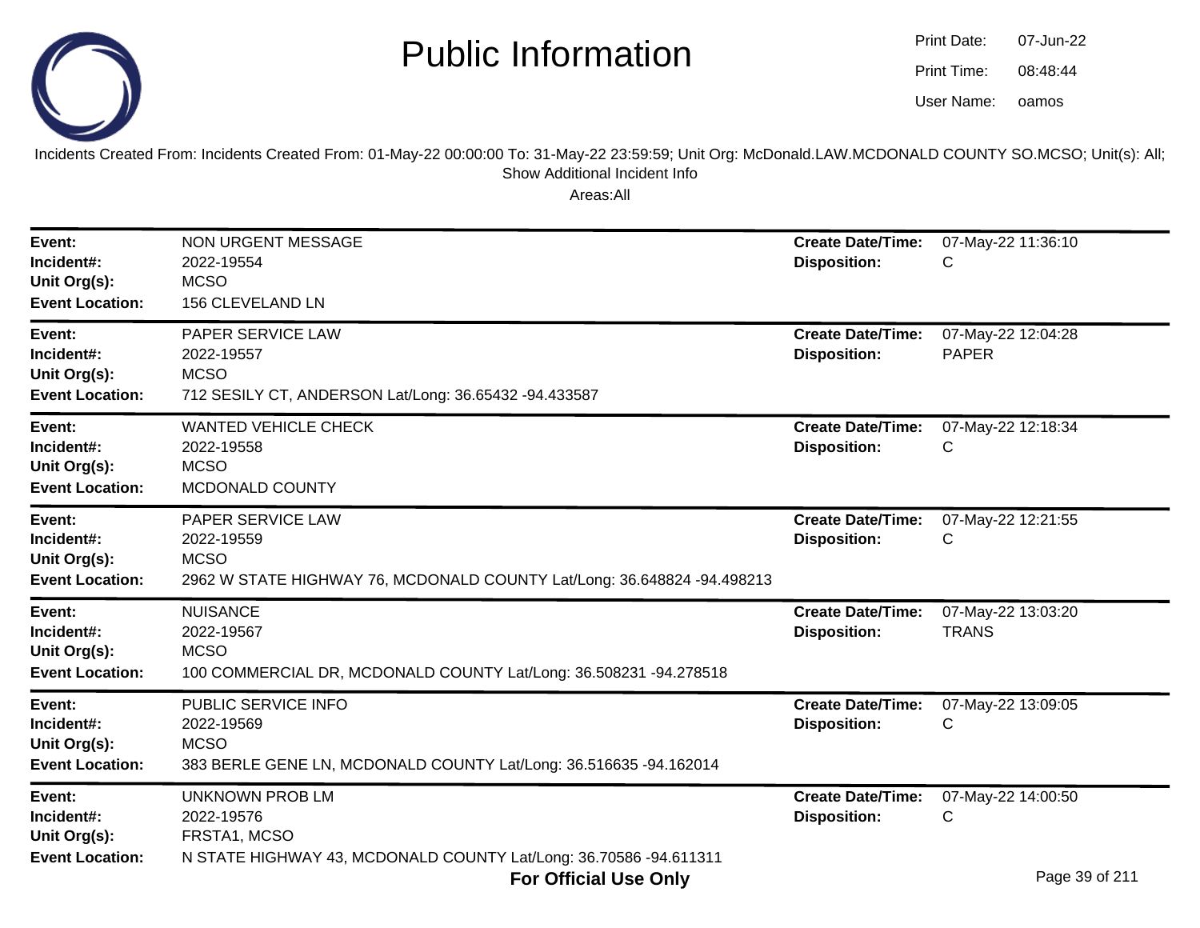# Public Information

Print Date: 07-Jun-22
Print Time: 08:48:44
User Name: oamos

Incidents Created From: Incidents Created From: 01-May-22 00:00:00 To: 31-May-22 23:59:59; Unit Org: McDonald.LAW.MCDONALD COUNTY SO.MCSO; Unit(s): All; Show Additional Incident Info

Areas:All

---

**Event:** NON URGENT MESSAGE
**Incident#:** 2022-19554
**Unit Org(s):** MCSO
**Event Location:** 156 CLEVELAND LN
**Create Date/Time:** 07-May-22 11:36:10
**Disposition:** C

---

**Event:** PAPER SERVICE LAW
**Incident#:** 2022-19557
**Unit Org(s):** MCSO
**Event Location:** 712 SESILY CT, ANDERSON Lat/Long: 36.65432 -94.433587
**Create Date/Time:** 07-May-22 12:04:28
**Disposition:** PAPER

---

**Event:** WANTED VEHICLE CHECK
**Incident#:** 2022-19558
**Unit Org(s):** MCSO
**Event Location:** MCDONALD COUNTY
**Create Date/Time:** 07-May-22 12:18:34
**Disposition:** C

---

**Event:** PAPER SERVICE LAW
**Incident#:** 2022-19559
**Unit Org(s):** MCSO
**Event Location:** 2962 W STATE HIGHWAY 76, MCDONALD COUNTY Lat/Long: 36.648824 -94.498213
**Create Date/Time:** 07-May-22 12:21:55
**Disposition:** C

---

**Event:** NUISANCE
**Incident#:** 2022-19567
**Unit Org(s):** MCSO
**Event Location:** 100 COMMERCIAL DR, MCDONALD COUNTY Lat/Long: 36.508231 -94.278518
**Create Date/Time:** 07-May-22 13:03:20
**Disposition:** TRANS

---

**Event:** PUBLIC SERVICE INFO
**Incident#:** 2022-19569
**Unit Org(s):** MCSO
**Event Location:** 383 BERLE GENE LN, MCDONALD COUNTY Lat/Long: 36.516635 -94.162014
**Create Date/Time:** 07-May-22 13:09:05
**Disposition:** C

---

**Event:** UNKNOWN PROB LM
**Incident#:** 2022-19576
**Unit Org(s):** FRSTA1, MCSO
**Event Location:** N STATE HIGHWAY 43, MCDONALD COUNTY Lat/Long: 36.70586 -94.611311
**Create Date/Time:** 07-May-22 14:00:50
**Disposition:** C

**For Official Use Only**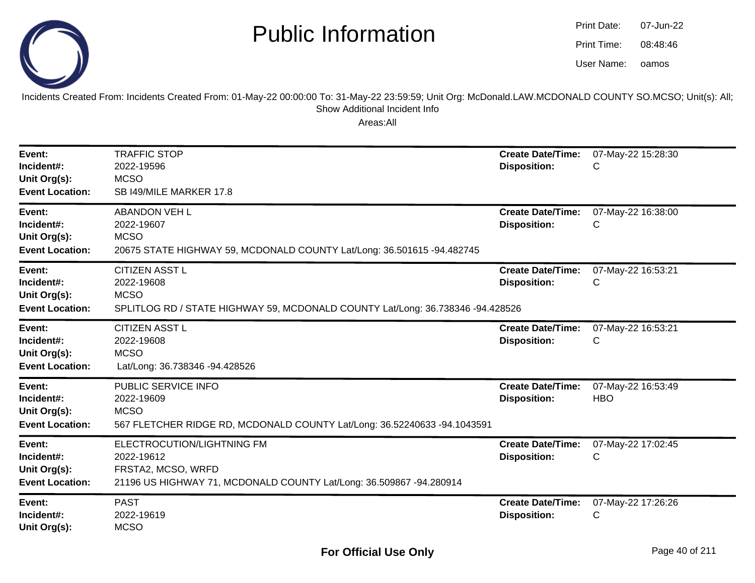# Public Information

Print Date: 07-Jun-22
Print Time: 08:48:46
User Name: oamos

Incidents Created From: Incidents Created From: 01-May-22 00:00:00 To: 31-May-22 23:59:59; Unit Org: McDonald.LAW.MCDONALD COUNTY SO.MCSO; Unit(s): All; Show Additional Incident Info

Areas:All

| | | | |
|---|---|---|---|
| **Event:** | TRAFFIC STOP | **Create Date/Time:** | 07-May-22 15:28:30 |
| **Incident#:** | 2022-19596 | **Disposition:** | C |
| **Unit Org(s):** | MCSO | | |
| **Event Location:** | SB I49/MILE MARKER 17.8 | | |

| | | | |
|---|---|---|---|
| **Event:** | ABANDON VEH L | **Create Date/Time:** | 07-May-22 16:38:00 |
| **Incident#:** | 2022-19607 | **Disposition:** | C |
| **Unit Org(s):** | MCSO | | |
| **Event Location:** | 20675 STATE HIGHWAY 59, MCDONALD COUNTY Lat/Long: 36.501615 -94.482745 | | |

| | | | |
|---|---|---|---|
| **Event:** | CITIZEN ASST L | **Create Date/Time:** | 07-May-22 16:53:21 |
| **Incident#:** | 2022-19608 | **Disposition:** | C |
| **Unit Org(s):** | MCSO | | |
| **Event Location:** | SPLITLOG RD / STATE HIGHWAY 59, MCDONALD COUNTY Lat/Long: 36.738346 -94.428526 | | |

| | | | |
|---|---|---|---|
| **Event:** | CITIZEN ASST L | **Create Date/Time:** | 07-May-22 16:53:21 |
| **Incident#:** | 2022-19608 | **Disposition:** | C |
| **Unit Org(s):** | MCSO | | |
| **Event Location:** | Lat/Long: 36.738346 -94.428526 | | |

| | | | |
|---|---|---|---|
| **Event:** | PUBLIC SERVICE INFO | **Create Date/Time:** | 07-May-22 16:53:49 |
| **Incident#:** | 2022-19609 | **Disposition:** | HBO |
| **Unit Org(s):** | MCSO | | |
| **Event Location:** | 567 FLETCHER RIDGE RD, MCDONALD COUNTY Lat/Long: 36.52240633 -94.1043591 | | |

| | | | |
|---|---|---|---|
| **Event:** | ELECTROCUTION/LIGHTNING FM | **Create Date/Time:** | 07-May-22 17:02:45 |
| **Incident#:** | 2022-19612 | **Disposition:** | C |
| **Unit Org(s):** | FRSTA2, MCSO, WRFD | | |
| **Event Location:** | 21196 US HIGHWAY 71, MCDONALD COUNTY Lat/Long: 36.509867 -94.280914 | | |

| | | | |
|---|---|---|---|
| **Event:** | PAST | **Create Date/Time:** | 07-May-22 17:26:26 |
| **Incident#:** | 2022-19619 | **Disposition:** | C |
| **Unit Org(s):** | MCSO | | |

**For Official Use Only**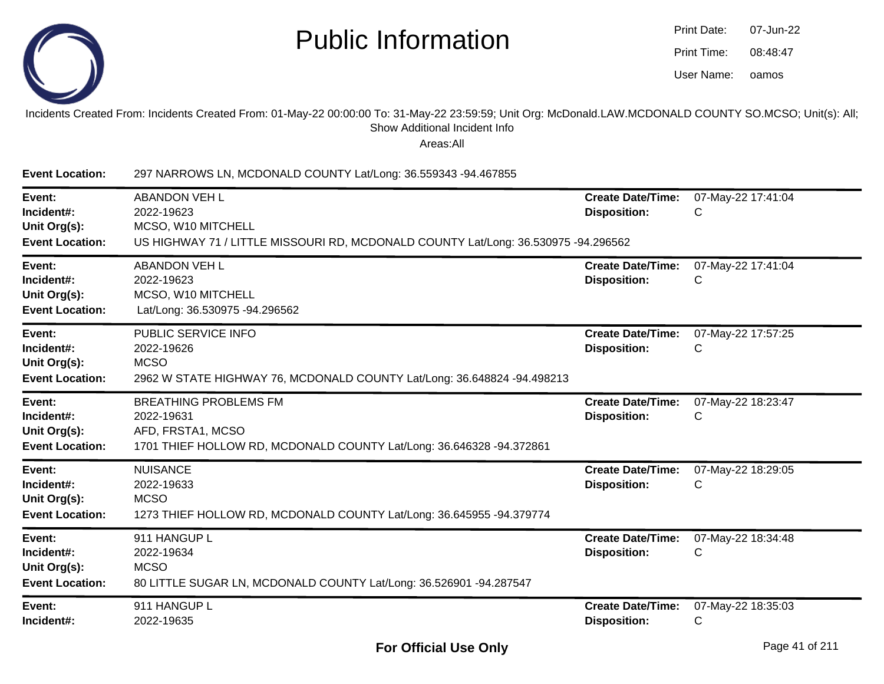# Public Information

Print Date: 07-Jun-22
Print Time: 08:48:47
User Name: oamos

Incidents Created From: Incidents Created From: 01-May-22 00:00:00 To: 31-May-22 23:59:59; Unit Org: McDonald.LAW.MCDONALD COUNTY SO.MCSO; Unit(s): All; Show Additional Incident Info

Areas:All

**Event Location:** 297 NARROWS LN, MCDONALD COUNTY Lat/Long: 36.559343 -94.467855

---

**Event:** ABANDON VEH L
**Incident#:** 2022-19623
**Unit Org(s):** MCSO, W10 MITCHELL
**Event Location:** US HIGHWAY 71 / LITTLE MISSOURI RD, MCDONALD COUNTY Lat/Long: 36.530975 -94.296562
**Create Date/Time:** 07-May-22 17:41:04
**Disposition:** C

---

**Event:** ABANDON VEH L
**Incident#:** 2022-19623
**Unit Org(s):** MCSO, W10 MITCHELL
**Event Location:** Lat/Long: 36.530975 -94.296562
**Create Date/Time:** 07-May-22 17:41:04
**Disposition:** C

---

**Event:** PUBLIC SERVICE INFO
**Incident#:** 2022-19626
**Unit Org(s):** MCSO
**Event Location:** 2962 W STATE HIGHWAY 76, MCDONALD COUNTY Lat/Long: 36.648824 -94.498213
**Create Date/Time:** 07-May-22 17:57:25
**Disposition:** C

---

**Event:** BREATHING PROBLEMS FM
**Incident#:** 2022-19631
**Unit Org(s):** AFD, FRSTA1, MCSO
**Event Location:** 1701 THIEF HOLLOW RD, MCDONALD COUNTY Lat/Long: 36.646328 -94.372861
**Create Date/Time:** 07-May-22 18:23:47
**Disposition:** C

---

**Event:** NUISANCE
**Incident#:** 2022-19633
**Unit Org(s):** MCSO
**Event Location:** 1273 THIEF HOLLOW RD, MCDONALD COUNTY Lat/Long: 36.645955 -94.379774
**Create Date/Time:** 07-May-22 18:29:05
**Disposition:** C

---

**Event:** 911 HANGUP L
**Incident#:** 2022-19634
**Unit Org(s):** MCSO
**Event Location:** 80 LITTLE SUGAR LN, MCDONALD COUNTY Lat/Long: 36.526901 -94.287547
**Create Date/Time:** 07-May-22 18:34:48
**Disposition:** C

---

**Event:** 911 HANGUP L
**Incident#:** 2022-19635
**Create Date/Time:** 07-May-22 18:35:03
**Disposition:** C

**For Official Use Only**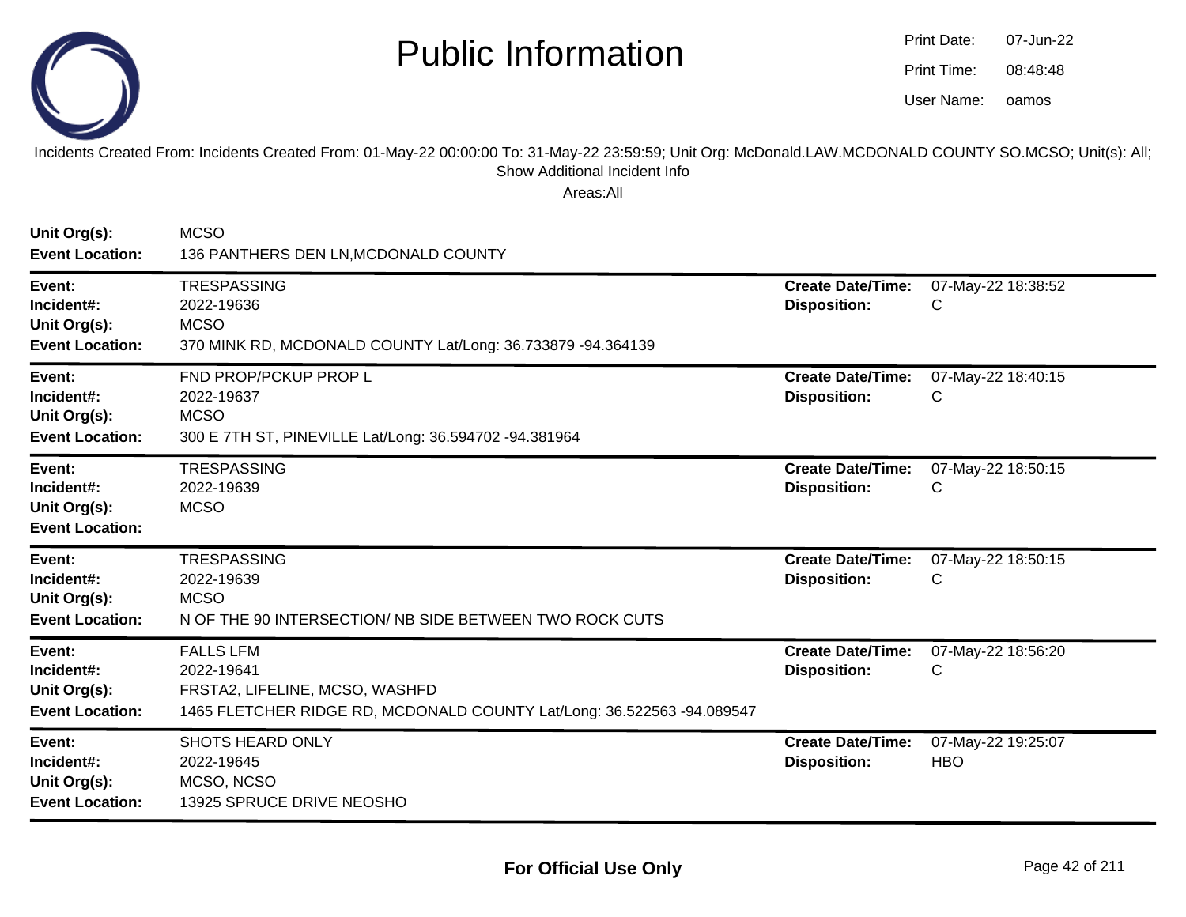# Public Information

Print Date: 07-Jun-22
Print Time: 08:48:48
User Name: oamos

Incidents Created From: Incidents Created From: 01-May-22 00:00:00 To: 31-May-22 23:59:59; Unit Org: McDonald.LAW.MCDONALD COUNTY SO.MCSO; Unit(s): All; Show Additional Incident Info

Areas:All

**Unit Org(s):** MCSO
**Event Location:** 136 PANTHERS DEN LN,MCDONALD COUNTY

---

**Event:** TRESPASSING
**Incident#:** 2022-19636
**Unit Org(s):** MCSO
**Event Location:** 370 MINK RD, MCDONALD COUNTY Lat/Long: 36.733879 -94.364139
**Create Date/Time:** 07-May-22 18:38:52
**Disposition:** C

---

**Event:** FND PROP/PCKUP PROP L
**Incident#:** 2022-19637
**Unit Org(s):** MCSO
**Event Location:** 300 E 7TH ST, PINEVILLE Lat/Long: 36.594702 -94.381964
**Create Date/Time:** 07-May-22 18:40:15
**Disposition:** C

---

**Event:** TRESPASSING
**Incident#:** 2022-19639
**Unit Org(s):** MCSO
**Event Location:**
**Create Date/Time:** 07-May-22 18:50:15
**Disposition:** C

---

**Event:** TRESPASSING
**Incident#:** 2022-19639
**Unit Org(s):** MCSO
**Event Location:** N OF THE 90 INTERSECTION/ NB SIDE BETWEEN TWO ROCK CUTS
**Create Date/Time:** 07-May-22 18:50:15
**Disposition:** C

---

**Event:** FALLS LFM
**Incident#:** 2022-19641
**Unit Org(s):** FRSTA2, LIFELINE, MCSO, WASHFD
**Event Location:** 1465 FLETCHER RIDGE RD, MCDONALD COUNTY Lat/Long: 36.522563 -94.089547
**Create Date/Time:** 07-May-22 18:56:20
**Disposition:** C

---

**Event:** SHOTS HEARD ONLY
**Incident#:** 2022-19645
**Unit Org(s):** MCSO, NCSO
**Event Location:** 13925 SPRUCE DRIVE NEOSHO
**Create Date/Time:** 07-May-22 19:25:07
**Disposition:** HBO

---

**For Official Use Only**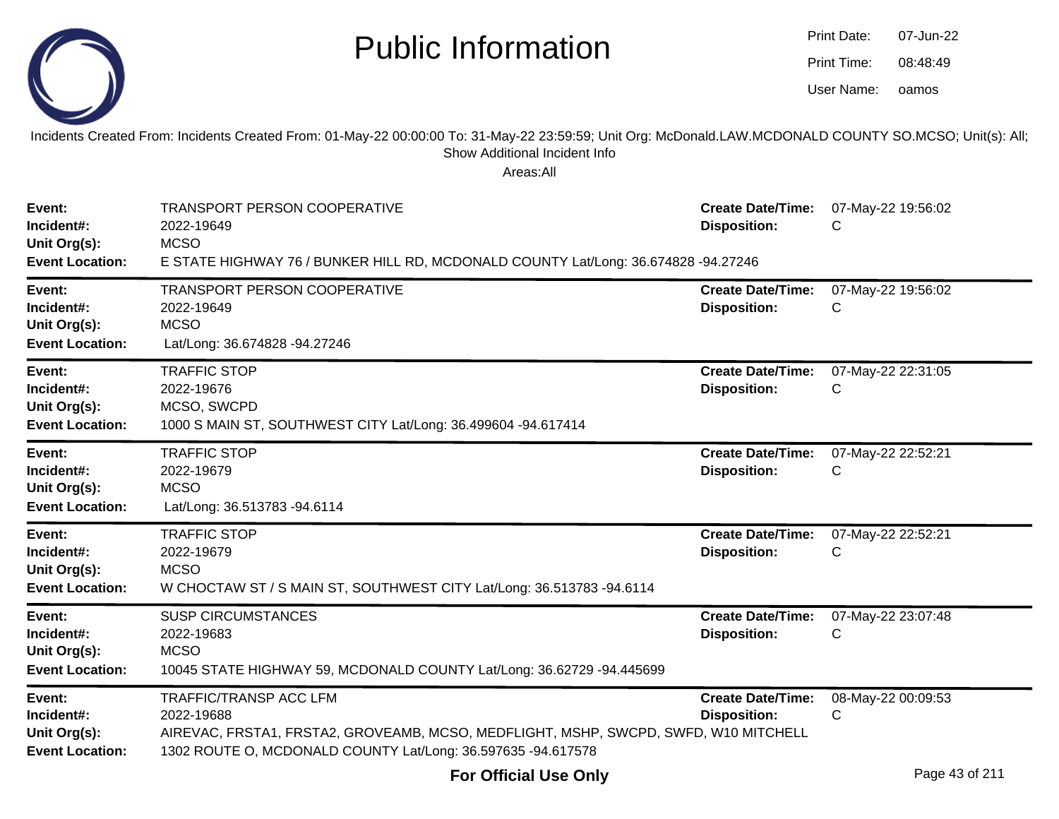# Public Information

Print Date: 07-Jun-22
Print Time: 08:48:49
User Name: oamos

Incidents Created From: Incidents Created From: 01-May-22 00:00:00 To: 31-May-22 23:59:59; Unit Org: McDonald.LAW.MCDONALD COUNTY SO.MCSO; Unit(s): All; Show Additional Incident Info

Areas:All

| | | | |
|---|---|---|---|
| **Event:** | TRANSPORT PERSON COOPERATIVE | **Create Date/Time:** | 07-May-22 19:56:02 |
| **Incident#:** | 2022-19649 | **Disposition:** | C |
| **Unit Org(s):** | MCSO | | |
| **Event Location:** | E STATE HIGHWAY 76 / BUNKER HILL RD, MCDONALD COUNTY Lat/Long: 36.674828 -94.27246 | | |

| | | | |
|---|---|---|---|
| **Event:** | TRANSPORT PERSON COOPERATIVE | **Create Date/Time:** | 07-May-22 19:56:02 |
| **Incident#:** | 2022-19649 | **Disposition:** | C |
| **Unit Org(s):** | MCSO | | |
| **Event Location:** | Lat/Long: 36.674828 -94.27246 | | |

| | | | |
|---|---|---|---|
| **Event:** | TRAFFIC STOP | **Create Date/Time:** | 07-May-22 22:31:05 |
| **Incident#:** | 2022-19676 | **Disposition:** | C |
| **Unit Org(s):** | MCSO, SWCPD | | |
| **Event Location:** | 1000 S MAIN ST, SOUTHWEST CITY Lat/Long: 36.499604 -94.617414 | | |

| | | | |
|---|---|---|---|
| **Event:** | TRAFFIC STOP | **Create Date/Time:** | 07-May-22 22:52:21 |
| **Incident#:** | 2022-19679 | **Disposition:** | C |
| **Unit Org(s):** | MCSO | | |
| **Event Location:** | Lat/Long: 36.513783 -94.6114 | | |

| | | | |
|---|---|---|---|
| **Event:** | TRAFFIC STOP | **Create Date/Time:** | 07-May-22 22:52:21 |
| **Incident#:** | 2022-19679 | **Disposition:** | C |
| **Unit Org(s):** | MCSO | | |
| **Event Location:** | W CHOCTAW ST / S MAIN ST, SOUTHWEST CITY Lat/Long: 36.513783 -94.6114 | | |

| | | | |
|---|---|---|---|
| **Event:** | SUSP CIRCUMSTANCES | **Create Date/Time:** | 07-May-22 23:07:48 |
| **Incident#:** | 2022-19683 | **Disposition:** | C |
| **Unit Org(s):** | MCSO | | |
| **Event Location:** | 10045 STATE HIGHWAY 59, MCDONALD COUNTY Lat/Long: 36.62729 -94.445699 | | |

| | | | |
|---|---|---|---|
| **Event:** | TRAFFIC/TRANSP ACC LFM | **Create Date/Time:** | 08-May-22 00:09:53 |
| **Incident#:** | 2022-19688 | **Disposition:** | C |
| **Unit Org(s):** | AIREVAC, FRSTA1, FRSTA2, GROVEAMB, MCSO, MEDFLIGHT, MSHP, SWCPD, SWFD, W10 MITCHELL | | |
| **Event Location:** | 1302 ROUTE O, MCDONALD COUNTY Lat/Long: 36.597635 -94.617578 | | |

**For Official Use Only**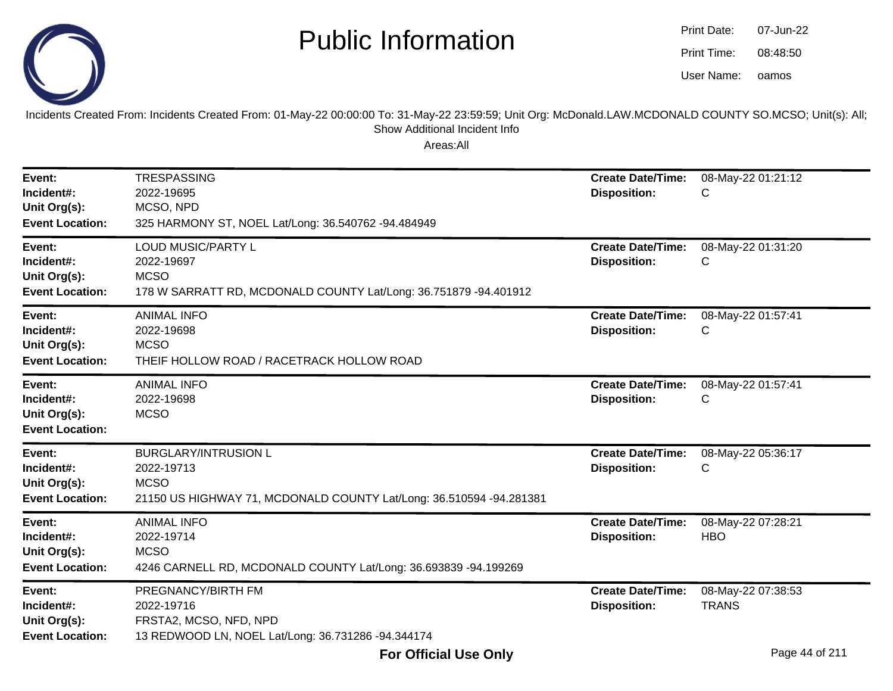# Public Information

Print Date: 07-Jun-22
Print Time: 08:48:50
User Name: oamos

Incidents Created From: Incidents Created From: 01-May-22 00:00:00 To: 31-May-22 23:59:59; Unit Org: McDonald.LAW.MCDONALD COUNTY SO.MCSO; Unit(s): All; Show Additional Incident Info

Areas:All

| | | | |
|---|---|---|---|
| **Event:** | TRESPASSING | **Create Date/Time:** | 08-May-22 01:21:12 |
| **Incident#:** | 2022-19695 | **Disposition:** | C |
| **Unit Org(s):** | MCSO, NPD | | |
| **Event Location:** | 325 HARMONY ST, NOEL Lat/Long: 36.540762 -94.484949 | | |

| | | | |
|---|---|---|---|
| **Event:** | LOUD MUSIC/PARTY L | **Create Date/Time:** | 08-May-22 01:31:20 |
| **Incident#:** | 2022-19697 | **Disposition:** | C |
| **Unit Org(s):** | MCSO | | |
| **Event Location:** | 178 W SARRATT RD, MCDONALD COUNTY Lat/Long: 36.751879 -94.401912 | | |

| | | | |
|---|---|---|---|
| **Event:** | ANIMAL INFO | **Create Date/Time:** | 08-May-22 01:57:41 |
| **Incident#:** | 2022-19698 | **Disposition:** | C |
| **Unit Org(s):** | MCSO | | |
| **Event Location:** | THEIF HOLLOW ROAD / RACETRACK HOLLOW ROAD | | |

| | | | |
|---|---|---|---|
| **Event:** | ANIMAL INFO | **Create Date/Time:** | 08-May-22 01:57:41 |
| **Incident#:** | 2022-19698 | **Disposition:** | C |
| **Unit Org(s):** | MCSO | | |
| **Event Location:** | | | |

| | | | |
|---|---|---|---|
| **Event:** | BURGLARY/INTRUSION L | **Create Date/Time:** | 08-May-22 05:36:17 |
| **Incident#:** | 2022-19713 | **Disposition:** | C |
| **Unit Org(s):** | MCSO | | |
| **Event Location:** | 21150 US HIGHWAY 71, MCDONALD COUNTY Lat/Long: 36.510594 -94.281381 | | |

| | | | |
|---|---|---|---|
| **Event:** | ANIMAL INFO | **Create Date/Time:** | 08-May-22 07:28:21 |
| **Incident#:** | 2022-19714 | **Disposition:** | HBO |
| **Unit Org(s):** | MCSO | | |
| **Event Location:** | 4246 CARNELL RD, MCDONALD COUNTY Lat/Long: 36.693839 -94.199269 | | |

| | | | |
|---|---|---|---|
| **Event:** | PREGNANCY/BIRTH FM | **Create Date/Time:** | 08-May-22 07:38:53 |
| **Incident#:** | 2022-19716 | **Disposition:** | TRANS |
| **Unit Org(s):** | FRSTA2, MCSO, NFD, NPD | | |
| **Event Location:** | 13 REDWOOD LN, NOEL Lat/Long: 36.731286 -94.344174 | | |

**For Official Use Only**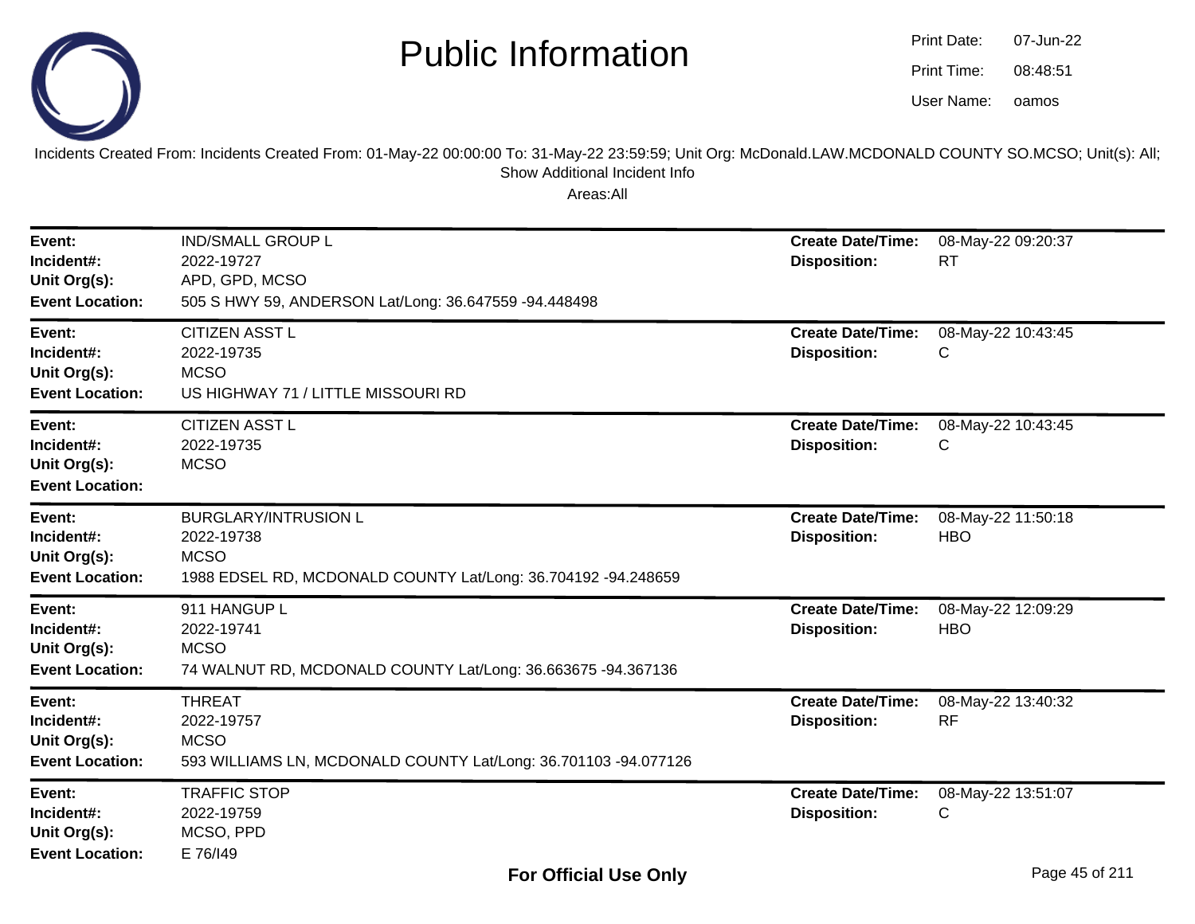# Public Information

Print Date: 07-Jun-22
Print Time: 08:48:51
User Name: oamos

Incidents Created From: Incidents Created From: 01-May-22 00:00:00 To: 31-May-22 23:59:59; Unit Org: McDonald.LAW.MCDONALD COUNTY SO.MCSO; Unit(s): All; Show Additional Incident Info

Areas:All

---

**Event:** IND/SMALL GROUP L
**Incident#:** 2022-19727
**Unit Org(s):** APD, GPD, MCSO
**Event Location:** 505 S HWY 59, ANDERSON Lat/Long: 36.647559 -94.448498
**Create Date/Time:** 08-May-22 09:20:37
**Disposition:** RT

---

**Event:** CITIZEN ASST L
**Incident#:** 2022-19735
**Unit Org(s):** MCSO
**Event Location:** US HIGHWAY 71 / LITTLE MISSOURI RD
**Create Date/Time:** 08-May-22 10:43:45
**Disposition:** C

---

**Event:** CITIZEN ASST L
**Incident#:** 2022-19735
**Unit Org(s):** MCSO
**Event Location:**
**Create Date/Time:** 08-May-22 10:43:45
**Disposition:** C

---

**Event:** BURGLARY/INTRUSION L
**Incident#:** 2022-19738
**Unit Org(s):** MCSO
**Event Location:** 1988 EDSEL RD, MCDONALD COUNTY Lat/Long: 36.704192 -94.248659
**Create Date/Time:** 08-May-22 11:50:18
**Disposition:** HBO

---

**Event:** 911 HANGUP L
**Incident#:** 2022-19741
**Unit Org(s):** MCSO
**Event Location:** 74 WALNUT RD, MCDONALD COUNTY Lat/Long: 36.663675 -94.367136
**Create Date/Time:** 08-May-22 12:09:29
**Disposition:** HBO

---

**Event:** THREAT
**Incident#:** 2022-19757
**Unit Org(s):** MCSO
**Event Location:** 593 WILLIAMS LN, MCDONALD COUNTY Lat/Long: 36.701103 -94.077126
**Create Date/Time:** 08-May-22 13:40:32
**Disposition:** RF

---

**Event:** TRAFFIC STOP
**Incident#:** 2022-19759
**Unit Org(s):** MCSO, PPD
**Event Location:** E 76/I49
**Create Date/Time:** 08-May-22 13:51:07
**Disposition:** C

**For Official Use Only**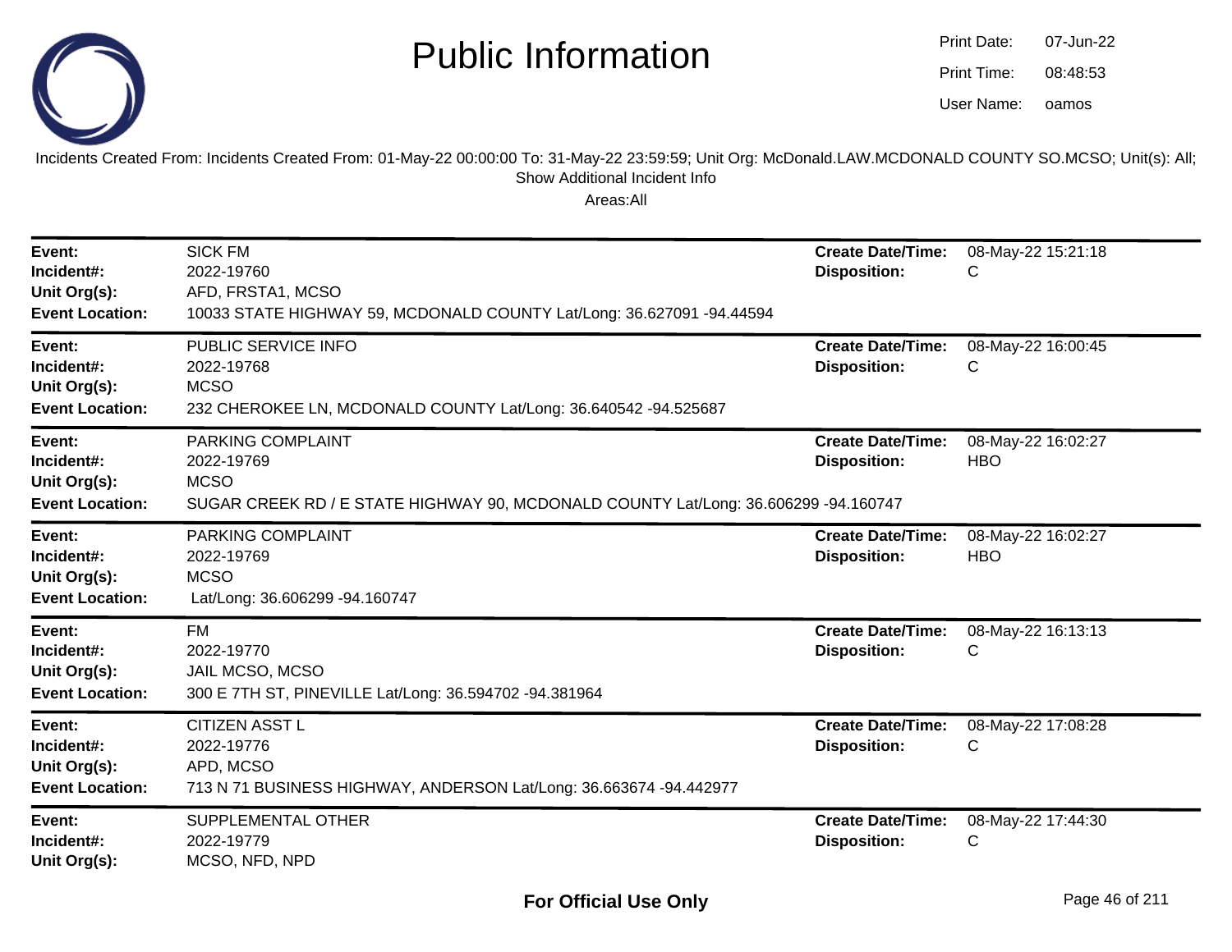# Public Information

Print Date: 07-Jun-22
Print Time: 08:48:53
User Name: oamos

Incidents Created From: Incidents Created From: 01-May-22 00:00:00 To: 31-May-22 23:59:59; Unit Org: McDonald.LAW.MCDONALD COUNTY SO.MCSO; Unit(s): All; Show Additional Incident Info

Areas:All

---

**Event:** SICK FM
**Incident#:** 2022-19760
**Unit Org(s):** AFD, FRSTA1, MCSO
**Event Location:** 10033 STATE HIGHWAY 59, MCDONALD COUNTY Lat/Long: 36.627091 -94.44594
**Create Date/Time:** 08-May-22 15:21:18
**Disposition:** C

---

**Event:** PUBLIC SERVICE INFO
**Incident#:** 2022-19768
**Unit Org(s):** MCSO
**Event Location:** 232 CHEROKEE LN, MCDONALD COUNTY Lat/Long: 36.640542 -94.525687
**Create Date/Time:** 08-May-22 16:00:45
**Disposition:** C

---

**Event:** PARKING COMPLAINT
**Incident#:** 2022-19769
**Unit Org(s):** MCSO
**Event Location:** SUGAR CREEK RD / E STATE HIGHWAY 90, MCDONALD COUNTY Lat/Long: 36.606299 -94.160747
**Create Date/Time:** 08-May-22 16:02:27
**Disposition:** HBO

---

**Event:** PARKING COMPLAINT
**Incident#:** 2022-19769
**Unit Org(s):** MCSO
**Event Location:** Lat/Long: 36.606299 -94.160747
**Create Date/Time:** 08-May-22 16:02:27
**Disposition:** HBO

---

**Event:** FM
**Incident#:** 2022-19770
**Unit Org(s):** JAIL MCSO, MCSO
**Event Location:** 300 E 7TH ST, PINEVILLE Lat/Long: 36.594702 -94.381964
**Create Date/Time:** 08-May-22 16:13:13
**Disposition:** C

---

**Event:** CITIZEN ASST L
**Incident#:** 2022-19776
**Unit Org(s):** APD, MCSO
**Event Location:** 713 N 71 BUSINESS HIGHWAY, ANDERSON Lat/Long: 36.663674 -94.442977
**Create Date/Time:** 08-May-22 17:08:28
**Disposition:** C

---

**Event:** SUPPLEMENTAL OTHER
**Incident#:** 2022-19779
**Unit Org(s):** MCSO, NFD, NPD
**Create Date/Time:** 08-May-22 17:44:30
**Disposition:** C

**For Official Use Only**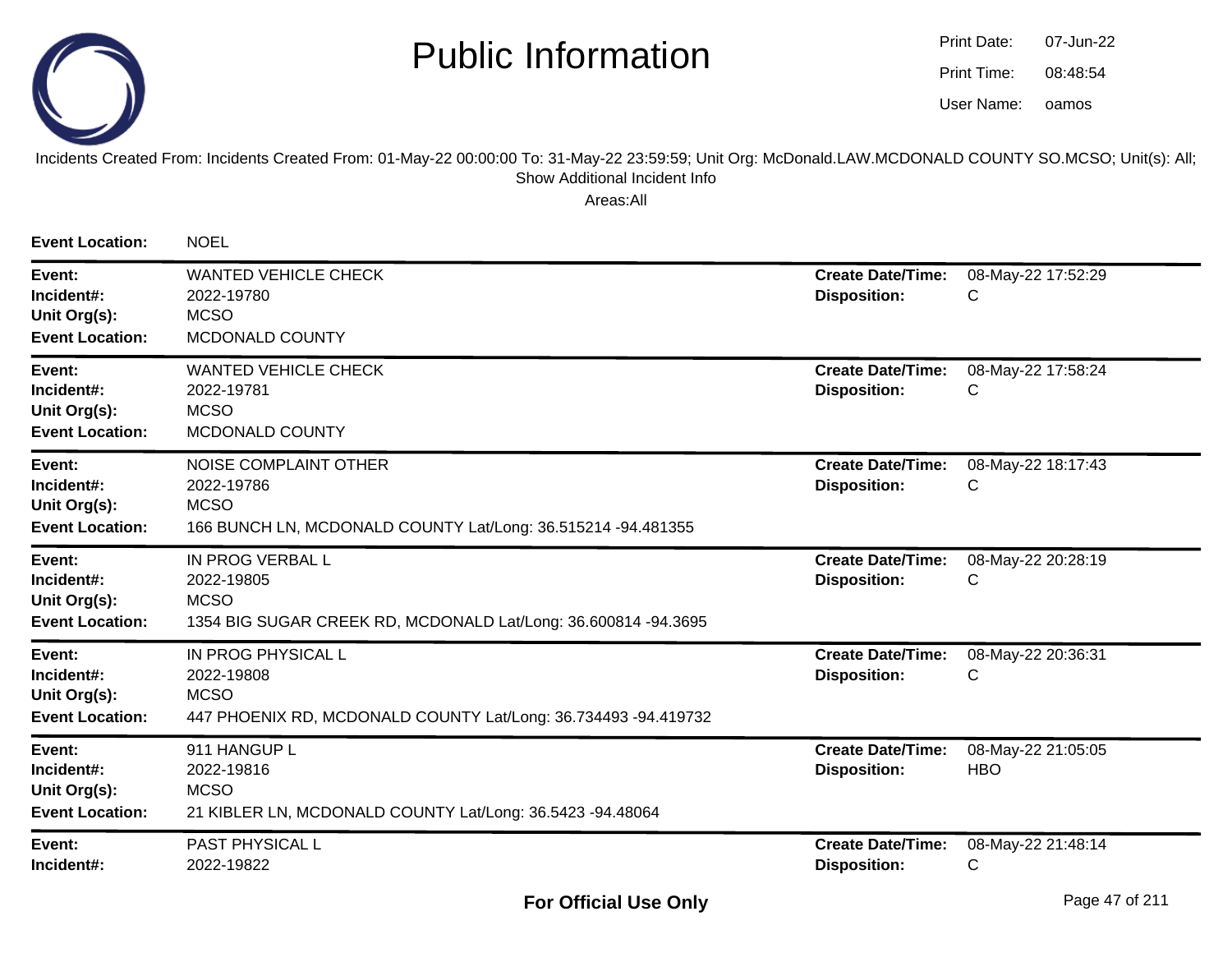# Public Information

Print Date: 07-Jun-22
Print Time: 08:48:54
User Name: oamos

Incidents Created From: Incidents Created From: 01-May-22 00:00:00 To: 31-May-22 23:59:59; Unit Org: McDonald.LAW.MCDONALD COUNTY SO.MCSO; Unit(s): All; Show Additional Incident Info

Areas:All

**Event Location:** NOEL

---

**Event:** WANTED VEHICLE CHECK
**Incident#:** 2022-19780
**Unit Org(s):** MCSO
**Event Location:** MCDONALD COUNTY
**Create Date/Time:** 08-May-22 17:52:29
**Disposition:** C

---

**Event:** WANTED VEHICLE CHECK
**Incident#:** 2022-19781
**Unit Org(s):** MCSO
**Event Location:** MCDONALD COUNTY
**Create Date/Time:** 08-May-22 17:58:24
**Disposition:** C

---

**Event:** NOISE COMPLAINT OTHER
**Incident#:** 2022-19786
**Unit Org(s):** MCSO
**Event Location:** 166 BUNCH LN, MCDONALD COUNTY Lat/Long: 36.515214 -94.481355
**Create Date/Time:** 08-May-22 18:17:43
**Disposition:** C

---

**Event:** IN PROG VERBAL L
**Incident#:** 2022-19805
**Unit Org(s):** MCSO
**Event Location:** 1354 BIG SUGAR CREEK RD, MCDONALD Lat/Long: 36.600814 -94.3695
**Create Date/Time:** 08-May-22 20:28:19
**Disposition:** C

---

**Event:** IN PROG PHYSICAL L
**Incident#:** 2022-19808
**Unit Org(s):** MCSO
**Event Location:** 447 PHOENIX RD, MCDONALD COUNTY Lat/Long: 36.734493 -94.419732
**Create Date/Time:** 08-May-22 20:36:31
**Disposition:** C

---

**Event:** 911 HANGUP L
**Incident#:** 2022-19816
**Unit Org(s):** MCSO
**Event Location:** 21 KIBLER LN, MCDONALD COUNTY Lat/Long: 36.5423 -94.48064
**Create Date/Time:** 08-May-22 21:05:05
**Disposition:** HBO

---

**Event:** PAST PHYSICAL L
**Incident#:** 2022-19822
**Create Date/Time:** 08-May-22 21:48:14
**Disposition:** C

**For Official Use Only**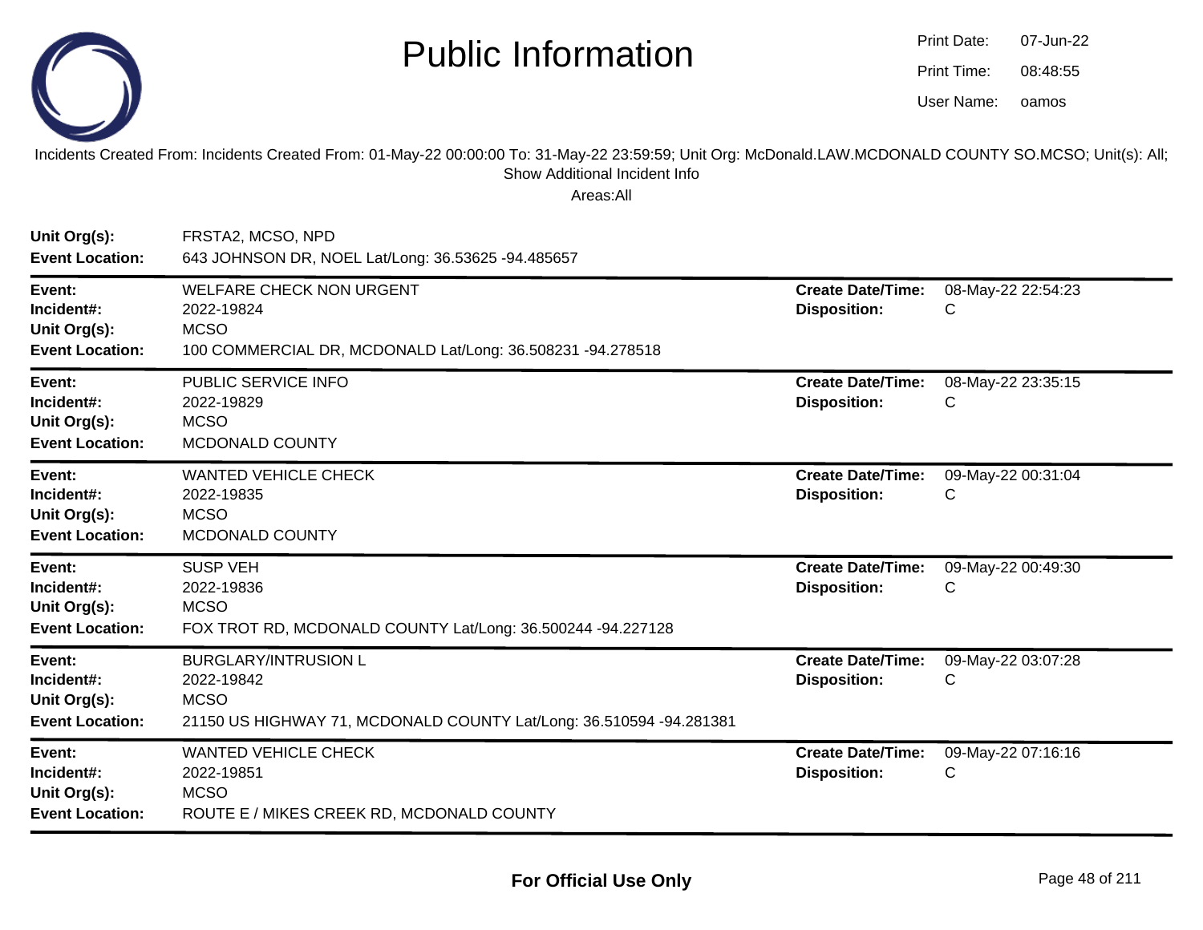# Public Information

Print Date: 07-Jun-22
Print Time: 08:48:55
User Name: oamos

Incidents Created From: Incidents Created From: 01-May-22 00:00:00 To: 31-May-22 23:59:59; Unit Org: McDonald.LAW.MCDONALD COUNTY SO.MCSO; Unit(s): All; Show Additional Incident Info

Areas:All

**Unit Org(s):** FRSTA2, MCSO, NPD
**Event Location:** 643 JOHNSON DR, NOEL Lat/Long: 36.53625 -94.485657

---

**Event:** WELFARE CHECK NON URGENT
**Incident#:** 2022-19824
**Unit Org(s):** MCSO
**Event Location:** 100 COMMERCIAL DR, MCDONALD Lat/Long: 36.508231 -94.278518
**Create Date/Time:** 08-May-22 22:54:23
**Disposition:** C

---

**Event:** PUBLIC SERVICE INFO
**Incident#:** 2022-19829
**Unit Org(s):** MCSO
**Event Location:** MCDONALD COUNTY
**Create Date/Time:** 08-May-22 23:35:15
**Disposition:** C

---

**Event:** WANTED VEHICLE CHECK
**Incident#:** 2022-19835
**Unit Org(s):** MCSO
**Event Location:** MCDONALD COUNTY
**Create Date/Time:** 09-May-22 00:31:04
**Disposition:** C

---

**Event:** SUSP VEH
**Incident#:** 2022-19836
**Unit Org(s):** MCSO
**Event Location:** FOX TROT RD, MCDONALD COUNTY Lat/Long: 36.500244 -94.227128
**Create Date/Time:** 09-May-22 00:49:30
**Disposition:** C

---

**Event:** BURGLARY/INTRUSION L
**Incident#:** 2022-19842
**Unit Org(s):** MCSO
**Event Location:** 21150 US HIGHWAY 71, MCDONALD COUNTY Lat/Long: 36.510594 -94.281381
**Create Date/Time:** 09-May-22 03:07:28
**Disposition:** C

---

**Event:** WANTED VEHICLE CHECK
**Incident#:** 2022-19851
**Unit Org(s):** MCSO
**Event Location:** ROUTE E / MIKES CREEK RD, MCDONALD COUNTY
**Create Date/Time:** 09-May-22 07:16:16
**Disposition:** C

---

**For Official Use Only**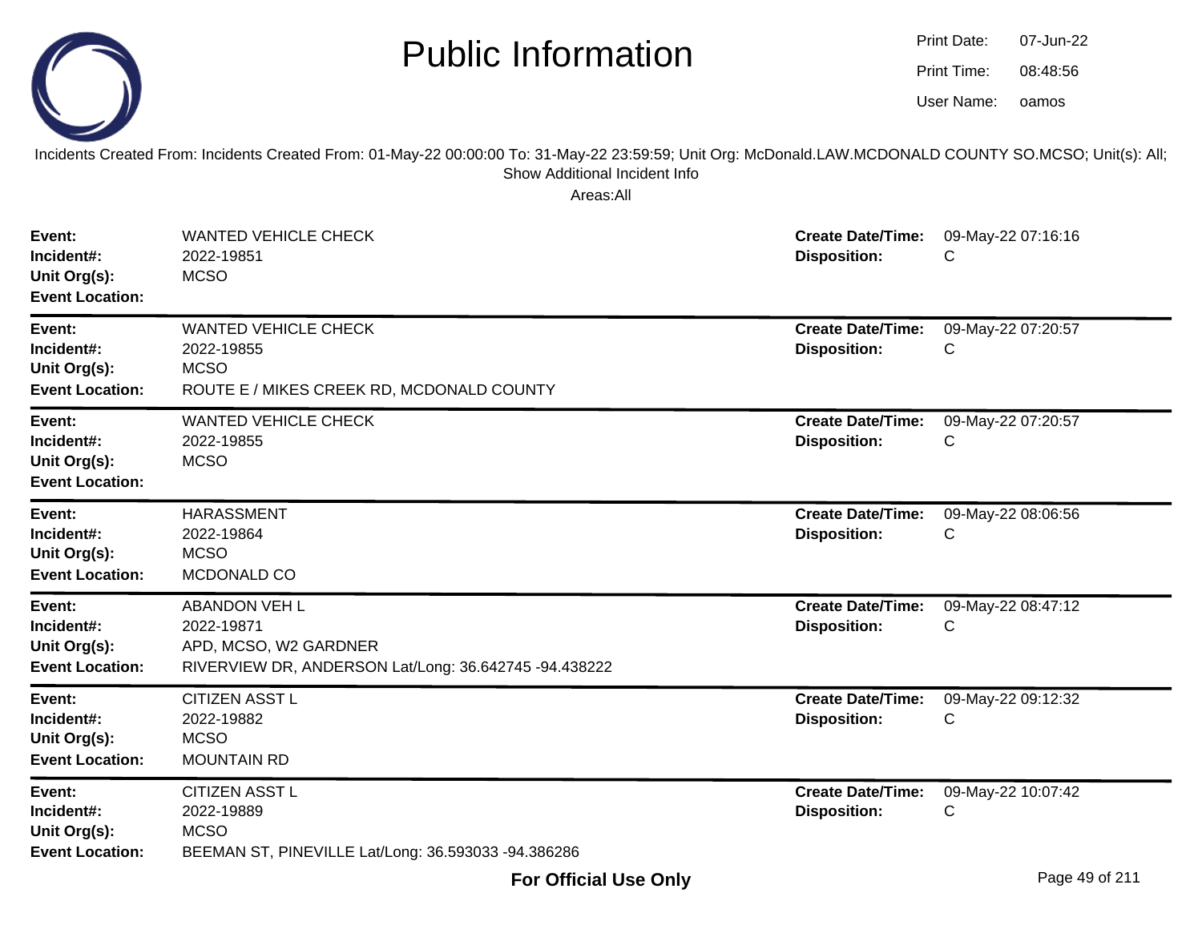# Public Information

Print Date: 07-Jun-22
Print Time: 08:48:56
User Name: oamos

Incidents Created From: Incidents Created From: 01-May-22 00:00:00 To: 31-May-22 23:59:59; Unit Org: McDonald.LAW.MCDONALD COUNTY SO.MCSO; Unit(s): All; Show Additional Incident Info

Areas:All

| | | | |
|---|---|---|---|
| **Event:** | WANTED VEHICLE CHECK | **Create Date/Time:** | 09-May-22 07:16:16 |
| **Incident#:** | 2022-19851 | **Disposition:** | C |
| **Unit Org(s):** | MCSO | | |
| **Event Location:** | | | |

| | | | |
|---|---|---|---|
| **Event:** | WANTED VEHICLE CHECK | **Create Date/Time:** | 09-May-22 07:20:57 |
| **Incident#:** | 2022-19855 | **Disposition:** | C |
| **Unit Org(s):** | MCSO | | |
| **Event Location:** | ROUTE E / MIKES CREEK RD, MCDONALD COUNTY | | |

| | | | |
|---|---|---|---|
| **Event:** | WANTED VEHICLE CHECK | **Create Date/Time:** | 09-May-22 07:20:57 |
| **Incident#:** | 2022-19855 | **Disposition:** | C |
| **Unit Org(s):** | MCSO | | |
| **Event Location:** | | | |

| | | | |
|---|---|---|---|
| **Event:** | HARASSMENT | **Create Date/Time:** | 09-May-22 08:06:56 |
| **Incident#:** | 2022-19864 | **Disposition:** | C |
| **Unit Org(s):** | MCSO | | |
| **Event Location:** | MCDONALD CO | | |

| | | | |
|---|---|---|---|
| **Event:** | ABANDON VEH L | **Create Date/Time:** | 09-May-22 08:47:12 |
| **Incident#:** | 2022-19871 | **Disposition:** | C |
| **Unit Org(s):** | APD, MCSO, W2 GARDNER | | |
| **Event Location:** | RIVERVIEW DR, ANDERSON Lat/Long: 36.642745 -94.438222 | | |

| | | | |
|---|---|---|---|
| **Event:** | CITIZEN ASST L | **Create Date/Time:** | 09-May-22 09:12:32 |
| **Incident#:** | 2022-19882 | **Disposition:** | C |
| **Unit Org(s):** | MCSO | | |
| **Event Location:** | MOUNTAIN RD | | |

| | | | |
|---|---|---|---|
| **Event:** | CITIZEN ASST L | **Create Date/Time:** | 09-May-22 10:07:42 |
| **Incident#:** | 2022-19889 | **Disposition:** | C |
| **Unit Org(s):** | MCSO | | |
| **Event Location:** | BEEMAN ST, PINEVILLE Lat/Long: 36.593033 -94.386286 | | |

**For Official Use Only**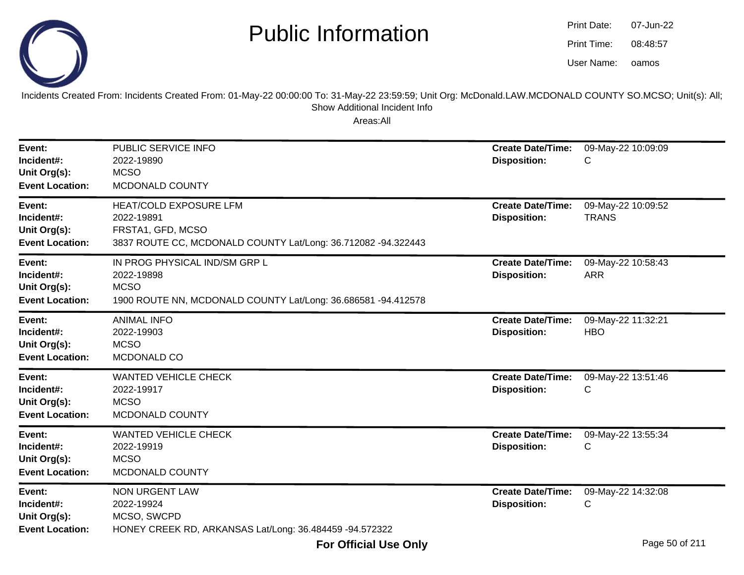# Public Information

Print Date: 07-Jun-22
Print Time: 08:48:57
User Name: oamos

Incidents Created From: Incidents Created From: 01-May-22 00:00:00 To: 31-May-22 23:59:59; Unit Org: McDonald.LAW.MCDONALD COUNTY SO.MCSO; Unit(s): All; Show Additional Incident Info

Areas:All

---

**Event:** PUBLIC SERVICE INFO
**Incident#:** 2022-19890
**Unit Org(s):** MCSO
**Event Location:** MCDONALD COUNTY
**Create Date/Time:** 09-May-22 10:09:09
**Disposition:** C

---

**Event:** HEAT/COLD EXPOSURE LFM
**Incident#:** 2022-19891
**Unit Org(s):** FRSTA1, GFD, MCSO
**Event Location:** 3837 ROUTE CC, MCDONALD COUNTY Lat/Long: 36.712082 -94.322443
**Create Date/Time:** 09-May-22 10:09:52
**Disposition:** TRANS

---

**Event:** IN PROG PHYSICAL IND/SM GRP L
**Incident#:** 2022-19898
**Unit Org(s):** MCSO
**Event Location:** 1900 ROUTE NN, MCDONALD COUNTY Lat/Long: 36.686581 -94.412578
**Create Date/Time:** 09-May-22 10:58:43
**Disposition:** ARR

---

**Event:** ANIMAL INFO
**Incident#:** 2022-19903
**Unit Org(s):** MCSO
**Event Location:** MCDONALD CO
**Create Date/Time:** 09-May-22 11:32:21
**Disposition:** HBO

---

**Event:** WANTED VEHICLE CHECK
**Incident#:** 2022-19917
**Unit Org(s):** MCSO
**Event Location:** MCDONALD COUNTY
**Create Date/Time:** 09-May-22 13:51:46
**Disposition:** C

---

**Event:** WANTED VEHICLE CHECK
**Incident#:** 2022-19919
**Unit Org(s):** MCSO
**Event Location:** MCDONALD COUNTY
**Create Date/Time:** 09-May-22 13:55:34
**Disposition:** C

---

**Event:** NON URGENT LAW
**Incident#:** 2022-19924
**Unit Org(s):** MCSO, SWCPD
**Event Location:** HONEY CREEK RD, ARKANSAS Lat/Long: 36.484459 -94.572322
**Create Date/Time:** 09-May-22 14:32:08
**Disposition:** C

**For Official Use Only**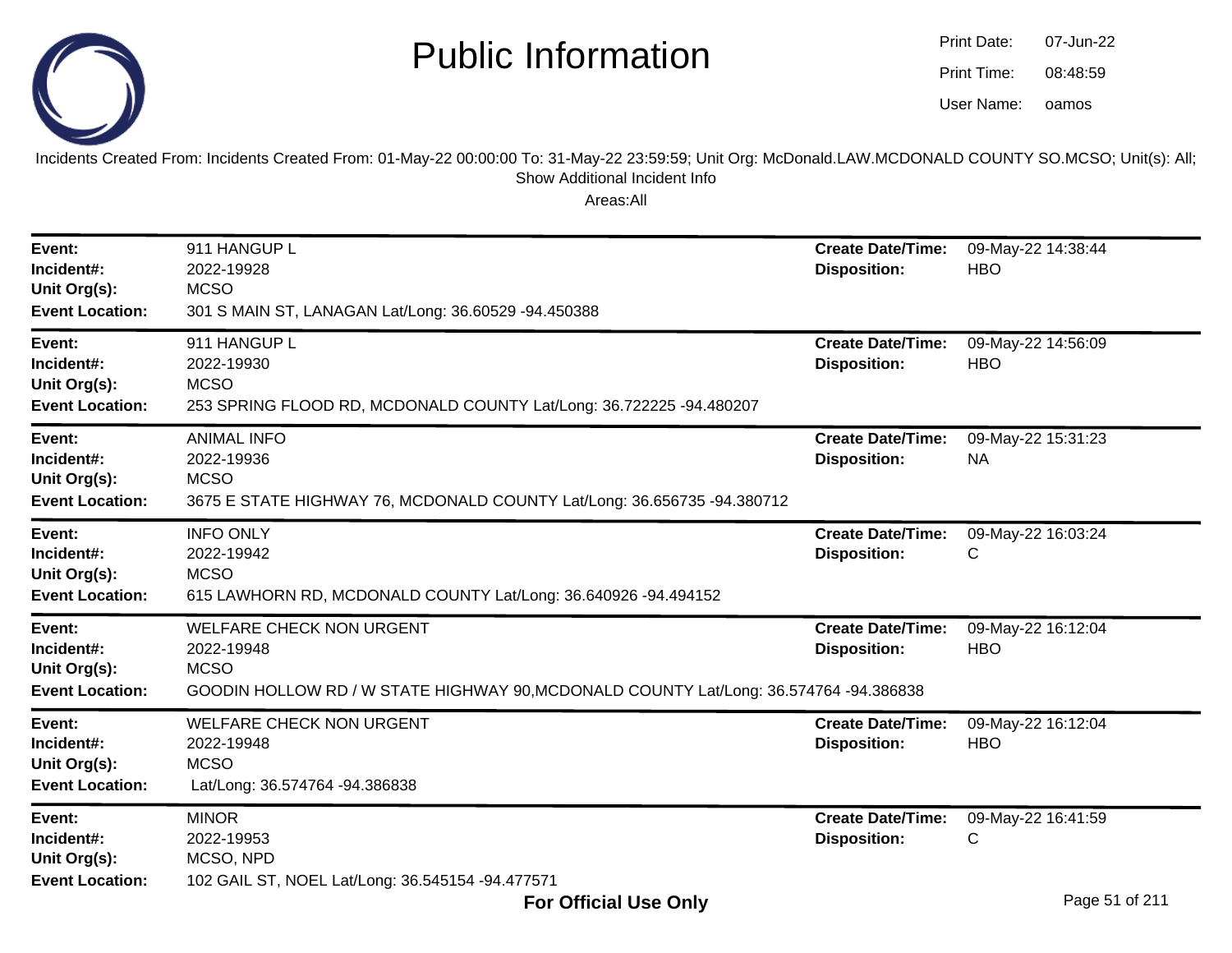# Public Information

Print Date: 07-Jun-22
Print Time: 08:48:59
User Name: oamos

Incidents Created From: Incidents Created From: 01-May-22 00:00:00 To: 31-May-22 23:59:59; Unit Org: McDonald.LAW.MCDONALD COUNTY SO.MCSO; Unit(s): All; Show Additional Incident Info

Areas:All

---

**Event:** 911 HANGUP L
**Incident#:** 2022-19928
**Unit Org(s):** MCSO
**Event Location:** 301 S MAIN ST, LANAGAN Lat/Long: 36.60529 -94.450388
**Create Date/Time:** 09-May-22 14:38:44
**Disposition:** HBO

---

**Event:** 911 HANGUP L
**Incident#:** 2022-19930
**Unit Org(s):** MCSO
**Event Location:** 253 SPRING FLOOD RD, MCDONALD COUNTY Lat/Long: 36.722225 -94.480207
**Create Date/Time:** 09-May-22 14:56:09
**Disposition:** HBO

---

**Event:** ANIMAL INFO
**Incident#:** 2022-19936
**Unit Org(s):** MCSO
**Event Location:** 3675 E STATE HIGHWAY 76, MCDONALD COUNTY Lat/Long: 36.656735 -94.380712
**Create Date/Time:** 09-May-22 15:31:23
**Disposition:** NA

---

**Event:** INFO ONLY
**Incident#:** 2022-19942
**Unit Org(s):** MCSO
**Event Location:** 615 LAWHORN RD, MCDONALD COUNTY Lat/Long: 36.640926 -94.494152
**Create Date/Time:** 09-May-22 16:03:24
**Disposition:** C

---

**Event:** WELFARE CHECK NON URGENT
**Incident#:** 2022-19948
**Unit Org(s):** MCSO
**Event Location:** GOODIN HOLLOW RD / W STATE HIGHWAY 90,MCDONALD COUNTY Lat/Long: 36.574764 -94.386838
**Create Date/Time:** 09-May-22 16:12:04
**Disposition:** HBO

---

**Event:** WELFARE CHECK NON URGENT
**Incident#:** 2022-19948
**Unit Org(s):** MCSO
**Event Location:** Lat/Long: 36.574764 -94.386838
**Create Date/Time:** 09-May-22 16:12:04
**Disposition:** HBO

---

**Event:** MINOR
**Incident#:** 2022-19953
**Unit Org(s):** MCSO, NPD
**Event Location:** 102 GAIL ST, NOEL Lat/Long: 36.545154 -94.477571
**Create Date/Time:** 09-May-22 16:41:59
**Disposition:** C

**For Official Use Only**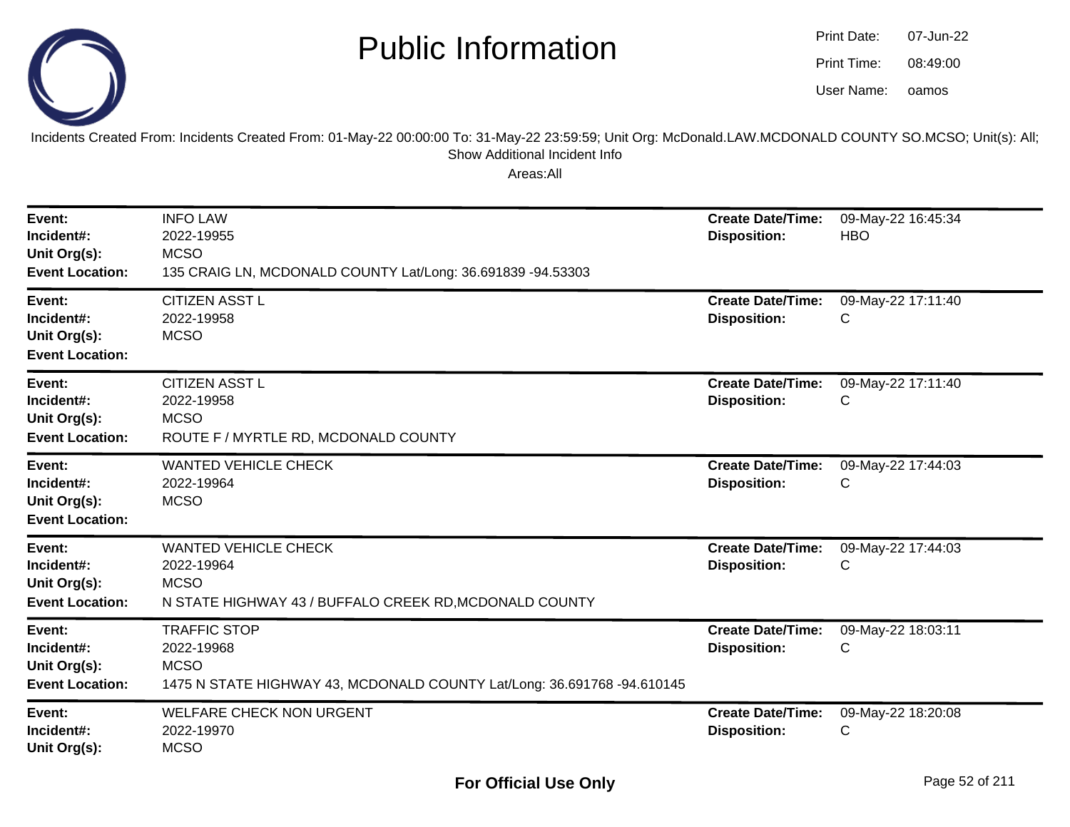# Public Information

Print Date: 07-Jun-22
Print Time: 08:49:00
User Name: oamos

Incidents Created From: Incidents Created From: 01-May-22 00:00:00 To: 31-May-22 23:59:59; Unit Org: McDonald.LAW.MCDONALD COUNTY SO.MCSO; Unit(s): All; Show Additional Incident Info

Areas:All

| | | | |
|---|---|---|---|
| **Event:** | INFO LAW | **Create Date/Time:** | 09-May-22 16:45:34 |
| **Incident#:** | 2022-19955 | **Disposition:** | HBO |
| **Unit Org(s):** | MCSO | | |
| **Event Location:** | 135 CRAIG LN, MCDONALD COUNTY Lat/Long: 36.691839 -94.53303 | | |

| | | | |
|---|---|---|---|
| **Event:** | CITIZEN ASST L | **Create Date/Time:** | 09-May-22 17:11:40 |
| **Incident#:** | 2022-19958 | **Disposition:** | C |
| **Unit Org(s):** | MCSO | | |
| **Event Location:** | | | |

| | | | |
|---|---|---|---|
| **Event:** | CITIZEN ASST L | **Create Date/Time:** | 09-May-22 17:11:40 |
| **Incident#:** | 2022-19958 | **Disposition:** | C |
| **Unit Org(s):** | MCSO | | |
| **Event Location:** | ROUTE F / MYRTLE RD, MCDONALD COUNTY | | |

| | | | |
|---|---|---|---|
| **Event:** | WANTED VEHICLE CHECK | **Create Date/Time:** | 09-May-22 17:44:03 |
| **Incident#:** | 2022-19964 | **Disposition:** | C |
| **Unit Org(s):** | MCSO | | |
| **Event Location:** | | | |

| | | | |
|---|---|---|---|
| **Event:** | WANTED VEHICLE CHECK | **Create Date/Time:** | 09-May-22 17:44:03 |
| **Incident#:** | 2022-19964 | **Disposition:** | C |
| **Unit Org(s):** | MCSO | | |
| **Event Location:** | N STATE HIGHWAY 43 / BUFFALO CREEK RD,MCDONALD COUNTY | | |

| | | | |
|---|---|---|---|
| **Event:** | TRAFFIC STOP | **Create Date/Time:** | 09-May-22 18:03:11 |
| **Incident#:** | 2022-19968 | **Disposition:** | C |
| **Unit Org(s):** | MCSO | | |
| **Event Location:** | 1475 N STATE HIGHWAY 43, MCDONALD COUNTY Lat/Long: 36.691768 -94.610145 | | |

| | | | |
|---|---|---|---|
| **Event:** | WELFARE CHECK NON URGENT | **Create Date/Time:** | 09-May-22 18:20:08 |
| **Incident#:** | 2022-19970 | **Disposition:** | C |
| **Unit Org(s):** | MCSO | | |

**For Official Use Only**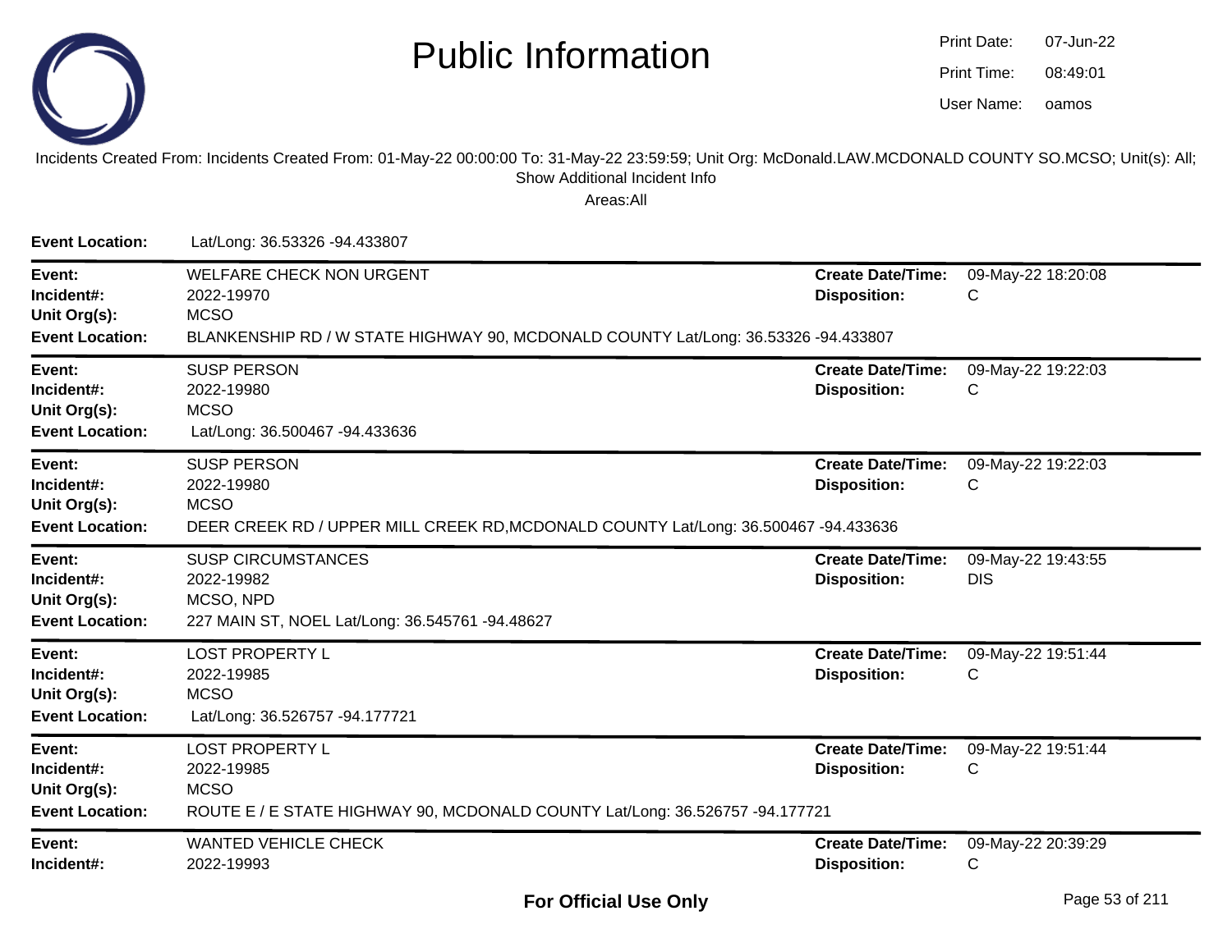# Public Information

Print Date: 07-Jun-22
Print Time: 08:49:01
User Name: oamos

Incidents Created From: Incidents Created From: 01-May-22 00:00:00 To: 31-May-22 23:59:59; Unit Org: McDonald.LAW.MCDONALD COUNTY SO.MCSO; Unit(s): All; Show Additional Incident Info

Areas:All

**Event Location:** Lat/Long: 36.53326 -94.433807

---

**Event:** WELFARE CHECK NON URGENT
**Incident#:** 2022-19970
**Unit Org(s):** MCSO
**Event Location:** BLANKENSHIP RD / W STATE HIGHWAY 90, MCDONALD COUNTY Lat/Long: 36.53326 -94.433807
**Create Date/Time:** 09-May-22 18:20:08
**Disposition:** C

---

**Event:** SUSP PERSON
**Incident#:** 2022-19980
**Unit Org(s):** MCSO
**Event Location:** Lat/Long: 36.500467 -94.433636
**Create Date/Time:** 09-May-22 19:22:03
**Disposition:** C

---

**Event:** SUSP PERSON
**Incident#:** 2022-19980
**Unit Org(s):** MCSO
**Event Location:** DEER CREEK RD / UPPER MILL CREEK RD,MCDONALD COUNTY Lat/Long: 36.500467 -94.433636
**Create Date/Time:** 09-May-22 19:22:03
**Disposition:** C

---

**Event:** SUSP CIRCUMSTANCES
**Incident#:** 2022-19982
**Unit Org(s):** MCSO, NPD
**Event Location:** 227 MAIN ST, NOEL Lat/Long: 36.545761 -94.48627
**Create Date/Time:** 09-May-22 19:43:55
**Disposition:** DIS

---

**Event:** LOST PROPERTY L
**Incident#:** 2022-19985
**Unit Org(s):** MCSO
**Event Location:** Lat/Long: 36.526757 -94.177721
**Create Date/Time:** 09-May-22 19:51:44
**Disposition:** C

---

**Event:** LOST PROPERTY L
**Incident#:** 2022-19985
**Unit Org(s):** MCSO
**Event Location:** ROUTE E / E STATE HIGHWAY 90, MCDONALD COUNTY Lat/Long: 36.526757 -94.177721
**Create Date/Time:** 09-May-22 19:51:44
**Disposition:** C

---

**Event:** WANTED VEHICLE CHECK
**Incident#:** 2022-19993
**Create Date/Time:** 09-May-22 20:39:29
**Disposition:** C

**For Official Use Only**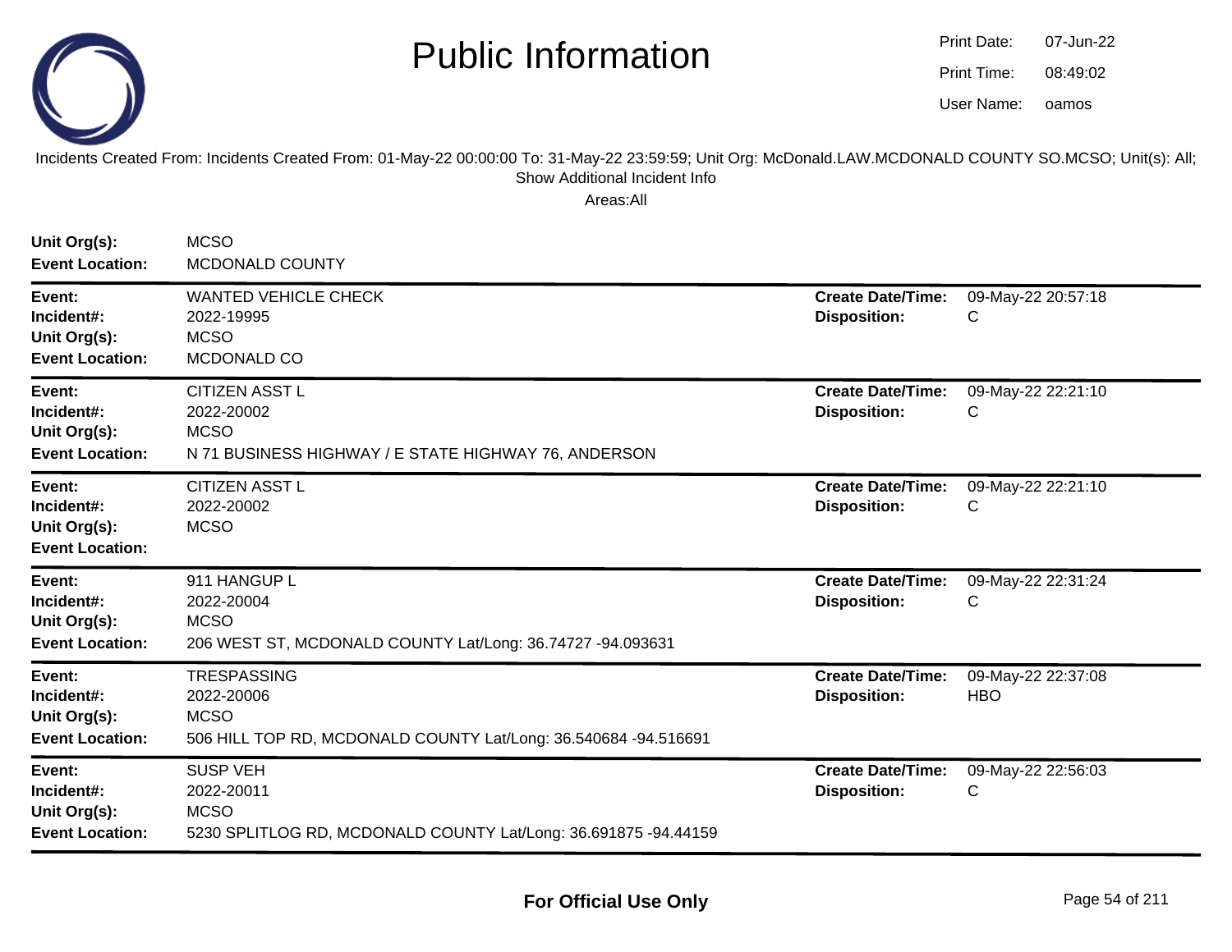# Public Information

Print Date: 07-Jun-22
Print Time: 08:49:02
User Name: oamos

Incidents Created From: Incidents Created From: 01-May-22 00:00:00 To: 31-May-22 23:59:59; Unit Org: McDonald.LAW.MCDONALD COUNTY SO.MCSO; Unit(s): All; Show Additional Incident Info

Areas:All

**Unit Org(s):** MCSO
**Event Location:** MCDONALD COUNTY

---

**Event:** WANTED VEHICLE CHECK
**Incident#:** 2022-19995
**Unit Org(s):** MCSO
**Event Location:** MCDONALD CO
**Create Date/Time:** 09-May-22 20:57:18
**Disposition:** C

---

**Event:** CITIZEN ASST L
**Incident#:** 2022-20002
**Unit Org(s):** MCSO
**Event Location:** N 71 BUSINESS HIGHWAY / E STATE HIGHWAY 76, ANDERSON
**Create Date/Time:** 09-May-22 22:21:10
**Disposition:** C

---

**Event:** CITIZEN ASST L
**Incident#:** 2022-20002
**Unit Org(s):** MCSO
**Event Location:**
**Create Date/Time:** 09-May-22 22:21:10
**Disposition:** C

---

**Event:** 911 HANGUP L
**Incident#:** 2022-20004
**Unit Org(s):** MCSO
**Event Location:** 206 WEST ST, MCDONALD COUNTY Lat/Long: 36.74727 -94.093631
**Create Date/Time:** 09-May-22 22:31:24
**Disposition:** C

---

**Event:** TRESPASSING
**Incident#:** 2022-20006
**Unit Org(s):** MCSO
**Event Location:** 506 HILL TOP RD, MCDONALD COUNTY Lat/Long: 36.540684 -94.516691
**Create Date/Time:** 09-May-22 22:37:08
**Disposition:** HBO

---

**Event:** SUSP VEH
**Incident#:** 2022-20011
**Unit Org(s):** MCSO
**Event Location:** 5230 SPLITLOG RD, MCDONALD COUNTY Lat/Long: 36.691875 -94.44159
**Create Date/Time:** 09-May-22 22:56:03
**Disposition:** C

---

**For Official Use Only**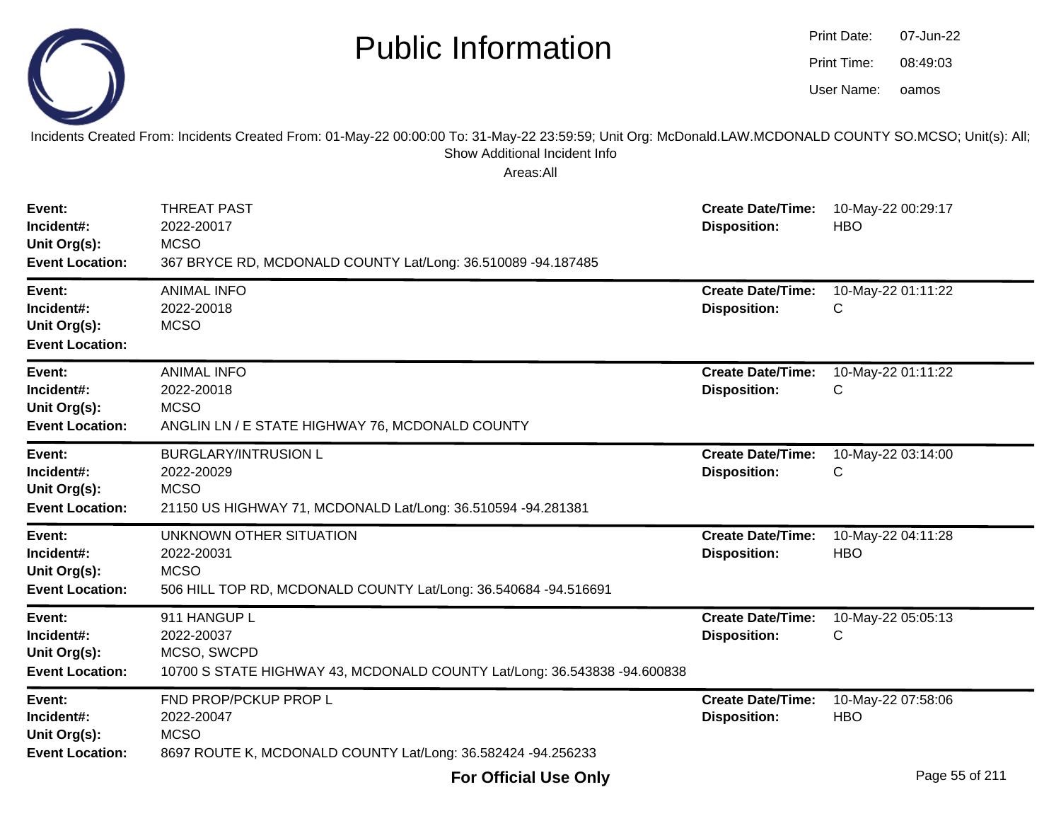# Public Information

Print Date: 07-Jun-22
Print Time: 08:49:03
User Name: oamos

Incidents Created From: Incidents Created From: 01-May-22 00:00:00 To: 31-May-22 23:59:59; Unit Org: McDonald.LAW.MCDONALD COUNTY SO.MCSO; Unit(s): All; Show Additional Incident Info

Areas:All

---

**Event:** THREAT PAST
**Incident#:** 2022-20017
**Unit Org(s):** MCSO
**Event Location:** 367 BRYCE RD, MCDONALD COUNTY Lat/Long: 36.510089 -94.187485
**Create Date/Time:** 10-May-22 00:29:17
**Disposition:** HBO

---

**Event:** ANIMAL INFO
**Incident#:** 2022-20018
**Unit Org(s):** MCSO
**Event Location:**
**Create Date/Time:** 10-May-22 01:11:22
**Disposition:** C

---

**Event:** ANIMAL INFO
**Incident#:** 2022-20018
**Unit Org(s):** MCSO
**Event Location:** ANGLIN LN / E STATE HIGHWAY 76, MCDONALD COUNTY
**Create Date/Time:** 10-May-22 01:11:22
**Disposition:** C

---

**Event:** BURGLARY/INTRUSION L
**Incident#:** 2022-20029
**Unit Org(s):** MCSO
**Event Location:** 21150 US HIGHWAY 71, MCDONALD Lat/Long: 36.510594 -94.281381
**Create Date/Time:** 10-May-22 03:14:00
**Disposition:** C

---

**Event:** UNKNOWN OTHER SITUATION
**Incident#:** 2022-20031
**Unit Org(s):** MCSO
**Event Location:** 506 HILL TOP RD, MCDONALD COUNTY Lat/Long: 36.540684 -94.516691
**Create Date/Time:** 10-May-22 04:11:28
**Disposition:** HBO

---

**Event:** 911 HANGUP L
**Incident#:** 2022-20037
**Unit Org(s):** MCSO, SWCPD
**Event Location:** 10700 S STATE HIGHWAY 43, MCDONALD COUNTY Lat/Long: 36.543838 -94.600838
**Create Date/Time:** 10-May-22 05:05:13
**Disposition:** C

---

**Event:** FND PROP/PCKUP PROP L
**Incident#:** 2022-20047
**Unit Org(s):** MCSO
**Event Location:** 8697 ROUTE K, MCDONALD COUNTY Lat/Long: 36.582424 -94.256233
**Create Date/Time:** 10-May-22 07:58:06
**Disposition:** HBO

**For Official Use Only**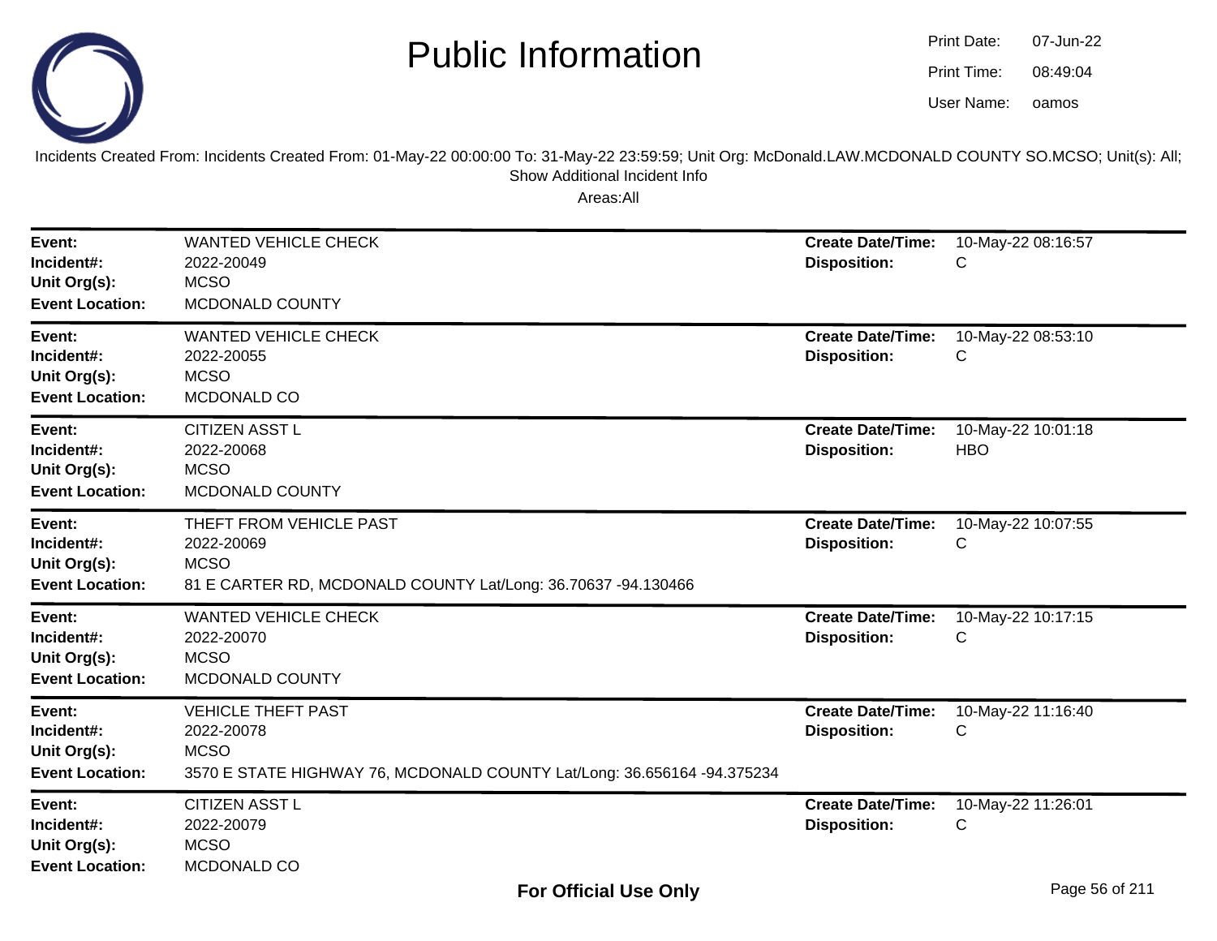# Public Information

Print Date: 07-Jun-22
Print Time: 08:49:04
User Name: oamos

Incidents Created From: Incidents Created From: 01-May-22 00:00:00 To: 31-May-22 23:59:59; Unit Org: McDonald.LAW.MCDONALD COUNTY SO.MCSO; Unit(s): All; Show Additional Incident Info

Areas:All

---

**Event:** WANTED VEHICLE CHECK
**Incident#:** 2022-20049
**Unit Org(s):** MCSO
**Event Location:** MCDONALD COUNTY
**Create Date/Time:** 10-May-22 08:16:57
**Disposition:** C

---

**Event:** WANTED VEHICLE CHECK
**Incident#:** 2022-20055
**Unit Org(s):** MCSO
**Event Location:** MCDONALD CO
**Create Date/Time:** 10-May-22 08:53:10
**Disposition:** C

---

**Event:** CITIZEN ASST L
**Incident#:** 2022-20068
**Unit Org(s):** MCSO
**Event Location:** MCDONALD COUNTY
**Create Date/Time:** 10-May-22 10:01:18
**Disposition:** HBO

---

**Event:** THEFT FROM VEHICLE PAST
**Incident#:** 2022-20069
**Unit Org(s):** MCSO
**Event Location:** 81 E CARTER RD, MCDONALD COUNTY Lat/Long: 36.70637 -94.130466
**Create Date/Time:** 10-May-22 10:07:55
**Disposition:** C

---

**Event:** WANTED VEHICLE CHECK
**Incident#:** 2022-20070
**Unit Org(s):** MCSO
**Event Location:** MCDONALD COUNTY
**Create Date/Time:** 10-May-22 10:17:15
**Disposition:** C

---

**Event:** VEHICLE THEFT PAST
**Incident#:** 2022-20078
**Unit Org(s):** MCSO
**Event Location:** 3570 E STATE HIGHWAY 76, MCDONALD COUNTY Lat/Long: 36.656164 -94.375234
**Create Date/Time:** 10-May-22 11:16:40
**Disposition:** C

---

**Event:** CITIZEN ASST L
**Incident#:** 2022-20079
**Unit Org(s):** MCSO
**Event Location:** MCDONALD CO
**Create Date/Time:** 10-May-22 11:26:01
**Disposition:** C

**For Official Use Only**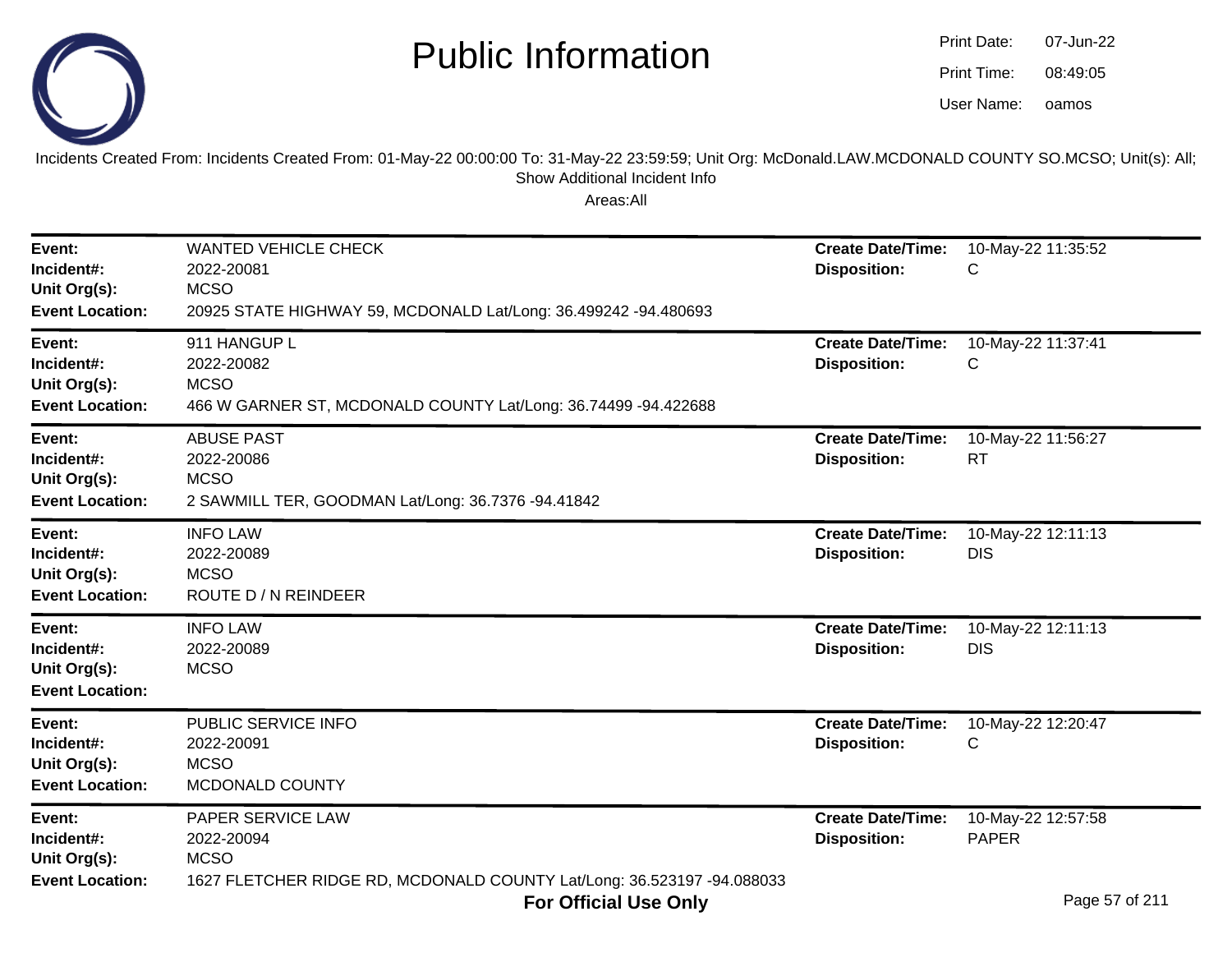# Public Information

Print Date: 07-Jun-22
Print Time: 08:49:05
User Name: oamos

Incidents Created From: Incidents Created From: 01-May-22 00:00:00 To: 31-May-22 23:59:59; Unit Org: McDonald.LAW.MCDONALD COUNTY SO.MCSO; Unit(s): All; Show Additional Incident Info

Areas:All

| | | | |
|---|---|---|---|
| **Event:** | WANTED VEHICLE CHECK | **Create Date/Time:** | 10-May-22 11:35:52 |
| **Incident#:** | 2022-20081 | **Disposition:** | C |
| **Unit Org(s):** | MCSO | | |
| **Event Location:** | 20925 STATE HIGHWAY 59, MCDONALD Lat/Long: 36.499242 -94.480693 | | |

| | | | |
|---|---|---|---|
| **Event:** | 911 HANGUP L | **Create Date/Time:** | 10-May-22 11:37:41 |
| **Incident#:** | 2022-20082 | **Disposition:** | C |
| **Unit Org(s):** | MCSO | | |
| **Event Location:** | 466 W GARNER ST, MCDONALD COUNTY Lat/Long: 36.74499 -94.422688 | | |

| | | | |
|---|---|---|---|
| **Event:** | ABUSE PAST | **Create Date/Time:** | 10-May-22 11:56:27 |
| **Incident#:** | 2022-20086 | **Disposition:** | RT |
| **Unit Org(s):** | MCSO | | |
| **Event Location:** | 2 SAWMILL TER, GOODMAN Lat/Long: 36.7376 -94.41842 | | |

| | | | |
|---|---|---|---|
| **Event:** | INFO LAW | **Create Date/Time:** | 10-May-22 12:11:13 |
| **Incident#:** | 2022-20089 | **Disposition:** | DIS |
| **Unit Org(s):** | MCSO | | |
| **Event Location:** | ROUTE D / N REINDEER | | |

| | | | |
|---|---|---|---|
| **Event:** | INFO LAW | **Create Date/Time:** | 10-May-22 12:11:13 |
| **Incident#:** | 2022-20089 | **Disposition:** | DIS |
| **Unit Org(s):** | MCSO | | |
| **Event Location:** | | | |

| | | | |
|---|---|---|---|
| **Event:** | PUBLIC SERVICE INFO | **Create Date/Time:** | 10-May-22 12:20:47 |
| **Incident#:** | 2022-20091 | **Disposition:** | C |
| **Unit Org(s):** | MCSO | | |
| **Event Location:** | MCDONALD COUNTY | | |

| | | | |
|---|---|---|---|
| **Event:** | PAPER SERVICE LAW | **Create Date/Time:** | 10-May-22 12:57:58 |
| **Incident#:** | 2022-20094 | **Disposition:** | PAPER |
| **Unit Org(s):** | MCSO | | |
| **Event Location:** | 1627 FLETCHER RIDGE RD, MCDONALD COUNTY Lat/Long: 36.523197 -94.088033 | | |

**For Official Use Only**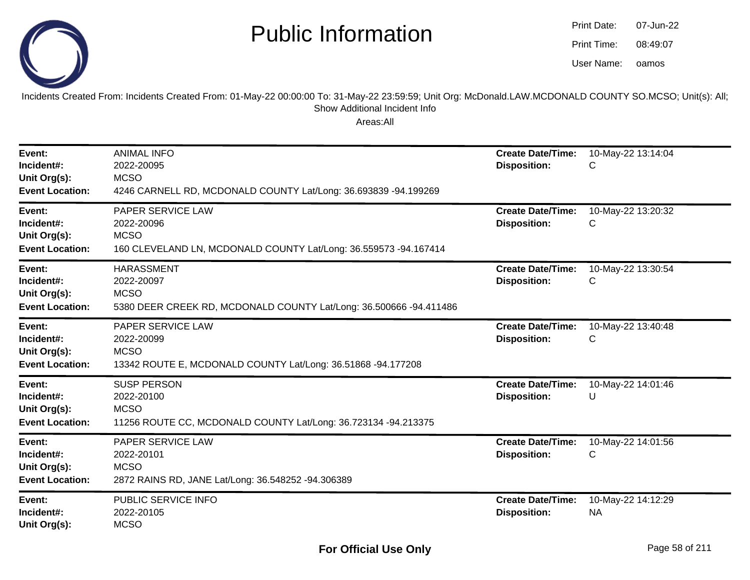# Public Information

Print Date: 07-Jun-22
Print Time: 08:49:07
User Name: oamos

Incidents Created From: Incidents Created From: 01-May-22 00:00:00 To: 31-May-22 23:59:59; Unit Org: McDonald.LAW.MCDONALD COUNTY SO.MCSO; Unit(s): All; Show Additional Incident Info

Areas:All

| | | | |
|---|---|---|---|
| **Event:** | ANIMAL INFO | **Create Date/Time:** | 10-May-22 13:14:04 |
| **Incident#:** | 2022-20095 | **Disposition:** | C |
| **Unit Org(s):** | MCSO | | |
| **Event Location:** | 4246 CARNELL RD, MCDONALD COUNTY Lat/Long: 36.693839 -94.199269 | | |

| | | | |
|---|---|---|---|
| **Event:** | PAPER SERVICE LAW | **Create Date/Time:** | 10-May-22 13:20:32 |
| **Incident#:** | 2022-20096 | **Disposition:** | C |
| **Unit Org(s):** | MCSO | | |
| **Event Location:** | 160 CLEVELAND LN, MCDONALD COUNTY Lat/Long: 36.559573 -94.167414 | | |

| | | | |
|---|---|---|---|
| **Event:** | HARASSMENT | **Create Date/Time:** | 10-May-22 13:30:54 |
| **Incident#:** | 2022-20097 | **Disposition:** | C |
| **Unit Org(s):** | MCSO | | |
| **Event Location:** | 5380 DEER CREEK RD, MCDONALD COUNTY Lat/Long: 36.500666 -94.411486 | | |

| | | | |
|---|---|---|---|
| **Event:** | PAPER SERVICE LAW | **Create Date/Time:** | 10-May-22 13:40:48 |
| **Incident#:** | 2022-20099 | **Disposition:** | C |
| **Unit Org(s):** | MCSO | | |
| **Event Location:** | 13342 ROUTE E, MCDONALD COUNTY Lat/Long: 36.51868 -94.177208 | | |

| | | | |
|---|---|---|---|
| **Event:** | SUSP PERSON | **Create Date/Time:** | 10-May-22 14:01:46 |
| **Incident#:** | 2022-20100 | **Disposition:** | U |
| **Unit Org(s):** | MCSO | | |
| **Event Location:** | 11256 ROUTE CC, MCDONALD COUNTY Lat/Long: 36.723134 -94.213375 | | |

| | | | |
|---|---|---|---|
| **Event:** | PAPER SERVICE LAW | **Create Date/Time:** | 10-May-22 14:01:56 |
| **Incident#:** | 2022-20101 | **Disposition:** | C |
| **Unit Org(s):** | MCSO | | |
| **Event Location:** | 2872 RAINS RD, JANE Lat/Long: 36.548252 -94.306389 | | |

| | | | |
|---|---|---|---|
| **Event:** | PUBLIC SERVICE INFO | **Create Date/Time:** | 10-May-22 14:12:29 |
| **Incident#:** | 2022-20105 | **Disposition:** | NA |
| **Unit Org(s):** | MCSO | | |

**For Official Use Only**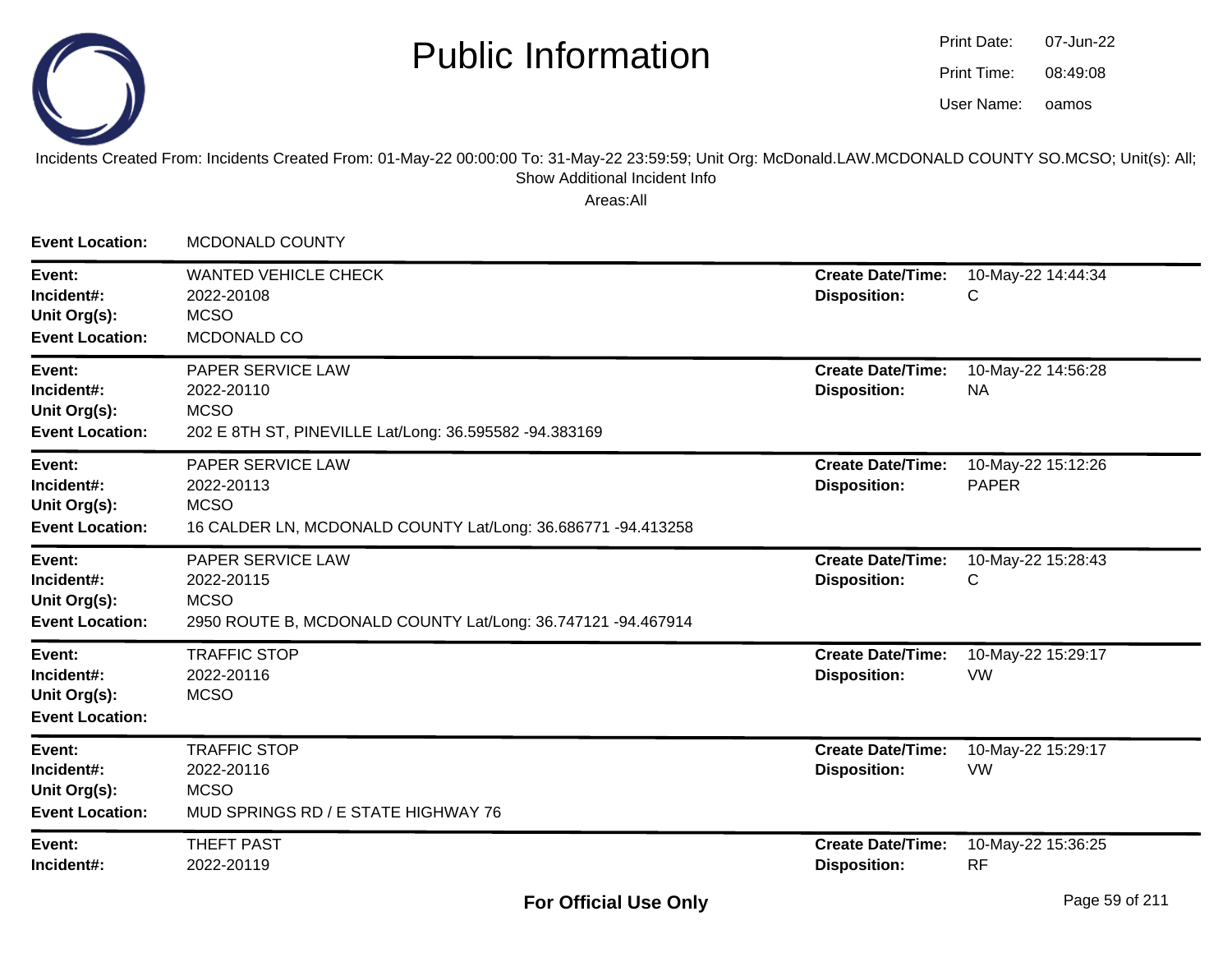# Public Information

Print Date: 07-Jun-22
Print Time: 08:49:08
User Name: oamos

Incidents Created From: Incidents Created From: 01-May-22 00:00:00 To: 31-May-22 23:59:59; Unit Org: McDonald.LAW.MCDONALD COUNTY SO.MCSO; Unit(s): All; Show Additional Incident Info

Areas:All

**Event Location:** MCDONALD COUNTY

---

**Event:** WANTED VEHICLE CHECK
**Incident#:** 2022-20108
**Unit Org(s):** MCSO
**Event Location:** MCDONALD CO
**Create Date/Time:** 10-May-22 14:44:34
**Disposition:** C

---

**Event:** PAPER SERVICE LAW
**Incident#:** 2022-20110
**Unit Org(s):** MCSO
**Event Location:** 202 E 8TH ST, PINEVILLE Lat/Long: 36.595582 -94.383169
**Create Date/Time:** 10-May-22 14:56:28
**Disposition:** NA

---

**Event:** PAPER SERVICE LAW
**Incident#:** 2022-20113
**Unit Org(s):** MCSO
**Event Location:** 16 CALDER LN, MCDONALD COUNTY Lat/Long: 36.686771 -94.413258
**Create Date/Time:** 10-May-22 15:12:26
**Disposition:** PAPER

---

**Event:** PAPER SERVICE LAW
**Incident#:** 2022-20115
**Unit Org(s):** MCSO
**Event Location:** 2950 ROUTE B, MCDONALD COUNTY Lat/Long: 36.747121 -94.467914
**Create Date/Time:** 10-May-22 15:28:43
**Disposition:** C

---

**Event:** TRAFFIC STOP
**Incident#:** 2022-20116
**Unit Org(s):** MCSO
**Event Location:**
**Create Date/Time:** 10-May-22 15:29:17
**Disposition:** VW

---

**Event:** TRAFFIC STOP
**Incident#:** 2022-20116
**Unit Org(s):** MCSO
**Event Location:** MUD SPRINGS RD / E STATE HIGHWAY 76
**Create Date/Time:** 10-May-22 15:29:17
**Disposition:** VW

---

**Event:** THEFT PAST
**Incident#:** 2022-20119
**Create Date/Time:** 10-May-22 15:36:25
**Disposition:** RF

**For Official Use Only**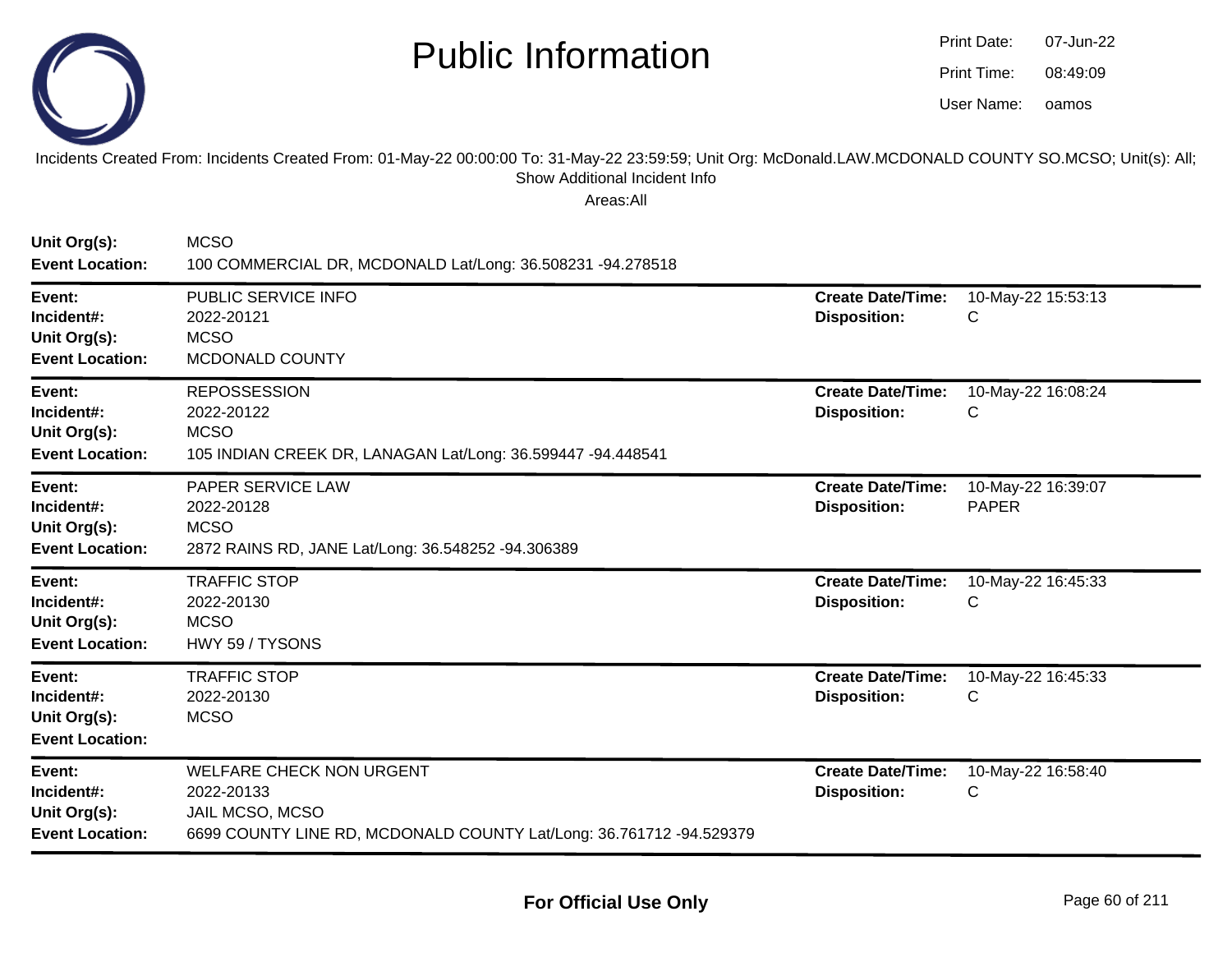# Public Information

Print Date: 07-Jun-22
Print Time: 08:49:09
User Name: oamos

Incidents Created From: Incidents Created From: 01-May-22 00:00:00 To: 31-May-22 23:59:59; Unit Org: McDonald.LAW.MCDONALD COUNTY SO.MCSO; Unit(s): All; Show Additional Incident Info

Areas:All

**Unit Org(s):** MCSO
**Event Location:** 100 COMMERCIAL DR, MCDONALD Lat/Long: 36.508231 -94.278518

---

**Event:** PUBLIC SERVICE INFO
**Incident#:** 2022-20121
**Unit Org(s):** MCSO
**Event Location:** MCDONALD COUNTY
**Create Date/Time:** 10-May-22 15:53:13
**Disposition:** C

---

**Event:** REPOSSESSION
**Incident#:** 2022-20122
**Unit Org(s):** MCSO
**Event Location:** 105 INDIAN CREEK DR, LANAGAN Lat/Long: 36.599447 -94.448541
**Create Date/Time:** 10-May-22 16:08:24
**Disposition:** C

---

**Event:** PAPER SERVICE LAW
**Incident#:** 2022-20128
**Unit Org(s):** MCSO
**Event Location:** 2872 RAINS RD, JANE Lat/Long: 36.548252 -94.306389
**Create Date/Time:** 10-May-22 16:39:07
**Disposition:** PAPER

---

**Event:** TRAFFIC STOP
**Incident#:** 2022-20130
**Unit Org(s):** MCSO
**Event Location:** HWY 59 / TYSONS
**Create Date/Time:** 10-May-22 16:45:33
**Disposition:** C

---

**Event:** TRAFFIC STOP
**Incident#:** 2022-20130
**Unit Org(s):** MCSO
**Event Location:**
**Create Date/Time:** 10-May-22 16:45:33
**Disposition:** C

---

**Event:** WELFARE CHECK NON URGENT
**Incident#:** 2022-20133
**Unit Org(s):** JAIL MCSO, MCSO
**Event Location:** 6699 COUNTY LINE RD, MCDONALD COUNTY Lat/Long: 36.761712 -94.529379
**Create Date/Time:** 10-May-22 16:58:40
**Disposition:** C

---

**For Official Use Only**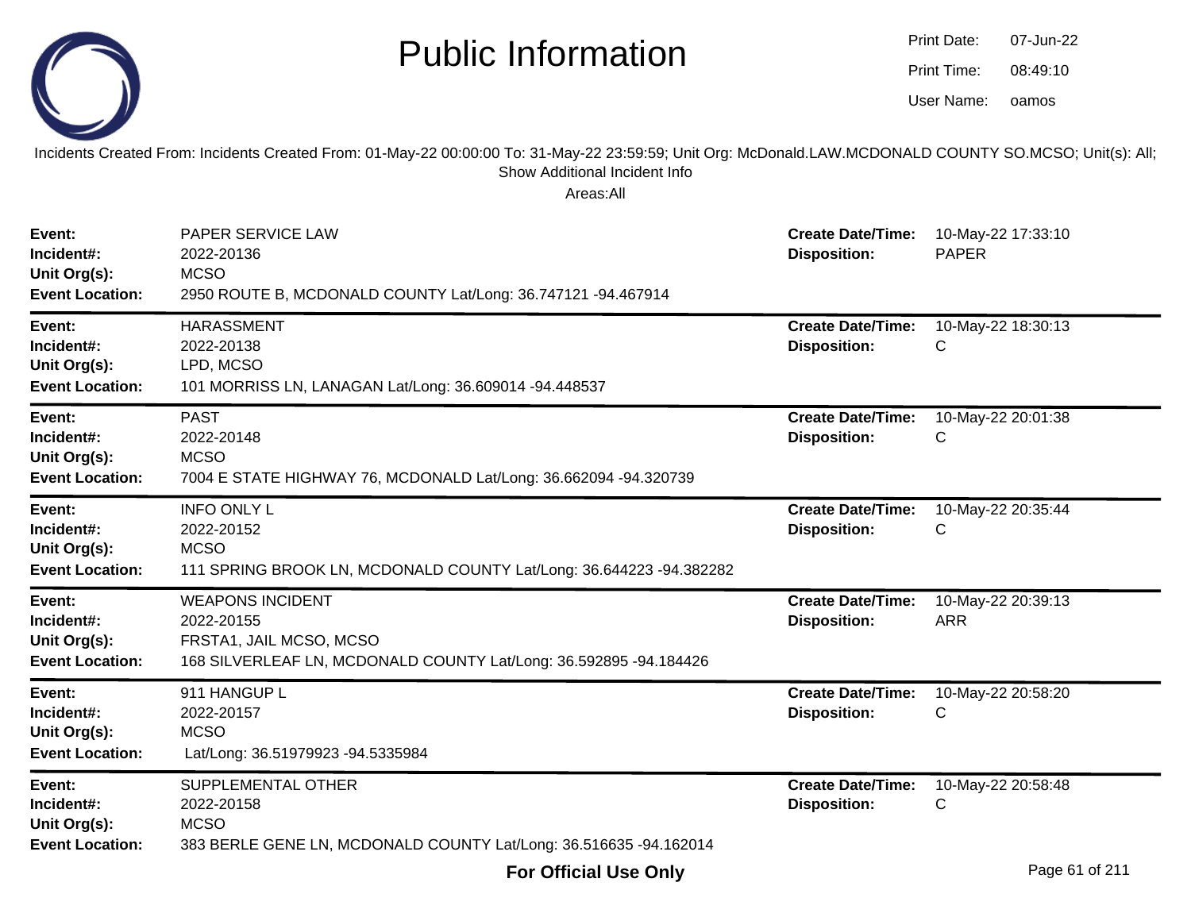# Public Information

Print Date: 07-Jun-22
Print Time: 08:49:10
User Name: oamos

Incidents Created From: Incidents Created From: 01-May-22 00:00:00 To: 31-May-22 23:59:59; Unit Org: McDonald.LAW.MCDONALD COUNTY SO.MCSO; Unit(s): All; Show Additional Incident Info

Areas:All

---

**Event:** PAPER SERVICE LAW
**Incident#:** 2022-20136
**Unit Org(s):** MCSO
**Event Location:** 2950 ROUTE B, MCDONALD COUNTY Lat/Long: 36.747121 -94.467914
**Create Date/Time:** 10-May-22 17:33:10
**Disposition:** PAPER

---

**Event:** HARASSMENT
**Incident#:** 2022-20138
**Unit Org(s):** LPD, MCSO
**Event Location:** 101 MORRISS LN, LANAGAN Lat/Long: 36.609014 -94.448537
**Create Date/Time:** 10-May-22 18:30:13
**Disposition:** C

---

**Event:** PAST
**Incident#:** 2022-20148
**Unit Org(s):** MCSO
**Event Location:** 7004 E STATE HIGHWAY 76, MCDONALD Lat/Long: 36.662094 -94.320739
**Create Date/Time:** 10-May-22 20:01:38
**Disposition:** C

---

**Event:** INFO ONLY L
**Incident#:** 2022-20152
**Unit Org(s):** MCSO
**Event Location:** 111 SPRING BROOK LN, MCDONALD COUNTY Lat/Long: 36.644223 -94.382282
**Create Date/Time:** 10-May-22 20:35:44
**Disposition:** C

---

**Event:** WEAPONS INCIDENT
**Incident#:** 2022-20155
**Unit Org(s):** FRSTA1, JAIL MCSO, MCSO
**Event Location:** 168 SILVERLEAF LN, MCDONALD COUNTY Lat/Long: 36.592895 -94.184426
**Create Date/Time:** 10-May-22 20:39:13
**Disposition:** ARR

---

**Event:** 911 HANGUP L
**Incident#:** 2022-20157
**Unit Org(s):** MCSO
**Event Location:** Lat/Long: 36.51979923 -94.5335984
**Create Date/Time:** 10-May-22 20:58:20
**Disposition:** C

---

**Event:** SUPPLEMENTAL OTHER
**Incident#:** 2022-20158
**Unit Org(s):** MCSO
**Event Location:** 383 BERLE GENE LN, MCDONALD COUNTY Lat/Long: 36.516635 -94.162014
**Create Date/Time:** 10-May-22 20:58:48
**Disposition:** C

**For Official Use Only**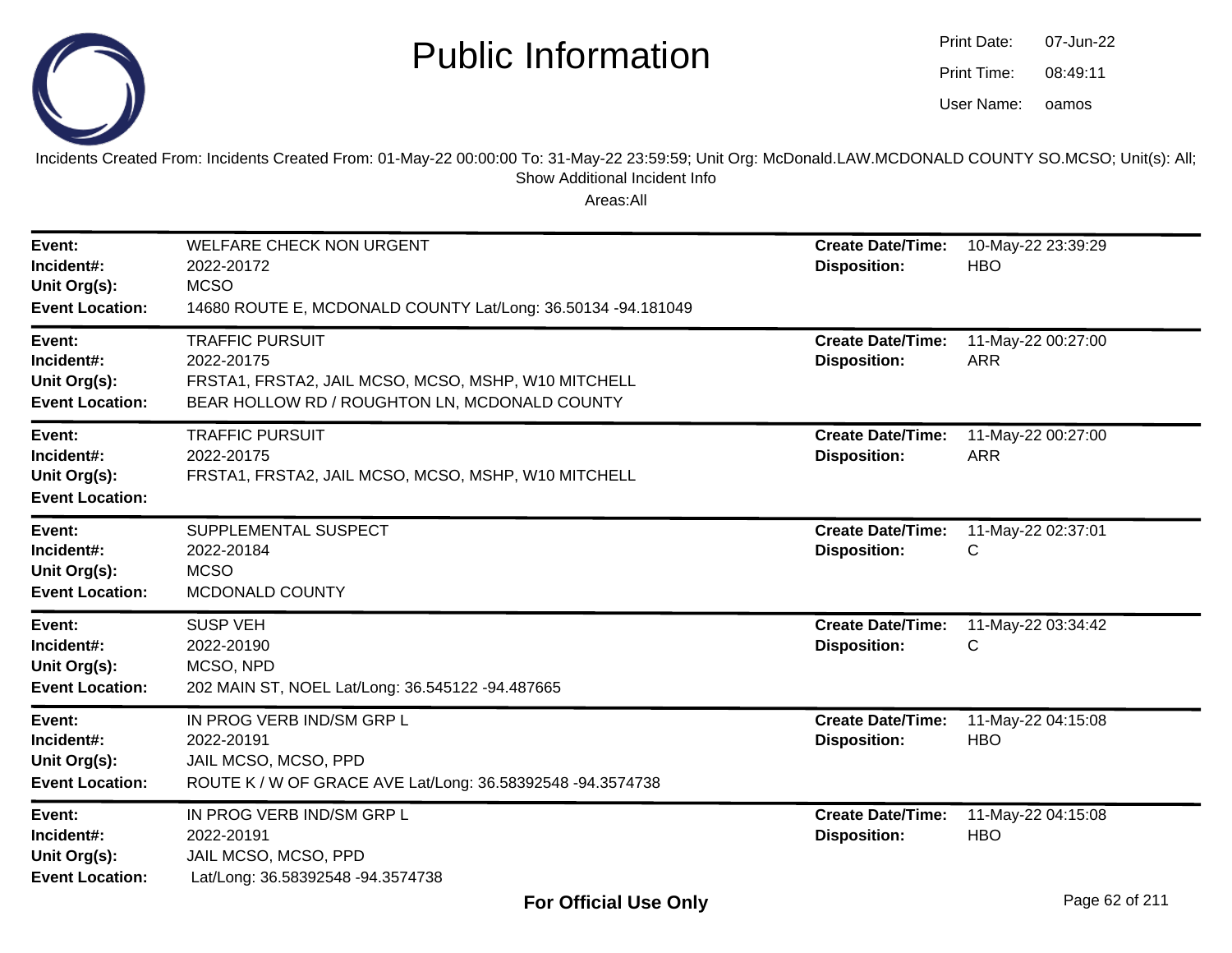# Public Information

Print Date: 07-Jun-22
Print Time: 08:49:11
User Name: oamos

Incidents Created From: Incidents Created From: 01-May-22 00:00:00 To: 31-May-22 23:59:59; Unit Org: McDonald.LAW.MCDONALD COUNTY SO.MCSO; Unit(s): All; Show Additional Incident Info

Areas:All

| | | | |
|---|---|---|---|
| **Event:** | WELFARE CHECK NON URGENT | **Create Date/Time:** | 10-May-22 23:39:29 |
| **Incident#:** | 2022-20172 | **Disposition:** | HBO |
| **Unit Org(s):** | MCSO | | |
| **Event Location:** | 14680 ROUTE E, MCDONALD COUNTY Lat/Long: 36.50134 -94.181049 | | |

| | | | |
|---|---|---|---|
| **Event:** | TRAFFIC PURSUIT | **Create Date/Time:** | 11-May-22 00:27:00 |
| **Incident#:** | 2022-20175 | **Disposition:** | ARR |
| **Unit Org(s):** | FRSTA1, FRSTA2, JAIL MCSO, MCSO, MSHP, W10 MITCHELL | | |
| **Event Location:** | BEAR HOLLOW RD / ROUGHTON LN, MCDONALD COUNTY | | |

| | | | |
|---|---|---|---|
| **Event:** | TRAFFIC PURSUIT | **Create Date/Time:** | 11-May-22 00:27:00 |
| **Incident#:** | 2022-20175 | **Disposition:** | ARR |
| **Unit Org(s):** | FRSTA1, FRSTA2, JAIL MCSO, MCSO, MSHP, W10 MITCHELL | | |
| **Event Location:** | | | |

| | | | |
|---|---|---|---|
| **Event:** | SUPPLEMENTAL SUSPECT | **Create Date/Time:** | 11-May-22 02:37:01 |
| **Incident#:** | 2022-20184 | **Disposition:** | C |
| **Unit Org(s):** | MCSO | | |
| **Event Location:** | MCDONALD COUNTY | | |

| | | | |
|---|---|---|---|
| **Event:** | SUSP VEH | **Create Date/Time:** | 11-May-22 03:34:42 |
| **Incident#:** | 2022-20190 | **Disposition:** | C |
| **Unit Org(s):** | MCSO, NPD | | |
| **Event Location:** | 202 MAIN ST, NOEL Lat/Long: 36.545122 -94.487665 | | |

| | | | |
|---|---|---|---|
| **Event:** | IN PROG VERB IND/SM GRP L | **Create Date/Time:** | 11-May-22 04:15:08 |
| **Incident#:** | 2022-20191 | **Disposition:** | HBO |
| **Unit Org(s):** | JAIL MCSO, MCSO, PPD | | |
| **Event Location:** | ROUTE K / W OF GRACE AVE Lat/Long: 36.58392548 -94.3574738 | | |

| | | | |
|---|---|---|---|
| **Event:** | IN PROG VERB IND/SM GRP L | **Create Date/Time:** | 11-May-22 04:15:08 |
| **Incident#:** | 2022-20191 | **Disposition:** | HBO |
| **Unit Org(s):** | JAIL MCSO, MCSO, PPD | | |
| **Event Location:** | Lat/Long: 36.58392548 -94.3574738 | | |

**For Official Use Only**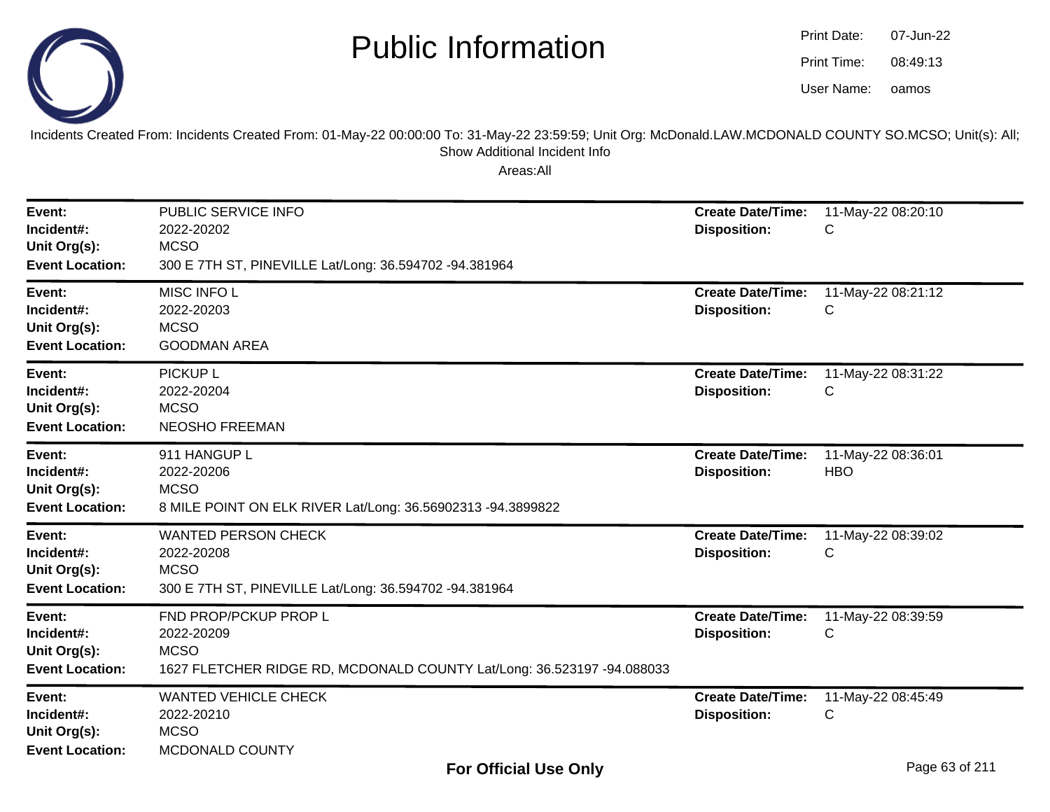# Public Information

Print Date: 07-Jun-22
Print Time: 08:49:13
User Name: oamos

Incidents Created From: Incidents Created From: 01-May-22 00:00:00 To: 31-May-22 23:59:59; Unit Org: McDonald.LAW.MCDONALD COUNTY SO.MCSO; Unit(s): All; Show Additional Incident Info

Areas:All

---

**Event:** PUBLIC SERVICE INFO
**Incident#:** 2022-20202
**Unit Org(s):** MCSO
**Event Location:** 300 E 7TH ST, PINEVILLE Lat/Long: 36.594702 -94.381964
**Create Date/Time:** 11-May-22 08:20:10
**Disposition:** C

---

**Event:** MISC INFO L
**Incident#:** 2022-20203
**Unit Org(s):** MCSO
**Event Location:** GOODMAN AREA
**Create Date/Time:** 11-May-22 08:21:12
**Disposition:** C

---

**Event:** PICKUP L
**Incident#:** 2022-20204
**Unit Org(s):** MCSO
**Event Location:** NEOSHO FREEMAN
**Create Date/Time:** 11-May-22 08:31:22
**Disposition:** C

---

**Event:** 911 HANGUP L
**Incident#:** 2022-20206
**Unit Org(s):** MCSO
**Event Location:** 8 MILE POINT ON ELK RIVER Lat/Long: 36.56902313 -94.3899822
**Create Date/Time:** 11-May-22 08:36:01
**Disposition:** HBO

---

**Event:** WANTED PERSON CHECK
**Incident#:** 2022-20208
**Unit Org(s):** MCSO
**Event Location:** 300 E 7TH ST, PINEVILLE Lat/Long: 36.594702 -94.381964
**Create Date/Time:** 11-May-22 08:39:02
**Disposition:** C

---

**Event:** FND PROP/PCKUP PROP L
**Incident#:** 2022-20209
**Unit Org(s):** MCSO
**Event Location:** 1627 FLETCHER RIDGE RD, MCDONALD COUNTY Lat/Long: 36.523197 -94.088033
**Create Date/Time:** 11-May-22 08:39:59
**Disposition:** C

---

**Event:** WANTED VEHICLE CHECK
**Incident#:** 2022-20210
**Unit Org(s):** MCSO
**Event Location:** MCDONALD COUNTY
**Create Date/Time:** 11-May-22 08:45:49
**Disposition:** C

**For Official Use Only**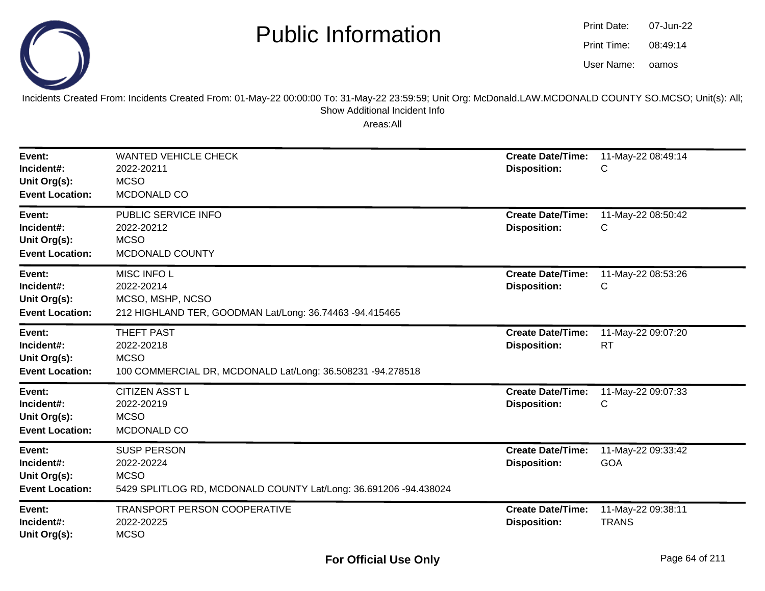# Public Information

Print Date: 07-Jun-22
Print Time: 08:49:14
User Name: oamos

Incidents Created From: Incidents Created From: 01-May-22 00:00:00 To: 31-May-22 23:59:59; Unit Org: McDonald.LAW.MCDONALD COUNTY SO.MCSO; Unit(s): All; Show Additional Incident Info

Areas:All

---

**Event:** WANTED VEHICLE CHECK
**Incident#:** 2022-20211
**Unit Org(s):** MCSO
**Event Location:** MCDONALD CO
**Create Date/Time:** 11-May-22 08:49:14
**Disposition:** C

---

**Event:** PUBLIC SERVICE INFO
**Incident#:** 2022-20212
**Unit Org(s):** MCSO
**Event Location:** MCDONALD COUNTY
**Create Date/Time:** 11-May-22 08:50:42
**Disposition:** C

---

**Event:** MISC INFO L
**Incident#:** 2022-20214
**Unit Org(s):** MCSO, MSHP, NCSO
**Event Location:** 212 HIGHLAND TER, GOODMAN Lat/Long: 36.74463 -94.415465
**Create Date/Time:** 11-May-22 08:53:26
**Disposition:** C

---

**Event:** THEFT PAST
**Incident#:** 2022-20218
**Unit Org(s):** MCSO
**Event Location:** 100 COMMERCIAL DR, MCDONALD Lat/Long: 36.508231 -94.278518
**Create Date/Time:** 11-May-22 09:07:20
**Disposition:** RT

---

**Event:** CITIZEN ASST L
**Incident#:** 2022-20219
**Unit Org(s):** MCSO
**Event Location:** MCDONALD CO
**Create Date/Time:** 11-May-22 09:07:33
**Disposition:** C

---

**Event:** SUSP PERSON
**Incident#:** 2022-20224
**Unit Org(s):** MCSO
**Event Location:** 5429 SPLITLOG RD, MCDONALD COUNTY Lat/Long: 36.691206 -94.438024
**Create Date/Time:** 11-May-22 09:33:42
**Disposition:** GOA

---

**Event:** TRANSPORT PERSON COOPERATIVE
**Incident#:** 2022-20225
**Unit Org(s):** MCSO
**Create Date/Time:** 11-May-22 09:38:11
**Disposition:** TRANS

**For Official Use Only**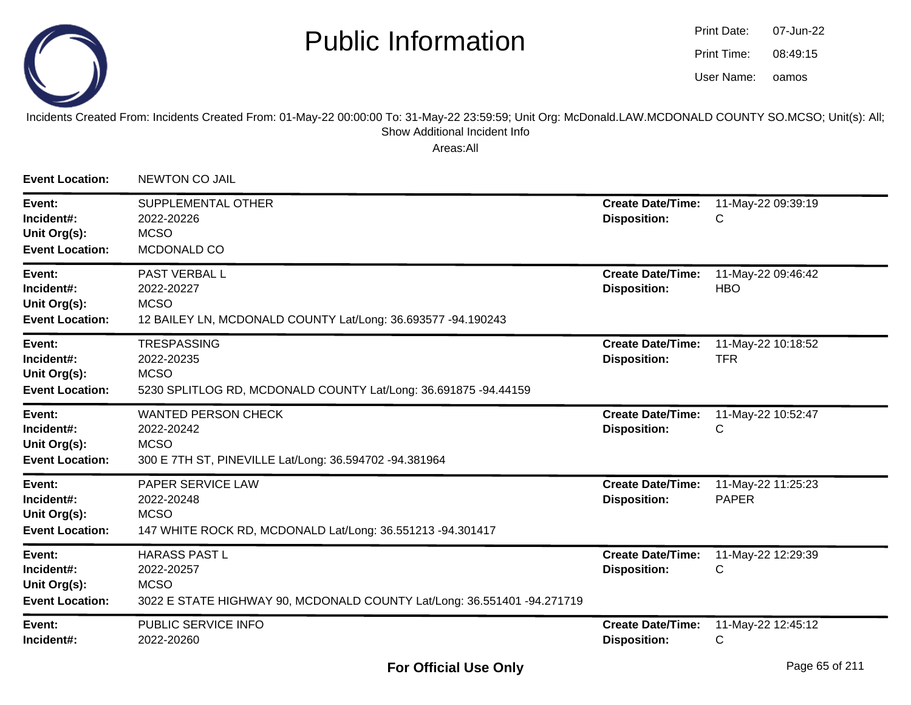# Public Information

Print Date: 07-Jun-22
Print Time: 08:49:15
User Name: oamos

Incidents Created From: Incidents Created From: 01-May-22 00:00:00 To: 31-May-22 23:59:59; Unit Org: McDonald.LAW.MCDONALD COUNTY SO.MCSO; Unit(s): All; Show Additional Incident Info

Areas:All

**Event Location:** NEWTON CO JAIL

---

**Event:** SUPPLEMENTAL OTHER
**Incident#:** 2022-20226
**Unit Org(s):** MCSO
**Event Location:** MCDONALD CO
**Create Date/Time:** 11-May-22 09:39:19
**Disposition:** C

---

**Event:** PAST VERBAL L
**Incident#:** 2022-20227
**Unit Org(s):** MCSO
**Event Location:** 12 BAILEY LN, MCDONALD COUNTY Lat/Long: 36.693577 -94.190243
**Create Date/Time:** 11-May-22 09:46:42
**Disposition:** HBO

---

**Event:** TRESPASSING
**Incident#:** 2022-20235
**Unit Org(s):** MCSO
**Event Location:** 5230 SPLITLOG RD, MCDONALD COUNTY Lat/Long: 36.691875 -94.44159
**Create Date/Time:** 11-May-22 10:18:52
**Disposition:** TFR

---

**Event:** WANTED PERSON CHECK
**Incident#:** 2022-20242
**Unit Org(s):** MCSO
**Event Location:** 300 E 7TH ST, PINEVILLE Lat/Long: 36.594702 -94.381964
**Create Date/Time:** 11-May-22 10:52:47
**Disposition:** C

---

**Event:** PAPER SERVICE LAW
**Incident#:** 2022-20248
**Unit Org(s):** MCSO
**Event Location:** 147 WHITE ROCK RD, MCDONALD Lat/Long: 36.551213 -94.301417
**Create Date/Time:** 11-May-22 11:25:23
**Disposition:** PAPER

---

**Event:** HARASS PAST L
**Incident#:** 2022-20257
**Unit Org(s):** MCSO
**Event Location:** 3022 E STATE HIGHWAY 90, MCDONALD COUNTY Lat/Long: 36.551401 -94.271719
**Create Date/Time:** 11-May-22 12:29:39
**Disposition:** C

---

**Event:** PUBLIC SERVICE INFO
**Incident#:** 2022-20260
**Create Date/Time:** 11-May-22 12:45:12
**Disposition:** C

**For Official Use Only**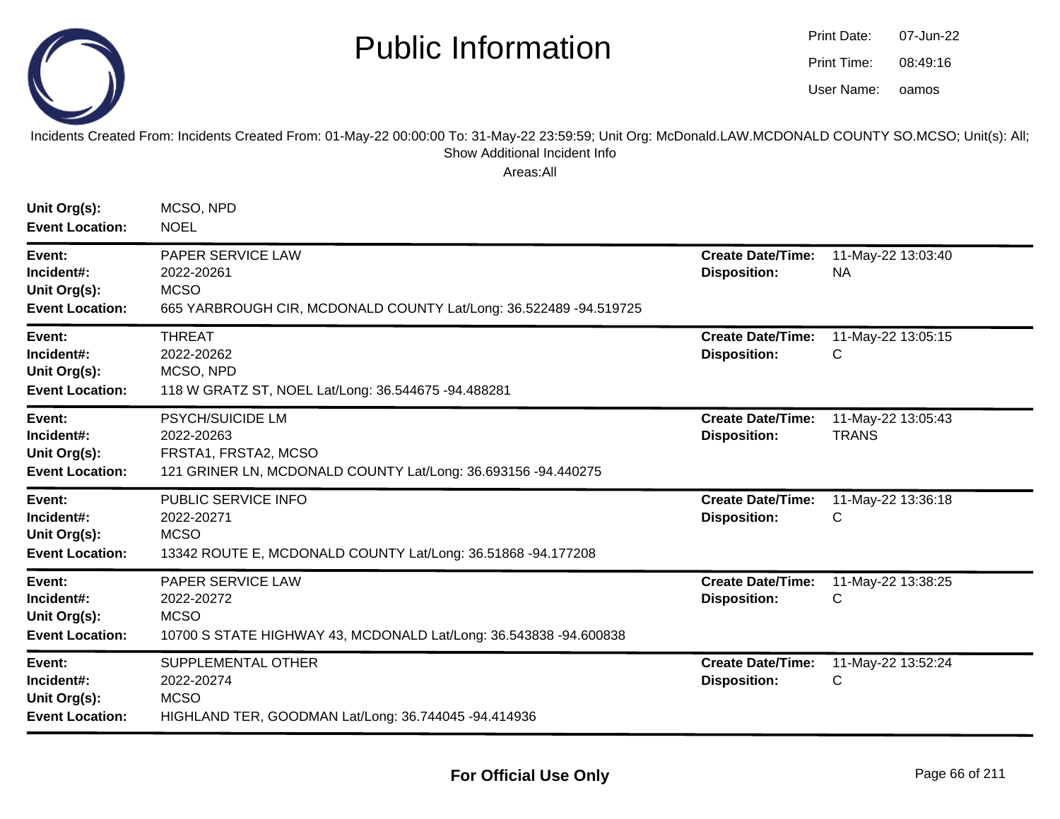# Public Information

Print Date: 07-Jun-22
Print Time: 08:49:16
User Name: oamos

Incidents Created From: Incidents Created From: 01-May-22 00:00:00 To: 31-May-22 23:59:59; Unit Org: McDonald.LAW.MCDONALD COUNTY SO.MCSO; Unit(s): All; Show Additional Incident Info

Areas:All

**Unit Org(s):** MCSO, NPD
**Event Location:** NOEL

---

**Event:** PAPER SERVICE LAW
**Incident#:** 2022-20261
**Unit Org(s):** MCSO
**Event Location:** 665 YARBROUGH CIR, MCDONALD COUNTY Lat/Long: 36.522489 -94.519725
**Create Date/Time:** 11-May-22 13:03:40
**Disposition:** NA

---

**Event:** THREAT
**Incident#:** 2022-20262
**Unit Org(s):** MCSO, NPD
**Event Location:** 118 W GRATZ ST, NOEL Lat/Long: 36.544675 -94.488281
**Create Date/Time:** 11-May-22 13:05:15
**Disposition:** C

---

**Event:** PSYCH/SUICIDE LM
**Incident#:** 2022-20263
**Unit Org(s):** FRSTA1, FRSTA2, MCSO
**Event Location:** 121 GRINER LN, MCDONALD COUNTY Lat/Long: 36.693156 -94.440275
**Create Date/Time:** 11-May-22 13:05:43
**Disposition:** TRANS

---

**Event:** PUBLIC SERVICE INFO
**Incident#:** 2022-20271
**Unit Org(s):** MCSO
**Event Location:** 13342 ROUTE E, MCDONALD COUNTY Lat/Long: 36.51868 -94.177208
**Create Date/Time:** 11-May-22 13:36:18
**Disposition:** C

---

**Event:** PAPER SERVICE LAW
**Incident#:** 2022-20272
**Unit Org(s):** MCSO
**Event Location:** 10700 S STATE HIGHWAY 43, MCDONALD Lat/Long: 36.543838 -94.600838
**Create Date/Time:** 11-May-22 13:38:25
**Disposition:** C

---

**Event:** SUPPLEMENTAL OTHER
**Incident#:** 2022-20274
**Unit Org(s):** MCSO
**Event Location:** HIGHLAND TER, GOODMAN Lat/Long: 36.744045 -94.414936
**Create Date/Time:** 11-May-22 13:52:24
**Disposition:** C

---

**For Official Use Only**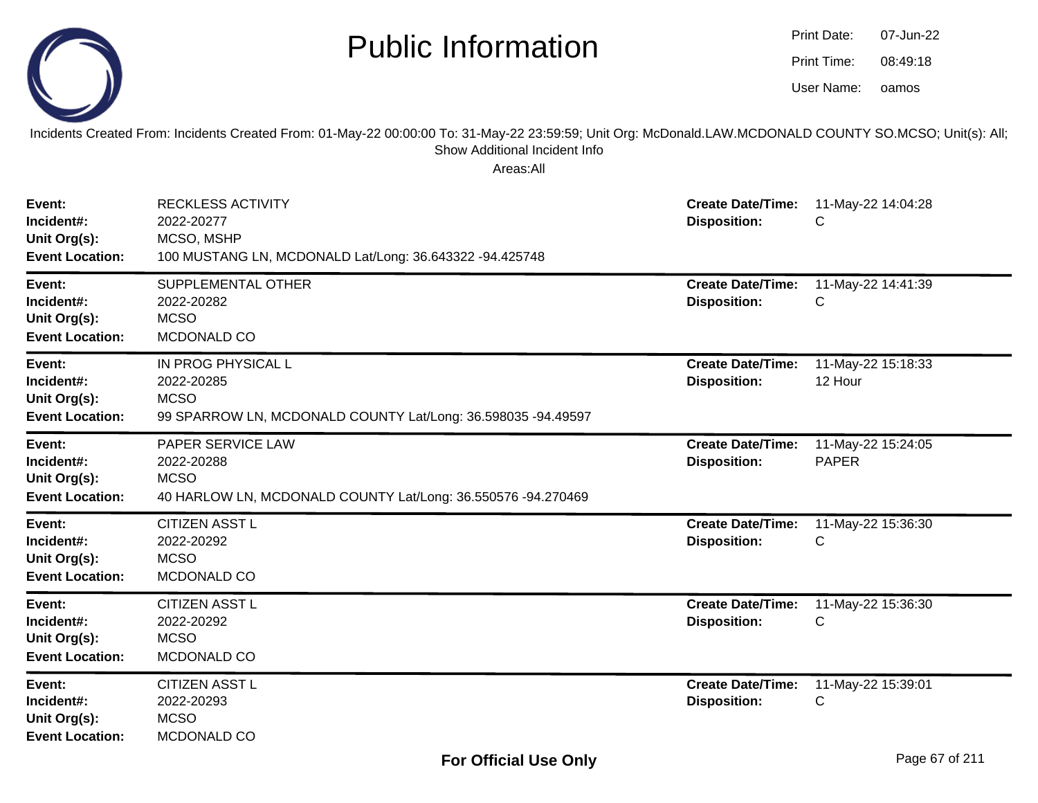# Public Information

Print Date: 07-Jun-22
Print Time: 08:49:18
User Name: oamos

Incidents Created From: Incidents Created From: 01-May-22 00:00:00 To: 31-May-22 23:59:59; Unit Org: McDonald.LAW.MCDONALD COUNTY SO.MCSO; Unit(s): All; Show Additional Incident Info

Areas:All

| | | | |
|---|---|---|---|
| **Event:** | RECKLESS ACTIVITY | **Create Date/Time:** | 11-May-22 14:04:28 |
| **Incident#:** | 2022-20277 | **Disposition:** | C |
| **Unit Org(s):** | MCSO, MSHP | | |
| **Event Location:** | 100 MUSTANG LN, MCDONALD Lat/Long: 36.643322 -94.425748 | | |

| | | | |
|---|---|---|---|
| **Event:** | SUPPLEMENTAL OTHER | **Create Date/Time:** | 11-May-22 14:41:39 |
| **Incident#:** | 2022-20282 | **Disposition:** | C |
| **Unit Org(s):** | MCSO | | |
| **Event Location:** | MCDONALD CO | | |

| | | | |
|---|---|---|---|
| **Event:** | IN PROG PHYSICAL L | **Create Date/Time:** | 11-May-22 15:18:33 |
| **Incident#:** | 2022-20285 | **Disposition:** | 12 Hour |
| **Unit Org(s):** | MCSO | | |
| **Event Location:** | 99 SPARROW LN, MCDONALD COUNTY Lat/Long: 36.598035 -94.49597 | | |

| | | | |
|---|---|---|---|
| **Event:** | PAPER SERVICE LAW | **Create Date/Time:** | 11-May-22 15:24:05 |
| **Incident#:** | 2022-20288 | **Disposition:** | PAPER |
| **Unit Org(s):** | MCSO | | |
| **Event Location:** | 40 HARLOW LN, MCDONALD COUNTY Lat/Long: 36.550576 -94.270469 | | |

| | | | |
|---|---|---|---|
| **Event:** | CITIZEN ASST L | **Create Date/Time:** | 11-May-22 15:36:30 |
| **Incident#:** | 2022-20292 | **Disposition:** | C |
| **Unit Org(s):** | MCSO | | |
| **Event Location:** | MCDONALD CO | | |

| | | | |
|---|---|---|---|
| **Event:** | CITIZEN ASST L | **Create Date/Time:** | 11-May-22 15:36:30 |
| **Incident#:** | 2022-20292 | **Disposition:** | C |
| **Unit Org(s):** | MCSO | | |
| **Event Location:** | MCDONALD CO | | |

| | | | |
|---|---|---|---|
| **Event:** | CITIZEN ASST L | **Create Date/Time:** | 11-May-22 15:39:01 |
| **Incident#:** | 2022-20293 | **Disposition:** | C |
| **Unit Org(s):** | MCSO | | |
| **Event Location:** | MCDONALD CO | | |

**For Official Use Only**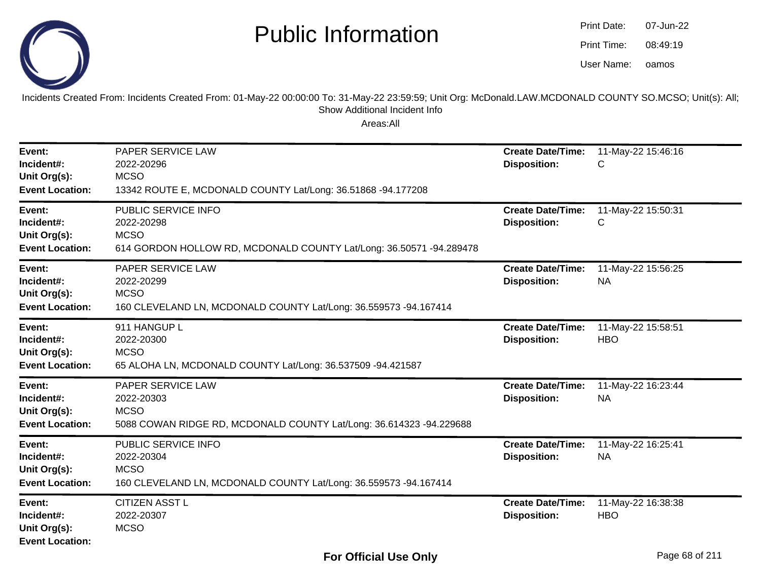# Public Information

Print Date: 07-Jun-22
Print Time: 08:49:19
User Name: oamos

Incidents Created From: Incidents Created From: 01-May-22 00:00:00 To: 31-May-22 23:59:59; Unit Org: McDonald.LAW.MCDONALD COUNTY SO.MCSO; Unit(s): All; Show Additional Incident Info

Areas:All

---

**Event:** PAPER SERVICE LAW
**Incident#:** 2022-20296
**Unit Org(s):** MCSO
**Event Location:** 13342 ROUTE E, MCDONALD COUNTY Lat/Long: 36.51868 -94.177208
**Create Date/Time:** 11-May-22 15:46:16
**Disposition:** C

---

**Event:** PUBLIC SERVICE INFO
**Incident#:** 2022-20298
**Unit Org(s):** MCSO
**Event Location:** 614 GORDON HOLLOW RD, MCDONALD COUNTY Lat/Long: 36.50571 -94.289478
**Create Date/Time:** 11-May-22 15:50:31
**Disposition:** C

---

**Event:** PAPER SERVICE LAW
**Incident#:** 2022-20299
**Unit Org(s):** MCSO
**Event Location:** 160 CLEVELAND LN, MCDONALD COUNTY Lat/Long: 36.559573 -94.167414
**Create Date/Time:** 11-May-22 15:56:25
**Disposition:** NA

---

**Event:** 911 HANGUP L
**Incident#:** 2022-20300
**Unit Org(s):** MCSO
**Event Location:** 65 ALOHA LN, MCDONALD COUNTY Lat/Long: 36.537509 -94.421587
**Create Date/Time:** 11-May-22 15:58:51
**Disposition:** HBO

---

**Event:** PAPER SERVICE LAW
**Incident#:** 2022-20303
**Unit Org(s):** MCSO
**Event Location:** 5088 COWAN RIDGE RD, MCDONALD COUNTY Lat/Long: 36.614323 -94.229688
**Create Date/Time:** 11-May-22 16:23:44
**Disposition:** NA

---

**Event:** PUBLIC SERVICE INFO
**Incident#:** 2022-20304
**Unit Org(s):** MCSO
**Event Location:** 160 CLEVELAND LN, MCDONALD COUNTY Lat/Long: 36.559573 -94.167414
**Create Date/Time:** 11-May-22 16:25:41
**Disposition:** NA

---

**Event:** CITIZEN ASST L
**Incident#:** 2022-20307
**Unit Org(s):** MCSO
**Event Location:**
**Create Date/Time:** 11-May-22 16:38:38
**Disposition:** HBO

**For Official Use Only**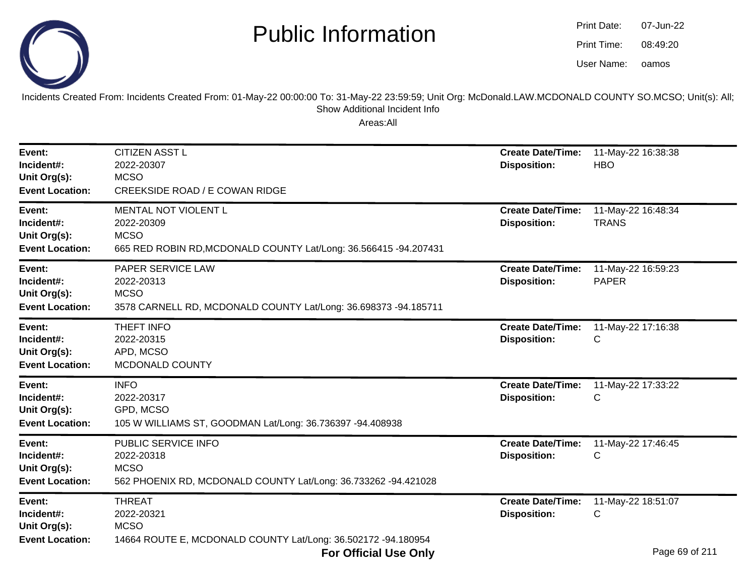# Public Information

Print Date: 07-Jun-22
Print Time: 08:49:20
User Name: oamos

Incidents Created From: Incidents Created From: 01-May-22 00:00:00 To: 31-May-22 23:59:59; Unit Org: McDonald.LAW.MCDONALD COUNTY SO.MCSO; Unit(s): All; Show Additional Incident Info

Areas:All

| | | | |
|---|---|---|---|
| **Event:** | CITIZEN ASST L | **Create Date/Time:** | 11-May-22 16:38:38 |
| **Incident#:** | 2022-20307 | **Disposition:** | HBO |
| **Unit Org(s):** | MCSO | | |
| **Event Location:** | CREEKSIDE ROAD / E COWAN RIDGE | | |

| | | | |
|---|---|---|---|
| **Event:** | MENTAL NOT VIOLENT L | **Create Date/Time:** | 11-May-22 16:48:34 |
| **Incident#:** | 2022-20309 | **Disposition:** | TRANS |
| **Unit Org(s):** | MCSO | | |
| **Event Location:** | 665 RED ROBIN RD,MCDONALD COUNTY Lat/Long: 36.566415 -94.207431 | | |

| | | | |
|---|---|---|---|
| **Event:** | PAPER SERVICE LAW | **Create Date/Time:** | 11-May-22 16:59:23 |
| **Incident#:** | 2022-20313 | **Disposition:** | PAPER |
| **Unit Org(s):** | MCSO | | |
| **Event Location:** | 3578 CARNELL RD, MCDONALD COUNTY Lat/Long: 36.698373 -94.185711 | | |

| | | | |
|---|---|---|---|
| **Event:** | THEFT INFO | **Create Date/Time:** | 11-May-22 17:16:38 |
| **Incident#:** | 2022-20315 | **Disposition:** | C |
| **Unit Org(s):** | APD, MCSO | | |
| **Event Location:** | MCDONALD COUNTY | | |

| | | | |
|---|---|---|---|
| **Event:** | INFO | **Create Date/Time:** | 11-May-22 17:33:22 |
| **Incident#:** | 2022-20317 | **Disposition:** | C |
| **Unit Org(s):** | GPD, MCSO | | |
| **Event Location:** | 105 W WILLIAMS ST, GOODMAN Lat/Long: 36.736397 -94.408938 | | |

| | | | |
|---|---|---|---|
| **Event:** | PUBLIC SERVICE INFO | **Create Date/Time:** | 11-May-22 17:46:45 |
| **Incident#:** | 2022-20318 | **Disposition:** | C |
| **Unit Org(s):** | MCSO | | |
| **Event Location:** | 562 PHOENIX RD, MCDONALD COUNTY Lat/Long: 36.733262 -94.421028 | | |

| | | | |
|---|---|---|---|
| **Event:** | THREAT | **Create Date/Time:** | 11-May-22 18:51:07 |
| **Incident#:** | 2022-20321 | **Disposition:** | C |
| **Unit Org(s):** | MCSO | | |
| **Event Location:** | 14664 ROUTE E, MCDONALD COUNTY Lat/Long: 36.502172 -94.180954 | | |

**For Official Use Only**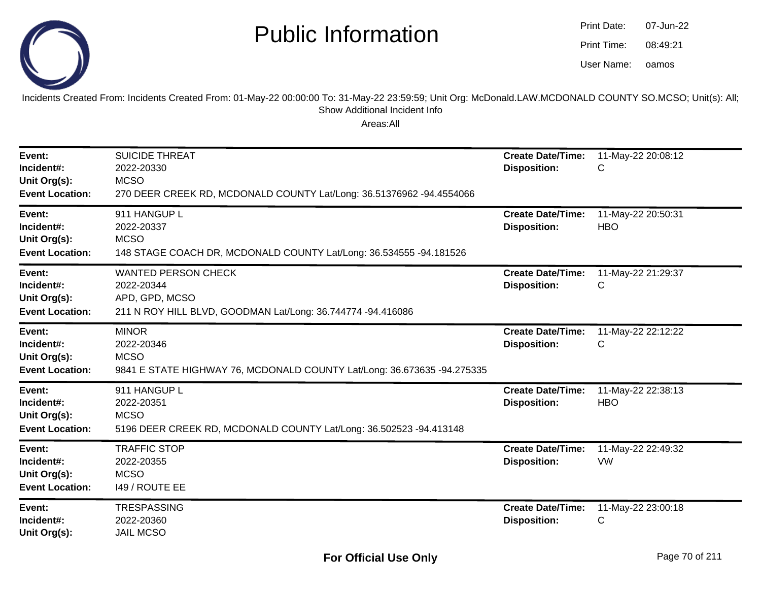# Public Information

Print Date: 07-Jun-22
Print Time: 08:49:21
User Name: oamos

Incidents Created From: Incidents Created From: 01-May-22 00:00:00 To: 31-May-22 23:59:59; Unit Org: McDonald.LAW.MCDONALD COUNTY SO.MCSO; Unit(s): All; Show Additional Incident Info

Areas:All

---

**Event:** SUICIDE THREAT
**Incident#:** 2022-20330
**Unit Org(s):** MCSO
**Event Location:** 270 DEER CREEK RD, MCDONALD COUNTY Lat/Long: 36.51376962 -94.4554066
**Create Date/Time:** 11-May-22 20:08:12
**Disposition:** C

---

**Event:** 911 HANGUP L
**Incident#:** 2022-20337
**Unit Org(s):** MCSO
**Event Location:** 148 STAGE COACH DR, MCDONALD COUNTY Lat/Long: 36.534555 -94.181526
**Create Date/Time:** 11-May-22 20:50:31
**Disposition:** HBO

---

**Event:** WANTED PERSON CHECK
**Incident#:** 2022-20344
**Unit Org(s):** APD, GPD, MCSO
**Event Location:** 211 N ROY HILL BLVD, GOODMAN Lat/Long: 36.744774 -94.416086
**Create Date/Time:** 11-May-22 21:29:37
**Disposition:** C

---

**Event:** MINOR
**Incident#:** 2022-20346
**Unit Org(s):** MCSO
**Event Location:** 9841 E STATE HIGHWAY 76, MCDONALD COUNTY Lat/Long: 36.673635 -94.275335
**Create Date/Time:** 11-May-22 22:12:22
**Disposition:** C

---

**Event:** 911 HANGUP L
**Incident#:** 2022-20351
**Unit Org(s):** MCSO
**Event Location:** 5196 DEER CREEK RD, MCDONALD COUNTY Lat/Long: 36.502523 -94.413148
**Create Date/Time:** 11-May-22 22:38:13
**Disposition:** HBO

---

**Event:** TRAFFIC STOP
**Incident#:** 2022-20355
**Unit Org(s):** MCSO
**Event Location:** I49 / ROUTE EE
**Create Date/Time:** 11-May-22 22:49:32
**Disposition:** VW

---

**Event:** TRESPASSING
**Incident#:** 2022-20360
**Unit Org(s):** JAIL MCSO
**Create Date/Time:** 11-May-22 23:00:18
**Disposition:** C

For Official Use Only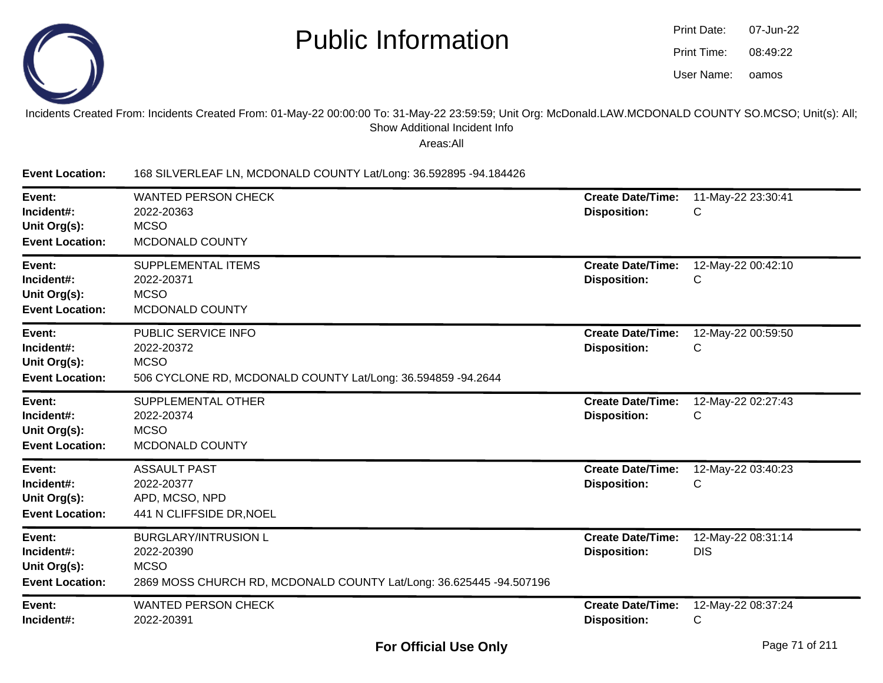# Public Information

Print Date: 07-Jun-22
Print Time: 08:49:22
User Name: oamos

Incidents Created From: Incidents Created From: 01-May-22 00:00:00 To: 31-May-22 23:59:59; Unit Org: McDonald.LAW.MCDONALD COUNTY SO.MCSO; Unit(s): All; Show Additional Incident Info

Areas:All

**Event Location:** 168 SILVERLEAF LN, MCDONALD COUNTY Lat/Long: 36.592895 -94.184426

---

**Event:** WANTED PERSON CHECK
**Incident#:** 2022-20363
**Unit Org(s):** MCSO
**Event Location:** MCDONALD COUNTY
**Create Date/Time:** 11-May-22 23:30:41
**Disposition:** C

---

**Event:** SUPPLEMENTAL ITEMS
**Incident#:** 2022-20371
**Unit Org(s):** MCSO
**Event Location:** MCDONALD COUNTY
**Create Date/Time:** 12-May-22 00:42:10
**Disposition:** C

---

**Event:** PUBLIC SERVICE INFO
**Incident#:** 2022-20372
**Unit Org(s):** MCSO
**Event Location:** 506 CYCLONE RD, MCDONALD COUNTY Lat/Long: 36.594859 -94.2644
**Create Date/Time:** 12-May-22 00:59:50
**Disposition:** C

---

**Event:** SUPPLEMENTAL OTHER
**Incident#:** 2022-20374
**Unit Org(s):** MCSO
**Event Location:** MCDONALD COUNTY
**Create Date/Time:** 12-May-22 02:27:43
**Disposition:** C

---

**Event:** ASSAULT PAST
**Incident#:** 2022-20377
**Unit Org(s):** APD, MCSO, NPD
**Event Location:** 441 N CLIFFSIDE DR,NOEL
**Create Date/Time:** 12-May-22 03:40:23
**Disposition:** C

---

**Event:** BURGLARY/INTRUSION L
**Incident#:** 2022-20390
**Unit Org(s):** MCSO
**Event Location:** 2869 MOSS CHURCH RD, MCDONALD COUNTY Lat/Long: 36.625445 -94.507196
**Create Date/Time:** 12-May-22 08:31:14
**Disposition:** DIS

---

**Event:** WANTED PERSON CHECK
**Incident#:** 2022-20391
**Create Date/Time:** 12-May-22 08:37:24
**Disposition:** C

**For Official Use Only**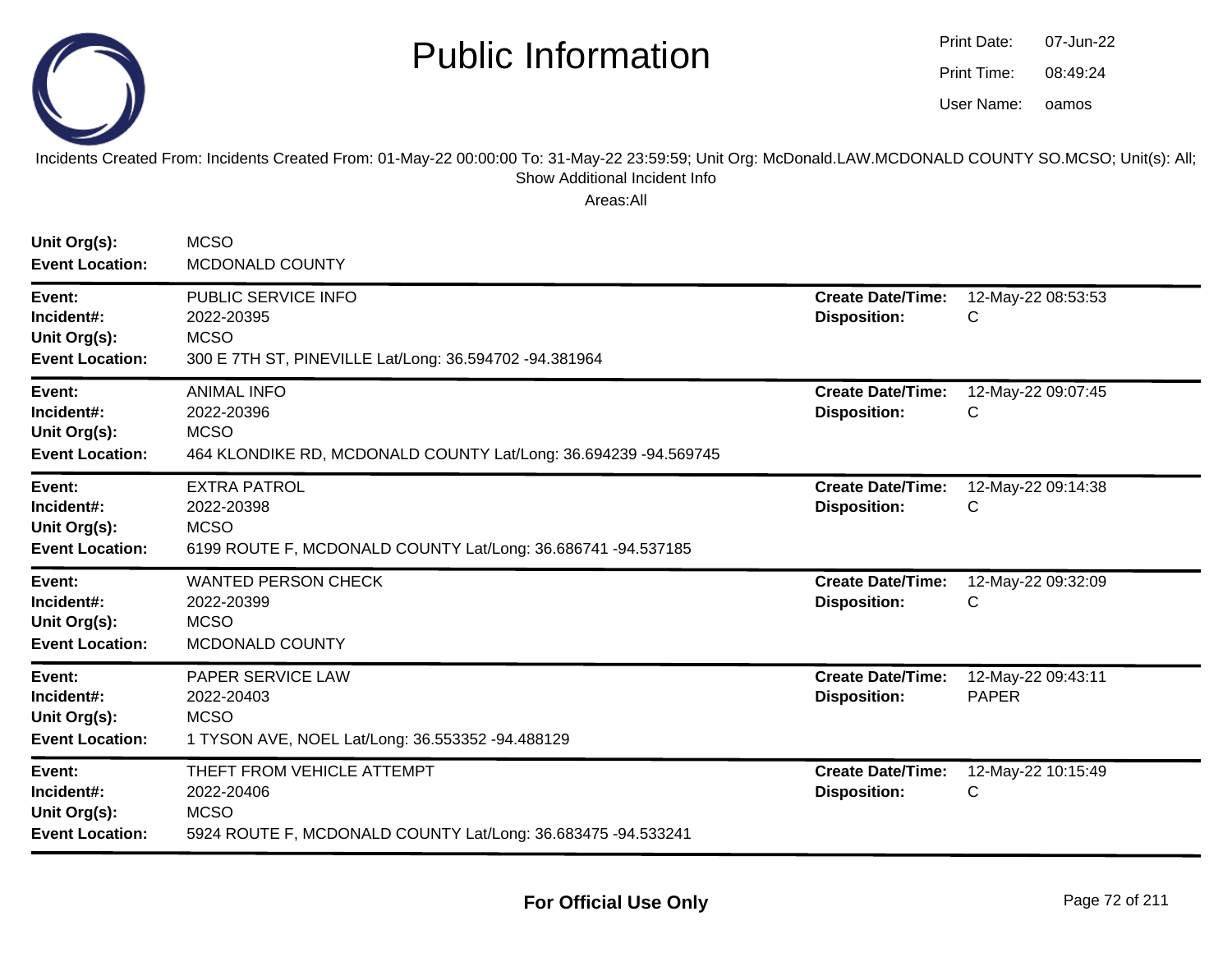# Public Information

Print Date: 07-Jun-22
Print Time: 08:49:24
User Name: oamos

Incidents Created From: Incidents Created From: 01-May-22 00:00:00 To: 31-May-22 23:59:59; Unit Org: McDonald.LAW.MCDONALD COUNTY SO.MCSO; Unit(s): All; Show Additional Incident Info

Areas:All

**Unit Org(s):** MCSO
**Event Location:** MCDONALD COUNTY

---

**Event:** PUBLIC SERVICE INFO
**Incident#:** 2022-20395
**Unit Org(s):** MCSO
**Event Location:** 300 E 7TH ST, PINEVILLE Lat/Long: 36.594702 -94.381964
**Create Date/Time:** 12-May-22 08:53:53
**Disposition:** C

---

**Event:** ANIMAL INFO
**Incident#:** 2022-20396
**Unit Org(s):** MCSO
**Event Location:** 464 KLONDIKE RD, MCDONALD COUNTY Lat/Long: 36.694239 -94.569745
**Create Date/Time:** 12-May-22 09:07:45
**Disposition:** C

---

**Event:** EXTRA PATROL
**Incident#:** 2022-20398
**Unit Org(s):** MCSO
**Event Location:** 6199 ROUTE F, MCDONALD COUNTY Lat/Long: 36.686741 -94.537185
**Create Date/Time:** 12-May-22 09:14:38
**Disposition:** C

---

**Event:** WANTED PERSON CHECK
**Incident#:** 2022-20399
**Unit Org(s):** MCSO
**Event Location:** MCDONALD COUNTY
**Create Date/Time:** 12-May-22 09:32:09
**Disposition:** C

---

**Event:** PAPER SERVICE LAW
**Incident#:** 2022-20403
**Unit Org(s):** MCSO
**Event Location:** 1 TYSON AVE, NOEL Lat/Long: 36.553352 -94.488129
**Create Date/Time:** 12-May-22 09:43:11
**Disposition:** PAPER

---

**Event:** THEFT FROM VEHICLE ATTEMPT
**Incident#:** 2022-20406
**Unit Org(s):** MCSO
**Event Location:** 5924 ROUTE F, MCDONALD COUNTY Lat/Long: 36.683475 -94.533241
**Create Date/Time:** 12-May-22 10:15:49
**Disposition:** C

---

**For Official Use Only**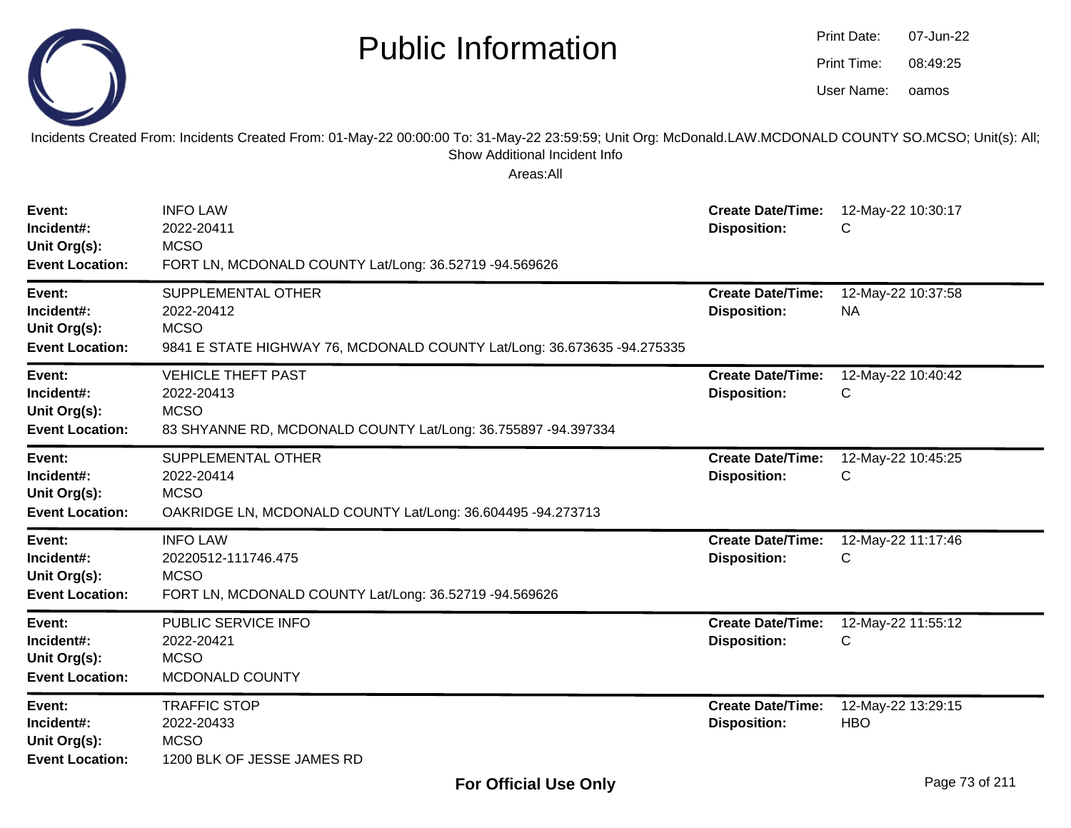# Public Information

Print Date: 07-Jun-22
Print Time: 08:49:25
User Name: oamos

Incidents Created From: Incidents Created From: 01-May-22 00:00:00 To: 31-May-22 23:59:59; Unit Org: McDonald.LAW.MCDONALD COUNTY SO.MCSO; Unit(s): All; Show Additional Incident Info

Areas:All

| | | | |
|---|---|---|---|
| **Event:** | INFO LAW | **Create Date/Time:** | 12-May-22 10:30:17 |
| **Incident#:** | 2022-20411 | **Disposition:** | C |
| **Unit Org(s):** | MCSO | | |
| **Event Location:** | FORT LN, MCDONALD COUNTY Lat/Long: 36.52719 -94.569626 | | |

| | | | |
|---|---|---|---|
| **Event:** | SUPPLEMENTAL OTHER | **Create Date/Time:** | 12-May-22 10:37:58 |
| **Incident#:** | 2022-20412 | **Disposition:** | NA |
| **Unit Org(s):** | MCSO | | |
| **Event Location:** | 9841 E STATE HIGHWAY 76, MCDONALD COUNTY Lat/Long: 36.673635 -94.275335 | | |

| | | | |
|---|---|---|---|
| **Event:** | VEHICLE THEFT PAST | **Create Date/Time:** | 12-May-22 10:40:42 |
| **Incident#:** | 2022-20413 | **Disposition:** | C |
| **Unit Org(s):** | MCSO | | |
| **Event Location:** | 83 SHYANNE RD, MCDONALD COUNTY Lat/Long: 36.755897 -94.397334 | | |

| | | | |
|---|---|---|---|
| **Event:** | SUPPLEMENTAL OTHER | **Create Date/Time:** | 12-May-22 10:45:25 |
| **Incident#:** | 2022-20414 | **Disposition:** | C |
| **Unit Org(s):** | MCSO | | |
| **Event Location:** | OAKRIDGE LN, MCDONALD COUNTY Lat/Long: 36.604495 -94.273713 | | |

| | | | |
|---|---|---|---|
| **Event:** | INFO LAW | **Create Date/Time:** | 12-May-22 11:17:46 |
| **Incident#:** | 20220512-111746.475 | **Disposition:** | C |
| **Unit Org(s):** | MCSO | | |
| **Event Location:** | FORT LN, MCDONALD COUNTY Lat/Long: 36.52719 -94.569626 | | |

| | | | |
|---|---|---|---|
| **Event:** | PUBLIC SERVICE INFO | **Create Date/Time:** | 12-May-22 11:55:12 |
| **Incident#:** | 2022-20421 | **Disposition:** | C |
| **Unit Org(s):** | MCSO | | |
| **Event Location:** | MCDONALD COUNTY | | |

| | | | |
|---|---|---|---|
| **Event:** | TRAFFIC STOP | **Create Date/Time:** | 12-May-22 13:29:15 |
| **Incident#:** | 2022-20433 | **Disposition:** | HBO |
| **Unit Org(s):** | MCSO | | |
| **Event Location:** | 1200 BLK OF JESSE JAMES RD | | |

**For Official Use Only**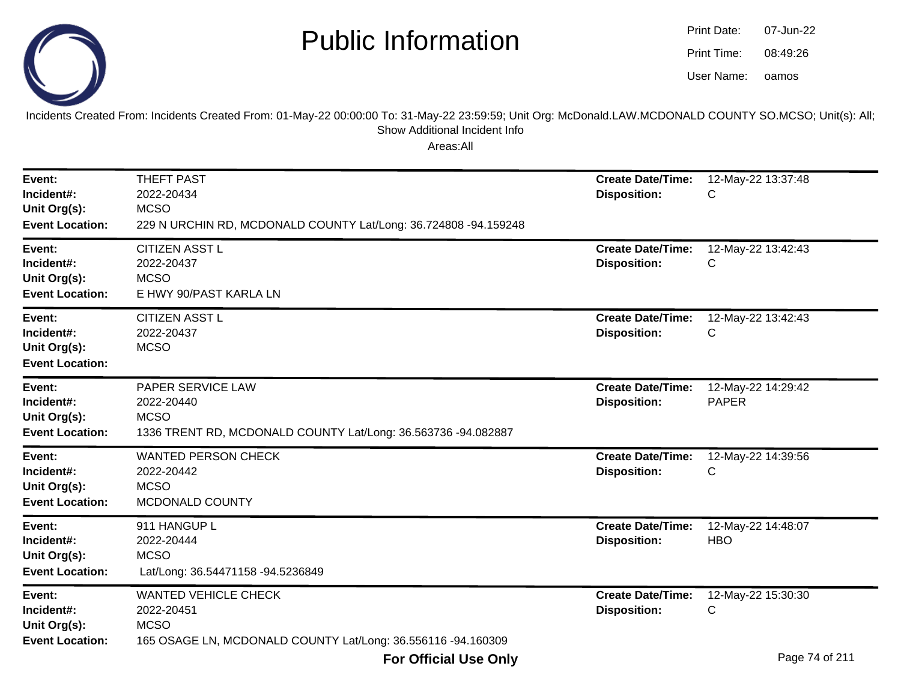# Public Information

Print Date: 07-Jun-22
Print Time: 08:49:26
User Name: oamos

Incidents Created From: Incidents Created From: 01-May-22 00:00:00 To: 31-May-22 23:59:59; Unit Org: McDonald.LAW.MCDONALD COUNTY SO.MCSO; Unit(s): All; Show Additional Incident Info

Areas:All

---

**Event:** THEFT PAST
**Incident#:** 2022-20434
**Unit Org(s):** MCSO
**Event Location:** 229 N URCHIN RD, MCDONALD COUNTY Lat/Long: 36.724808 -94.159248
**Create Date/Time:** 12-May-22 13:37:48
**Disposition:** C

---

**Event:** CITIZEN ASST L
**Incident#:** 2022-20437
**Unit Org(s):** MCSO
**Event Location:** E HWY 90/PAST KARLA LN
**Create Date/Time:** 12-May-22 13:42:43
**Disposition:** C

---

**Event:** CITIZEN ASST L
**Incident#:** 2022-20437
**Unit Org(s):** MCSO
**Event Location:**
**Create Date/Time:** 12-May-22 13:42:43
**Disposition:** C

---

**Event:** PAPER SERVICE LAW
**Incident#:** 2022-20440
**Unit Org(s):** MCSO
**Event Location:** 1336 TRENT RD, MCDONALD COUNTY Lat/Long: 36.563736 -94.082887
**Create Date/Time:** 12-May-22 14:29:42
**Disposition:** PAPER

---

**Event:** WANTED PERSON CHECK
**Incident#:** 2022-20442
**Unit Org(s):** MCSO
**Event Location:** MCDONALD COUNTY
**Create Date/Time:** 12-May-22 14:39:56
**Disposition:** C

---

**Event:** 911 HANGUP L
**Incident#:** 2022-20444
**Unit Org(s):** MCSO
**Event Location:** Lat/Long: 36.54471158 -94.5236849
**Create Date/Time:** 12-May-22 14:48:07
**Disposition:** HBO

---

**Event:** WANTED VEHICLE CHECK
**Incident#:** 2022-20451
**Unit Org(s):** MCSO
**Event Location:** 165 OSAGE LN, MCDONALD COUNTY Lat/Long: 36.556116 -94.160309
**Create Date/Time:** 12-May-22 15:30:30
**Disposition:** C

**For Official Use Only**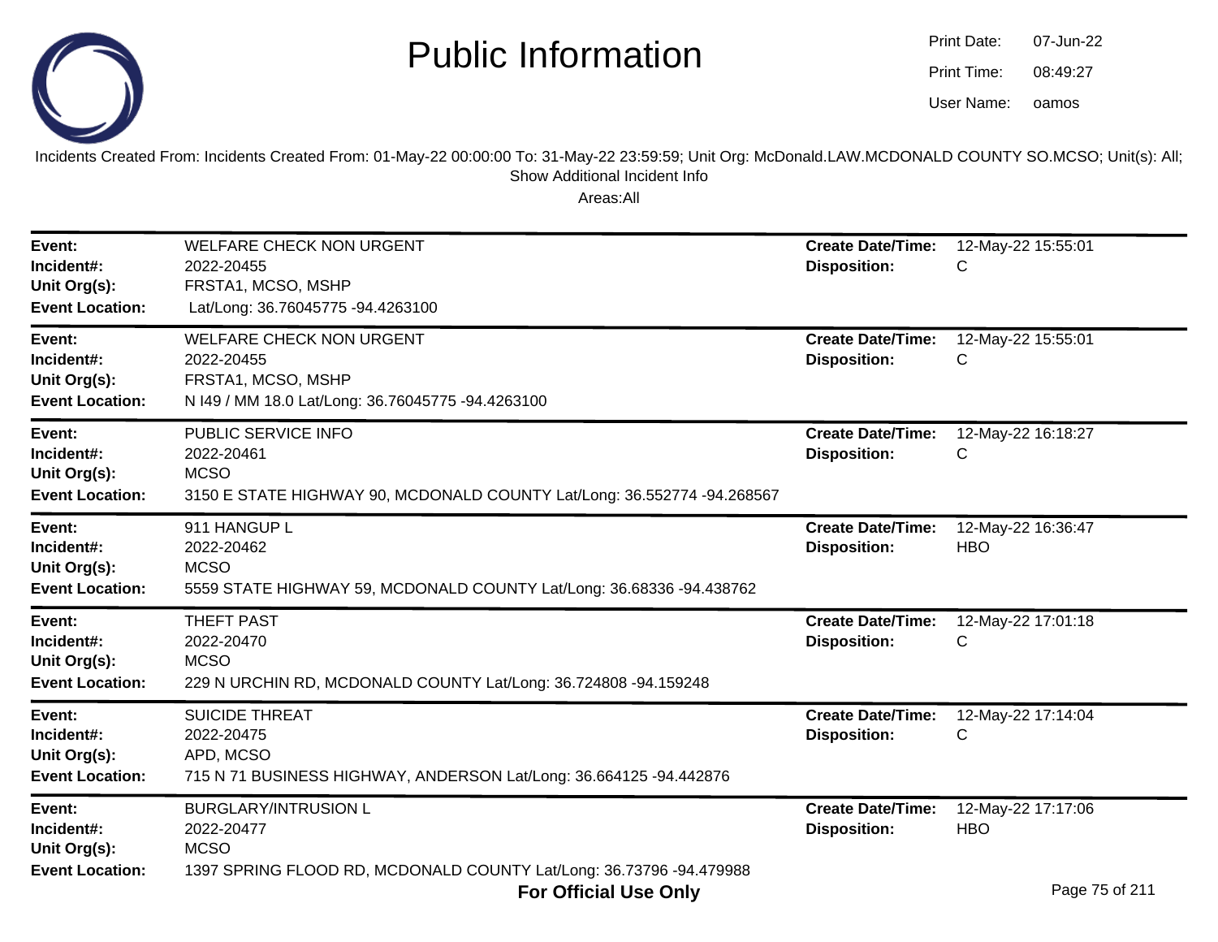# Public Information

Print Date: 07-Jun-22
Print Time: 08:49:27
User Name: oamos

Incidents Created From: Incidents Created From: 01-May-22 00:00:00 To: 31-May-22 23:59:59; Unit Org: McDonald.LAW.MCDONALD COUNTY SO.MCSO; Unit(s): All; Show Additional Incident Info

Areas:All

---

**Event:** WELFARE CHECK NON URGENT
**Incident#:** 2022-20455
**Unit Org(s):** FRSTA1, MCSO, MSHP
**Event Location:** Lat/Long: 36.76045775 -94.4263100
**Create Date/Time:** 12-May-22 15:55:01
**Disposition:** C

---

**Event:** WELFARE CHECK NON URGENT
**Incident#:** 2022-20455
**Unit Org(s):** FRSTA1, MCSO, MSHP
**Event Location:** N I49 / MM 18.0 Lat/Long: 36.76045775 -94.4263100
**Create Date/Time:** 12-May-22 15:55:01
**Disposition:** C

---

**Event:** PUBLIC SERVICE INFO
**Incident#:** 2022-20461
**Unit Org(s):** MCSO
**Event Location:** 3150 E STATE HIGHWAY 90, MCDONALD COUNTY Lat/Long: 36.552774 -94.268567
**Create Date/Time:** 12-May-22 16:18:27
**Disposition:** C

---

**Event:** 911 HANGUP L
**Incident#:** 2022-20462
**Unit Org(s):** MCSO
**Event Location:** 5559 STATE HIGHWAY 59, MCDONALD COUNTY Lat/Long: 36.68336 -94.438762
**Create Date/Time:** 12-May-22 16:36:47
**Disposition:** HBO

---

**Event:** THEFT PAST
**Incident#:** 2022-20470
**Unit Org(s):** MCSO
**Event Location:** 229 N URCHIN RD, MCDONALD COUNTY Lat/Long: 36.724808 -94.159248
**Create Date/Time:** 12-May-22 17:01:18
**Disposition:** C

---

**Event:** SUICIDE THREAT
**Incident#:** 2022-20475
**Unit Org(s):** APD, MCSO
**Event Location:** 715 N 71 BUSINESS HIGHWAY, ANDERSON Lat/Long: 36.664125 -94.442876
**Create Date/Time:** 12-May-22 17:14:04
**Disposition:** C

---

**Event:** BURGLARY/INTRUSION L
**Incident#:** 2022-20477
**Unit Org(s):** MCSO
**Event Location:** 1397 SPRING FLOOD RD, MCDONALD COUNTY Lat/Long: 36.73796 -94.479988
**Create Date/Time:** 12-May-22 17:17:06
**Disposition:** HBO

**For Official Use Only**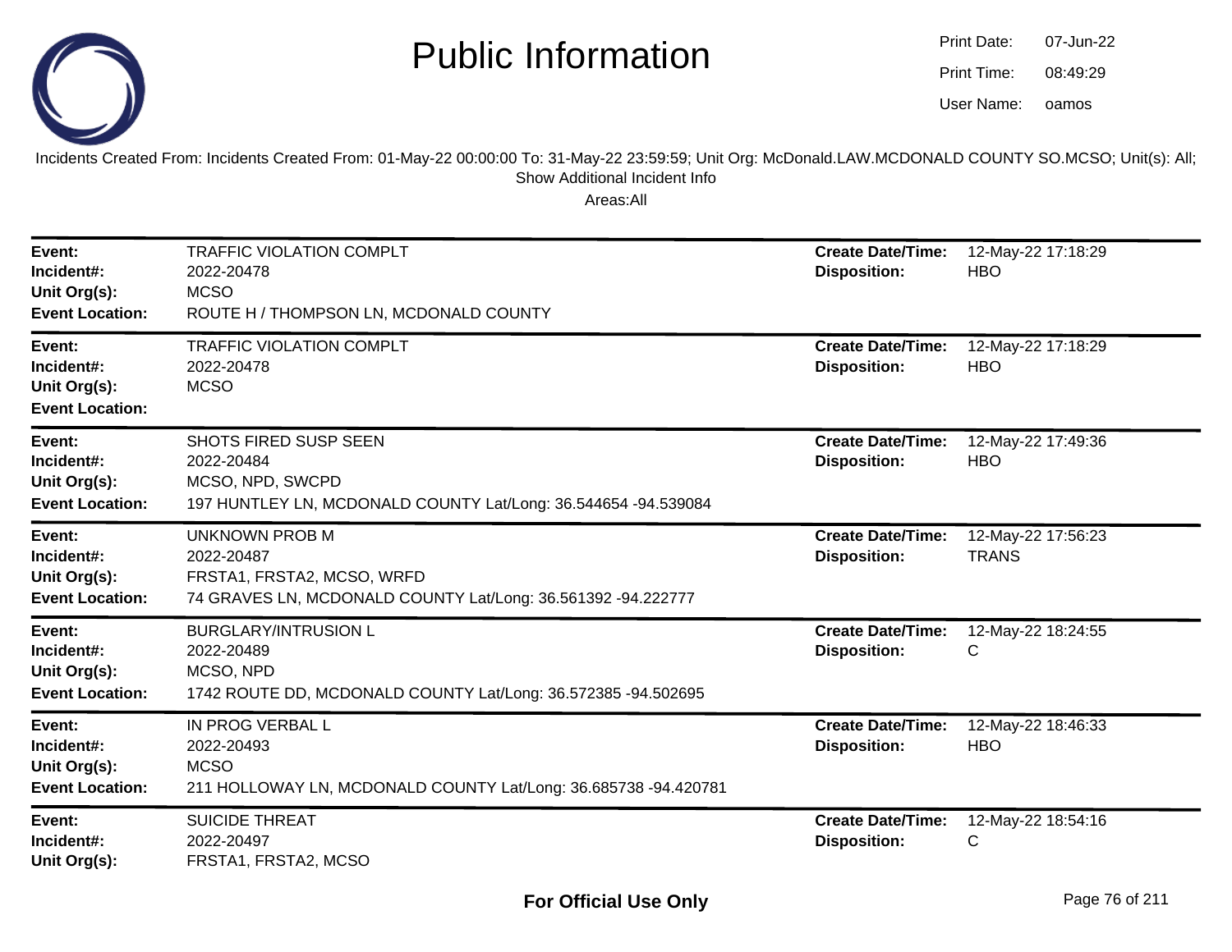# Public Information

Print Date: 07-Jun-22
Print Time: 08:49:29
User Name: oamos

Incidents Created From: Incidents Created From: 01-May-22 00:00:00 To: 31-May-22 23:59:59; Unit Org: McDonald.LAW.MCDONALD COUNTY SO.MCSO; Unit(s): All; Show Additional Incident Info

Areas:All

---

**Event:** TRAFFIC VIOLATION COMPLT
**Incident#:** 2022-20478
**Unit Org(s):** MCSO
**Event Location:** ROUTE H / THOMPSON LN, MCDONALD COUNTY
**Create Date/Time:** 12-May-22 17:18:29
**Disposition:** HBO

---

**Event:** TRAFFIC VIOLATION COMPLT
**Incident#:** 2022-20478
**Unit Org(s):** MCSO
**Event Location:**
**Create Date/Time:** 12-May-22 17:18:29
**Disposition:** HBO

---

**Event:** SHOTS FIRED SUSP SEEN
**Incident#:** 2022-20484
**Unit Org(s):** MCSO, NPD, SWCPD
**Event Location:** 197 HUNTLEY LN, MCDONALD COUNTY Lat/Long: 36.544654 -94.539084
**Create Date/Time:** 12-May-22 17:49:36
**Disposition:** HBO

---

**Event:** UNKNOWN PROB M
**Incident#:** 2022-20487
**Unit Org(s):** FRSTA1, FRSTA2, MCSO, WRFD
**Event Location:** 74 GRAVES LN, MCDONALD COUNTY Lat/Long: 36.561392 -94.222777
**Create Date/Time:** 12-May-22 17:56:23
**Disposition:** TRANS

---

**Event:** BURGLARY/INTRUSION L
**Incident#:** 2022-20489
**Unit Org(s):** MCSO, NPD
**Event Location:** 1742 ROUTE DD, MCDONALD COUNTY Lat/Long: 36.572385 -94.502695
**Create Date/Time:** 12-May-22 18:24:55
**Disposition:** C

---

**Event:** IN PROG VERBAL L
**Incident#:** 2022-20493
**Unit Org(s):** MCSO
**Event Location:** 211 HOLLOWAY LN, MCDONALD COUNTY Lat/Long: 36.685738 -94.420781
**Create Date/Time:** 12-May-22 18:46:33
**Disposition:** HBO

---

**Event:** SUICIDE THREAT
**Incident#:** 2022-20497
**Unit Org(s):** FRSTA1, FRSTA2, MCSO
**Create Date/Time:** 12-May-22 18:54:16
**Disposition:** C

**For Official Use Only**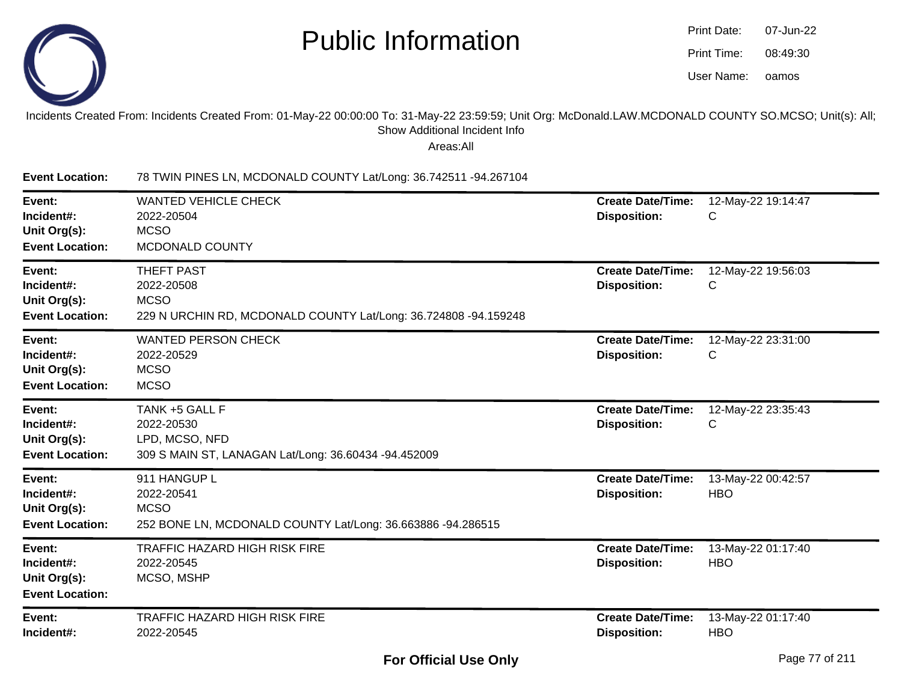# Public Information

Print Date: 07-Jun-22
Print Time: 08:49:30
User Name: oamos

Incidents Created From: Incidents Created From: 01-May-22 00:00:00 To: 31-May-22 23:59:59; Unit Org: McDonald.LAW.MCDONALD COUNTY SO.MCSO; Unit(s): All; Show Additional Incident Info

Areas:All

**Event Location:** 78 TWIN PINES LN, MCDONALD COUNTY Lat/Long: 36.742511 -94.267104

---

**Event:** WANTED VEHICLE CHECK
**Incident#:** 2022-20504
**Unit Org(s):** MCSO
**Event Location:** MCDONALD COUNTY
**Create Date/Time:** 12-May-22 19:14:47
**Disposition:** C

---

**Event:** THEFT PAST
**Incident#:** 2022-20508
**Unit Org(s):** MCSO
**Event Location:** 229 N URCHIN RD, MCDONALD COUNTY Lat/Long: 36.724808 -94.159248
**Create Date/Time:** 12-May-22 19:56:03
**Disposition:** C

---

**Event:** WANTED PERSON CHECK
**Incident#:** 2022-20529
**Unit Org(s):** MCSO
**Event Location:** MCSO
**Create Date/Time:** 12-May-22 23:31:00
**Disposition:** C

---

**Event:** TANK +5 GALL F
**Incident#:** 2022-20530
**Unit Org(s):** LPD, MCSO, NFD
**Event Location:** 309 S MAIN ST, LANAGAN Lat/Long: 36.60434 -94.452009
**Create Date/Time:** 12-May-22 23:35:43
**Disposition:** C

---

**Event:** 911 HANGUP L
**Incident#:** 2022-20541
**Unit Org(s):** MCSO
**Event Location:** 252 BONE LN, MCDONALD COUNTY Lat/Long: 36.663886 -94.286515
**Create Date/Time:** 13-May-22 00:42:57
**Disposition:** HBO

---

**Event:** TRAFFIC HAZARD HIGH RISK FIRE
**Incident#:** 2022-20545
**Unit Org(s):** MCSO, MSHP
**Event Location:**
**Create Date/Time:** 13-May-22 01:17:40
**Disposition:** HBO

---

**Event:** TRAFFIC HAZARD HIGH RISK FIRE
**Incident#:** 2022-20545
**Create Date/Time:** 13-May-22 01:17:40
**Disposition:** HBO

**For Official Use Only**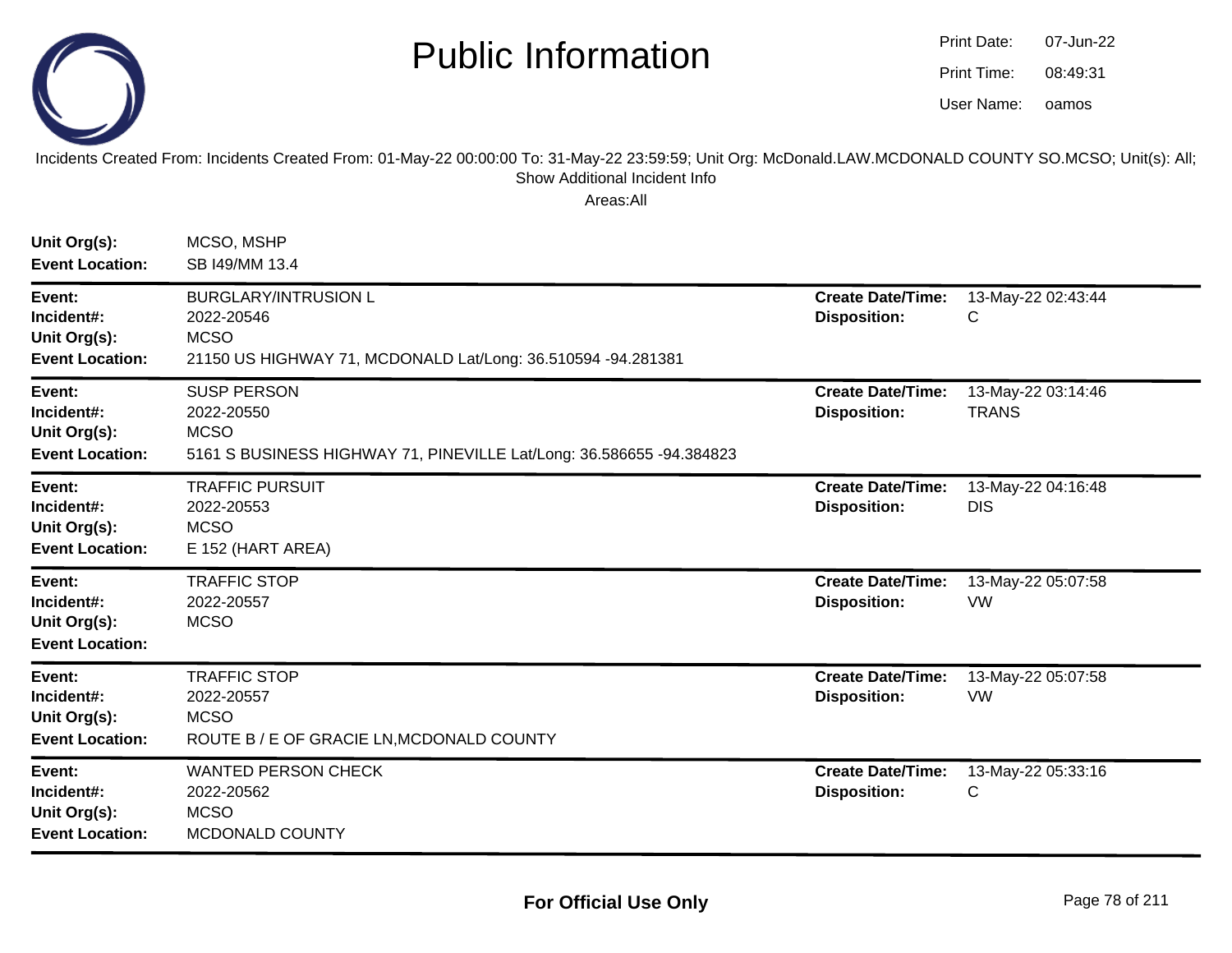# Public Information

Print Date: 07-Jun-22
Print Time: 08:49:31
User Name: oamos

Incidents Created From: Incidents Created From: 01-May-22 00:00:00 To: 31-May-22 23:59:59; Unit Org: McDonald.LAW.MCDONALD COUNTY SO.MCSO; Unit(s): All; Show Additional Incident Info

Areas:All

**Unit Org(s):** MCSO, MSHP
**Event Location:** SB I49/MM 13.4

---

**Event:** BURGLARY/INTRUSION L
**Incident#:** 2022-20546
**Unit Org(s):** MCSO
**Event Location:** 21150 US HIGHWAY 71, MCDONALD Lat/Long: 36.510594 -94.281381
**Create Date/Time:** 13-May-22 02:43:44
**Disposition:** C

---

**Event:** SUSP PERSON
**Incident#:** 2022-20550
**Unit Org(s):** MCSO
**Event Location:** 5161 S BUSINESS HIGHWAY 71, PINEVILLE Lat/Long: 36.586655 -94.384823
**Create Date/Time:** 13-May-22 03:14:46
**Disposition:** TRANS

---

**Event:** TRAFFIC PURSUIT
**Incident#:** 2022-20553
**Unit Org(s):** MCSO
**Event Location:** E 152 (HART AREA)
**Create Date/Time:** 13-May-22 04:16:48
**Disposition:** DIS

---

**Event:** TRAFFIC STOP
**Incident#:** 2022-20557
**Unit Org(s):** MCSO
**Event Location:**
**Create Date/Time:** 13-May-22 05:07:58
**Disposition:** VW

---

**Event:** TRAFFIC STOP
**Incident#:** 2022-20557
**Unit Org(s):** MCSO
**Event Location:** ROUTE B / E OF GRACIE LN,MCDONALD COUNTY
**Create Date/Time:** 13-May-22 05:07:58
**Disposition:** VW

---

**Event:** WANTED PERSON CHECK
**Incident#:** 2022-20562
**Unit Org(s):** MCSO
**Event Location:** MCDONALD COUNTY
**Create Date/Time:** 13-May-22 05:33:16
**Disposition:** C

---

**For Official Use Only**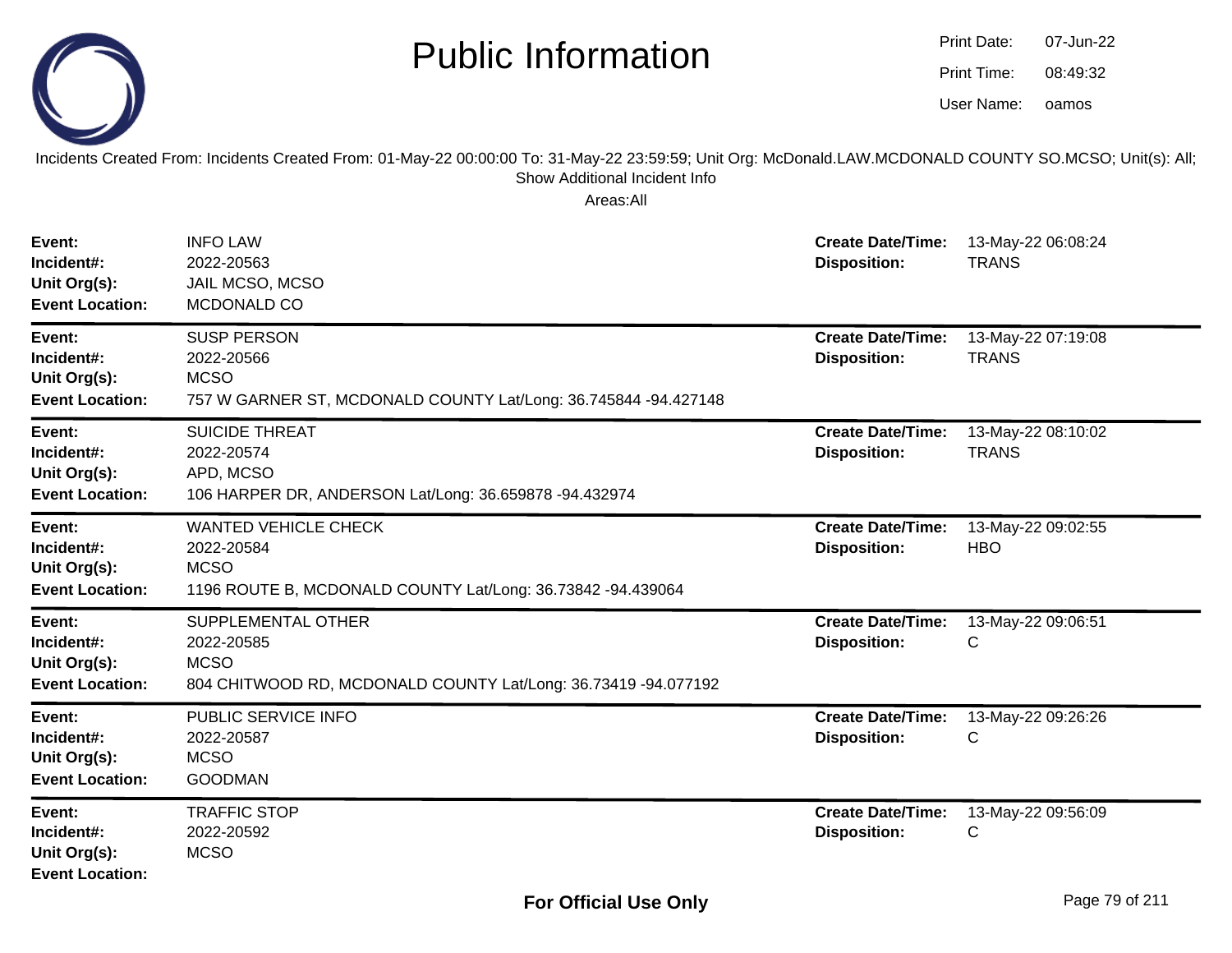# Public Information

Print Date: 07-Jun-22
Print Time: 08:49:32
User Name: oamos

Incidents Created From: Incidents Created From: 01-May-22 00:00:00 To: 31-May-22 23:59:59; Unit Org: McDonald.LAW.MCDONALD COUNTY SO.MCSO; Unit(s): All; Show Additional Incident Info

Areas:All

| Field | Value | Field | Value |
|---|---|---|---|
| **Event:** | INFO LAW | **Create Date/Time:** | 13-May-22 06:08:24 |
| **Incident#:** | 2022-20563 | **Disposition:** | TRANS |
| **Unit Org(s):** | JAIL MCSO, MCSO | | |
| **Event Location:** | MCDONALD CO | | |

| Field | Value | Field | Value |
|---|---|---|---|
| **Event:** | SUSP PERSON | **Create Date/Time:** | 13-May-22 07:19:08 |
| **Incident#:** | 2022-20566 | **Disposition:** | TRANS |
| **Unit Org(s):** | MCSO | | |
| **Event Location:** | 757 W GARNER ST, MCDONALD COUNTY Lat/Long: 36.745844 -94.427148 | | |

| Field | Value | Field | Value |
|---|---|---|---|
| **Event:** | SUICIDE THREAT | **Create Date/Time:** | 13-May-22 08:10:02 |
| **Incident#:** | 2022-20574 | **Disposition:** | TRANS |
| **Unit Org(s):** | APD, MCSO | | |
| **Event Location:** | 106 HARPER DR, ANDERSON Lat/Long: 36.659878 -94.432974 | | |

| Field | Value | Field | Value |
|---|---|---|---|
| **Event:** | WANTED VEHICLE CHECK | **Create Date/Time:** | 13-May-22 09:02:55 |
| **Incident#:** | 2022-20584 | **Disposition:** | HBO |
| **Unit Org(s):** | MCSO | | |
| **Event Location:** | 1196 ROUTE B, MCDONALD COUNTY Lat/Long: 36.73842 -94.439064 | | |

| Field | Value | Field | Value |
|---|---|---|---|
| **Event:** | SUPPLEMENTAL OTHER | **Create Date/Time:** | 13-May-22 09:06:51 |
| **Incident#:** | 2022-20585 | **Disposition:** | C |
| **Unit Org(s):** | MCSO | | |
| **Event Location:** | 804 CHITWOOD RD, MCDONALD COUNTY Lat/Long: 36.73419 -94.077192 | | |

| Field | Value | Field | Value |
|---|---|---|---|
| **Event:** | PUBLIC SERVICE INFO | **Create Date/Time:** | 13-May-22 09:26:26 |
| **Incident#:** | 2022-20587 | **Disposition:** | C |
| **Unit Org(s):** | MCSO | | |
| **Event Location:** | GOODMAN | | |

| Field | Value | Field | Value |
|---|---|---|---|
| **Event:** | TRAFFIC STOP | **Create Date/Time:** | 13-May-22 09:56:09 |
| **Incident#:** | 2022-20592 | **Disposition:** | C |
| **Unit Org(s):** | MCSO | | |
| **Event Location:** | | | |

**For Official Use Only**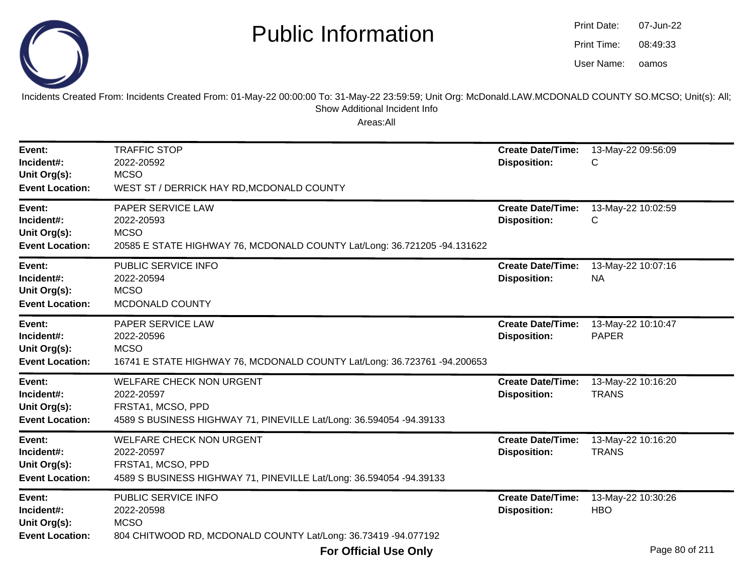# Public Information

Print Date: 07-Jun-22
Print Time: 08:49:33
User Name: oamos

Incidents Created From: Incidents Created From: 01-May-22 00:00:00 To: 31-May-22 23:59:59; Unit Org: McDonald.LAW.MCDONALD COUNTY SO.MCSO; Unit(s): All; Show Additional Incident Info

Areas:All

| | | | |
|---|---|---|---|
| **Event:** | TRAFFIC STOP | **Create Date/Time:** | 13-May-22 09:56:09 |
| **Incident#:** | 2022-20592 | **Disposition:** | C |
| **Unit Org(s):** | MCSO | | |
| **Event Location:** | WEST ST / DERRICK HAY RD,MCDONALD COUNTY | | |

| | | | |
|---|---|---|---|
| **Event:** | PAPER SERVICE LAW | **Create Date/Time:** | 13-May-22 10:02:59 |
| **Incident#:** | 2022-20593 | **Disposition:** | C |
| **Unit Org(s):** | MCSO | | |
| **Event Location:** | 20585 E STATE HIGHWAY 76, MCDONALD COUNTY Lat/Long: 36.721205 -94.131622 | | |

| | | | |
|---|---|---|---|
| **Event:** | PUBLIC SERVICE INFO | **Create Date/Time:** | 13-May-22 10:07:16 |
| **Incident#:** | 2022-20594 | **Disposition:** | NA |
| **Unit Org(s):** | MCSO | | |
| **Event Location:** | MCDONALD COUNTY | | |

| | | | |
|---|---|---|---|
| **Event:** | PAPER SERVICE LAW | **Create Date/Time:** | 13-May-22 10:10:47 |
| **Incident#:** | 2022-20596 | **Disposition:** | PAPER |
| **Unit Org(s):** | MCSO | | |
| **Event Location:** | 16741 E STATE HIGHWAY 76, MCDONALD COUNTY Lat/Long: 36.723761 -94.200653 | | |

| | | | |
|---|---|---|---|
| **Event:** | WELFARE CHECK NON URGENT | **Create Date/Time:** | 13-May-22 10:16:20 |
| **Incident#:** | 2022-20597 | **Disposition:** | TRANS |
| **Unit Org(s):** | FRSTA1, MCSO, PPD | | |
| **Event Location:** | 4589 S BUSINESS HIGHWAY 71, PINEVILLE Lat/Long: 36.594054 -94.39133 | | |

| | | | |
|---|---|---|---|
| **Event:** | WELFARE CHECK NON URGENT | **Create Date/Time:** | 13-May-22 10:16:20 |
| **Incident#:** | 2022-20597 | **Disposition:** | TRANS |
| **Unit Org(s):** | FRSTA1, MCSO, PPD | | |
| **Event Location:** | 4589 S BUSINESS HIGHWAY 71, PINEVILLE Lat/Long: 36.594054 -94.39133 | | |

| | | | |
|---|---|---|---|
| **Event:** | PUBLIC SERVICE INFO | **Create Date/Time:** | 13-May-22 10:30:26 |
| **Incident#:** | 2022-20598 | **Disposition:** | HBO |
| **Unit Org(s):** | MCSO | | |
| **Event Location:** | 804 CHITWOOD RD, MCDONALD COUNTY Lat/Long: 36.73419 -94.077192 | | |

**For Official Use Only**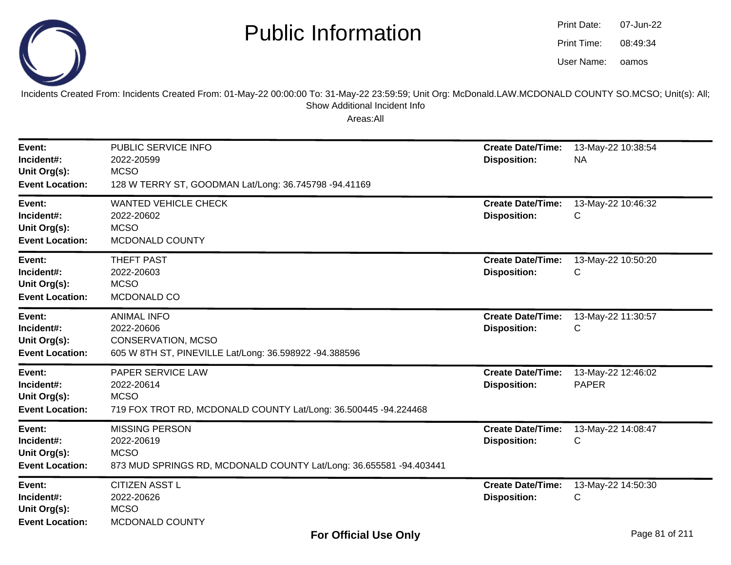# Public Information

Print Date: 07-Jun-22
Print Time: 08:49:34
User Name: oamos

Incidents Created From: Incidents Created From: 01-May-22 00:00:00 To: 31-May-22 23:59:59; Unit Org: McDonald.LAW.MCDONALD COUNTY SO.MCSO; Unit(s): All; Show Additional Incident Info

Areas:All

---

**Event:** PUBLIC SERVICE INFO
**Incident#:** 2022-20599
**Unit Org(s):** MCSO
**Event Location:** 128 W TERRY ST, GOODMAN Lat/Long: 36.745798 -94.41169
**Create Date/Time:** 13-May-22 10:38:54
**Disposition:** NA

---

**Event:** WANTED VEHICLE CHECK
**Incident#:** 2022-20602
**Unit Org(s):** MCSO
**Event Location:** MCDONALD COUNTY
**Create Date/Time:** 13-May-22 10:46:32
**Disposition:** C

---

**Event:** THEFT PAST
**Incident#:** 2022-20603
**Unit Org(s):** MCSO
**Event Location:** MCDONALD CO
**Create Date/Time:** 13-May-22 10:50:20
**Disposition:** C

---

**Event:** ANIMAL INFO
**Incident#:** 2022-20606
**Unit Org(s):** CONSERVATION, MCSO
**Event Location:** 605 W 8TH ST, PINEVILLE Lat/Long: 36.598922 -94.388596
**Create Date/Time:** 13-May-22 11:30:57
**Disposition:** C

---

**Event:** PAPER SERVICE LAW
**Incident#:** 2022-20614
**Unit Org(s):** MCSO
**Event Location:** 719 FOX TROT RD, MCDONALD COUNTY Lat/Long: 36.500445 -94.224468
**Create Date/Time:** 13-May-22 12:46:02
**Disposition:** PAPER

---

**Event:** MISSING PERSON
**Incident#:** 2022-20619
**Unit Org(s):** MCSO
**Event Location:** 873 MUD SPRINGS RD, MCDONALD COUNTY Lat/Long: 36.655581 -94.403441
**Create Date/Time:** 13-May-22 14:08:47
**Disposition:** C

---

**Event:** CITIZEN ASST L
**Incident#:** 2022-20626
**Unit Org(s):** MCSO
**Event Location:** MCDONALD COUNTY
**Create Date/Time:** 13-May-22 14:50:30
**Disposition:** C

**For Official Use Only**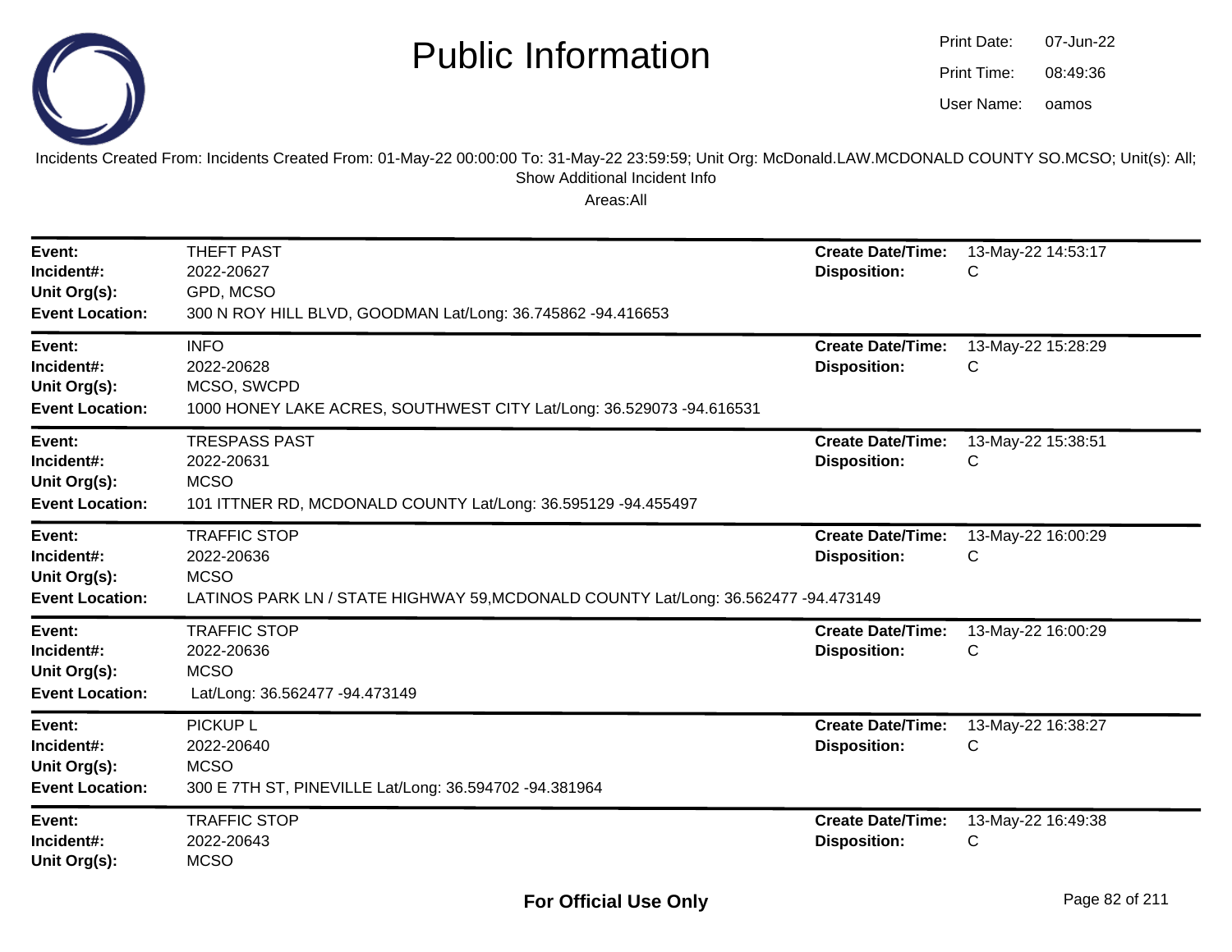# Public Information

Print Date: 07-Jun-22
Print Time: 08:49:36
User Name: oamos

Incidents Created From: Incidents Created From: 01-May-22 00:00:00 To: 31-May-22 23:59:59; Unit Org: McDonald.LAW.MCDONALD COUNTY SO.MCSO; Unit(s): All; Show Additional Incident Info

Areas:All

---

**Event:** THEFT PAST
**Incident#:** 2022-20627
**Unit Org(s):** GPD, MCSO
**Event Location:** 300 N ROY HILL BLVD, GOODMAN Lat/Long: 36.745862 -94.416653
**Create Date/Time:** 13-May-22 14:53:17
**Disposition:** C

---

**Event:** INFO
**Incident#:** 2022-20628
**Unit Org(s):** MCSO, SWCPD
**Event Location:** 1000 HONEY LAKE ACRES, SOUTHWEST CITY Lat/Long: 36.529073 -94.616531
**Create Date/Time:** 13-May-22 15:28:29
**Disposition:** C

---

**Event:** TRESPASS PAST
**Incident#:** 2022-20631
**Unit Org(s):** MCSO
**Event Location:** 101 ITTNER RD, MCDONALD COUNTY Lat/Long: 36.595129 -94.455497
**Create Date/Time:** 13-May-22 15:38:51
**Disposition:** C

---

**Event:** TRAFFIC STOP
**Incident#:** 2022-20636
**Unit Org(s):** MCSO
**Event Location:** LATINOS PARK LN / STATE HIGHWAY 59,MCDONALD COUNTY Lat/Long: 36.562477 -94.473149
**Create Date/Time:** 13-May-22 16:00:29
**Disposition:** C

---

**Event:** TRAFFIC STOP
**Incident#:** 2022-20636
**Unit Org(s):** MCSO
**Event Location:** Lat/Long: 36.562477 -94.473149
**Create Date/Time:** 13-May-22 16:00:29
**Disposition:** C

---

**Event:** PICKUP L
**Incident#:** 2022-20640
**Unit Org(s):** MCSO
**Event Location:** 300 E 7TH ST, PINEVILLE Lat/Long: 36.594702 -94.381964
**Create Date/Time:** 13-May-22 16:38:27
**Disposition:** C

---

**Event:** TRAFFIC STOP
**Incident#:** 2022-20643
**Unit Org(s):** MCSO
**Create Date/Time:** 13-May-22 16:49:38
**Disposition:** C

**For Official Use Only**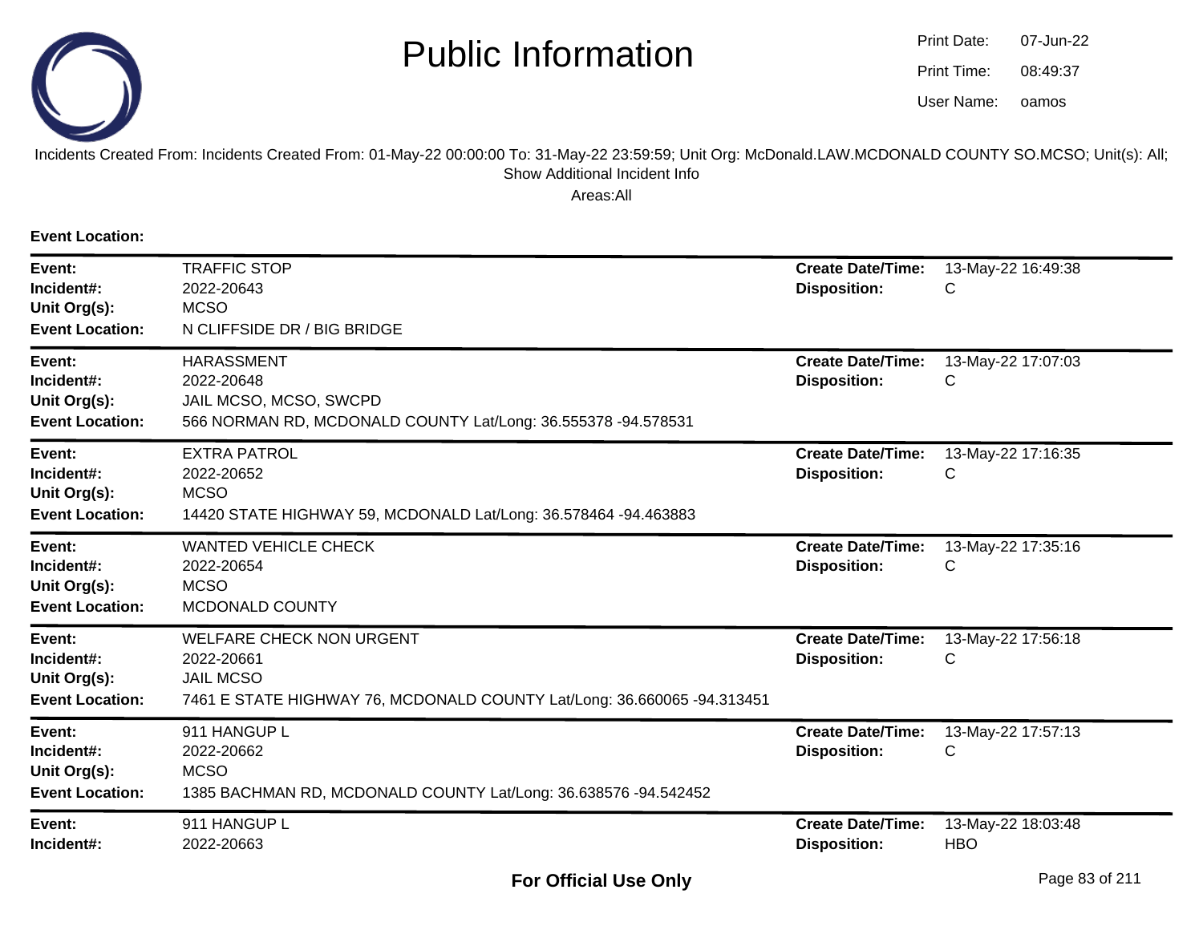# Public Information

Print Date: 07-Jun-22
Print Time: 08:49:37
User Name: oamos

Incidents Created From: Incidents Created From: 01-May-22 00:00:00 To: 31-May-22 23:59:59; Unit Org: McDonald.LAW.MCDONALD COUNTY SO.MCSO; Unit(s): All; Show Additional Incident Info

Areas:All

**Event Location:**

| | | | |
|---|---|---|---|
| **Event:** | TRAFFIC STOP | **Create Date/Time:** | 13-May-22 16:49:38 |
| **Incident#:** | 2022-20643 | **Disposition:** | C |
| **Unit Org(s):** | MCSO | | |
| **Event Location:** | N CLIFFSIDE DR / BIG BRIDGE | | |

| | | | |
|---|---|---|---|
| **Event:** | HARASSMENT | **Create Date/Time:** | 13-May-22 17:07:03 |
| **Incident#:** | 2022-20648 | **Disposition:** | C |
| **Unit Org(s):** | JAIL MCSO, MCSO, SWCPD | | |
| **Event Location:** | 566 NORMAN RD, MCDONALD COUNTY Lat/Long: 36.555378 -94.578531 | | |

| | | | |
|---|---|---|---|
| **Event:** | EXTRA PATROL | **Create Date/Time:** | 13-May-22 17:16:35 |
| **Incident#:** | 2022-20652 | **Disposition:** | C |
| **Unit Org(s):** | MCSO | | |
| **Event Location:** | 14420 STATE HIGHWAY 59, MCDONALD Lat/Long: 36.578464 -94.463883 | | |

| | | | |
|---|---|---|---|
| **Event:** | WANTED VEHICLE CHECK | **Create Date/Time:** | 13-May-22 17:35:16 |
| **Incident#:** | 2022-20654 | **Disposition:** | C |
| **Unit Org(s):** | MCSO | | |
| **Event Location:** | MCDONALD COUNTY | | |

| | | | |
|---|---|---|---|
| **Event:** | WELFARE CHECK NON URGENT | **Create Date/Time:** | 13-May-22 17:56:18 |
| **Incident#:** | 2022-20661 | **Disposition:** | C |
| **Unit Org(s):** | JAIL MCSO | | |
| **Event Location:** | 7461 E STATE HIGHWAY 76, MCDONALD COUNTY Lat/Long: 36.660065 -94.313451 | | |

| | | | |
|---|---|---|---|
| **Event:** | 911 HANGUP L | **Create Date/Time:** | 13-May-22 17:57:13 |
| **Incident#:** | 2022-20662 | **Disposition:** | C |
| **Unit Org(s):** | MCSO | | |
| **Event Location:** | 1385 BACHMAN RD, MCDONALD COUNTY Lat/Long: 36.638576 -94.542452 | | |

| | | | |
|---|---|---|---|
| **Event:** | 911 HANGUP L | **Create Date/Time:** | 13-May-22 18:03:48 |
| **Incident#:** | 2022-20663 | **Disposition:** | HBO |

**For Official Use Only**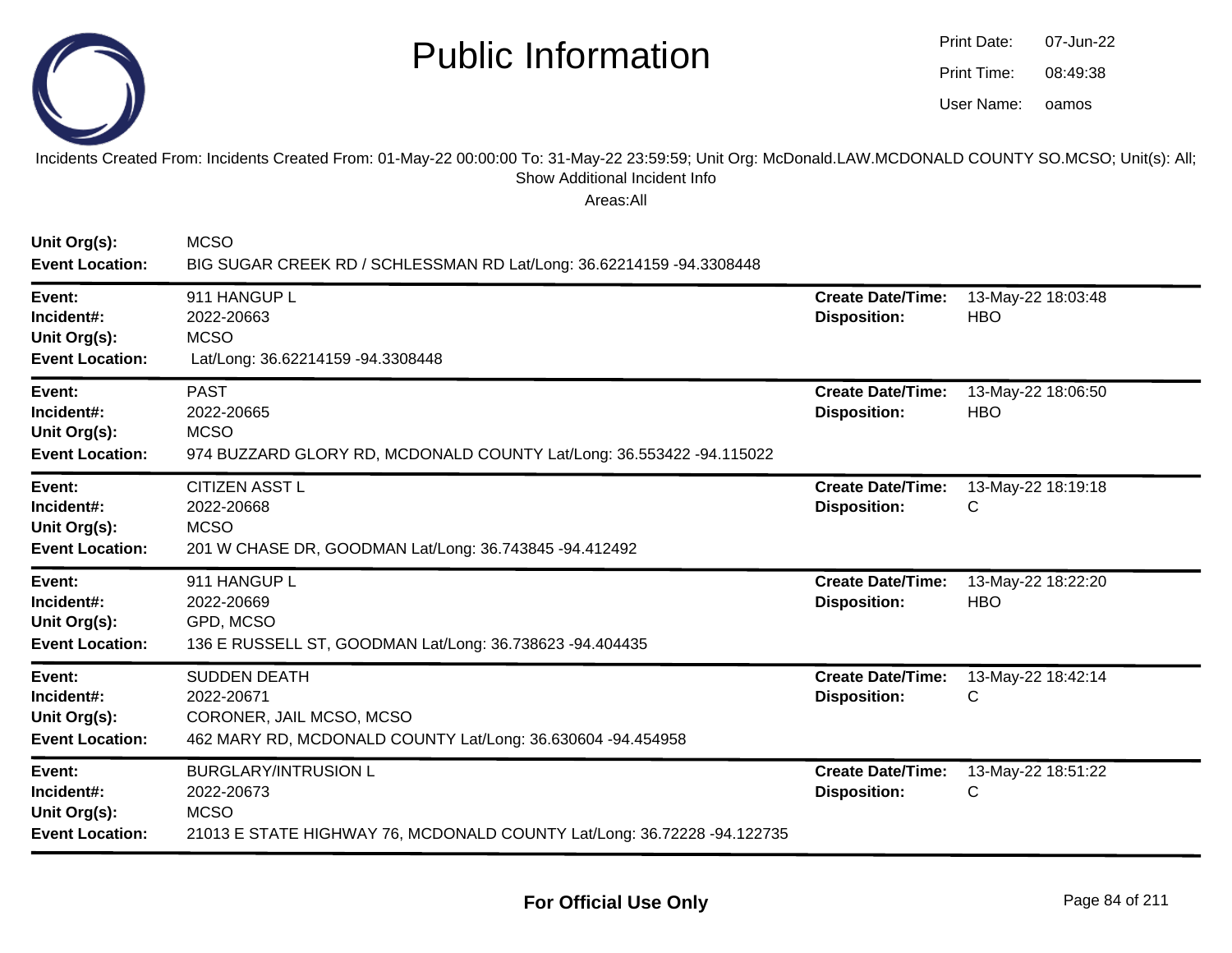# Public Information

Print Date: 07-Jun-22
Print Time: 08:49:38
User Name: oamos

Incidents Created From: Incidents Created From: 01-May-22 00:00:00 To: 31-May-22 23:59:59; Unit Org: McDonald.LAW.MCDONALD COUNTY SO.MCSO; Unit(s): All; Show Additional Incident Info

Areas:All

**Unit Org(s):** MCSO
**Event Location:** BIG SUGAR CREEK RD / SCHLESSMAN RD Lat/Long: 36.62214159 -94.3308448

---

**Event:** 911 HANGUP L
**Incident#:** 2022-20663
**Unit Org(s):** MCSO
**Event Location:** Lat/Long: 36.62214159 -94.3308448
**Create Date/Time:** 13-May-22 18:03:48
**Disposition:** HBO

---

**Event:** PAST
**Incident#:** 2022-20665
**Unit Org(s):** MCSO
**Event Location:** 974 BUZZARD GLORY RD, MCDONALD COUNTY Lat/Long: 36.553422 -94.115022
**Create Date/Time:** 13-May-22 18:06:50
**Disposition:** HBO

---

**Event:** CITIZEN ASST L
**Incident#:** 2022-20668
**Unit Org(s):** MCSO
**Event Location:** 201 W CHASE DR, GOODMAN Lat/Long: 36.743845 -94.412492
**Create Date/Time:** 13-May-22 18:19:18
**Disposition:** C

---

**Event:** 911 HANGUP L
**Incident#:** 2022-20669
**Unit Org(s):** GPD, MCSO
**Event Location:** 136 E RUSSELL ST, GOODMAN Lat/Long: 36.738623 -94.404435
**Create Date/Time:** 13-May-22 18:22:20
**Disposition:** HBO

---

**Event:** SUDDEN DEATH
**Incident#:** 2022-20671
**Unit Org(s):** CORONER, JAIL MCSO, MCSO
**Event Location:** 462 MARY RD, MCDONALD COUNTY Lat/Long: 36.630604 -94.454958
**Create Date/Time:** 13-May-22 18:42:14
**Disposition:** C

---

**Event:** BURGLARY/INTRUSION L
**Incident#:** 2022-20673
**Unit Org(s):** MCSO
**Event Location:** 21013 E STATE HIGHWAY 76, MCDONALD COUNTY Lat/Long: 36.72228 -94.122735
**Create Date/Time:** 13-May-22 18:51:22
**Disposition:** C

---

**For Official Use Only**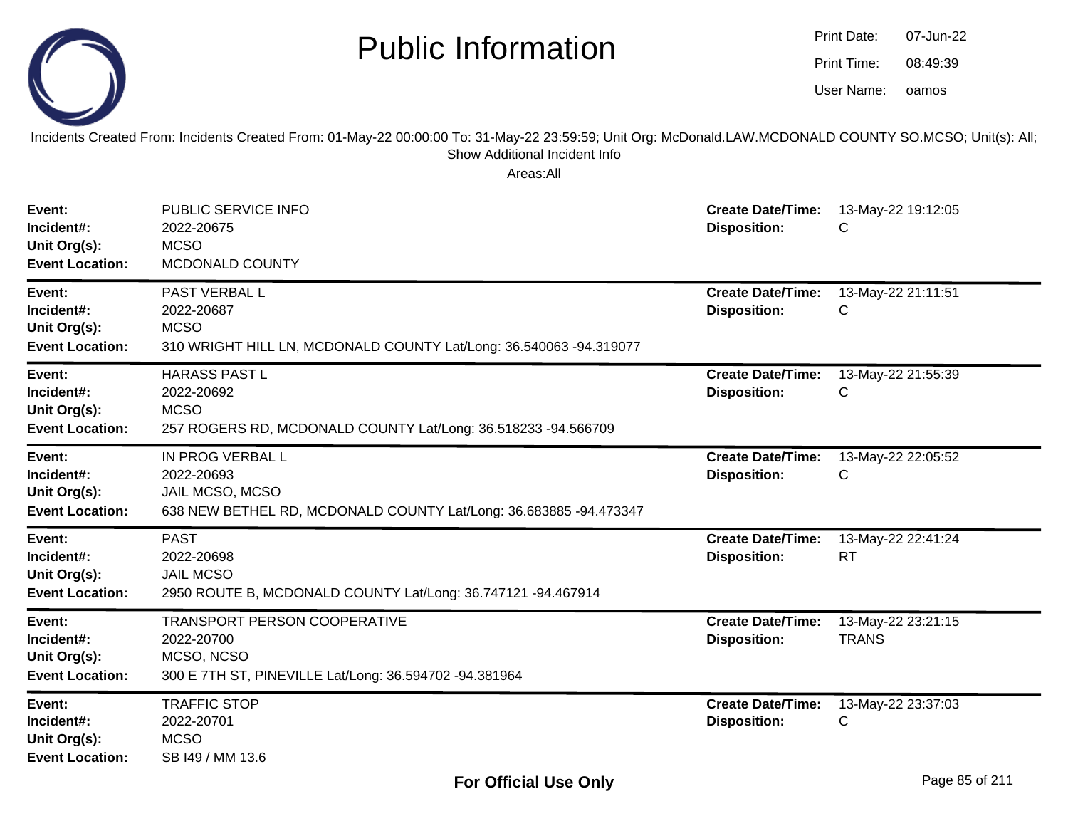# Public Information

Print Date: 07-Jun-22
Print Time: 08:49:39
User Name: oamos

Incidents Created From: Incidents Created From: 01-May-22 00:00:00 To: 31-May-22 23:59:59; Unit Org: McDonald.LAW.MCDONALD COUNTY SO.MCSO; Unit(s): All; Show Additional Incident Info

Areas:All

| | | | |
|---|---|---|---|
| **Event:** | PUBLIC SERVICE INFO | **Create Date/Time:** | 13-May-22 19:12:05 |
| **Incident#:** | 2022-20675 | **Disposition:** | C |
| **Unit Org(s):** | MCSO | | |
| **Event Location:** | MCDONALD COUNTY | | |

| | | | |
|---|---|---|---|
| **Event:** | PAST VERBAL L | **Create Date/Time:** | 13-May-22 21:11:51 |
| **Incident#:** | 2022-20687 | **Disposition:** | C |
| **Unit Org(s):** | MCSO | | |
| **Event Location:** | 310 WRIGHT HILL LN, MCDONALD COUNTY Lat/Long: 36.540063 -94.319077 | | |

| | | | |
|---|---|---|---|
| **Event:** | HARASS PAST L | **Create Date/Time:** | 13-May-22 21:55:39 |
| **Incident#:** | 2022-20692 | **Disposition:** | C |
| **Unit Org(s):** | MCSO | | |
| **Event Location:** | 257 ROGERS RD, MCDONALD COUNTY Lat/Long: 36.518233 -94.566709 | | |

| | | | |
|---|---|---|---|
| **Event:** | IN PROG VERBAL L | **Create Date/Time:** | 13-May-22 22:05:52 |
| **Incident#:** | 2022-20693 | **Disposition:** | C |
| **Unit Org(s):** | JAIL MCSO, MCSO | | |
| **Event Location:** | 638 NEW BETHEL RD, MCDONALD COUNTY Lat/Long: 36.683885 -94.473347 | | |

| | | | |
|---|---|---|---|
| **Event:** | PAST | **Create Date/Time:** | 13-May-22 22:41:24 |
| **Incident#:** | 2022-20698 | **Disposition:** | RT |
| **Unit Org(s):** | JAIL MCSO | | |
| **Event Location:** | 2950 ROUTE B, MCDONALD COUNTY Lat/Long: 36.747121 -94.467914 | | |

| | | | |
|---|---|---|---|
| **Event:** | TRANSPORT PERSON COOPERATIVE | **Create Date/Time:** | 13-May-22 23:21:15 |
| **Incident#:** | 2022-20700 | **Disposition:** | TRANS |
| **Unit Org(s):** | MCSO, NCSO | | |
| **Event Location:** | 300 E 7TH ST, PINEVILLE Lat/Long: 36.594702 -94.381964 | | |

| | | | |
|---|---|---|---|
| **Event:** | TRAFFIC STOP | **Create Date/Time:** | 13-May-22 23:37:03 |
| **Incident#:** | 2022-20701 | **Disposition:** | C |
| **Unit Org(s):** | MCSO | | |
| **Event Location:** | SB I49 / MM 13.6 | | |

**For Official Use Only**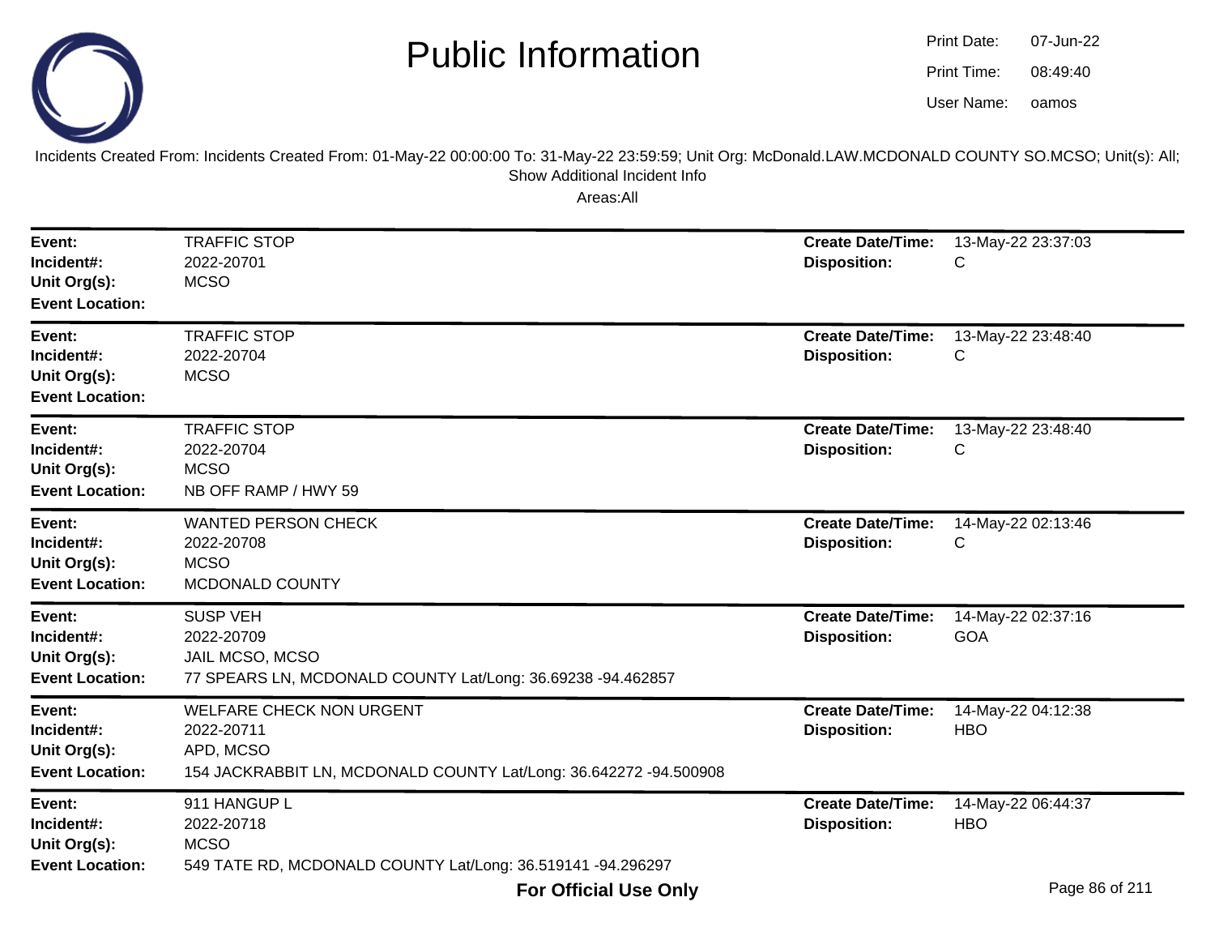# Public Information

Print Date: 07-Jun-22
Print Time: 08:49:40
User Name: oamos

Incidents Created From: Incidents Created From: 01-May-22 00:00:00 To: 31-May-22 23:59:59; Unit Org: McDonald.LAW.MCDONALD COUNTY SO.MCSO; Unit(s): All; Show Additional Incident Info

Areas:All

| | | | |
|---|---|---|---|
| **Event:** | TRAFFIC STOP | **Create Date/Time:** | 13-May-22 23:37:03 |
| **Incident#:** | 2022-20701 | **Disposition:** | C |
| **Unit Org(s):** | MCSO | | |
| **Event Location:** | | | |

| | | | |
|---|---|---|---|
| **Event:** | TRAFFIC STOP | **Create Date/Time:** | 13-May-22 23:48:40 |
| **Incident#:** | 2022-20704 | **Disposition:** | C |
| **Unit Org(s):** | MCSO | | |
| **Event Location:** | | | |

| | | | |
|---|---|---|---|
| **Event:** | TRAFFIC STOP | **Create Date/Time:** | 13-May-22 23:48:40 |
| **Incident#:** | 2022-20704 | **Disposition:** | C |
| **Unit Org(s):** | MCSO | | |
| **Event Location:** | NB OFF RAMP / HWY 59 | | |

| | | | |
|---|---|---|---|
| **Event:** | WANTED PERSON CHECK | **Create Date/Time:** | 14-May-22 02:13:46 |
| **Incident#:** | 2022-20708 | **Disposition:** | C |
| **Unit Org(s):** | MCSO | | |
| **Event Location:** | MCDONALD COUNTY | | |

| | | | |
|---|---|---|---|
| **Event:** | SUSP VEH | **Create Date/Time:** | 14-May-22 02:37:16 |
| **Incident#:** | 2022-20709 | **Disposition:** | GOA |
| **Unit Org(s):** | JAIL MCSO, MCSO | | |
| **Event Location:** | 77 SPEARS LN, MCDONALD COUNTY Lat/Long: 36.69238 -94.462857 | | |

| | | | |
|---|---|---|---|
| **Event:** | WELFARE CHECK NON URGENT | **Create Date/Time:** | 14-May-22 04:12:38 |
| **Incident#:** | 2022-20711 | **Disposition:** | HBO |
| **Unit Org(s):** | APD, MCSO | | |
| **Event Location:** | 154 JACKRABBIT LN, MCDONALD COUNTY Lat/Long: 36.642272 -94.500908 | | |

| | | | |
|---|---|---|---|
| **Event:** | 911 HANGUP L | **Create Date/Time:** | 14-May-22 06:44:37 |
| **Incident#:** | 2022-20718 | **Disposition:** | HBO |
| **Unit Org(s):** | MCSO | | |
| **Event Location:** | 549 TATE RD, MCDONALD COUNTY Lat/Long: 36.519141 -94.296297 | | |

**For Official Use Only**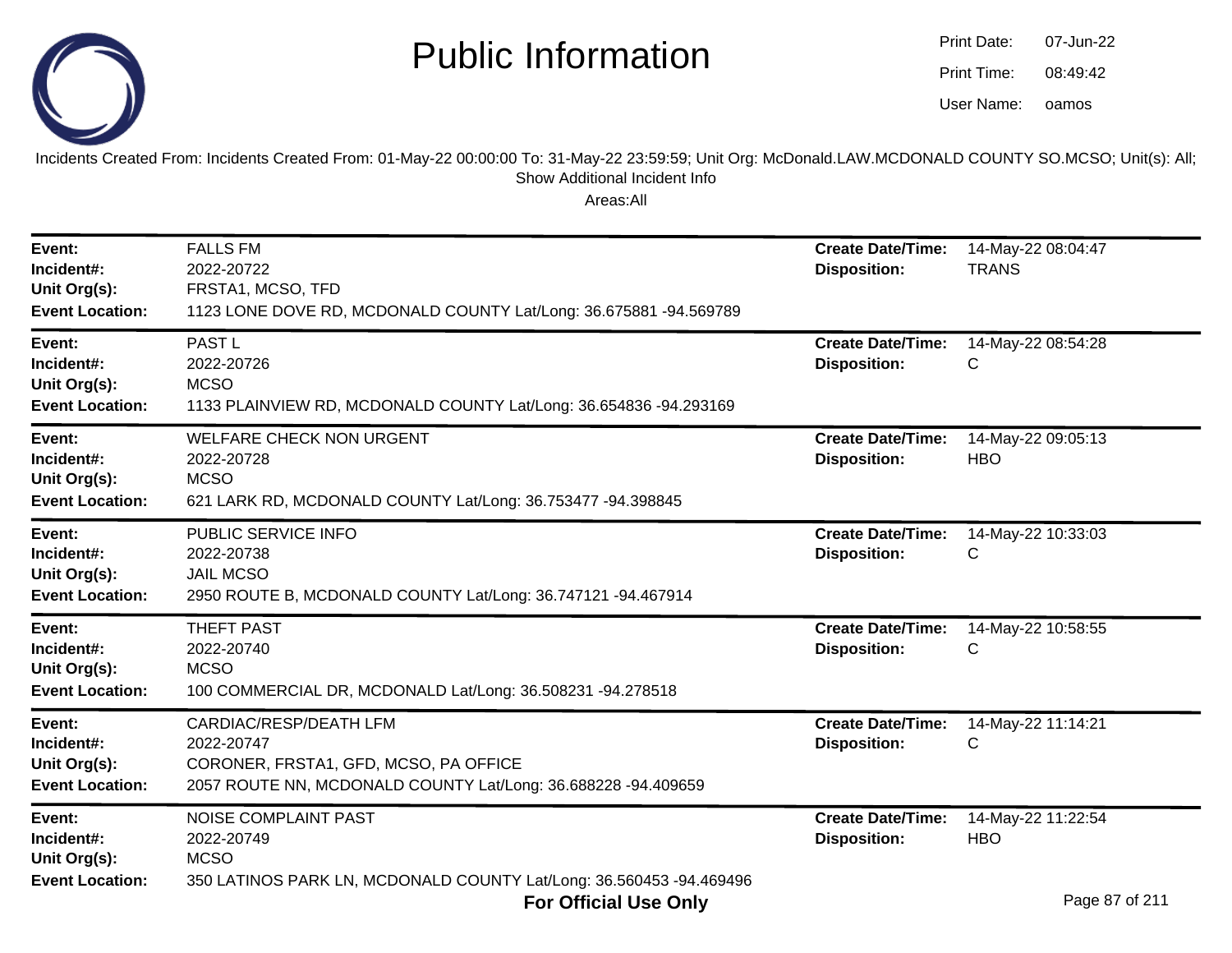# Public Information

Print Date: 07-Jun-22
Print Time: 08:49:42
User Name: oamos

Incidents Created From: Incidents Created From: 01-May-22 00:00:00 To: 31-May-22 23:59:59; Unit Org: McDonald.LAW.MCDONALD COUNTY SO.MCSO; Unit(s): All; Show Additional Incident Info

Areas:All

| | | | |
|---|---|---|---|
| **Event:** | FALLS FM | **Create Date/Time:** | 14-May-22 08:04:47 |
| **Incident#:** | 2022-20722 | **Disposition:** | TRANS |
| **Unit Org(s):** | FRSTA1, MCSO, TFD | | |
| **Event Location:** | 1123 LONE DOVE RD, MCDONALD COUNTY Lat/Long: 36.675881 -94.569789 | | |

| | | | |
|---|---|---|---|
| **Event:** | PAST L | **Create Date/Time:** | 14-May-22 08:54:28 |
| **Incident#:** | 2022-20726 | **Disposition:** | C |
| **Unit Org(s):** | MCSO | | |
| **Event Location:** | 1133 PLAINVIEW RD, MCDONALD COUNTY Lat/Long: 36.654836 -94.293169 | | |

| | | | |
|---|---|---|---|
| **Event:** | WELFARE CHECK NON URGENT | **Create Date/Time:** | 14-May-22 09:05:13 |
| **Incident#:** | 2022-20728 | **Disposition:** | HBO |
| **Unit Org(s):** | MCSO | | |
| **Event Location:** | 621 LARK RD, MCDONALD COUNTY Lat/Long: 36.753477 -94.398845 | | |

| | | | |
|---|---|---|---|
| **Event:** | PUBLIC SERVICE INFO | **Create Date/Time:** | 14-May-22 10:33:03 |
| **Incident#:** | 2022-20738 | **Disposition:** | C |
| **Unit Org(s):** | JAIL MCSO | | |
| **Event Location:** | 2950 ROUTE B, MCDONALD COUNTY Lat/Long: 36.747121 -94.467914 | | |

| | | | |
|---|---|---|---|
| **Event:** | THEFT PAST | **Create Date/Time:** | 14-May-22 10:58:55 |
| **Incident#:** | 2022-20740 | **Disposition:** | C |
| **Unit Org(s):** | MCSO | | |
| **Event Location:** | 100 COMMERCIAL DR, MCDONALD Lat/Long: 36.508231 -94.278518 | | |

| | | | |
|---|---|---|---|
| **Event:** | CARDIAC/RESP/DEATH LFM | **Create Date/Time:** | 14-May-22 11:14:21 |
| **Incident#:** | 2022-20747 | **Disposition:** | C |
| **Unit Org(s):** | CORONER, FRSTA1, GFD, MCSO, PA OFFICE | | |
| **Event Location:** | 2057 ROUTE NN, MCDONALD COUNTY Lat/Long: 36.688228 -94.409659 | | |

| | | | |
|---|---|---|---|
| **Event:** | NOISE COMPLAINT PAST | **Create Date/Time:** | 14-May-22 11:22:54 |
| **Incident#:** | 2022-20749 | **Disposition:** | HBO |
| **Unit Org(s):** | MCSO | | |
| **Event Location:** | 350 LATINOS PARK LN, MCDONALD COUNTY Lat/Long: 36.560453 -94.469496 | | |

**For Official Use Only**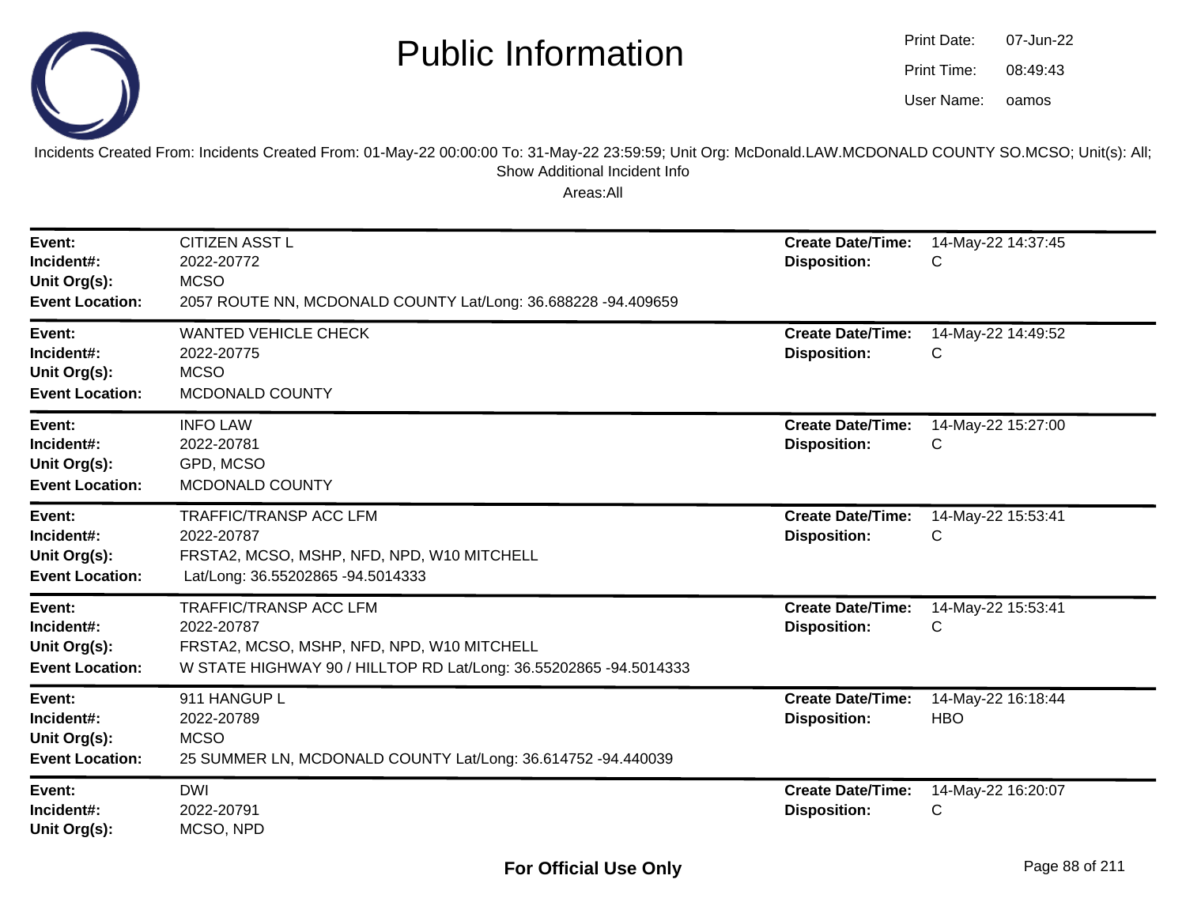# Public Information

Print Date: 07-Jun-22
Print Time: 08:49:43
User Name: oamos

Incidents Created From: Incidents Created From: 01-May-22 00:00:00 To: 31-May-22 23:59:59; Unit Org: McDonald.LAW.MCDONALD COUNTY SO.MCSO; Unit(s): All; Show Additional Incident Info

Areas:All

---

**Event:** CITIZEN ASST L
**Incident#:** 2022-20772
**Unit Org(s):** MCSO
**Event Location:** 2057 ROUTE NN, MCDONALD COUNTY Lat/Long: 36.688228 -94.409659
**Create Date/Time:** 14-May-22 14:37:45
**Disposition:** C

---

**Event:** WANTED VEHICLE CHECK
**Incident#:** 2022-20775
**Unit Org(s):** MCSO
**Event Location:** MCDONALD COUNTY
**Create Date/Time:** 14-May-22 14:49:52
**Disposition:** C

---

**Event:** INFO LAW
**Incident#:** 2022-20781
**Unit Org(s):** GPD, MCSO
**Event Location:** MCDONALD COUNTY
**Create Date/Time:** 14-May-22 15:27:00
**Disposition:** C

---

**Event:** TRAFFIC/TRANSP ACC LFM
**Incident#:** 2022-20787
**Unit Org(s):** FRSTA2, MCSO, MSHP, NFD, NPD, W10 MITCHELL
**Event Location:** Lat/Long: 36.55202865 -94.5014333
**Create Date/Time:** 14-May-22 15:53:41
**Disposition:** C

---

**Event:** TRAFFIC/TRANSP ACC LFM
**Incident#:** 2022-20787
**Unit Org(s):** FRSTA2, MCSO, MSHP, NFD, NPD, W10 MITCHELL
**Event Location:** W STATE HIGHWAY 90 / HILLTOP RD Lat/Long: 36.55202865 -94.5014333
**Create Date/Time:** 14-May-22 15:53:41
**Disposition:** C

---

**Event:** 911 HANGUP L
**Incident#:** 2022-20789
**Unit Org(s):** MCSO
**Event Location:** 25 SUMMER LN, MCDONALD COUNTY Lat/Long: 36.614752 -94.440039
**Create Date/Time:** 14-May-22 16:18:44
**Disposition:** HBO

---

**Event:** DWI
**Incident#:** 2022-20791
**Unit Org(s):** MCSO, NPD
**Create Date/Time:** 14-May-22 16:20:07
**Disposition:** C

For Official Use Only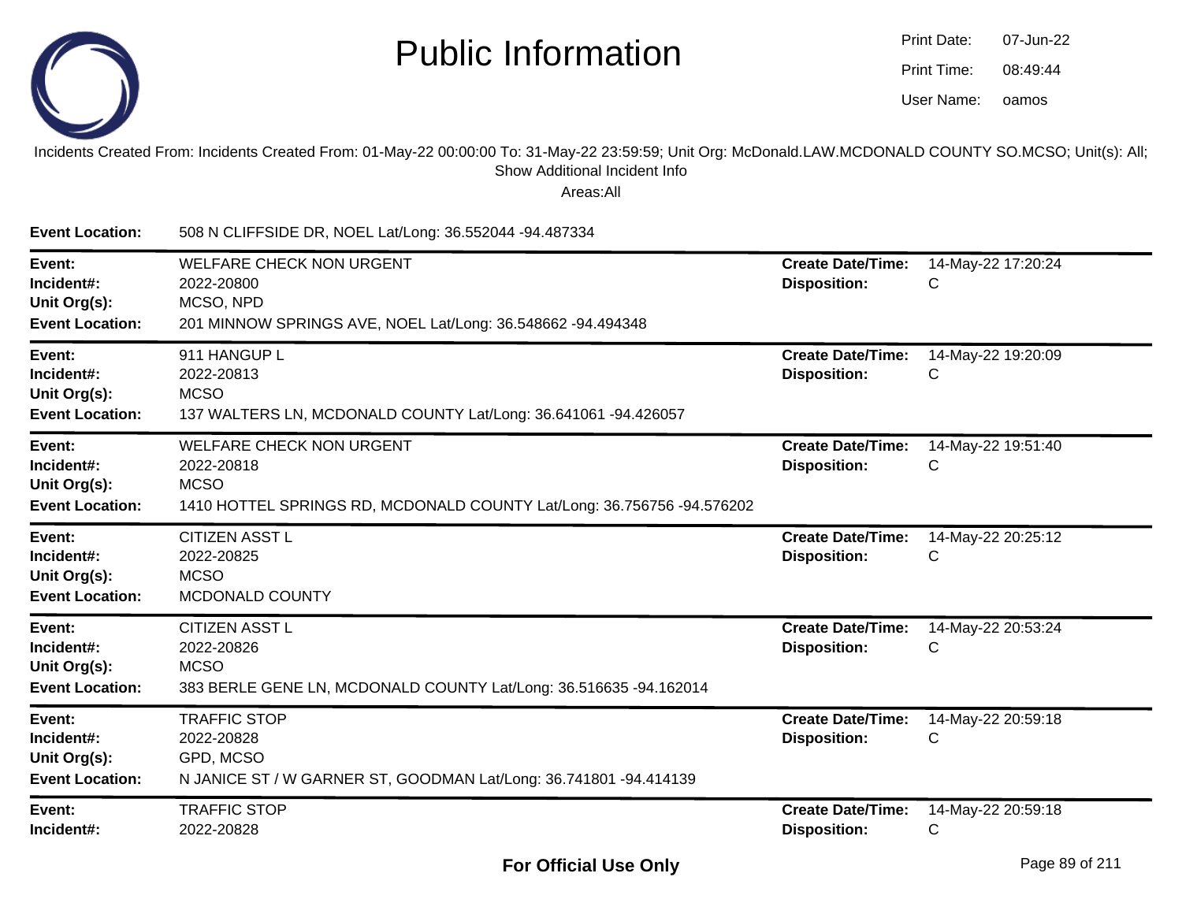# Public Information

Print Date: 07-Jun-22
Print Time: 08:49:44
User Name: oamos

Incidents Created From: Incidents Created From: 01-May-22 00:00:00 To: 31-May-22 23:59:59; Unit Org: McDonald.LAW.MCDONALD COUNTY SO.MCSO; Unit(s): All; Show Additional Incident Info

Areas:All

**Event Location:** 508 N CLIFFSIDE DR, NOEL Lat/Long: 36.552044 -94.487334

---

**Event:** WELFARE CHECK NON URGENT
**Incident#:** 2022-20800
**Unit Org(s):** MCSO, NPD
**Event Location:** 201 MINNOW SPRINGS AVE, NOEL Lat/Long: 36.548662 -94.494348
**Create Date/Time:** 14-May-22 17:20:24
**Disposition:** C

---

**Event:** 911 HANGUP L
**Incident#:** 2022-20813
**Unit Org(s):** MCSO
**Event Location:** 137 WALTERS LN, MCDONALD COUNTY Lat/Long: 36.641061 -94.426057
**Create Date/Time:** 14-May-22 19:20:09
**Disposition:** C

---

**Event:** WELFARE CHECK NON URGENT
**Incident#:** 2022-20818
**Unit Org(s):** MCSO
**Event Location:** 1410 HOTTEL SPRINGS RD, MCDONALD COUNTY Lat/Long: 36.756756 -94.576202
**Create Date/Time:** 14-May-22 19:51:40
**Disposition:** C

---

**Event:** CITIZEN ASST L
**Incident#:** 2022-20825
**Unit Org(s):** MCSO
**Event Location:** MCDONALD COUNTY
**Create Date/Time:** 14-May-22 20:25:12
**Disposition:** C

---

**Event:** CITIZEN ASST L
**Incident#:** 2022-20826
**Unit Org(s):** MCSO
**Event Location:** 383 BERLE GENE LN, MCDONALD COUNTY Lat/Long: 36.516635 -94.162014
**Create Date/Time:** 14-May-22 20:53:24
**Disposition:** C

---

**Event:** TRAFFIC STOP
**Incident#:** 2022-20828
**Unit Org(s):** GPD, MCSO
**Event Location:** N JANICE ST / W GARNER ST, GOODMAN Lat/Long: 36.741801 -94.414139
**Create Date/Time:** 14-May-22 20:59:18
**Disposition:** C

---

**Event:** TRAFFIC STOP
**Incident#:** 2022-20828
**Create Date/Time:** 14-May-22 20:59:18
**Disposition:** C

**For Official Use Only**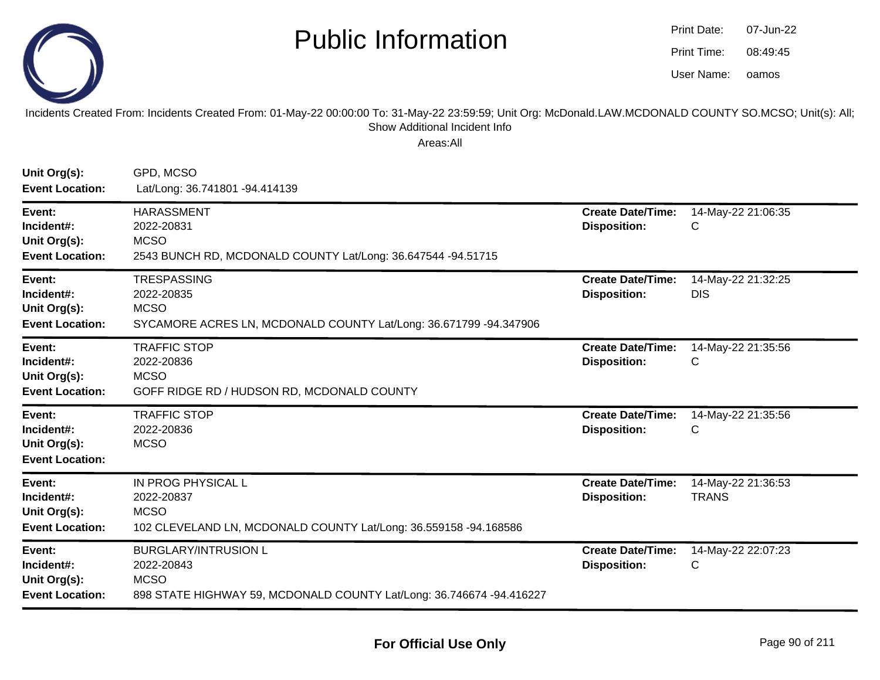# Public Information

Print Date: 07-Jun-22
Print Time: 08:49:45
User Name: oamos

Incidents Created From: Incidents Created From: 01-May-22 00:00:00 To: 31-May-22 23:59:59; Unit Org: McDonald.LAW.MCDONALD COUNTY SO.MCSO; Unit(s): All; Show Additional Incident Info

Areas:All

**Unit Org(s):** GPD, MCSO
**Event Location:** Lat/Long: 36.741801 -94.414139

---

**Event:** HARASSMENT
**Incident#:** 2022-20831
**Unit Org(s):** MCSO
**Event Location:** 2543 BUNCH RD, MCDONALD COUNTY Lat/Long: 36.647544 -94.51715
**Create Date/Time:** 14-May-22 21:06:35
**Disposition:** C

---

**Event:** TRESPASSING
**Incident#:** 2022-20835
**Unit Org(s):** MCSO
**Event Location:** SYCAMORE ACRES LN, MCDONALD COUNTY Lat/Long: 36.671799 -94.347906
**Create Date/Time:** 14-May-22 21:32:25
**Disposition:** DIS

---

**Event:** TRAFFIC STOP
**Incident#:** 2022-20836
**Unit Org(s):** MCSO
**Event Location:** GOFF RIDGE RD / HUDSON RD, MCDONALD COUNTY
**Create Date/Time:** 14-May-22 21:35:56
**Disposition:** C

---

**Event:** TRAFFIC STOP
**Incident#:** 2022-20836
**Unit Org(s):** MCSO
**Event Location:**
**Create Date/Time:** 14-May-22 21:35:56
**Disposition:** C

---

**Event:** IN PROG PHYSICAL L
**Incident#:** 2022-20837
**Unit Org(s):** MCSO
**Event Location:** 102 CLEVELAND LN, MCDONALD COUNTY Lat/Long: 36.559158 -94.168586
**Create Date/Time:** 14-May-22 21:36:53
**Disposition:** TRANS

---

**Event:** BURGLARY/INTRUSION L
**Incident#:** 2022-20843
**Unit Org(s):** MCSO
**Event Location:** 898 STATE HIGHWAY 59, MCDONALD COUNTY Lat/Long: 36.746674 -94.416227
**Create Date/Time:** 14-May-22 22:07:23
**Disposition:** C

---

**For Official Use Only**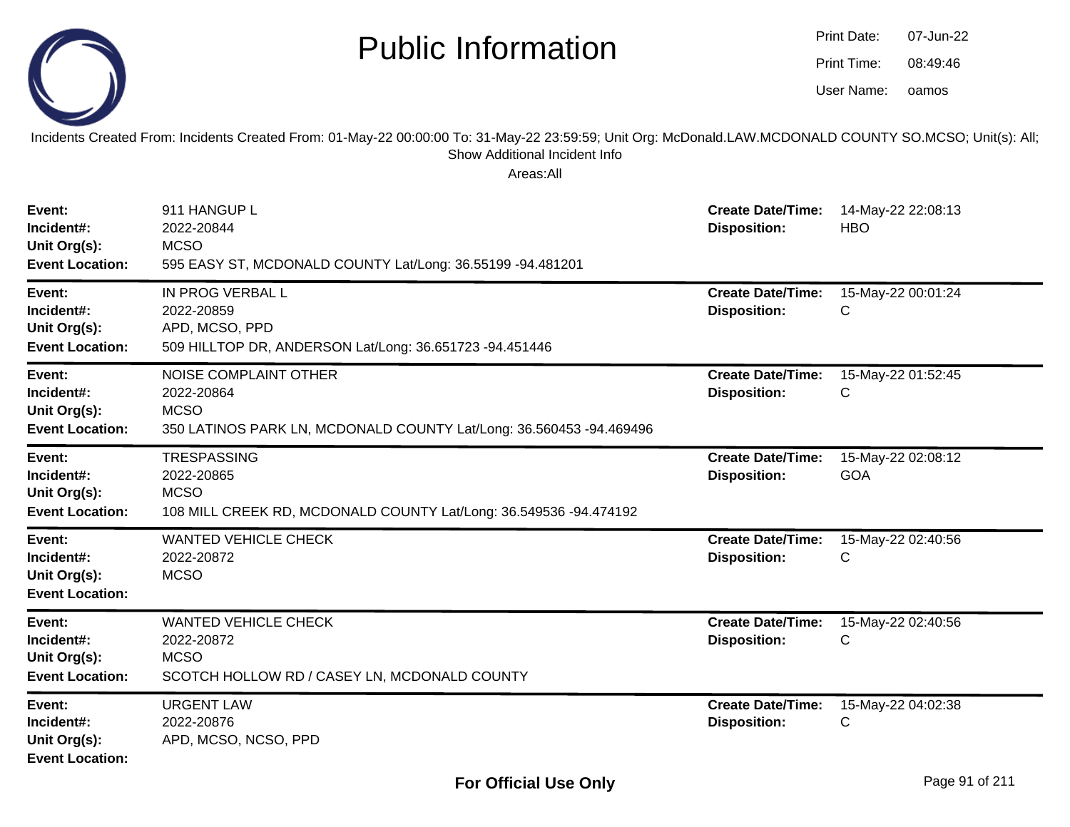# Public Information

Print Date: 07-Jun-22
Print Time: 08:49:46
User Name: oamos

Incidents Created From: Incidents Created From: 01-May-22 00:00:00 To: 31-May-22 23:59:59; Unit Org: McDonald.LAW.MCDONALD COUNTY SO.MCSO; Unit(s): All; Show Additional Incident Info

Areas:All

| | | | |
|---|---|---|---|
| **Event:** | 911 HANGUP L | **Create Date/Time:** | 14-May-22 22:08:13 |
| **Incident#:** | 2022-20844 | **Disposition:** | HBO |
| **Unit Org(s):** | MCSO | | |
| **Event Location:** | 595 EASY ST, MCDONALD COUNTY Lat/Long: 36.55199 -94.481201 | | |

| | | | |
|---|---|---|---|
| **Event:** | IN PROG VERBAL L | **Create Date/Time:** | 15-May-22 00:01:24 |
| **Incident#:** | 2022-20859 | **Disposition:** | C |
| **Unit Org(s):** | APD, MCSO, PPD | | |
| **Event Location:** | 509 HILLTOP DR, ANDERSON Lat/Long: 36.651723 -94.451446 | | |

| | | | |
|---|---|---|---|
| **Event:** | NOISE COMPLAINT OTHER | **Create Date/Time:** | 15-May-22 01:52:45 |
| **Incident#:** | 2022-20864 | **Disposition:** | C |
| **Unit Org(s):** | MCSO | | |
| **Event Location:** | 350 LATINOS PARK LN, MCDONALD COUNTY Lat/Long: 36.560453 -94.469496 | | |

| | | | |
|---|---|---|---|
| **Event:** | TRESPASSING | **Create Date/Time:** | 15-May-22 02:08:12 |
| **Incident#:** | 2022-20865 | **Disposition:** | GOA |
| **Unit Org(s):** | MCSO | | |
| **Event Location:** | 108 MILL CREEK RD, MCDONALD COUNTY Lat/Long: 36.549536 -94.474192 | | |

| | | | |
|---|---|---|---|
| **Event:** | WANTED VEHICLE CHECK | **Create Date/Time:** | 15-May-22 02:40:56 |
| **Incident#:** | 2022-20872 | **Disposition:** | C |
| **Unit Org(s):** | MCSO | | |
| **Event Location:** | | | |

| | | | |
|---|---|---|---|
| **Event:** | WANTED VEHICLE CHECK | **Create Date/Time:** | 15-May-22 02:40:56 |
| **Incident#:** | 2022-20872 | **Disposition:** | C |
| **Unit Org(s):** | MCSO | | |
| **Event Location:** | SCOTCH HOLLOW RD / CASEY LN, MCDONALD COUNTY | | |

| | | | |
|---|---|---|---|
| **Event:** | URGENT LAW | **Create Date/Time:** | 15-May-22 04:02:38 |
| **Incident#:** | 2022-20876 | **Disposition:** | C |
| **Unit Org(s):** | APD, MCSO, NCSO, PPD | | |
| **Event Location:** | | | |

**For Official Use Only**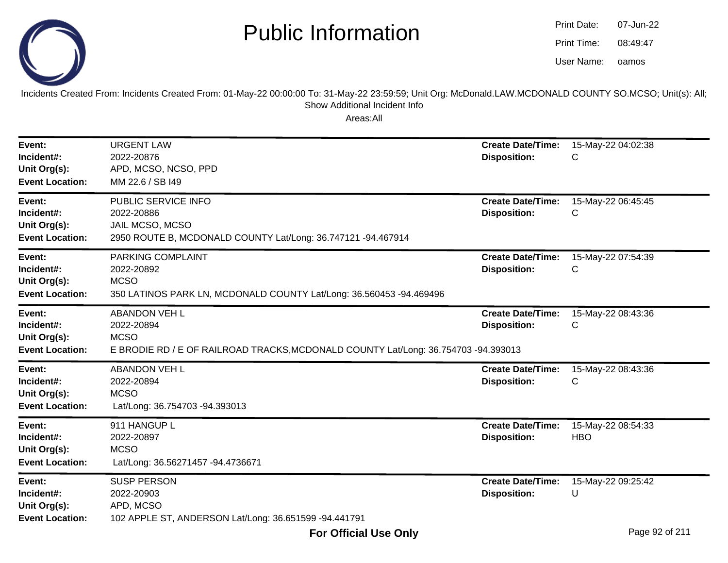# Public Information

Print Date: 07-Jun-22
Print Time: 08:49:47
User Name: oamos

Incidents Created From: Incidents Created From: 01-May-22 00:00:00 To: 31-May-22 23:59:59; Unit Org: McDonald.LAW.MCDONALD COUNTY SO.MCSO; Unit(s): All; Show Additional Incident Info

Areas:All

| | | | |
|---|---|---|---|
| **Event:** | URGENT LAW | **Create Date/Time:** | 15-May-22 04:02:38 |
| **Incident#:** | 2022-20876 | **Disposition:** | C |
| **Unit Org(s):** | APD, MCSO, NCSO, PPD | | |
| **Event Location:** | MM 22.6 / SB I49 | | |

| | | | |
|---|---|---|---|
| **Event:** | PUBLIC SERVICE INFO | **Create Date/Time:** | 15-May-22 06:45:45 |
| **Incident#:** | 2022-20886 | **Disposition:** | C |
| **Unit Org(s):** | JAIL MCSO, MCSO | | |
| **Event Location:** | 2950 ROUTE B, MCDONALD COUNTY Lat/Long: 36.747121 -94.467914 | | |

| | | | |
|---|---|---|---|
| **Event:** | PARKING COMPLAINT | **Create Date/Time:** | 15-May-22 07:54:39 |
| **Incident#:** | 2022-20892 | **Disposition:** | C |
| **Unit Org(s):** | MCSO | | |
| **Event Location:** | 350 LATINOS PARK LN, MCDONALD COUNTY Lat/Long: 36.560453 -94.469496 | | |

| | | | |
|---|---|---|---|
| **Event:** | ABANDON VEH L | **Create Date/Time:** | 15-May-22 08:43:36 |
| **Incident#:** | 2022-20894 | **Disposition:** | C |
| **Unit Org(s):** | MCSO | | |
| **Event Location:** | E BRODIE RD / E OF RAILROAD TRACKS,MCDONALD COUNTY Lat/Long: 36.754703 -94.393013 | | |

| | | | |
|---|---|---|---|
| **Event:** | ABANDON VEH L | **Create Date/Time:** | 15-May-22 08:43:36 |
| **Incident#:** | 2022-20894 | **Disposition:** | C |
| **Unit Org(s):** | MCSO | | |
| **Event Location:** | Lat/Long: 36.754703 -94.393013 | | |

| | | | |
|---|---|---|---|
| **Event:** | 911 HANGUP L | **Create Date/Time:** | 15-May-22 08:54:33 |
| **Incident#:** | 2022-20897 | **Disposition:** | HBO |
| **Unit Org(s):** | MCSO | | |
| **Event Location:** | Lat/Long: 36.56271457 -94.4736671 | | |

| | | | |
|---|---|---|---|
| **Event:** | SUSP PERSON | **Create Date/Time:** | 15-May-22 09:25:42 |
| **Incident#:** | 2022-20903 | **Disposition:** | U |
| **Unit Org(s):** | APD, MCSO | | |
| **Event Location:** | 102 APPLE ST, ANDERSON Lat/Long: 36.651599 -94.441791 | | |

**For Official Use Only**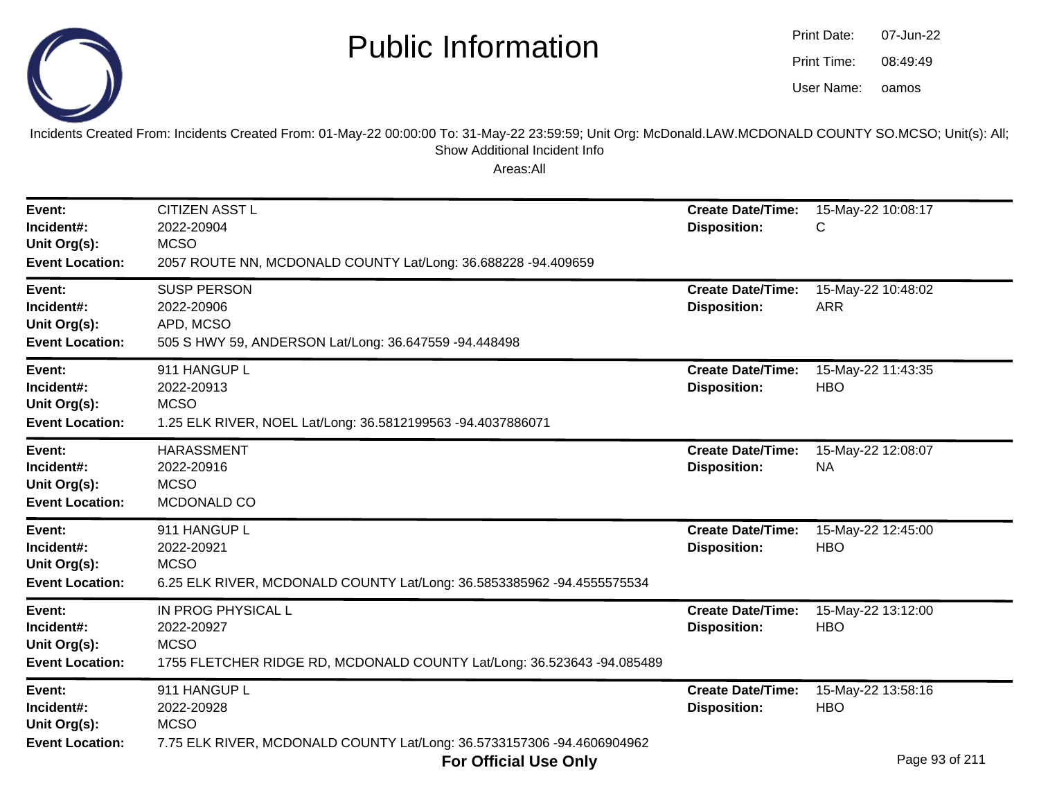# Public Information

Print Date: 07-Jun-22
Print Time: 08:49:49
User Name: oamos

Incidents Created From: Incidents Created From: 01-May-22 00:00:00 To: 31-May-22 23:59:59; Unit Org: McDonald.LAW.MCDONALD COUNTY SO.MCSO; Unit(s): All; Show Additional Incident Info

Areas:All

---

**Event:** CITIZEN ASST L
**Incident#:** 2022-20904
**Unit Org(s):** MCSO
**Event Location:** 2057 ROUTE NN, MCDONALD COUNTY Lat/Long: 36.688228 -94.409659
**Create Date/Time:** 15-May-22 10:08:17
**Disposition:** C

---

**Event:** SUSP PERSON
**Incident#:** 2022-20906
**Unit Org(s):** APD, MCSO
**Event Location:** 505 S HWY 59, ANDERSON Lat/Long: 36.647559 -94.448498
**Create Date/Time:** 15-May-22 10:48:02
**Disposition:** ARR

---

**Event:** 911 HANGUP L
**Incident#:** 2022-20913
**Unit Org(s):** MCSO
**Event Location:** 1.25 ELK RIVER, NOEL Lat/Long: 36.5812199563 -94.4037886071
**Create Date/Time:** 15-May-22 11:43:35
**Disposition:** HBO

---

**Event:** HARASSMENT
**Incident#:** 2022-20916
**Unit Org(s):** MCSO
**Event Location:** MCDONALD CO
**Create Date/Time:** 15-May-22 12:08:07
**Disposition:** NA

---

**Event:** 911 HANGUP L
**Incident#:** 2022-20921
**Unit Org(s):** MCSO
**Event Location:** 6.25 ELK RIVER, MCDONALD COUNTY Lat/Long: 36.5853385962 -94.4555575534
**Create Date/Time:** 15-May-22 12:45:00
**Disposition:** HBO

---

**Event:** IN PROG PHYSICAL L
**Incident#:** 2022-20927
**Unit Org(s):** MCSO
**Event Location:** 1755 FLETCHER RIDGE RD, MCDONALD COUNTY Lat/Long: 36.523643 -94.085489
**Create Date/Time:** 15-May-22 13:12:00
**Disposition:** HBO

---

**Event:** 911 HANGUP L
**Incident#:** 2022-20928
**Unit Org(s):** MCSO
**Event Location:** 7.75 ELK RIVER, MCDONALD COUNTY Lat/Long: 36.5733157306 -94.4606904962
**Create Date/Time:** 15-May-22 13:58:16
**Disposition:** HBO

**For Official Use Only**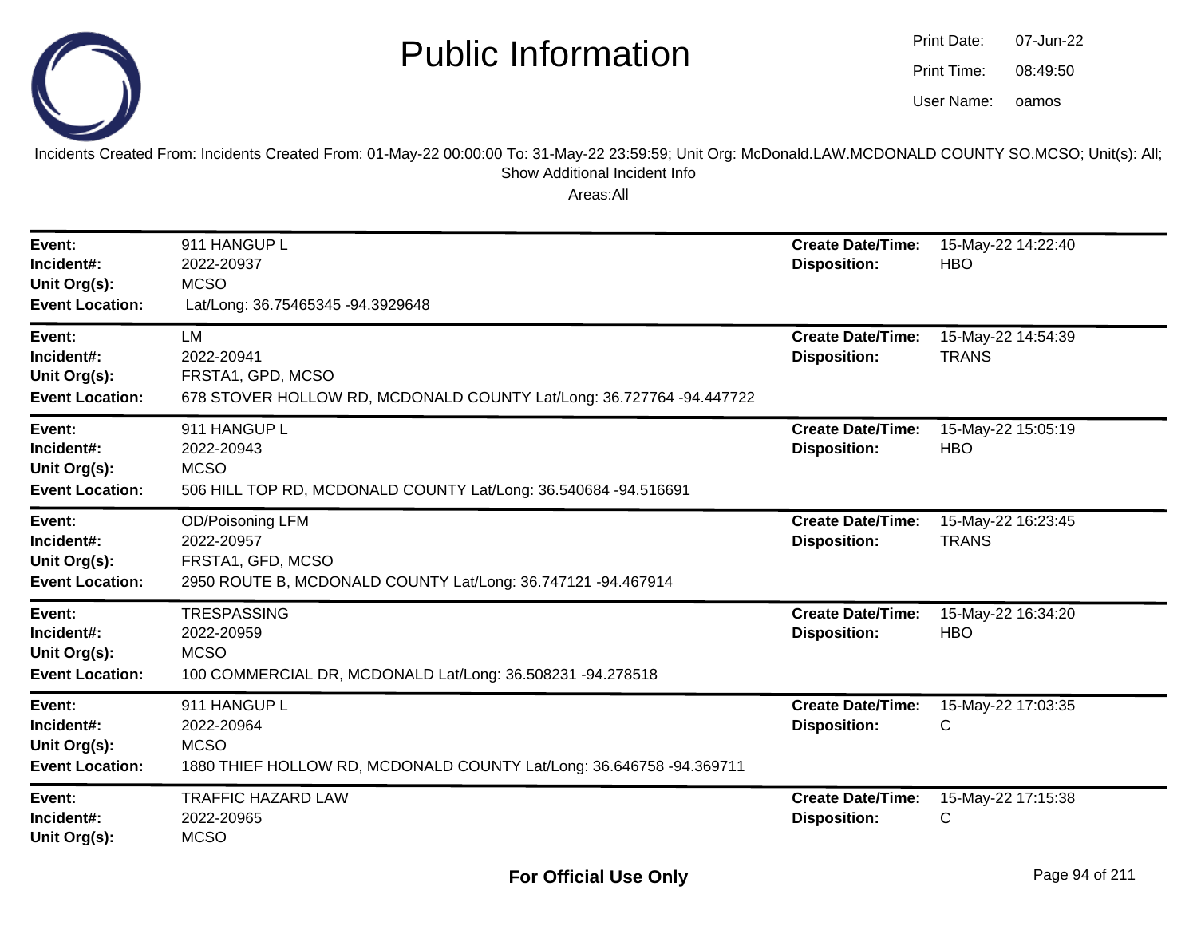# Public Information

Print Date: 07-Jun-22
Print Time: 08:49:50
User Name: oamos

Incidents Created From: Incidents Created From: 01-May-22 00:00:00 To: 31-May-22 23:59:59; Unit Org: McDonald.LAW.MCDONALD COUNTY SO.MCSO; Unit(s): All; Show Additional Incident Info

Areas:All

---

**Event:** 911 HANGUP L
**Incident#:** 2022-20937
**Unit Org(s):** MCSO
**Event Location:** Lat/Long: 36.75465345 -94.3929648
**Create Date/Time:** 15-May-22 14:22:40
**Disposition:** HBO

---

**Event:** LM
**Incident#:** 2022-20941
**Unit Org(s):** FRSTA1, GPD, MCSO
**Event Location:** 678 STOVER HOLLOW RD, MCDONALD COUNTY Lat/Long: 36.727764 -94.447722
**Create Date/Time:** 15-May-22 14:54:39
**Disposition:** TRANS

---

**Event:** 911 HANGUP L
**Incident#:** 2022-20943
**Unit Org(s):** MCSO
**Event Location:** 506 HILL TOP RD, MCDONALD COUNTY Lat/Long: 36.540684 -94.516691
**Create Date/Time:** 15-May-22 15:05:19
**Disposition:** HBO

---

**Event:** OD/Poisoning LFM
**Incident#:** 2022-20957
**Unit Org(s):** FRSTA1, GFD, MCSO
**Event Location:** 2950 ROUTE B, MCDONALD COUNTY Lat/Long: 36.747121 -94.467914
**Create Date/Time:** 15-May-22 16:23:45
**Disposition:** TRANS

---

**Event:** TRESPASSING
**Incident#:** 2022-20959
**Unit Org(s):** MCSO
**Event Location:** 100 COMMERCIAL DR, MCDONALD Lat/Long: 36.508231 -94.278518
**Create Date/Time:** 15-May-22 16:34:20
**Disposition:** HBO

---

**Event:** 911 HANGUP L
**Incident#:** 2022-20964
**Unit Org(s):** MCSO
**Event Location:** 1880 THIEF HOLLOW RD, MCDONALD COUNTY Lat/Long: 36.646758 -94.369711
**Create Date/Time:** 15-May-22 17:03:35
**Disposition:** C

---

**Event:** TRAFFIC HAZARD LAW
**Incident#:** 2022-20965
**Unit Org(s):** MCSO
**Create Date/Time:** 15-May-22 17:15:38
**Disposition:** C

For Official Use Only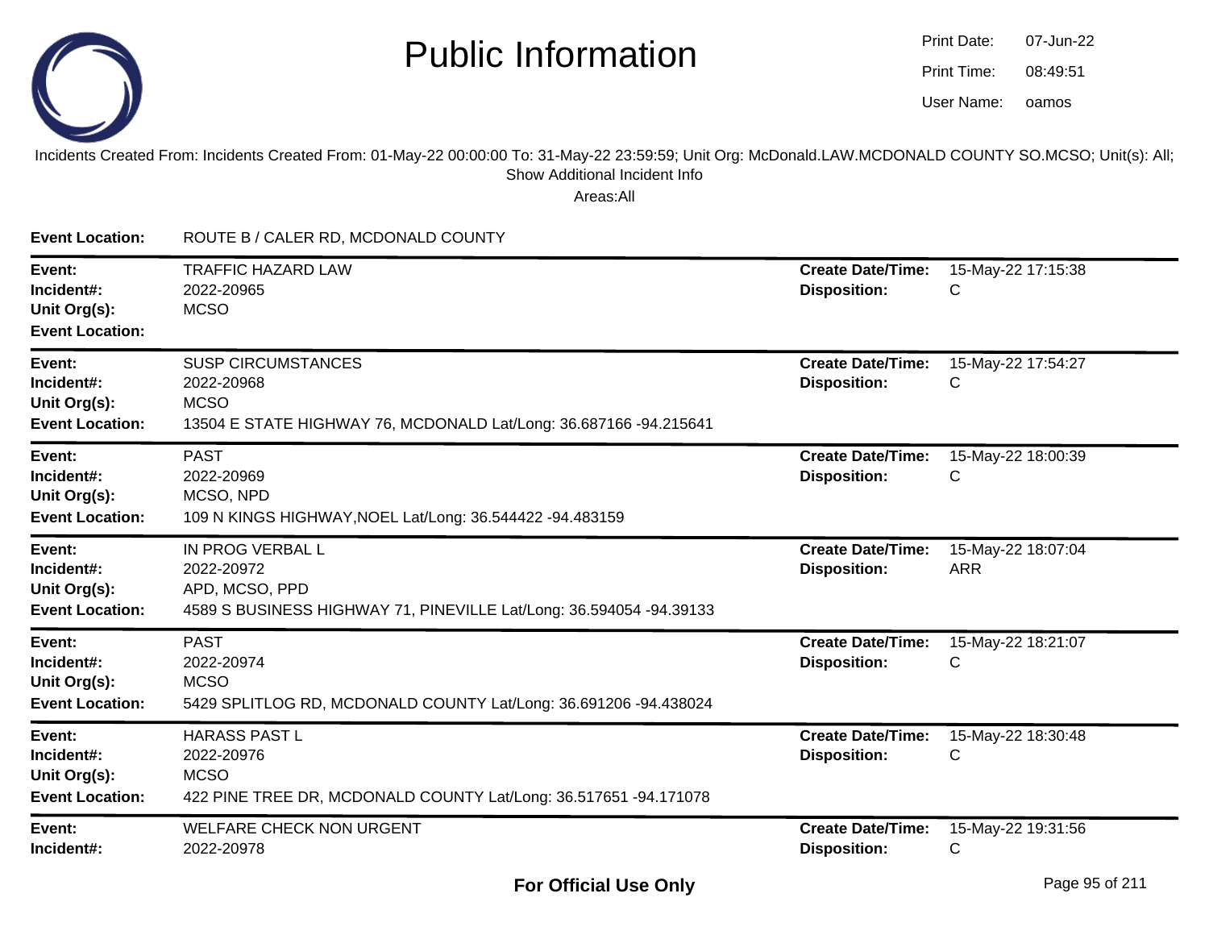# Public Information

Print Date: 07-Jun-22
Print Time: 08:49:51
User Name: oamos

Incidents Created From: Incidents Created From: 01-May-22 00:00:00 To: 31-May-22 23:59:59; Unit Org: McDonald.LAW.MCDONALD COUNTY SO.MCSO; Unit(s): All; Show Additional Incident Info

Areas:All

**Event Location:** ROUTE B / CALER RD, MCDONALD COUNTY

---

**Event:** TRAFFIC HAZARD LAW
**Incident#:** 2022-20965
**Unit Org(s):** MCSO
**Event Location:**
**Create Date/Time:** 15-May-22 17:15:38
**Disposition:** C

---

**Event:** SUSP CIRCUMSTANCES
**Incident#:** 2022-20968
**Unit Org(s):** MCSO
**Event Location:** 13504 E STATE HIGHWAY 76, MCDONALD Lat/Long: 36.687166 -94.215641
**Create Date/Time:** 15-May-22 17:54:27
**Disposition:** C

---

**Event:** PAST
**Incident#:** 2022-20969
**Unit Org(s):** MCSO, NPD
**Event Location:** 109 N KINGS HIGHWAY,NOEL Lat/Long: 36.544422 -94.483159
**Create Date/Time:** 15-May-22 18:00:39
**Disposition:** C

---

**Event:** IN PROG VERBAL L
**Incident#:** 2022-20972
**Unit Org(s):** APD, MCSO, PPD
**Event Location:** 4589 S BUSINESS HIGHWAY 71, PINEVILLE Lat/Long: 36.594054 -94.39133
**Create Date/Time:** 15-May-22 18:07:04
**Disposition:** ARR

---

**Event:** PAST
**Incident#:** 2022-20974
**Unit Org(s):** MCSO
**Event Location:** 5429 SPLITLOG RD, MCDONALD COUNTY Lat/Long: 36.691206 -94.438024
**Create Date/Time:** 15-May-22 18:21:07
**Disposition:** C

---

**Event:** HARASS PAST L
**Incident#:** 2022-20976
**Unit Org(s):** MCSO
**Event Location:** 422 PINE TREE DR, MCDONALD COUNTY Lat/Long: 36.517651 -94.171078
**Create Date/Time:** 15-May-22 18:30:48
**Disposition:** C

---

**Event:** WELFARE CHECK NON URGENT
**Incident#:** 2022-20978
**Create Date/Time:** 15-May-22 19:31:56
**Disposition:** C

**For Official Use Only**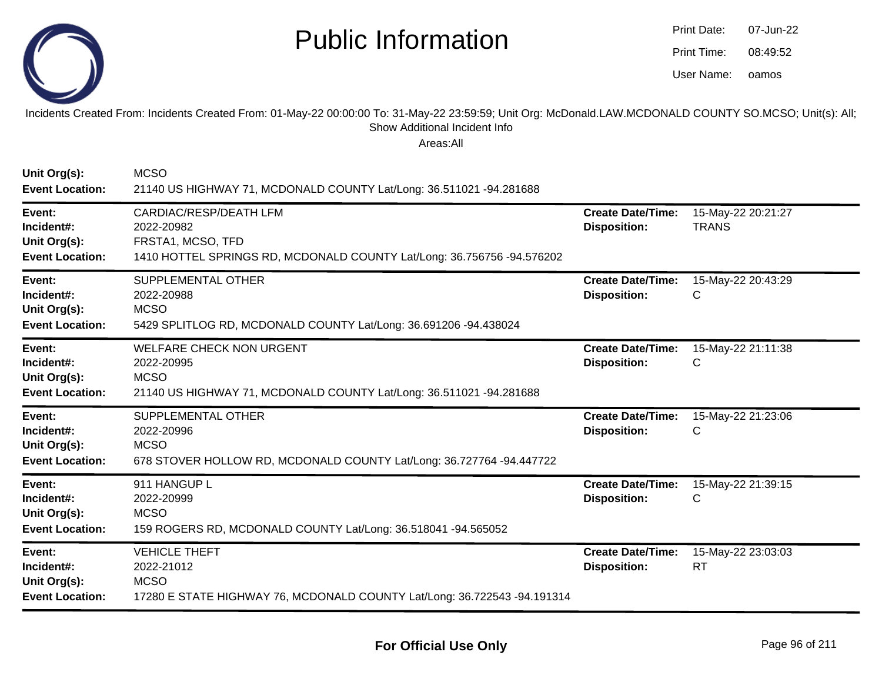# Public Information

Print Date: 07-Jun-22
Print Time: 08:49:52
User Name: oamos

Incidents Created From: Incidents Created From: 01-May-22 00:00:00 To: 31-May-22 23:59:59; Unit Org: McDonald.LAW.MCDONALD COUNTY SO.MCSO; Unit(s): All; Show Additional Incident Info

Areas:All

**Unit Org(s):** MCSO
**Event Location:** 21140 US HIGHWAY 71, MCDONALD COUNTY Lat/Long: 36.511021 -94.281688

---

**Event:** CARDIAC/RESP/DEATH LFM
**Incident#:** 2022-20982
**Unit Org(s):** FRSTA1, MCSO, TFD
**Event Location:** 1410 HOTTEL SPRINGS RD, MCDONALD COUNTY Lat/Long: 36.756756 -94.576202
**Create Date/Time:** 15-May-22 20:21:27
**Disposition:** TRANS

---

**Event:** SUPPLEMENTAL OTHER
**Incident#:** 2022-20988
**Unit Org(s):** MCSO
**Event Location:** 5429 SPLITLOG RD, MCDONALD COUNTY Lat/Long: 36.691206 -94.438024
**Create Date/Time:** 15-May-22 20:43:29
**Disposition:** C

---

**Event:** WELFARE CHECK NON URGENT
**Incident#:** 2022-20995
**Unit Org(s):** MCSO
**Event Location:** 21140 US HIGHWAY 71, MCDONALD COUNTY Lat/Long: 36.511021 -94.281688
**Create Date/Time:** 15-May-22 21:11:38
**Disposition:** C

---

**Event:** SUPPLEMENTAL OTHER
**Incident#:** 2022-20996
**Unit Org(s):** MCSO
**Event Location:** 678 STOVER HOLLOW RD, MCDONALD COUNTY Lat/Long: 36.727764 -94.447722
**Create Date/Time:** 15-May-22 21:23:06
**Disposition:** C

---

**Event:** 911 HANGUP L
**Incident#:** 2022-20999
**Unit Org(s):** MCSO
**Event Location:** 159 ROGERS RD, MCDONALD COUNTY Lat/Long: 36.518041 -94.565052
**Create Date/Time:** 15-May-22 21:39:15
**Disposition:** C

---

**Event:** VEHICLE THEFT
**Incident#:** 2022-21012
**Unit Org(s):** MCSO
**Event Location:** 17280 E STATE HIGHWAY 76, MCDONALD COUNTY Lat/Long: 36.722543 -94.191314
**Create Date/Time:** 15-May-22 23:03:03
**Disposition:** RT

---

**For Official Use Only**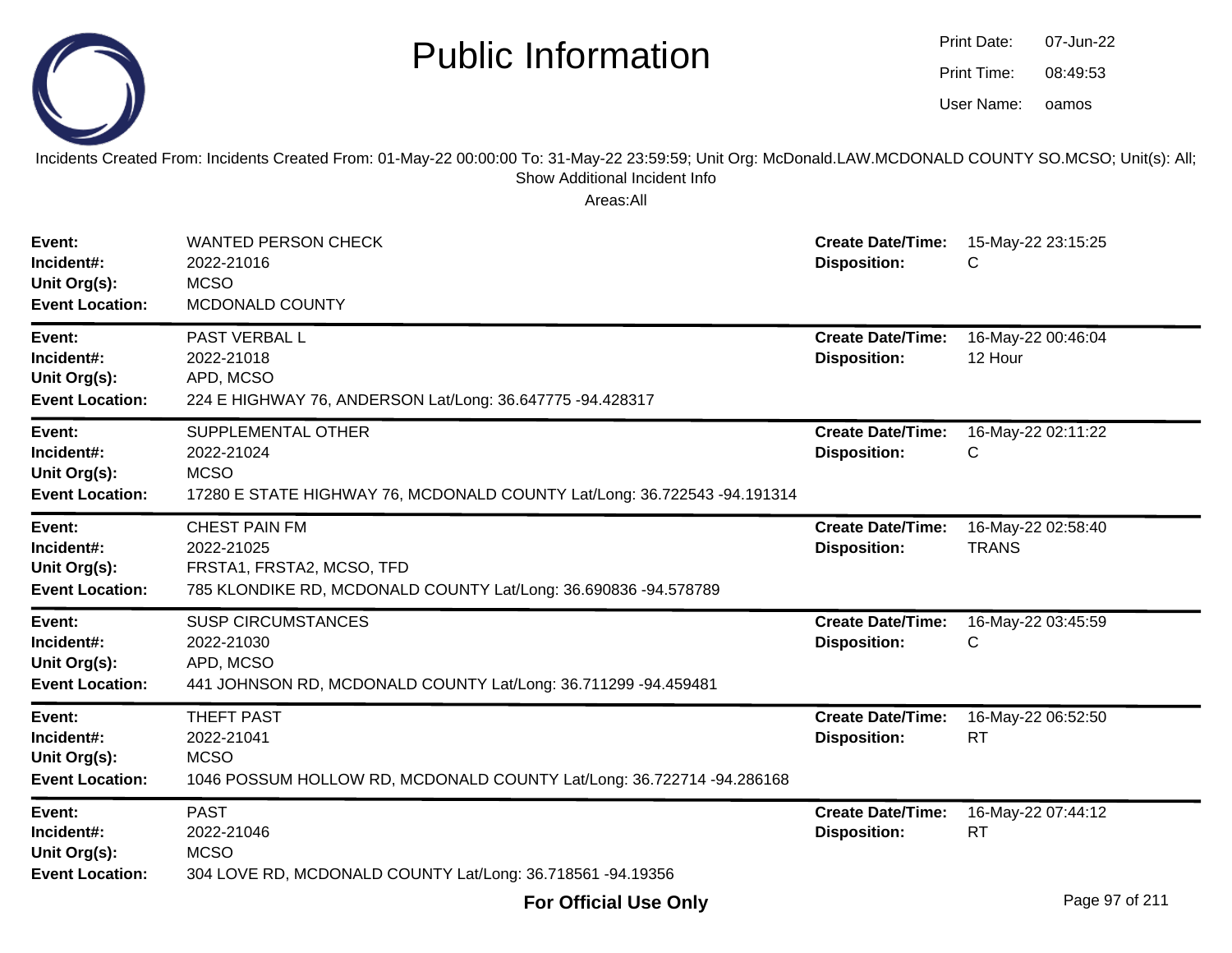# Public Information

Print Date: 07-Jun-22
Print Time: 08:49:53
User Name: oamos

Incidents Created From: Incidents Created From: 01-May-22 00:00:00 To: 31-May-22 23:59:59; Unit Org: McDonald.LAW.MCDONALD COUNTY SO.MCSO; Unit(s): All; Show Additional Incident Info

Areas:All

**Event:** WANTED PERSON CHECK
**Incident#:** 2022-21016
**Unit Org(s):** MCSO
**Event Location:** MCDONALD COUNTY
**Create Date/Time:** 15-May-22 23:15:25
**Disposition:** C

---

**Event:** PAST VERBAL L
**Incident#:** 2022-21018
**Unit Org(s):** APD, MCSO
**Event Location:** 224 E HIGHWAY 76, ANDERSON Lat/Long: 36.647775 -94.428317
**Create Date/Time:** 16-May-22 00:46:04
**Disposition:** 12 Hour

---

**Event:** SUPPLEMENTAL OTHER
**Incident#:** 2022-21024
**Unit Org(s):** MCSO
**Event Location:** 17280 E STATE HIGHWAY 76, MCDONALD COUNTY Lat/Long: 36.722543 -94.191314
**Create Date/Time:** 16-May-22 02:11:22
**Disposition:** C

---

**Event:** CHEST PAIN FM
**Incident#:** 2022-21025
**Unit Org(s):** FRSTA1, FRSTA2, MCSO, TFD
**Event Location:** 785 KLONDIKE RD, MCDONALD COUNTY Lat/Long: 36.690836 -94.578789
**Create Date/Time:** 16-May-22 02:58:40
**Disposition:** TRANS

---

**Event:** SUSP CIRCUMSTANCES
**Incident#:** 2022-21030
**Unit Org(s):** APD, MCSO
**Event Location:** 441 JOHNSON RD, MCDONALD COUNTY Lat/Long: 36.711299 -94.459481
**Create Date/Time:** 16-May-22 03:45:59
**Disposition:** C

---

**Event:** THEFT PAST
**Incident#:** 2022-21041
**Unit Org(s):** MCSO
**Event Location:** 1046 POSSUM HOLLOW RD, MCDONALD COUNTY Lat/Long: 36.722714 -94.286168
**Create Date/Time:** 16-May-22 06:52:50
**Disposition:** RT

---

**Event:** PAST
**Incident#:** 2022-21046
**Unit Org(s):** MCSO
**Event Location:** 304 LOVE RD, MCDONALD COUNTY Lat/Long: 36.718561 -94.19356
**Create Date/Time:** 16-May-22 07:44:12
**Disposition:** RT

**For Official Use Only**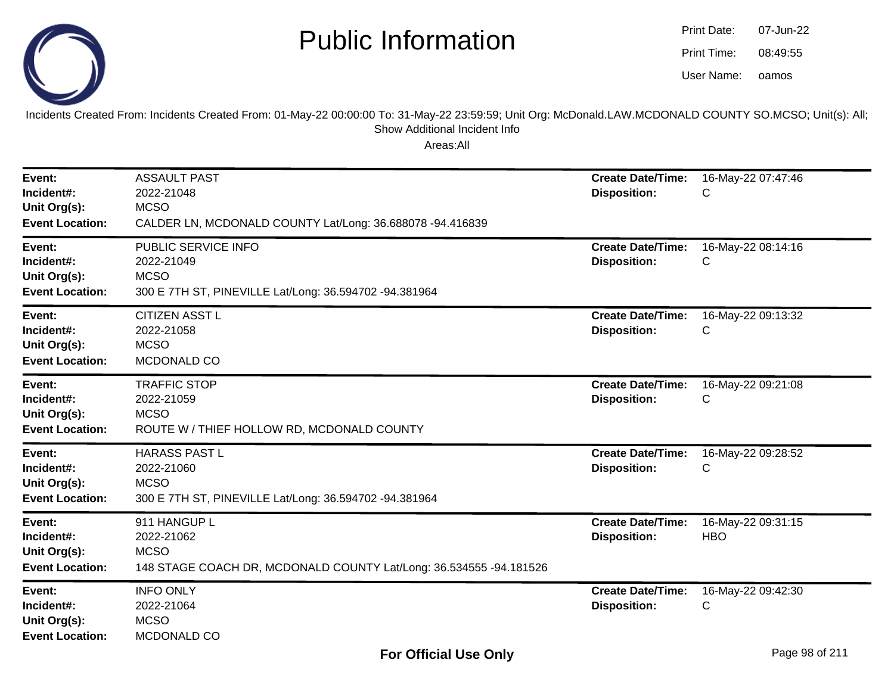# Public Information

Print Date: 07-Jun-22
Print Time: 08:49:55
User Name: oamos

Incidents Created From: Incidents Created From: 01-May-22 00:00:00 To: 31-May-22 23:59:59; Unit Org: McDonald.LAW.MCDONALD COUNTY SO.MCSO; Unit(s): All; Show Additional Incident Info

Areas:All

---

**Event:** ASSAULT PAST
**Incident#:** 2022-21048
**Unit Org(s):** MCSO
**Event Location:** CALDER LN, MCDONALD COUNTY Lat/Long: 36.688078 -94.416839
**Create Date/Time:** 16-May-22 07:47:46
**Disposition:** C

---

**Event:** PUBLIC SERVICE INFO
**Incident#:** 2022-21049
**Unit Org(s):** MCSO
**Event Location:** 300 E 7TH ST, PINEVILLE Lat/Long: 36.594702 -94.381964
**Create Date/Time:** 16-May-22 08:14:16
**Disposition:** C

---

**Event:** CITIZEN ASST L
**Incident#:** 2022-21058
**Unit Org(s):** MCSO
**Event Location:** MCDONALD CO
**Create Date/Time:** 16-May-22 09:13:32
**Disposition:** C

---

**Event:** TRAFFIC STOP
**Incident#:** 2022-21059
**Unit Org(s):** MCSO
**Event Location:** ROUTE W / THIEF HOLLOW RD, MCDONALD COUNTY
**Create Date/Time:** 16-May-22 09:21:08
**Disposition:** C

---

**Event:** HARASS PAST L
**Incident#:** 2022-21060
**Unit Org(s):** MCSO
**Event Location:** 300 E 7TH ST, PINEVILLE Lat/Long: 36.594702 -94.381964
**Create Date/Time:** 16-May-22 09:28:52
**Disposition:** C

---

**Event:** 911 HANGUP L
**Incident#:** 2022-21062
**Unit Org(s):** MCSO
**Event Location:** 148 STAGE COACH DR, MCDONALD COUNTY Lat/Long: 36.534555 -94.181526
**Create Date/Time:** 16-May-22 09:31:15
**Disposition:** HBO

---

**Event:** INFO ONLY
**Incident#:** 2022-21064
**Unit Org(s):** MCSO
**Event Location:** MCDONALD CO
**Create Date/Time:** 16-May-22 09:42:30
**Disposition:** C

**For Official Use Only**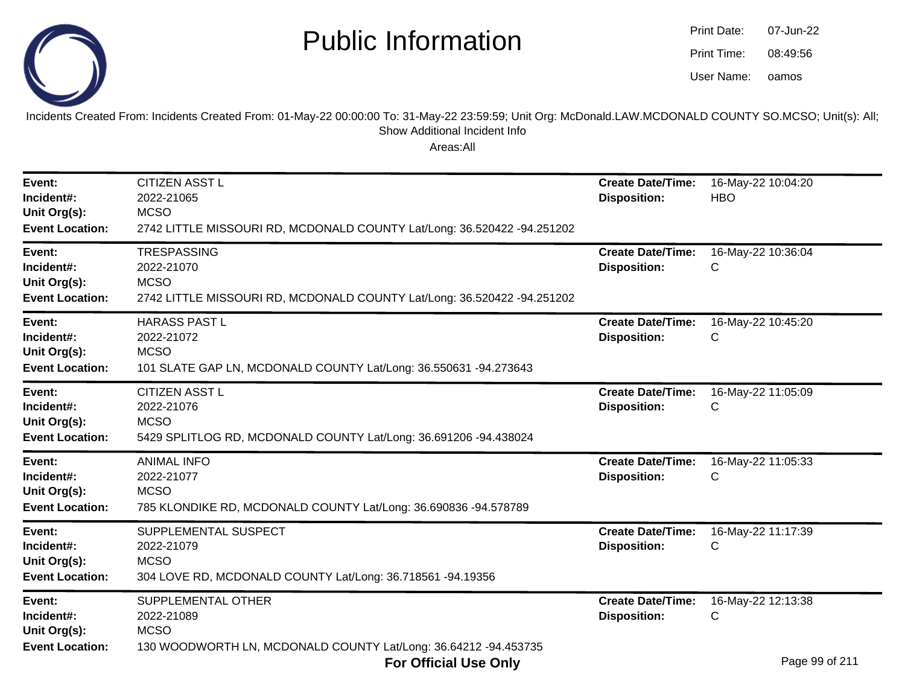# Public Information

Print Date: 07-Jun-22
Print Time: 08:49:56
User Name: oamos

Incidents Created From: Incidents Created From: 01-May-22 00:00:00 To: 31-May-22 23:59:59; Unit Org: McDonald.LAW.MCDONALD COUNTY SO.MCSO; Unit(s): All; Show Additional Incident Info

Areas:All

---

**Event:** CITIZEN ASST L
**Incident#:** 2022-21065
**Unit Org(s):** MCSO
**Event Location:** 2742 LITTLE MISSOURI RD, MCDONALD COUNTY Lat/Long: 36.520422 -94.251202
**Create Date/Time:** 16-May-22 10:04:20
**Disposition:** HBO

---

**Event:** TRESPASSING
**Incident#:** 2022-21070
**Unit Org(s):** MCSO
**Event Location:** 2742 LITTLE MISSOURI RD, MCDONALD COUNTY Lat/Long: 36.520422 -94.251202
**Create Date/Time:** 16-May-22 10:36:04
**Disposition:** C

---

**Event:** HARASS PAST L
**Incident#:** 2022-21072
**Unit Org(s):** MCSO
**Event Location:** 101 SLATE GAP LN, MCDONALD COUNTY Lat/Long: 36.550631 -94.273643
**Create Date/Time:** 16-May-22 10:45:20
**Disposition:** C

---

**Event:** CITIZEN ASST L
**Incident#:** 2022-21076
**Unit Org(s):** MCSO
**Event Location:** 5429 SPLITLOG RD, MCDONALD COUNTY Lat/Long: 36.691206 -94.438024
**Create Date/Time:** 16-May-22 11:05:09
**Disposition:** C

---

**Event:** ANIMAL INFO
**Incident#:** 2022-21077
**Unit Org(s):** MCSO
**Event Location:** 785 KLONDIKE RD, MCDONALD COUNTY Lat/Long: 36.690836 -94.578789
**Create Date/Time:** 16-May-22 11:05:33
**Disposition:** C

---

**Event:** SUPPLEMENTAL SUSPECT
**Incident#:** 2022-21079
**Unit Org(s):** MCSO
**Event Location:** 304 LOVE RD, MCDONALD COUNTY Lat/Long: 36.718561 -94.19356
**Create Date/Time:** 16-May-22 11:17:39
**Disposition:** C

---

**Event:** SUPPLEMENTAL OTHER
**Incident#:** 2022-21089
**Unit Org(s):** MCSO
**Event Location:** 130 WOODWORTH LN, MCDONALD COUNTY Lat/Long: 36.64212 -94.453735
**Create Date/Time:** 16-May-22 12:13:38
**Disposition:** C

**For Official Use Only**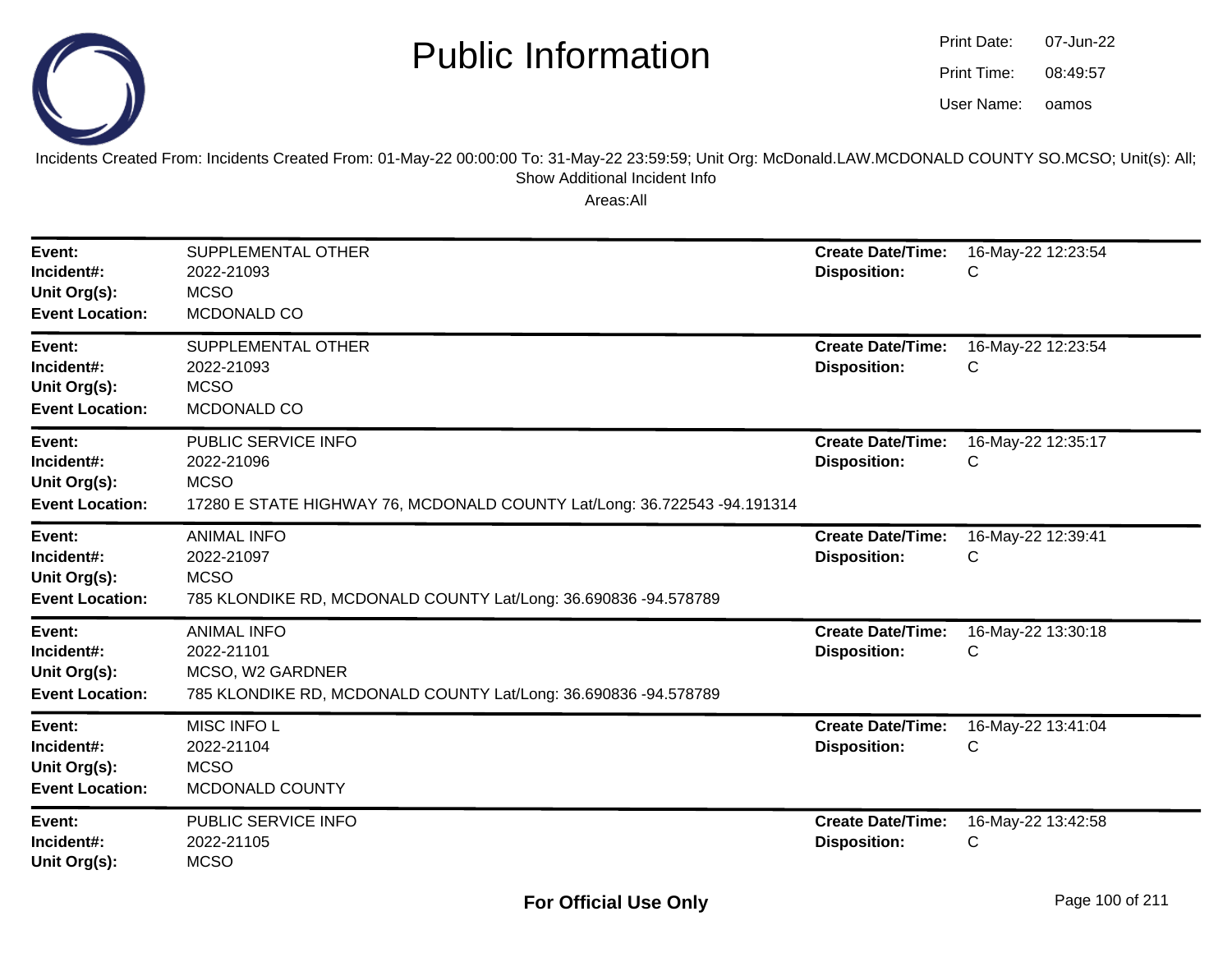# Public Information

Print Date: 07-Jun-22
Print Time: 08:49:57
User Name: oamos

Incidents Created From: Incidents Created From: 01-May-22 00:00:00 To: 31-May-22 23:59:59; Unit Org: McDonald.LAW.MCDONALD COUNTY SO.MCSO; Unit(s): All; Show Additional Incident Info

Areas:All

---

**Event:** SUPPLEMENTAL OTHER
**Incident#:** 2022-21093
**Unit Org(s):** MCSO
**Event Location:** MCDONALD CO
**Create Date/Time:** 16-May-22 12:23:54
**Disposition:** C

---

**Event:** SUPPLEMENTAL OTHER
**Incident#:** 2022-21093
**Unit Org(s):** MCSO
**Event Location:** MCDONALD CO
**Create Date/Time:** 16-May-22 12:23:54
**Disposition:** C

---

**Event:** PUBLIC SERVICE INFO
**Incident#:** 2022-21096
**Unit Org(s):** MCSO
**Event Location:** 17280 E STATE HIGHWAY 76, MCDONALD COUNTY Lat/Long: 36.722543 -94.191314
**Create Date/Time:** 16-May-22 12:35:17
**Disposition:** C

---

**Event:** ANIMAL INFO
**Incident#:** 2022-21097
**Unit Org(s):** MCSO
**Event Location:** 785 KLONDIKE RD, MCDONALD COUNTY Lat/Long: 36.690836 -94.578789
**Create Date/Time:** 16-May-22 12:39:41
**Disposition:** C

---

**Event:** ANIMAL INFO
**Incident#:** 2022-21101
**Unit Org(s):** MCSO, W2 GARDNER
**Event Location:** 785 KLONDIKE RD, MCDONALD COUNTY Lat/Long: 36.690836 -94.578789
**Create Date/Time:** 16-May-22 13:30:18
**Disposition:** C

---

**Event:** MISC INFO L
**Incident#:** 2022-21104
**Unit Org(s):** MCSO
**Event Location:** MCDONALD COUNTY
**Create Date/Time:** 16-May-22 13:41:04
**Disposition:** C

---

**Event:** PUBLIC SERVICE INFO
**Incident#:** 2022-21105
**Unit Org(s):** MCSO
**Create Date/Time:** 16-May-22 13:42:58
**Disposition:** C

**For Official Use Only**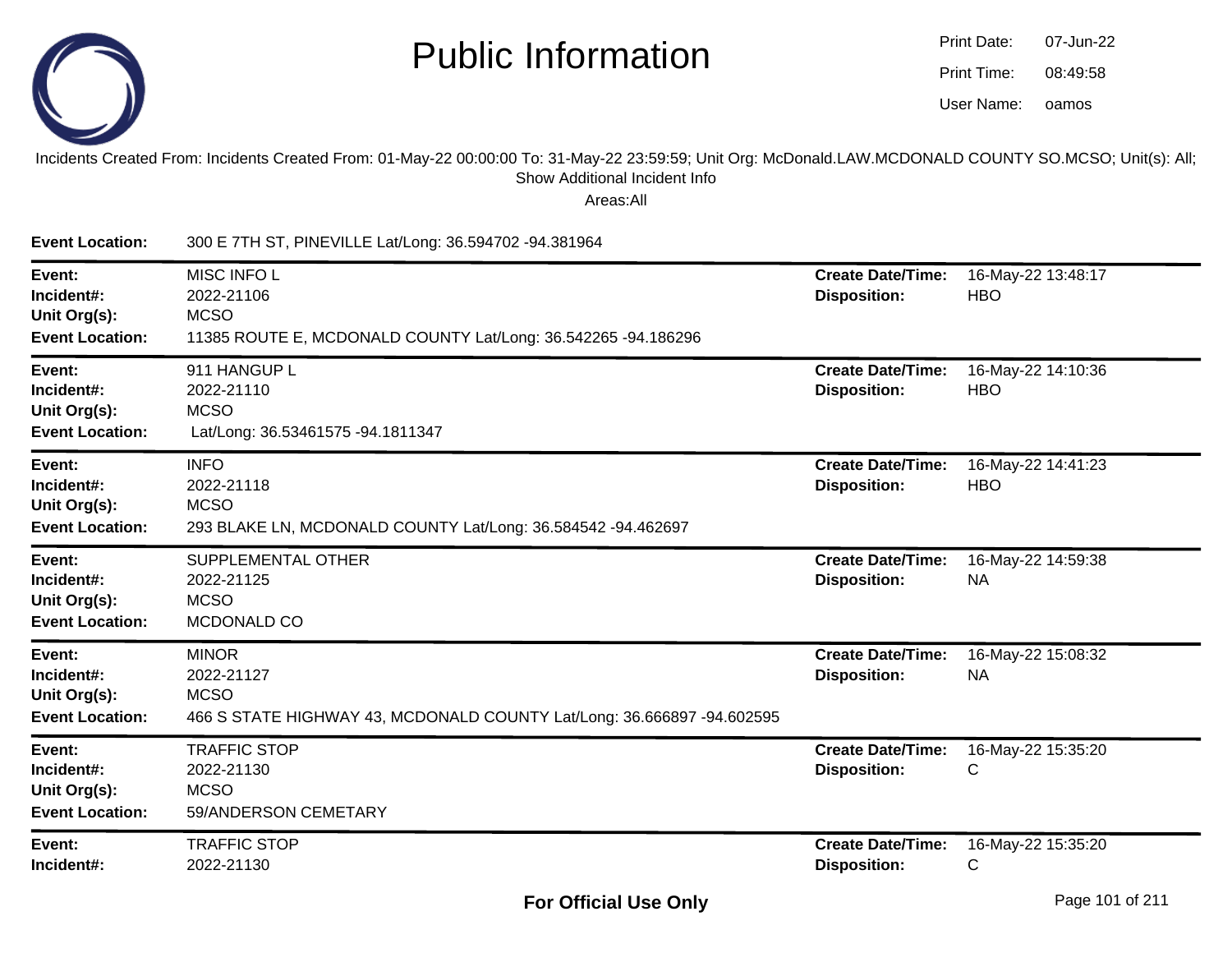# Public Information

Print Date: 07-Jun-22
Print Time: 08:49:58
User Name: oamos

Incidents Created From: Incidents Created From: 01-May-22 00:00:00 To: 31-May-22 23:59:59; Unit Org: McDonald.LAW.MCDONALD COUNTY SO.MCSO; Unit(s): All; Show Additional Incident Info

Areas:All

**Event Location:** 300 E 7TH ST, PINEVILLE Lat/Long: 36.594702 -94.381964

---

**Event:** MISC INFO L
**Incident#:** 2022-21106
**Unit Org(s):** MCSO
**Event Location:** 11385 ROUTE E, MCDONALD COUNTY Lat/Long: 36.542265 -94.186296
**Create Date/Time:** 16-May-22 13:48:17
**Disposition:** HBO

---

**Event:** 911 HANGUP L
**Incident#:** 2022-21110
**Unit Org(s):** MCSO
**Event Location:** Lat/Long: 36.53461575 -94.1811347
**Create Date/Time:** 16-May-22 14:10:36
**Disposition:** HBO

---

**Event:** INFO
**Incident#:** 2022-21118
**Unit Org(s):** MCSO
**Event Location:** 293 BLAKE LN, MCDONALD COUNTY Lat/Long: 36.584542 -94.462697
**Create Date/Time:** 16-May-22 14:41:23
**Disposition:** HBO

---

**Event:** SUPPLEMENTAL OTHER
**Incident#:** 2022-21125
**Unit Org(s):** MCSO
**Event Location:** MCDONALD CO
**Create Date/Time:** 16-May-22 14:59:38
**Disposition:** NA

---

**Event:** MINOR
**Incident#:** 2022-21127
**Unit Org(s):** MCSO
**Event Location:** 466 S STATE HIGHWAY 43, MCDONALD COUNTY Lat/Long: 36.666897 -94.602595
**Create Date/Time:** 16-May-22 15:08:32
**Disposition:** NA

---

**Event:** TRAFFIC STOP
**Incident#:** 2022-21130
**Unit Org(s):** MCSO
**Event Location:** 59/ANDERSON CEMETARY
**Create Date/Time:** 16-May-22 15:35:20
**Disposition:** C

---

**Event:** TRAFFIC STOP
**Incident#:** 2022-21130
**Create Date/Time:** 16-May-22 15:35:20
**Disposition:** C

**For Official Use Only**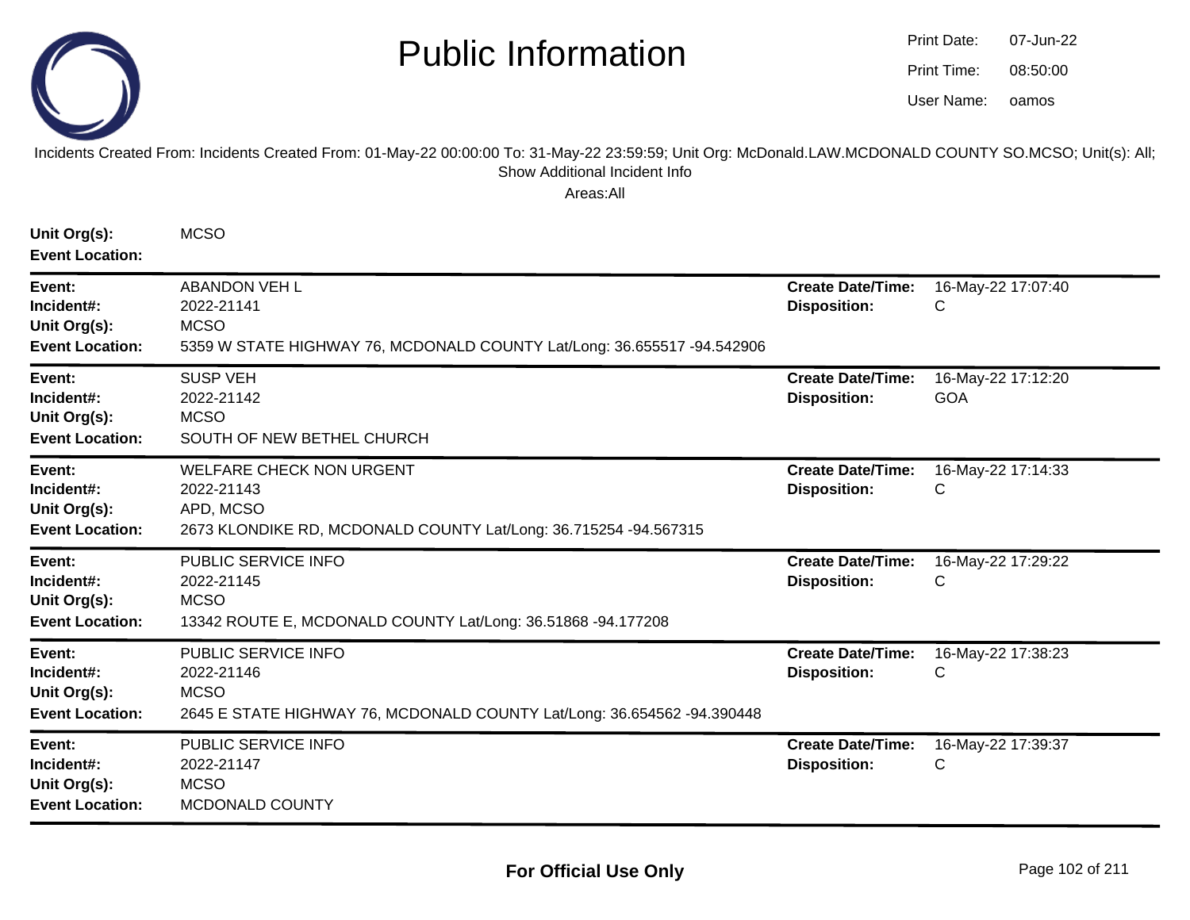# Public Information

Print Date: 07-Jun-22
Print Time: 08:50:00
User Name: oamos

Incidents Created From: Incidents Created From: 01-May-22 00:00:00 To: 31-May-22 23:59:59; Unit Org: McDonald.LAW.MCDONALD COUNTY SO.MCSO; Unit(s): All; Show Additional Incident Info

Areas:All

**Unit Org(s):** MCSO
**Event Location:**

---

**Event:** ABANDON VEH L
**Incident#:** 2022-21141
**Unit Org(s):** MCSO
**Event Location:** 5359 W STATE HIGHWAY 76, MCDONALD COUNTY Lat/Long: 36.655517 -94.542906
**Create Date/Time:** 16-May-22 17:07:40
**Disposition:** C

---

**Event:** SUSP VEH
**Incident#:** 2022-21142
**Unit Org(s):** MCSO
**Event Location:** SOUTH OF NEW BETHEL CHURCH
**Create Date/Time:** 16-May-22 17:12:20
**Disposition:** GOA

---

**Event:** WELFARE CHECK NON URGENT
**Incident#:** 2022-21143
**Unit Org(s):** APD, MCSO
**Event Location:** 2673 KLONDIKE RD, MCDONALD COUNTY Lat/Long: 36.715254 -94.567315
**Create Date/Time:** 16-May-22 17:14:33
**Disposition:** C

---

**Event:** PUBLIC SERVICE INFO
**Incident#:** 2022-21145
**Unit Org(s):** MCSO
**Event Location:** 13342 ROUTE E, MCDONALD COUNTY Lat/Long: 36.51868 -94.177208
**Create Date/Time:** 16-May-22 17:29:22
**Disposition:** C

---

**Event:** PUBLIC SERVICE INFO
**Incident#:** 2022-21146
**Unit Org(s):** MCSO
**Event Location:** 2645 E STATE HIGHWAY 76, MCDONALD COUNTY Lat/Long: 36.654562 -94.390448
**Create Date/Time:** 16-May-22 17:38:23
**Disposition:** C

---

**Event:** PUBLIC SERVICE INFO
**Incident#:** 2022-21147
**Unit Org(s):** MCSO
**Event Location:** MCDONALD COUNTY
**Create Date/Time:** 16-May-22 17:39:37
**Disposition:** C

---

**For Official Use Only**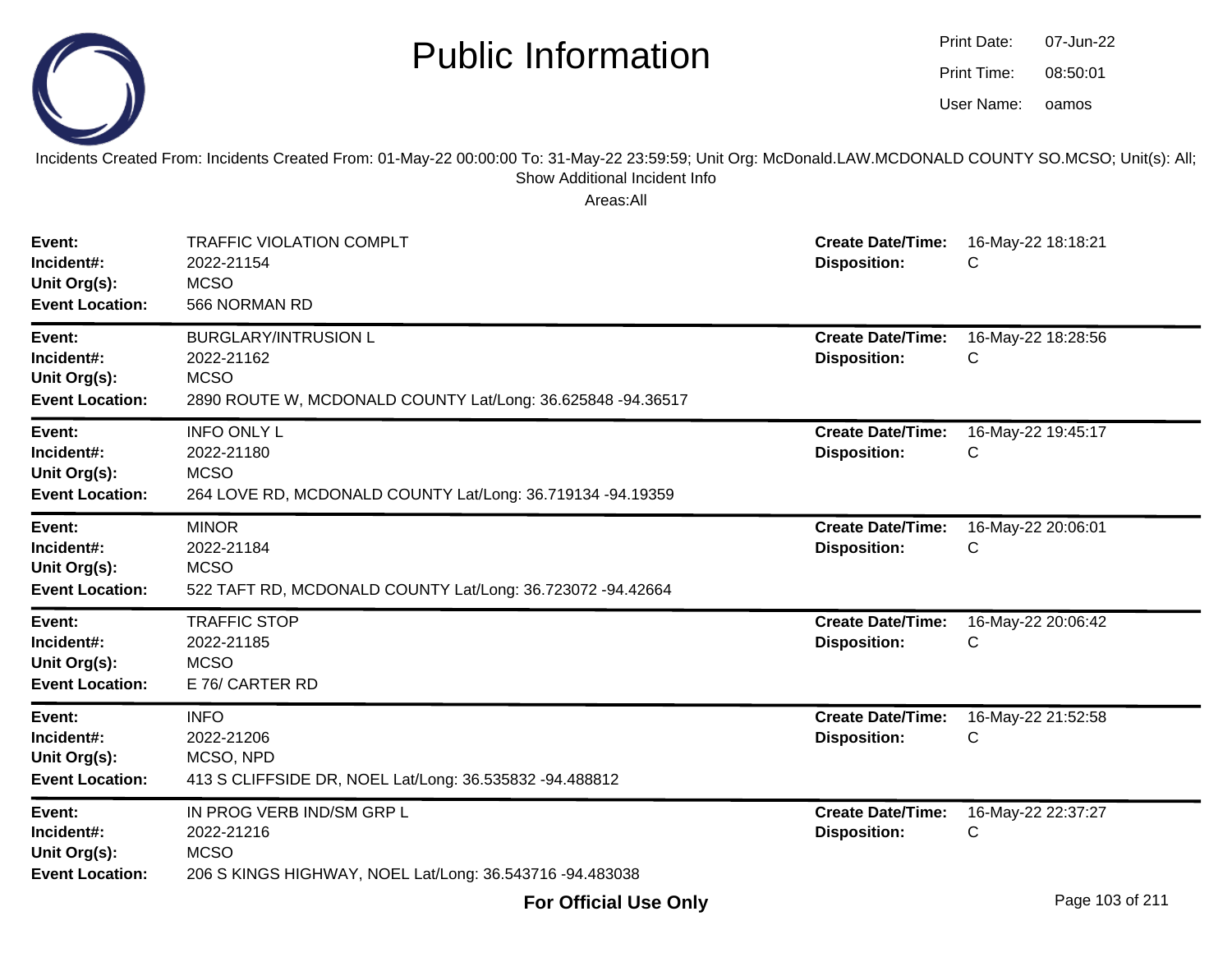# Public Information

Print Date: 07-Jun-22
Print Time: 08:50:01
User Name: oamos

Incidents Created From: Incidents Created From: 01-May-22 00:00:00 To: 31-May-22 23:59:59; Unit Org: McDonald.LAW.MCDONALD COUNTY SO.MCSO; Unit(s): All; Show Additional Incident Info

Areas:All

---

**Event:** TRAFFIC VIOLATION COMPLT
**Incident#:** 2022-21154
**Unit Org(s):** MCSO
**Event Location:** 566 NORMAN RD
**Create Date/Time:** 16-May-22 18:18:21
**Disposition:** C

---

**Event:** BURGLARY/INTRUSION L
**Incident#:** 2022-21162
**Unit Org(s):** MCSO
**Event Location:** 2890 ROUTE W, MCDONALD COUNTY Lat/Long: 36.625848 -94.36517
**Create Date/Time:** 16-May-22 18:28:56
**Disposition:** C

---

**Event:** INFO ONLY L
**Incident#:** 2022-21180
**Unit Org(s):** MCSO
**Event Location:** 264 LOVE RD, MCDONALD COUNTY Lat/Long: 36.719134 -94.19359
**Create Date/Time:** 16-May-22 19:45:17
**Disposition:** C

---

**Event:** MINOR
**Incident#:** 2022-21184
**Unit Org(s):** MCSO
**Event Location:** 522 TAFT RD, MCDONALD COUNTY Lat/Long: 36.723072 -94.42664
**Create Date/Time:** 16-May-22 20:06:01
**Disposition:** C

---

**Event:** TRAFFIC STOP
**Incident#:** 2022-21185
**Unit Org(s):** MCSO
**Event Location:** E 76/ CARTER RD
**Create Date/Time:** 16-May-22 20:06:42
**Disposition:** C

---

**Event:** INFO
**Incident#:** 2022-21206
**Unit Org(s):** MCSO, NPD
**Event Location:** 413 S CLIFFSIDE DR, NOEL Lat/Long: 36.535832 -94.488812
**Create Date/Time:** 16-May-22 21:52:58
**Disposition:** C

---

**Event:** IN PROG VERB IND/SM GRP L
**Incident#:** 2022-21216
**Unit Org(s):** MCSO
**Event Location:** 206 S KINGS HIGHWAY, NOEL Lat/Long: 36.543716 -94.483038
**Create Date/Time:** 16-May-22 22:37:27
**Disposition:** C

**For Official Use Only**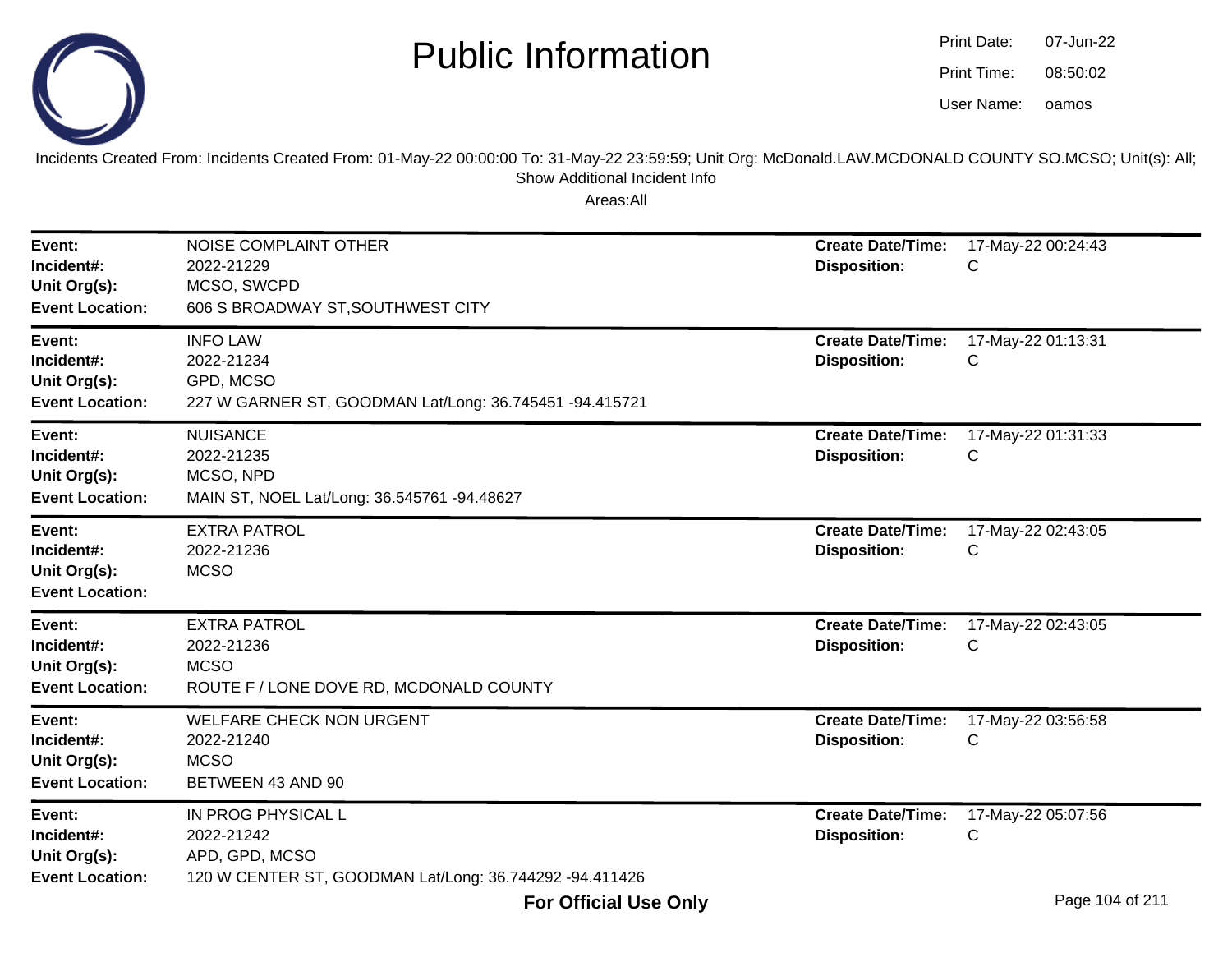# Public Information

Print Date: 07-Jun-22
Print Time: 08:50:02
User Name: oamos

Incidents Created From: Incidents Created From: 01-May-22 00:00:00 To: 31-May-22 23:59:59; Unit Org: McDonald.LAW.MCDONALD COUNTY SO.MCSO; Unit(s): All; Show Additional Incident Info

Areas:All

| | | | |
|---|---|---|---|
| **Event:** | NOISE COMPLAINT OTHER | **Create Date/Time:** | 17-May-22 00:24:43 |
| **Incident#:** | 2022-21229 | **Disposition:** | C |
| **Unit Org(s):** | MCSO, SWCPD | | |
| **Event Location:** | 606 S BROADWAY ST,SOUTHWEST CITY | | |

| | | | |
|---|---|---|---|
| **Event:** | INFO LAW | **Create Date/Time:** | 17-May-22 01:13:31 |
| **Incident#:** | 2022-21234 | **Disposition:** | C |
| **Unit Org(s):** | GPD, MCSO | | |
| **Event Location:** | 227 W GARNER ST, GOODMAN Lat/Long: 36.745451 -94.415721 | | |

| | | | |
|---|---|---|---|
| **Event:** | NUISANCE | **Create Date/Time:** | 17-May-22 01:31:33 |
| **Incident#:** | 2022-21235 | **Disposition:** | C |
| **Unit Org(s):** | MCSO, NPD | | |
| **Event Location:** | MAIN ST, NOEL Lat/Long: 36.545761 -94.48627 | | |

| | | | |
|---|---|---|---|
| **Event:** | EXTRA PATROL | **Create Date/Time:** | 17-May-22 02:43:05 |
| **Incident#:** | 2022-21236 | **Disposition:** | C |
| **Unit Org(s):** | MCSO | | |
| **Event Location:** | | | |

| | | | |
|---|---|---|---|
| **Event:** | EXTRA PATROL | **Create Date/Time:** | 17-May-22 02:43:05 |
| **Incident#:** | 2022-21236 | **Disposition:** | C |
| **Unit Org(s):** | MCSO | | |
| **Event Location:** | ROUTE F / LONE DOVE RD, MCDONALD COUNTY | | |

| | | | |
|---|---|---|---|
| **Event:** | WELFARE CHECK NON URGENT | **Create Date/Time:** | 17-May-22 03:56:58 |
| **Incident#:** | 2022-21240 | **Disposition:** | C |
| **Unit Org(s):** | MCSO | | |
| **Event Location:** | BETWEEN 43 AND 90 | | |

| | | | |
|---|---|---|---|
| **Event:** | IN PROG PHYSICAL L | **Create Date/Time:** | 17-May-22 05:07:56 |
| **Incident#:** | 2022-21242 | **Disposition:** | C |
| **Unit Org(s):** | APD, GPD, MCSO | | |
| **Event Location:** | 120 W CENTER ST, GOODMAN Lat/Long: 36.744292 -94.411426 | | |

**For Official Use Only**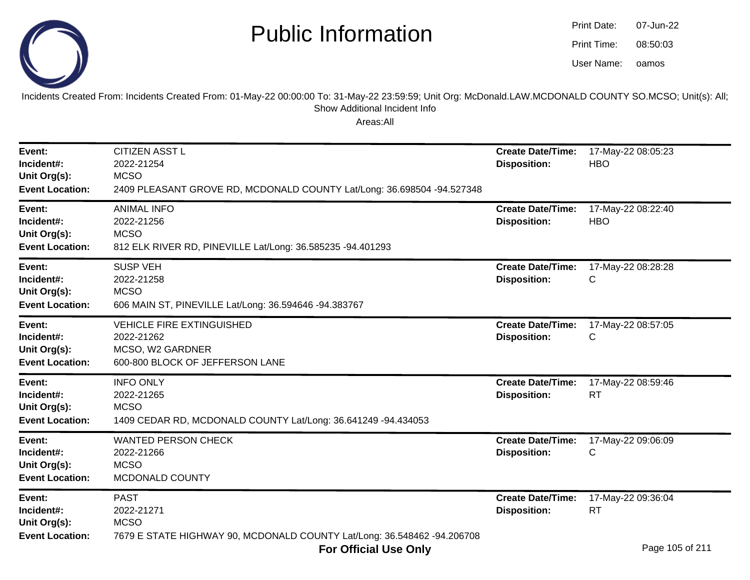# Public Information

Print Date: 07-Jun-22
Print Time: 08:50:03
User Name: oamos

Incidents Created From: Incidents Created From: 01-May-22 00:00:00 To: 31-May-22 23:59:59; Unit Org: McDonald.LAW.MCDONALD COUNTY SO.MCSO; Unit(s): All; Show Additional Incident Info

Areas:All

---

**Event:** CITIZEN ASST L
**Incident#:** 2022-21254
**Unit Org(s):** MCSO
**Event Location:** 2409 PLEASANT GROVE RD, MCDONALD COUNTY Lat/Long: 36.698504 -94.527348
**Create Date/Time:** 17-May-22 08:05:23
**Disposition:** HBO

---

**Event:** ANIMAL INFO
**Incident#:** 2022-21256
**Unit Org(s):** MCSO
**Event Location:** 812 ELK RIVER RD, PINEVILLE Lat/Long: 36.585235 -94.401293
**Create Date/Time:** 17-May-22 08:22:40
**Disposition:** HBO

---

**Event:** SUSP VEH
**Incident#:** 2022-21258
**Unit Org(s):** MCSO
**Event Location:** 606 MAIN ST, PINEVILLE Lat/Long: 36.594646 -94.383767
**Create Date/Time:** 17-May-22 08:28:28
**Disposition:** C

---

**Event:** VEHICLE FIRE EXTINGUISHED
**Incident#:** 2022-21262
**Unit Org(s):** MCSO, W2 GARDNER
**Event Location:** 600-800 BLOCK OF JEFFERSON LANE
**Create Date/Time:** 17-May-22 08:57:05
**Disposition:** C

---

**Event:** INFO ONLY
**Incident#:** 2022-21265
**Unit Org(s):** MCSO
**Event Location:** 1409 CEDAR RD, MCDONALD COUNTY Lat/Long: 36.641249 -94.434053
**Create Date/Time:** 17-May-22 08:59:46
**Disposition:** RT

---

**Event:** WANTED PERSON CHECK
**Incident#:** 2022-21266
**Unit Org(s):** MCSO
**Event Location:** MCDONALD COUNTY
**Create Date/Time:** 17-May-22 09:06:09
**Disposition:** C

---

**Event:** PAST
**Incident#:** 2022-21271
**Unit Org(s):** MCSO
**Event Location:** 7679 E STATE HIGHWAY 90, MCDONALD COUNTY Lat/Long: 36.548462 -94.206708
**Create Date/Time:** 17-May-22 09:36:04
**Disposition:** RT

**For Official Use Only**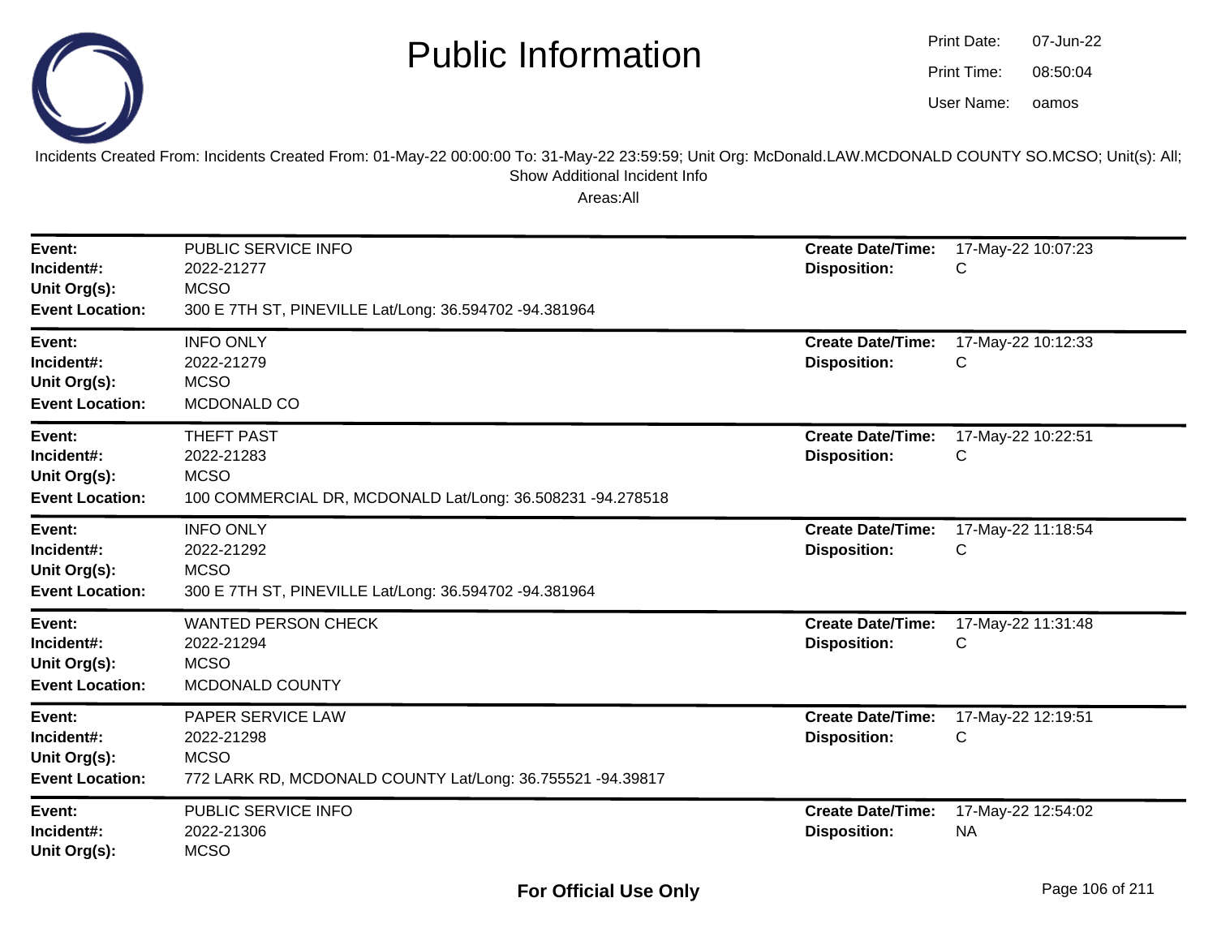# Public Information

Print Date: 07-Jun-22
Print Time: 08:50:04
User Name: oamos

Incidents Created From: Incidents Created From: 01-May-22 00:00:00 To: 31-May-22 23:59:59; Unit Org: McDonald.LAW.MCDONALD COUNTY SO.MCSO; Unit(s): All; Show Additional Incident Info

Areas:All

---

**Event:** PUBLIC SERVICE INFO
**Incident#:** 2022-21277
**Unit Org(s):** MCSO
**Event Location:** 300 E 7TH ST, PINEVILLE Lat/Long: 36.594702 -94.381964
**Create Date/Time:** 17-May-22 10:07:23
**Disposition:** C

---

**Event:** INFO ONLY
**Incident#:** 2022-21279
**Unit Org(s):** MCSO
**Event Location:** MCDONALD CO
**Create Date/Time:** 17-May-22 10:12:33
**Disposition:** C

---

**Event:** THEFT PAST
**Incident#:** 2022-21283
**Unit Org(s):** MCSO
**Event Location:** 100 COMMERCIAL DR, MCDONALD Lat/Long: 36.508231 -94.278518
**Create Date/Time:** 17-May-22 10:22:51
**Disposition:** C

---

**Event:** INFO ONLY
**Incident#:** 2022-21292
**Unit Org(s):** MCSO
**Event Location:** 300 E 7TH ST, PINEVILLE Lat/Long: 36.594702 -94.381964
**Create Date/Time:** 17-May-22 11:18:54
**Disposition:** C

---

**Event:** WANTED PERSON CHECK
**Incident#:** 2022-21294
**Unit Org(s):** MCSO
**Event Location:** MCDONALD COUNTY
**Create Date/Time:** 17-May-22 11:31:48
**Disposition:** C

---

**Event:** PAPER SERVICE LAW
**Incident#:** 2022-21298
**Unit Org(s):** MCSO
**Event Location:** 772 LARK RD, MCDONALD COUNTY Lat/Long: 36.755521 -94.39817
**Create Date/Time:** 17-May-22 12:19:51
**Disposition:** C

---

**Event:** PUBLIC SERVICE INFO
**Incident#:** 2022-21306
**Unit Org(s):** MCSO
**Create Date/Time:** 17-May-22 12:54:02
**Disposition:** NA

**For Official Use Only**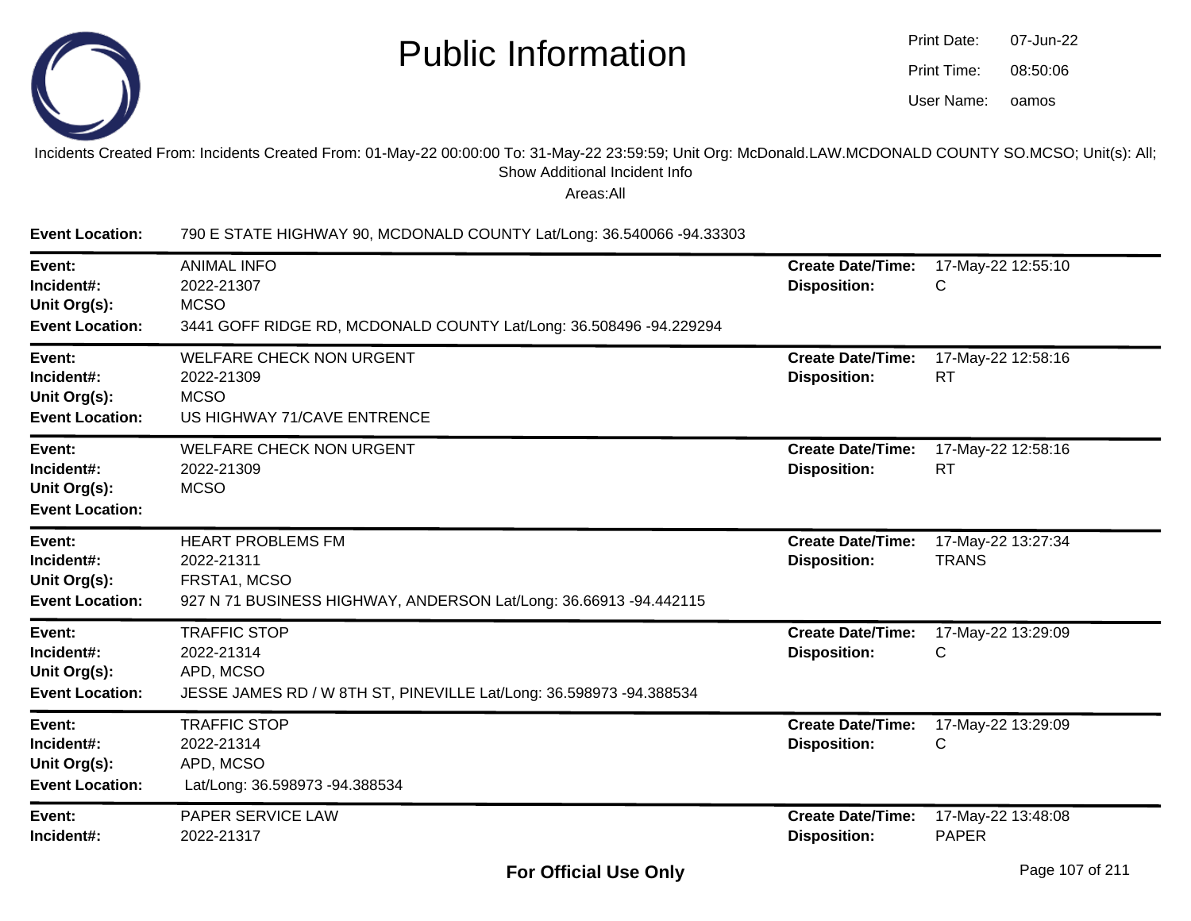# Public Information

Print Date: 07-Jun-22
Print Time: 08:50:06
User Name: oamos

Incidents Created From: Incidents Created From: 01-May-22 00:00:00 To: 31-May-22 23:59:59; Unit Org: McDonald.LAW.MCDONALD COUNTY SO.MCSO; Unit(s): All; Show Additional Incident Info

Areas:All

**Event Location:** 790 E STATE HIGHWAY 90, MCDONALD COUNTY Lat/Long: 36.540066 -94.33303

---

**Event:** ANIMAL INFO
**Incident#:** 2022-21307
**Unit Org(s):** MCSO
**Event Location:** 3441 GOFF RIDGE RD, MCDONALD COUNTY Lat/Long: 36.508496 -94.229294
**Create Date/Time:** 17-May-22 12:55:10
**Disposition:** C

---

**Event:** WELFARE CHECK NON URGENT
**Incident#:** 2022-21309
**Unit Org(s):** MCSO
**Event Location:** US HIGHWAY 71/CAVE ENTRENCE
**Create Date/Time:** 17-May-22 12:58:16
**Disposition:** RT

---

**Event:** WELFARE CHECK NON URGENT
**Incident#:** 2022-21309
**Unit Org(s):** MCSO
**Event Location:**
**Create Date/Time:** 17-May-22 12:58:16
**Disposition:** RT

---

**Event:** HEART PROBLEMS FM
**Incident#:** 2022-21311
**Unit Org(s):** FRSTA1, MCSO
**Event Location:** 927 N 71 BUSINESS HIGHWAY, ANDERSON Lat/Long: 36.66913 -94.442115
**Create Date/Time:** 17-May-22 13:27:34
**Disposition:** TRANS

---

**Event:** TRAFFIC STOP
**Incident#:** 2022-21314
**Unit Org(s):** APD, MCSO
**Event Location:** JESSE JAMES RD / W 8TH ST, PINEVILLE Lat/Long: 36.598973 -94.388534
**Create Date/Time:** 17-May-22 13:29:09
**Disposition:** C

---

**Event:** TRAFFIC STOP
**Incident#:** 2022-21314
**Unit Org(s):** APD, MCSO
**Event Location:** Lat/Long: 36.598973 -94.388534
**Create Date/Time:** 17-May-22 13:29:09
**Disposition:** C

---

**Event:** PAPER SERVICE LAW
**Incident#:** 2022-21317
**Create Date/Time:** 17-May-22 13:48:08
**Disposition:** PAPER

**For Official Use Only**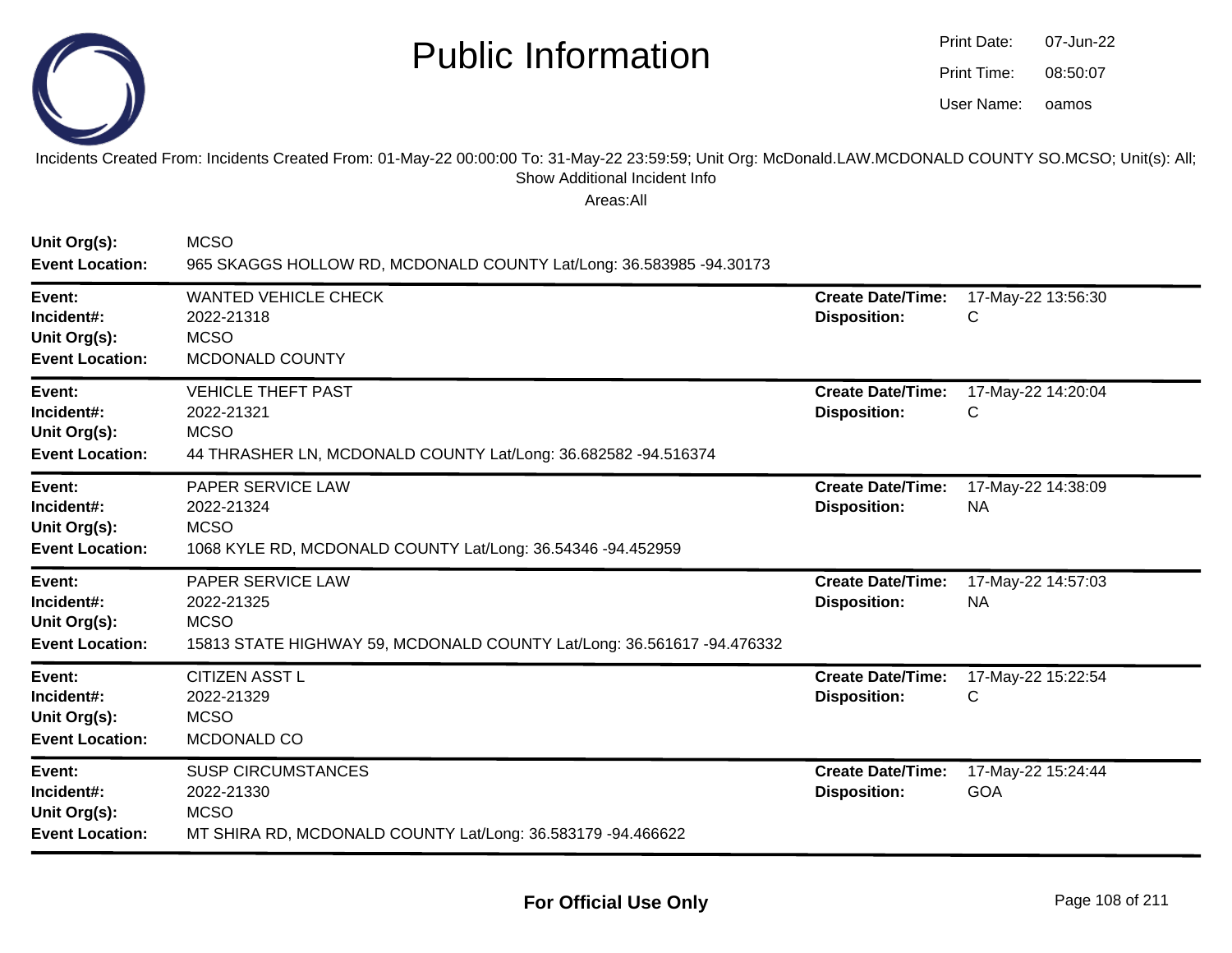# Public Information

Print Date: 07-Jun-22
Print Time: 08:50:07
User Name: oamos

Incidents Created From: Incidents Created From: 01-May-22 00:00:00 To: 31-May-22 23:59:59; Unit Org: McDonald.LAW.MCDONALD COUNTY SO.MCSO; Unit(s): All; Show Additional Incident Info

Areas:All

**Unit Org(s):** MCSO
**Event Location:** 965 SKAGGS HOLLOW RD, MCDONALD COUNTY Lat/Long: 36.583985 -94.30173

---

**Event:** WANTED VEHICLE CHECK
**Incident#:** 2022-21318
**Unit Org(s):** MCSO
**Event Location:** MCDONALD COUNTY
**Create Date/Time:** 17-May-22 13:56:30
**Disposition:** C

---

**Event:** VEHICLE THEFT PAST
**Incident#:** 2022-21321
**Unit Org(s):** MCSO
**Event Location:** 44 THRASHER LN, MCDONALD COUNTY Lat/Long: 36.682582 -94.516374
**Create Date/Time:** 17-May-22 14:20:04
**Disposition:** C

---

**Event:** PAPER SERVICE LAW
**Incident#:** 2022-21324
**Unit Org(s):** MCSO
**Event Location:** 1068 KYLE RD, MCDONALD COUNTY Lat/Long: 36.54346 -94.452959
**Create Date/Time:** 17-May-22 14:38:09
**Disposition:** NA

---

**Event:** PAPER SERVICE LAW
**Incident#:** 2022-21325
**Unit Org(s):** MCSO
**Event Location:** 15813 STATE HIGHWAY 59, MCDONALD COUNTY Lat/Long: 36.561617 -94.476332
**Create Date/Time:** 17-May-22 14:57:03
**Disposition:** NA

---

**Event:** CITIZEN ASST L
**Incident#:** 2022-21329
**Unit Org(s):** MCSO
**Event Location:** MCDONALD CO
**Create Date/Time:** 17-May-22 15:22:54
**Disposition:** C

---

**Event:** SUSP CIRCUMSTANCES
**Incident#:** 2022-21330
**Unit Org(s):** MCSO
**Event Location:** MT SHIRA RD, MCDONALD COUNTY Lat/Long: 36.583179 -94.466622
**Create Date/Time:** 17-May-22 15:24:44
**Disposition:** GOA

---

**For Official Use Only**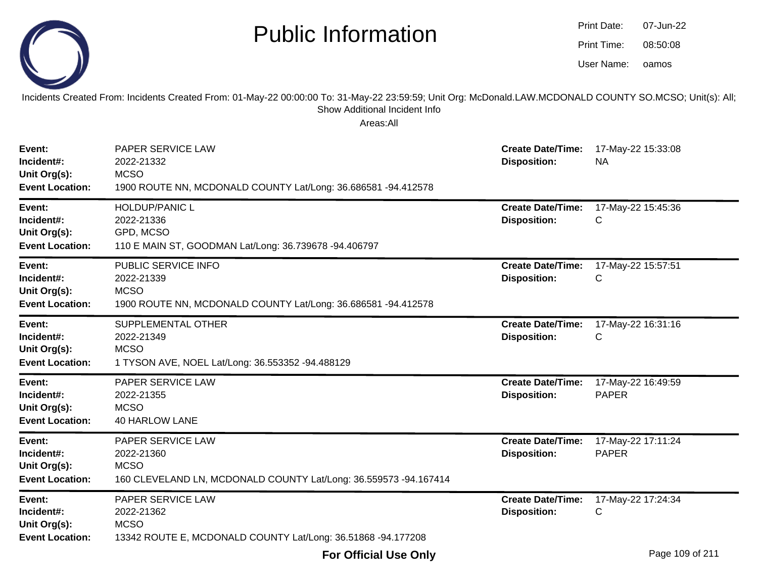# Public Information

Print Date: 07-Jun-22
Print Time: 08:50:08
User Name: oamos

Incidents Created From: Incidents Created From: 01-May-22 00:00:00 To: 31-May-22 23:59:59; Unit Org: McDonald.LAW.MCDONALD COUNTY SO.MCSO; Unit(s): All; Show Additional Incident Info

Areas:All

| | | | |
|---|---|---|---|
| **Event:** | PAPER SERVICE LAW | **Create Date/Time:** | 17-May-22 15:33:08 |
| **Incident#:** | 2022-21332 | **Disposition:** | NA |
| **Unit Org(s):** | MCSO | | |
| **Event Location:** | 1900 ROUTE NN, MCDONALD COUNTY Lat/Long: 36.686581 -94.412578 | | |

| | | | |
|---|---|---|---|
| **Event:** | HOLDUP/PANIC L | **Create Date/Time:** | 17-May-22 15:45:36 |
| **Incident#:** | 2022-21336 | **Disposition:** | C |
| **Unit Org(s):** | GPD, MCSO | | |
| **Event Location:** | 110 E MAIN ST, GOODMAN Lat/Long: 36.739678 -94.406797 | | |

| | | | |
|---|---|---|---|
| **Event:** | PUBLIC SERVICE INFO | **Create Date/Time:** | 17-May-22 15:57:51 |
| **Incident#:** | 2022-21339 | **Disposition:** | C |
| **Unit Org(s):** | MCSO | | |
| **Event Location:** | 1900 ROUTE NN, MCDONALD COUNTY Lat/Long: 36.686581 -94.412578 | | |

| | | | |
|---|---|---|---|
| **Event:** | SUPPLEMENTAL OTHER | **Create Date/Time:** | 17-May-22 16:31:16 |
| **Incident#:** | 2022-21349 | **Disposition:** | C |
| **Unit Org(s):** | MCSO | | |
| **Event Location:** | 1 TYSON AVE, NOEL Lat/Long: 36.553352 -94.488129 | | |

| | | | |
|---|---|---|---|
| **Event:** | PAPER SERVICE LAW | **Create Date/Time:** | 17-May-22 16:49:59 |
| **Incident#:** | 2022-21355 | **Disposition:** | PAPER |
| **Unit Org(s):** | MCSO | | |
| **Event Location:** | 40 HARLOW LANE | | |

| | | | |
|---|---|---|---|
| **Event:** | PAPER SERVICE LAW | **Create Date/Time:** | 17-May-22 17:11:24 |
| **Incident#:** | 2022-21360 | **Disposition:** | PAPER |
| **Unit Org(s):** | MCSO | | |
| **Event Location:** | 160 CLEVELAND LN, MCDONALD COUNTY Lat/Long: 36.559573 -94.167414 | | |

| | | | |
|---|---|---|---|
| **Event:** | PAPER SERVICE LAW | **Create Date/Time:** | 17-May-22 17:24:34 |
| **Incident#:** | 2022-21362 | **Disposition:** | C |
| **Unit Org(s):** | MCSO | | |
| **Event Location:** | 13342 ROUTE E, MCDONALD COUNTY Lat/Long: 36.51868 -94.177208 | | |

**For Official Use Only**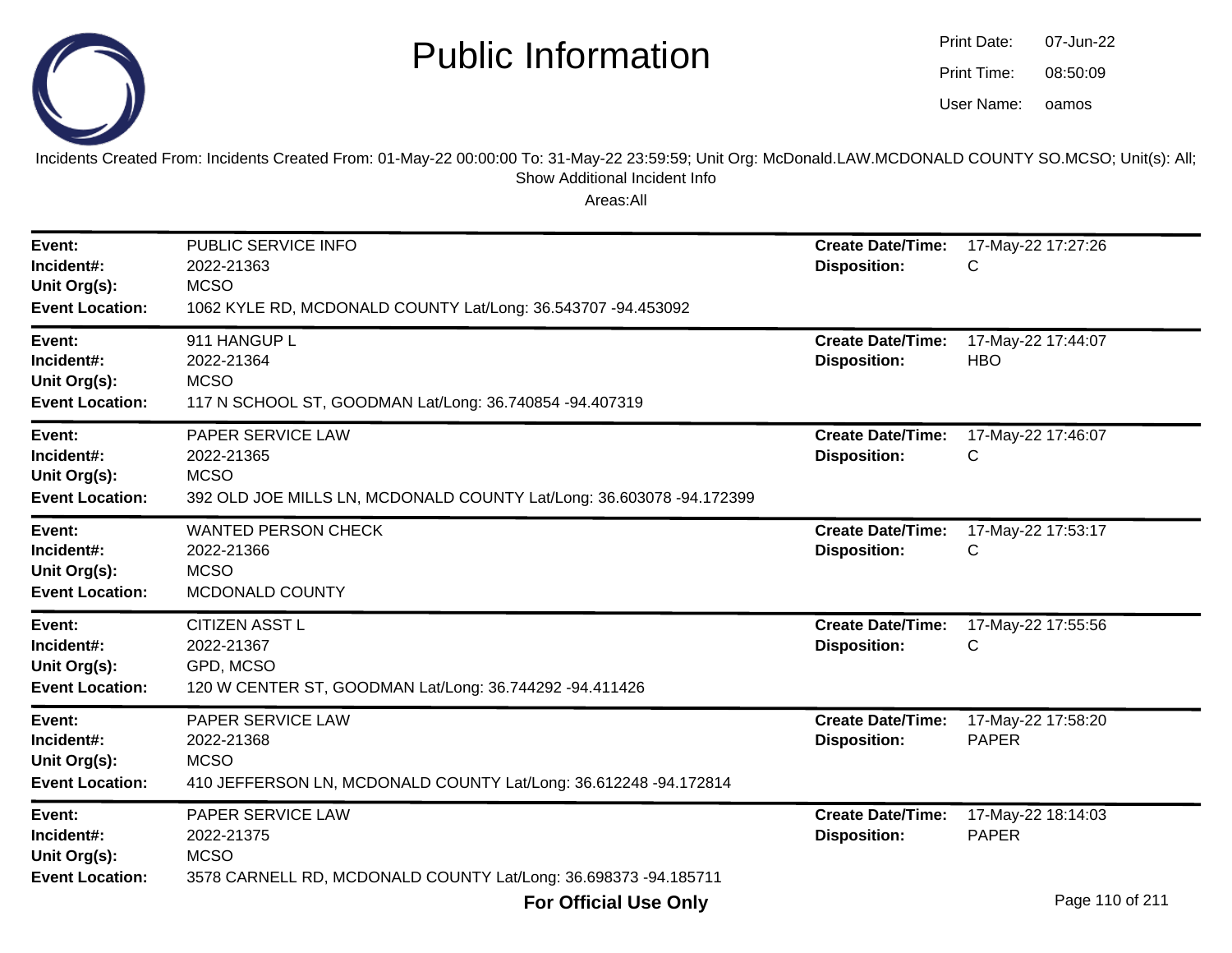# Public Information

Print Date: 07-Jun-22
Print Time: 08:50:09
User Name: oamos

Incidents Created From: Incidents Created From: 01-May-22 00:00:00 To: 31-May-22 23:59:59; Unit Org: McDonald.LAW.MCDONALD COUNTY SO.MCSO; Unit(s): All; Show Additional Incident Info

Areas:All

---

**Event:** PUBLIC SERVICE INFO
**Incident#:** 2022-21363
**Unit Org(s):** MCSO
**Event Location:** 1062 KYLE RD, MCDONALD COUNTY Lat/Long: 36.543707 -94.453092
**Create Date/Time:** 17-May-22 17:27:26
**Disposition:** C

---

**Event:** 911 HANGUP L
**Incident#:** 2022-21364
**Unit Org(s):** MCSO
**Event Location:** 117 N SCHOOL ST, GOODMAN Lat/Long: 36.740854 -94.407319
**Create Date/Time:** 17-May-22 17:44:07
**Disposition:** HBO

---

**Event:** PAPER SERVICE LAW
**Incident#:** 2022-21365
**Unit Org(s):** MCSO
**Event Location:** 392 OLD JOE MILLS LN, MCDONALD COUNTY Lat/Long: 36.603078 -94.172399
**Create Date/Time:** 17-May-22 17:46:07
**Disposition:** C

---

**Event:** WANTED PERSON CHECK
**Incident#:** 2022-21366
**Unit Org(s):** MCSO
**Event Location:** MCDONALD COUNTY
**Create Date/Time:** 17-May-22 17:53:17
**Disposition:** C

---

**Event:** CITIZEN ASST L
**Incident#:** 2022-21367
**Unit Org(s):** GPD, MCSO
**Event Location:** 120 W CENTER ST, GOODMAN Lat/Long: 36.744292 -94.411426
**Create Date/Time:** 17-May-22 17:55:56
**Disposition:** C

---

**Event:** PAPER SERVICE LAW
**Incident#:** 2022-21368
**Unit Org(s):** MCSO
**Event Location:** 410 JEFFERSON LN, MCDONALD COUNTY Lat/Long: 36.612248 -94.172814
**Create Date/Time:** 17-May-22 17:58:20
**Disposition:** PAPER

---

**Event:** PAPER SERVICE LAW
**Incident#:** 2022-21375
**Unit Org(s):** MCSO
**Event Location:** 3578 CARNELL RD, MCDONALD COUNTY Lat/Long: 36.698373 -94.185711
**Create Date/Time:** 17-May-22 18:14:03
**Disposition:** PAPER

**For Official Use Only**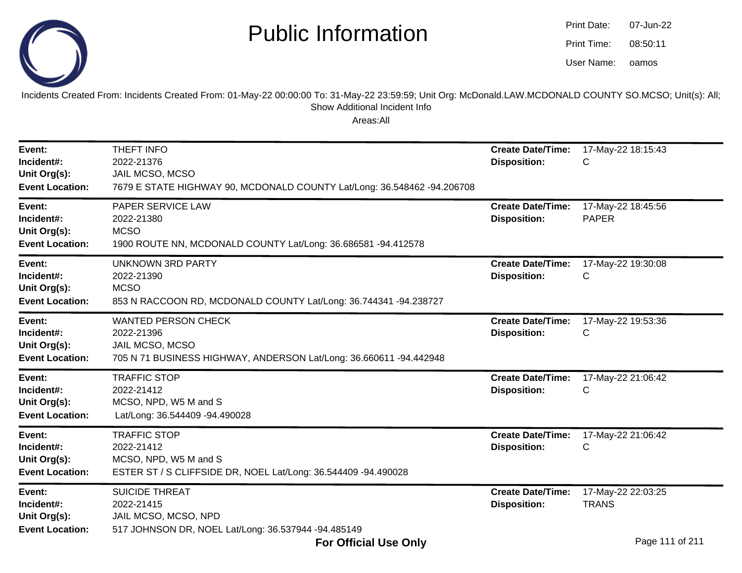# Public Information

Print Date: 07-Jun-22
Print Time: 08:50:11
User Name: oamos

Incidents Created From: Incidents Created From: 01-May-22 00:00:00 To: 31-May-22 23:59:59; Unit Org: McDonald.LAW.MCDONALD COUNTY SO.MCSO; Unit(s): All; Show Additional Incident Info

Areas:All

---

**Event:** THEFT INFO
**Incident#:** 2022-21376
**Unit Org(s):** JAIL MCSO, MCSO
**Event Location:** 7679 E STATE HIGHWAY 90, MCDONALD COUNTY Lat/Long: 36.548462 -94.206708
**Create Date/Time:** 17-May-22 18:15:43
**Disposition:** C

---

**Event:** PAPER SERVICE LAW
**Incident#:** 2022-21380
**Unit Org(s):** MCSO
**Event Location:** 1900 ROUTE NN, MCDONALD COUNTY Lat/Long: 36.686581 -94.412578
**Create Date/Time:** 17-May-22 18:45:56
**Disposition:** PAPER

---

**Event:** UNKNOWN 3RD PARTY
**Incident#:** 2022-21390
**Unit Org(s):** MCSO
**Event Location:** 853 N RACCOON RD, MCDONALD COUNTY Lat/Long: 36.744341 -94.238727
**Create Date/Time:** 17-May-22 19:30:08
**Disposition:** C

---

**Event:** WANTED PERSON CHECK
**Incident#:** 2022-21396
**Unit Org(s):** JAIL MCSO, MCSO
**Event Location:** 705 N 71 BUSINESS HIGHWAY, ANDERSON Lat/Long: 36.660611 -94.442948
**Create Date/Time:** 17-May-22 19:53:36
**Disposition:** C

---

**Event:** TRAFFIC STOP
**Incident#:** 2022-21412
**Unit Org(s):** MCSO, NPD, W5 M and S
**Event Location:** Lat/Long: 36.544409 -94.490028
**Create Date/Time:** 17-May-22 21:06:42
**Disposition:** C

---

**Event:** TRAFFIC STOP
**Incident#:** 2022-21412
**Unit Org(s):** MCSO, NPD, W5 M and S
**Event Location:** ESTER ST / S CLIFFSIDE DR, NOEL Lat/Long: 36.544409 -94.490028
**Create Date/Time:** 17-May-22 21:06:42
**Disposition:** C

---

**Event:** SUICIDE THREAT
**Incident#:** 2022-21415
**Unit Org(s):** JAIL MCSO, MCSO, NPD
**Event Location:** 517 JOHNSON DR, NOEL Lat/Long: 36.537944 -94.485149
**Create Date/Time:** 17-May-22 22:03:25
**Disposition:** TRANS

**For Official Use Only**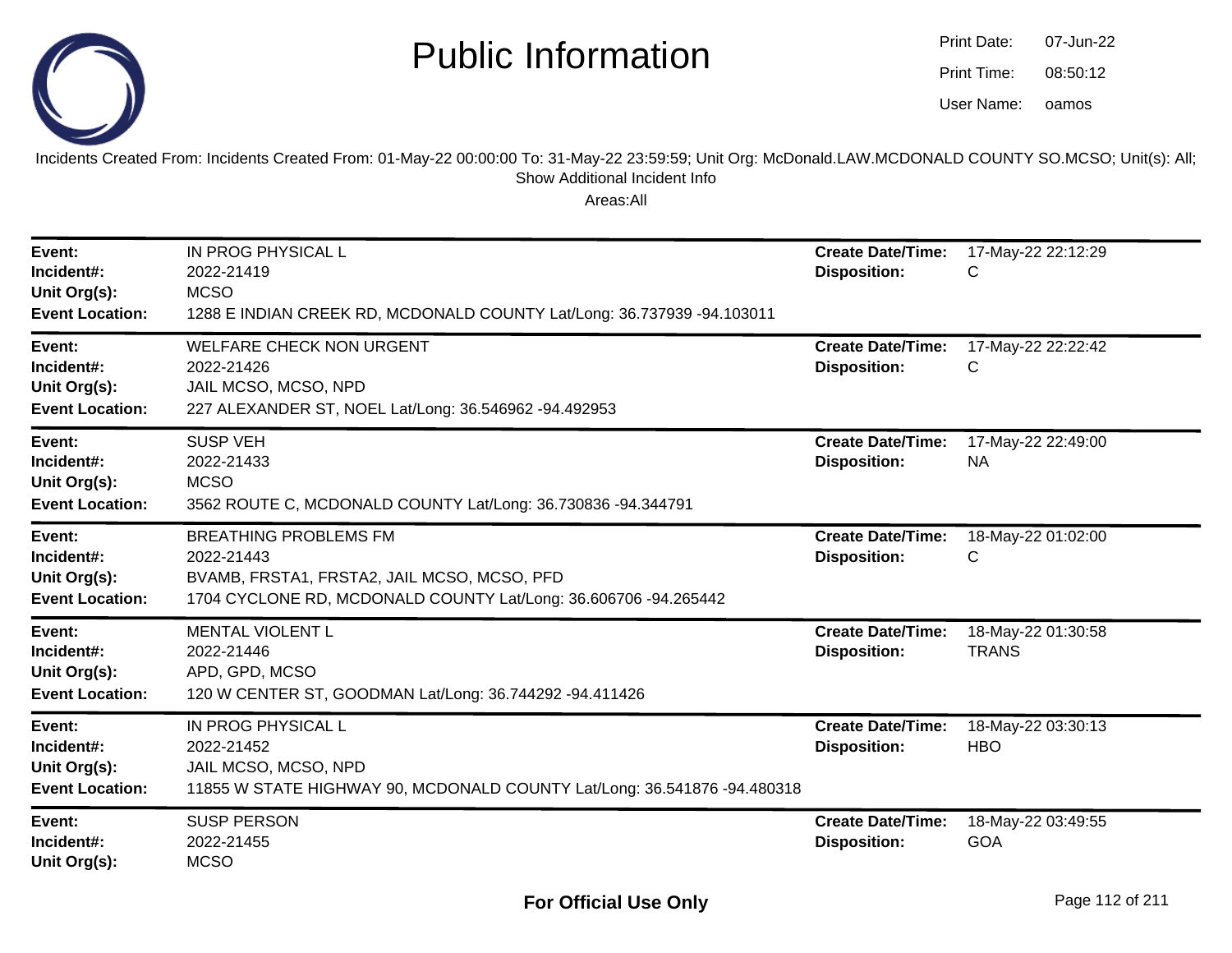# Public Information

Print Date: 07-Jun-22
Print Time: 08:50:12
User Name: oamos

Incidents Created From: Incidents Created From: 01-May-22 00:00:00 To: 31-May-22 23:59:59; Unit Org: McDonald.LAW.MCDONALD COUNTY SO.MCSO; Unit(s): All; Show Additional Incident Info

Areas:All

| | | | |
|---|---|---|---|
| **Event:** | IN PROG PHYSICAL L | **Create Date/Time:** | 17-May-22 22:12:29 |
| **Incident#:** | 2022-21419 | **Disposition:** | C |
| **Unit Org(s):** | MCSO | | |
| **Event Location:** | 1288 E INDIAN CREEK RD, MCDONALD COUNTY Lat/Long: 36.737939 -94.103011 | | |

| | | | |
|---|---|---|---|
| **Event:** | WELFARE CHECK NON URGENT | **Create Date/Time:** | 17-May-22 22:22:42 |
| **Incident#:** | 2022-21426 | **Disposition:** | C |
| **Unit Org(s):** | JAIL MCSO, MCSO, NPD | | |
| **Event Location:** | 227 ALEXANDER ST, NOEL Lat/Long: 36.546962 -94.492953 | | |

| | | | |
|---|---|---|---|
| **Event:** | SUSP VEH | **Create Date/Time:** | 17-May-22 22:49:00 |
| **Incident#:** | 2022-21433 | **Disposition:** | NA |
| **Unit Org(s):** | MCSO | | |
| **Event Location:** | 3562 ROUTE C, MCDONALD COUNTY Lat/Long: 36.730836 -94.344791 | | |

| | | | |
|---|---|---|---|
| **Event:** | BREATHING PROBLEMS FM | **Create Date/Time:** | 18-May-22 01:02:00 |
| **Incident#:** | 2022-21443 | **Disposition:** | C |
| **Unit Org(s):** | BVAMB, FRSTA1, FRSTA2, JAIL MCSO, MCSO, PFD | | |
| **Event Location:** | 1704 CYCLONE RD, MCDONALD COUNTY Lat/Long: 36.606706 -94.265442 | | |

| | | | |
|---|---|---|---|
| **Event:** | MENTAL VIOLENT L | **Create Date/Time:** | 18-May-22 01:30:58 |
| **Incident#:** | 2022-21446 | **Disposition:** | TRANS |
| **Unit Org(s):** | APD, GPD, MCSO | | |
| **Event Location:** | 120 W CENTER ST, GOODMAN Lat/Long: 36.744292 -94.411426 | | |

| | | | |
|---|---|---|---|
| **Event:** | IN PROG PHYSICAL L | **Create Date/Time:** | 18-May-22 03:30:13 |
| **Incident#:** | 2022-21452 | **Disposition:** | HBO |
| **Unit Org(s):** | JAIL MCSO, MCSO, NPD | | |
| **Event Location:** | 11855 W STATE HIGHWAY 90, MCDONALD COUNTY Lat/Long: 36.541876 -94.480318 | | |

| | | | |
|---|---|---|---|
| **Event:** | SUSP PERSON | **Create Date/Time:** | 18-May-22 03:49:55 |
| **Incident#:** | 2022-21455 | **Disposition:** | GOA |
| **Unit Org(s):** | MCSO | | |

**For Official Use Only**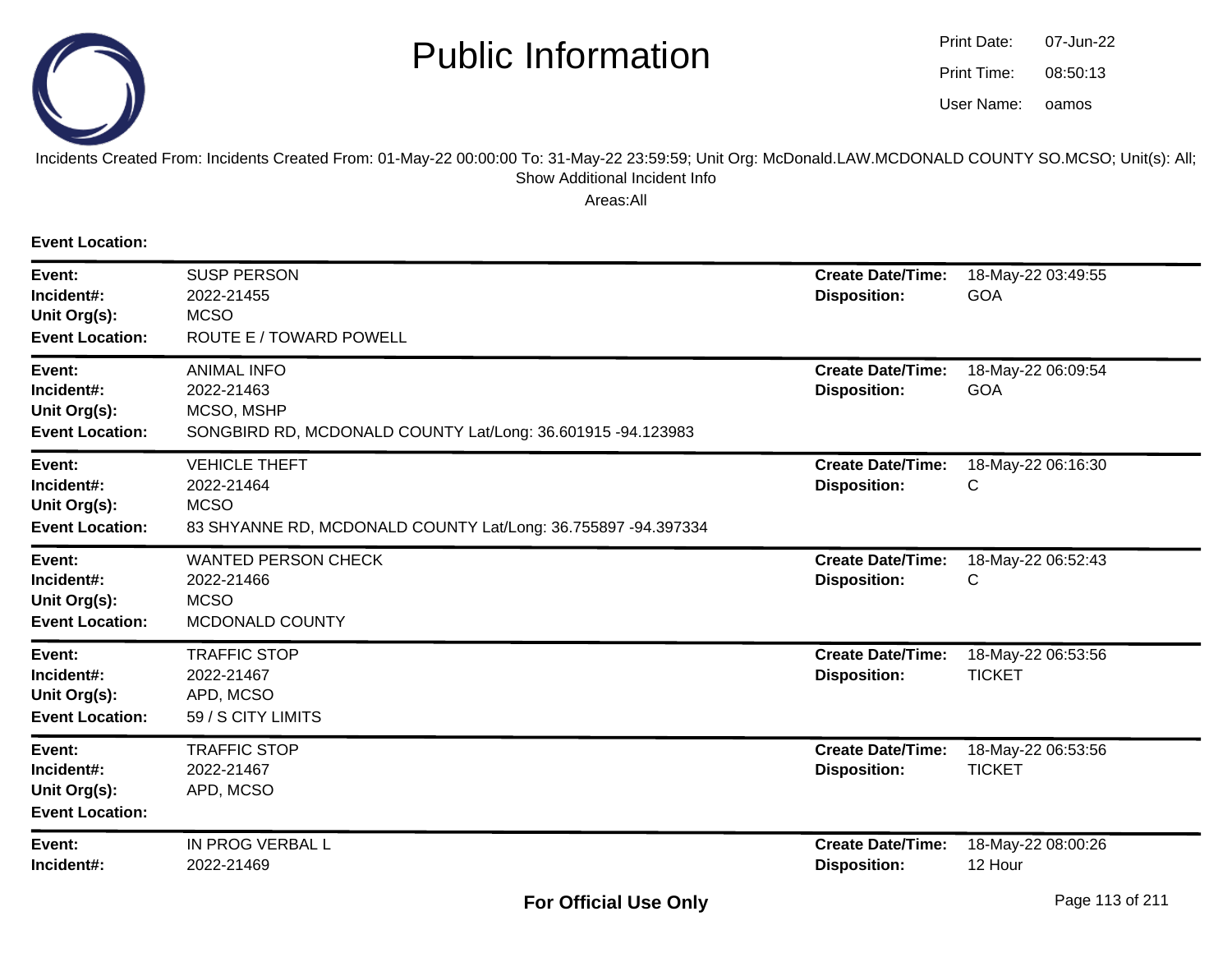# Public Information

Print Date: 07-Jun-22
Print Time: 08:50:13
User Name: oamos

Incidents Created From: Incidents Created From: 01-May-22 00:00:00 To: 31-May-22 23:59:59; Unit Org: McDonald.LAW.MCDONALD COUNTY SO.MCSO; Unit(s): All; Show Additional Incident Info

Areas:All

**Event Location:**

---

**Event:** SUSP PERSON
**Incident#:** 2022-21455
**Unit Org(s):** MCSO
**Event Location:** ROUTE E / TOWARD POWELL
**Create Date/Time:** 18-May-22 03:49:55
**Disposition:** GOA

---

**Event:** ANIMAL INFO
**Incident#:** 2022-21463
**Unit Org(s):** MCSO, MSHP
**Event Location:** SONGBIRD RD, MCDONALD COUNTY Lat/Long: 36.601915 -94.123983
**Create Date/Time:** 18-May-22 06:09:54
**Disposition:** GOA

---

**Event:** VEHICLE THEFT
**Incident#:** 2022-21464
**Unit Org(s):** MCSO
**Event Location:** 83 SHYANNE RD, MCDONALD COUNTY Lat/Long: 36.755897 -94.397334
**Create Date/Time:** 18-May-22 06:16:30
**Disposition:** C

---

**Event:** WANTED PERSON CHECK
**Incident#:** 2022-21466
**Unit Org(s):** MCSO
**Event Location:** MCDONALD COUNTY
**Create Date/Time:** 18-May-22 06:52:43
**Disposition:** C

---

**Event:** TRAFFIC STOP
**Incident#:** 2022-21467
**Unit Org(s):** APD, MCSO
**Event Location:** 59 / S CITY LIMITS
**Create Date/Time:** 18-May-22 06:53:56
**Disposition:** TICKET

---

**Event:** TRAFFIC STOP
**Incident#:** 2022-21467
**Unit Org(s):** APD, MCSO
**Event Location:**
**Create Date/Time:** 18-May-22 06:53:56
**Disposition:** TICKET

---

**Event:** IN PROG VERBAL L
**Incident#:** 2022-21469
**Create Date/Time:** 18-May-22 08:00:26
**Disposition:** 12 Hour

**For Official Use Only**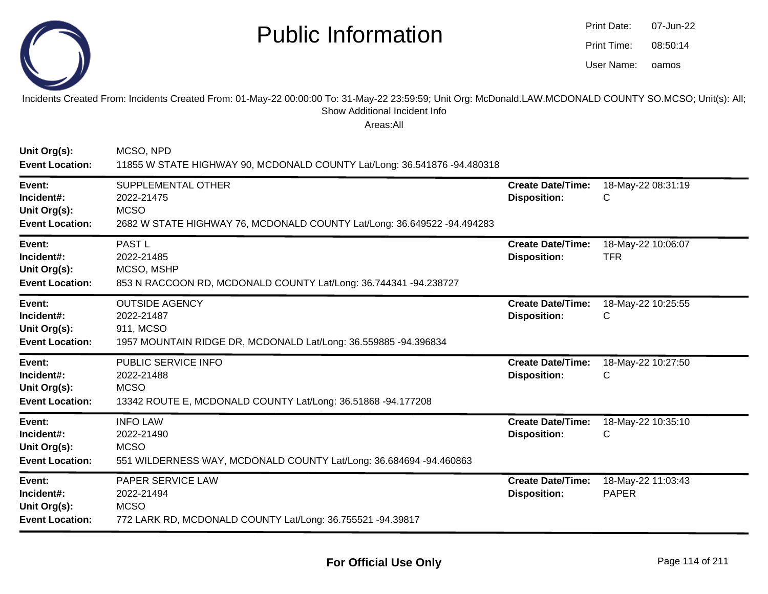# Public Information

Print Date: 07-Jun-22
Print Time: 08:50:14
User Name: oamos

Incidents Created From: Incidents Created From: 01-May-22 00:00:00 To: 31-May-22 23:59:59; Unit Org: McDonald.LAW.MCDONALD COUNTY SO.MCSO; Unit(s): All; Show Additional Incident Info

Areas:All

**Unit Org(s):** MCSO, NPD
**Event Location:** 11855 W STATE HIGHWAY 90, MCDONALD COUNTY Lat/Long: 36.541876 -94.480318

---

**Event:** SUPPLEMENTAL OTHER
**Incident#:** 2022-21475
**Unit Org(s):** MCSO
**Event Location:** 2682 W STATE HIGHWAY 76, MCDONALD COUNTY Lat/Long: 36.649522 -94.494283
**Create Date/Time:** 18-May-22 08:31:19
**Disposition:** C

---

**Event:** PAST L
**Incident#:** 2022-21485
**Unit Org(s):** MCSO, MSHP
**Event Location:** 853 N RACCOON RD, MCDONALD COUNTY Lat/Long: 36.744341 -94.238727
**Create Date/Time:** 18-May-22 10:06:07
**Disposition:** TFR

---

**Event:** OUTSIDE AGENCY
**Incident#:** 2022-21487
**Unit Org(s):** 911, MCSO
**Event Location:** 1957 MOUNTAIN RIDGE DR, MCDONALD Lat/Long: 36.559885 -94.396834
**Create Date/Time:** 18-May-22 10:25:55
**Disposition:** C

---

**Event:** PUBLIC SERVICE INFO
**Incident#:** 2022-21488
**Unit Org(s):** MCSO
**Event Location:** 13342 ROUTE E, MCDONALD COUNTY Lat/Long: 36.51868 -94.177208
**Create Date/Time:** 18-May-22 10:27:50
**Disposition:** C

---

**Event:** INFO LAW
**Incident#:** 2022-21490
**Unit Org(s):** MCSO
**Event Location:** 551 WILDERNESS WAY, MCDONALD COUNTY Lat/Long: 36.684694 -94.460863
**Create Date/Time:** 18-May-22 10:35:10
**Disposition:** C

---

**Event:** PAPER SERVICE LAW
**Incident#:** 2022-21494
**Unit Org(s):** MCSO
**Event Location:** 772 LARK RD, MCDONALD COUNTY Lat/Long: 36.755521 -94.39817
**Create Date/Time:** 18-May-22 11:03:43
**Disposition:** PAPER

---

**For Official Use Only**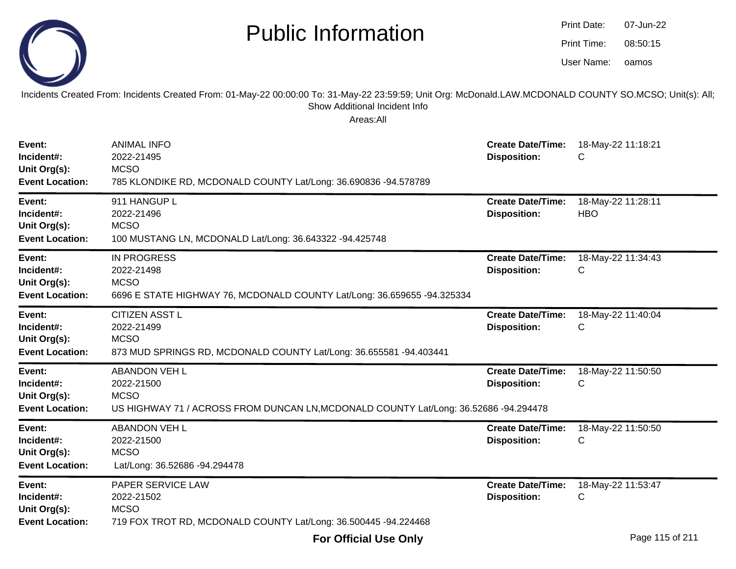# Public Information

Print Date: 07-Jun-22
Print Time: 08:50:15
User Name: oamos

Incidents Created From: Incidents Created From: 01-May-22 00:00:00 To: 31-May-22 23:59:59; Unit Org: McDonald.LAW.MCDONALD COUNTY SO.MCSO; Unit(s): All; Show Additional Incident Info

Areas:All

| | | | |
|---|---|---|---|
| **Event:** | ANIMAL INFO | **Create Date/Time:** | 18-May-22 11:18:21 |
| **Incident#:** | 2022-21495 | **Disposition:** | C |
| **Unit Org(s):** | MCSO | | |
| **Event Location:** | 785 KLONDIKE RD, MCDONALD COUNTY Lat/Long: 36.690836 -94.578789 | | |

| | | | |
|---|---|---|---|
| **Event:** | 911 HANGUP L | **Create Date/Time:** | 18-May-22 11:28:11 |
| **Incident#:** | 2022-21496 | **Disposition:** | HBO |
| **Unit Org(s):** | MCSO | | |
| **Event Location:** | 100 MUSTANG LN, MCDONALD Lat/Long: 36.643322 -94.425748 | | |

| | | | |
|---|---|---|---|
| **Event:** | IN PROGRESS | **Create Date/Time:** | 18-May-22 11:34:43 |
| **Incident#:** | 2022-21498 | **Disposition:** | C |
| **Unit Org(s):** | MCSO | | |
| **Event Location:** | 6696 E STATE HIGHWAY 76, MCDONALD COUNTY Lat/Long: 36.659655 -94.325334 | | |

| | | | |
|---|---|---|---|
| **Event:** | CITIZEN ASST L | **Create Date/Time:** | 18-May-22 11:40:04 |
| **Incident#:** | 2022-21499 | **Disposition:** | C |
| **Unit Org(s):** | MCSO | | |
| **Event Location:** | 873 MUD SPRINGS RD, MCDONALD COUNTY Lat/Long: 36.655581 -94.403441 | | |

| | | | |
|---|---|---|---|
| **Event:** | ABANDON VEH L | **Create Date/Time:** | 18-May-22 11:50:50 |
| **Incident#:** | 2022-21500 | **Disposition:** | C |
| **Unit Org(s):** | MCSO | | |
| **Event Location:** | US HIGHWAY 71 / ACROSS FROM DUNCAN LN,MCDONALD COUNTY Lat/Long: 36.52686 -94.294478 | | |

| | | | |
|---|---|---|---|
| **Event:** | ABANDON VEH L | **Create Date/Time:** | 18-May-22 11:50:50 |
| **Incident#:** | 2022-21500 | **Disposition:** | C |
| **Unit Org(s):** | MCSO | | |
| **Event Location:** | Lat/Long: 36.52686 -94.294478 | | |

| | | | |
|---|---|---|---|
| **Event:** | PAPER SERVICE LAW | **Create Date/Time:** | 18-May-22 11:53:47 |
| **Incident#:** | 2022-21502 | **Disposition:** | C |
| **Unit Org(s):** | MCSO | | |
| **Event Location:** | 719 FOX TROT RD, MCDONALD COUNTY Lat/Long: 36.500445 -94.224468 | | |

**For Official Use Only**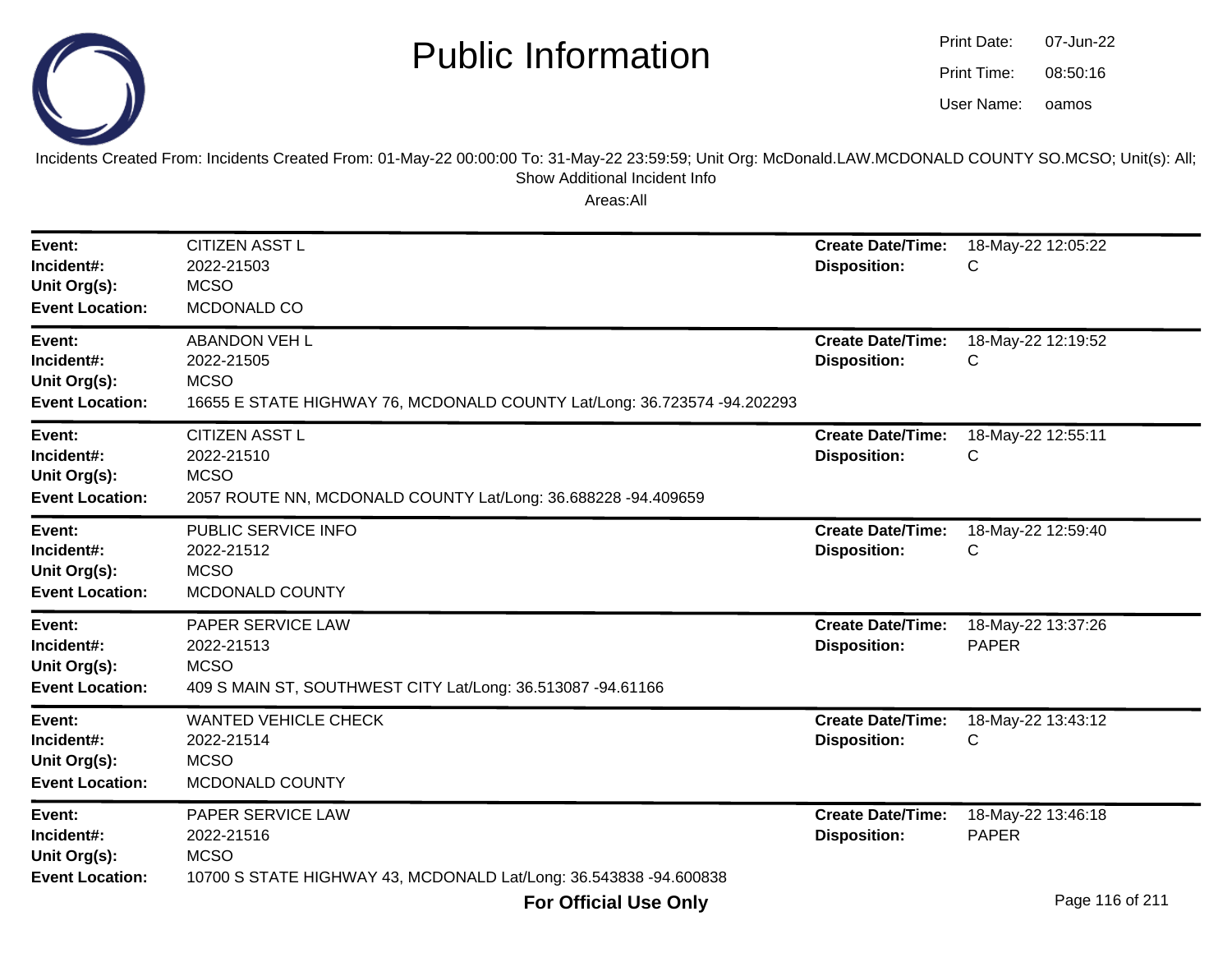# Public Information

Print Date: 07-Jun-22
Print Time: 08:50:16
User Name: oamos

Incidents Created From: Incidents Created From: 01-May-22 00:00:00 To: 31-May-22 23:59:59; Unit Org: McDonald.LAW.MCDONALD COUNTY SO.MCSO; Unit(s): All; Show Additional Incident Info

Areas:All

| Field | Value | Field | Value |
|---|---|---|---|
| **Event:** | CITIZEN ASST L | **Create Date/Time:** | 18-May-22 12:05:22 |
| **Incident#:** | 2022-21503 | **Disposition:** | C |
| **Unit Org(s):** | MCSO | | |
| **Event Location:** | MCDONALD CO | | |

| Field | Value | Field | Value |
|---|---|---|---|
| **Event:** | ABANDON VEH L | **Create Date/Time:** | 18-May-22 12:19:52 |
| **Incident#:** | 2022-21505 | **Disposition:** | C |
| **Unit Org(s):** | MCSO | | |
| **Event Location:** | 16655 E STATE HIGHWAY 76, MCDONALD COUNTY Lat/Long: 36.723574 -94.202293 | | |

| Field | Value | Field | Value |
|---|---|---|---|
| **Event:** | CITIZEN ASST L | **Create Date/Time:** | 18-May-22 12:55:11 |
| **Incident#:** | 2022-21510 | **Disposition:** | C |
| **Unit Org(s):** | MCSO | | |
| **Event Location:** | 2057 ROUTE NN, MCDONALD COUNTY Lat/Long: 36.688228 -94.409659 | | |

| Field | Value | Field | Value |
|---|---|---|---|
| **Event:** | PUBLIC SERVICE INFO | **Create Date/Time:** | 18-May-22 12:59:40 |
| **Incident#:** | 2022-21512 | **Disposition:** | C |
| **Unit Org(s):** | MCSO | | |
| **Event Location:** | MCDONALD COUNTY | | |

| Field | Value | Field | Value |
|---|---|---|---|
| **Event:** | PAPER SERVICE LAW | **Create Date/Time:** | 18-May-22 13:37:26 |
| **Incident#:** | 2022-21513 | **Disposition:** | PAPER |
| **Unit Org(s):** | MCSO | | |
| **Event Location:** | 409 S MAIN ST, SOUTHWEST CITY Lat/Long: 36.513087 -94.61166 | | |

| Field | Value | Field | Value |
|---|---|---|---|
| **Event:** | WANTED VEHICLE CHECK | **Create Date/Time:** | 18-May-22 13:43:12 |
| **Incident#:** | 2022-21514 | **Disposition:** | C |
| **Unit Org(s):** | MCSO | | |
| **Event Location:** | MCDONALD COUNTY | | |

| Field | Value | Field | Value |
|---|---|---|---|
| **Event:** | PAPER SERVICE LAW | **Create Date/Time:** | 18-May-22 13:46:18 |
| **Incident#:** | 2022-21516 | **Disposition:** | PAPER |
| **Unit Org(s):** | MCSO | | |
| **Event Location:** | 10700 S STATE HIGHWAY 43, MCDONALD Lat/Long: 36.543838 -94.600838 | | |

**For Official Use Only**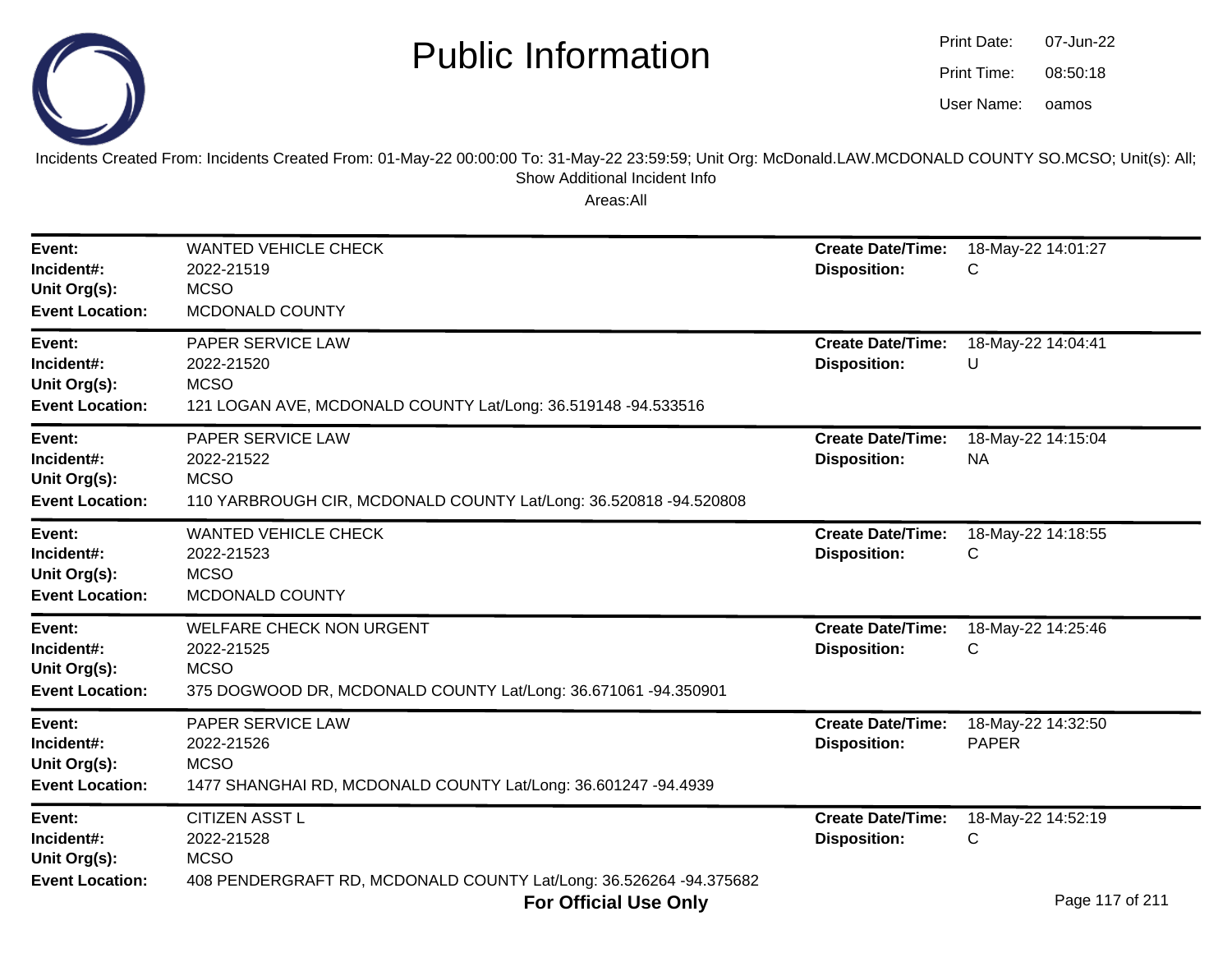# Public Information

Print Date: 07-Jun-22
Print Time: 08:50:18
User Name: oamos

Incidents Created From: Incidents Created From: 01-May-22 00:00:00 To: 31-May-22 23:59:59; Unit Org: McDonald.LAW.MCDONALD COUNTY SO.MCSO; Unit(s): All; Show Additional Incident Info

Areas:All

---

**Event:** WANTED VEHICLE CHECK
**Incident#:** 2022-21519
**Unit Org(s):** MCSO
**Event Location:** MCDONALD COUNTY
**Create Date/Time:** 18-May-22 14:01:27
**Disposition:** C

---

**Event:** PAPER SERVICE LAW
**Incident#:** 2022-21520
**Unit Org(s):** MCSO
**Event Location:** 121 LOGAN AVE, MCDONALD COUNTY Lat/Long: 36.519148 -94.533516
**Create Date/Time:** 18-May-22 14:04:41
**Disposition:** U

---

**Event:** PAPER SERVICE LAW
**Incident#:** 2022-21522
**Unit Org(s):** MCSO
**Event Location:** 110 YARBROUGH CIR, MCDONALD COUNTY Lat/Long: 36.520818 -94.520808
**Create Date/Time:** 18-May-22 14:15:04
**Disposition:** NA

---

**Event:** WANTED VEHICLE CHECK
**Incident#:** 2022-21523
**Unit Org(s):** MCSO
**Event Location:** MCDONALD COUNTY
**Create Date/Time:** 18-May-22 14:18:55
**Disposition:** C

---

**Event:** WELFARE CHECK NON URGENT
**Incident#:** 2022-21525
**Unit Org(s):** MCSO
**Event Location:** 375 DOGWOOD DR, MCDONALD COUNTY Lat/Long: 36.671061 -94.350901
**Create Date/Time:** 18-May-22 14:25:46
**Disposition:** C

---

**Event:** PAPER SERVICE LAW
**Incident#:** 2022-21526
**Unit Org(s):** MCSO
**Event Location:** 1477 SHANGHAI RD, MCDONALD COUNTY Lat/Long: 36.601247 -94.4939
**Create Date/Time:** 18-May-22 14:32:50
**Disposition:** PAPER

---

**Event:** CITIZEN ASST L
**Incident#:** 2022-21528
**Unit Org(s):** MCSO
**Event Location:** 408 PENDERGRAFT RD, MCDONALD COUNTY Lat/Long: 36.526264 -94.375682
**Create Date/Time:** 18-May-22 14:52:19
**Disposition:** C

**For Official Use Only**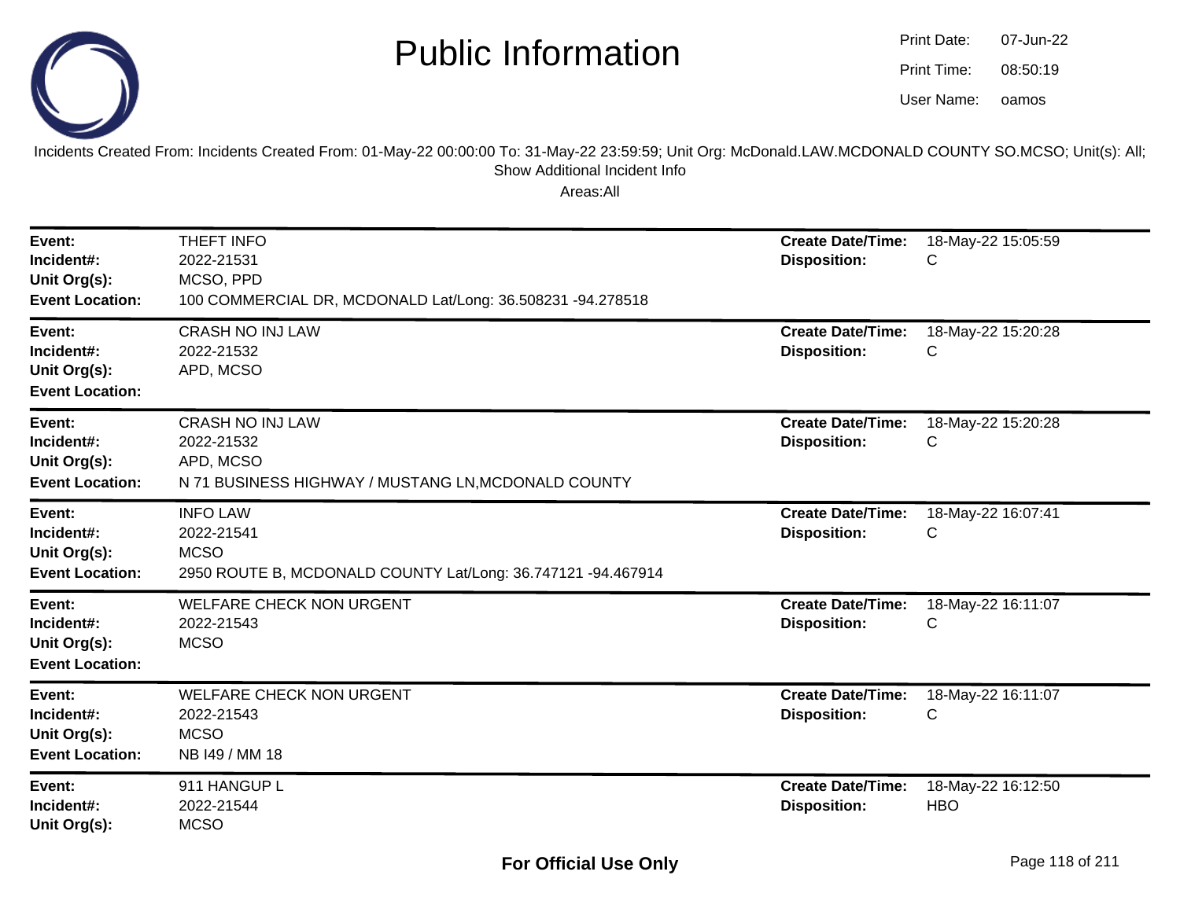# Public Information

Print Date: 07-Jun-22
Print Time: 08:50:19
User Name: oamos

Incidents Created From: Incidents Created From: 01-May-22 00:00:00 To: 31-May-22 23:59:59; Unit Org: McDonald.LAW.MCDONALD COUNTY SO.MCSO; Unit(s): All; Show Additional Incident Info

Areas:All

---

**Event:** THEFT INFO
**Incident#:** 2022-21531
**Unit Org(s):** MCSO, PPD
**Event Location:** 100 COMMERCIAL DR, MCDONALD Lat/Long: 36.508231 -94.278518
**Create Date/Time:** 18-May-22 15:05:59
**Disposition:** C

---

**Event:** CRASH NO INJ LAW
**Incident#:** 2022-21532
**Unit Org(s):** APD, MCSO
**Event Location:**
**Create Date/Time:** 18-May-22 15:20:28
**Disposition:** C

---

**Event:** CRASH NO INJ LAW
**Incident#:** 2022-21532
**Unit Org(s):** APD, MCSO
**Event Location:** N 71 BUSINESS HIGHWAY / MUSTANG LN,MCDONALD COUNTY
**Create Date/Time:** 18-May-22 15:20:28
**Disposition:** C

---

**Event:** INFO LAW
**Incident#:** 2022-21541
**Unit Org(s):** MCSO
**Event Location:** 2950 ROUTE B, MCDONALD COUNTY Lat/Long: 36.747121 -94.467914
**Create Date/Time:** 18-May-22 16:07:41
**Disposition:** C

---

**Event:** WELFARE CHECK NON URGENT
**Incident#:** 2022-21543
**Unit Org(s):** MCSO
**Event Location:**
**Create Date/Time:** 18-May-22 16:11:07
**Disposition:** C

---

**Event:** WELFARE CHECK NON URGENT
**Incident#:** 2022-21543
**Unit Org(s):** MCSO
**Event Location:** NB I49 / MM 18
**Create Date/Time:** 18-May-22 16:11:07
**Disposition:** C

---

**Event:** 911 HANGUP L
**Incident#:** 2022-21544
**Unit Org(s):** MCSO
**Create Date/Time:** 18-May-22 16:12:50
**Disposition:** HBO

**For Official Use Only**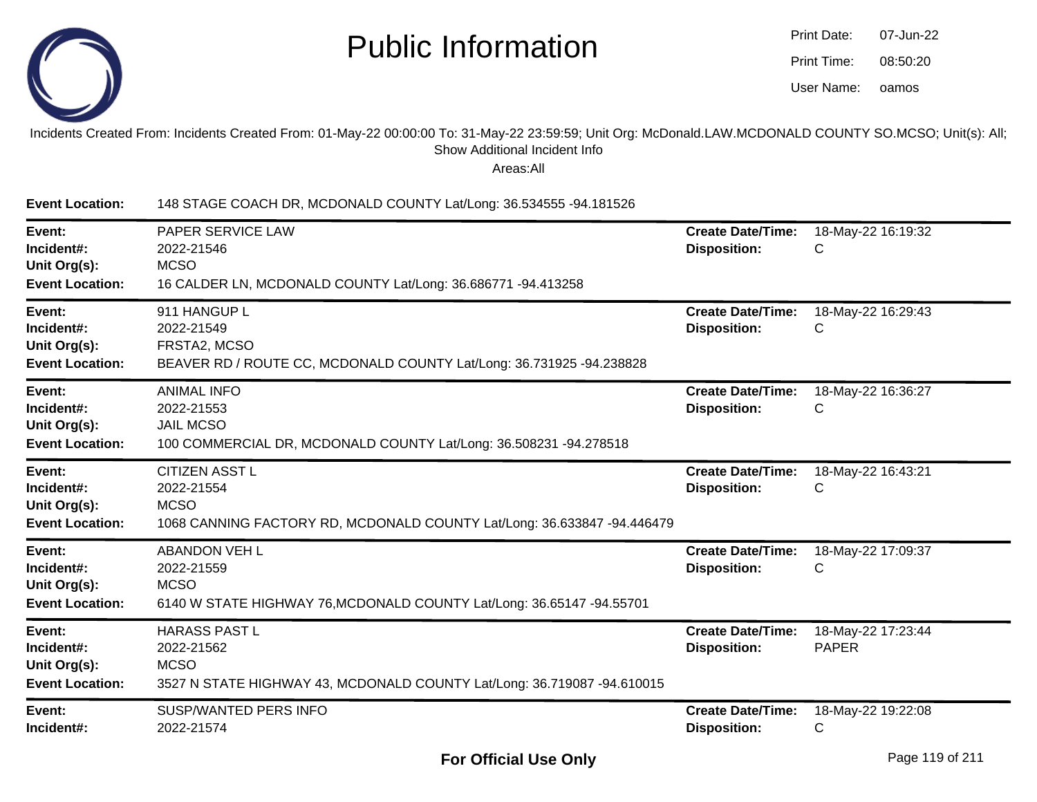# Public Information

Print Date: 07-Jun-22
Print Time: 08:50:20
User Name: oamos

Incidents Created From: Incidents Created From: 01-May-22 00:00:00 To: 31-May-22 23:59:59; Unit Org: McDonald.LAW.MCDONALD COUNTY SO.MCSO; Unit(s): All; Show Additional Incident Info

Areas:All

**Event Location:** 148 STAGE COACH DR, MCDONALD COUNTY Lat/Long: 36.534555 -94.181526

---

**Event:** PAPER SERVICE LAW
**Incident#:** 2022-21546
**Unit Org(s):** MCSO
**Event Location:** 16 CALDER LN, MCDONALD COUNTY Lat/Long: 36.686771 -94.413258
**Create Date/Time:** 18-May-22 16:19:32
**Disposition:** C

---

**Event:** 911 HANGUP L
**Incident#:** 2022-21549
**Unit Org(s):** FRSTA2, MCSO
**Event Location:** BEAVER RD / ROUTE CC, MCDONALD COUNTY Lat/Long: 36.731925 -94.238828
**Create Date/Time:** 18-May-22 16:29:43
**Disposition:** C

---

**Event:** ANIMAL INFO
**Incident#:** 2022-21553
**Unit Org(s):** JAIL MCSO
**Event Location:** 100 COMMERCIAL DR, MCDONALD COUNTY Lat/Long: 36.508231 -94.278518
**Create Date/Time:** 18-May-22 16:36:27
**Disposition:** C

---

**Event:** CITIZEN ASST L
**Incident#:** 2022-21554
**Unit Org(s):** MCSO
**Event Location:** 1068 CANNING FACTORY RD, MCDONALD COUNTY Lat/Long: 36.633847 -94.446479
**Create Date/Time:** 18-May-22 16:43:21
**Disposition:** C

---

**Event:** ABANDON VEH L
**Incident#:** 2022-21559
**Unit Org(s):** MCSO
**Event Location:** 6140 W STATE HIGHWAY 76,MCDONALD COUNTY Lat/Long: 36.65147 -94.55701
**Create Date/Time:** 18-May-22 17:09:37
**Disposition:** C

---

**Event:** HARASS PAST L
**Incident#:** 2022-21562
**Unit Org(s):** MCSO
**Event Location:** 3527 N STATE HIGHWAY 43, MCDONALD COUNTY Lat/Long: 36.719087 -94.610015
**Create Date/Time:** 18-May-22 17:23:44
**Disposition:** PAPER

---

**Event:** SUSP/WANTED PERS INFO
**Incident#:** 2022-21574
**Create Date/Time:** 18-May-22 19:22:08
**Disposition:** C

**For Official Use Only**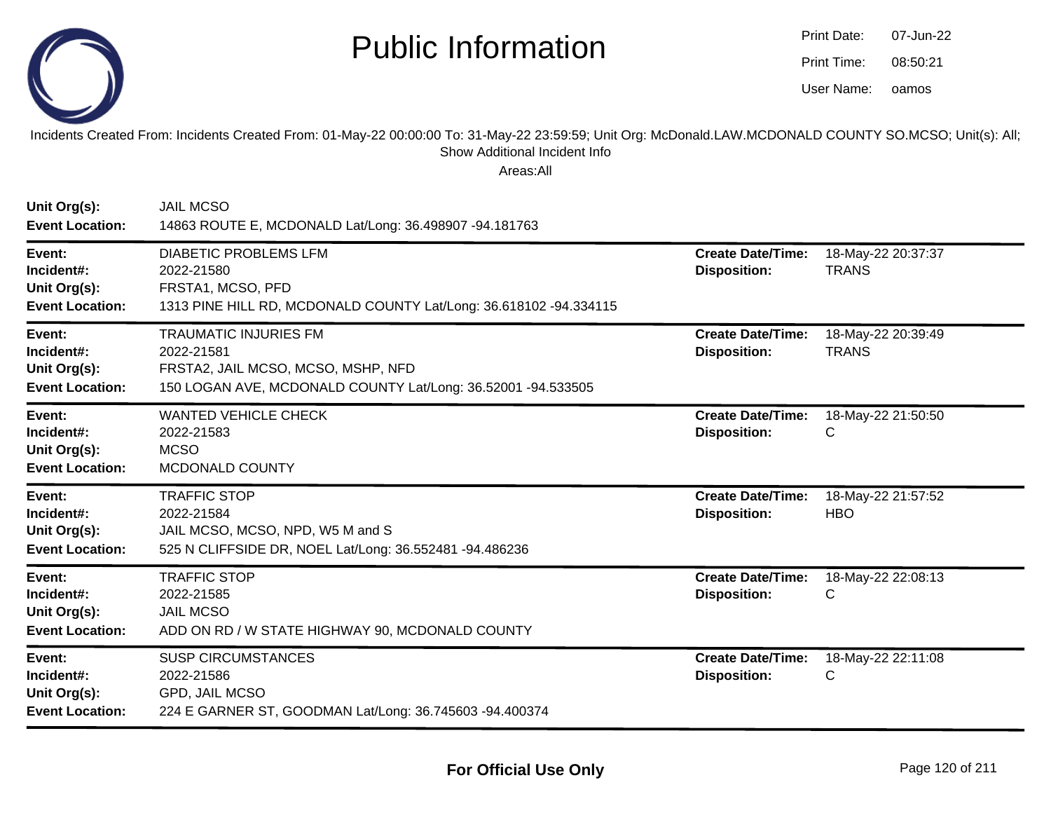# Public Information

Print Date: 07-Jun-22
Print Time: 08:50:21
User Name: oamos

Incidents Created From: Incidents Created From: 01-May-22 00:00:00 To: 31-May-22 23:59:59; Unit Org: McDonald.LAW.MCDONALD COUNTY SO.MCSO; Unit(s): All; Show Additional Incident Info

Areas:All

**Unit Org(s):** JAIL MCSO
**Event Location:** 14863 ROUTE E, MCDONALD Lat/Long: 36.498907 -94.181763

---

**Event:** DIABETIC PROBLEMS LFM
**Incident#:** 2022-21580
**Unit Org(s):** FRSTA1, MCSO, PFD
**Event Location:** 1313 PINE HILL RD, MCDONALD COUNTY Lat/Long: 36.618102 -94.334115
**Create Date/Time:** 18-May-22 20:37:37
**Disposition:** TRANS

---

**Event:** TRAUMATIC INJURIES FM
**Incident#:** 2022-21581
**Unit Org(s):** FRSTA2, JAIL MCSO, MCSO, MSHP, NFD
**Event Location:** 150 LOGAN AVE, MCDONALD COUNTY Lat/Long: 36.52001 -94.533505
**Create Date/Time:** 18-May-22 20:39:49
**Disposition:** TRANS

---

**Event:** WANTED VEHICLE CHECK
**Incident#:** 2022-21583
**Unit Org(s):** MCSO
**Event Location:** MCDONALD COUNTY
**Create Date/Time:** 18-May-22 21:50:50
**Disposition:** C

---

**Event:** TRAFFIC STOP
**Incident#:** 2022-21584
**Unit Org(s):** JAIL MCSO, MCSO, NPD, W5 M and S
**Event Location:** 525 N CLIFFSIDE DR, NOEL Lat/Long: 36.552481 -94.486236
**Create Date/Time:** 18-May-22 21:57:52
**Disposition:** HBO

---

**Event:** TRAFFIC STOP
**Incident#:** 2022-21585
**Unit Org(s):** JAIL MCSO
**Event Location:** ADD ON RD / W STATE HIGHWAY 90, MCDONALD COUNTY
**Create Date/Time:** 18-May-22 22:08:13
**Disposition:** C

---

**Event:** SUSP CIRCUMSTANCES
**Incident#:** 2022-21586
**Unit Org(s):** GPD, JAIL MCSO
**Event Location:** 224 E GARNER ST, GOODMAN Lat/Long: 36.745603 -94.400374
**Create Date/Time:** 18-May-22 22:11:08
**Disposition:** C

---

**For Official Use Only**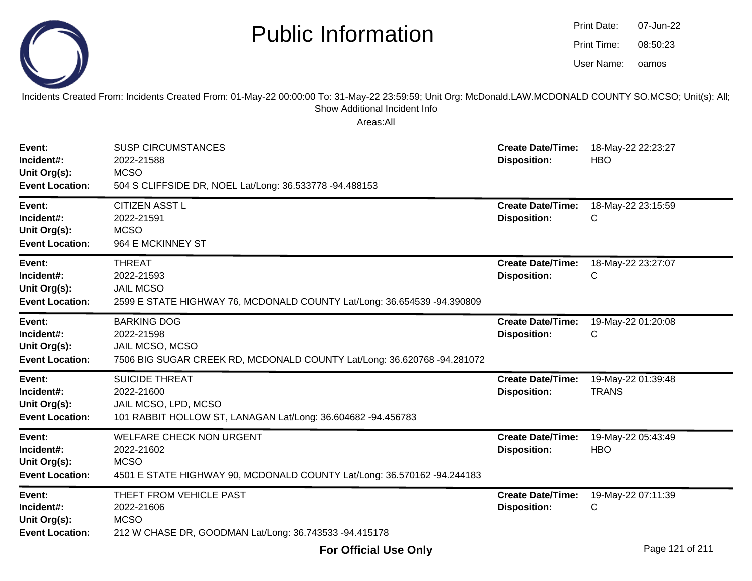# Public Information

Print Date: 07-Jun-22
Print Time: 08:50:23
User Name: oamos

Incidents Created From: Incidents Created From: 01-May-22 00:00:00 To: 31-May-22 23:59:59; Unit Org: McDonald.LAW.MCDONALD COUNTY SO.MCSO; Unit(s): All; Show Additional Incident Info

Areas:All

| | | | |
|---|---|---|---|
| **Event:** | SUSP CIRCUMSTANCES | **Create Date/Time:** | 18-May-22 22:23:27 |
| **Incident#:** | 2022-21588 | **Disposition:** | HBO |
| **Unit Org(s):** | MCSO | | |
| **Event Location:** | 504 S CLIFFSIDE DR, NOEL Lat/Long: 36.533778 -94.488153 | | |

| | | | |
|---|---|---|---|
| **Event:** | CITIZEN ASST L | **Create Date/Time:** | 18-May-22 23:15:59 |
| **Incident#:** | 2022-21591 | **Disposition:** | C |
| **Unit Org(s):** | MCSO | | |
| **Event Location:** | 964 E MCKINNEY ST | | |

| | | | |
|---|---|---|---|
| **Event:** | THREAT | **Create Date/Time:** | 18-May-22 23:27:07 |
| **Incident#:** | 2022-21593 | **Disposition:** | C |
| **Unit Org(s):** | JAIL MCSO | | |
| **Event Location:** | 2599 E STATE HIGHWAY 76, MCDONALD COUNTY Lat/Long: 36.654539 -94.390809 | | |

| | | | |
|---|---|---|---|
| **Event:** | BARKING DOG | **Create Date/Time:** | 19-May-22 01:20:08 |
| **Incident#:** | 2022-21598 | **Disposition:** | C |
| **Unit Org(s):** | JAIL MCSO, MCSO | | |
| **Event Location:** | 7506 BIG SUGAR CREEK RD, MCDONALD COUNTY Lat/Long: 36.620768 -94.281072 | | |

| | | | |
|---|---|---|---|
| **Event:** | SUICIDE THREAT | **Create Date/Time:** | 19-May-22 01:39:48 |
| **Incident#:** | 2022-21600 | **Disposition:** | TRANS |
| **Unit Org(s):** | JAIL MCSO, LPD, MCSO | | |
| **Event Location:** | 101 RABBIT HOLLOW ST, LANAGAN Lat/Long: 36.604682 -94.456783 | | |

| | | | |
|---|---|---|---|
| **Event:** | WELFARE CHECK NON URGENT | **Create Date/Time:** | 19-May-22 05:43:49 |
| **Incident#:** | 2022-21602 | **Disposition:** | HBO |
| **Unit Org(s):** | MCSO | | |
| **Event Location:** | 4501 E STATE HIGHWAY 90, MCDONALD COUNTY Lat/Long: 36.570162 -94.244183 | | |

| | | | |
|---|---|---|---|
| **Event:** | THEFT FROM VEHICLE PAST | **Create Date/Time:** | 19-May-22 07:11:39 |
| **Incident#:** | 2022-21606 | **Disposition:** | C |
| **Unit Org(s):** | MCSO | | |
| **Event Location:** | 212 W CHASE DR, GOODMAN Lat/Long: 36.743533 -94.415178 | | |

**For Official Use Only**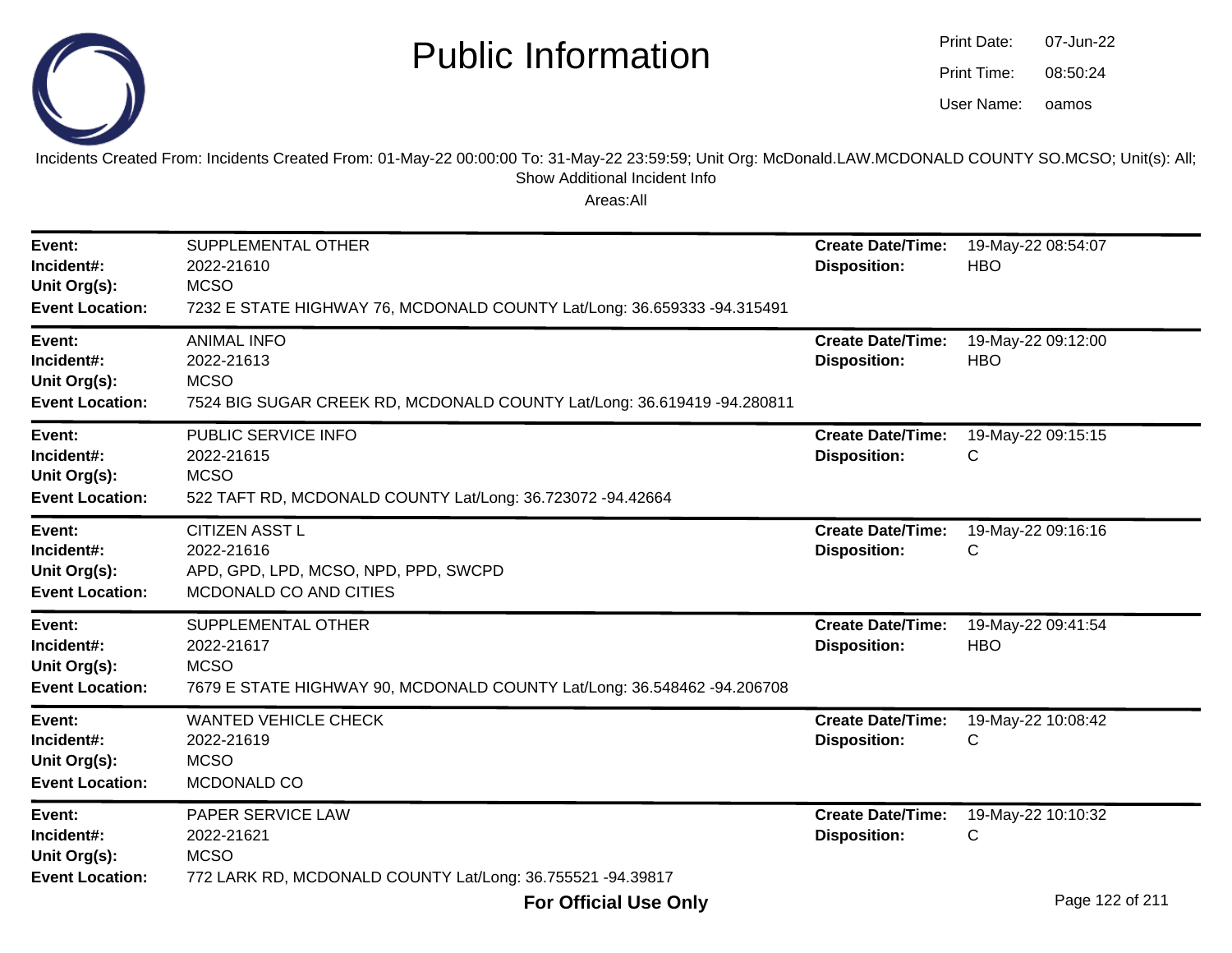# Public Information

Print Date: 07-Jun-22
Print Time: 08:50:24
User Name: oamos

Incidents Created From: Incidents Created From: 01-May-22 00:00:00 To: 31-May-22 23:59:59; Unit Org: McDonald.LAW.MCDONALD COUNTY SO.MCSO; Unit(s): All; Show Additional Incident Info

Areas:All

| | | | |
|---|---|---|---|
| **Event:** | SUPPLEMENTAL OTHER | **Create Date/Time:** | 19-May-22 08:54:07 |
| **Incident#:** | 2022-21610 | **Disposition:** | HBO |
| **Unit Org(s):** | MCSO | | |
| **Event Location:** | 7232 E STATE HIGHWAY 76, MCDONALD COUNTY Lat/Long: 36.659333 -94.315491 | | |

| | | | |
|---|---|---|---|
| **Event:** | ANIMAL INFO | **Create Date/Time:** | 19-May-22 09:12:00 |
| **Incident#:** | 2022-21613 | **Disposition:** | HBO |
| **Unit Org(s):** | MCSO | | |
| **Event Location:** | 7524 BIG SUGAR CREEK RD, MCDONALD COUNTY Lat/Long: 36.619419 -94.280811 | | |

| | | | |
|---|---|---|---|
| **Event:** | PUBLIC SERVICE INFO | **Create Date/Time:** | 19-May-22 09:15:15 |
| **Incident#:** | 2022-21615 | **Disposition:** | C |
| **Unit Org(s):** | MCSO | | |
| **Event Location:** | 522 TAFT RD, MCDONALD COUNTY Lat/Long: 36.723072 -94.42664 | | |

| | | | |
|---|---|---|---|
| **Event:** | CITIZEN ASST L | **Create Date/Time:** | 19-May-22 09:16:16 |
| **Incident#:** | 2022-21616 | **Disposition:** | C |
| **Unit Org(s):** | APD, GPD, LPD, MCSO, NPD, PPD, SWCPD | | |
| **Event Location:** | MCDONALD CO AND CITIES | | |

| | | | |
|---|---|---|---|
| **Event:** | SUPPLEMENTAL OTHER | **Create Date/Time:** | 19-May-22 09:41:54 |
| **Incident#:** | 2022-21617 | **Disposition:** | HBO |
| **Unit Org(s):** | MCSO | | |
| **Event Location:** | 7679 E STATE HIGHWAY 90, MCDONALD COUNTY Lat/Long: 36.548462 -94.206708 | | |

| | | | |
|---|---|---|---|
| **Event:** | WANTED VEHICLE CHECK | **Create Date/Time:** | 19-May-22 10:08:42 |
| **Incident#:** | 2022-21619 | **Disposition:** | C |
| **Unit Org(s):** | MCSO | | |
| **Event Location:** | MCDONALD CO | | |

| | | | |
|---|---|---|---|
| **Event:** | PAPER SERVICE LAW | **Create Date/Time:** | 19-May-22 10:10:32 |
| **Incident#:** | 2022-21621 | **Disposition:** | C |
| **Unit Org(s):** | MCSO | | |
| **Event Location:** | 772 LARK RD, MCDONALD COUNTY Lat/Long: 36.755521 -94.39817 | | |

**For Official Use Only**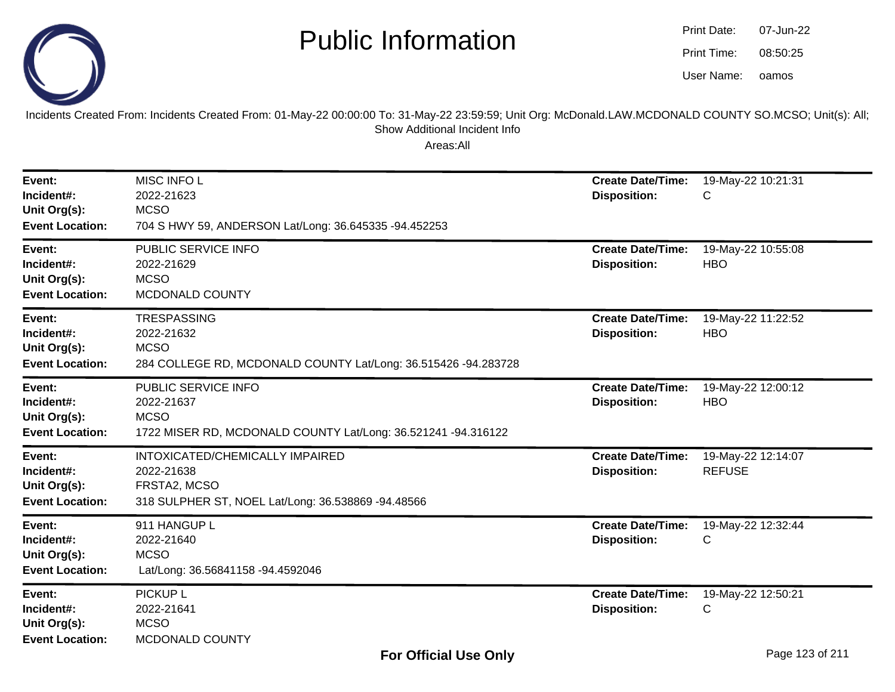# Public Information

Print Date: 07-Jun-22
Print Time: 08:50:25
User Name: oamos

Incidents Created From: Incidents Created From: 01-May-22 00:00:00 To: 31-May-22 23:59:59; Unit Org: McDonald.LAW.MCDONALD COUNTY SO.MCSO; Unit(s): All; Show Additional Incident Info

Areas:All

| | | | |
|---|---|---|---|
| **Event:** | MISC INFO L | **Create Date/Time:** | 19-May-22 10:21:31 |
| **Incident#:** | 2022-21623 | **Disposition:** | C |
| **Unit Org(s):** | MCSO | | |
| **Event Location:** | 704 S HWY 59, ANDERSON Lat/Long: 36.645335 -94.452253 | | |

| | | | |
|---|---|---|---|
| **Event:** | PUBLIC SERVICE INFO | **Create Date/Time:** | 19-May-22 10:55:08 |
| **Incident#:** | 2022-21629 | **Disposition:** | HBO |
| **Unit Org(s):** | MCSO | | |
| **Event Location:** | MCDONALD COUNTY | | |

| | | | |
|---|---|---|---|
| **Event:** | TRESPASSING | **Create Date/Time:** | 19-May-22 11:22:52 |
| **Incident#:** | 2022-21632 | **Disposition:** | HBO |
| **Unit Org(s):** | MCSO | | |
| **Event Location:** | 284 COLLEGE RD, MCDONALD COUNTY Lat/Long: 36.515426 -94.283728 | | |

| | | | |
|---|---|---|---|
| **Event:** | PUBLIC SERVICE INFO | **Create Date/Time:** | 19-May-22 12:00:12 |
| **Incident#:** | 2022-21637 | **Disposition:** | HBO |
| **Unit Org(s):** | MCSO | | |
| **Event Location:** | 1722 MISER RD, MCDONALD COUNTY Lat/Long: 36.521241 -94.316122 | | |

| | | | |
|---|---|---|---|
| **Event:** | INTOXICATED/CHEMICALLY IMPAIRED | **Create Date/Time:** | 19-May-22 12:14:07 |
| **Incident#:** | 2022-21638 | **Disposition:** | REFUSE |
| **Unit Org(s):** | FRSTA2, MCSO | | |
| **Event Location:** | 318 SULPHER ST, NOEL Lat/Long: 36.538869 -94.48566 | | |

| | | | |
|---|---|---|---|
| **Event:** | 911 HANGUP L | **Create Date/Time:** | 19-May-22 12:32:44 |
| **Incident#:** | 2022-21640 | **Disposition:** | C |
| **Unit Org(s):** | MCSO | | |
| **Event Location:** | Lat/Long: 36.56841158 -94.4592046 | | |

| | | | |
|---|---|---|---|
| **Event:** | PICKUP L | **Create Date/Time:** | 19-May-22 12:50:21 |
| **Incident#:** | 2022-21641 | **Disposition:** | C |
| **Unit Org(s):** | MCSO | | |
| **Event Location:** | MCDONALD COUNTY | | |

For Official Use Only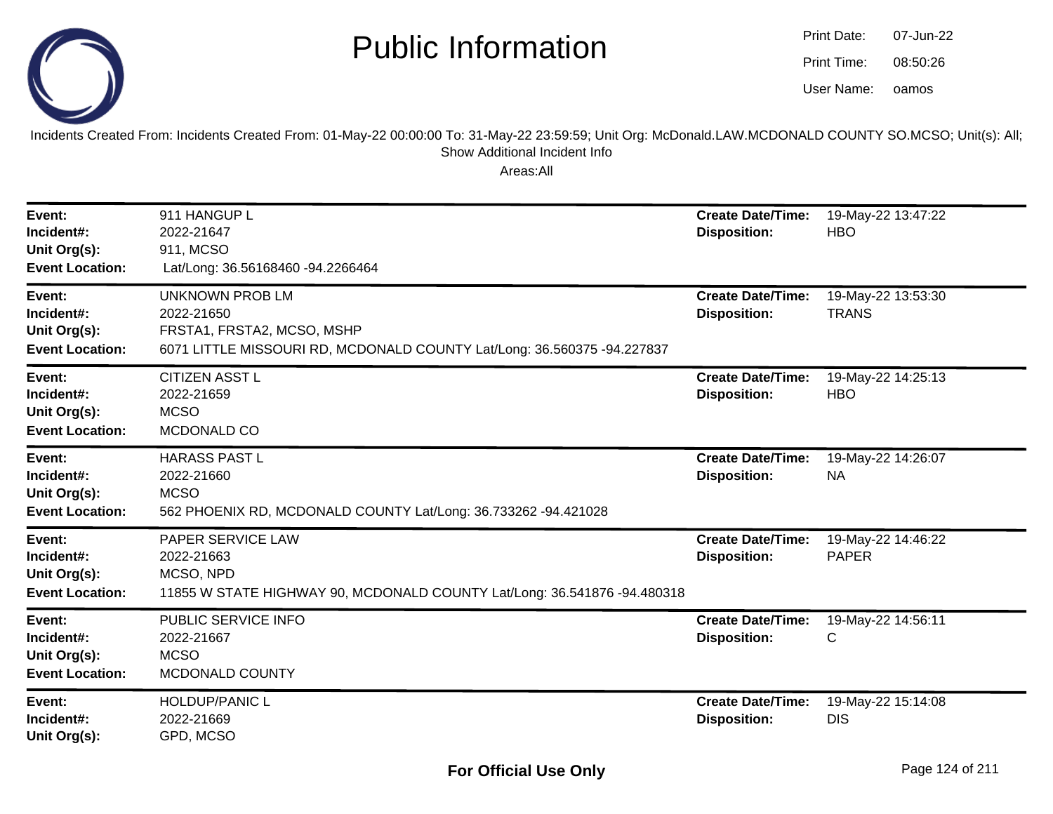# Public Information

Print Date: 07-Jun-22
Print Time: 08:50:26
User Name: oamos

Incidents Created From: Incidents Created From: 01-May-22 00:00:00 To: 31-May-22 23:59:59; Unit Org: McDonald.LAW.MCDONALD COUNTY SO.MCSO; Unit(s): All; Show Additional Incident Info

Areas:All

---

**Event:** 911 HANGUP L
**Incident#:** 2022-21647
**Unit Org(s):** 911, MCSO
**Event Location:** Lat/Long: 36.56168460 -94.2266464
**Create Date/Time:** 19-May-22 13:47:22
**Disposition:** HBO

---

**Event:** UNKNOWN PROB LM
**Incident#:** 2022-21650
**Unit Org(s):** FRSTA1, FRSTA2, MCSO, MSHP
**Event Location:** 6071 LITTLE MISSOURI RD, MCDONALD COUNTY Lat/Long: 36.560375 -94.227837
**Create Date/Time:** 19-May-22 13:53:30
**Disposition:** TRANS

---

**Event:** CITIZEN ASST L
**Incident#:** 2022-21659
**Unit Org(s):** MCSO
**Event Location:** MCDONALD CO
**Create Date/Time:** 19-May-22 14:25:13
**Disposition:** HBO

---

**Event:** HARASS PAST L
**Incident#:** 2022-21660
**Unit Org(s):** MCSO
**Event Location:** 562 PHOENIX RD, MCDONALD COUNTY Lat/Long: 36.733262 -94.421028
**Create Date/Time:** 19-May-22 14:26:07
**Disposition:** NA

---

**Event:** PAPER SERVICE LAW
**Incident#:** 2022-21663
**Unit Org(s):** MCSO, NPD
**Event Location:** 11855 W STATE HIGHWAY 90, MCDONALD COUNTY Lat/Long: 36.541876 -94.480318
**Create Date/Time:** 19-May-22 14:46:22
**Disposition:** PAPER

---

**Event:** PUBLIC SERVICE INFO
**Incident#:** 2022-21667
**Unit Org(s):** MCSO
**Event Location:** MCDONALD COUNTY
**Create Date/Time:** 19-May-22 14:56:11
**Disposition:** C

---

**Event:** HOLDUP/PANIC L
**Incident#:** 2022-21669
**Unit Org(s):** GPD, MCSO
**Create Date/Time:** 19-May-22 15:14:08
**Disposition:** DIS

**For Official Use Only**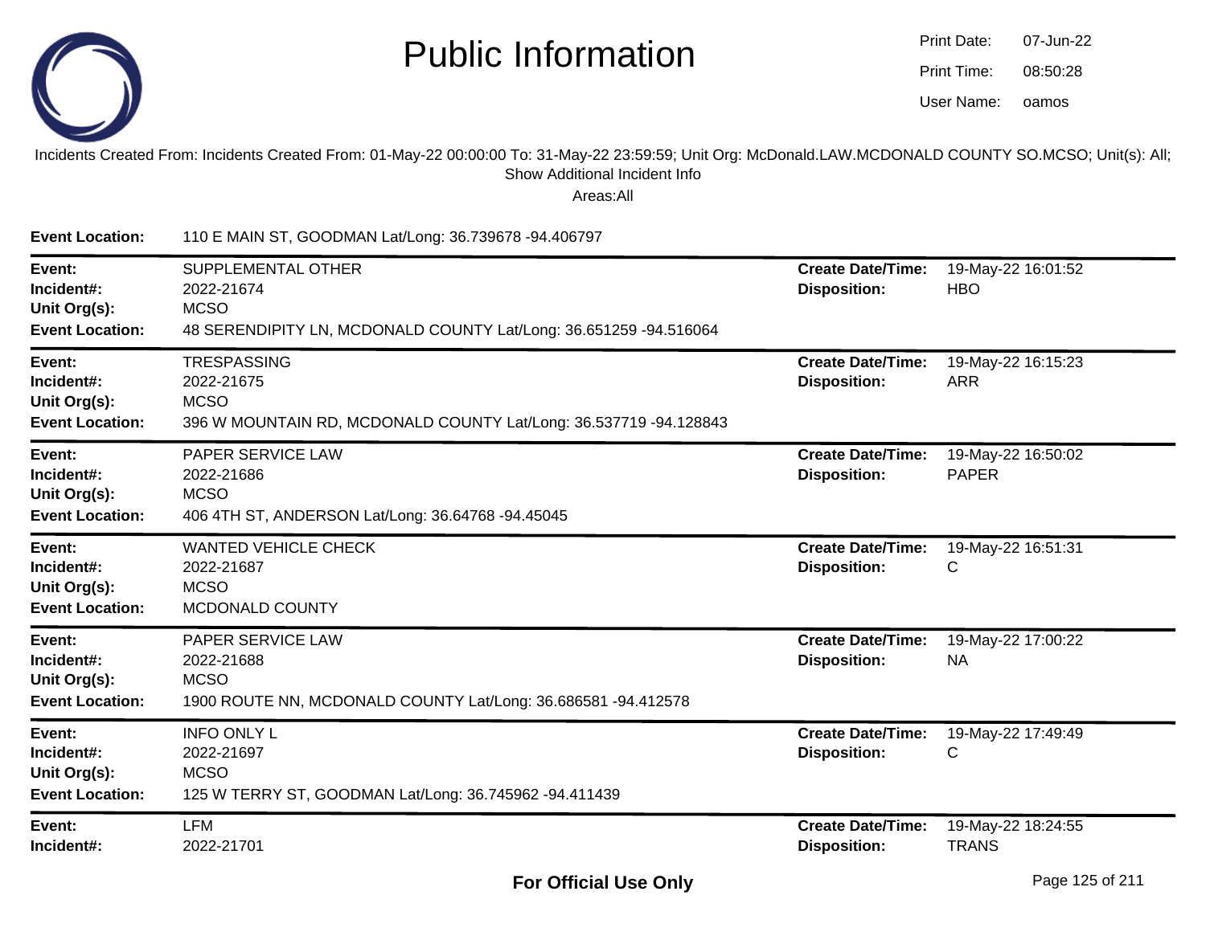# Public Information

Print Date: 07-Jun-22
Print Time: 08:50:28
User Name: oamos

Incidents Created From: Incidents Created From: 01-May-22 00:00:00 To: 31-May-22 23:59:59; Unit Org: McDonald.LAW.MCDONALD COUNTY SO.MCSO; Unit(s): All; Show Additional Incident Info

Areas:All

**Event Location:** 110 E MAIN ST, GOODMAN Lat/Long: 36.739678 -94.406797

---

**Event:** SUPPLEMENTAL OTHER
**Incident#:** 2022-21674
**Unit Org(s):** MCSO
**Event Location:** 48 SERENDIPITY LN, MCDONALD COUNTY Lat/Long: 36.651259 -94.516064
**Create Date/Time:** 19-May-22 16:01:52
**Disposition:** HBO

---

**Event:** TRESPASSING
**Incident#:** 2022-21675
**Unit Org(s):** MCSO
**Event Location:** 396 W MOUNTAIN RD, MCDONALD COUNTY Lat/Long: 36.537719 -94.128843
**Create Date/Time:** 19-May-22 16:15:23
**Disposition:** ARR

---

**Event:** PAPER SERVICE LAW
**Incident#:** 2022-21686
**Unit Org(s):** MCSO
**Event Location:** 406 4TH ST, ANDERSON Lat/Long: 36.64768 -94.45045
**Create Date/Time:** 19-May-22 16:50:02
**Disposition:** PAPER

---

**Event:** WANTED VEHICLE CHECK
**Incident#:** 2022-21687
**Unit Org(s):** MCSO
**Event Location:** MCDONALD COUNTY
**Create Date/Time:** 19-May-22 16:51:31
**Disposition:** C

---

**Event:** PAPER SERVICE LAW
**Incident#:** 2022-21688
**Unit Org(s):** MCSO
**Event Location:** 1900 ROUTE NN, MCDONALD COUNTY Lat/Long: 36.686581 -94.412578
**Create Date/Time:** 19-May-22 17:00:22
**Disposition:** NA

---

**Event:** INFO ONLY L
**Incident#:** 2022-21697
**Unit Org(s):** MCSO
**Event Location:** 125 W TERRY ST, GOODMAN Lat/Long: 36.745962 -94.411439
**Create Date/Time:** 19-May-22 17:49:49
**Disposition:** C

---

**Event:** LFM
**Incident#:** 2022-21701
**Create Date/Time:** 19-May-22 18:24:55
**Disposition:** TRANS

**For Official Use Only**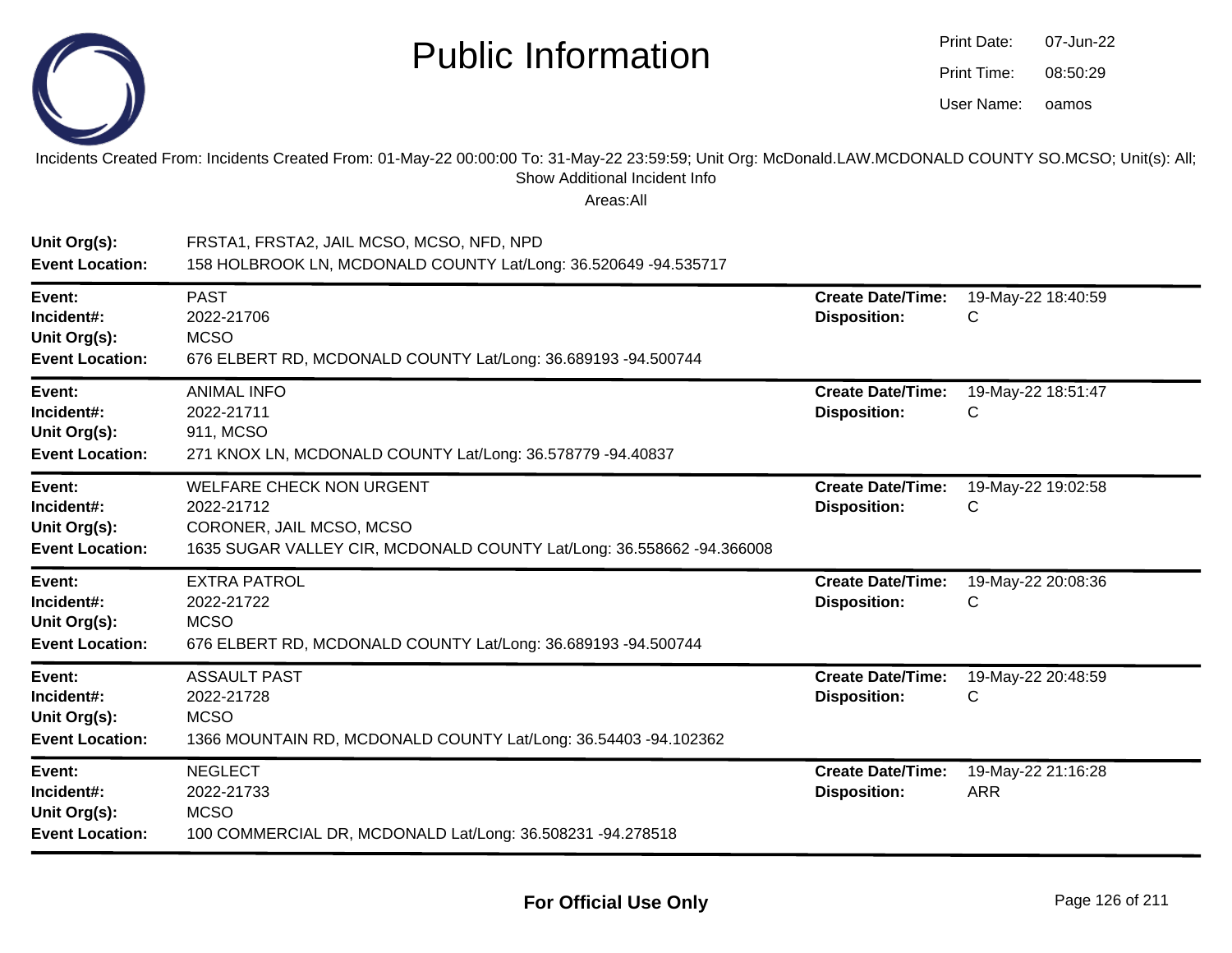# Public Information

Print Date: 07-Jun-22
Print Time: 08:50:29
User Name: oamos

Incidents Created From: Incidents Created From: 01-May-22 00:00:00 To: 31-May-22 23:59:59; Unit Org: McDonald.LAW.MCDONALD COUNTY SO.MCSO; Unit(s): All; Show Additional Incident Info

Areas:All

**Unit Org(s):** FRSTA1, FRSTA2, JAIL MCSO, MCSO, NFD, NPD
**Event Location:** 158 HOLBROOK LN, MCDONALD COUNTY Lat/Long: 36.520649 -94.535717

---

**Event:** PAST
**Incident#:** 2022-21706
**Unit Org(s):** MCSO
**Event Location:** 676 ELBERT RD, MCDONALD COUNTY Lat/Long: 36.689193 -94.500744
**Create Date/Time:** 19-May-22 18:40:59
**Disposition:** C

---

**Event:** ANIMAL INFO
**Incident#:** 2022-21711
**Unit Org(s):** 911, MCSO
**Event Location:** 271 KNOX LN, MCDONALD COUNTY Lat/Long: 36.578779 -94.40837
**Create Date/Time:** 19-May-22 18:51:47
**Disposition:** C

---

**Event:** WELFARE CHECK NON URGENT
**Incident#:** 2022-21712
**Unit Org(s):** CORONER, JAIL MCSO, MCSO
**Event Location:** 1635 SUGAR VALLEY CIR, MCDONALD COUNTY Lat/Long: 36.558662 -94.366008
**Create Date/Time:** 19-May-22 19:02:58
**Disposition:** C

---

**Event:** EXTRA PATROL
**Incident#:** 2022-21722
**Unit Org(s):** MCSO
**Event Location:** 676 ELBERT RD, MCDONALD COUNTY Lat/Long: 36.689193 -94.500744
**Create Date/Time:** 19-May-22 20:08:36
**Disposition:** C

---

**Event:** ASSAULT PAST
**Incident#:** 2022-21728
**Unit Org(s):** MCSO
**Event Location:** 1366 MOUNTAIN RD, MCDONALD COUNTY Lat/Long: 36.54403 -94.102362
**Create Date/Time:** 19-May-22 20:48:59
**Disposition:** C

---

**Event:** NEGLECT
**Incident#:** 2022-21733
**Unit Org(s):** MCSO
**Event Location:** 100 COMMERCIAL DR, MCDONALD Lat/Long: 36.508231 -94.278518
**Create Date/Time:** 19-May-22 21:16:28
**Disposition:** ARR

---

**For Official Use Only**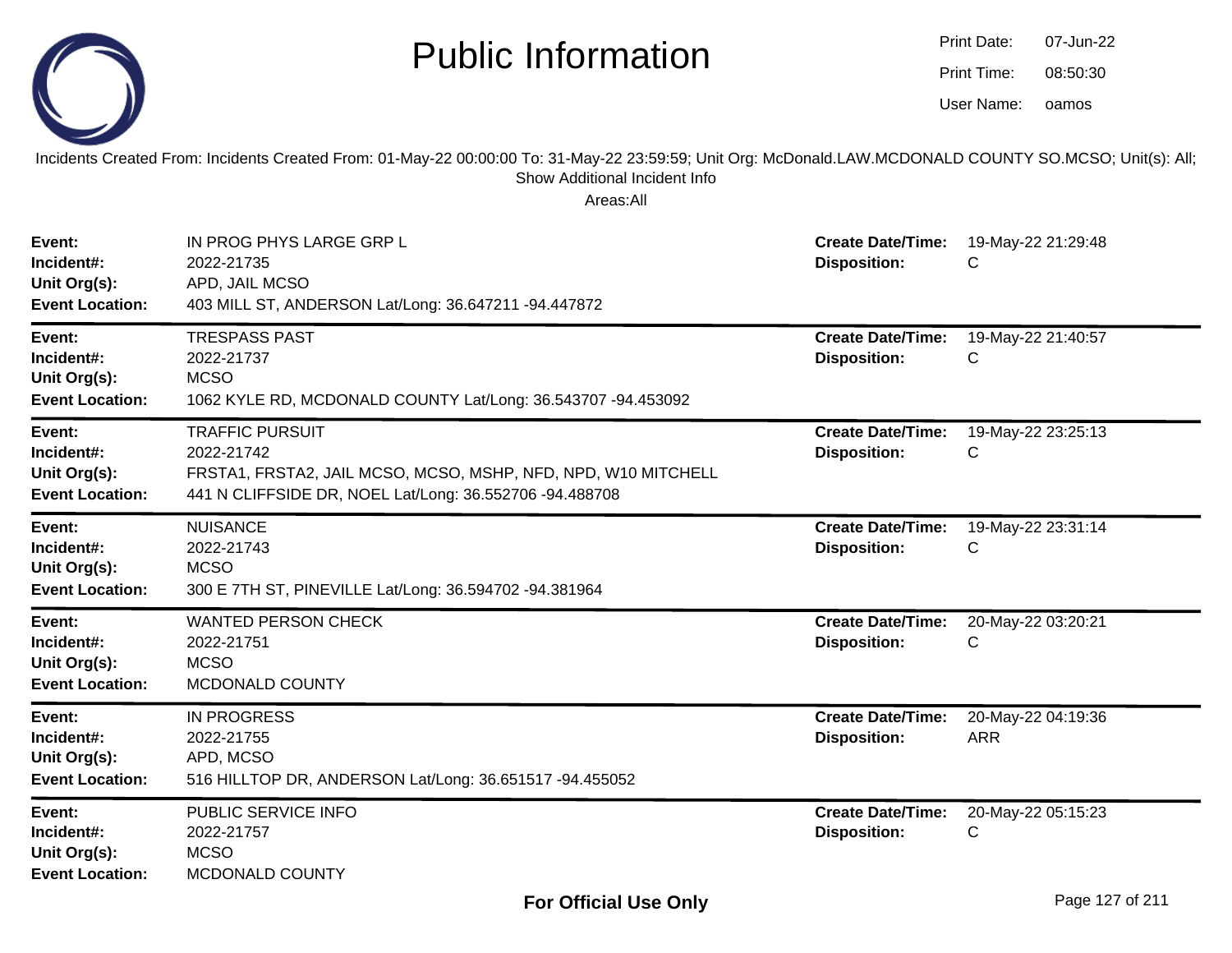# Public Information

Print Date: 07-Jun-22
Print Time: 08:50:30
User Name: oamos

Incidents Created From: Incidents Created From: 01-May-22 00:00:00 To: 31-May-22 23:59:59; Unit Org: McDonald.LAW.MCDONALD COUNTY SO.MCSO; Unit(s): All; Show Additional Incident Info

Areas:All

| | | | |
|---|---|---|---|
| **Event:** | IN PROG PHYS LARGE GRP L | **Create Date/Time:** | 19-May-22 21:29:48 |
| **Incident#:** | 2022-21735 | **Disposition:** | C |
| **Unit Org(s):** | APD, JAIL MCSO | | |
| **Event Location:** | 403 MILL ST, ANDERSON Lat/Long: 36.647211 -94.447872 | | |

| | | | |
|---|---|---|---|
| **Event:** | TRESPASS PAST | **Create Date/Time:** | 19-May-22 21:40:57 |
| **Incident#:** | 2022-21737 | **Disposition:** | C |
| **Unit Org(s):** | MCSO | | |
| **Event Location:** | 1062 KYLE RD, MCDONALD COUNTY Lat/Long: 36.543707 -94.453092 | | |

| | | | |
|---|---|---|---|
| **Event:** | TRAFFIC PURSUIT | **Create Date/Time:** | 19-May-22 23:25:13 |
| **Incident#:** | 2022-21742 | **Disposition:** | C |
| **Unit Org(s):** | FRSTA1, FRSTA2, JAIL MCSO, MCSO, MSHP, NFD, NPD, W10 MITCHELL | | |
| **Event Location:** | 441 N CLIFFSIDE DR, NOEL Lat/Long: 36.552706 -94.488708 | | |

| | | | |
|---|---|---|---|
| **Event:** | NUISANCE | **Create Date/Time:** | 19-May-22 23:31:14 |
| **Incident#:** | 2022-21743 | **Disposition:** | C |
| **Unit Org(s):** | MCSO | | |
| **Event Location:** | 300 E 7TH ST, PINEVILLE Lat/Long: 36.594702 -94.381964 | | |

| | | | |
|---|---|---|---|
| **Event:** | WANTED PERSON CHECK | **Create Date/Time:** | 20-May-22 03:20:21 |
| **Incident#:** | 2022-21751 | **Disposition:** | C |
| **Unit Org(s):** | MCSO | | |
| **Event Location:** | MCDONALD COUNTY | | |

| | | | |
|---|---|---|---|
| **Event:** | IN PROGRESS | **Create Date/Time:** | 20-May-22 04:19:36 |
| **Incident#:** | 2022-21755 | **Disposition:** | ARR |
| **Unit Org(s):** | APD, MCSO | | |
| **Event Location:** | 516 HILLTOP DR, ANDERSON Lat/Long: 36.651517 -94.455052 | | |

| | | | |
|---|---|---|---|
| **Event:** | PUBLIC SERVICE INFO | **Create Date/Time:** | 20-May-22 05:15:23 |
| **Incident#:** | 2022-21757 | **Disposition:** | C |
| **Unit Org(s):** | MCSO | | |
| **Event Location:** | MCDONALD COUNTY | | |

**For Official Use Only**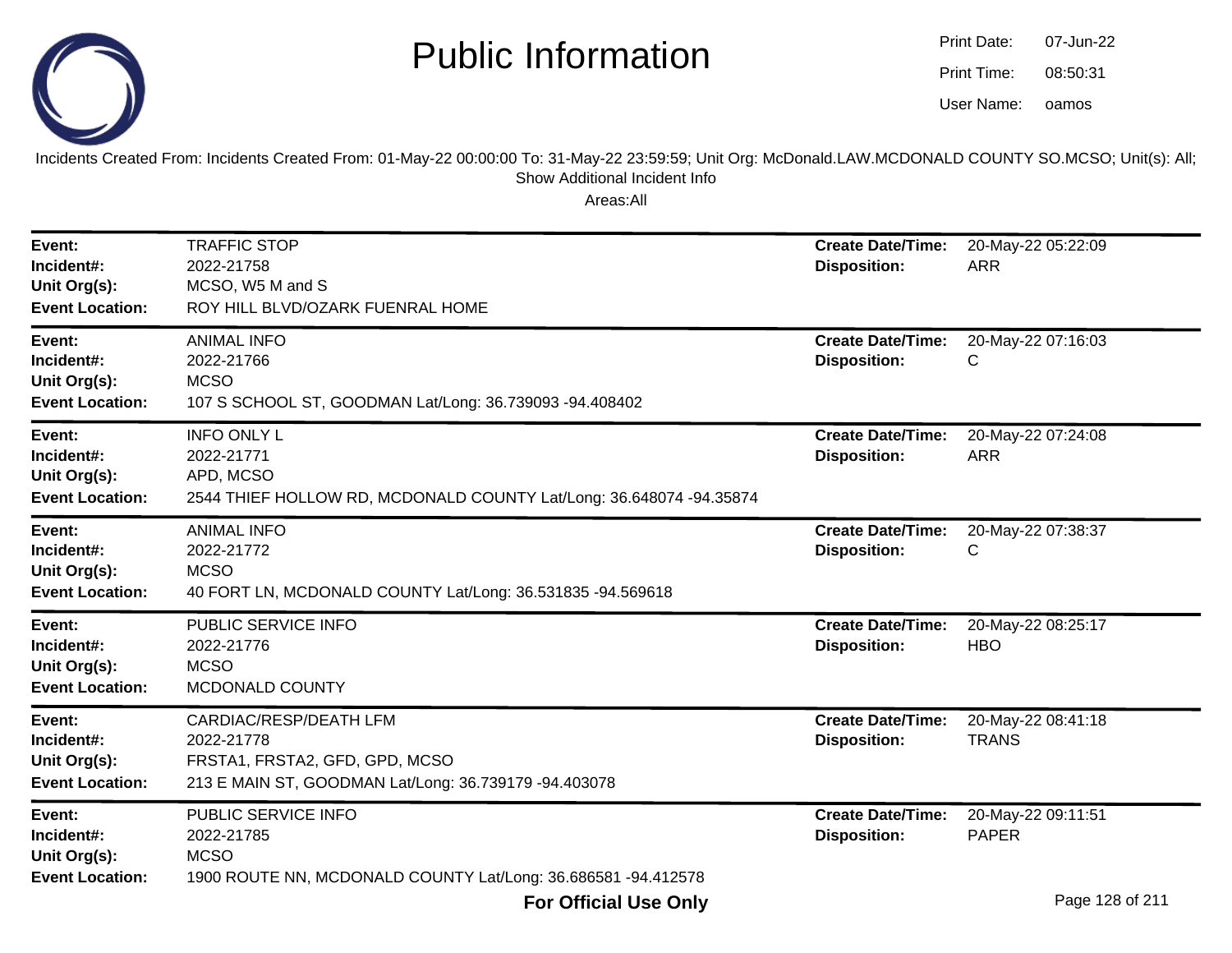# Public Information

Print Date: 07-Jun-22
Print Time: 08:50:31
User Name: oamos

Incidents Created From: Incidents Created From: 01-May-22 00:00:00 To: 31-May-22 23:59:59; Unit Org: McDonald.LAW.MCDONALD COUNTY SO.MCSO; Unit(s): All; Show Additional Incident Info

Areas:All

| Event: | TRAFFIC STOP | Create Date/Time: | 20-May-22 05:22:09 |
|---|---|---|---|
| Incident#: | 2022-21758 | Disposition: | ARR |
| Unit Org(s): | MCSO, W5 M and S | | |
| Event Location: | ROY HILL BLVD/OZARK FUENRAL HOME | | |

| Event: | ANIMAL INFO | Create Date/Time: | 20-May-22 07:16:03 |
|---|---|---|---|
| Incident#: | 2022-21766 | Disposition: | C |
| Unit Org(s): | MCSO | | |
| Event Location: | 107 S SCHOOL ST, GOODMAN Lat/Long: 36.739093 -94.408402 | | |

| Event: | INFO ONLY L | Create Date/Time: | 20-May-22 07:24:08 |
|---|---|---|---|
| Incident#: | 2022-21771 | Disposition: | ARR |
| Unit Org(s): | APD, MCSO | | |
| Event Location: | 2544 THIEF HOLLOW RD, MCDONALD COUNTY Lat/Long: 36.648074 -94.35874 | | |

| Event: | ANIMAL INFO | Create Date/Time: | 20-May-22 07:38:37 |
|---|---|---|---|
| Incident#: | 2022-21772 | Disposition: | C |
| Unit Org(s): | MCSO | | |
| Event Location: | 40 FORT LN, MCDONALD COUNTY Lat/Long: 36.531835 -94.569618 | | |

| Event: | PUBLIC SERVICE INFO | Create Date/Time: | 20-May-22 08:25:17 |
|---|---|---|---|
| Incident#: | 2022-21776 | Disposition: | HBO |
| Unit Org(s): | MCSO | | |
| Event Location: | MCDONALD COUNTY | | |

| Event: | CARDIAC/RESP/DEATH LFM | Create Date/Time: | 20-May-22 08:41:18 |
|---|---|---|---|
| Incident#: | 2022-21778 | Disposition: | TRANS |
| Unit Org(s): | FRSTA1, FRSTA2, GFD, GPD, MCSO | | |
| Event Location: | 213 E MAIN ST, GOODMAN Lat/Long: 36.739179 -94.403078 | | |

| Event: | PUBLIC SERVICE INFO | Create Date/Time: | 20-May-22 09:11:51 |
|---|---|---|---|
| Incident#: | 2022-21785 | Disposition: | PAPER |
| Unit Org(s): | MCSO | | |
| Event Location: | 1900 ROUTE NN, MCDONALD COUNTY Lat/Long: 36.686581 -94.412578 | | |

**For Official Use Only**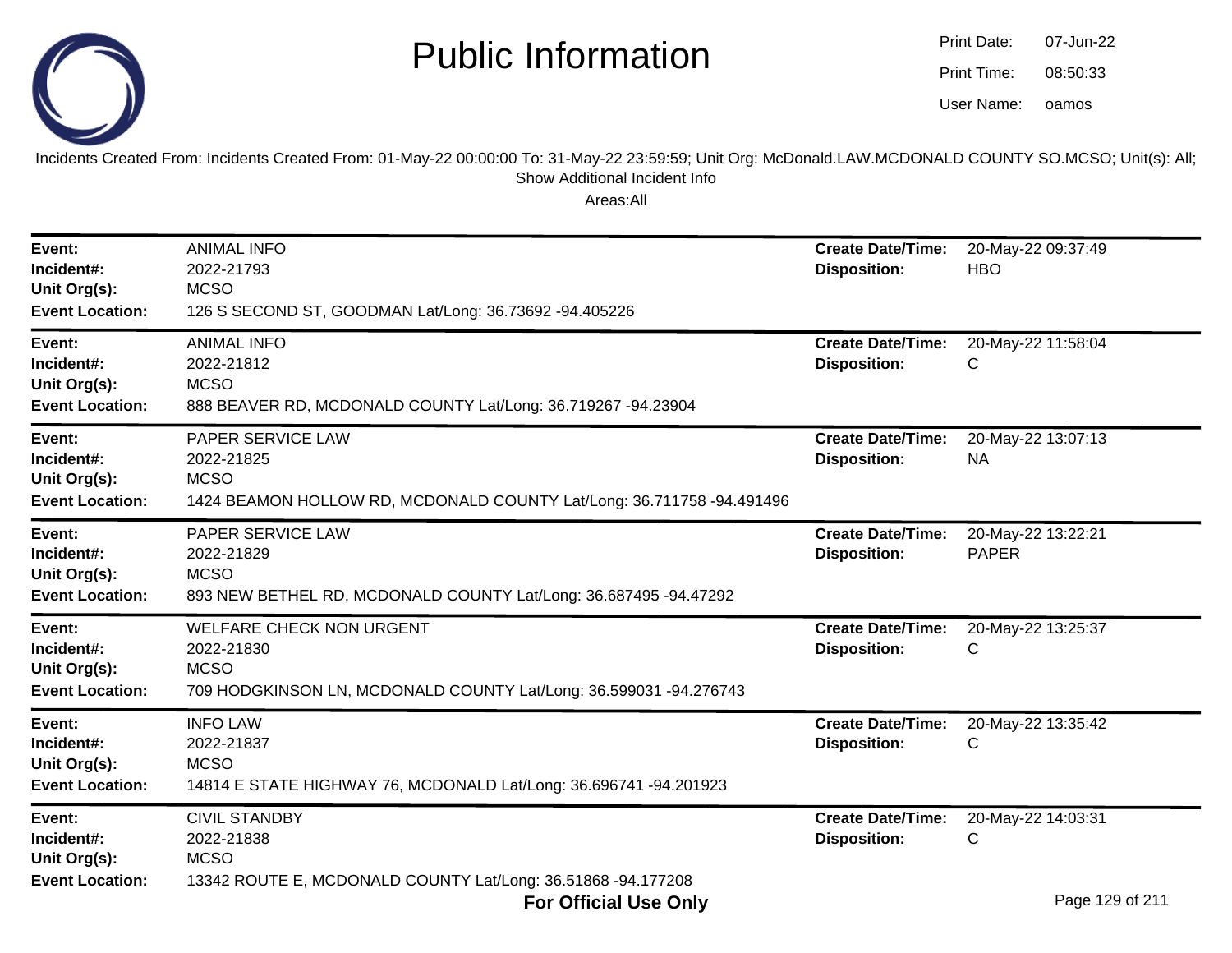# Public Information

Print Date: 07-Jun-22
Print Time: 08:50:33
User Name: oamos

Incidents Created From: Incidents Created From: 01-May-22 00:00:00 To: 31-May-22 23:59:59; Unit Org: McDonald.LAW.MCDONALD COUNTY SO.MCSO; Unit(s): All; Show Additional Incident Info

Areas:All

---

**Event:** ANIMAL INFO
**Incident#:** 2022-21793
**Unit Org(s):** MCSO
**Event Location:** 126 S SECOND ST, GOODMAN Lat/Long: 36.73692 -94.405226
**Create Date/Time:** 20-May-22 09:37:49
**Disposition:** HBO

---

**Event:** ANIMAL INFO
**Incident#:** 2022-21812
**Unit Org(s):** MCSO
**Event Location:** 888 BEAVER RD, MCDONALD COUNTY Lat/Long: 36.719267 -94.23904
**Create Date/Time:** 20-May-22 11:58:04
**Disposition:** C

---

**Event:** PAPER SERVICE LAW
**Incident#:** 2022-21825
**Unit Org(s):** MCSO
**Event Location:** 1424 BEAMON HOLLOW RD, MCDONALD COUNTY Lat/Long: 36.711758 -94.491496
**Create Date/Time:** 20-May-22 13:07:13
**Disposition:** NA

---

**Event:** PAPER SERVICE LAW
**Incident#:** 2022-21829
**Unit Org(s):** MCSO
**Event Location:** 893 NEW BETHEL RD, MCDONALD COUNTY Lat/Long: 36.687495 -94.47292
**Create Date/Time:** 20-May-22 13:22:21
**Disposition:** PAPER

---

**Event:** WELFARE CHECK NON URGENT
**Incident#:** 2022-21830
**Unit Org(s):** MCSO
**Event Location:** 709 HODGKINSON LN, MCDONALD COUNTY Lat/Long: 36.599031 -94.276743
**Create Date/Time:** 20-May-22 13:25:37
**Disposition:** C

---

**Event:** INFO LAW
**Incident#:** 2022-21837
**Unit Org(s):** MCSO
**Event Location:** 14814 E STATE HIGHWAY 76, MCDONALD Lat/Long: 36.696741 -94.201923
**Create Date/Time:** 20-May-22 13:35:42
**Disposition:** C

---

**Event:** CIVIL STANDBY
**Incident#:** 2022-21838
**Unit Org(s):** MCSO
**Event Location:** 13342 ROUTE E, MCDONALD COUNTY Lat/Long: 36.51868 -94.177208
**Create Date/Time:** 20-May-22 14:03:31
**Disposition:** C

**For Official Use Only**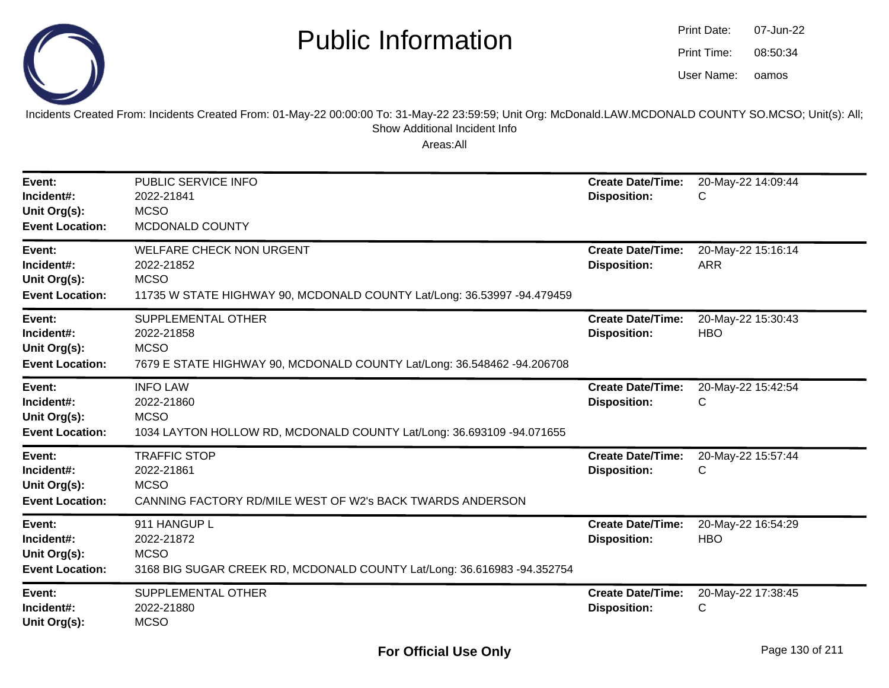# Public Information

Print Date: 07-Jun-22
Print Time: 08:50:34
User Name: oamos

Incidents Created From: Incidents Created From: 01-May-22 00:00:00 To: 31-May-22 23:59:59; Unit Org: McDonald.LAW.MCDONALD COUNTY SO.MCSO; Unit(s): All; Show Additional Incident Info

Areas:All

---

**Event:** PUBLIC SERVICE INFO
**Incident#:** 2022-21841
**Unit Org(s):** MCSO
**Event Location:** MCDONALD COUNTY
**Create Date/Time:** 20-May-22 14:09:44
**Disposition:** C

---

**Event:** WELFARE CHECK NON URGENT
**Incident#:** 2022-21852
**Unit Org(s):** MCSO
**Event Location:** 11735 W STATE HIGHWAY 90, MCDONALD COUNTY Lat/Long: 36.53997 -94.479459
**Create Date/Time:** 20-May-22 15:16:14
**Disposition:** ARR

---

**Event:** SUPPLEMENTAL OTHER
**Incident#:** 2022-21858
**Unit Org(s):** MCSO
**Event Location:** 7679 E STATE HIGHWAY 90, MCDONALD COUNTY Lat/Long: 36.548462 -94.206708
**Create Date/Time:** 20-May-22 15:30:43
**Disposition:** HBO

---

**Event:** INFO LAW
**Incident#:** 2022-21860
**Unit Org(s):** MCSO
**Event Location:** 1034 LAYTON HOLLOW RD, MCDONALD COUNTY Lat/Long: 36.693109 -94.071655
**Create Date/Time:** 20-May-22 15:42:54
**Disposition:** C

---

**Event:** TRAFFIC STOP
**Incident#:** 2022-21861
**Unit Org(s):** MCSO
**Event Location:** CANNING FACTORY RD/MILE WEST OF W2's BACK TWARDS ANDERSON
**Create Date/Time:** 20-May-22 15:57:44
**Disposition:** C

---

**Event:** 911 HANGUP L
**Incident#:** 2022-21872
**Unit Org(s):** MCSO
**Event Location:** 3168 BIG SUGAR CREEK RD, MCDONALD COUNTY Lat/Long: 36.616983 -94.352754
**Create Date/Time:** 20-May-22 16:54:29
**Disposition:** HBO

---

**Event:** SUPPLEMENTAL OTHER
**Incident#:** 2022-21880
**Unit Org(s):** MCSO
**Create Date/Time:** 20-May-22 17:38:45
**Disposition:** C

For Official Use Only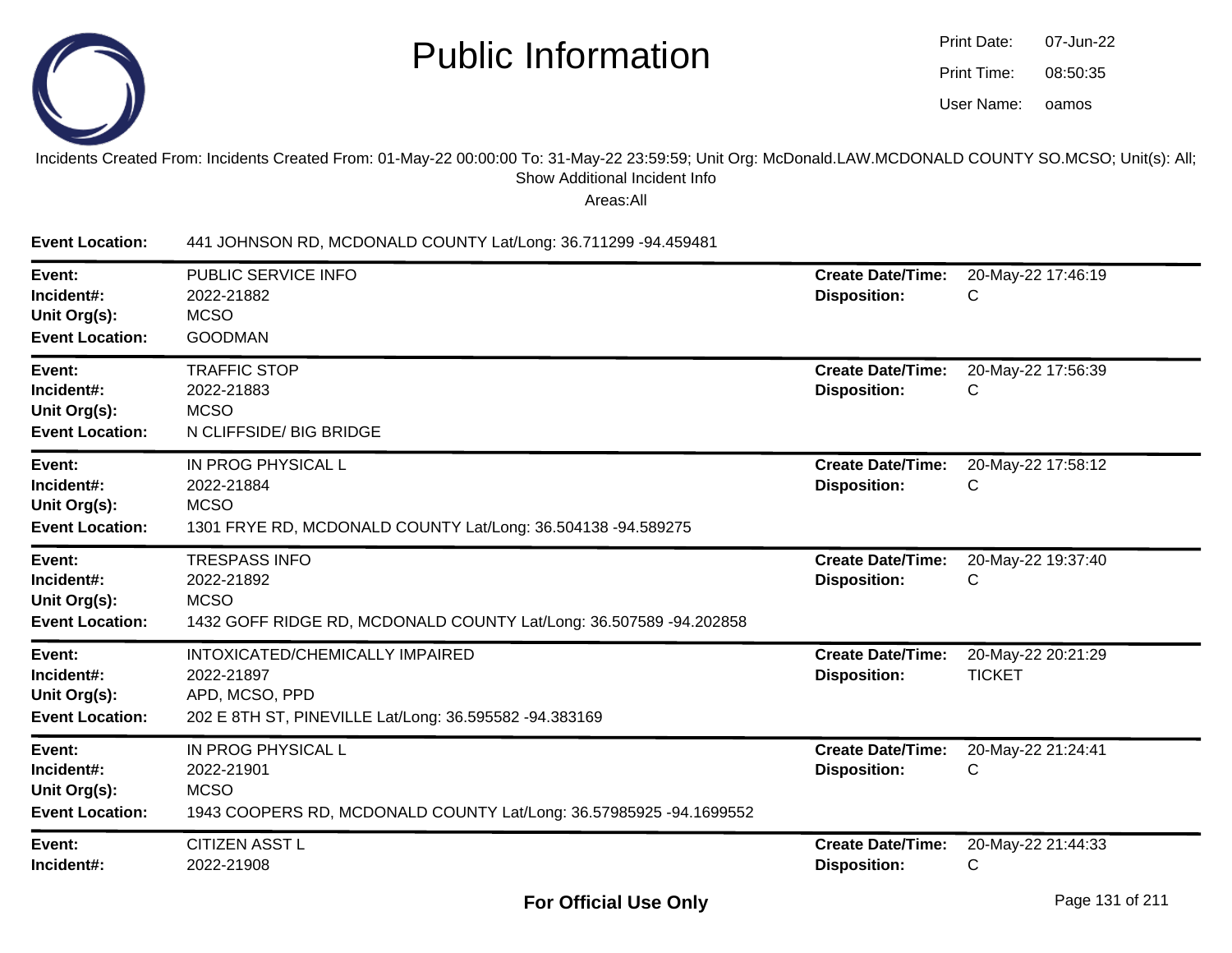# Public Information

Print Date: 07-Jun-22
Print Time: 08:50:35
User Name: oamos

Incidents Created From: Incidents Created From: 01-May-22 00:00:00 To: 31-May-22 23:59:59; Unit Org: McDonald.LAW.MCDONALD COUNTY SO.MCSO; Unit(s): All; Show Additional Incident Info

Areas:All

**Event Location:** 441 JOHNSON RD, MCDONALD COUNTY Lat/Long: 36.711299 -94.459481

---

**Event:** PUBLIC SERVICE INFO
**Incident#:** 2022-21882
**Unit Org(s):** MCSO
**Event Location:** GOODMAN
**Create Date/Time:** 20-May-22 17:46:19
**Disposition:** C

---

**Event:** TRAFFIC STOP
**Incident#:** 2022-21883
**Unit Org(s):** MCSO
**Event Location:** N CLIFFSIDE/ BIG BRIDGE
**Create Date/Time:** 20-May-22 17:56:39
**Disposition:** C

---

**Event:** IN PROG PHYSICAL L
**Incident#:** 2022-21884
**Unit Org(s):** MCSO
**Event Location:** 1301 FRYE RD, MCDONALD COUNTY Lat/Long: 36.504138 -94.589275
**Create Date/Time:** 20-May-22 17:58:12
**Disposition:** C

---

**Event:** TRESPASS INFO
**Incident#:** 2022-21892
**Unit Org(s):** MCSO
**Event Location:** 1432 GOFF RIDGE RD, MCDONALD COUNTY Lat/Long: 36.507589 -94.202858
**Create Date/Time:** 20-May-22 19:37:40
**Disposition:** C

---

**Event:** INTOXICATED/CHEMICALLY IMPAIRED
**Incident#:** 2022-21897
**Unit Org(s):** APD, MCSO, PPD
**Event Location:** 202 E 8TH ST, PINEVILLE Lat/Long: 36.595582 -94.383169
**Create Date/Time:** 20-May-22 20:21:29
**Disposition:** TICKET

---

**Event:** IN PROG PHYSICAL L
**Incident#:** 2022-21901
**Unit Org(s):** MCSO
**Event Location:** 1943 COOPERS RD, MCDONALD COUNTY Lat/Long: 36.57985925 -94.1699552
**Create Date/Time:** 20-May-22 21:24:41
**Disposition:** C

---

**Event:** CITIZEN ASST L
**Incident#:** 2022-21908
**Create Date/Time:** 20-May-22 21:44:33
**Disposition:** C

**For Official Use Only**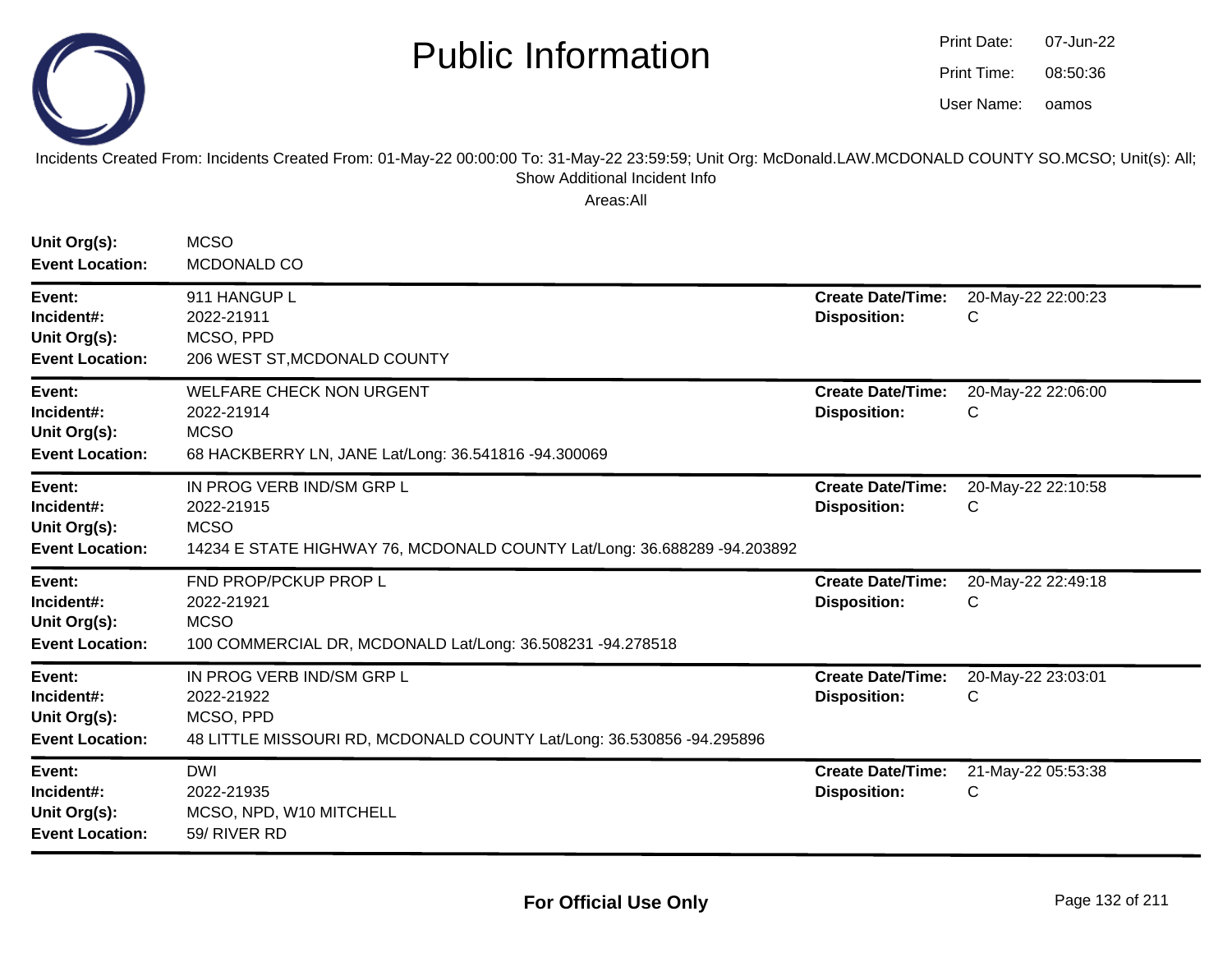# Public Information

Print Date: 07-Jun-22
Print Time: 08:50:36
User Name: oamos

Incidents Created From: Incidents Created From: 01-May-22 00:00:00 To: 31-May-22 23:59:59; Unit Org: McDonald.LAW.MCDONALD COUNTY SO.MCSO; Unit(s): All; Show Additional Incident Info

Areas:All

**Unit Org(s):** MCSO
**Event Location:** MCDONALD CO

---

**Event:** 911 HANGUP L
**Incident#:** 2022-21911
**Unit Org(s):** MCSO, PPD
**Event Location:** 206 WEST ST,MCDONALD COUNTY
**Create Date/Time:** 20-May-22 22:00:23
**Disposition:** C

---

**Event:** WELFARE CHECK NON URGENT
**Incident#:** 2022-21914
**Unit Org(s):** MCSO
**Event Location:** 68 HACKBERRY LN, JANE Lat/Long: 36.541816 -94.300069
**Create Date/Time:** 20-May-22 22:06:00
**Disposition:** C

---

**Event:** IN PROG VERB IND/SM GRP L
**Incident#:** 2022-21915
**Unit Org(s):** MCSO
**Event Location:** 14234 E STATE HIGHWAY 76, MCDONALD COUNTY Lat/Long: 36.688289 -94.203892
**Create Date/Time:** 20-May-22 22:10:58
**Disposition:** C

---

**Event:** FND PROP/PCKUP PROP L
**Incident#:** 2022-21921
**Unit Org(s):** MCSO
**Event Location:** 100 COMMERCIAL DR, MCDONALD Lat/Long: 36.508231 -94.278518
**Create Date/Time:** 20-May-22 22:49:18
**Disposition:** C

---

**Event:** IN PROG VERB IND/SM GRP L
**Incident#:** 2022-21922
**Unit Org(s):** MCSO, PPD
**Event Location:** 48 LITTLE MISSOURI RD, MCDONALD COUNTY Lat/Long: 36.530856 -94.295896
**Create Date/Time:** 20-May-22 23:03:01
**Disposition:** C

---

**Event:** DWI
**Incident#:** 2022-21935
**Unit Org(s):** MCSO, NPD, W10 MITCHELL
**Event Location:** 59/ RIVER RD
**Create Date/Time:** 21-May-22 05:53:38
**Disposition:** C

---

**For Official Use Only**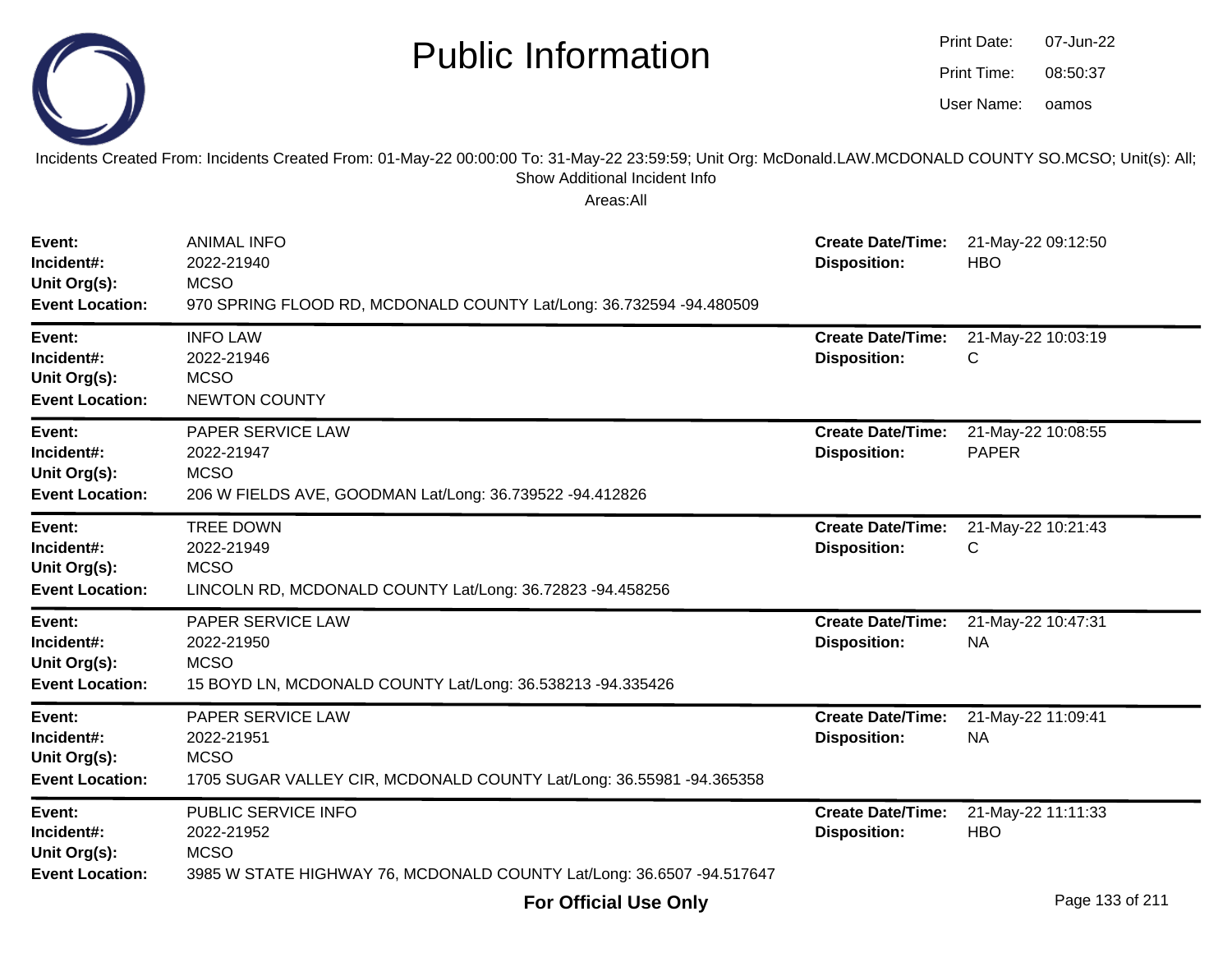# Public Information

Print Date: 07-Jun-22
Print Time: 08:50:37
User Name: oamos

Incidents Created From: Incidents Created From: 01-May-22 00:00:00 To: 31-May-22 23:59:59; Unit Org: McDonald.LAW.MCDONALD COUNTY SO.MCSO; Unit(s): All; Show Additional Incident Info

Areas:All

| | | | |
|---|---|---|---|
| **Event:** | ANIMAL INFO | **Create Date/Time:** | 21-May-22 09:12:50 |
| **Incident#:** | 2022-21940 | **Disposition:** | HBO |
| **Unit Org(s):** | MCSO | | |
| **Event Location:** | 970 SPRING FLOOD RD, MCDONALD COUNTY Lat/Long: 36.732594 -94.480509 | | |

| | | | |
|---|---|---|---|
| **Event:** | INFO LAW | **Create Date/Time:** | 21-May-22 10:03:19 |
| **Incident#:** | 2022-21946 | **Disposition:** | C |
| **Unit Org(s):** | MCSO | | |
| **Event Location:** | NEWTON COUNTY | | |

| | | | |
|---|---|---|---|
| **Event:** | PAPER SERVICE LAW | **Create Date/Time:** | 21-May-22 10:08:55 |
| **Incident#:** | 2022-21947 | **Disposition:** | PAPER |
| **Unit Org(s):** | MCSO | | |
| **Event Location:** | 206 W FIELDS AVE, GOODMAN Lat/Long: 36.739522 -94.412826 | | |

| | | | |
|---|---|---|---|
| **Event:** | TREE DOWN | **Create Date/Time:** | 21-May-22 10:21:43 |
| **Incident#:** | 2022-21949 | **Disposition:** | C |
| **Unit Org(s):** | MCSO | | |
| **Event Location:** | LINCOLN RD, MCDONALD COUNTY Lat/Long: 36.72823 -94.458256 | | |

| | | | |
|---|---|---|---|
| **Event:** | PAPER SERVICE LAW | **Create Date/Time:** | 21-May-22 10:47:31 |
| **Incident#:** | 2022-21950 | **Disposition:** | NA |
| **Unit Org(s):** | MCSO | | |
| **Event Location:** | 15 BOYD LN, MCDONALD COUNTY Lat/Long: 36.538213 -94.335426 | | |

| | | | |
|---|---|---|---|
| **Event:** | PAPER SERVICE LAW | **Create Date/Time:** | 21-May-22 11:09:41 |
| **Incident#:** | 2022-21951 | **Disposition:** | NA |
| **Unit Org(s):** | MCSO | | |
| **Event Location:** | 1705 SUGAR VALLEY CIR, MCDONALD COUNTY Lat/Long: 36.55981 -94.365358 | | |

| | | | |
|---|---|---|---|
| **Event:** | PUBLIC SERVICE INFO | **Create Date/Time:** | 21-May-22 11:11:33 |
| **Incident#:** | 2022-21952 | **Disposition:** | HBO |
| **Unit Org(s):** | MCSO | | |
| **Event Location:** | 3985 W STATE HIGHWAY 76, MCDONALD COUNTY Lat/Long: 36.6507 -94.517647 | | |

**For Official Use Only**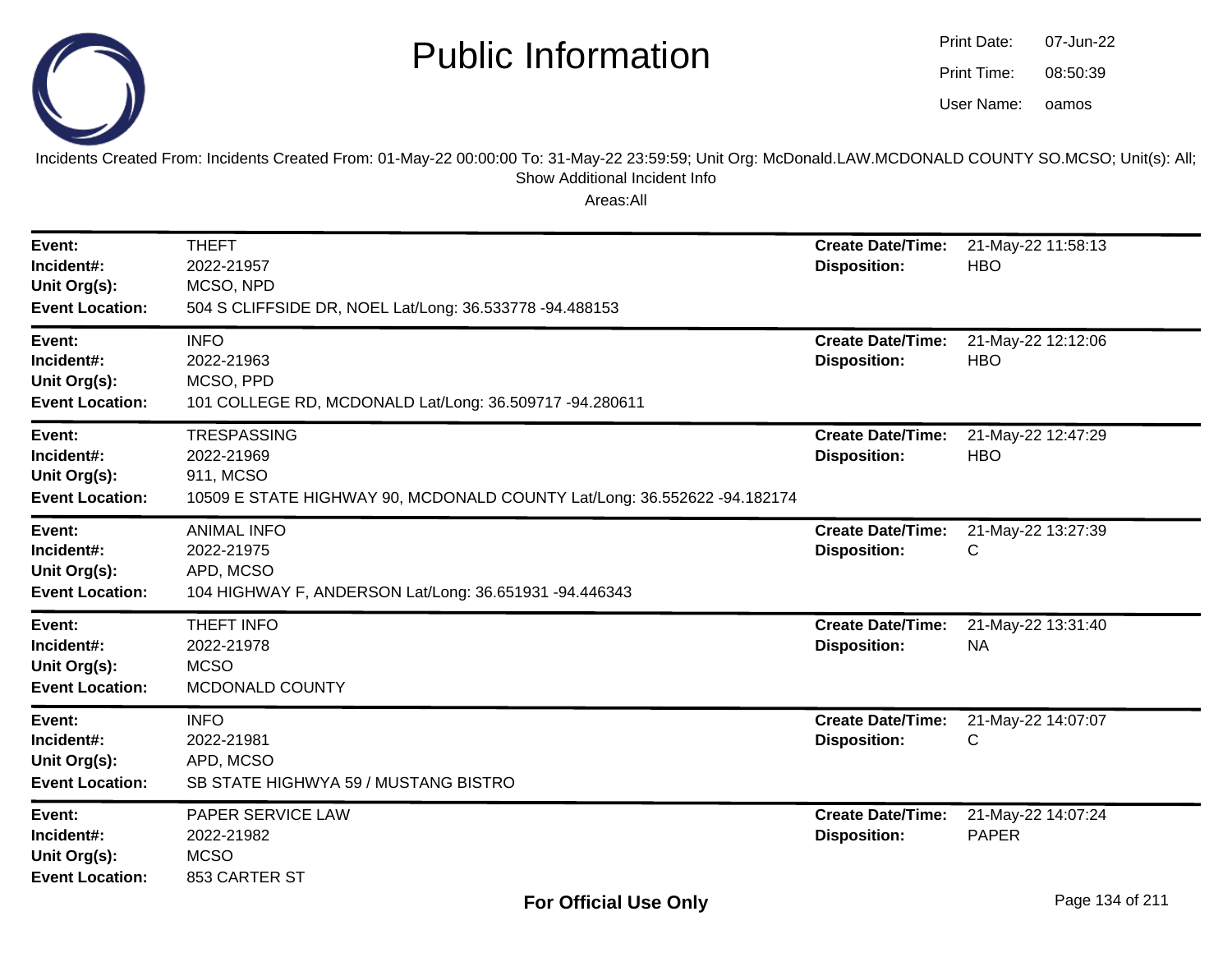# Public Information

Print Date: 07-Jun-22
Print Time: 08:50:39
User Name: oamos

Incidents Created From: Incidents Created From: 01-May-22 00:00:00 To: 31-May-22 23:59:59; Unit Org: McDonald.LAW.MCDONALD COUNTY SO.MCSO; Unit(s): All; Show Additional Incident Info

Areas:All

| | | | |
|---|---|---|---|
| **Event:** | THEFT | **Create Date/Time:** | 21-May-22 11:58:13 |
| **Incident#:** | 2022-21957 | **Disposition:** | HBO |
| **Unit Org(s):** | MCSO, NPD | | |
| **Event Location:** | 504 S CLIFFSIDE DR, NOEL Lat/Long: 36.533778 -94.488153 | | |

| | | | |
|---|---|---|---|
| **Event:** | INFO | **Create Date/Time:** | 21-May-22 12:12:06 |
| **Incident#:** | 2022-21963 | **Disposition:** | HBO |
| **Unit Org(s):** | MCSO, PPD | | |
| **Event Location:** | 101 COLLEGE RD, MCDONALD Lat/Long: 36.509717 -94.280611 | | |

| | | | |
|---|---|---|---|
| **Event:** | TRESPASSING | **Create Date/Time:** | 21-May-22 12:47:29 |
| **Incident#:** | 2022-21969 | **Disposition:** | HBO |
| **Unit Org(s):** | 911, MCSO | | |
| **Event Location:** | 10509 E STATE HIGHWAY 90, MCDONALD COUNTY Lat/Long: 36.552622 -94.182174 | | |

| | | | |
|---|---|---|---|
| **Event:** | ANIMAL INFO | **Create Date/Time:** | 21-May-22 13:27:39 |
| **Incident#:** | 2022-21975 | **Disposition:** | C |
| **Unit Org(s):** | APD, MCSO | | |
| **Event Location:** | 104 HIGHWAY F, ANDERSON Lat/Long: 36.651931 -94.446343 | | |

| | | | |
|---|---|---|---|
| **Event:** | THEFT INFO | **Create Date/Time:** | 21-May-22 13:31:40 |
| **Incident#:** | 2022-21978 | **Disposition:** | NA |
| **Unit Org(s):** | MCSO | | |
| **Event Location:** | MCDONALD COUNTY | | |

| | | | |
|---|---|---|---|
| **Event:** | INFO | **Create Date/Time:** | 21-May-22 14:07:07 |
| **Incident#:** | 2022-21981 | **Disposition:** | C |
| **Unit Org(s):** | APD, MCSO | | |
| **Event Location:** | SB STATE HIGHWYA 59 / MUSTANG BISTRO | | |

| | | | |
|---|---|---|---|
| **Event:** | PAPER SERVICE LAW | **Create Date/Time:** | 21-May-22 14:07:24 |
| **Incident#:** | 2022-21982 | **Disposition:** | PAPER |
| **Unit Org(s):** | MCSO | | |
| **Event Location:** | 853 CARTER ST | | |

**For Official Use Only**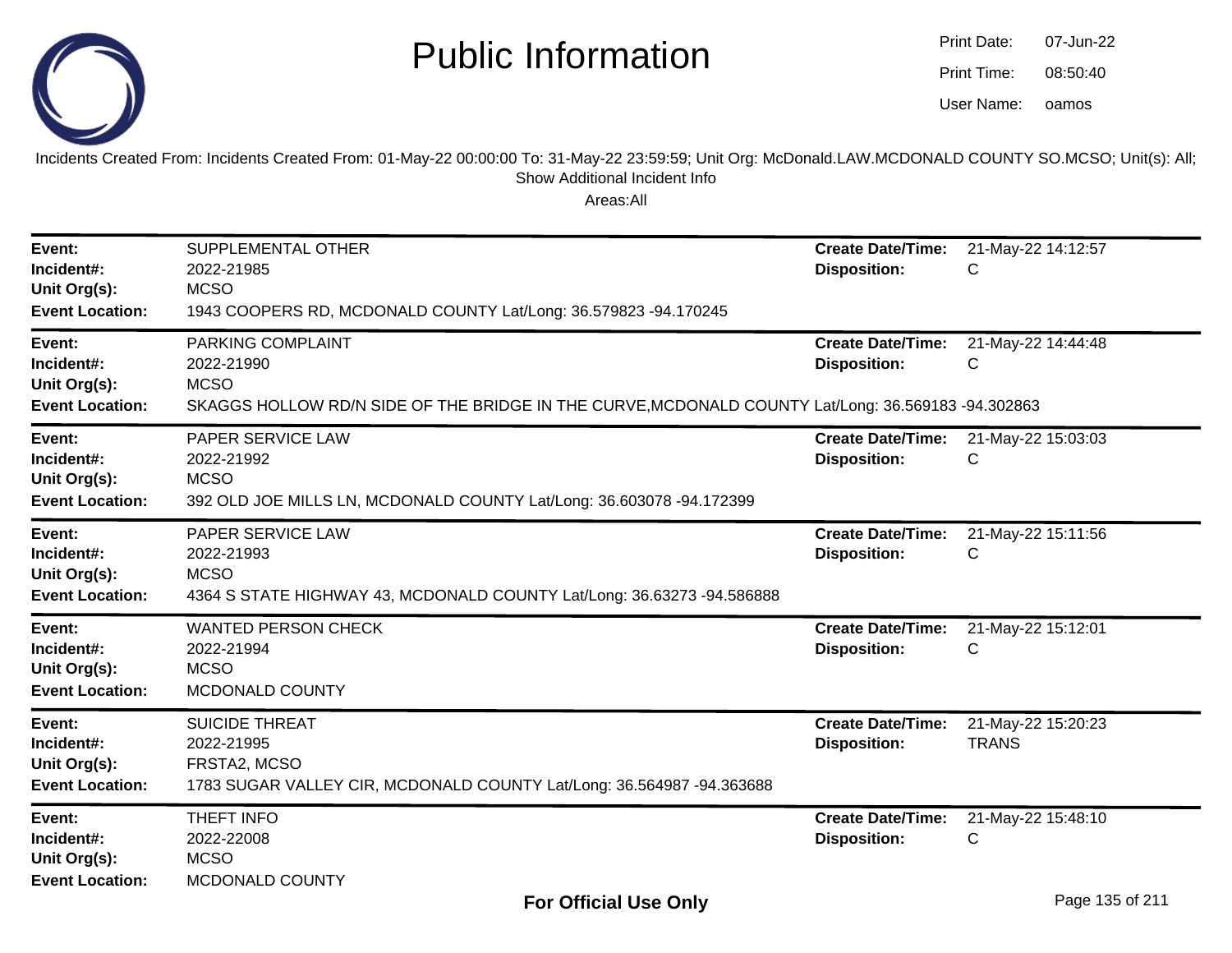# Public Information

Print Date: 07-Jun-22
Print Time: 08:50:40
User Name: oamos

Incidents Created From: Incidents Created From: 01-May-22 00:00:00 To: 31-May-22 23:59:59; Unit Org: McDonald.LAW.MCDONALD COUNTY SO.MCSO; Unit(s): All; Show Additional Incident Info

Areas:All

---

**Event:** SUPPLEMENTAL OTHER
**Incident#:** 2022-21985
**Unit Org(s):** MCSO
**Event Location:** 1943 COOPERS RD, MCDONALD COUNTY Lat/Long: 36.579823 -94.170245
**Create Date/Time:** 21-May-22 14:12:57
**Disposition:** C

---

**Event:** PARKING COMPLAINT
**Incident#:** 2022-21990
**Unit Org(s):** MCSO
**Event Location:** SKAGGS HOLLOW RD/N SIDE OF THE BRIDGE IN THE CURVE,MCDONALD COUNTY Lat/Long: 36.569183 -94.302863
**Create Date/Time:** 21-May-22 14:44:48
**Disposition:** C

---

**Event:** PAPER SERVICE LAW
**Incident#:** 2022-21992
**Unit Org(s):** MCSO
**Event Location:** 392 OLD JOE MILLS LN, MCDONALD COUNTY Lat/Long: 36.603078 -94.172399
**Create Date/Time:** 21-May-22 15:03:03
**Disposition:** C

---

**Event:** PAPER SERVICE LAW
**Incident#:** 2022-21993
**Unit Org(s):** MCSO
**Event Location:** 4364 S STATE HIGHWAY 43, MCDONALD COUNTY Lat/Long: 36.63273 -94.586888
**Create Date/Time:** 21-May-22 15:11:56
**Disposition:** C

---

**Event:** WANTED PERSON CHECK
**Incident#:** 2022-21994
**Unit Org(s):** MCSO
**Event Location:** MCDONALD COUNTY
**Create Date/Time:** 21-May-22 15:12:01
**Disposition:** C

---

**Event:** SUICIDE THREAT
**Incident#:** 2022-21995
**Unit Org(s):** FRSTA2, MCSO
**Event Location:** 1783 SUGAR VALLEY CIR, MCDONALD COUNTY Lat/Long: 36.564987 -94.363688
**Create Date/Time:** 21-May-22 15:20:23
**Disposition:** TRANS

---

**Event:** THEFT INFO
**Incident#:** 2022-22008
**Unit Org(s):** MCSO
**Event Location:** MCDONALD COUNTY
**Create Date/Time:** 21-May-22 15:48:10
**Disposition:** C

**For Official Use Only**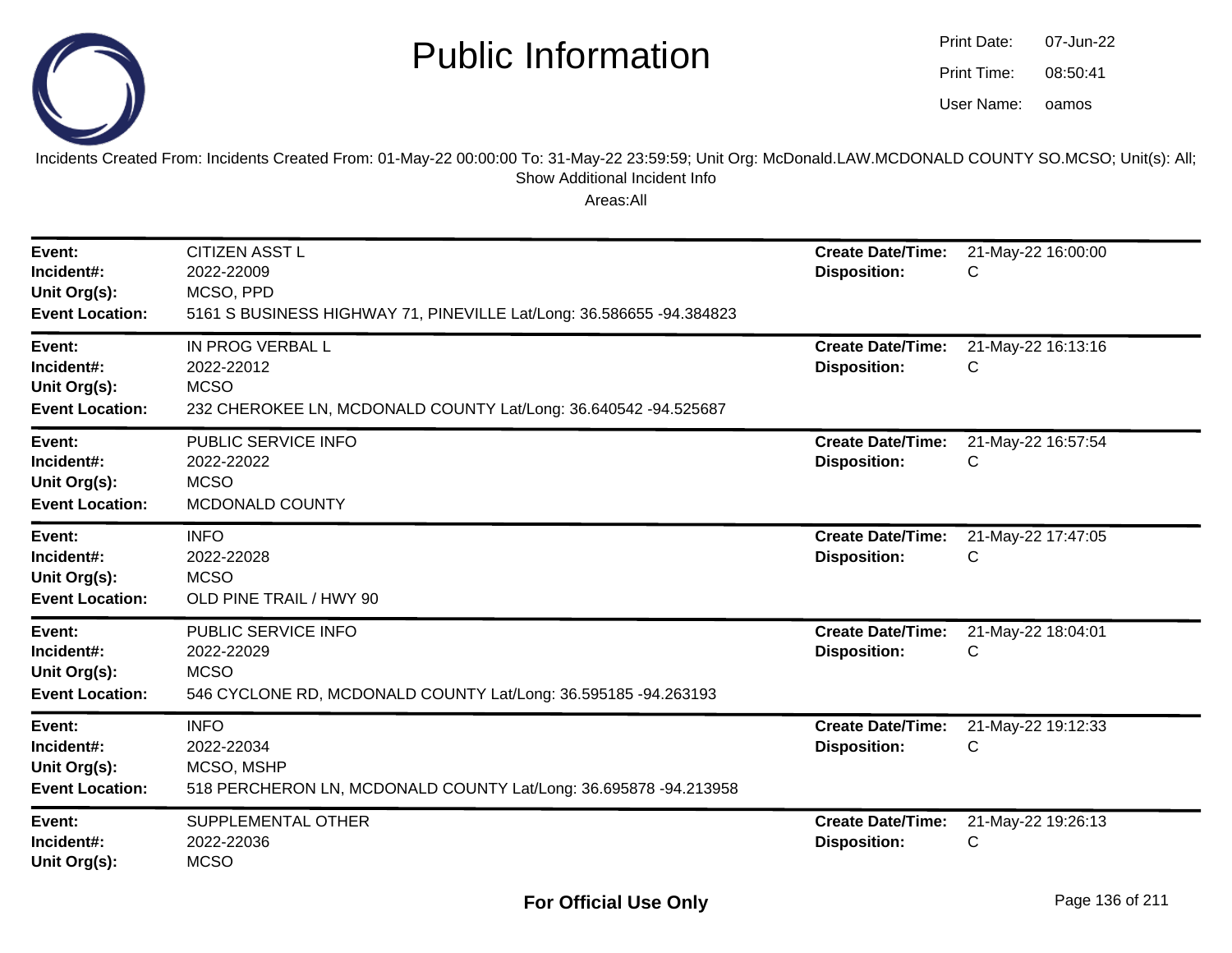# Public Information

Print Date: 07-Jun-22
Print Time: 08:50:41
User Name: oamos

Incidents Created From: Incidents Created From: 01-May-22 00:00:00 To: 31-May-22 23:59:59; Unit Org: McDonald.LAW.MCDONALD COUNTY SO.MCSO; Unit(s): All; Show Additional Incident Info

Areas:All

| | | | |
|---|---|---|---|
| **Event:** | CITIZEN ASST L | **Create Date/Time:** | 21-May-22 16:00:00 |
| **Incident#:** | 2022-22009 | **Disposition:** | C |
| **Unit Org(s):** | MCSO, PPD | | |
| **Event Location:** | 5161 S BUSINESS HIGHWAY 71, PINEVILLE Lat/Long: 36.586655 -94.384823 | | |

| | | | |
|---|---|---|---|
| **Event:** | IN PROG VERBAL L | **Create Date/Time:** | 21-May-22 16:13:16 |
| **Incident#:** | 2022-22012 | **Disposition:** | C |
| **Unit Org(s):** | MCSO | | |
| **Event Location:** | 232 CHEROKEE LN, MCDONALD COUNTY Lat/Long: 36.640542 -94.525687 | | |

| | | | |
|---|---|---|---|
| **Event:** | PUBLIC SERVICE INFO | **Create Date/Time:** | 21-May-22 16:57:54 |
| **Incident#:** | 2022-22022 | **Disposition:** | C |
| **Unit Org(s):** | MCSO | | |
| **Event Location:** | MCDONALD COUNTY | | |

| | | | |
|---|---|---|---|
| **Event:** | INFO | **Create Date/Time:** | 21-May-22 17:47:05 |
| **Incident#:** | 2022-22028 | **Disposition:** | C |
| **Unit Org(s):** | MCSO | | |
| **Event Location:** | OLD PINE TRAIL / HWY 90 | | |

| | | | |
|---|---|---|---|
| **Event:** | PUBLIC SERVICE INFO | **Create Date/Time:** | 21-May-22 18:04:01 |
| **Incident#:** | 2022-22029 | **Disposition:** | C |
| **Unit Org(s):** | MCSO | | |
| **Event Location:** | 546 CYCLONE RD, MCDONALD COUNTY Lat/Long: 36.595185 -94.263193 | | |

| | | | |
|---|---|---|---|
| **Event:** | INFO | **Create Date/Time:** | 21-May-22 19:12:33 |
| **Incident#:** | 2022-22034 | **Disposition:** | C |
| **Unit Org(s):** | MCSO, MSHP | | |
| **Event Location:** | 518 PERCHERON LN, MCDONALD COUNTY Lat/Long: 36.695878 -94.213958 | | |

| | | | |
|---|---|---|---|
| **Event:** | SUPPLEMENTAL OTHER | **Create Date/Time:** | 21-May-22 19:26:13 |
| **Incident#:** | 2022-22036 | **Disposition:** | C |
| **Unit Org(s):** | MCSO | | |

**For Official Use Only**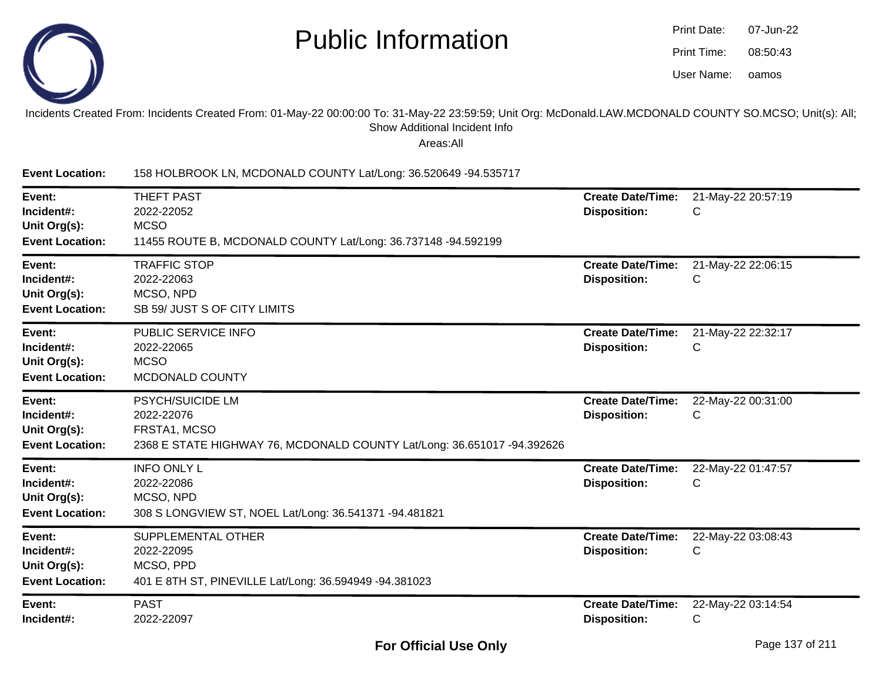# Public Information

Print Date: 07-Jun-22
Print Time: 08:50:43
User Name: oamos

Incidents Created From: Incidents Created From: 01-May-22 00:00:00 To: 31-May-22 23:59:59; Unit Org: McDonald.LAW.MCDONALD COUNTY SO.MCSO; Unit(s): All; Show Additional Incident Info

Areas:All

**Event Location:** 158 HOLBROOK LN, MCDONALD COUNTY Lat/Long: 36.520649 -94.535717

---

**Event:** THEFT PAST
**Incident#:** 2022-22052
**Unit Org(s):** MCSO
**Event Location:** 11455 ROUTE B, MCDONALD COUNTY Lat/Long: 36.737148 -94.592199
**Create Date/Time:** 21-May-22 20:57:19
**Disposition:** C

---

**Event:** TRAFFIC STOP
**Incident#:** 2022-22063
**Unit Org(s):** MCSO, NPD
**Event Location:** SB 59/ JUST S OF CITY LIMITS
**Create Date/Time:** 21-May-22 22:06:15
**Disposition:** C

---

**Event:** PUBLIC SERVICE INFO
**Incident#:** 2022-22065
**Unit Org(s):** MCSO
**Event Location:** MCDONALD COUNTY
**Create Date/Time:** 21-May-22 22:32:17
**Disposition:** C

---

**Event:** PSYCH/SUICIDE LM
**Incident#:** 2022-22076
**Unit Org(s):** FRSTA1, MCSO
**Event Location:** 2368 E STATE HIGHWAY 76, MCDONALD COUNTY Lat/Long: 36.651017 -94.392626
**Create Date/Time:** 22-May-22 00:31:00
**Disposition:** C

---

**Event:** INFO ONLY L
**Incident#:** 2022-22086
**Unit Org(s):** MCSO, NPD
**Event Location:** 308 S LONGVIEW ST, NOEL Lat/Long: 36.541371 -94.481821
**Create Date/Time:** 22-May-22 01:47:57
**Disposition:** C

---

**Event:** SUPPLEMENTAL OTHER
**Incident#:** 2022-22095
**Unit Org(s):** MCSO, PPD
**Event Location:** 401 E 8TH ST, PINEVILLE Lat/Long: 36.594949 -94.381023
**Create Date/Time:** 22-May-22 03:08:43
**Disposition:** C

---

**Event:** PAST
**Incident#:** 2022-22097
**Create Date/Time:** 22-May-22 03:14:54
**Disposition:** C

**For Official Use Only**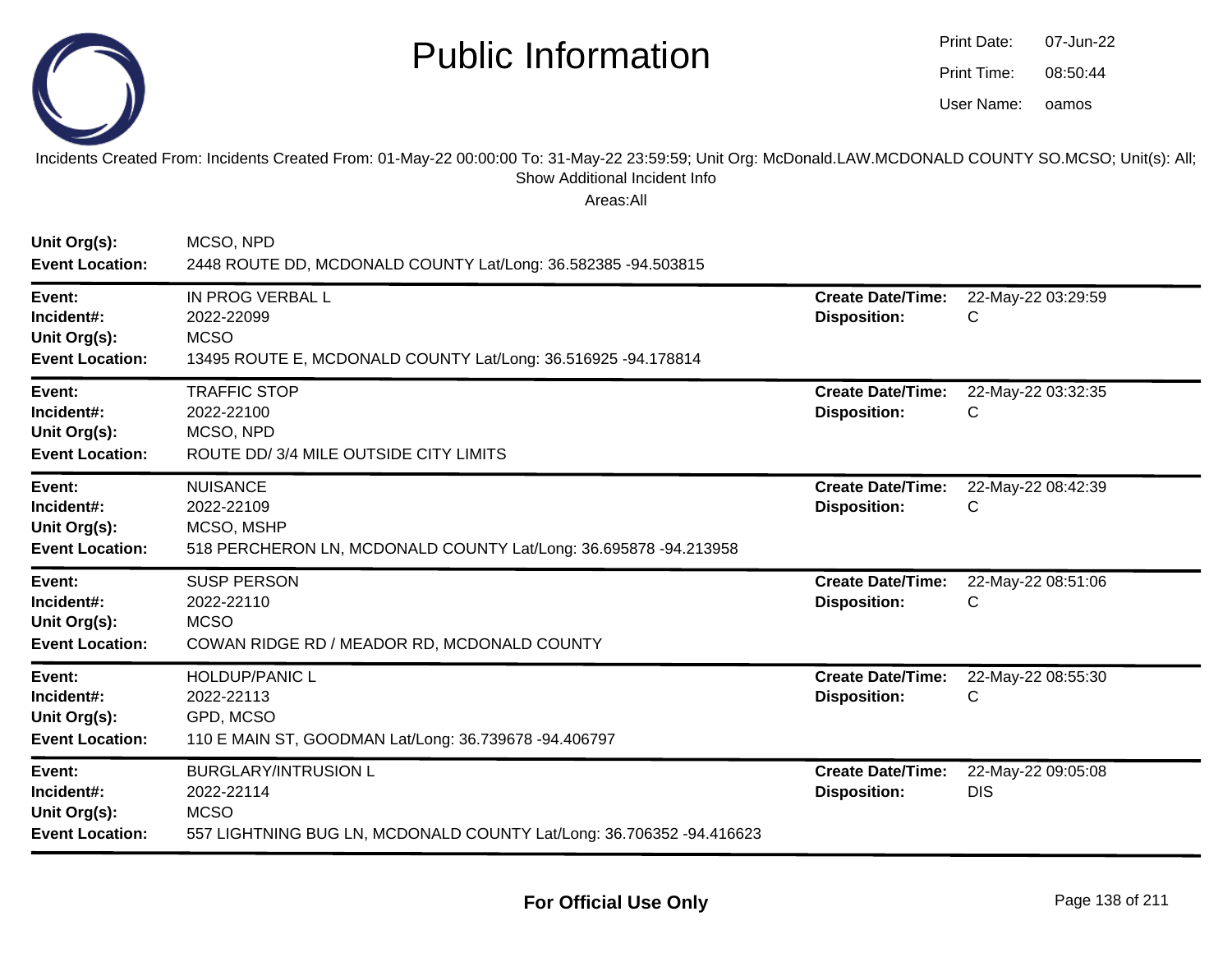# Public Information

Print Date: 07-Jun-22
Print Time: 08:50:44
User Name: oamos

Incidents Created From: Incidents Created From: 01-May-22 00:00:00 To: 31-May-22 23:59:59; Unit Org: McDonald.LAW.MCDONALD COUNTY SO.MCSO; Unit(s): All; Show Additional Incident Info

Areas:All

**Unit Org(s):** MCSO, NPD
**Event Location:** 2448 ROUTE DD, MCDONALD COUNTY Lat/Long: 36.582385 -94.503815

---

**Event:** IN PROG VERBAL L
**Incident#:** 2022-22099
**Unit Org(s):** MCSO
**Event Location:** 13495 ROUTE E, MCDONALD COUNTY Lat/Long: 36.516925 -94.178814
**Create Date/Time:** 22-May-22 03:29:59
**Disposition:** C

---

**Event:** TRAFFIC STOP
**Incident#:** 2022-22100
**Unit Org(s):** MCSO, NPD
**Event Location:** ROUTE DD/ 3/4 MILE OUTSIDE CITY LIMITS
**Create Date/Time:** 22-May-22 03:32:35
**Disposition:** C

---

**Event:** NUISANCE
**Incident#:** 2022-22109
**Unit Org(s):** MCSO, MSHP
**Event Location:** 518 PERCHERON LN, MCDONALD COUNTY Lat/Long: 36.695878 -94.213958
**Create Date/Time:** 22-May-22 08:42:39
**Disposition:** C

---

**Event:** SUSP PERSON
**Incident#:** 2022-22110
**Unit Org(s):** MCSO
**Event Location:** COWAN RIDGE RD / MEADOR RD, MCDONALD COUNTY
**Create Date/Time:** 22-May-22 08:51:06
**Disposition:** C

---

**Event:** HOLDUP/PANIC L
**Incident#:** 2022-22113
**Unit Org(s):** GPD, MCSO
**Event Location:** 110 E MAIN ST, GOODMAN Lat/Long: 36.739678 -94.406797
**Create Date/Time:** 22-May-22 08:55:30
**Disposition:** C

---

**Event:** BURGLARY/INTRUSION L
**Incident#:** 2022-22114
**Unit Org(s):** MCSO
**Event Location:** 557 LIGHTNING BUG LN, MCDONALD COUNTY Lat/Long: 36.706352 -94.416623
**Create Date/Time:** 22-May-22 09:05:08
**Disposition:** DIS

---

**For Official Use Only**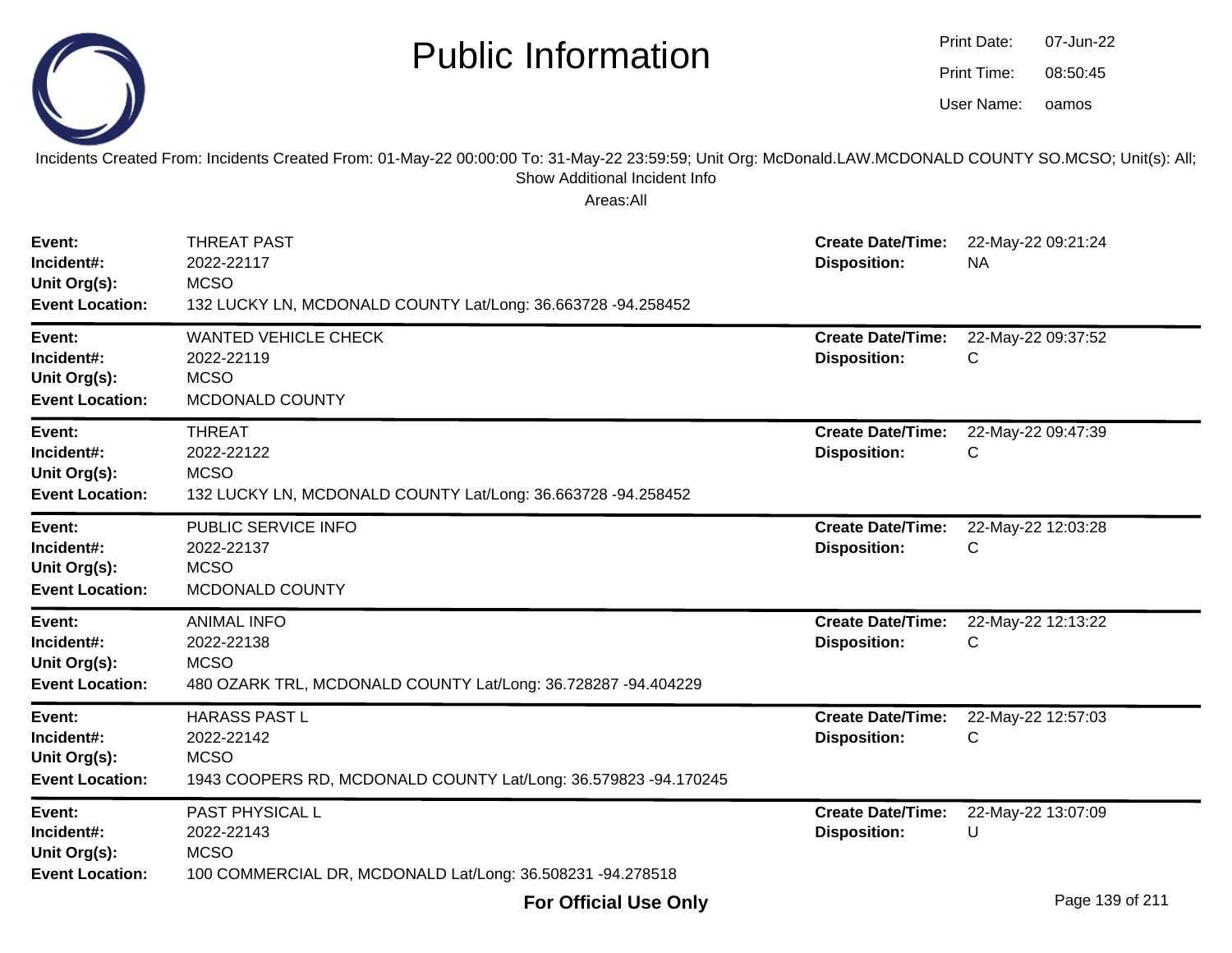# Public Information

Print Date: 07-Jun-22
Print Time: 08:50:45
User Name: oamos

Incidents Created From: Incidents Created From: 01-May-22 00:00:00 To: 31-May-22 23:59:59; Unit Org: McDonald.LAW.MCDONALD COUNTY SO.MCSO; Unit(s): All; Show Additional Incident Info

Areas:All

---

**Event:** THREAT PAST
**Incident#:** 2022-22117
**Unit Org(s):** MCSO
**Event Location:** 132 LUCKY LN, MCDONALD COUNTY Lat/Long: 36.663728 -94.258452
**Create Date/Time:** 22-May-22 09:21:24
**Disposition:** NA

---

**Event:** WANTED VEHICLE CHECK
**Incident#:** 2022-22119
**Unit Org(s):** MCSO
**Event Location:** MCDONALD COUNTY
**Create Date/Time:** 22-May-22 09:37:52
**Disposition:** C

---

**Event:** THREAT
**Incident#:** 2022-22122
**Unit Org(s):** MCSO
**Event Location:** 132 LUCKY LN, MCDONALD COUNTY Lat/Long: 36.663728 -94.258452
**Create Date/Time:** 22-May-22 09:47:39
**Disposition:** C

---

**Event:** PUBLIC SERVICE INFO
**Incident#:** 2022-22137
**Unit Org(s):** MCSO
**Event Location:** MCDONALD COUNTY
**Create Date/Time:** 22-May-22 12:03:28
**Disposition:** C

---

**Event:** ANIMAL INFO
**Incident#:** 2022-22138
**Unit Org(s):** MCSO
**Event Location:** 480 OZARK TRL, MCDONALD COUNTY Lat/Long: 36.728287 -94.404229
**Create Date/Time:** 22-May-22 12:13:22
**Disposition:** C

---

**Event:** HARASS PAST L
**Incident#:** 2022-22142
**Unit Org(s):** MCSO
**Event Location:** 1943 COOPERS RD, MCDONALD COUNTY Lat/Long: 36.579823 -94.170245
**Create Date/Time:** 22-May-22 12:57:03
**Disposition:** C

---

**Event:** PAST PHYSICAL L
**Incident#:** 2022-22143
**Unit Org(s):** MCSO
**Event Location:** 100 COMMERCIAL DR, MCDONALD Lat/Long: 36.508231 -94.278518
**Create Date/Time:** 22-May-22 13:07:09
**Disposition:** U

**For Official Use Only**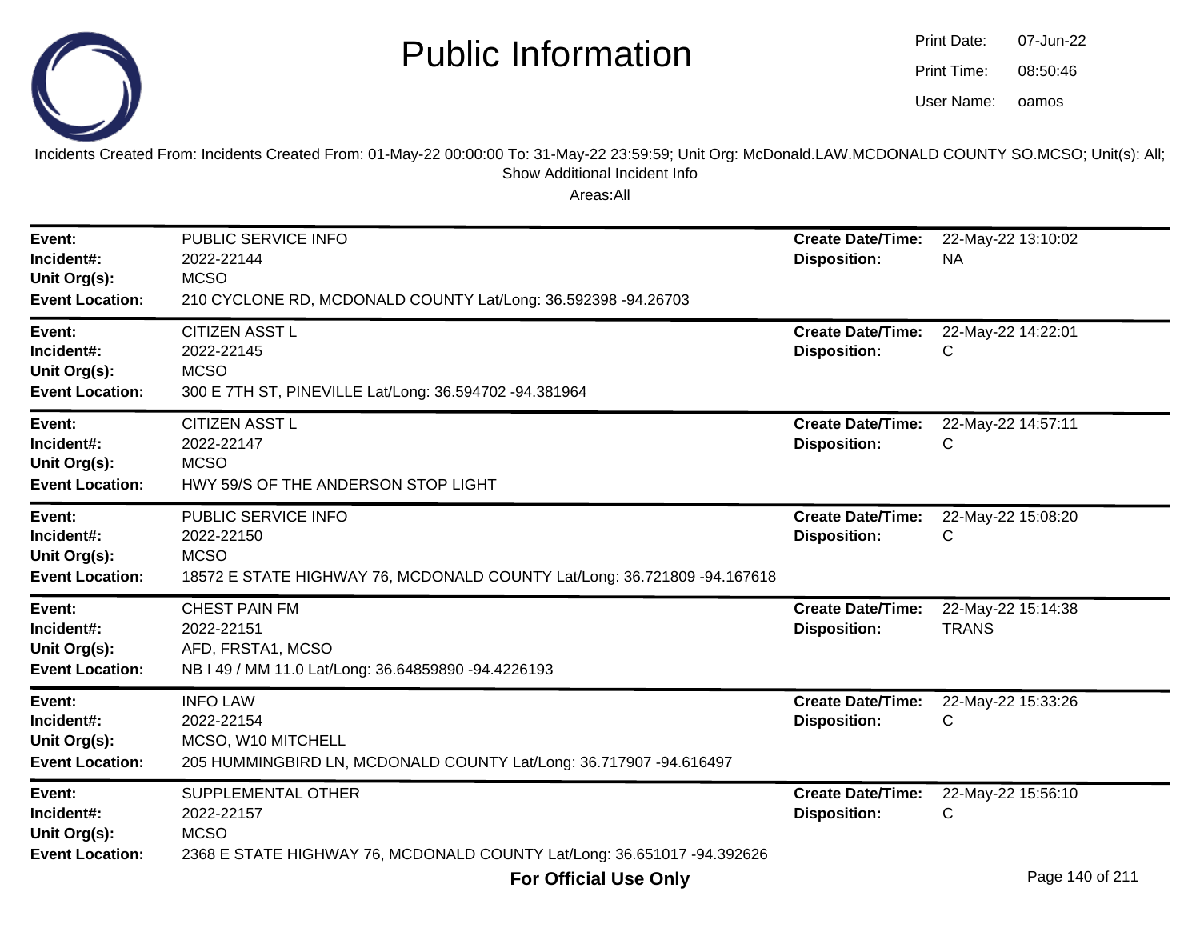# Public Information

Print Date: 07-Jun-22
Print Time: 08:50:46
User Name: oamos

Incidents Created From: Incidents Created From: 01-May-22 00:00:00 To: 31-May-22 23:59:59; Unit Org: McDonald.LAW.MCDONALD COUNTY SO.MCSO; Unit(s): All; Show Additional Incident Info

Areas:All

| | | | |
|---|---|---|---|
| **Event:** | PUBLIC SERVICE INFO | **Create Date/Time:** | 22-May-22 13:10:02 |
| **Incident#:** | 2022-22144 | **Disposition:** | NA |
| **Unit Org(s):** | MCSO | | |
| **Event Location:** | 210 CYCLONE RD, MCDONALD COUNTY Lat/Long: 36.592398 -94.26703 | | |

| | | | |
|---|---|---|---|
| **Event:** | CITIZEN ASST L | **Create Date/Time:** | 22-May-22 14:22:01 |
| **Incident#:** | 2022-22145 | **Disposition:** | C |
| **Unit Org(s):** | MCSO | | |
| **Event Location:** | 300 E 7TH ST, PINEVILLE Lat/Long: 36.594702 -94.381964 | | |

| | | | |
|---|---|---|---|
| **Event:** | CITIZEN ASST L | **Create Date/Time:** | 22-May-22 14:57:11 |
| **Incident#:** | 2022-22147 | **Disposition:** | C |
| **Unit Org(s):** | MCSO | | |
| **Event Location:** | HWY 59/S OF THE ANDERSON STOP LIGHT | | |

| | | | |
|---|---|---|---|
| **Event:** | PUBLIC SERVICE INFO | **Create Date/Time:** | 22-May-22 15:08:20 |
| **Incident#:** | 2022-22150 | **Disposition:** | C |
| **Unit Org(s):** | MCSO | | |
| **Event Location:** | 18572 E STATE HIGHWAY 76, MCDONALD COUNTY Lat/Long: 36.721809 -94.167618 | | |

| | | | |
|---|---|---|---|
| **Event:** | CHEST PAIN FM | **Create Date/Time:** | 22-May-22 15:14:38 |
| **Incident#:** | 2022-22151 | **Disposition:** | TRANS |
| **Unit Org(s):** | AFD, FRSTA1, MCSO | | |
| **Event Location:** | NB I 49 / MM 11.0 Lat/Long: 36.64859890 -94.4226193 | | |

| | | | |
|---|---|---|---|
| **Event:** | INFO LAW | **Create Date/Time:** | 22-May-22 15:33:26 |
| **Incident#:** | 2022-22154 | **Disposition:** | C |
| **Unit Org(s):** | MCSO, W10 MITCHELL | | |
| **Event Location:** | 205 HUMMINGBIRD LN, MCDONALD COUNTY Lat/Long: 36.717907 -94.616497 | | |

| | | | |
|---|---|---|---|
| **Event:** | SUPPLEMENTAL OTHER | **Create Date/Time:** | 22-May-22 15:56:10 |
| **Incident#:** | 2022-22157 | **Disposition:** | C |
| **Unit Org(s):** | MCSO | | |
| **Event Location:** | 2368 E STATE HIGHWAY 76, MCDONALD COUNTY Lat/Long: 36.651017 -94.392626 | | |

**For Official Use Only**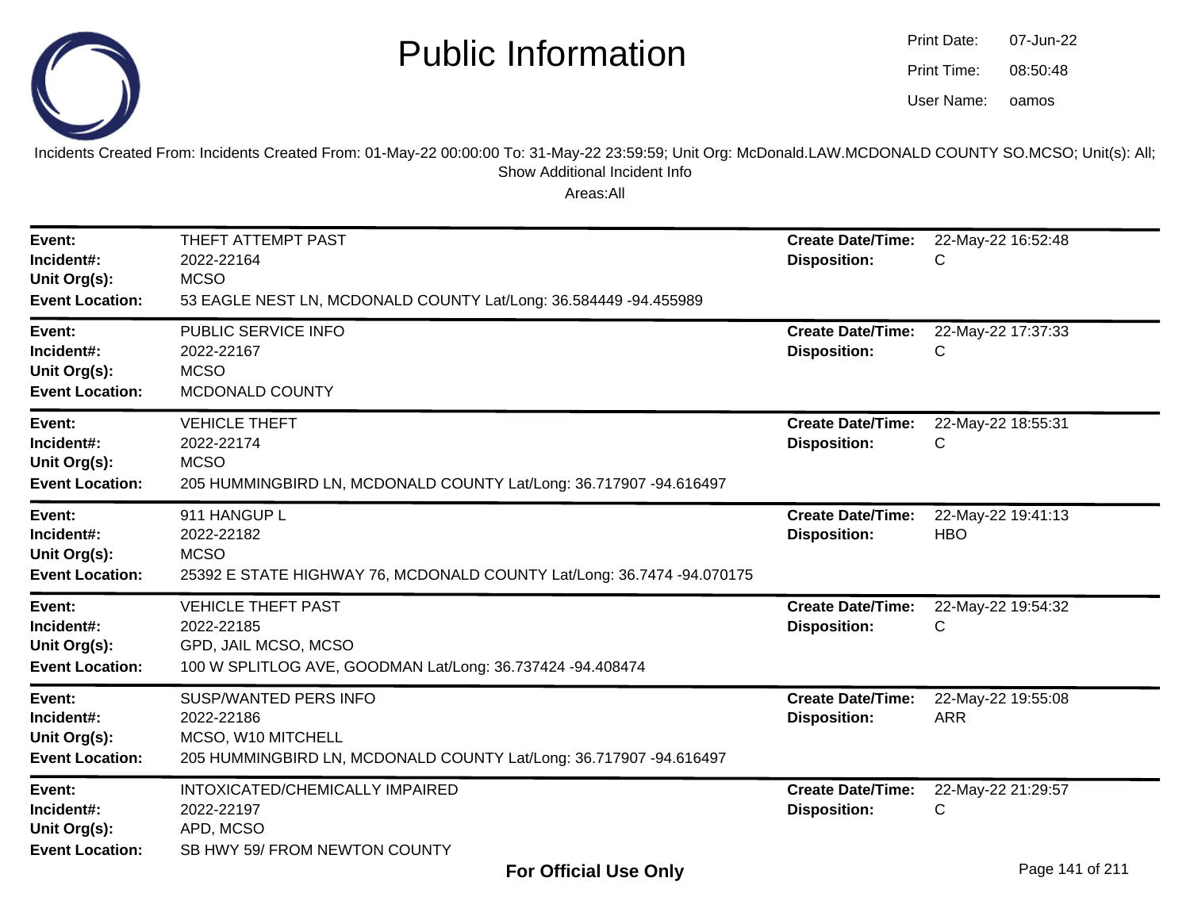# Public Information

Print Date: 07-Jun-22
Print Time: 08:50:48
User Name: oamos

Incidents Created From: Incidents Created From: 01-May-22 00:00:00 To: 31-May-22 23:59:59; Unit Org: McDonald.LAW.MCDONALD COUNTY SO.MCSO; Unit(s): All; Show Additional Incident Info

Areas:All

---

**Event:** THEFT ATTEMPT PAST
**Incident#:** 2022-22164
**Unit Org(s):** MCSO
**Event Location:** 53 EAGLE NEST LN, MCDONALD COUNTY Lat/Long: 36.584449 -94.455989
**Create Date/Time:** 22-May-22 16:52:48
**Disposition:** C

---

**Event:** PUBLIC SERVICE INFO
**Incident#:** 2022-22167
**Unit Org(s):** MCSO
**Event Location:** MCDONALD COUNTY
**Create Date/Time:** 22-May-22 17:37:33
**Disposition:** C

---

**Event:** VEHICLE THEFT
**Incident#:** 2022-22174
**Unit Org(s):** MCSO
**Event Location:** 205 HUMMINGBIRD LN, MCDONALD COUNTY Lat/Long: 36.717907 -94.616497
**Create Date/Time:** 22-May-22 18:55:31
**Disposition:** C

---

**Event:** 911 HANGUP L
**Incident#:** 2022-22182
**Unit Org(s):** MCSO
**Event Location:** 25392 E STATE HIGHWAY 76, MCDONALD COUNTY Lat/Long: 36.7474 -94.070175
**Create Date/Time:** 22-May-22 19:41:13
**Disposition:** HBO

---

**Event:** VEHICLE THEFT PAST
**Incident#:** 2022-22185
**Unit Org(s):** GPD, JAIL MCSO, MCSO
**Event Location:** 100 W SPLITLOG AVE, GOODMAN Lat/Long: 36.737424 -94.408474
**Create Date/Time:** 22-May-22 19:54:32
**Disposition:** C

---

**Event:** SUSP/WANTED PERS INFO
**Incident#:** 2022-22186
**Unit Org(s):** MCSO, W10 MITCHELL
**Event Location:** 205 HUMMINGBIRD LN, MCDONALD COUNTY Lat/Long: 36.717907 -94.616497
**Create Date/Time:** 22-May-22 19:55:08
**Disposition:** ARR

---

**Event:** INTOXICATED/CHEMICALLY IMPAIRED
**Incident#:** 2022-22197
**Unit Org(s):** APD, MCSO
**Event Location:** SB HWY 59/ FROM NEWTON COUNTY
**Create Date/Time:** 22-May-22 21:29:57
**Disposition:** C

For Official Use Only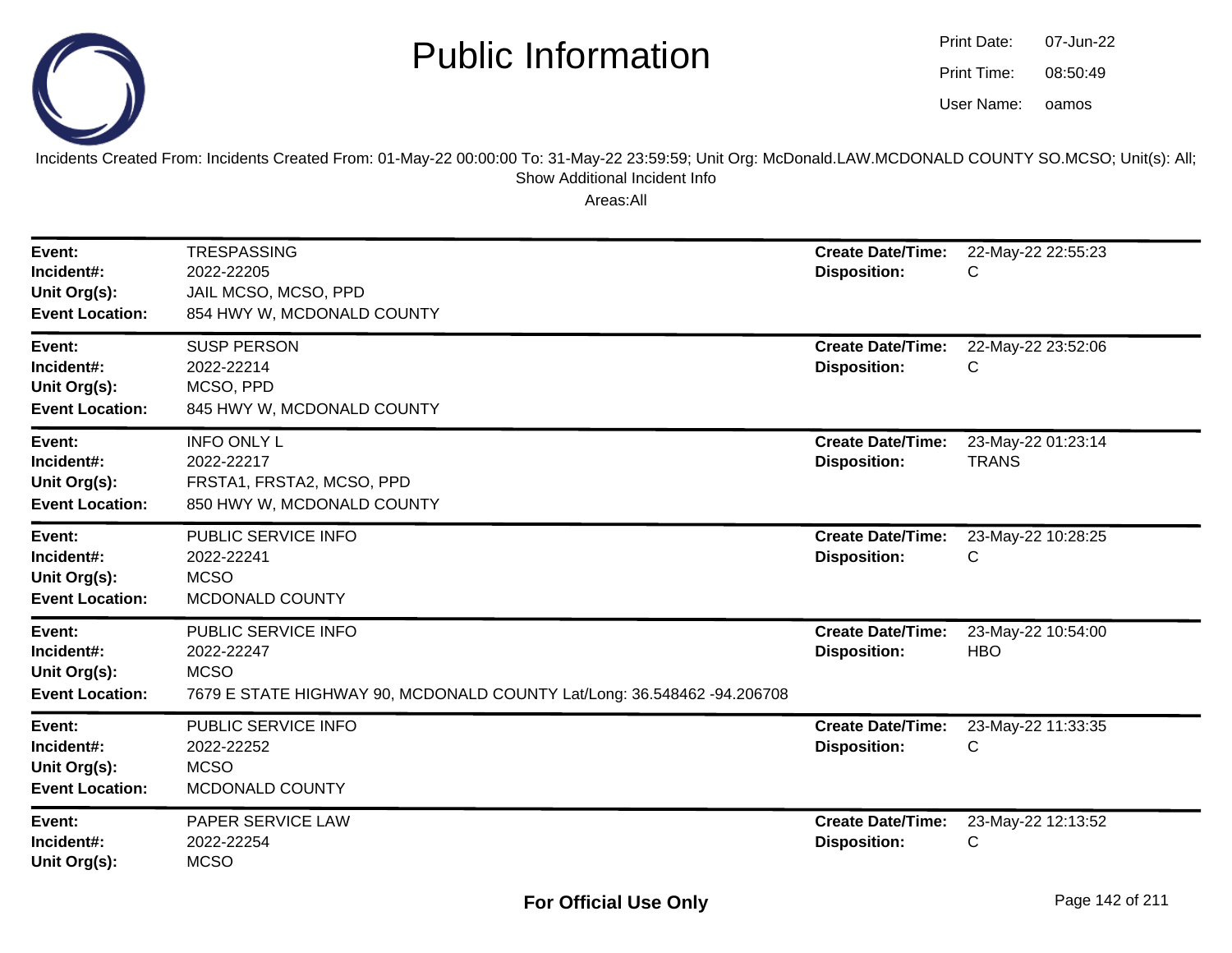# Public Information

Print Date: 07-Jun-22
Print Time: 08:50:49
User Name: oamos

Incidents Created From: Incidents Created From: 01-May-22 00:00:00 To: 31-May-22 23:59:59; Unit Org: McDonald.LAW.MCDONALD COUNTY SO.MCSO; Unit(s): All; Show Additional Incident Info

Areas:All

| | | | |
|---|---|---|---|
| **Event:** | TRESPASSING | **Create Date/Time:** | 22-May-22 22:55:23 |
| **Incident#:** | 2022-22205 | **Disposition:** | C |
| **Unit Org(s):** | JAIL MCSO, MCSO, PPD | | |
| **Event Location:** | 854 HWY W, MCDONALD COUNTY | | |

| | | | |
|---|---|---|---|
| **Event:** | SUSP PERSON | **Create Date/Time:** | 22-May-22 23:52:06 |
| **Incident#:** | 2022-22214 | **Disposition:** | C |
| **Unit Org(s):** | MCSO, PPD | | |
| **Event Location:** | 845 HWY W, MCDONALD COUNTY | | |

| | | | |
|---|---|---|---|
| **Event:** | INFO ONLY L | **Create Date/Time:** | 23-May-22 01:23:14 |
| **Incident#:** | 2022-22217 | **Disposition:** | TRANS |
| **Unit Org(s):** | FRSTA1, FRSTA2, MCSO, PPD | | |
| **Event Location:** | 850 HWY W, MCDONALD COUNTY | | |

| | | | |
|---|---|---|---|
| **Event:** | PUBLIC SERVICE INFO | **Create Date/Time:** | 23-May-22 10:28:25 |
| **Incident#:** | 2022-22241 | **Disposition:** | C |
| **Unit Org(s):** | MCSO | | |
| **Event Location:** | MCDONALD COUNTY | | |

| | | | |
|---|---|---|---|
| **Event:** | PUBLIC SERVICE INFO | **Create Date/Time:** | 23-May-22 10:54:00 |
| **Incident#:** | 2022-22247 | **Disposition:** | HBO |
| **Unit Org(s):** | MCSO | | |
| **Event Location:** | 7679 E STATE HIGHWAY 90, MCDONALD COUNTY Lat/Long: 36.548462 -94.206708 | | |

| | | | |
|---|---|---|---|
| **Event:** | PUBLIC SERVICE INFO | **Create Date/Time:** | 23-May-22 11:33:35 |
| **Incident#:** | 2022-22252 | **Disposition:** | C |
| **Unit Org(s):** | MCSO | | |
| **Event Location:** | MCDONALD COUNTY | | |

| | | | |
|---|---|---|---|
| **Event:** | PAPER SERVICE LAW | **Create Date/Time:** | 23-May-22 12:13:52 |
| **Incident#:** | 2022-22254 | **Disposition:** | C |
| **Unit Org(s):** | MCSO | | |

**For Official Use Only**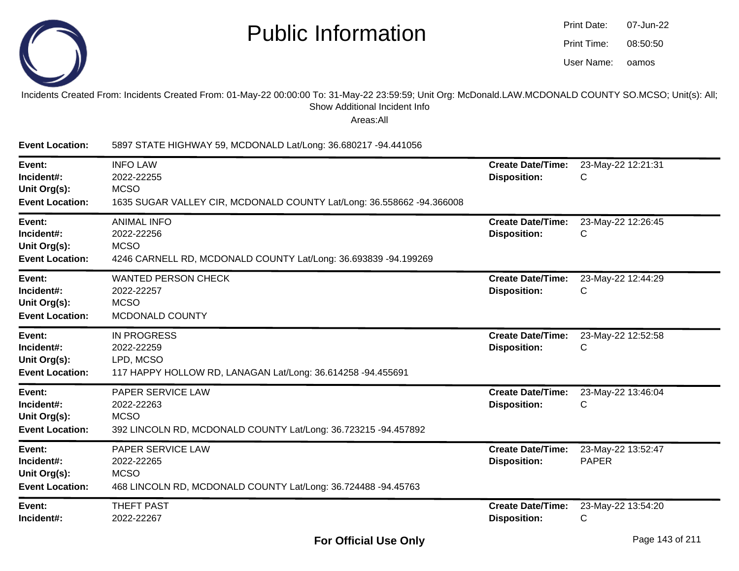# Public Information

Print Date: 07-Jun-22
Print Time: 08:50:50
User Name: oamos

Incidents Created From: Incidents Created From: 01-May-22 00:00:00 To: 31-May-22 23:59:59; Unit Org: McDonald.LAW.MCDONALD COUNTY SO.MCSO; Unit(s): All; Show Additional Incident Info

Areas:All

**Event Location:** 5897 STATE HIGHWAY 59, MCDONALD Lat/Long: 36.680217 -94.441056

---

**Event:** INFO LAW
**Incident#:** 2022-22255
**Unit Org(s):** MCSO
**Event Location:** 1635 SUGAR VALLEY CIR, MCDONALD COUNTY Lat/Long: 36.558662 -94.366008
**Create Date/Time:** 23-May-22 12:21:31
**Disposition:** C

---

**Event:** ANIMAL INFO
**Incident#:** 2022-22256
**Unit Org(s):** MCSO
**Event Location:** 4246 CARNELL RD, MCDONALD COUNTY Lat/Long: 36.693839 -94.199269
**Create Date/Time:** 23-May-22 12:26:45
**Disposition:** C

---

**Event:** WANTED PERSON CHECK
**Incident#:** 2022-22257
**Unit Org(s):** MCSO
**Event Location:** MCDONALD COUNTY
**Create Date/Time:** 23-May-22 12:44:29
**Disposition:** C

---

**Event:** IN PROGRESS
**Incident#:** 2022-22259
**Unit Org(s):** LPD, MCSO
**Event Location:** 117 HAPPY HOLLOW RD, LANAGAN Lat/Long: 36.614258 -94.455691
**Create Date/Time:** 23-May-22 12:52:58
**Disposition:** C

---

**Event:** PAPER SERVICE LAW
**Incident#:** 2022-22263
**Unit Org(s):** MCSO
**Event Location:** 392 LINCOLN RD, MCDONALD COUNTY Lat/Long: 36.723215 -94.457892
**Create Date/Time:** 23-May-22 13:46:04
**Disposition:** C

---

**Event:** PAPER SERVICE LAW
**Incident#:** 2022-22265
**Unit Org(s):** MCSO
**Event Location:** 468 LINCOLN RD, MCDONALD COUNTY Lat/Long: 36.724488 -94.45763
**Create Date/Time:** 23-May-22 13:52:47
**Disposition:** PAPER

---

**Event:** THEFT PAST
**Incident#:** 2022-22267
**Create Date/Time:** 23-May-22 13:54:20
**Disposition:** C

**For Official Use Only**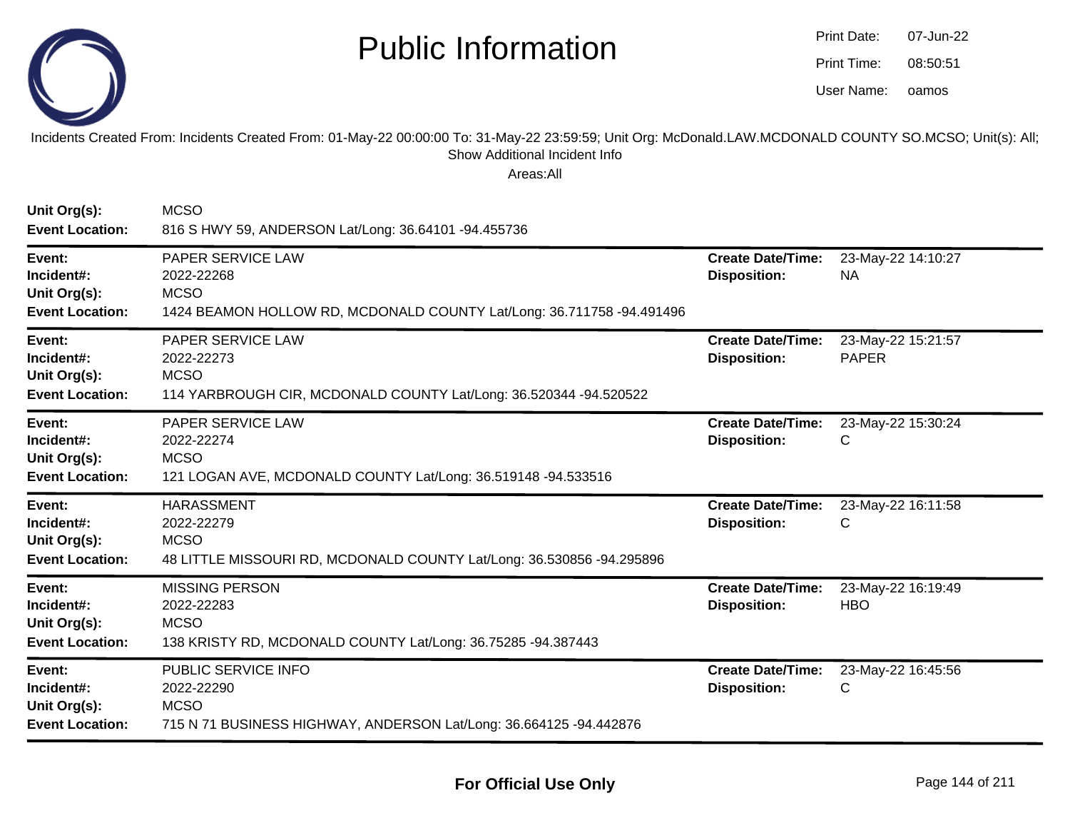# Public Information

Print Date: 07-Jun-22
Print Time: 08:50:51
User Name: oamos

Incidents Created From: Incidents Created From: 01-May-22 00:00:00 To: 31-May-22 23:59:59; Unit Org: McDonald.LAW.MCDONALD COUNTY SO.MCSO; Unit(s): All; Show Additional Incident Info

Areas:All

**Unit Org(s):** MCSO
**Event Location:** 816 S HWY 59, ANDERSON Lat/Long: 36.64101 -94.455736

---

**Event:** PAPER SERVICE LAW
**Incident#:** 2022-22268
**Unit Org(s):** MCSO
**Event Location:** 1424 BEAMON HOLLOW RD, MCDONALD COUNTY Lat/Long: 36.711758 -94.491496
**Create Date/Time:** 23-May-22 14:10:27
**Disposition:** NA

---

**Event:** PAPER SERVICE LAW
**Incident#:** 2022-22273
**Unit Org(s):** MCSO
**Event Location:** 114 YARBROUGH CIR, MCDONALD COUNTY Lat/Long: 36.520344 -94.520522
**Create Date/Time:** 23-May-22 15:21:57
**Disposition:** PAPER

---

**Event:** PAPER SERVICE LAW
**Incident#:** 2022-22274
**Unit Org(s):** MCSO
**Event Location:** 121 LOGAN AVE, MCDONALD COUNTY Lat/Long: 36.519148 -94.533516
**Create Date/Time:** 23-May-22 15:30:24
**Disposition:** C

---

**Event:** HARASSMENT
**Incident#:** 2022-22279
**Unit Org(s):** MCSO
**Event Location:** 48 LITTLE MISSOURI RD, MCDONALD COUNTY Lat/Long: 36.530856 -94.295896
**Create Date/Time:** 23-May-22 16:11:58
**Disposition:** C

---

**Event:** MISSING PERSON
**Incident#:** 2022-22283
**Unit Org(s):** MCSO
**Event Location:** 138 KRISTY RD, MCDONALD COUNTY Lat/Long: 36.75285 -94.387443
**Create Date/Time:** 23-May-22 16:19:49
**Disposition:** HBO

---

**Event:** PUBLIC SERVICE INFO
**Incident#:** 2022-22290
**Unit Org(s):** MCSO
**Event Location:** 715 N 71 BUSINESS HIGHWAY, ANDERSON Lat/Long: 36.664125 -94.442876
**Create Date/Time:** 23-May-22 16:45:56
**Disposition:** C

---

**For Official Use Only**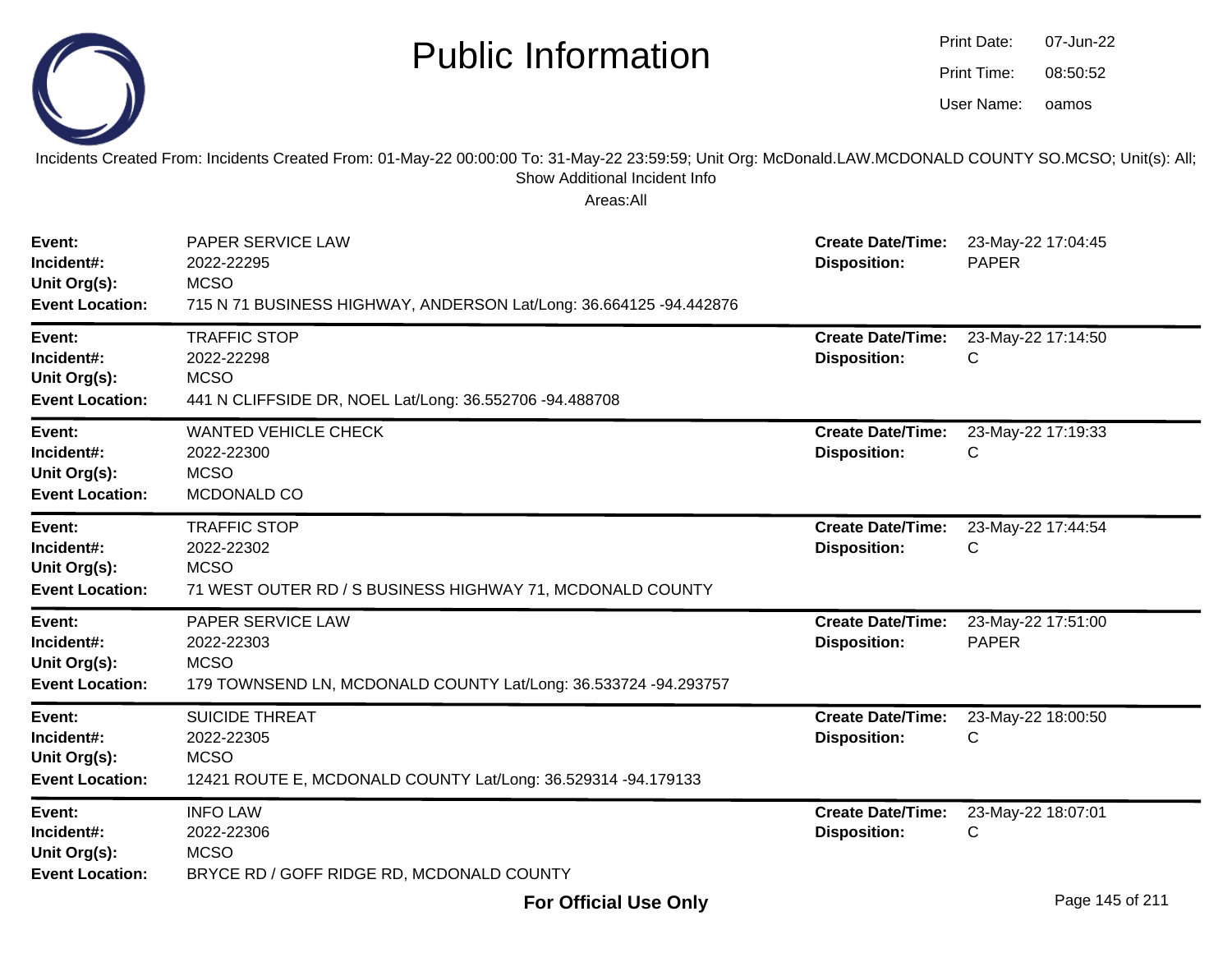# Public Information

Print Date: 07-Jun-22
Print Time: 08:50:52
User Name: oamos

Incidents Created From: Incidents Created From: 01-May-22 00:00:00 To: 31-May-22 23:59:59; Unit Org: McDonald.LAW.MCDONALD COUNTY SO.MCSO; Unit(s): All; Show Additional Incident Info

Areas:All

| | | | |
|---|---|---|---|
| **Event:** | PAPER SERVICE LAW | **Create Date/Time:** | 23-May-22 17:04:45 |
| **Incident#:** | 2022-22295 | **Disposition:** | PAPER |
| **Unit Org(s):** | MCSO | | |
| **Event Location:** | 715 N 71 BUSINESS HIGHWAY, ANDERSON Lat/Long: 36.664125 -94.442876 | | |

| | | | |
|---|---|---|---|
| **Event:** | TRAFFIC STOP | **Create Date/Time:** | 23-May-22 17:14:50 |
| **Incident#:** | 2022-22298 | **Disposition:** | C |
| **Unit Org(s):** | MCSO | | |
| **Event Location:** | 441 N CLIFFSIDE DR, NOEL Lat/Long: 36.552706 -94.488708 | | |

| | | | |
|---|---|---|---|
| **Event:** | WANTED VEHICLE CHECK | **Create Date/Time:** | 23-May-22 17:19:33 |
| **Incident#:** | 2022-22300 | **Disposition:** | C |
| **Unit Org(s):** | MCSO | | |
| **Event Location:** | MCDONALD CO | | |

| | | | |
|---|---|---|---|
| **Event:** | TRAFFIC STOP | **Create Date/Time:** | 23-May-22 17:44:54 |
| **Incident#:** | 2022-22302 | **Disposition:** | C |
| **Unit Org(s):** | MCSO | | |
| **Event Location:** | 71 WEST OUTER RD / S BUSINESS HIGHWAY 71, MCDONALD COUNTY | | |

| | | | |
|---|---|---|---|
| **Event:** | PAPER SERVICE LAW | **Create Date/Time:** | 23-May-22 17:51:00 |
| **Incident#:** | 2022-22303 | **Disposition:** | PAPER |
| **Unit Org(s):** | MCSO | | |
| **Event Location:** | 179 TOWNSEND LN, MCDONALD COUNTY Lat/Long: 36.533724 -94.293757 | | |

| | | | |
|---|---|---|---|
| **Event:** | SUICIDE THREAT | **Create Date/Time:** | 23-May-22 18:00:50 |
| **Incident#:** | 2022-22305 | **Disposition:** | C |
| **Unit Org(s):** | MCSO | | |
| **Event Location:** | 12421 ROUTE E, MCDONALD COUNTY Lat/Long: 36.529314 -94.179133 | | |

| | | | |
|---|---|---|---|
| **Event:** | INFO LAW | **Create Date/Time:** | 23-May-22 18:07:01 |
| **Incident#:** | 2022-22306 | **Disposition:** | C |
| **Unit Org(s):** | MCSO | | |
| **Event Location:** | BRYCE RD / GOFF RIDGE RD, MCDONALD COUNTY | | |

**For Official Use Only**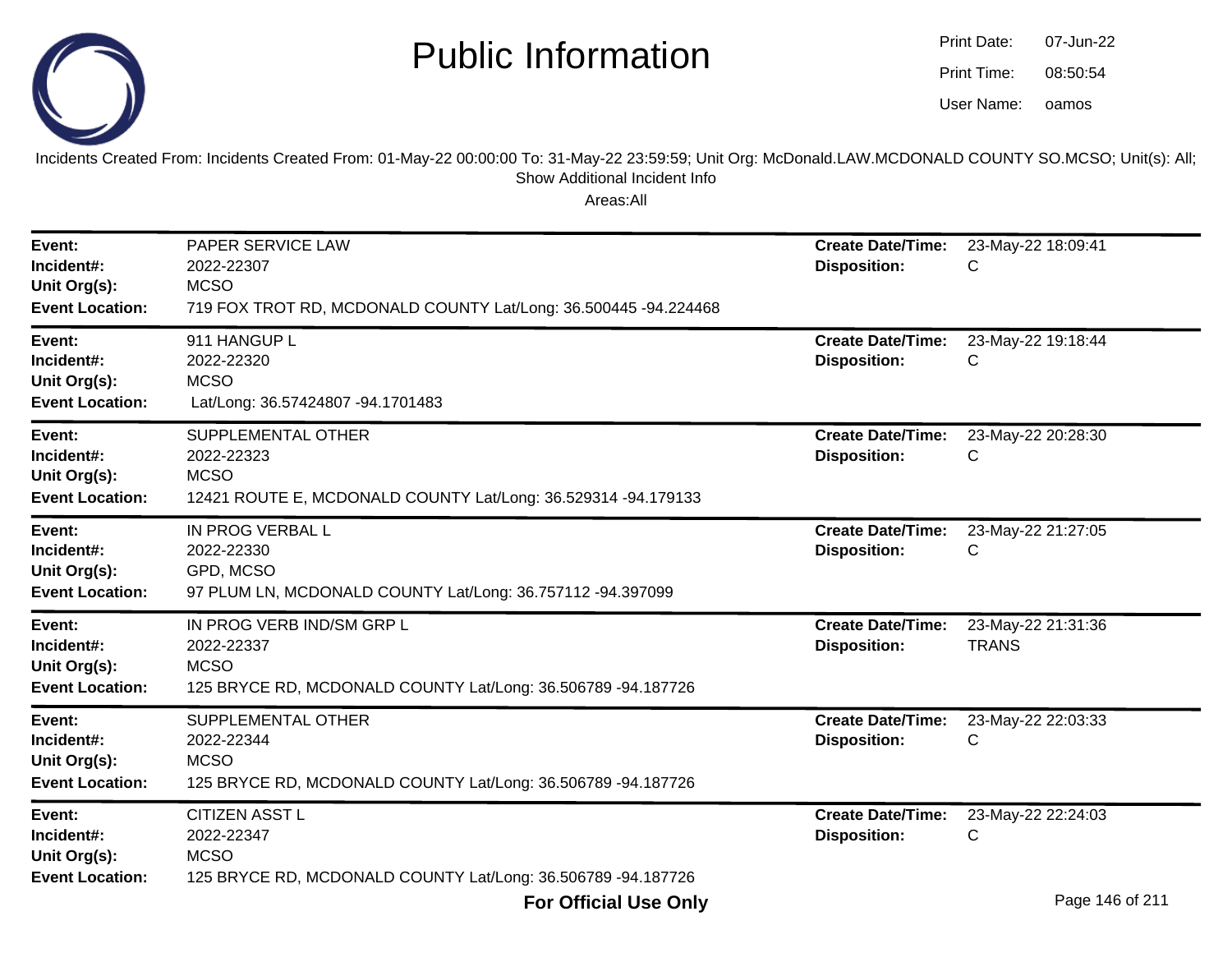# Public Information

Print Date: 07-Jun-22
Print Time: 08:50:54
User Name: oamos

Incidents Created From: Incidents Created From: 01-May-22 00:00:00 To: 31-May-22 23:59:59; Unit Org: McDonald.LAW.MCDONALD COUNTY SO.MCSO; Unit(s): All; Show Additional Incident Info

Areas:All

---

**Event:** PAPER SERVICE LAW
**Incident#:** 2022-22307
**Unit Org(s):** MCSO
**Event Location:** 719 FOX TROT RD, MCDONALD COUNTY Lat/Long: 36.500445 -94.224468
**Create Date/Time:** 23-May-22 18:09:41
**Disposition:** C

---

**Event:** 911 HANGUP L
**Incident#:** 2022-22320
**Unit Org(s):** MCSO
**Event Location:** Lat/Long: 36.57424807 -94.1701483
**Create Date/Time:** 23-May-22 19:18:44
**Disposition:** C

---

**Event:** SUPPLEMENTAL OTHER
**Incident#:** 2022-22323
**Unit Org(s):** MCSO
**Event Location:** 12421 ROUTE E, MCDONALD COUNTY Lat/Long: 36.529314 -94.179133
**Create Date/Time:** 23-May-22 20:28:30
**Disposition:** C

---

**Event:** IN PROG VERBAL L
**Incident#:** 2022-22330
**Unit Org(s):** GPD, MCSO
**Event Location:** 97 PLUM LN, MCDONALD COUNTY Lat/Long: 36.757112 -94.397099
**Create Date/Time:** 23-May-22 21:27:05
**Disposition:** C

---

**Event:** IN PROG VERB IND/SM GRP L
**Incident#:** 2022-22337
**Unit Org(s):** MCSO
**Event Location:** 125 BRYCE RD, MCDONALD COUNTY Lat/Long: 36.506789 -94.187726
**Create Date/Time:** 23-May-22 21:31:36
**Disposition:** TRANS

---

**Event:** SUPPLEMENTAL OTHER
**Incident#:** 2022-22344
**Unit Org(s):** MCSO
**Event Location:** 125 BRYCE RD, MCDONALD COUNTY Lat/Long: 36.506789 -94.187726
**Create Date/Time:** 23-May-22 22:03:33
**Disposition:** C

---

**Event:** CITIZEN ASST L
**Incident#:** 2022-22347
**Unit Org(s):** MCSO
**Event Location:** 125 BRYCE RD, MCDONALD COUNTY Lat/Long: 36.506789 -94.187726
**Create Date/Time:** 23-May-22 22:24:03
**Disposition:** C

**For Official Use Only**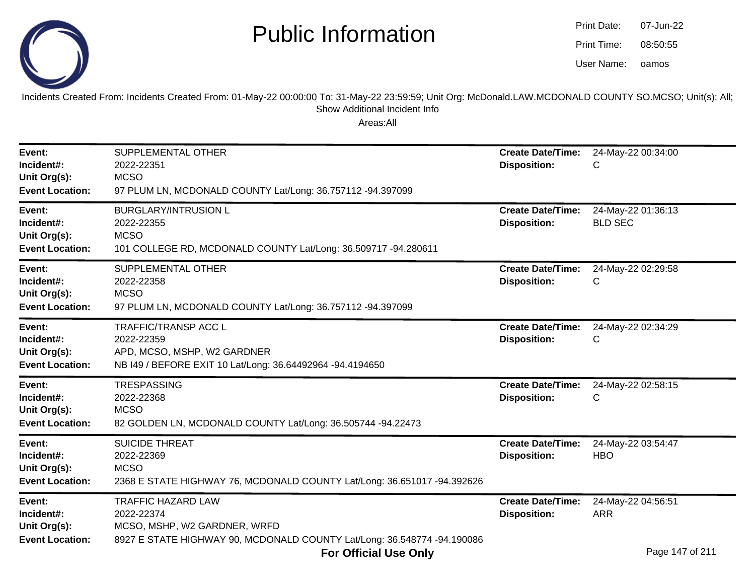# Public Information

Print Date: 07-Jun-22
Print Time: 08:50:55
User Name: oamos

Incidents Created From: Incidents Created From: 01-May-22 00:00:00 To: 31-May-22 23:59:59; Unit Org: McDonald.LAW.MCDONALD COUNTY SO.MCSO; Unit(s): All; Show Additional Incident Info

Areas:All

| | | | |
|---|---|---|---|
| **Event:** | SUPPLEMENTAL OTHER | **Create Date/Time:** | 24-May-22 00:34:00 |
| **Incident#:** | 2022-22351 | **Disposition:** | C |
| **Unit Org(s):** | MCSO | | |
| **Event Location:** | 97 PLUM LN, MCDONALD COUNTY Lat/Long: 36.757112 -94.397099 | | |

| | | | |
|---|---|---|---|
| **Event:** | BURGLARY/INTRUSION L | **Create Date/Time:** | 24-May-22 01:36:13 |
| **Incident#:** | 2022-22355 | **Disposition:** | BLD SEC |
| **Unit Org(s):** | MCSO | | |
| **Event Location:** | 101 COLLEGE RD, MCDONALD COUNTY Lat/Long: 36.509717 -94.280611 | | |

| | | | |
|---|---|---|---|
| **Event:** | SUPPLEMENTAL OTHER | **Create Date/Time:** | 24-May-22 02:29:58 |
| **Incident#:** | 2022-22358 | **Disposition:** | C |
| **Unit Org(s):** | MCSO | | |
| **Event Location:** | 97 PLUM LN, MCDONALD COUNTY Lat/Long: 36.757112 -94.397099 | | |

| | | | |
|---|---|---|---|
| **Event:** | TRAFFIC/TRANSP ACC L | **Create Date/Time:** | 24-May-22 02:34:29 |
| **Incident#:** | 2022-22359 | **Disposition:** | C |
| **Unit Org(s):** | APD, MCSO, MSHP, W2 GARDNER | | |
| **Event Location:** | NB I49 / BEFORE EXIT 10 Lat/Long: 36.64492964 -94.4194650 | | |

| | | | |
|---|---|---|---|
| **Event:** | TRESPASSING | **Create Date/Time:** | 24-May-22 02:58:15 |
| **Incident#:** | 2022-22368 | **Disposition:** | C |
| **Unit Org(s):** | MCSO | | |
| **Event Location:** | 82 GOLDEN LN, MCDONALD COUNTY Lat/Long: 36.505744 -94.22473 | | |

| | | | |
|---|---|---|---|
| **Event:** | SUICIDE THREAT | **Create Date/Time:** | 24-May-22 03:54:47 |
| **Incident#:** | 2022-22369 | **Disposition:** | HBO |
| **Unit Org(s):** | MCSO | | |
| **Event Location:** | 2368 E STATE HIGHWAY 76, MCDONALD COUNTY Lat/Long: 36.651017 -94.392626 | | |

| | | | |
|---|---|---|---|
| **Event:** | TRAFFIC HAZARD LAW | **Create Date/Time:** | 24-May-22 04:56:51 |
| **Incident#:** | 2022-22374 | **Disposition:** | ARR |
| **Unit Org(s):** | MCSO, MSHP, W2 GARDNER, WRFD | | |
| **Event Location:** | 8927 E STATE HIGHWAY 90, MCDONALD COUNTY Lat/Long: 36.548774 -94.190086 | | |

**For Official Use Only**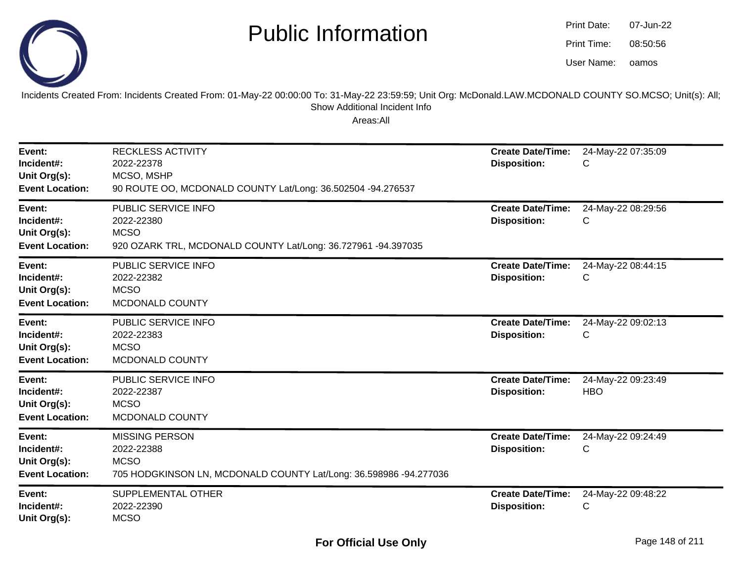# Public Information

Print Date: 07-Jun-22
Print Time: 08:50:56
User Name: oamos

Incidents Created From: Incidents Created From: 01-May-22 00:00:00 To: 31-May-22 23:59:59; Unit Org: McDonald.LAW.MCDONALD COUNTY SO.MCSO; Unit(s): All; Show Additional Incident Info

Areas:All

---

**Event:** RECKLESS ACTIVITY
**Incident#:** 2022-22378
**Unit Org(s):** MCSO, MSHP
**Event Location:** 90 ROUTE OO, MCDONALD COUNTY Lat/Long: 36.502504 -94.276537
**Create Date/Time:** 24-May-22 07:35:09
**Disposition:** C

---

**Event:** PUBLIC SERVICE INFO
**Incident#:** 2022-22380
**Unit Org(s):** MCSO
**Event Location:** 920 OZARK TRL, MCDONALD COUNTY Lat/Long: 36.727961 -94.397035
**Create Date/Time:** 24-May-22 08:29:56
**Disposition:** C

---

**Event:** PUBLIC SERVICE INFO
**Incident#:** 2022-22382
**Unit Org(s):** MCSO
**Event Location:** MCDONALD COUNTY
**Create Date/Time:** 24-May-22 08:44:15
**Disposition:** C

---

**Event:** PUBLIC SERVICE INFO
**Incident#:** 2022-22383
**Unit Org(s):** MCSO
**Event Location:** MCDONALD COUNTY
**Create Date/Time:** 24-May-22 09:02:13
**Disposition:** C

---

**Event:** PUBLIC SERVICE INFO
**Incident#:** 2022-22387
**Unit Org(s):** MCSO
**Event Location:** MCDONALD COUNTY
**Create Date/Time:** 24-May-22 09:23:49
**Disposition:** HBO

---

**Event:** MISSING PERSON
**Incident#:** 2022-22388
**Unit Org(s):** MCSO
**Event Location:** 705 HODGKINSON LN, MCDONALD COUNTY Lat/Long: 36.598986 -94.277036
**Create Date/Time:** 24-May-22 09:24:49
**Disposition:** C

---

**Event:** SUPPLEMENTAL OTHER
**Incident#:** 2022-22390
**Unit Org(s):** MCSO
**Create Date/Time:** 24-May-22 09:48:22
**Disposition:** C

**For Official Use Only**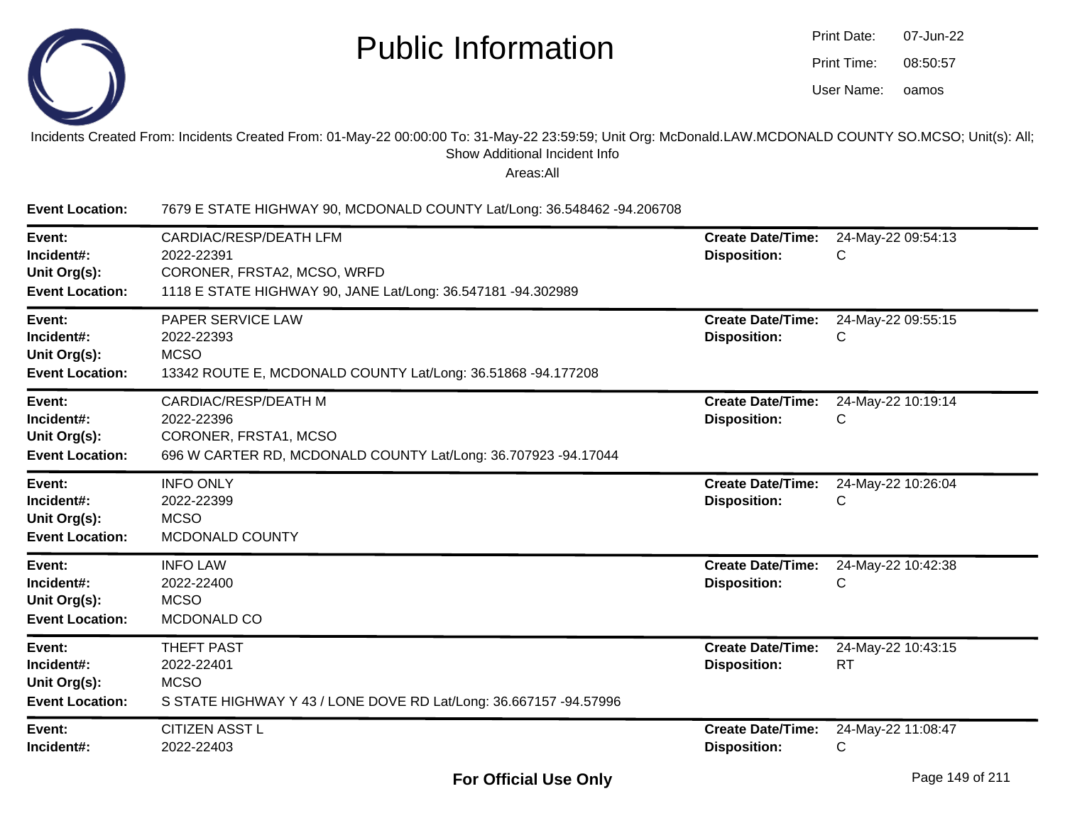# Public Information

Print Date: 07-Jun-22
Print Time: 08:50:57
User Name: oamos

Incidents Created From: Incidents Created From: 01-May-22 00:00:00 To: 31-May-22 23:59:59; Unit Org: McDonald.LAW.MCDONALD COUNTY SO.MCSO; Unit(s): All; Show Additional Incident Info

Areas:All

**Event Location:** 7679 E STATE HIGHWAY 90, MCDONALD COUNTY Lat/Long: 36.548462 -94.206708

---

**Event:** CARDIAC/RESP/DEATH LFM
**Incident#:** 2022-22391
**Unit Org(s):** CORONER, FRSTA2, MCSO, WRFD
**Event Location:** 1118 E STATE HIGHWAY 90, JANE Lat/Long: 36.547181 -94.302989
**Create Date/Time:** 24-May-22 09:54:13
**Disposition:** C

---

**Event:** PAPER SERVICE LAW
**Incident#:** 2022-22393
**Unit Org(s):** MCSO
**Event Location:** 13342 ROUTE E, MCDONALD COUNTY Lat/Long: 36.51868 -94.177208
**Create Date/Time:** 24-May-22 09:55:15
**Disposition:** C

---

**Event:** CARDIAC/RESP/DEATH M
**Incident#:** 2022-22396
**Unit Org(s):** CORONER, FRSTA1, MCSO
**Event Location:** 696 W CARTER RD, MCDONALD COUNTY Lat/Long: 36.707923 -94.17044
**Create Date/Time:** 24-May-22 10:19:14
**Disposition:** C

---

**Event:** INFO ONLY
**Incident#:** 2022-22399
**Unit Org(s):** MCSO
**Event Location:** MCDONALD COUNTY
**Create Date/Time:** 24-May-22 10:26:04
**Disposition:** C

---

**Event:** INFO LAW
**Incident#:** 2022-22400
**Unit Org(s):** MCSO
**Event Location:** MCDONALD CO
**Create Date/Time:** 24-May-22 10:42:38
**Disposition:** C

---

**Event:** THEFT PAST
**Incident#:** 2022-22401
**Unit Org(s):** MCSO
**Event Location:** S STATE HIGHWAY Y 43 / LONE DOVE RD Lat/Long: 36.667157 -94.57996
**Create Date/Time:** 24-May-22 10:43:15
**Disposition:** RT

---

**Event:** CITIZEN ASST L
**Incident#:** 2022-22403
**Create Date/Time:** 24-May-22 11:08:47
**Disposition:** C

**For Official Use Only**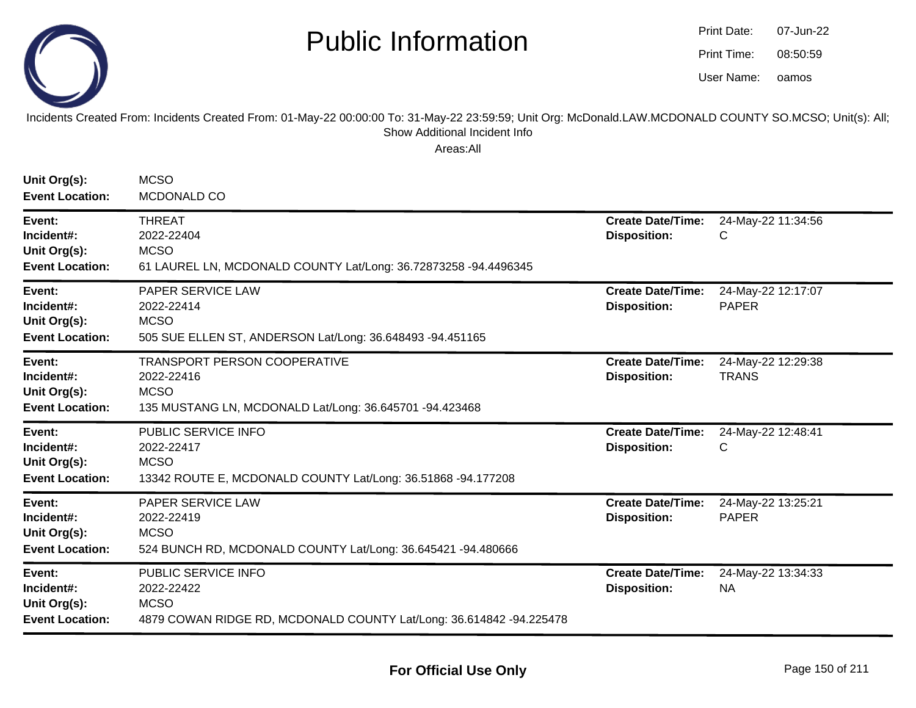# Public Information

Print Date: 07-Jun-22
Print Time: 08:50:59
User Name: oamos

Incidents Created From: Incidents Created From: 01-May-22 00:00:00 To: 31-May-22 23:59:59; Unit Org: McDonald.LAW.MCDONALD COUNTY SO.MCSO; Unit(s): All; Show Additional Incident Info

Areas:All

**Unit Org(s):** MCSO
**Event Location:** MCDONALD CO

---

**Event:** THREAT
**Incident#:** 2022-22404
**Unit Org(s):** MCSO
**Event Location:** 61 LAUREL LN, MCDONALD COUNTY Lat/Long: 36.72873258 -94.4496345
**Create Date/Time:** 24-May-22 11:34:56
**Disposition:** C

---

**Event:** PAPER SERVICE LAW
**Incident#:** 2022-22414
**Unit Org(s):** MCSO
**Event Location:** 505 SUE ELLEN ST, ANDERSON Lat/Long: 36.648493 -94.451165
**Create Date/Time:** 24-May-22 12:17:07
**Disposition:** PAPER

---

**Event:** TRANSPORT PERSON COOPERATIVE
**Incident#:** 2022-22416
**Unit Org(s):** MCSO
**Event Location:** 135 MUSTANG LN, MCDONALD Lat/Long: 36.645701 -94.423468
**Create Date/Time:** 24-May-22 12:29:38
**Disposition:** TRANS

---

**Event:** PUBLIC SERVICE INFO
**Incident#:** 2022-22417
**Unit Org(s):** MCSO
**Event Location:** 13342 ROUTE E, MCDONALD COUNTY Lat/Long: 36.51868 -94.177208
**Create Date/Time:** 24-May-22 12:48:41
**Disposition:** C

---

**Event:** PAPER SERVICE LAW
**Incident#:** 2022-22419
**Unit Org(s):** MCSO
**Event Location:** 524 BUNCH RD, MCDONALD COUNTY Lat/Long: 36.645421 -94.480666
**Create Date/Time:** 24-May-22 13:25:21
**Disposition:** PAPER

---

**Event:** PUBLIC SERVICE INFO
**Incident#:** 2022-22422
**Unit Org(s):** MCSO
**Event Location:** 4879 COWAN RIDGE RD, MCDONALD COUNTY Lat/Long: 36.614842 -94.225478
**Create Date/Time:** 24-May-22 13:34:33
**Disposition:** NA

---

**For Official Use Only**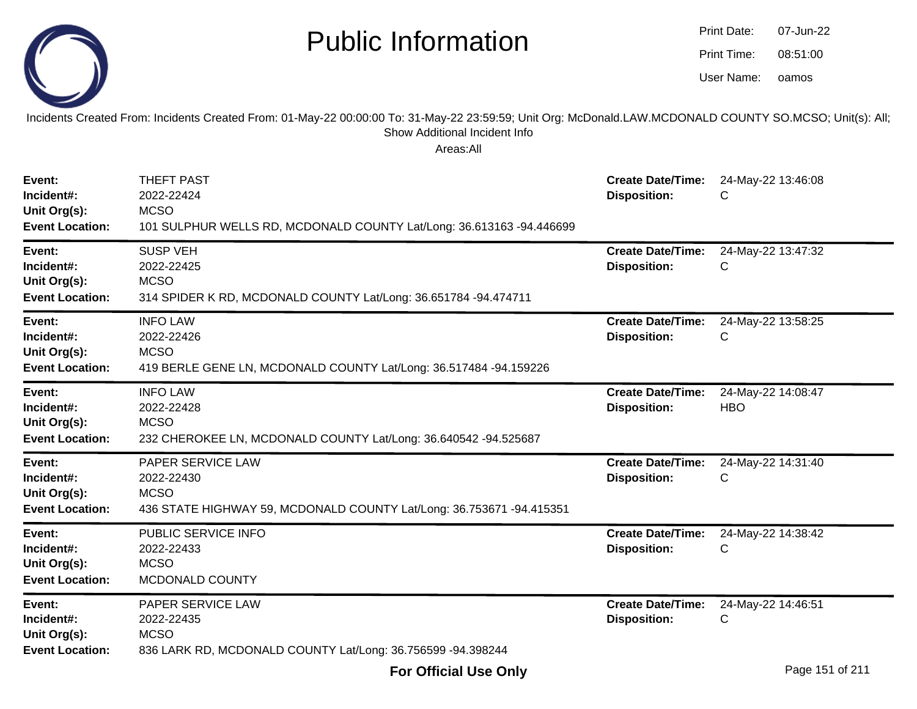# Public Information

Print Date: 07-Jun-22
Print Time: 08:51:00
User Name: oamos

Incidents Created From: Incidents Created From: 01-May-22 00:00:00 To: 31-May-22 23:59:59; Unit Org: McDonald.LAW.MCDONALD COUNTY SO.MCSO; Unit(s): All; Show Additional Incident Info

Areas:All

**Event:** THEFT PAST
**Incident#:** 2022-22424
**Unit Org(s):** MCSO
**Event Location:** 101 SULPHUR WELLS RD, MCDONALD COUNTY Lat/Long: 36.613163 -94.446699
**Create Date/Time:** 24-May-22 13:46:08
**Disposition:** C

---

**Event:** SUSP VEH
**Incident#:** 2022-22425
**Unit Org(s):** MCSO
**Event Location:** 314 SPIDER K RD, MCDONALD COUNTY Lat/Long: 36.651784 -94.474711
**Create Date/Time:** 24-May-22 13:47:32
**Disposition:** C

---

**Event:** INFO LAW
**Incident#:** 2022-22426
**Unit Org(s):** MCSO
**Event Location:** 419 BERLE GENE LN, MCDONALD COUNTY Lat/Long: 36.517484 -94.159226
**Create Date/Time:** 24-May-22 13:58:25
**Disposition:** C

---

**Event:** INFO LAW
**Incident#:** 2022-22428
**Unit Org(s):** MCSO
**Event Location:** 232 CHEROKEE LN, MCDONALD COUNTY Lat/Long: 36.640542 -94.525687
**Create Date/Time:** 24-May-22 14:08:47
**Disposition:** HBO

---

**Event:** PAPER SERVICE LAW
**Incident#:** 2022-22430
**Unit Org(s):** MCSO
**Event Location:** 436 STATE HIGHWAY 59, MCDONALD COUNTY Lat/Long: 36.753671 -94.415351
**Create Date/Time:** 24-May-22 14:31:40
**Disposition:** C

---

**Event:** PUBLIC SERVICE INFO
**Incident#:** 2022-22433
**Unit Org(s):** MCSO
**Event Location:** MCDONALD COUNTY
**Create Date/Time:** 24-May-22 14:38:42
**Disposition:** C

---

**Event:** PAPER SERVICE LAW
**Incident#:** 2022-22435
**Unit Org(s):** MCSO
**Event Location:** 836 LARK RD, MCDONALD COUNTY Lat/Long: 36.756599 -94.398244
**Create Date/Time:** 24-May-22 14:46:51
**Disposition:** C

**For Official Use Only**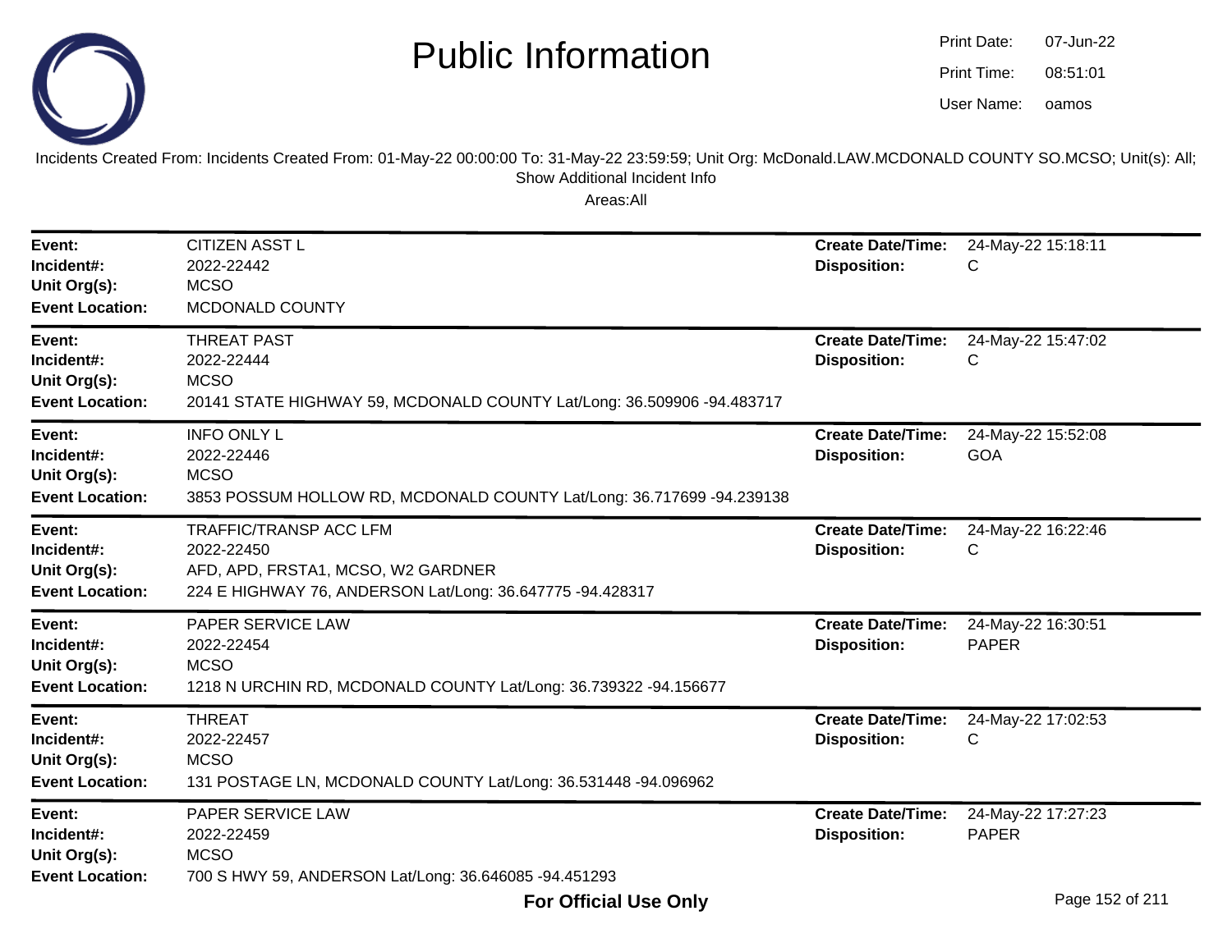# Public Information

Print Date: 07-Jun-22
Print Time: 08:51:01
User Name: oamos

Incidents Created From: Incidents Created From: 01-May-22 00:00:00 To: 31-May-22 23:59:59; Unit Org: McDonald.LAW.MCDONALD COUNTY SO.MCSO; Unit(s): All; Show Additional Incident Info

Areas:All

---

**Event:** CITIZEN ASST L
**Incident#:** 2022-22442
**Unit Org(s):** MCSO
**Event Location:** MCDONALD COUNTY
**Create Date/Time:** 24-May-22 15:18:11
**Disposition:** C

---

**Event:** THREAT PAST
**Incident#:** 2022-22444
**Unit Org(s):** MCSO
**Event Location:** 20141 STATE HIGHWAY 59, MCDONALD COUNTY Lat/Long: 36.509906 -94.483717
**Create Date/Time:** 24-May-22 15:47:02
**Disposition:** C

---

**Event:** INFO ONLY L
**Incident#:** 2022-22446
**Unit Org(s):** MCSO
**Event Location:** 3853 POSSUM HOLLOW RD, MCDONALD COUNTY Lat/Long: 36.717699 -94.239138
**Create Date/Time:** 24-May-22 15:52:08
**Disposition:** GOA

---

**Event:** TRAFFIC/TRANSP ACC LFM
**Incident#:** 2022-22450
**Unit Org(s):** AFD, APD, FRSTA1, MCSO, W2 GARDNER
**Event Location:** 224 E HIGHWAY 76, ANDERSON Lat/Long: 36.647775 -94.428317
**Create Date/Time:** 24-May-22 16:22:46
**Disposition:** C

---

**Event:** PAPER SERVICE LAW
**Incident#:** 2022-22454
**Unit Org(s):** MCSO
**Event Location:** 1218 N URCHIN RD, MCDONALD COUNTY Lat/Long: 36.739322 -94.156677
**Create Date/Time:** 24-May-22 16:30:51
**Disposition:** PAPER

---

**Event:** THREAT
**Incident#:** 2022-22457
**Unit Org(s):** MCSO
**Event Location:** 131 POSTAGE LN, MCDONALD COUNTY Lat/Long: 36.531448 -94.096962
**Create Date/Time:** 24-May-22 17:02:53
**Disposition:** C

---

**Event:** PAPER SERVICE LAW
**Incident#:** 2022-22459
**Unit Org(s):** MCSO
**Event Location:** 700 S HWY 59, ANDERSON Lat/Long: 36.646085 -94.451293
**Create Date/Time:** 24-May-22 17:27:23
**Disposition:** PAPER

**For Official Use Only**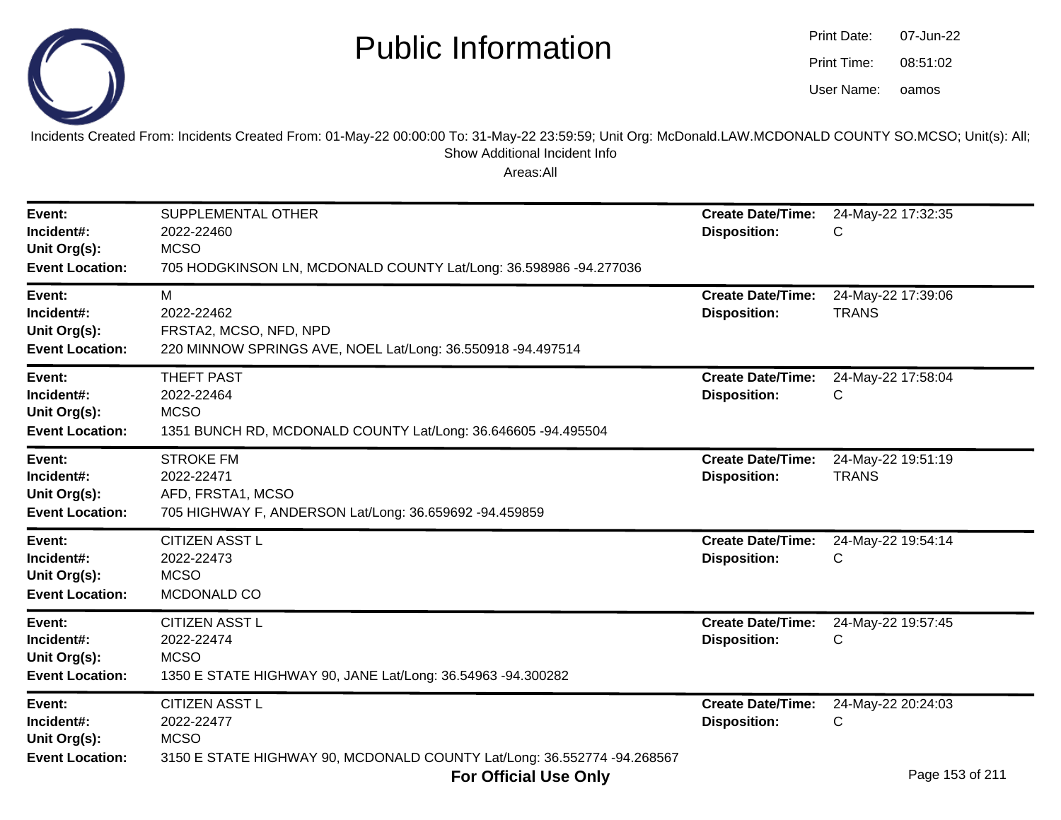# Public Information

Print Date: 07-Jun-22
Print Time: 08:51:02
User Name: oamos

Incidents Created From: Incidents Created From: 01-May-22 00:00:00 To: 31-May-22 23:59:59; Unit Org: McDonald.LAW.MCDONALD COUNTY SO.MCSO; Unit(s): All; Show Additional Incident Info

Areas:All

| | | | |
|---|---|---|---|
| **Event:** | SUPPLEMENTAL OTHER | **Create Date/Time:** | 24-May-22 17:32:35 |
| **Incident#:** | 2022-22460 | **Disposition:** | C |
| **Unit Org(s):** | MCSO | | |
| **Event Location:** | 705 HODGKINSON LN, MCDONALD COUNTY Lat/Long: 36.598986 -94.277036 | | |

| | | | |
|---|---|---|---|
| **Event:** | M | **Create Date/Time:** | 24-May-22 17:39:06 |
| **Incident#:** | 2022-22462 | **Disposition:** | TRANS |
| **Unit Org(s):** | FRSTA2, MCSO, NFD, NPD | | |
| **Event Location:** | 220 MINNOW SPRINGS AVE, NOEL Lat/Long: 36.550918 -94.497514 | | |

| | | | |
|---|---|---|---|
| **Event:** | THEFT PAST | **Create Date/Time:** | 24-May-22 17:58:04 |
| **Incident#:** | 2022-22464 | **Disposition:** | C |
| **Unit Org(s):** | MCSO | | |
| **Event Location:** | 1351 BUNCH RD, MCDONALD COUNTY Lat/Long: 36.646605 -94.495504 | | |

| | | | |
|---|---|---|---|
| **Event:** | STROKE FM | **Create Date/Time:** | 24-May-22 19:51:19 |
| **Incident#:** | 2022-22471 | **Disposition:** | TRANS |
| **Unit Org(s):** | AFD, FRSTA1, MCSO | | |
| **Event Location:** | 705 HIGHWAY F, ANDERSON Lat/Long: 36.659692 -94.459859 | | |

| | | | |
|---|---|---|---|
| **Event:** | CITIZEN ASST L | **Create Date/Time:** | 24-May-22 19:54:14 |
| **Incident#:** | 2022-22473 | **Disposition:** | C |
| **Unit Org(s):** | MCSO | | |
| **Event Location:** | MCDONALD CO | | |

| | | | |
|---|---|---|---|
| **Event:** | CITIZEN ASST L | **Create Date/Time:** | 24-May-22 19:57:45 |
| **Incident#:** | 2022-22474 | **Disposition:** | C |
| **Unit Org(s):** | MCSO | | |
| **Event Location:** | 1350 E STATE HIGHWAY 90, JANE Lat/Long: 36.54963 -94.300282 | | |

| | | | |
|---|---|---|---|
| **Event:** | CITIZEN ASST L | **Create Date/Time:** | 24-May-22 20:24:03 |
| **Incident#:** | 2022-22477 | **Disposition:** | C |
| **Unit Org(s):** | MCSO | | |
| **Event Location:** | 3150 E STATE HIGHWAY 90, MCDONALD COUNTY Lat/Long: 36.552774 -94.268567 | | |

**For Official Use Only**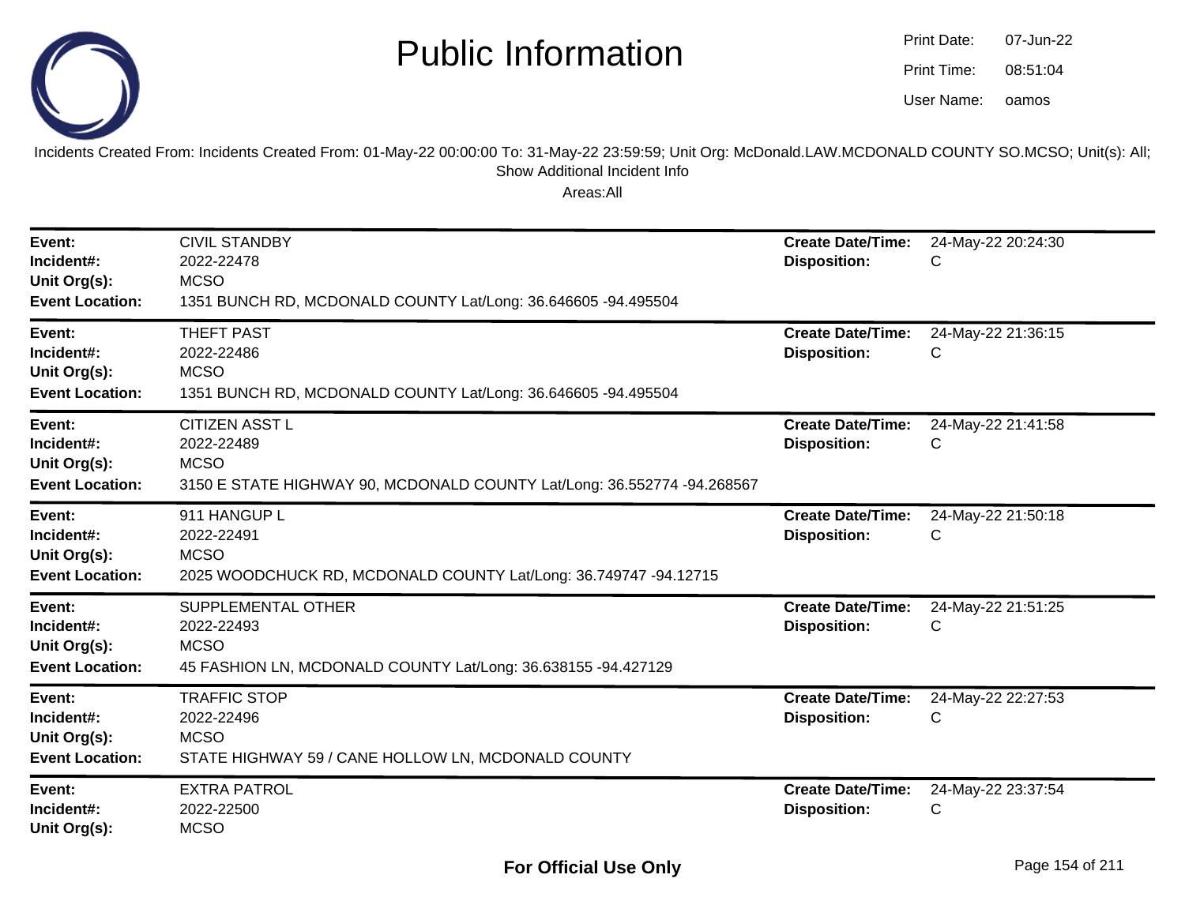# Public Information

Print Date: 07-Jun-22
Print Time: 08:51:04
User Name: oamos

Incidents Created From: Incidents Created From: 01-May-22 00:00:00 To: 31-May-22 23:59:59; Unit Org: McDonald.LAW.MCDONALD COUNTY SO.MCSO; Unit(s): All; Show Additional Incident Info

Areas:All

---

**Event:** CIVIL STANDBY
**Incident#:** 2022-22478
**Unit Org(s):** MCSO
**Event Location:** 1351 BUNCH RD, MCDONALD COUNTY Lat/Long: 36.646605 -94.495504
**Create Date/Time:** 24-May-22 20:24:30
**Disposition:** C

---

**Event:** THEFT PAST
**Incident#:** 2022-22486
**Unit Org(s):** MCSO
**Event Location:** 1351 BUNCH RD, MCDONALD COUNTY Lat/Long: 36.646605 -94.495504
**Create Date/Time:** 24-May-22 21:36:15
**Disposition:** C

---

**Event:** CITIZEN ASST L
**Incident#:** 2022-22489
**Unit Org(s):** MCSO
**Event Location:** 3150 E STATE HIGHWAY 90, MCDONALD COUNTY Lat/Long: 36.552774 -94.268567
**Create Date/Time:** 24-May-22 21:41:58
**Disposition:** C

---

**Event:** 911 HANGUP L
**Incident#:** 2022-22491
**Unit Org(s):** MCSO
**Event Location:** 2025 WOODCHUCK RD, MCDONALD COUNTY Lat/Long: 36.749747 -94.12715
**Create Date/Time:** 24-May-22 21:50:18
**Disposition:** C

---

**Event:** SUPPLEMENTAL OTHER
**Incident#:** 2022-22493
**Unit Org(s):** MCSO
**Event Location:** 45 FASHION LN, MCDONALD COUNTY Lat/Long: 36.638155 -94.427129
**Create Date/Time:** 24-May-22 21:51:25
**Disposition:** C

---

**Event:** TRAFFIC STOP
**Incident#:** 2022-22496
**Unit Org(s):** MCSO
**Event Location:** STATE HIGHWAY 59 / CANE HOLLOW LN, MCDONALD COUNTY
**Create Date/Time:** 24-May-22 22:27:53
**Disposition:** C

---

**Event:** EXTRA PATROL
**Incident#:** 2022-22500
**Unit Org(s):** MCSO
**Create Date/Time:** 24-May-22 23:37:54
**Disposition:** C

**For Official Use Only**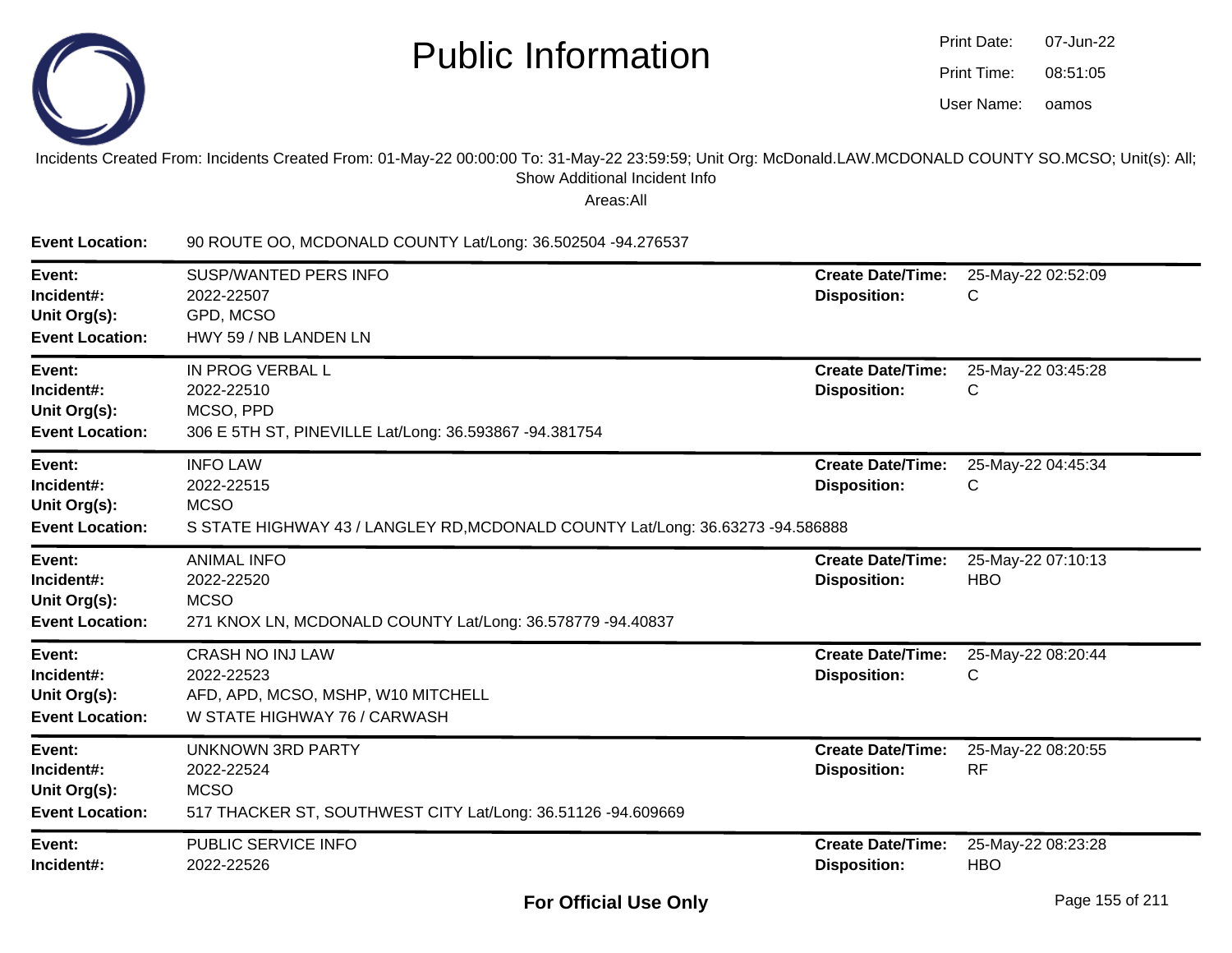# Public Information

Print Date: 07-Jun-22
Print Time: 08:51:05
User Name: oamos

Incidents Created From: Incidents Created From: 01-May-22 00:00:00 To: 31-May-22 23:59:59; Unit Org: McDonald.LAW.MCDONALD COUNTY SO.MCSO; Unit(s): All; Show Additional Incident Info

Areas:All

**Event Location:** 90 ROUTE OO, MCDONALD COUNTY Lat/Long: 36.502504 -94.276537

---

**Event:** SUSP/WANTED PERS INFO
**Incident#:** 2022-22507
**Unit Org(s):** GPD, MCSO
**Event Location:** HWY 59 / NB LANDEN LN
**Create Date/Time:** 25-May-22 02:52:09
**Disposition:** C

---

**Event:** IN PROG VERBAL L
**Incident#:** 2022-22510
**Unit Org(s):** MCSO, PPD
**Event Location:** 306 E 5TH ST, PINEVILLE Lat/Long: 36.593867 -94.381754
**Create Date/Time:** 25-May-22 03:45:28
**Disposition:** C

---

**Event:** INFO LAW
**Incident#:** 2022-22515
**Unit Org(s):** MCSO
**Event Location:** S STATE HIGHWAY 43 / LANGLEY RD,MCDONALD COUNTY Lat/Long: 36.63273 -94.586888
**Create Date/Time:** 25-May-22 04:45:34
**Disposition:** C

---

**Event:** ANIMAL INFO
**Incident#:** 2022-22520
**Unit Org(s):** MCSO
**Event Location:** 271 KNOX LN, MCDONALD COUNTY Lat/Long: 36.578779 -94.40837
**Create Date/Time:** 25-May-22 07:10:13
**Disposition:** HBO

---

**Event:** CRASH NO INJ LAW
**Incident#:** 2022-22523
**Unit Org(s):** AFD, APD, MCSO, MSHP, W10 MITCHELL
**Event Location:** W STATE HIGHWAY 76 / CARWASH
**Create Date/Time:** 25-May-22 08:20:44
**Disposition:** C

---

**Event:** UNKNOWN 3RD PARTY
**Incident#:** 2022-22524
**Unit Org(s):** MCSO
**Event Location:** 517 THACKER ST, SOUTHWEST CITY Lat/Long: 36.51126 -94.609669
**Create Date/Time:** 25-May-22 08:20:55
**Disposition:** RF

---

**Event:** PUBLIC SERVICE INFO
**Incident#:** 2022-22526
**Create Date/Time:** 25-May-22 08:23:28
**Disposition:** HBO

**For Official Use Only**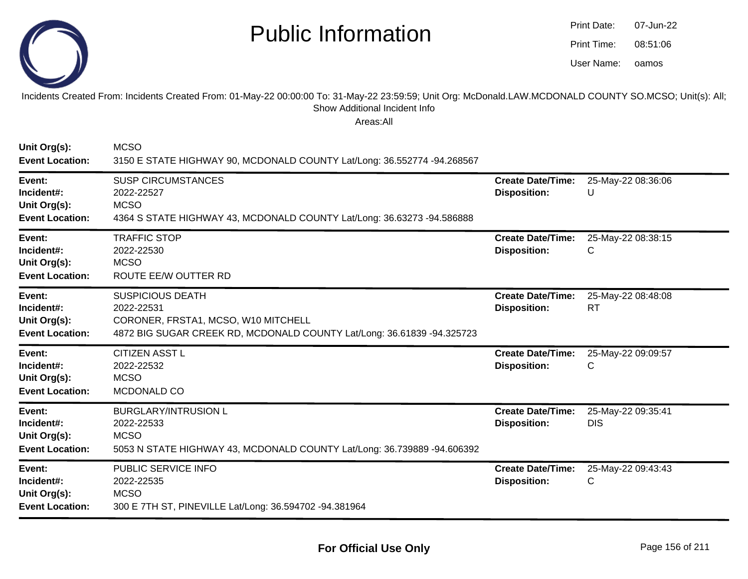# Public Information

Print Date: 07-Jun-22
Print Time: 08:51:06
User Name: oamos

Incidents Created From: Incidents Created From: 01-May-22 00:00:00 To: 31-May-22 23:59:59; Unit Org: McDonald.LAW.MCDONALD COUNTY SO.MCSO; Unit(s): All; Show Additional Incident Info

Areas:All

**Unit Org(s):** MCSO
**Event Location:** 3150 E STATE HIGHWAY 90, MCDONALD COUNTY Lat/Long: 36.552774 -94.268567

---

**Event:** SUSP CIRCUMSTANCES
**Incident#:** 2022-22527
**Unit Org(s):** MCSO
**Event Location:** 4364 S STATE HIGHWAY 43, MCDONALD COUNTY Lat/Long: 36.63273 -94.586888
**Create Date/Time:** 25-May-22 08:36:06
**Disposition:** U

---

**Event:** TRAFFIC STOP
**Incident#:** 2022-22530
**Unit Org(s):** MCSO
**Event Location:** ROUTE EE/W OUTTER RD
**Create Date/Time:** 25-May-22 08:38:15
**Disposition:** C

---

**Event:** SUSPICIOUS DEATH
**Incident#:** 2022-22531
**Unit Org(s):** CORONER, FRSTA1, MCSO, W10 MITCHELL
**Event Location:** 4872 BIG SUGAR CREEK RD, MCDONALD COUNTY Lat/Long: 36.61839 -94.325723
**Create Date/Time:** 25-May-22 08:48:08
**Disposition:** RT

---

**Event:** CITIZEN ASST L
**Incident#:** 2022-22532
**Unit Org(s):** MCSO
**Event Location:** MCDONALD CO
**Create Date/Time:** 25-May-22 09:09:57
**Disposition:** C

---

**Event:** BURGLARY/INTRUSION L
**Incident#:** 2022-22533
**Unit Org(s):** MCSO
**Event Location:** 5053 N STATE HIGHWAY 43, MCDONALD COUNTY Lat/Long: 36.739889 -94.606392
**Create Date/Time:** 25-May-22 09:35:41
**Disposition:** DIS

---

**Event:** PUBLIC SERVICE INFO
**Incident#:** 2022-22535
**Unit Org(s):** MCSO
**Event Location:** 300 E 7TH ST, PINEVILLE Lat/Long: 36.594702 -94.381964
**Create Date/Time:** 25-May-22 09:43:43
**Disposition:** C

---

**For Official Use Only**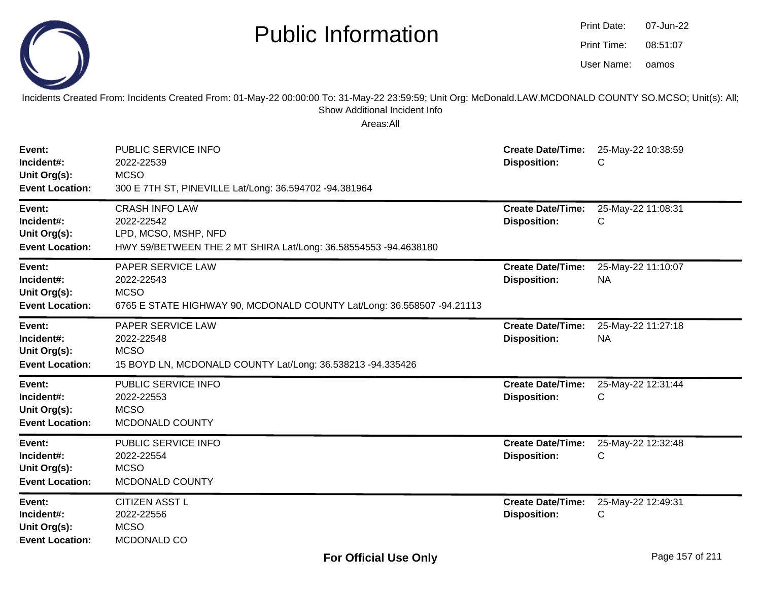# Public Information

Print Date: 07-Jun-22
Print Time: 08:51:07
User Name: oamos

Incidents Created From: Incidents Created From: 01-May-22 00:00:00 To: 31-May-22 23:59:59; Unit Org: McDonald.LAW.MCDONALD COUNTY SO.MCSO; Unit(s): All; Show Additional Incident Info

Areas:All

| | | | |
|---|---|---|---|
| **Event:** | PUBLIC SERVICE INFO | **Create Date/Time:** | 25-May-22 10:38:59 |
| **Incident#:** | 2022-22539 | **Disposition:** | C |
| **Unit Org(s):** | MCSO | | |
| **Event Location:** | 300 E 7TH ST, PINEVILLE Lat/Long: 36.594702 -94.381964 | | |

| | | | |
|---|---|---|---|
| **Event:** | CRASH INFO LAW | **Create Date/Time:** | 25-May-22 11:08:31 |
| **Incident#:** | 2022-22542 | **Disposition:** | C |
| **Unit Org(s):** | LPD, MCSO, MSHP, NFD | | |
| **Event Location:** | HWY 59/BETWEEN THE 2 MT SHIRA Lat/Long: 36.58554553 -94.4638180 | | |

| | | | |
|---|---|---|---|
| **Event:** | PAPER SERVICE LAW | **Create Date/Time:** | 25-May-22 11:10:07 |
| **Incident#:** | 2022-22543 | **Disposition:** | NA |
| **Unit Org(s):** | MCSO | | |
| **Event Location:** | 6765 E STATE HIGHWAY 90, MCDONALD COUNTY Lat/Long: 36.558507 -94.21113 | | |

| | | | |
|---|---|---|---|
| **Event:** | PAPER SERVICE LAW | **Create Date/Time:** | 25-May-22 11:27:18 |
| **Incident#:** | 2022-22548 | **Disposition:** | NA |
| **Unit Org(s):** | MCSO | | |
| **Event Location:** | 15 BOYD LN, MCDONALD COUNTY Lat/Long: 36.538213 -94.335426 | | |

| | | | |
|---|---|---|---|
| **Event:** | PUBLIC SERVICE INFO | **Create Date/Time:** | 25-May-22 12:31:44 |
| **Incident#:** | 2022-22553 | **Disposition:** | C |
| **Unit Org(s):** | MCSO | | |
| **Event Location:** | MCDONALD COUNTY | | |

| | | | |
|---|---|---|---|
| **Event:** | PUBLIC SERVICE INFO | **Create Date/Time:** | 25-May-22 12:32:48 |
| **Incident#:** | 2022-22554 | **Disposition:** | C |
| **Unit Org(s):** | MCSO | | |
| **Event Location:** | MCDONALD COUNTY | | |

| | | | |
|---|---|---|---|
| **Event:** | CITIZEN ASST L | **Create Date/Time:** | 25-May-22 12:49:31 |
| **Incident#:** | 2022-22556 | **Disposition:** | C |
| **Unit Org(s):** | MCSO | | |
| **Event Location:** | MCDONALD CO | | |

**For Official Use Only**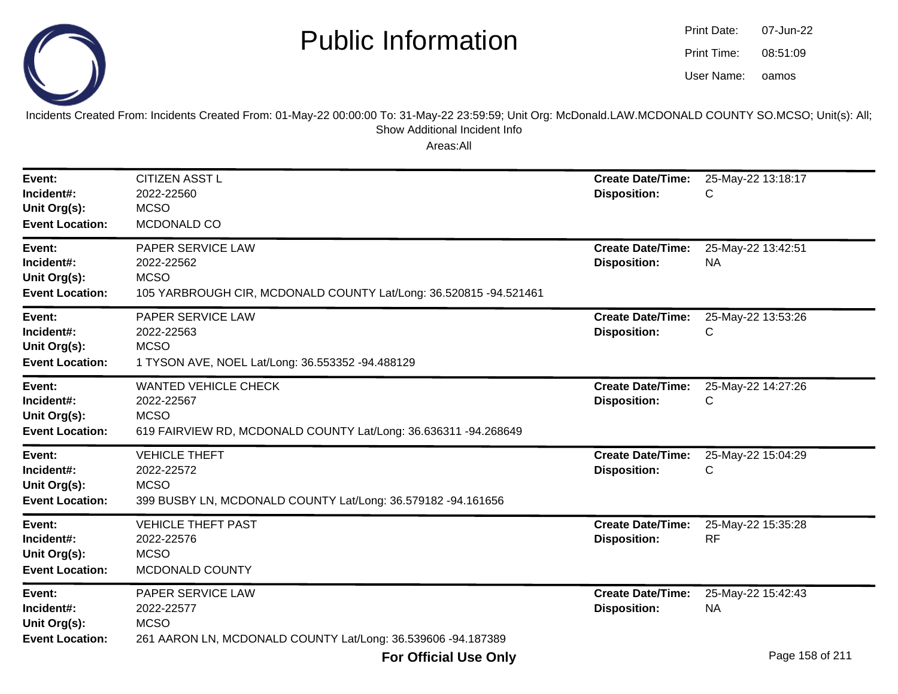# Public Information

Print Date: 07-Jun-22
Print Time: 08:51:09
User Name: oamos

Incidents Created From: Incidents Created From: 01-May-22 00:00:00 To: 31-May-22 23:59:59; Unit Org: McDonald.LAW.MCDONALD COUNTY SO.MCSO; Unit(s): All; Show Additional Incident Info

Areas:All

| | | | |
|---|---|---|---|
| **Event:** | CITIZEN ASST L | **Create Date/Time:** | 25-May-22 13:18:17 |
| **Incident#:** | 2022-22560 | **Disposition:** | C |
| **Unit Org(s):** | MCSO | | |
| **Event Location:** | MCDONALD CO | | |

| | | | |
|---|---|---|---|
| **Event:** | PAPER SERVICE LAW | **Create Date/Time:** | 25-May-22 13:42:51 |
| **Incident#:** | 2022-22562 | **Disposition:** | NA |
| **Unit Org(s):** | MCSO | | |
| **Event Location:** | 105 YARBROUGH CIR, MCDONALD COUNTY Lat/Long: 36.520815 -94.521461 | | |

| | | | |
|---|---|---|---|
| **Event:** | PAPER SERVICE LAW | **Create Date/Time:** | 25-May-22 13:53:26 |
| **Incident#:** | 2022-22563 | **Disposition:** | C |
| **Unit Org(s):** | MCSO | | |
| **Event Location:** | 1 TYSON AVE, NOEL Lat/Long: 36.553352 -94.488129 | | |

| | | | |
|---|---|---|---|
| **Event:** | WANTED VEHICLE CHECK | **Create Date/Time:** | 25-May-22 14:27:26 |
| **Incident#:** | 2022-22567 | **Disposition:** | C |
| **Unit Org(s):** | MCSO | | |
| **Event Location:** | 619 FAIRVIEW RD, MCDONALD COUNTY Lat/Long: 36.636311 -94.268649 | | |

| | | | |
|---|---|---|---|
| **Event:** | VEHICLE THEFT | **Create Date/Time:** | 25-May-22 15:04:29 |
| **Incident#:** | 2022-22572 | **Disposition:** | C |
| **Unit Org(s):** | MCSO | | |
| **Event Location:** | 399 BUSBY LN, MCDONALD COUNTY Lat/Long: 36.579182 -94.161656 | | |

| | | | |
|---|---|---|---|
| **Event:** | VEHICLE THEFT PAST | **Create Date/Time:** | 25-May-22 15:35:28 |
| **Incident#:** | 2022-22576 | **Disposition:** | RF |
| **Unit Org(s):** | MCSO | | |
| **Event Location:** | MCDONALD COUNTY | | |

| | | | |
|---|---|---|---|
| **Event:** | PAPER SERVICE LAW | **Create Date/Time:** | 25-May-22 15:42:43 |
| **Incident#:** | 2022-22577 | **Disposition:** | NA |
| **Unit Org(s):** | MCSO | | |
| **Event Location:** | 261 AARON LN, MCDONALD COUNTY Lat/Long: 36.539606 -94.187389 | | |

**For Official Use Only**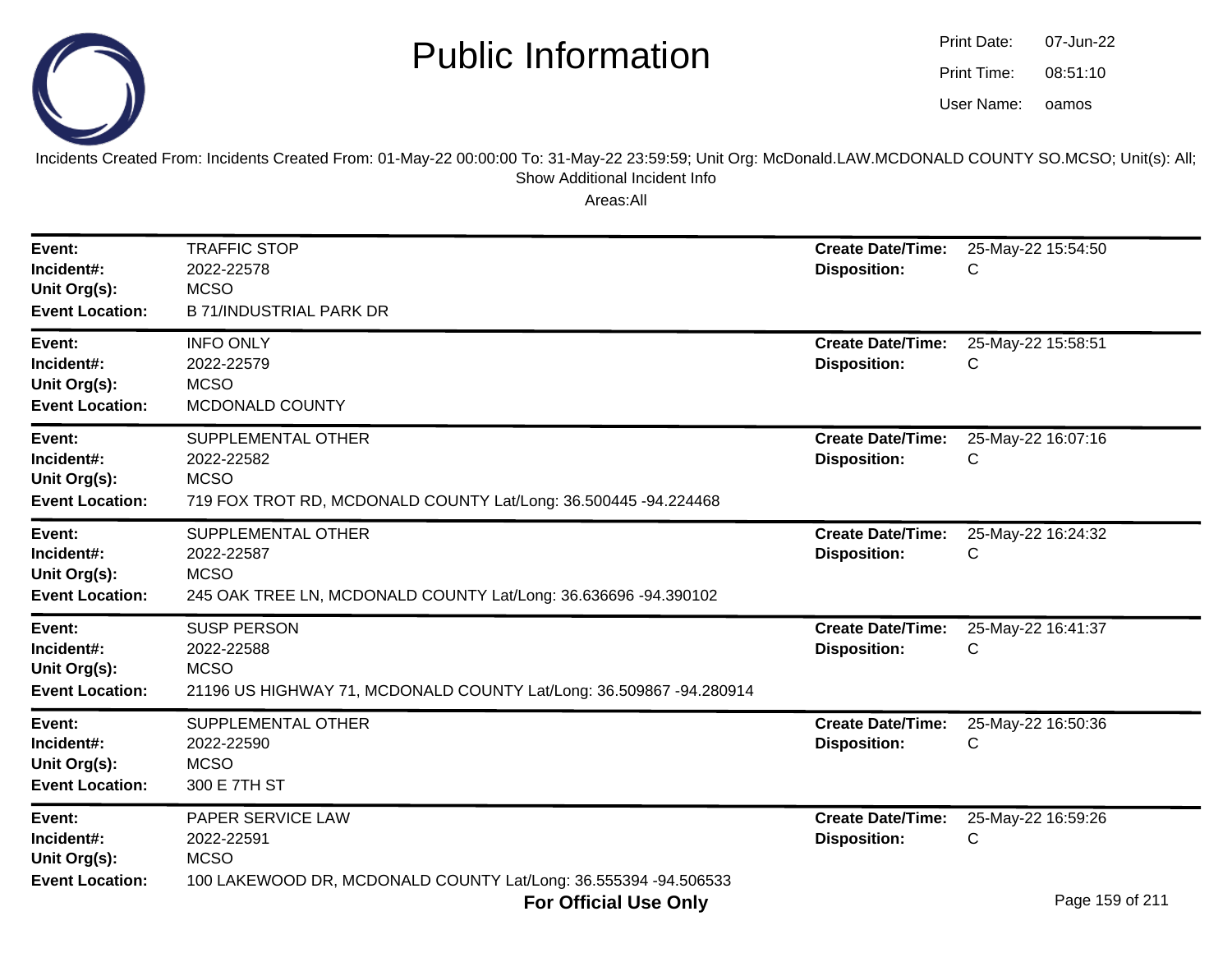# Public Information

Print Date: 07-Jun-22
Print Time: 08:51:10
User Name: oamos

Incidents Created From: Incidents Created From: 01-May-22 00:00:00 To: 31-May-22 23:59:59; Unit Org: McDonald.LAW.MCDONALD COUNTY SO.MCSO; Unit(s): All; Show Additional Incident Info

Areas:All

---

**Event:** TRAFFIC STOP
**Incident#:** 2022-22578
**Unit Org(s):** MCSO
**Event Location:** B 71/INDUSTRIAL PARK DR
**Create Date/Time:** 25-May-22 15:54:50
**Disposition:** C

---

**Event:** INFO ONLY
**Incident#:** 2022-22579
**Unit Org(s):** MCSO
**Event Location:** MCDONALD COUNTY
**Create Date/Time:** 25-May-22 15:58:51
**Disposition:** C

---

**Event:** SUPPLEMENTAL OTHER
**Incident#:** 2022-22582
**Unit Org(s):** MCSO
**Event Location:** 719 FOX TROT RD, MCDONALD COUNTY Lat/Long: 36.500445 -94.224468
**Create Date/Time:** 25-May-22 16:07:16
**Disposition:** C

---

**Event:** SUPPLEMENTAL OTHER
**Incident#:** 2022-22587
**Unit Org(s):** MCSO
**Event Location:** 245 OAK TREE LN, MCDONALD COUNTY Lat/Long: 36.636696 -94.390102
**Create Date/Time:** 25-May-22 16:24:32
**Disposition:** C

---

**Event:** SUSP PERSON
**Incident#:** 2022-22588
**Unit Org(s):** MCSO
**Event Location:** 21196 US HIGHWAY 71, MCDONALD COUNTY Lat/Long: 36.509867 -94.280914
**Create Date/Time:** 25-May-22 16:41:37
**Disposition:** C

---

**Event:** SUPPLEMENTAL OTHER
**Incident#:** 2022-22590
**Unit Org(s):** MCSO
**Event Location:** 300 E 7TH ST
**Create Date/Time:** 25-May-22 16:50:36
**Disposition:** C

---

**Event:** PAPER SERVICE LAW
**Incident#:** 2022-22591
**Unit Org(s):** MCSO
**Event Location:** 100 LAKEWOOD DR, MCDONALD COUNTY Lat/Long: 36.555394 -94.506533
**Create Date/Time:** 25-May-22 16:59:26
**Disposition:** C

**For Official Use Only**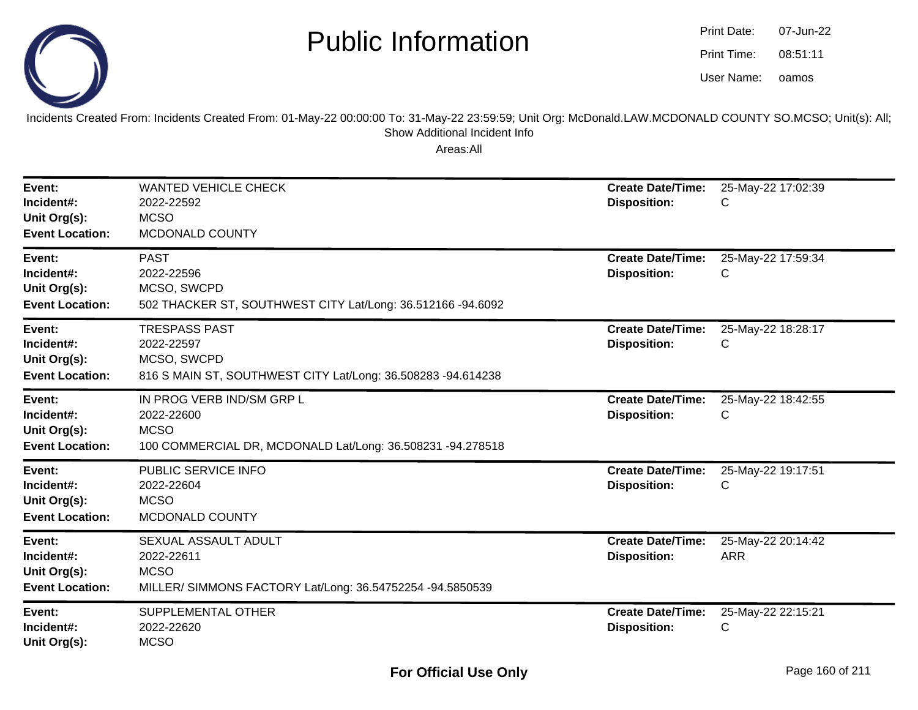# Public Information

Print Date: 07-Jun-22
Print Time: 08:51:11
User Name: oamos

Incidents Created From: Incidents Created From: 01-May-22 00:00:00 To: 31-May-22 23:59:59; Unit Org: McDonald.LAW.MCDONALD COUNTY SO.MCSO; Unit(s): All; Show Additional Incident Info

Areas:All

| | | | |
|---|---|---|---|
| **Event:** | WANTED VEHICLE CHECK | **Create Date/Time:** | 25-May-22 17:02:39 |
| **Incident#:** | 2022-22592 | **Disposition:** | C |
| **Unit Org(s):** | MCSO | | |
| **Event Location:** | MCDONALD COUNTY | | |

| | | | |
|---|---|---|---|
| **Event:** | PAST | **Create Date/Time:** | 25-May-22 17:59:34 |
| **Incident#:** | 2022-22596 | **Disposition:** | C |
| **Unit Org(s):** | MCSO, SWCPD | | |
| **Event Location:** | 502 THACKER ST, SOUTHWEST CITY Lat/Long: 36.512166 -94.6092 | | |

| | | | |
|---|---|---|---|
| **Event:** | TRESPASS PAST | **Create Date/Time:** | 25-May-22 18:28:17 |
| **Incident#:** | 2022-22597 | **Disposition:** | C |
| **Unit Org(s):** | MCSO, SWCPD | | |
| **Event Location:** | 816 S MAIN ST, SOUTHWEST CITY Lat/Long: 36.508283 -94.614238 | | |

| | | | |
|---|---|---|---|
| **Event:** | IN PROG VERB IND/SM GRP L | **Create Date/Time:** | 25-May-22 18:42:55 |
| **Incident#:** | 2022-22600 | **Disposition:** | C |
| **Unit Org(s):** | MCSO | | |
| **Event Location:** | 100 COMMERCIAL DR, MCDONALD Lat/Long: 36.508231 -94.278518 | | |

| | | | |
|---|---|---|---|
| **Event:** | PUBLIC SERVICE INFO | **Create Date/Time:** | 25-May-22 19:17:51 |
| **Incident#:** | 2022-22604 | **Disposition:** | C |
| **Unit Org(s):** | MCSO | | |
| **Event Location:** | MCDONALD COUNTY | | |

| | | | |
|---|---|---|---|
| **Event:** | SEXUAL ASSAULT ADULT | **Create Date/Time:** | 25-May-22 20:14:42 |
| **Incident#:** | 2022-22611 | **Disposition:** | ARR |
| **Unit Org(s):** | MCSO | | |
| **Event Location:** | MILLER/ SIMMONS FACTORY Lat/Long: 36.54752254 -94.5850539 | | |

| | | | |
|---|---|---|---|
| **Event:** | SUPPLEMENTAL OTHER | **Create Date/Time:** | 25-May-22 22:15:21 |
| **Incident#:** | 2022-22620 | **Disposition:** | C |
| **Unit Org(s):** | MCSO | | |

**For Official Use Only**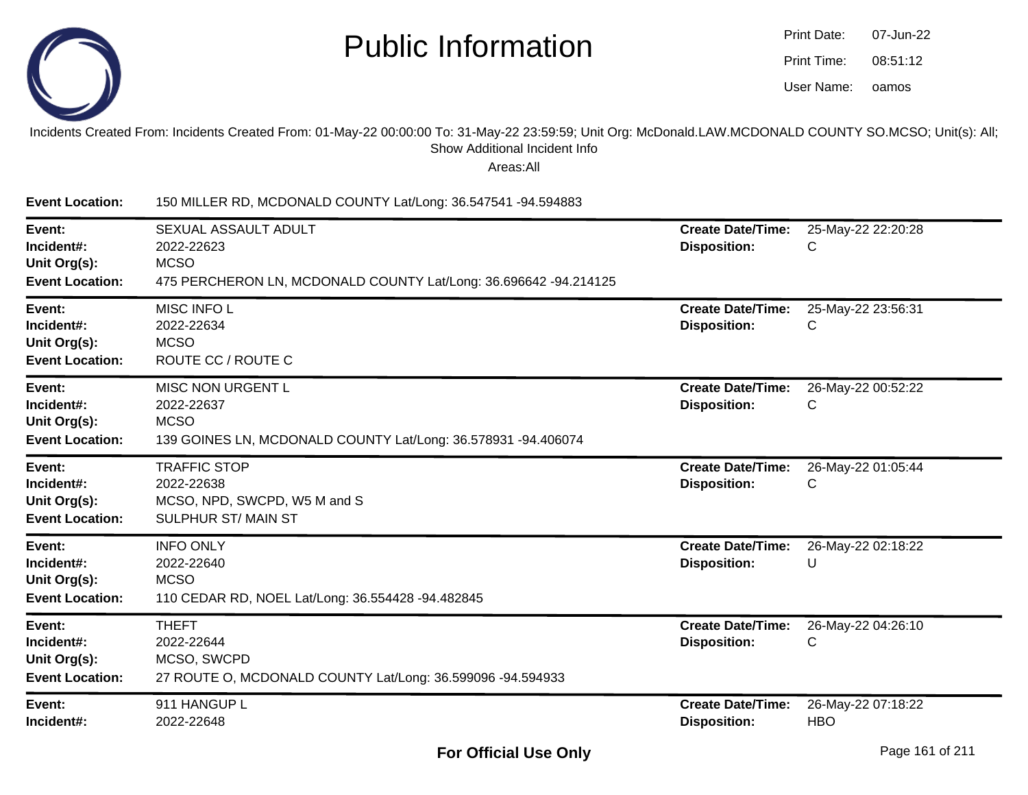# Public Information

Print Date: 07-Jun-22
Print Time: 08:51:12
User Name: oamos

Incidents Created From: Incidents Created From: 01-May-22 00:00:00 To: 31-May-22 23:59:59; Unit Org: McDonald.LAW.MCDONALD COUNTY SO.MCSO; Unit(s): All; Show Additional Incident Info

Areas:All

**Event Location:** 150 MILLER RD, MCDONALD COUNTY Lat/Long: 36.547541 -94.594883

---

**Event:** SEXUAL ASSAULT ADULT
**Incident#:** 2022-22623
**Unit Org(s):** MCSO
**Event Location:** 475 PERCHERON LN, MCDONALD COUNTY Lat/Long: 36.696642 -94.214125
**Create Date/Time:** 25-May-22 22:20:28
**Disposition:** C

---

**Event:** MISC INFO L
**Incident#:** 2022-22634
**Unit Org(s):** MCSO
**Event Location:** ROUTE CC / ROUTE C
**Create Date/Time:** 25-May-22 23:56:31
**Disposition:** C

---

**Event:** MISC NON URGENT L
**Incident#:** 2022-22637
**Unit Org(s):** MCSO
**Event Location:** 139 GOINES LN, MCDONALD COUNTY Lat/Long: 36.578931 -94.406074
**Create Date/Time:** 26-May-22 00:52:22
**Disposition:** C

---

**Event:** TRAFFIC STOP
**Incident#:** 2022-22638
**Unit Org(s):** MCSO, NPD, SWCPD, W5 M and S
**Event Location:** SULPHUR ST/ MAIN ST
**Create Date/Time:** 26-May-22 01:05:44
**Disposition:** C

---

**Event:** INFO ONLY
**Incident#:** 2022-22640
**Unit Org(s):** MCSO
**Event Location:** 110 CEDAR RD, NOEL Lat/Long: 36.554428 -94.482845
**Create Date/Time:** 26-May-22 02:18:22
**Disposition:** U

---

**Event:** THEFT
**Incident#:** 2022-22644
**Unit Org(s):** MCSO, SWCPD
**Event Location:** 27 ROUTE O, MCDONALD COUNTY Lat/Long: 36.599096 -94.594933
**Create Date/Time:** 26-May-22 04:26:10
**Disposition:** C

---

**Event:** 911 HANGUP L
**Incident#:** 2022-22648
**Create Date/Time:** 26-May-22 07:18:22
**Disposition:** HBO

**For Official Use Only**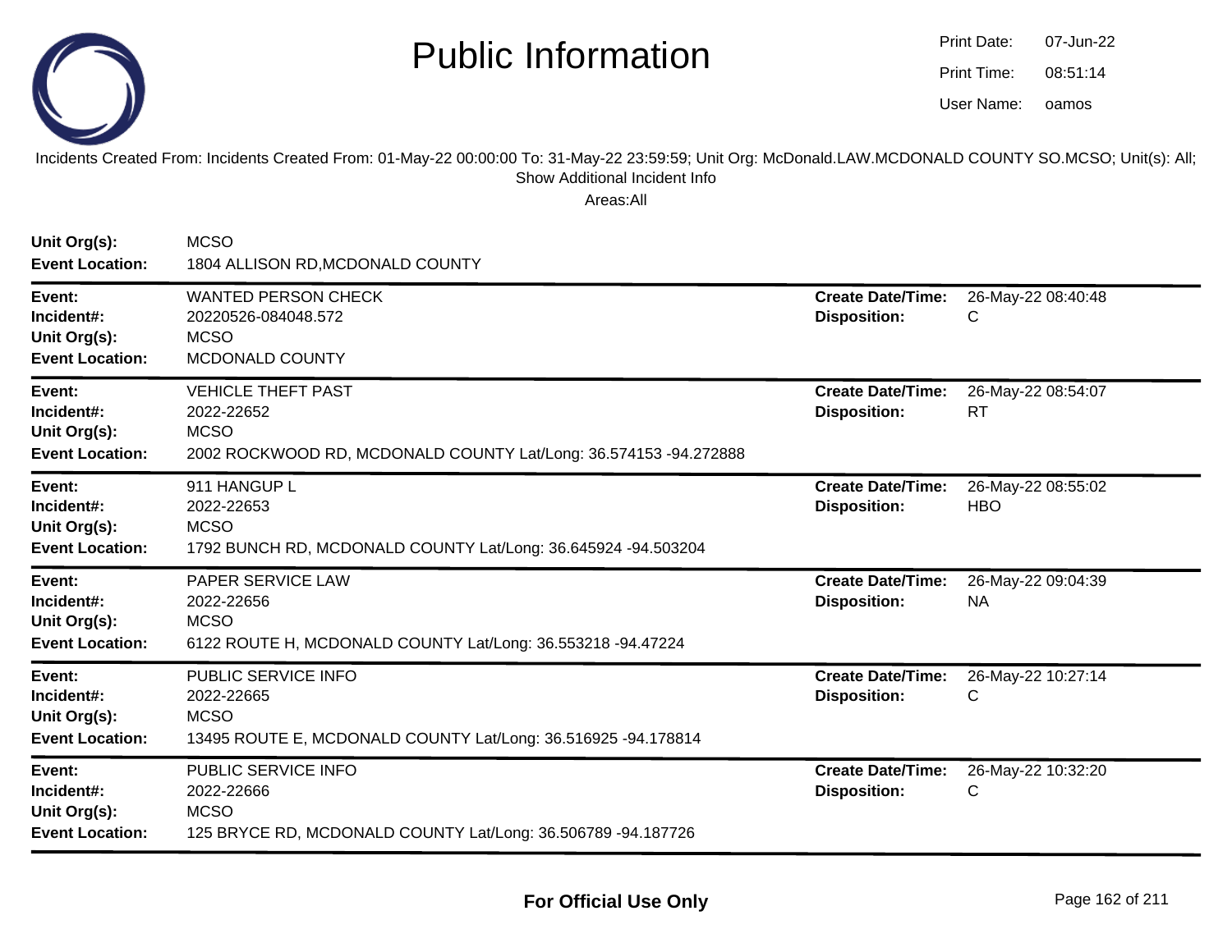# Public Information

Print Date: 07-Jun-22
Print Time: 08:51:14
User Name: oamos

Incidents Created From: Incidents Created From: 01-May-22 00:00:00 To: 31-May-22 23:59:59; Unit Org: McDonald.LAW.MCDONALD COUNTY SO.MCSO; Unit(s): All; Show Additional Incident Info

Areas:All

**Unit Org(s):** MCSO
**Event Location:** 1804 ALLISON RD,MCDONALD COUNTY

---

**Event:** WANTED PERSON CHECK
**Incident#:** 20220526-084048.572
**Unit Org(s):** MCSO
**Event Location:** MCDONALD COUNTY
**Create Date/Time:** 26-May-22 08:40:48
**Disposition:** C

---

**Event:** VEHICLE THEFT PAST
**Incident#:** 2022-22652
**Unit Org(s):** MCSO
**Event Location:** 2002 ROCKWOOD RD, MCDONALD COUNTY Lat/Long: 36.574153 -94.272888
**Create Date/Time:** 26-May-22 08:54:07
**Disposition:** RT

---

**Event:** 911 HANGUP L
**Incident#:** 2022-22653
**Unit Org(s):** MCSO
**Event Location:** 1792 BUNCH RD, MCDONALD COUNTY Lat/Long: 36.645924 -94.503204
**Create Date/Time:** 26-May-22 08:55:02
**Disposition:** HBO

---

**Event:** PAPER SERVICE LAW
**Incident#:** 2022-22656
**Unit Org(s):** MCSO
**Event Location:** 6122 ROUTE H, MCDONALD COUNTY Lat/Long: 36.553218 -94.47224
**Create Date/Time:** 26-May-22 09:04:39
**Disposition:** NA

---

**Event:** PUBLIC SERVICE INFO
**Incident#:** 2022-22665
**Unit Org(s):** MCSO
**Event Location:** 13495 ROUTE E, MCDONALD COUNTY Lat/Long: 36.516925 -94.178814
**Create Date/Time:** 26-May-22 10:27:14
**Disposition:** C

---

**Event:** PUBLIC SERVICE INFO
**Incident#:** 2022-22666
**Unit Org(s):** MCSO
**Event Location:** 125 BRYCE RD, MCDONALD COUNTY Lat/Long: 36.506789 -94.187726
**Create Date/Time:** 26-May-22 10:32:20
**Disposition:** C

---

**For Official Use Only**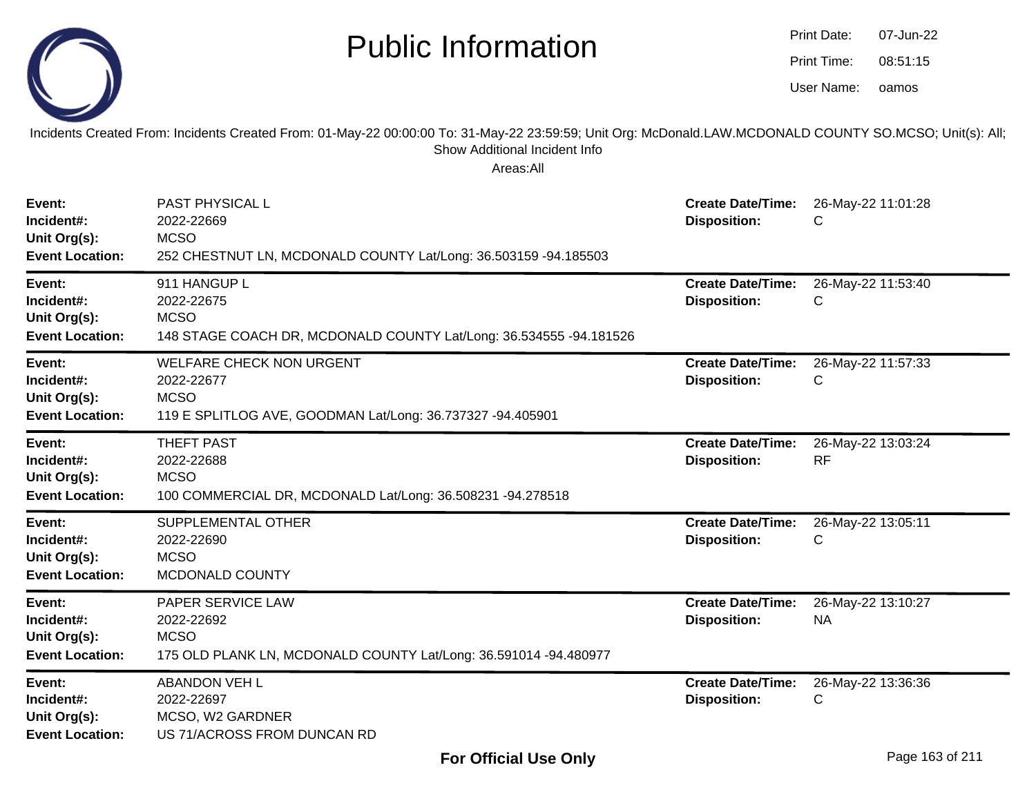# Public Information

Print Date: 07-Jun-22
Print Time: 08:51:15
User Name: oamos

Incidents Created From: Incidents Created From: 01-May-22 00:00:00 To: 31-May-22 23:59:59; Unit Org: McDonald.LAW.MCDONALD COUNTY SO.MCSO; Unit(s): All; Show Additional Incident Info

Areas:All

**Event:** PAST PHYSICAL L
**Incident#:** 2022-22669
**Unit Org(s):** MCSO
**Event Location:** 252 CHESTNUT LN, MCDONALD COUNTY Lat/Long: 36.503159 -94.185503
**Create Date/Time:** 26-May-22 11:01:28
**Disposition:** C

---

**Event:** 911 HANGUP L
**Incident#:** 2022-22675
**Unit Org(s):** MCSO
**Event Location:** 148 STAGE COACH DR, MCDONALD COUNTY Lat/Long: 36.534555 -94.181526
**Create Date/Time:** 26-May-22 11:53:40
**Disposition:** C

---

**Event:** WELFARE CHECK NON URGENT
**Incident#:** 2022-22677
**Unit Org(s):** MCSO
**Event Location:** 119 E SPLITLOG AVE, GOODMAN Lat/Long: 36.737327 -94.405901
**Create Date/Time:** 26-May-22 11:57:33
**Disposition:** C

---

**Event:** THEFT PAST
**Incident#:** 2022-22688
**Unit Org(s):** MCSO
**Event Location:** 100 COMMERCIAL DR, MCDONALD Lat/Long: 36.508231 -94.278518
**Create Date/Time:** 26-May-22 13:03:24
**Disposition:** RF

---

**Event:** SUPPLEMENTAL OTHER
**Incident#:** 2022-22690
**Unit Org(s):** MCSO
**Event Location:** MCDONALD COUNTY
**Create Date/Time:** 26-May-22 13:05:11
**Disposition:** C

---

**Event:** PAPER SERVICE LAW
**Incident#:** 2022-22692
**Unit Org(s):** MCSO
**Event Location:** 175 OLD PLANK LN, MCDONALD COUNTY Lat/Long: 36.591014 -94.480977
**Create Date/Time:** 26-May-22 13:10:27
**Disposition:** NA

---

**Event:** ABANDON VEH L
**Incident#:** 2022-22697
**Unit Org(s):** MCSO, W2 GARDNER
**Event Location:** US 71/ACROSS FROM DUNCAN RD
**Create Date/Time:** 26-May-22 13:36:36
**Disposition:** C

**For Official Use Only**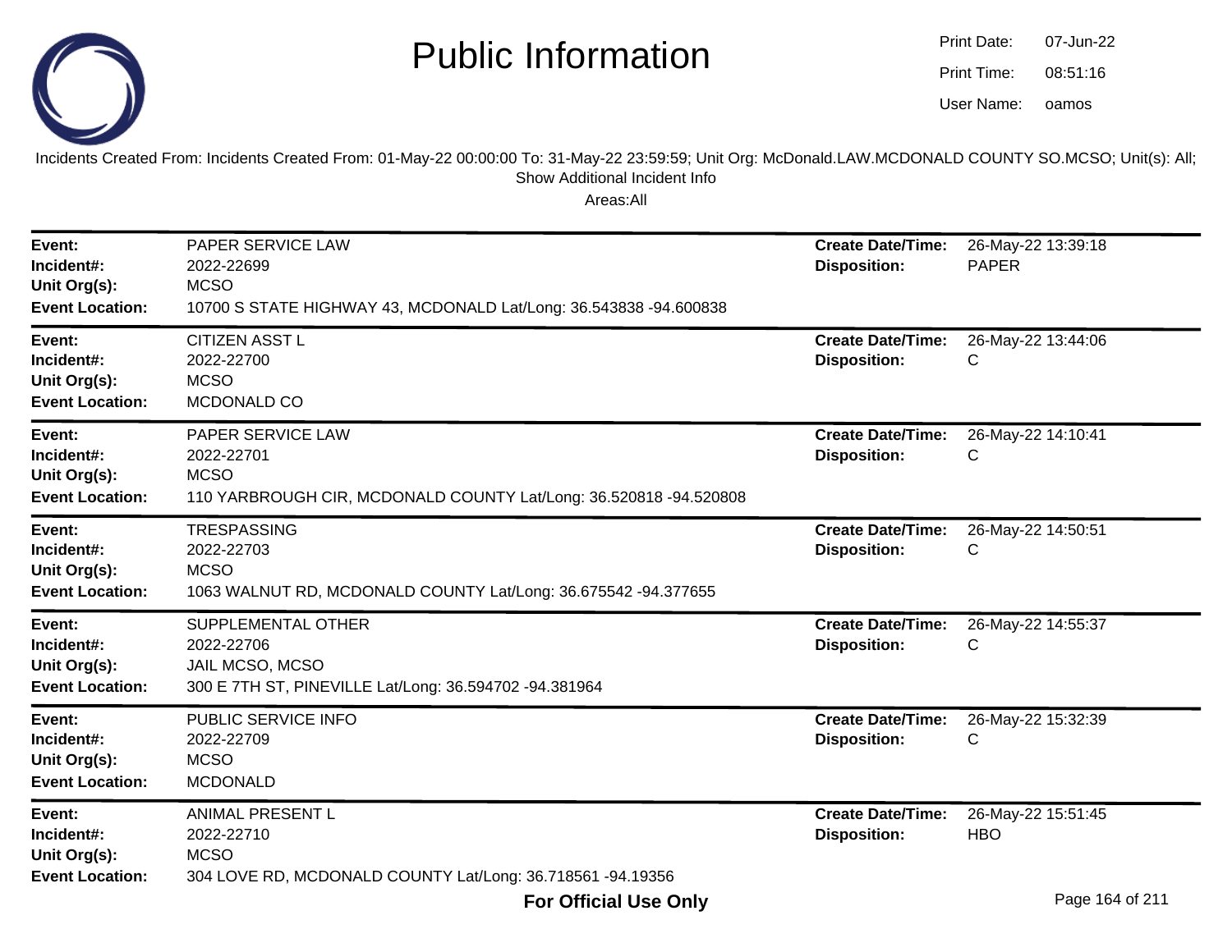# Public Information

Print Date: 07-Jun-22
Print Time: 08:51:16
User Name: oamos

Incidents Created From: Incidents Created From: 01-May-22 00:00:00 To: 31-May-22 23:59:59; Unit Org: McDonald.LAW.MCDONALD COUNTY SO.MCSO; Unit(s): All; Show Additional Incident Info

Areas:All

---

**Event:** PAPER SERVICE LAW
**Incident#:** 2022-22699
**Unit Org(s):** MCSO
**Event Location:** 10700 S STATE HIGHWAY 43, MCDONALD Lat/Long: 36.543838 -94.600838
**Create Date/Time:** 26-May-22 13:39:18
**Disposition:** PAPER

---

**Event:** CITIZEN ASST L
**Incident#:** 2022-22700
**Unit Org(s):** MCSO
**Event Location:** MCDONALD CO
**Create Date/Time:** 26-May-22 13:44:06
**Disposition:** C

---

**Event:** PAPER SERVICE LAW
**Incident#:** 2022-22701
**Unit Org(s):** MCSO
**Event Location:** 110 YARBROUGH CIR, MCDONALD COUNTY Lat/Long: 36.520818 -94.520808
**Create Date/Time:** 26-May-22 14:10:41
**Disposition:** C

---

**Event:** TRESPASSING
**Incident#:** 2022-22703
**Unit Org(s):** MCSO
**Event Location:** 1063 WALNUT RD, MCDONALD COUNTY Lat/Long: 36.675542 -94.377655
**Create Date/Time:** 26-May-22 14:50:51
**Disposition:** C

---

**Event:** SUPPLEMENTAL OTHER
**Incident#:** 2022-22706
**Unit Org(s):** JAIL MCSO, MCSO
**Event Location:** 300 E 7TH ST, PINEVILLE Lat/Long: 36.594702 -94.381964
**Create Date/Time:** 26-May-22 14:55:37
**Disposition:** C

---

**Event:** PUBLIC SERVICE INFO
**Incident#:** 2022-22709
**Unit Org(s):** MCSO
**Event Location:** MCDONALD
**Create Date/Time:** 26-May-22 15:32:39
**Disposition:** C

---

**Event:** ANIMAL PRESENT L
**Incident#:** 2022-22710
**Unit Org(s):** MCSO
**Event Location:** 304 LOVE RD, MCDONALD COUNTY Lat/Long: 36.718561 -94.19356
**Create Date/Time:** 26-May-22 15:51:45
**Disposition:** HBO

**For Official Use Only**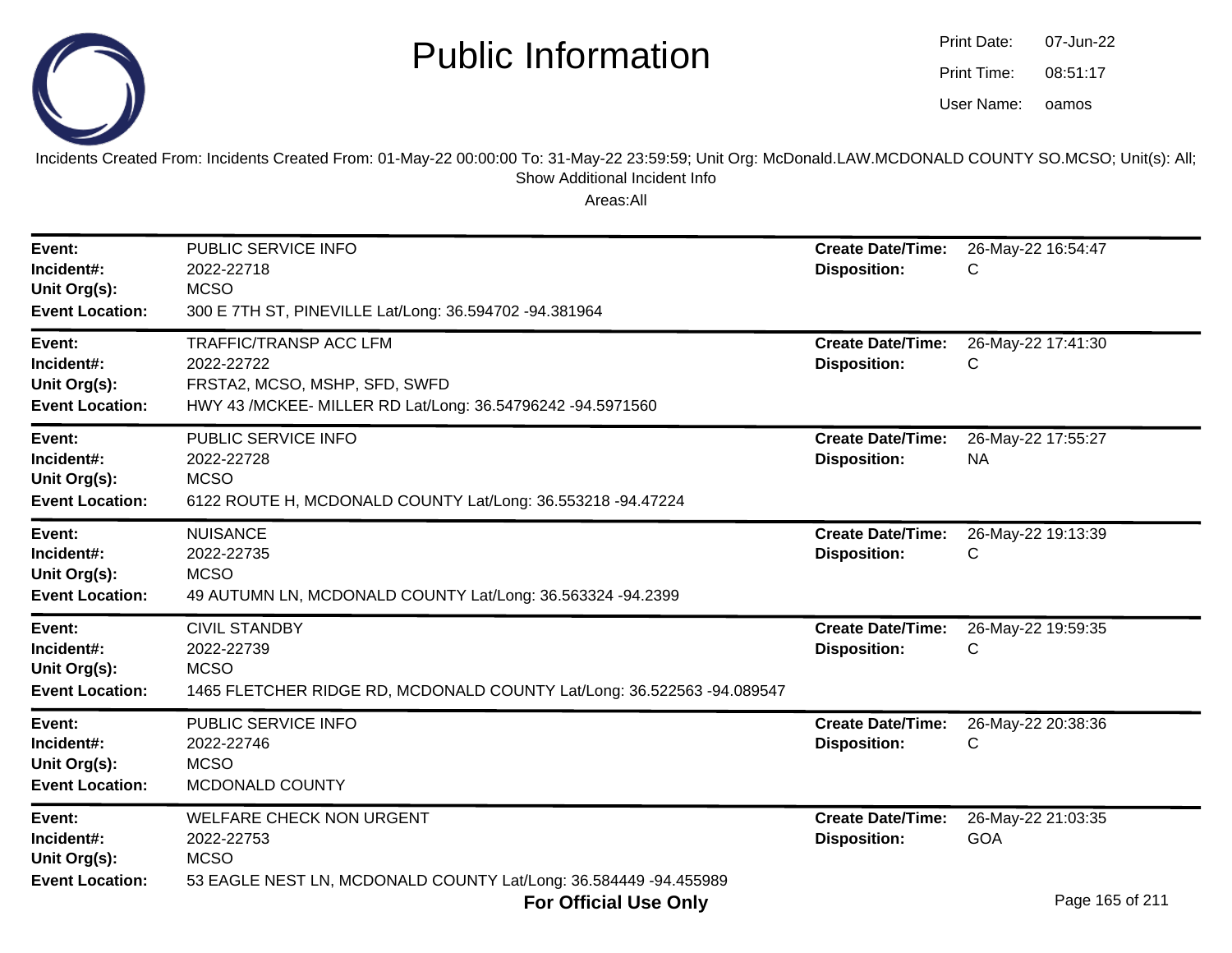# Public Information

Print Date: 07-Jun-22
Print Time: 08:51:17
User Name: oamos

Incidents Created From: Incidents Created From: 01-May-22 00:00:00 To: 31-May-22 23:59:59; Unit Org: McDonald.LAW.MCDONALD COUNTY SO.MCSO; Unit(s): All; Show Additional Incident Info

Areas:All

---

**Event:** PUBLIC SERVICE INFO
**Incident#:** 2022-22718
**Unit Org(s):** MCSO
**Event Location:** 300 E 7TH ST, PINEVILLE Lat/Long: 36.594702 -94.381964
**Create Date/Time:** 26-May-22 16:54:47
**Disposition:** C

---

**Event:** TRAFFIC/TRANSP ACC LFM
**Incident#:** 2022-22722
**Unit Org(s):** FRSTA2, MCSO, MSHP, SFD, SWFD
**Event Location:** HWY 43 /MCKEE- MILLER RD Lat/Long: 36.54796242 -94.5971560
**Create Date/Time:** 26-May-22 17:41:30
**Disposition:** C

---

**Event:** PUBLIC SERVICE INFO
**Incident#:** 2022-22728
**Unit Org(s):** MCSO
**Event Location:** 6122 ROUTE H, MCDONALD COUNTY Lat/Long: 36.553218 -94.47224
**Create Date/Time:** 26-May-22 17:55:27
**Disposition:** NA

---

**Event:** NUISANCE
**Incident#:** 2022-22735
**Unit Org(s):** MCSO
**Event Location:** 49 AUTUMN LN, MCDONALD COUNTY Lat/Long: 36.563324 -94.2399
**Create Date/Time:** 26-May-22 19:13:39
**Disposition:** C

---

**Event:** CIVIL STANDBY
**Incident#:** 2022-22739
**Unit Org(s):** MCSO
**Event Location:** 1465 FLETCHER RIDGE RD, MCDONALD COUNTY Lat/Long: 36.522563 -94.089547
**Create Date/Time:** 26-May-22 19:59:35
**Disposition:** C

---

**Event:** PUBLIC SERVICE INFO
**Incident#:** 2022-22746
**Unit Org(s):** MCSO
**Event Location:** MCDONALD COUNTY
**Create Date/Time:** 26-May-22 20:38:36
**Disposition:** C

---

**Event:** WELFARE CHECK NON URGENT
**Incident#:** 2022-22753
**Unit Org(s):** MCSO
**Event Location:** 53 EAGLE NEST LN, MCDONALD COUNTY Lat/Long: 36.584449 -94.455989
**Create Date/Time:** 26-May-22 21:03:35
**Disposition:** GOA

**For Official Use Only**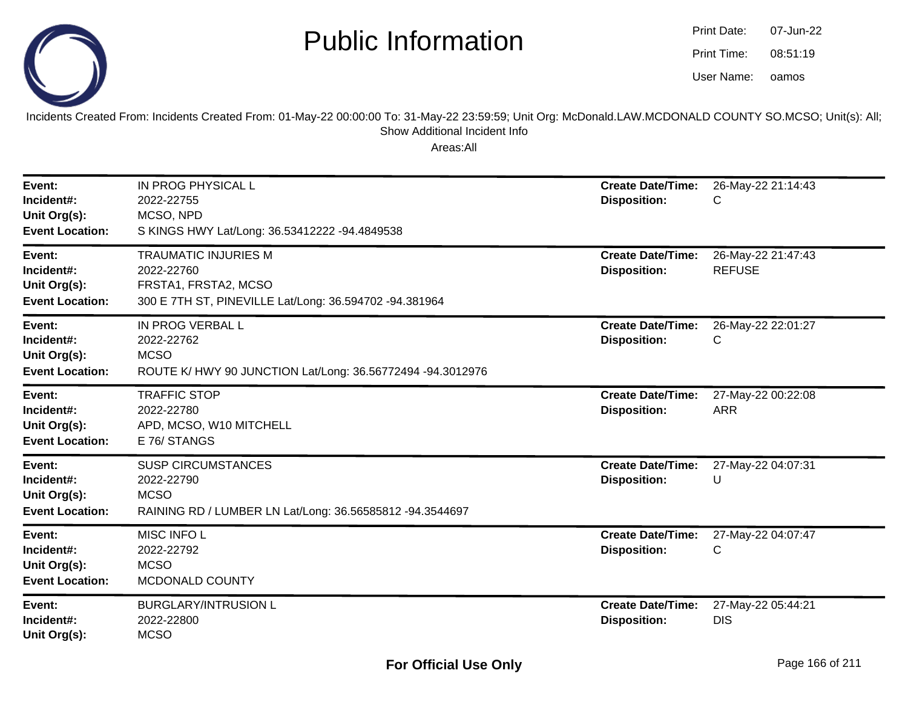# Public Information

Print Date: 07-Jun-22
Print Time: 08:51:19
User Name: oamos

Incidents Created From: Incidents Created From: 01-May-22 00:00:00 To: 31-May-22 23:59:59; Unit Org: McDonald.LAW.MCDONALD COUNTY SO.MCSO; Unit(s): All; Show Additional Incident Info

Areas:All

| | | | |
|---|---|---|---|
| **Event:** | IN PROG PHYSICAL L | **Create Date/Time:** | 26-May-22 21:14:43 |
| **Incident#:** | 2022-22755 | **Disposition:** | C |
| **Unit Org(s):** | MCSO, NPD | | |
| **Event Location:** | S KINGS HWY Lat/Long: 36.53412222 -94.4849538 | | |

| | | | |
|---|---|---|---|
| **Event:** | TRAUMATIC INJURIES M | **Create Date/Time:** | 26-May-22 21:47:43 |
| **Incident#:** | 2022-22760 | **Disposition:** | REFUSE |
| **Unit Org(s):** | FRSTA1, FRSTA2, MCSO | | |
| **Event Location:** | 300 E 7TH ST, PINEVILLE Lat/Long: 36.594702 -94.381964 | | |

| | | | |
|---|---|---|---|
| **Event:** | IN PROG VERBAL L | **Create Date/Time:** | 26-May-22 22:01:27 |
| **Incident#:** | 2022-22762 | **Disposition:** | C |
| **Unit Org(s):** | MCSO | | |
| **Event Location:** | ROUTE K/ HWY 90 JUNCTION Lat/Long: 36.56772494 -94.3012976 | | |

| | | | |
|---|---|---|---|
| **Event:** | TRAFFIC STOP | **Create Date/Time:** | 27-May-22 00:22:08 |
| **Incident#:** | 2022-22780 | **Disposition:** | ARR |
| **Unit Org(s):** | APD, MCSO, W10 MITCHELL | | |
| **Event Location:** | E 76/ STANGS | | |

| | | | |
|---|---|---|---|
| **Event:** | SUSP CIRCUMSTANCES | **Create Date/Time:** | 27-May-22 04:07:31 |
| **Incident#:** | 2022-22790 | **Disposition:** | U |
| **Unit Org(s):** | MCSO | | |
| **Event Location:** | RAINING RD / LUMBER LN Lat/Long: 36.56585812 -94.3544697 | | |

| | | | |
|---|---|---|---|
| **Event:** | MISC INFO L | **Create Date/Time:** | 27-May-22 04:07:47 |
| **Incident#:** | 2022-22792 | **Disposition:** | C |
| **Unit Org(s):** | MCSO | | |
| **Event Location:** | MCDONALD COUNTY | | |

| | | | |
|---|---|---|---|
| **Event:** | BURGLARY/INTRUSION L | **Create Date/Time:** | 27-May-22 05:44:21 |
| **Incident#:** | 2022-22800 | **Disposition:** | DIS |
| **Unit Org(s):** | MCSO | | |

**For Official Use Only**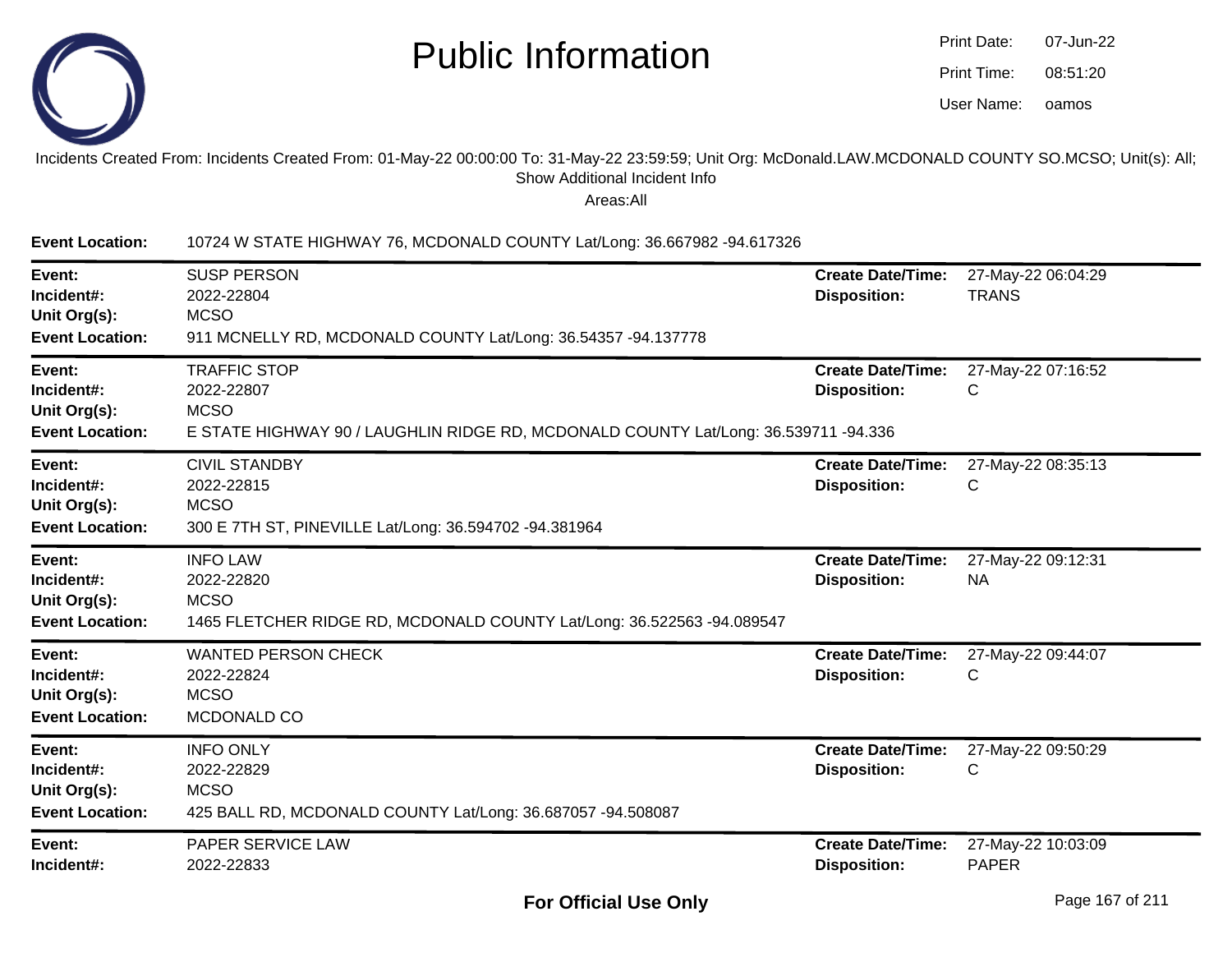# Public Information

Print Date: 07-Jun-22
Print Time: 08:51:20
User Name: oamos

Incidents Created From: Incidents Created From: 01-May-22 00:00:00 To: 31-May-22 23:59:59; Unit Org: McDonald.LAW.MCDONALD COUNTY SO.MCSO; Unit(s): All; Show Additional Incident Info

Areas:All

**Event Location:** 10724 W STATE HIGHWAY 76, MCDONALD COUNTY Lat/Long: 36.667982 -94.617326

---

**Event:** SUSP PERSON
**Incident#:** 2022-22804
**Unit Org(s):** MCSO
**Event Location:** 911 MCNELLY RD, MCDONALD COUNTY Lat/Long: 36.54357 -94.137778
**Create Date/Time:** 27-May-22 06:04:29
**Disposition:** TRANS

---

**Event:** TRAFFIC STOP
**Incident#:** 2022-22807
**Unit Org(s):** MCSO
**Event Location:** E STATE HIGHWAY 90 / LAUGHLIN RIDGE RD, MCDONALD COUNTY Lat/Long: 36.539711 -94.336
**Create Date/Time:** 27-May-22 07:16:52
**Disposition:** C

---

**Event:** CIVIL STANDBY
**Incident#:** 2022-22815
**Unit Org(s):** MCSO
**Event Location:** 300 E 7TH ST, PINEVILLE Lat/Long: 36.594702 -94.381964
**Create Date/Time:** 27-May-22 08:35:13
**Disposition:** C

---

**Event:** INFO LAW
**Incident#:** 2022-22820
**Unit Org(s):** MCSO
**Event Location:** 1465 FLETCHER RIDGE RD, MCDONALD COUNTY Lat/Long: 36.522563 -94.089547
**Create Date/Time:** 27-May-22 09:12:31
**Disposition:** NA

---

**Event:** WANTED PERSON CHECK
**Incident#:** 2022-22824
**Unit Org(s):** MCSO
**Event Location:** MCDONALD CO
**Create Date/Time:** 27-May-22 09:44:07
**Disposition:** C

---

**Event:** INFO ONLY
**Incident#:** 2022-22829
**Unit Org(s):** MCSO
**Event Location:** 425 BALL RD, MCDONALD COUNTY Lat/Long: 36.687057 -94.508087
**Create Date/Time:** 27-May-22 09:50:29
**Disposition:** C

---

**Event:** PAPER SERVICE LAW
**Incident#:** 2022-22833
**Create Date/Time:** 27-May-22 10:03:09
**Disposition:** PAPER

**For Official Use Only**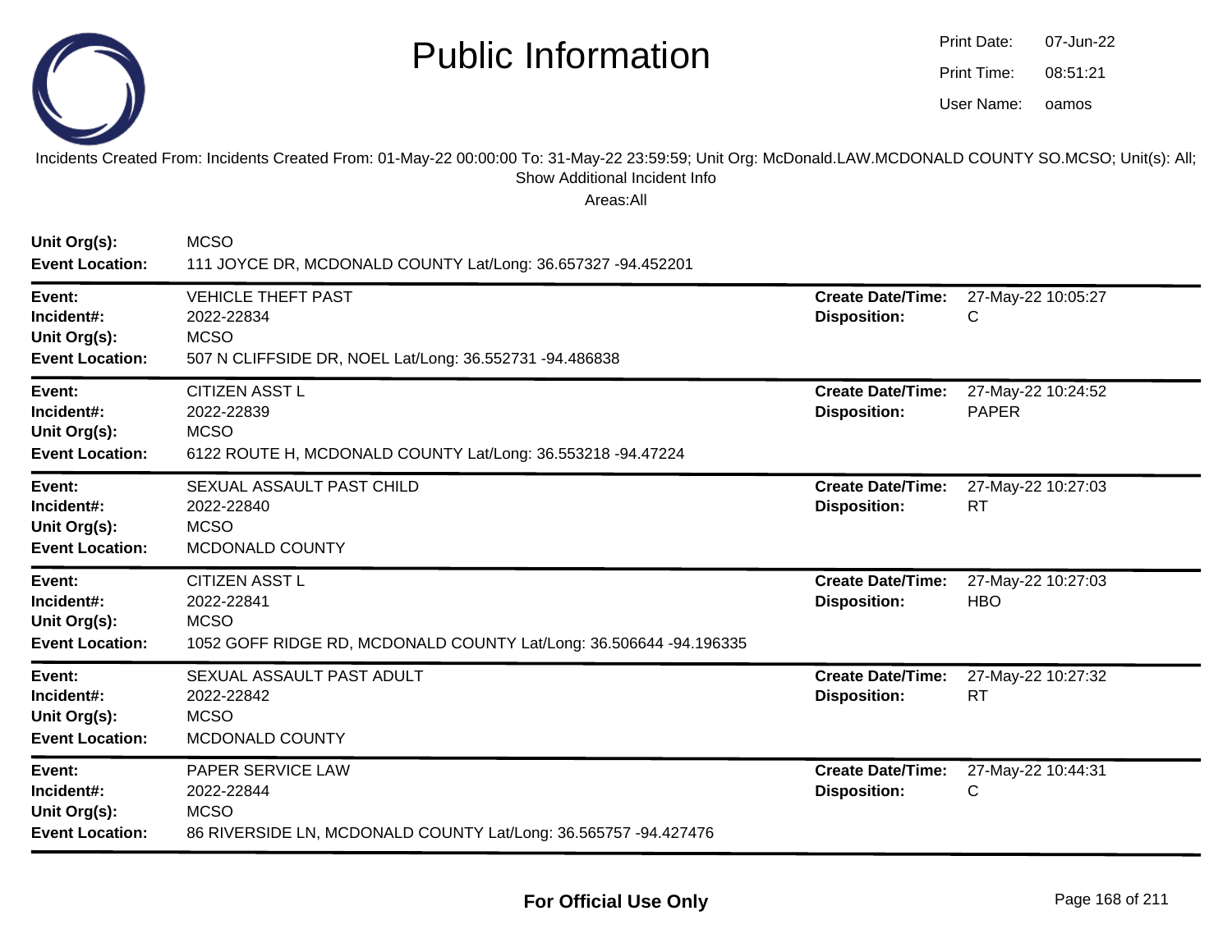# Public Information

Print Date: 07-Jun-22
Print Time: 08:51:21
User Name: oamos

Incidents Created From: Incidents Created From: 01-May-22 00:00:00 To: 31-May-22 23:59:59; Unit Org: McDonald.LAW.MCDONALD COUNTY SO.MCSO; Unit(s): All; Show Additional Incident Info

Areas:All

**Unit Org(s):** MCSO
**Event Location:** 111 JOYCE DR, MCDONALD COUNTY Lat/Long: 36.657327 -94.452201

---

**Event:** VEHICLE THEFT PAST
**Incident#:** 2022-22834
**Unit Org(s):** MCSO
**Event Location:** 507 N CLIFFSIDE DR, NOEL Lat/Long: 36.552731 -94.486838
**Create Date/Time:** 27-May-22 10:05:27
**Disposition:** C

---

**Event:** CITIZEN ASST L
**Incident#:** 2022-22839
**Unit Org(s):** MCSO
**Event Location:** 6122 ROUTE H, MCDONALD COUNTY Lat/Long: 36.553218 -94.47224
**Create Date/Time:** 27-May-22 10:24:52
**Disposition:** PAPER

---

**Event:** SEXUAL ASSAULT PAST CHILD
**Incident#:** 2022-22840
**Unit Org(s):** MCSO
**Event Location:** MCDONALD COUNTY
**Create Date/Time:** 27-May-22 10:27:03
**Disposition:** RT

---

**Event:** CITIZEN ASST L
**Incident#:** 2022-22841
**Unit Org(s):** MCSO
**Event Location:** 1052 GOFF RIDGE RD, MCDONALD COUNTY Lat/Long: 36.506644 -94.196335
**Create Date/Time:** 27-May-22 10:27:03
**Disposition:** HBO

---

**Event:** SEXUAL ASSAULT PAST ADULT
**Incident#:** 2022-22842
**Unit Org(s):** MCSO
**Event Location:** MCDONALD COUNTY
**Create Date/Time:** 27-May-22 10:27:32
**Disposition:** RT

---

**Event:** PAPER SERVICE LAW
**Incident#:** 2022-22844
**Unit Org(s):** MCSO
**Event Location:** 86 RIVERSIDE LN, MCDONALD COUNTY Lat/Long: 36.565757 -94.427476
**Create Date/Time:** 27-May-22 10:44:31
**Disposition:** C

---

**For Official Use Only**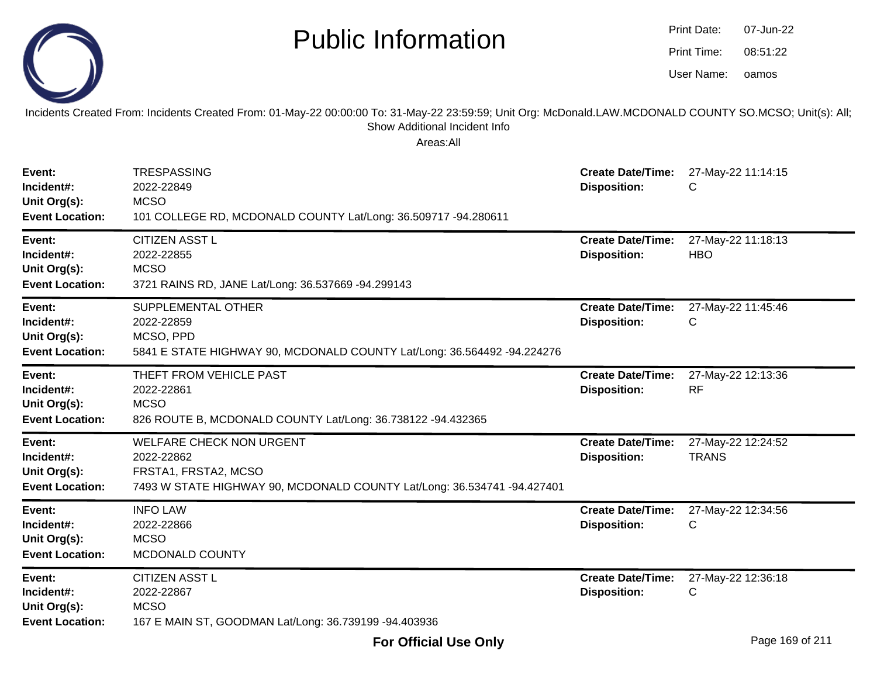# Public Information

Print Date: 07-Jun-22
Print Time: 08:51:22
User Name: oamos

Incidents Created From: Incidents Created From: 01-May-22 00:00:00 To: 31-May-22 23:59:59; Unit Org: McDonald.LAW.MCDONALD COUNTY SO.MCSO; Unit(s): All; Show Additional Incident Info

Areas:All

| | | | |
|---|---|---|---|
| **Event:** | TRESPASSING | **Create Date/Time:** | 27-May-22 11:14:15 |
| **Incident#:** | 2022-22849 | **Disposition:** | C |
| **Unit Org(s):** | MCSO | | |
| **Event Location:** | 101 COLLEGE RD, MCDONALD COUNTY Lat/Long: 36.509717 -94.280611 | | |

| | | | |
|---|---|---|---|
| **Event:** | CITIZEN ASST L | **Create Date/Time:** | 27-May-22 11:18:13 |
| **Incident#:** | 2022-22855 | **Disposition:** | HBO |
| **Unit Org(s):** | MCSO | | |
| **Event Location:** | 3721 RAINS RD, JANE Lat/Long: 36.537669 -94.299143 | | |

| | | | |
|---|---|---|---|
| **Event:** | SUPPLEMENTAL OTHER | **Create Date/Time:** | 27-May-22 11:45:46 |
| **Incident#:** | 2022-22859 | **Disposition:** | C |
| **Unit Org(s):** | MCSO, PPD | | |
| **Event Location:** | 5841 E STATE HIGHWAY 90, MCDONALD COUNTY Lat/Long: 36.564492 -94.224276 | | |

| | | | |
|---|---|---|---|
| **Event:** | THEFT FROM VEHICLE PAST | **Create Date/Time:** | 27-May-22 12:13:36 |
| **Incident#:** | 2022-22861 | **Disposition:** | RF |
| **Unit Org(s):** | MCSO | | |
| **Event Location:** | 826 ROUTE B, MCDONALD COUNTY Lat/Long: 36.738122 -94.432365 | | |

| | | | |
|---|---|---|---|
| **Event:** | WELFARE CHECK NON URGENT | **Create Date/Time:** | 27-May-22 12:24:52 |
| **Incident#:** | 2022-22862 | **Disposition:** | TRANS |
| **Unit Org(s):** | FRSTA1, FRSTA2, MCSO | | |
| **Event Location:** | 7493 W STATE HIGHWAY 90, MCDONALD COUNTY Lat/Long: 36.534741 -94.427401 | | |

| | | | |
|---|---|---|---|
| **Event:** | INFO LAW | **Create Date/Time:** | 27-May-22 12:34:56 |
| **Incident#:** | 2022-22866 | **Disposition:** | C |
| **Unit Org(s):** | MCSO | | |
| **Event Location:** | MCDONALD COUNTY | | |

| | | | |
|---|---|---|---|
| **Event:** | CITIZEN ASST L | **Create Date/Time:** | 27-May-22 12:36:18 |
| **Incident#:** | 2022-22867 | **Disposition:** | C |
| **Unit Org(s):** | MCSO | | |
| **Event Location:** | 167 E MAIN ST, GOODMAN Lat/Long: 36.739199 -94.403936 | | |

**For Official Use Only**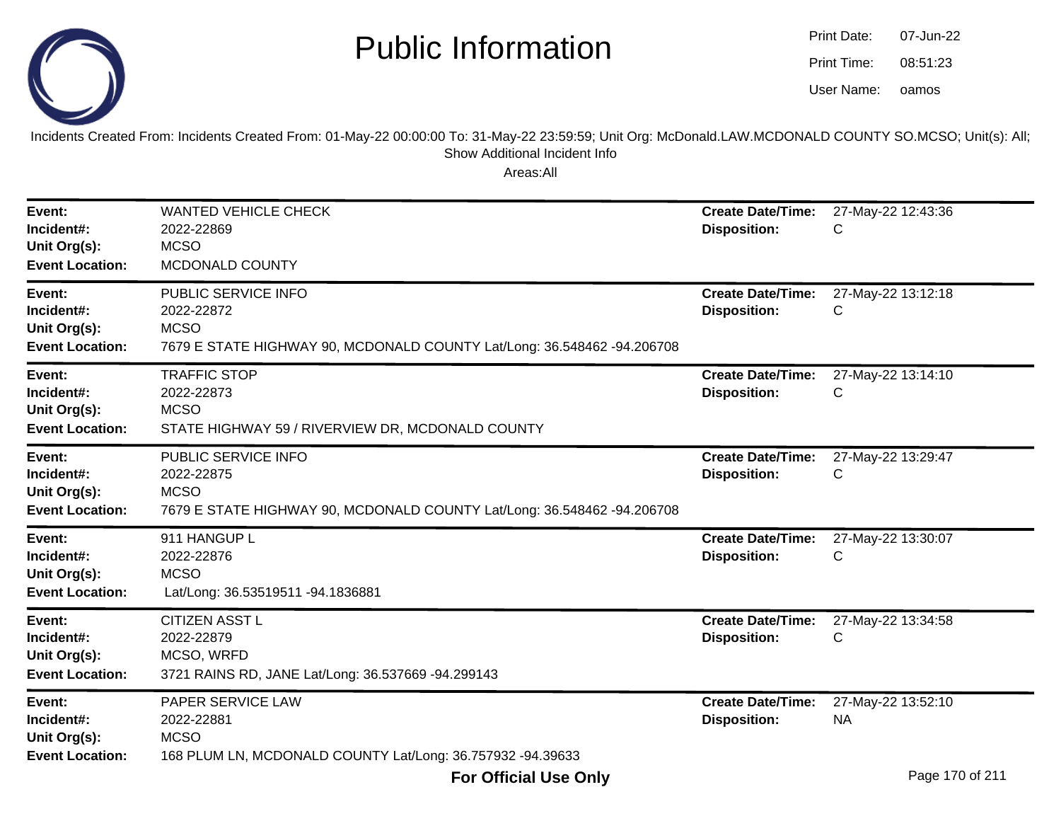# Public Information

Print Date: 07-Jun-22
Print Time: 08:51:23
User Name: oamos

Incidents Created From: Incidents Created From: 01-May-22 00:00:00 To: 31-May-22 23:59:59; Unit Org: McDonald.LAW.MCDONALD COUNTY SO.MCSO; Unit(s): All; Show Additional Incident Info

Areas:All

---

**Event:** WANTED VEHICLE CHECK
**Incident#:** 2022-22869
**Unit Org(s):** MCSO
**Event Location:** MCDONALD COUNTY
**Create Date/Time:** 27-May-22 12:43:36
**Disposition:** C

---

**Event:** PUBLIC SERVICE INFO
**Incident#:** 2022-22872
**Unit Org(s):** MCSO
**Event Location:** 7679 E STATE HIGHWAY 90, MCDONALD COUNTY Lat/Long: 36.548462 -94.206708
**Create Date/Time:** 27-May-22 13:12:18
**Disposition:** C

---

**Event:** TRAFFIC STOP
**Incident#:** 2022-22873
**Unit Org(s):** MCSO
**Event Location:** STATE HIGHWAY 59 / RIVERVIEW DR, MCDONALD COUNTY
**Create Date/Time:** 27-May-22 13:14:10
**Disposition:** C

---

**Event:** PUBLIC SERVICE INFO
**Incident#:** 2022-22875
**Unit Org(s):** MCSO
**Event Location:** 7679 E STATE HIGHWAY 90, MCDONALD COUNTY Lat/Long: 36.548462 -94.206708
**Create Date/Time:** 27-May-22 13:29:47
**Disposition:** C

---

**Event:** 911 HANGUP L
**Incident#:** 2022-22876
**Unit Org(s):** MCSO
**Event Location:** Lat/Long: 36.53519511 -94.1836881
**Create Date/Time:** 27-May-22 13:30:07
**Disposition:** C

---

**Event:** CITIZEN ASST L
**Incident#:** 2022-22879
**Unit Org(s):** MCSO, WRFD
**Event Location:** 3721 RAINS RD, JANE Lat/Long: 36.537669 -94.299143
**Create Date/Time:** 27-May-22 13:34:58
**Disposition:** C

---

**Event:** PAPER SERVICE LAW
**Incident#:** 2022-22881
**Unit Org(s):** MCSO
**Event Location:** 168 PLUM LN, MCDONALD COUNTY Lat/Long: 36.757932 -94.39633
**Create Date/Time:** 27-May-22 13:52:10
**Disposition:** NA

**For Official Use Only**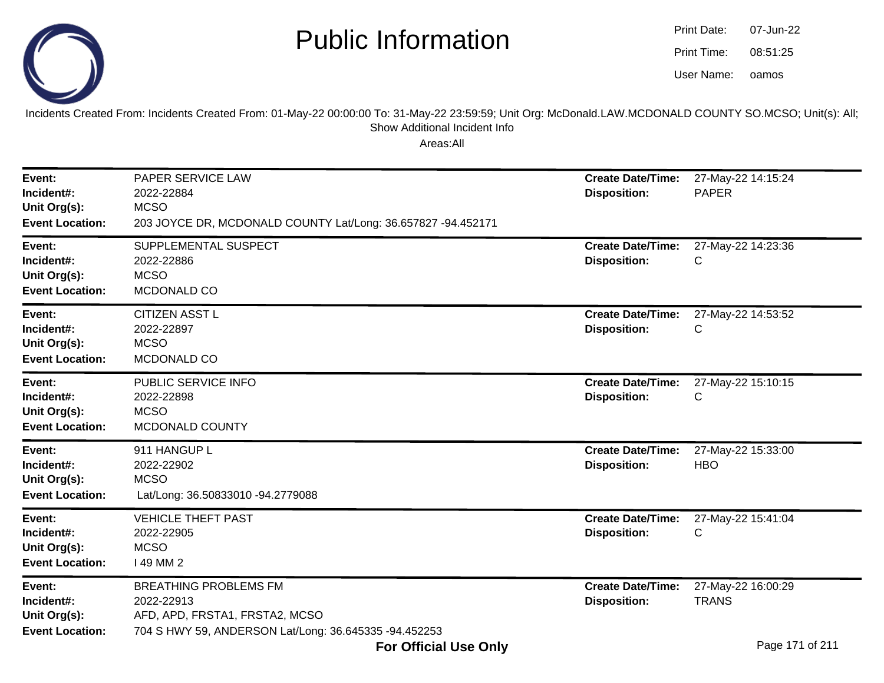# Public Information

Print Date: 07-Jun-22
Print Time: 08:51:25
User Name: oamos

Incidents Created From: Incidents Created From: 01-May-22 00:00:00 To: 31-May-22 23:59:59; Unit Org: McDonald.LAW.MCDONALD COUNTY SO.MCSO; Unit(s): All; Show Additional Incident Info

Areas:All

| | | | |
|---|---|---|---|
| **Event:** | PAPER SERVICE LAW | **Create Date/Time:** | 27-May-22 14:15:24 |
| **Incident#:** | 2022-22884 | **Disposition:** | PAPER |
| **Unit Org(s):** | MCSO | | |
| **Event Location:** | 203 JOYCE DR, MCDONALD COUNTY Lat/Long: 36.657827 -94.452171 | | |

| | | | |
|---|---|---|---|
| **Event:** | SUPPLEMENTAL SUSPECT | **Create Date/Time:** | 27-May-22 14:23:36 |
| **Incident#:** | 2022-22886 | **Disposition:** | C |
| **Unit Org(s):** | MCSO | | |
| **Event Location:** | MCDONALD CO | | |

| | | | |
|---|---|---|---|
| **Event:** | CITIZEN ASST L | **Create Date/Time:** | 27-May-22 14:53:52 |
| **Incident#:** | 2022-22897 | **Disposition:** | C |
| **Unit Org(s):** | MCSO | | |
| **Event Location:** | MCDONALD CO | | |

| | | | |
|---|---|---|---|
| **Event:** | PUBLIC SERVICE INFO | **Create Date/Time:** | 27-May-22 15:10:15 |
| **Incident#:** | 2022-22898 | **Disposition:** | C |
| **Unit Org(s):** | MCSO | | |
| **Event Location:** | MCDONALD COUNTY | | |

| | | | |
|---|---|---|---|
| **Event:** | 911 HANGUP L | **Create Date/Time:** | 27-May-22 15:33:00 |
| **Incident#:** | 2022-22902 | **Disposition:** | HBO |
| **Unit Org(s):** | MCSO | | |
| **Event Location:** | Lat/Long: 36.50833010 -94.2779088 | | |

| | | | |
|---|---|---|---|
| **Event:** | VEHICLE THEFT PAST | **Create Date/Time:** | 27-May-22 15:41:04 |
| **Incident#:** | 2022-22905 | **Disposition:** | C |
| **Unit Org(s):** | MCSO | | |
| **Event Location:** | I 49 MM 2 | | |

| | | | |
|---|---|---|---|
| **Event:** | BREATHING PROBLEMS FM | **Create Date/Time:** | 27-May-22 16:00:29 |
| **Incident#:** | 2022-22913 | **Disposition:** | TRANS |
| **Unit Org(s):** | AFD, APD, FRSTA1, FRSTA2, MCSO | | |
| **Event Location:** | 704 S HWY 59, ANDERSON Lat/Long: 36.645335 -94.452253 | | |

**For Official Use Only**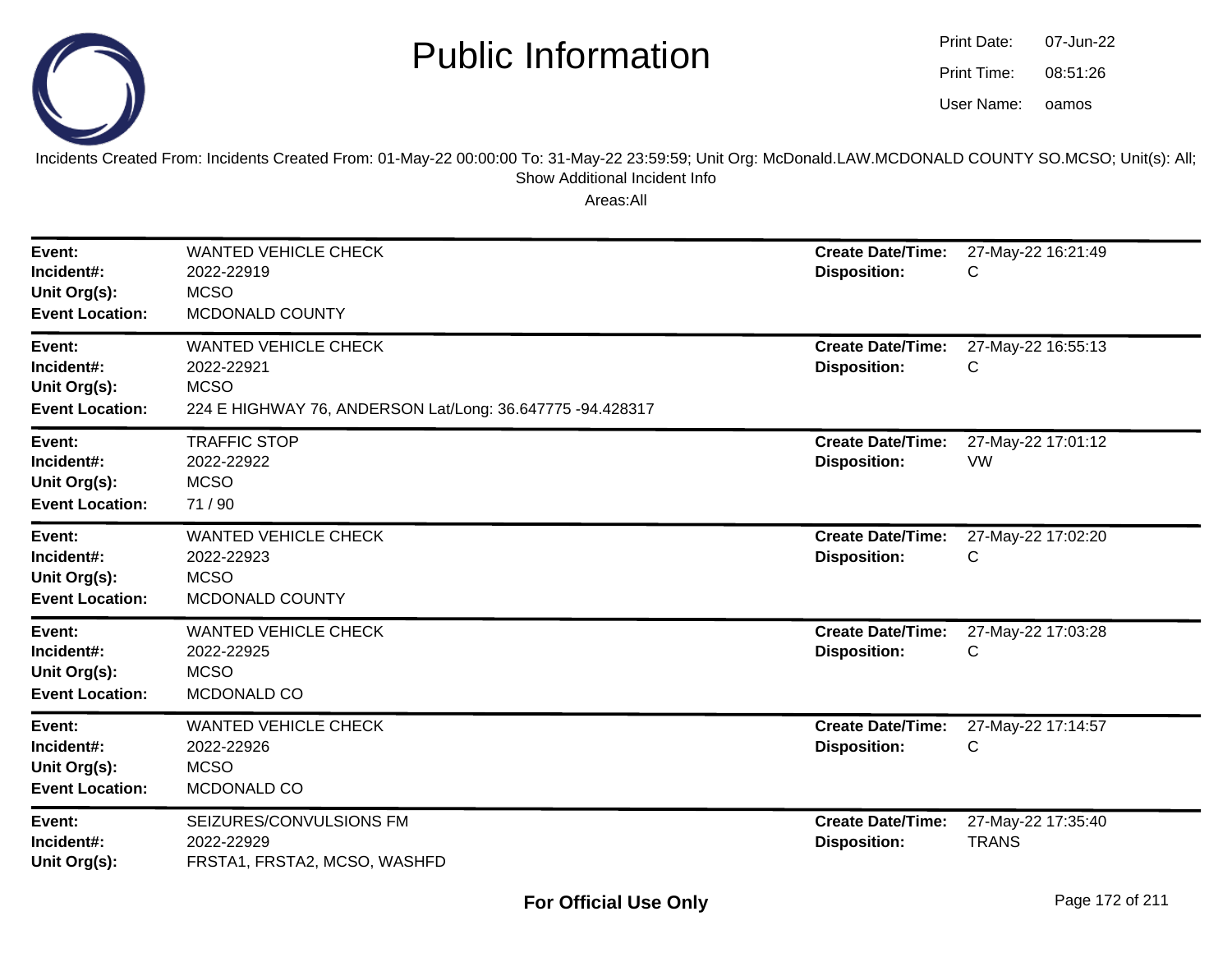# Public Information

Print Date: 07-Jun-22
Print Time: 08:51:26
User Name: oamos

Incidents Created From: Incidents Created From: 01-May-22 00:00:00 To: 31-May-22 23:59:59; Unit Org: McDonald.LAW.MCDONALD COUNTY SO.MCSO; Unit(s): All; Show Additional Incident Info

Areas:All

---

**Event:** WANTED VEHICLE CHECK
**Incident#:** 2022-22919
**Unit Org(s):** MCSO
**Event Location:** MCDONALD COUNTY
**Create Date/Time:** 27-May-22 16:21:49
**Disposition:** C

---

**Event:** WANTED VEHICLE CHECK
**Incident#:** 2022-22921
**Unit Org(s):** MCSO
**Event Location:** 224 E HIGHWAY 76, ANDERSON Lat/Long: 36.647775 -94.428317
**Create Date/Time:** 27-May-22 16:55:13
**Disposition:** C

---

**Event:** TRAFFIC STOP
**Incident#:** 2022-22922
**Unit Org(s):** MCSO
**Event Location:** 71 / 90
**Create Date/Time:** 27-May-22 17:01:12
**Disposition:** VW

---

**Event:** WANTED VEHICLE CHECK
**Incident#:** 2022-22923
**Unit Org(s):** MCSO
**Event Location:** MCDONALD COUNTY
**Create Date/Time:** 27-May-22 17:02:20
**Disposition:** C

---

**Event:** WANTED VEHICLE CHECK
**Incident#:** 2022-22925
**Unit Org(s):** MCSO
**Event Location:** MCDONALD CO
**Create Date/Time:** 27-May-22 17:03:28
**Disposition:** C

---

**Event:** WANTED VEHICLE CHECK
**Incident#:** 2022-22926
**Unit Org(s):** MCSO
**Event Location:** MCDONALD CO
**Create Date/Time:** 27-May-22 17:14:57
**Disposition:** C

---

**Event:** SEIZURES/CONVULSIONS FM
**Incident#:** 2022-22929
**Unit Org(s):** FRSTA1, FRSTA2, MCSO, WASHFD
**Create Date/Time:** 27-May-22 17:35:40
**Disposition:** TRANS

**For Official Use Only**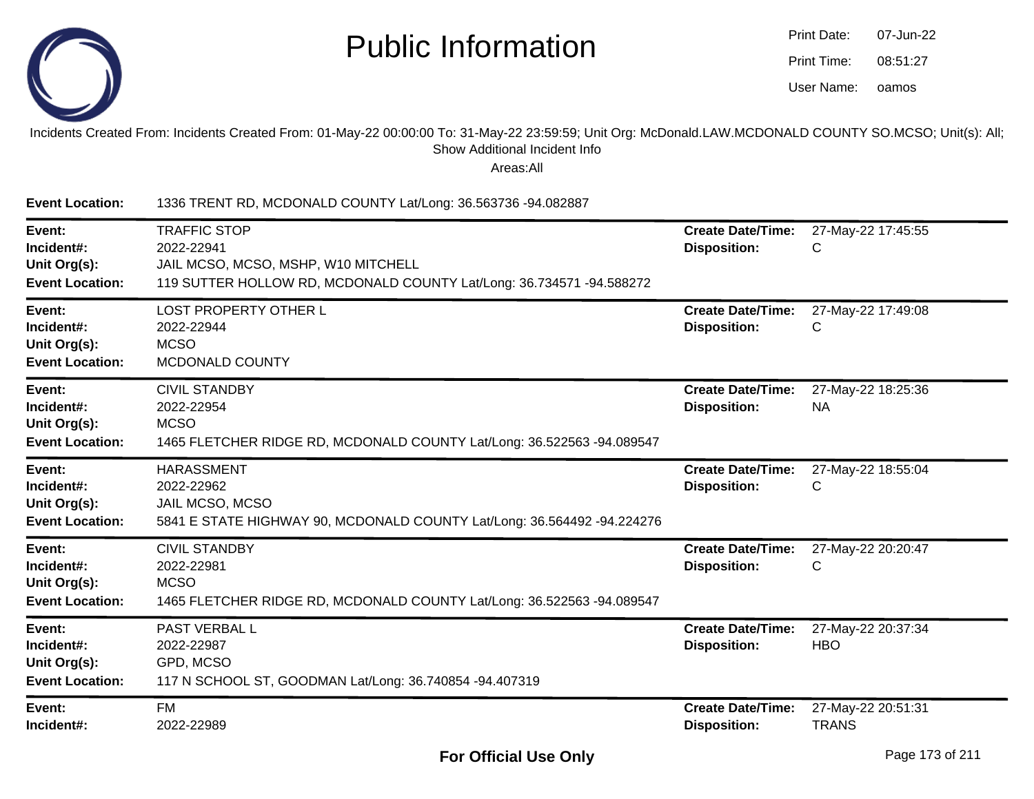# Public Information

Print Date: 07-Jun-22
Print Time: 08:51:27
User Name: oamos

Incidents Created From: Incidents Created From: 01-May-22 00:00:00 To: 31-May-22 23:59:59; Unit Org: McDonald.LAW.MCDONALD COUNTY SO.MCSO; Unit(s): All; Show Additional Incident Info

Areas:All

**Event Location:** 1336 TRENT RD, MCDONALD COUNTY Lat/Long: 36.563736 -94.082887

---

**Event:** TRAFFIC STOP
**Incident#:** 2022-22941
**Unit Org(s):** JAIL MCSO, MCSO, MSHP, W10 MITCHELL
**Event Location:** 119 SUTTER HOLLOW RD, MCDONALD COUNTY Lat/Long: 36.734571 -94.588272
**Create Date/Time:** 27-May-22 17:45:55
**Disposition:** C

---

**Event:** LOST PROPERTY OTHER L
**Incident#:** 2022-22944
**Unit Org(s):** MCSO
**Event Location:** MCDONALD COUNTY
**Create Date/Time:** 27-May-22 17:49:08
**Disposition:** C

---

**Event:** CIVIL STANDBY
**Incident#:** 2022-22954
**Unit Org(s):** MCSO
**Event Location:** 1465 FLETCHER RIDGE RD, MCDONALD COUNTY Lat/Long: 36.522563 -94.089547
**Create Date/Time:** 27-May-22 18:25:36
**Disposition:** NA

---

**Event:** HARASSMENT
**Incident#:** 2022-22962
**Unit Org(s):** JAIL MCSO, MCSO
**Event Location:** 5841 E STATE HIGHWAY 90, MCDONALD COUNTY Lat/Long: 36.564492 -94.224276
**Create Date/Time:** 27-May-22 18:55:04
**Disposition:** C

---

**Event:** CIVIL STANDBY
**Incident#:** 2022-22981
**Unit Org(s):** MCSO
**Event Location:** 1465 FLETCHER RIDGE RD, MCDONALD COUNTY Lat/Long: 36.522563 -94.089547
**Create Date/Time:** 27-May-22 20:20:47
**Disposition:** C

---

**Event:** PAST VERBAL L
**Incident#:** 2022-22987
**Unit Org(s):** GPD, MCSO
**Event Location:** 117 N SCHOOL ST, GOODMAN Lat/Long: 36.740854 -94.407319
**Create Date/Time:** 27-May-22 20:37:34
**Disposition:** HBO

---

**Event:** FM
**Incident#:** 2022-22989
**Create Date/Time:** 27-May-22 20:51:31
**Disposition:** TRANS

**For Official Use Only**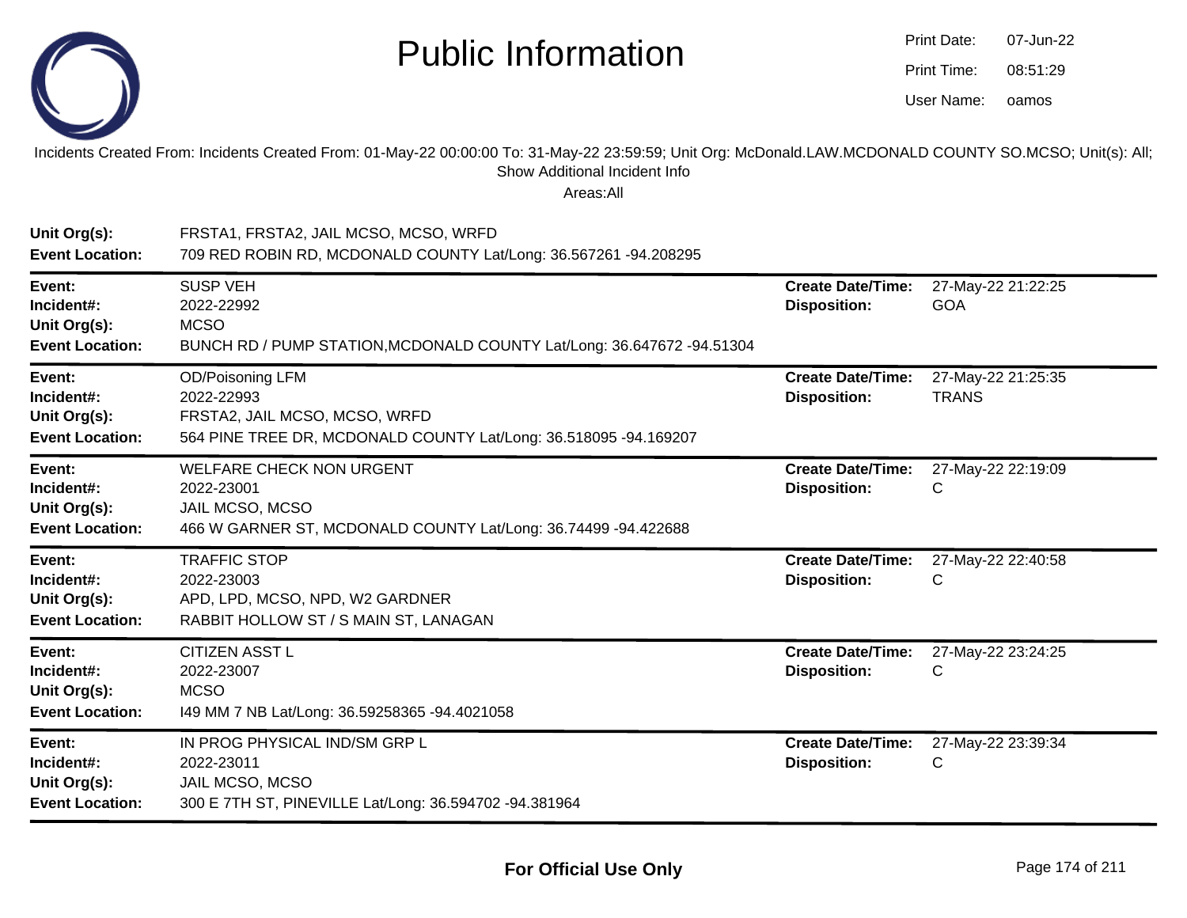# Public Information

Print Date: 07-Jun-22
Print Time: 08:51:29
User Name: oamos

Incidents Created From: Incidents Created From: 01-May-22 00:00:00 To: 31-May-22 23:59:59; Unit Org: McDonald.LAW.MCDONALD COUNTY SO.MCSO; Unit(s): All; Show Additional Incident Info

Areas:All

**Unit Org(s):** FRSTA1, FRSTA2, JAIL MCSO, MCSO, WRFD
**Event Location:** 709 RED ROBIN RD, MCDONALD COUNTY Lat/Long: 36.567261 -94.208295

---

**Event:** SUSP VEH
**Incident#:** 2022-22992
**Unit Org(s):** MCSO
**Event Location:** BUNCH RD / PUMP STATION,MCDONALD COUNTY Lat/Long: 36.647672 -94.51304
**Create Date/Time:** 27-May-22 21:22:25
**Disposition:** GOA

---

**Event:** OD/Poisoning LFM
**Incident#:** 2022-22993
**Unit Org(s):** FRSTA2, JAIL MCSO, MCSO, WRFD
**Event Location:** 564 PINE TREE DR, MCDONALD COUNTY Lat/Long: 36.518095 -94.169207
**Create Date/Time:** 27-May-22 21:25:35
**Disposition:** TRANS

---

**Event:** WELFARE CHECK NON URGENT
**Incident#:** 2022-23001
**Unit Org(s):** JAIL MCSO, MCSO
**Event Location:** 466 W GARNER ST, MCDONALD COUNTY Lat/Long: 36.74499 -94.422688
**Create Date/Time:** 27-May-22 22:19:09
**Disposition:** C

---

**Event:** TRAFFIC STOP
**Incident#:** 2022-23003
**Unit Org(s):** APD, LPD, MCSO, NPD, W2 GARDNER
**Event Location:** RABBIT HOLLOW ST / S MAIN ST, LANAGAN
**Create Date/Time:** 27-May-22 22:40:58
**Disposition:** C

---

**Event:** CITIZEN ASST L
**Incident#:** 2022-23007
**Unit Org(s):** MCSO
**Event Location:** I49 MM 7 NB Lat/Long: 36.59258365 -94.4021058
**Create Date/Time:** 27-May-22 23:24:25
**Disposition:** C

---

**Event:** IN PROG PHYSICAL IND/SM GRP L
**Incident#:** 2022-23011
**Unit Org(s):** JAIL MCSO, MCSO
**Event Location:** 300 E 7TH ST, PINEVILLE Lat/Long: 36.594702 -94.381964
**Create Date/Time:** 27-May-22 23:39:34
**Disposition:** C

---

**For Official Use Only**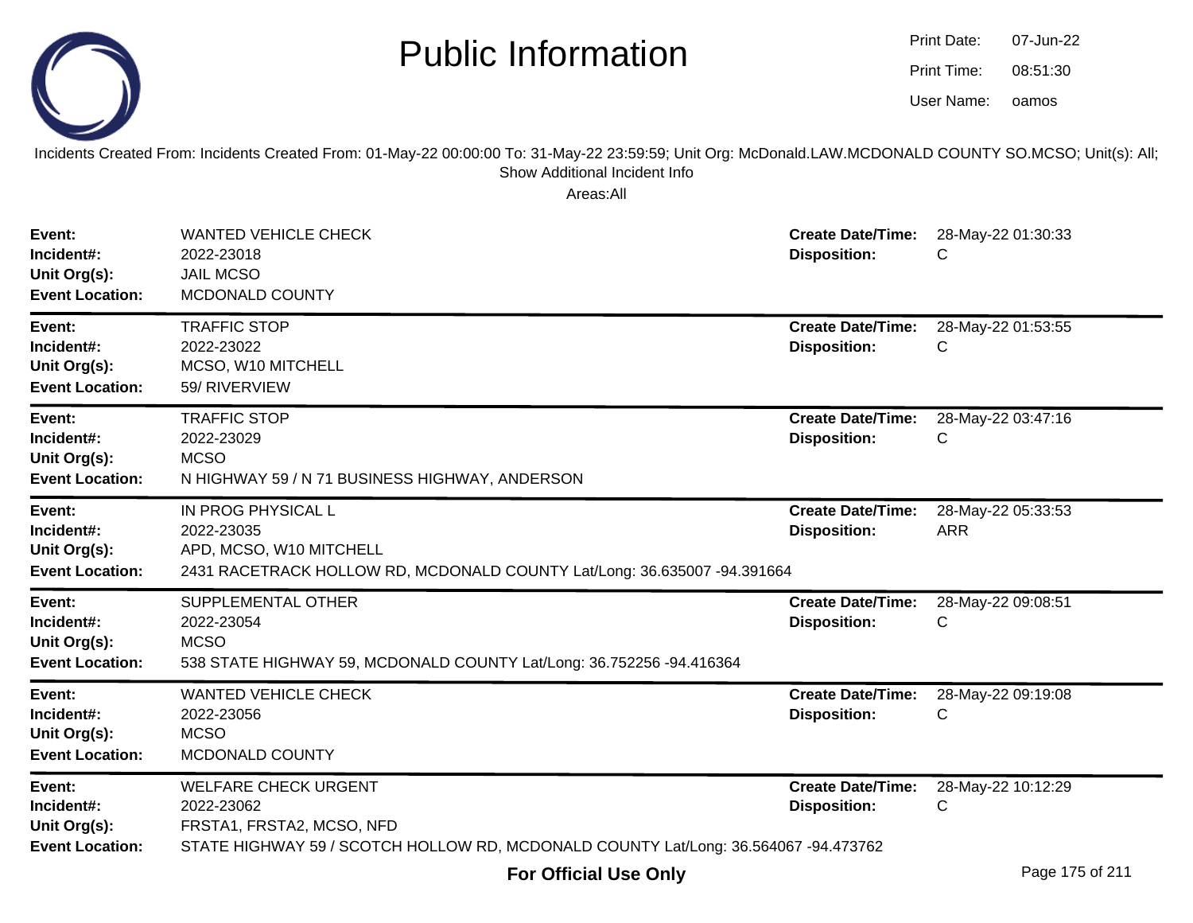# Public Information

Print Date: 07-Jun-22
Print Time: 08:51:30
User Name: oamos

Incidents Created From: Incidents Created From: 01-May-22 00:00:00 To: 31-May-22 23:59:59; Unit Org: McDonald.LAW.MCDONALD COUNTY SO.MCSO; Unit(s): All; Show Additional Incident Info

Areas:All

| | | | |
|---|---|---|---|
| **Event:** | WANTED VEHICLE CHECK | **Create Date/Time:** | 28-May-22 01:30:33 |
| **Incident#:** | 2022-23018 | **Disposition:** | C |
| **Unit Org(s):** | JAIL MCSO | | |
| **Event Location:** | MCDONALD COUNTY | | |

| | | | |
|---|---|---|---|
| **Event:** | TRAFFIC STOP | **Create Date/Time:** | 28-May-22 01:53:55 |
| **Incident#:** | 2022-23022 | **Disposition:** | C |
| **Unit Org(s):** | MCSO, W10 MITCHELL | | |
| **Event Location:** | 59/ RIVERVIEW | | |

| | | | |
|---|---|---|---|
| **Event:** | TRAFFIC STOP | **Create Date/Time:** | 28-May-22 03:47:16 |
| **Incident#:** | 2022-23029 | **Disposition:** | C |
| **Unit Org(s):** | MCSO | | |
| **Event Location:** | N HIGHWAY 59 / N 71 BUSINESS HIGHWAY, ANDERSON | | |

| | | | |
|---|---|---|---|
| **Event:** | IN PROG PHYSICAL L | **Create Date/Time:** | 28-May-22 05:33:53 |
| **Incident#:** | 2022-23035 | **Disposition:** | ARR |
| **Unit Org(s):** | APD, MCSO, W10 MITCHELL | | |
| **Event Location:** | 2431 RACETRACK HOLLOW RD, MCDONALD COUNTY Lat/Long: 36.635007 -94.391664 | | |

| | | | |
|---|---|---|---|
| **Event:** | SUPPLEMENTAL OTHER | **Create Date/Time:** | 28-May-22 09:08:51 |
| **Incident#:** | 2022-23054 | **Disposition:** | C |
| **Unit Org(s):** | MCSO | | |
| **Event Location:** | 538 STATE HIGHWAY 59, MCDONALD COUNTY Lat/Long: 36.752256 -94.416364 | | |

| | | | |
|---|---|---|---|
| **Event:** | WANTED VEHICLE CHECK | **Create Date/Time:** | 28-May-22 09:19:08 |
| **Incident#:** | 2022-23056 | **Disposition:** | C |
| **Unit Org(s):** | MCSO | | |
| **Event Location:** | MCDONALD COUNTY | | |

| | | | |
|---|---|---|---|
| **Event:** | WELFARE CHECK URGENT | **Create Date/Time:** | 28-May-22 10:12:29 |
| **Incident#:** | 2022-23062 | **Disposition:** | C |
| **Unit Org(s):** | FRSTA1, FRSTA2, MCSO, NFD | | |
| **Event Location:** | STATE HIGHWAY 59 / SCOTCH HOLLOW RD, MCDONALD COUNTY Lat/Long: 36.564067 -94.473762 | | |

**For Official Use Only**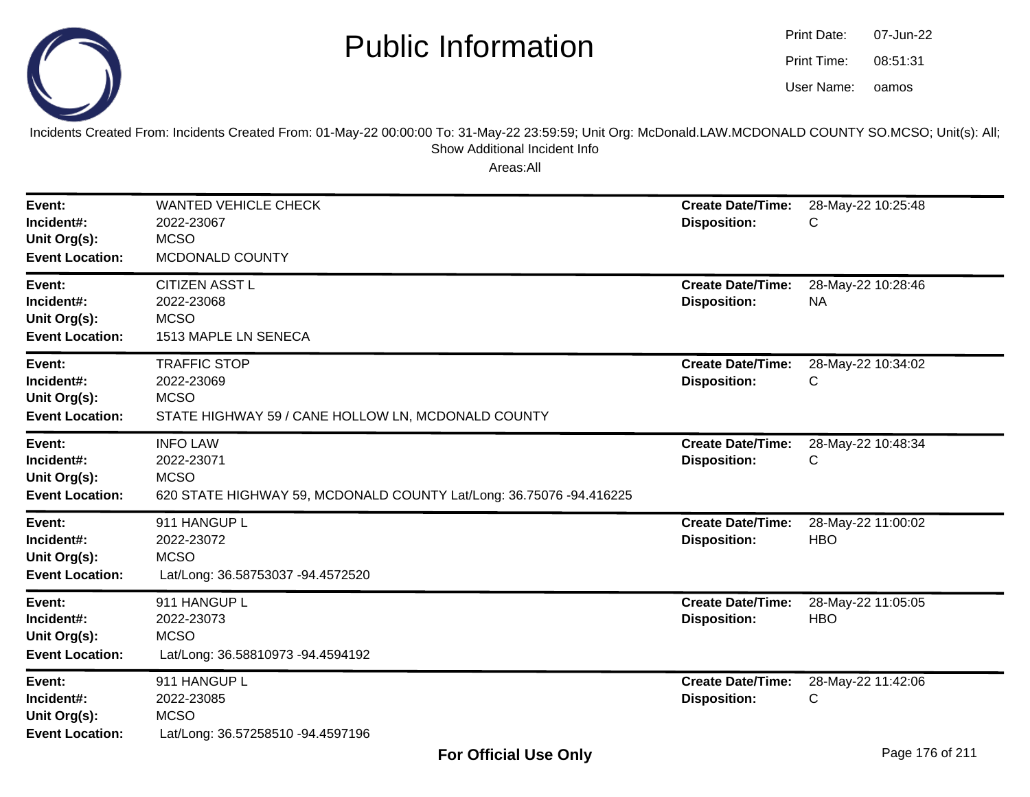# Public Information

Print Date: 07-Jun-22
Print Time: 08:51:31
User Name: oamos

Incidents Created From: Incidents Created From: 01-May-22 00:00:00 To: 31-May-22 23:59:59; Unit Org: McDonald.LAW.MCDONALD COUNTY SO.MCSO; Unit(s): All; Show Additional Incident Info

Areas:All

---

**Event:** WANTED VEHICLE CHECK
**Incident#:** 2022-23067
**Unit Org(s):** MCSO
**Event Location:** MCDONALD COUNTY
**Create Date/Time:** 28-May-22 10:25:48
**Disposition:** C

---

**Event:** CITIZEN ASST L
**Incident#:** 2022-23068
**Unit Org(s):** MCSO
**Event Location:** 1513 MAPLE LN SENECA
**Create Date/Time:** 28-May-22 10:28:46
**Disposition:** NA

---

**Event:** TRAFFIC STOP
**Incident#:** 2022-23069
**Unit Org(s):** MCSO
**Event Location:** STATE HIGHWAY 59 / CANE HOLLOW LN, MCDONALD COUNTY
**Create Date/Time:** 28-May-22 10:34:02
**Disposition:** C

---

**Event:** INFO LAW
**Incident#:** 2022-23071
**Unit Org(s):** MCSO
**Event Location:** 620 STATE HIGHWAY 59, MCDONALD COUNTY Lat/Long: 36.75076 -94.416225
**Create Date/Time:** 28-May-22 10:48:34
**Disposition:** C

---

**Event:** 911 HANGUP L
**Incident#:** 2022-23072
**Unit Org(s):** MCSO
**Event Location:** Lat/Long: 36.58753037 -94.4572520
**Create Date/Time:** 28-May-22 11:00:02
**Disposition:** HBO

---

**Event:** 911 HANGUP L
**Incident#:** 2022-23073
**Unit Org(s):** MCSO
**Event Location:** Lat/Long: 36.58810973 -94.4594192
**Create Date/Time:** 28-May-22 11:05:05
**Disposition:** HBO

---

**Event:** 911 HANGUP L
**Incident#:** 2022-23085
**Unit Org(s):** MCSO
**Event Location:** Lat/Long: 36.57258510 -94.4597196
**Create Date/Time:** 28-May-22 11:42:06
**Disposition:** C

**For Official Use Only**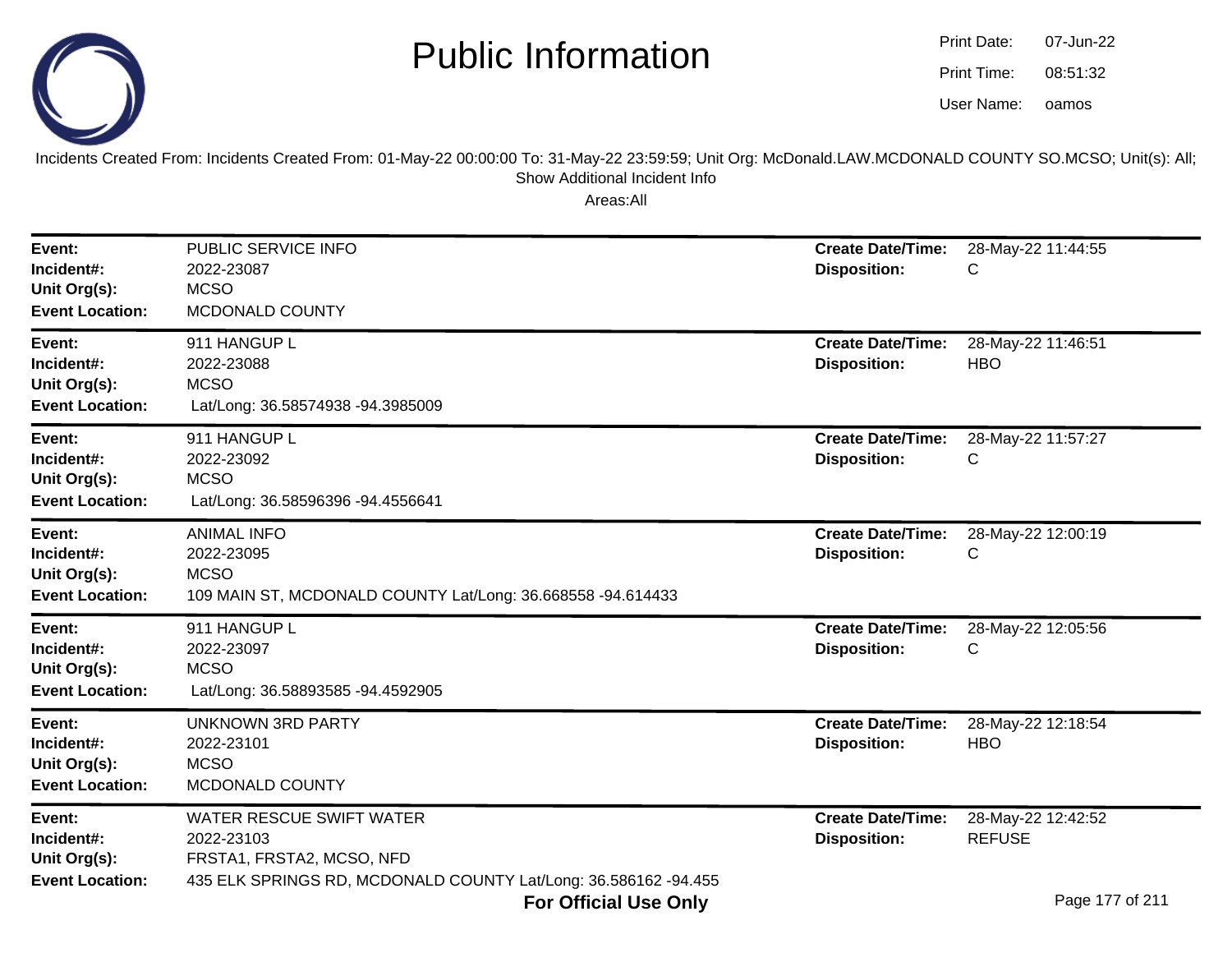# Public Information

Print Date: 07-Jun-22
Print Time: 08:51:32
User Name: oamos

Incidents Created From: Incidents Created From: 01-May-22 00:00:00 To: 31-May-22 23:59:59; Unit Org: McDonald.LAW.MCDONALD COUNTY SO.MCSO; Unit(s): All; Show Additional Incident Info

Areas:All

---

**Event:** PUBLIC SERVICE INFO
**Incident#:** 2022-23087
**Unit Org(s):** MCSO
**Event Location:** MCDONALD COUNTY
**Create Date/Time:** 28-May-22 11:44:55
**Disposition:** C

---

**Event:** 911 HANGUP L
**Incident#:** 2022-23088
**Unit Org(s):** MCSO
**Event Location:** Lat/Long: 36.58574938 -94.3985009
**Create Date/Time:** 28-May-22 11:46:51
**Disposition:** HBO

---

**Event:** 911 HANGUP L
**Incident#:** 2022-23092
**Unit Org(s):** MCSO
**Event Location:** Lat/Long: 36.58596396 -94.4556641
**Create Date/Time:** 28-May-22 11:57:27
**Disposition:** C

---

**Event:** ANIMAL INFO
**Incident#:** 2022-23095
**Unit Org(s):** MCSO
**Event Location:** 109 MAIN ST, MCDONALD COUNTY Lat/Long: 36.668558 -94.614433
**Create Date/Time:** 28-May-22 12:00:19
**Disposition:** C

---

**Event:** 911 HANGUP L
**Incident#:** 2022-23097
**Unit Org(s):** MCSO
**Event Location:** Lat/Long: 36.58893585 -94.4592905
**Create Date/Time:** 28-May-22 12:05:56
**Disposition:** C

---

**Event:** UNKNOWN 3RD PARTY
**Incident#:** 2022-23101
**Unit Org(s):** MCSO
**Event Location:** MCDONALD COUNTY
**Create Date/Time:** 28-May-22 12:18:54
**Disposition:** HBO

---

**Event:** WATER RESCUE SWIFT WATER
**Incident#:** 2022-23103
**Unit Org(s):** FRSTA1, FRSTA2, MCSO, NFD
**Event Location:** 435 ELK SPRINGS RD, MCDONALD COUNTY Lat/Long: 36.586162 -94.455
**Create Date/Time:** 28-May-22 12:42:52
**Disposition:** REFUSE

**For Official Use Only**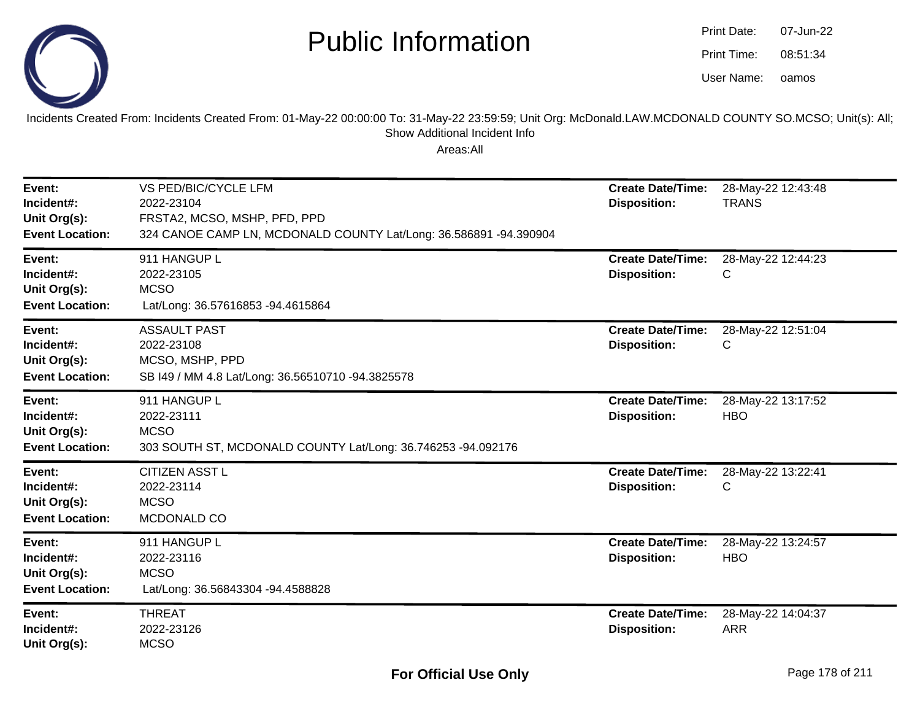# Public Information

Print Date: 07-Jun-22
Print Time: 08:51:34
User Name: oamos

Incidents Created From: Incidents Created From: 01-May-22 00:00:00 To: 31-May-22 23:59:59; Unit Org: McDonald.LAW.MCDONALD COUNTY SO.MCSO; Unit(s): All; Show Additional Incident Info

Areas:All

---

**Event:** VS PED/BIC/CYCLE LFM
**Incident#:** 2022-23104
**Unit Org(s):** FRSTA2, MCSO, MSHP, PFD, PPD
**Event Location:** 324 CANOE CAMP LN, MCDONALD COUNTY Lat/Long: 36.586891 -94.390904
**Create Date/Time:** 28-May-22 12:43:48
**Disposition:** TRANS

---

**Event:** 911 HANGUP L
**Incident#:** 2022-23105
**Unit Org(s):** MCSO
**Event Location:** Lat/Long: 36.57616853 -94.4615864
**Create Date/Time:** 28-May-22 12:44:23
**Disposition:** C

---

**Event:** ASSAULT PAST
**Incident#:** 2022-23108
**Unit Org(s):** MCSO, MSHP, PPD
**Event Location:** SB I49 / MM 4.8 Lat/Long: 36.56510710 -94.3825578
**Create Date/Time:** 28-May-22 12:51:04
**Disposition:** C

---

**Event:** 911 HANGUP L
**Incident#:** 2022-23111
**Unit Org(s):** MCSO
**Event Location:** 303 SOUTH ST, MCDONALD COUNTY Lat/Long: 36.746253 -94.092176
**Create Date/Time:** 28-May-22 13:17:52
**Disposition:** HBO

---

**Event:** CITIZEN ASST L
**Incident#:** 2022-23114
**Unit Org(s):** MCSO
**Event Location:** MCDONALD CO
**Create Date/Time:** 28-May-22 13:22:41
**Disposition:** C

---

**Event:** 911 HANGUP L
**Incident#:** 2022-23116
**Unit Org(s):** MCSO
**Event Location:** Lat/Long: 36.56843304 -94.4588828
**Create Date/Time:** 28-May-22 13:24:57
**Disposition:** HBO

---

**Event:** THREAT
**Incident#:** 2022-23126
**Unit Org(s):** MCSO
**Create Date/Time:** 28-May-22 14:04:37
**Disposition:** ARR

**For Official Use Only**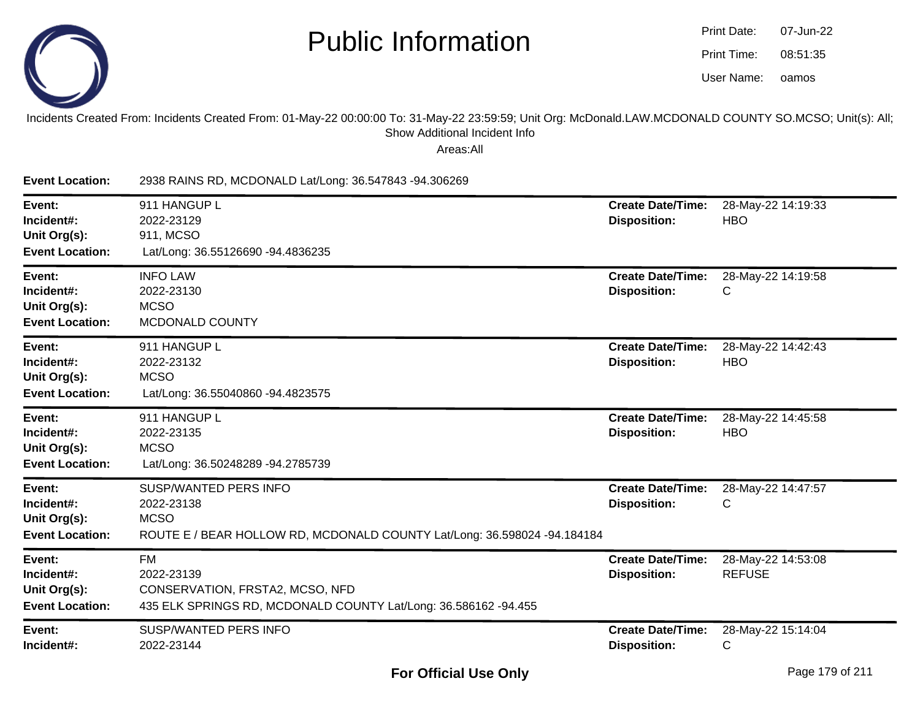# Public Information

Print Date: 07-Jun-22
Print Time: 08:51:35
User Name: oamos

Incidents Created From: Incidents Created From: 01-May-22 00:00:00 To: 31-May-22 23:59:59; Unit Org: McDonald.LAW.MCDONALD COUNTY SO.MCSO; Unit(s): All; Show Additional Incident Info

Areas:All

**Event Location:** 2938 RAINS RD, MCDONALD Lat/Long: 36.547843 -94.306269

---

**Event:** 911 HANGUP L
**Incident#:** 2022-23129
**Unit Org(s):** 911, MCSO
**Event Location:** Lat/Long: 36.55126690 -94.4836235
**Create Date/Time:** 28-May-22 14:19:33
**Disposition:** HBO

---

**Event:** INFO LAW
**Incident#:** 2022-23130
**Unit Org(s):** MCSO
**Event Location:** MCDONALD COUNTY
**Create Date/Time:** 28-May-22 14:19:58
**Disposition:** C

---

**Event:** 911 HANGUP L
**Incident#:** 2022-23132
**Unit Org(s):** MCSO
**Event Location:** Lat/Long: 36.55040860 -94.4823575
**Create Date/Time:** 28-May-22 14:42:43
**Disposition:** HBO

---

**Event:** 911 HANGUP L
**Incident#:** 2022-23135
**Unit Org(s):** MCSO
**Event Location:** Lat/Long: 36.50248289 -94.2785739
**Create Date/Time:** 28-May-22 14:45:58
**Disposition:** HBO

---

**Event:** SUSP/WANTED PERS INFO
**Incident#:** 2022-23138
**Unit Org(s):** MCSO
**Event Location:** ROUTE E / BEAR HOLLOW RD, MCDONALD COUNTY Lat/Long: 36.598024 -94.184184
**Create Date/Time:** 28-May-22 14:47:57
**Disposition:** C

---

**Event:** FM
**Incident#:** 2022-23139
**Unit Org(s):** CONSERVATION, FRSTA2, MCSO, NFD
**Event Location:** 435 ELK SPRINGS RD, MCDONALD COUNTY Lat/Long: 36.586162 -94.455
**Create Date/Time:** 28-May-22 14:53:08
**Disposition:** REFUSE

---

**Event:** SUSP/WANTED PERS INFO
**Incident#:** 2022-23144
**Create Date/Time:** 28-May-22 15:14:04
**Disposition:** C

**For Official Use Only**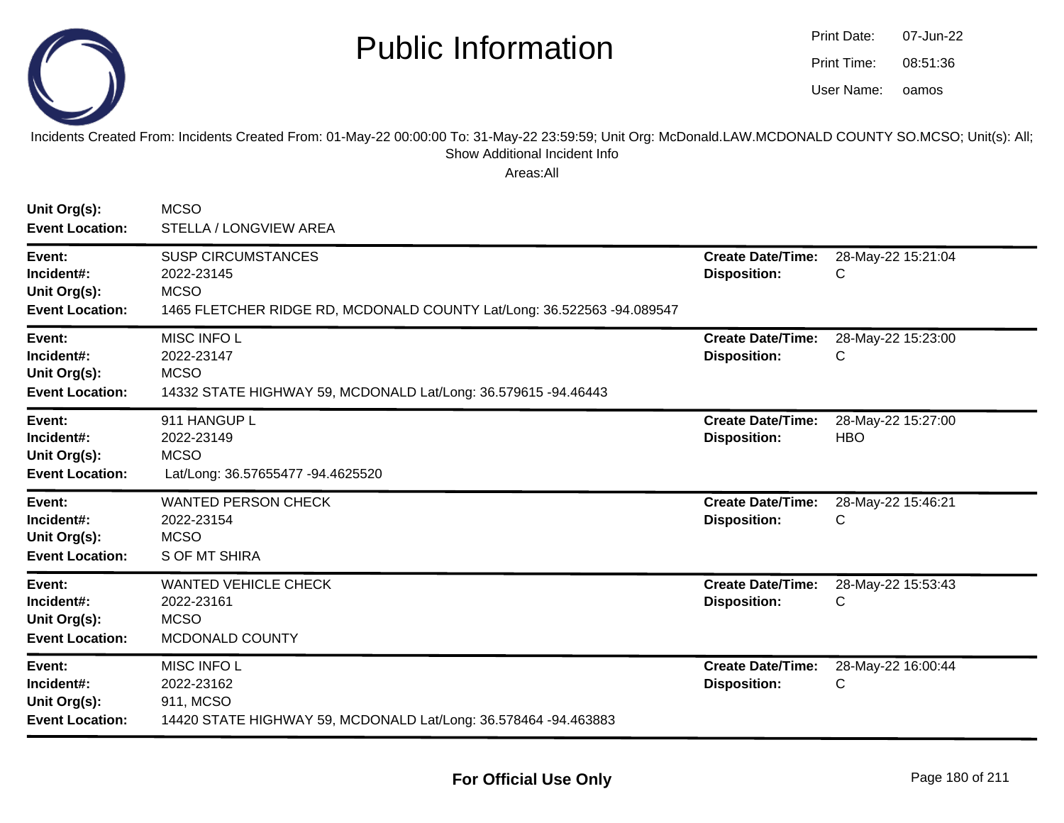# Public Information

Print Date: 07-Jun-22
Print Time: 08:51:36
User Name: oamos

Incidents Created From: Incidents Created From: 01-May-22 00:00:00 To: 31-May-22 23:59:59; Unit Org: McDonald.LAW.MCDONALD COUNTY SO.MCSO; Unit(s): All; Show Additional Incident Info

Areas:All

**Unit Org(s):** MCSO
**Event Location:** STELLA / LONGVIEW AREA

---

**Event:** SUSP CIRCUMSTANCES
**Incident#:** 2022-23145
**Unit Org(s):** MCSO
**Event Location:** 1465 FLETCHER RIDGE RD, MCDONALD COUNTY Lat/Long: 36.522563 -94.089547
**Create Date/Time:** 28-May-22 15:21:04
**Disposition:** C

---

**Event:** MISC INFO L
**Incident#:** 2022-23147
**Unit Org(s):** MCSO
**Event Location:** 14332 STATE HIGHWAY 59, MCDONALD Lat/Long: 36.579615 -94.46443
**Create Date/Time:** 28-May-22 15:23:00
**Disposition:** C

---

**Event:** 911 HANGUP L
**Incident#:** 2022-23149
**Unit Org(s):** MCSO
**Event Location:** Lat/Long: 36.57655477 -94.4625520
**Create Date/Time:** 28-May-22 15:27:00
**Disposition:** HBO

---

**Event:** WANTED PERSON CHECK
**Incident#:** 2022-23154
**Unit Org(s):** MCSO
**Event Location:** S OF MT SHIRA
**Create Date/Time:** 28-May-22 15:46:21
**Disposition:** C

---

**Event:** WANTED VEHICLE CHECK
**Incident#:** 2022-23161
**Unit Org(s):** MCSO
**Event Location:** MCDONALD COUNTY
**Create Date/Time:** 28-May-22 15:53:43
**Disposition:** C

---

**Event:** MISC INFO L
**Incident#:** 2022-23162
**Unit Org(s):** 911, MCSO
**Event Location:** 14420 STATE HIGHWAY 59, MCDONALD Lat/Long: 36.578464 -94.463883
**Create Date/Time:** 28-May-22 16:00:44
**Disposition:** C

---

**For Official Use Only**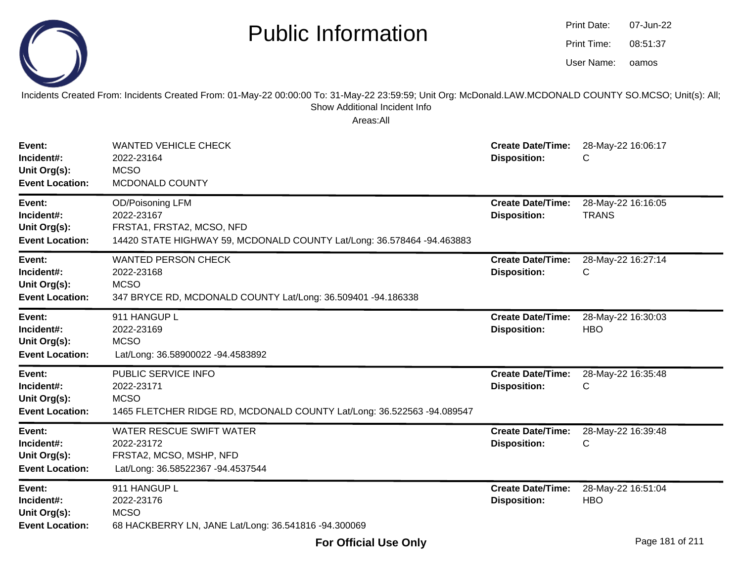# Public Information

Print Date: 07-Jun-22
Print Time: 08:51:37
User Name: oamos

Incidents Created From: Incidents Created From: 01-May-22 00:00:00 To: 31-May-22 23:59:59; Unit Org: McDonald.LAW.MCDONALD COUNTY SO.MCSO; Unit(s): All; Show Additional Incident Info

Areas:All

| | | | |
|---|---|---|---|
| **Event:** | WANTED VEHICLE CHECK | **Create Date/Time:** | 28-May-22 16:06:17 |
| **Incident#:** | 2022-23164 | **Disposition:** | C |
| **Unit Org(s):** | MCSO | | |
| **Event Location:** | MCDONALD COUNTY | | |

| | | | |
|---|---|---|---|
| **Event:** | OD/Poisoning LFM | **Create Date/Time:** | 28-May-22 16:16:05 |
| **Incident#:** | 2022-23167 | **Disposition:** | TRANS |
| **Unit Org(s):** | FRSTA1, FRSTA2, MCSO, NFD | | |
| **Event Location:** | 14420 STATE HIGHWAY 59, MCDONALD COUNTY Lat/Long: 36.578464 -94.463883 | | |

| | | | |
|---|---|---|---|
| **Event:** | WANTED PERSON CHECK | **Create Date/Time:** | 28-May-22 16:27:14 |
| **Incident#:** | 2022-23168 | **Disposition:** | C |
| **Unit Org(s):** | MCSO | | |
| **Event Location:** | 347 BRYCE RD, MCDONALD COUNTY Lat/Long: 36.509401 -94.186338 | | |

| | | | |
|---|---|---|---|
| **Event:** | 911 HANGUP L | **Create Date/Time:** | 28-May-22 16:30:03 |
| **Incident#:** | 2022-23169 | **Disposition:** | HBO |
| **Unit Org(s):** | MCSO | | |
| **Event Location:** | Lat/Long: 36.58900022 -94.4583892 | | |

| | | | |
|---|---|---|---|
| **Event:** | PUBLIC SERVICE INFO | **Create Date/Time:** | 28-May-22 16:35:48 |
| **Incident#:** | 2022-23171 | **Disposition:** | C |
| **Unit Org(s):** | MCSO | | |
| **Event Location:** | 1465 FLETCHER RIDGE RD, MCDONALD COUNTY Lat/Long: 36.522563 -94.089547 | | |

| | | | |
|---|---|---|---|
| **Event:** | WATER RESCUE SWIFT WATER | **Create Date/Time:** | 28-May-22 16:39:48 |
| **Incident#:** | 2022-23172 | **Disposition:** | C |
| **Unit Org(s):** | FRSTA2, MCSO, MSHP, NFD | | |
| **Event Location:** | Lat/Long: 36.58522367 -94.4537544 | | |

| | | | |
|---|---|---|---|
| **Event:** | 911 HANGUP L | **Create Date/Time:** | 28-May-22 16:51:04 |
| **Incident#:** | 2022-23176 | **Disposition:** | HBO |
| **Unit Org(s):** | MCSO | | |
| **Event Location:** | 68 HACKBERRY LN, JANE Lat/Long: 36.541816 -94.300069 | | |

**For Official Use Only**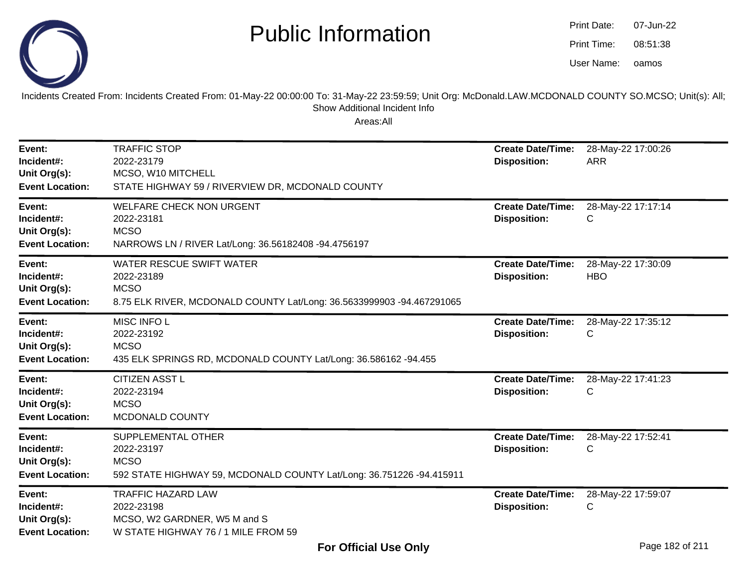# Public Information

Print Date: 07-Jun-22
Print Time: 08:51:38
User Name: oamos

Incidents Created From: Incidents Created From: 01-May-22 00:00:00 To: 31-May-22 23:59:59; Unit Org: McDonald.LAW.MCDONALD COUNTY SO.MCSO; Unit(s): All; Show Additional Incident Info

Areas:All

| | | | |
|---|---|---|---|
| **Event:** | TRAFFIC STOP | **Create Date/Time:** | 28-May-22 17:00:26 |
| **Incident#:** | 2022-23179 | **Disposition:** | ARR |
| **Unit Org(s):** | MCSO, W10 MITCHELL | | |
| **Event Location:** | STATE HIGHWAY 59 / RIVERVIEW DR, MCDONALD COUNTY | | |

| | | | |
|---|---|---|---|
| **Event:** | WELFARE CHECK NON URGENT | **Create Date/Time:** | 28-May-22 17:17:14 |
| **Incident#:** | 2022-23181 | **Disposition:** | C |
| **Unit Org(s):** | MCSO | | |
| **Event Location:** | NARROWS LN / RIVER Lat/Long: 36.56182408 -94.4756197 | | |

| | | | |
|---|---|---|---|
| **Event:** | WATER RESCUE SWIFT WATER | **Create Date/Time:** | 28-May-22 17:30:09 |
| **Incident#:** | 2022-23189 | **Disposition:** | HBO |
| **Unit Org(s):** | MCSO | | |
| **Event Location:** | 8.75 ELK RIVER, MCDONALD COUNTY Lat/Long: 36.5633999903 -94.467291065 | | |

| | | | |
|---|---|---|---|
| **Event:** | MISC INFO L | **Create Date/Time:** | 28-May-22 17:35:12 |
| **Incident#:** | 2022-23192 | **Disposition:** | C |
| **Unit Org(s):** | MCSO | | |
| **Event Location:** | 435 ELK SPRINGS RD, MCDONALD COUNTY Lat/Long: 36.586162 -94.455 | | |

| | | | |
|---|---|---|---|
| **Event:** | CITIZEN ASST L | **Create Date/Time:** | 28-May-22 17:41:23 |
| **Incident#:** | 2022-23194 | **Disposition:** | C |
| **Unit Org(s):** | MCSO | | |
| **Event Location:** | MCDONALD COUNTY | | |

| | | | |
|---|---|---|---|
| **Event:** | SUPPLEMENTAL OTHER | **Create Date/Time:** | 28-May-22 17:52:41 |
| **Incident#:** | 2022-23197 | **Disposition:** | C |
| **Unit Org(s):** | MCSO | | |
| **Event Location:** | 592 STATE HIGHWAY 59, MCDONALD COUNTY Lat/Long: 36.751226 -94.415911 | | |

| | | | |
|---|---|---|---|
| **Event:** | TRAFFIC HAZARD LAW | **Create Date/Time:** | 28-May-22 17:59:07 |
| **Incident#:** | 2022-23198 | **Disposition:** | C |
| **Unit Org(s):** | MCSO, W2 GARDNER, W5 M and S | | |
| **Event Location:** | W STATE HIGHWAY 76 / 1 MILE FROM 59 | | |

**For Official Use Only**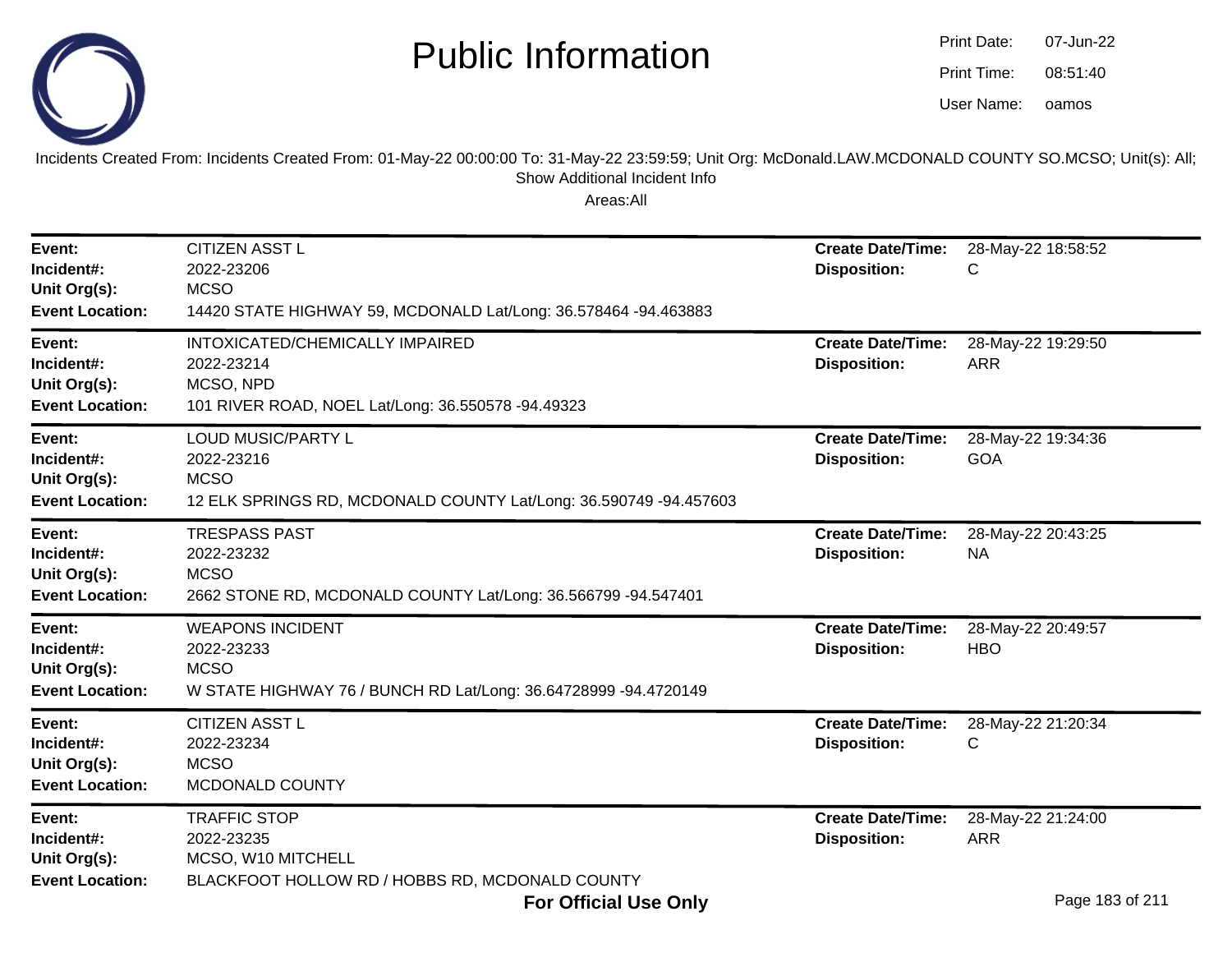# Public Information

Print Date: 07-Jun-22
Print Time: 08:51:40
User Name: oamos

Incidents Created From: Incidents Created From: 01-May-22 00:00:00 To: 31-May-22 23:59:59; Unit Org: McDonald.LAW.MCDONALD COUNTY SO.MCSO; Unit(s): All; Show Additional Incident Info

Areas:All

| | | | |
|---|---|---|---|
| **Event:** | CITIZEN ASST L | **Create Date/Time:** | 28-May-22 18:58:52 |
| **Incident#:** | 2022-23206 | **Disposition:** | C |
| **Unit Org(s):** | MCSO | | |
| **Event Location:** | 14420 STATE HIGHWAY 59, MCDONALD Lat/Long: 36.578464 -94.463883 | | |

| | | | |
|---|---|---|---|
| **Event:** | INTOXICATED/CHEMICALLY IMPAIRED | **Create Date/Time:** | 28-May-22 19:29:50 |
| **Incident#:** | 2022-23214 | **Disposition:** | ARR |
| **Unit Org(s):** | MCSO, NPD | | |
| **Event Location:** | 101 RIVER ROAD, NOEL Lat/Long: 36.550578 -94.49323 | | |

| | | | |
|---|---|---|---|
| **Event:** | LOUD MUSIC/PARTY L | **Create Date/Time:** | 28-May-22 19:34:36 |
| **Incident#:** | 2022-23216 | **Disposition:** | GOA |
| **Unit Org(s):** | MCSO | | |
| **Event Location:** | 12 ELK SPRINGS RD, MCDONALD COUNTY Lat/Long: 36.590749 -94.457603 | | |

| | | | |
|---|---|---|---|
| **Event:** | TRESPASS PAST | **Create Date/Time:** | 28-May-22 20:43:25 |
| **Incident#:** | 2022-23232 | **Disposition:** | NA |
| **Unit Org(s):** | MCSO | | |
| **Event Location:** | 2662 STONE RD, MCDONALD COUNTY Lat/Long: 36.566799 -94.547401 | | |

| | | | |
|---|---|---|---|
| **Event:** | WEAPONS INCIDENT | **Create Date/Time:** | 28-May-22 20:49:57 |
| **Incident#:** | 2022-23233 | **Disposition:** | HBO |
| **Unit Org(s):** | MCSO | | |
| **Event Location:** | W STATE HIGHWAY 76 / BUNCH RD Lat/Long: 36.64728999 -94.4720149 | | |

| | | | |
|---|---|---|---|
| **Event:** | CITIZEN ASST L | **Create Date/Time:** | 28-May-22 21:20:34 |
| **Incident#:** | 2022-23234 | **Disposition:** | C |
| **Unit Org(s):** | MCSO | | |
| **Event Location:** | MCDONALD COUNTY | | |

| | | | |
|---|---|---|---|
| **Event:** | TRAFFIC STOP | **Create Date/Time:** | 28-May-22 21:24:00 |
| **Incident#:** | 2022-23235 | **Disposition:** | ARR |
| **Unit Org(s):** | MCSO, W10 MITCHELL | | |
| **Event Location:** | BLACKFOOT HOLLOW RD / HOBBS RD, MCDONALD COUNTY | | |

**For Official Use Only**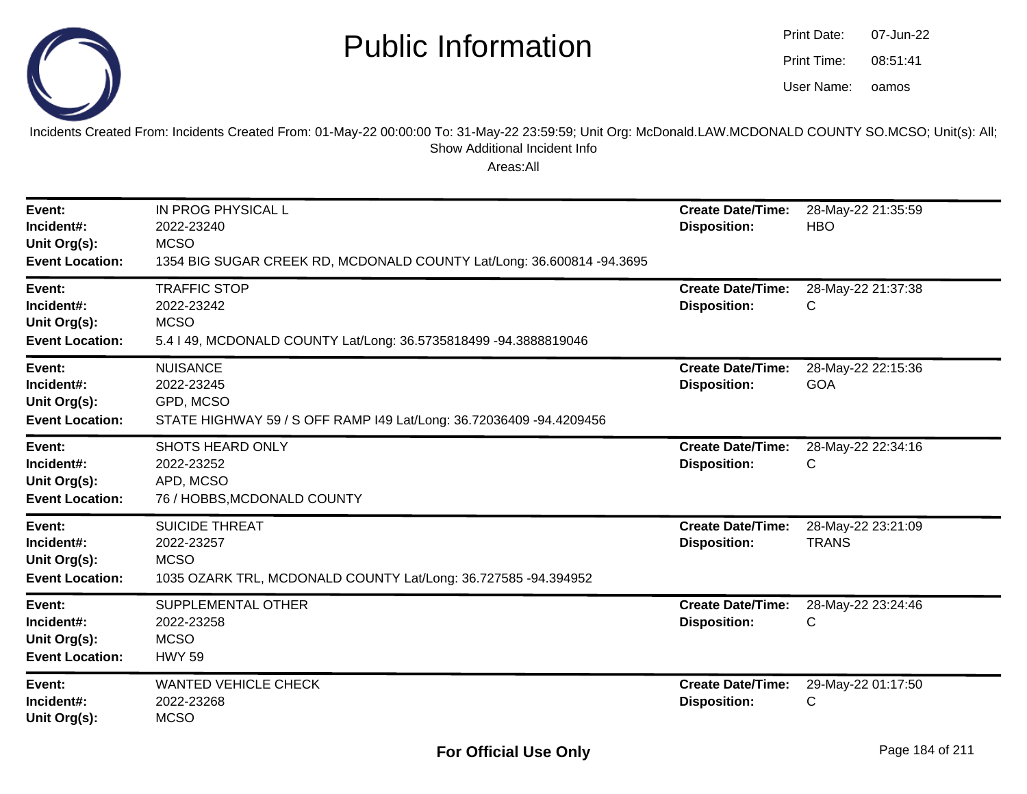# Public Information

Print Date: 07-Jun-22
Print Time: 08:51:41
User Name: oamos

Incidents Created From: Incidents Created From: 01-May-22 00:00:00 To: 31-May-22 23:59:59; Unit Org: McDonald.LAW.MCDONALD COUNTY SO.MCSO; Unit(s): All; Show Additional Incident Info

Areas:All

| | | | |
|---|---|---|---|
| **Event:** | IN PROG PHYSICAL L | **Create Date/Time:** | 28-May-22 21:35:59 |
| **Incident#:** | 2022-23240 | **Disposition:** | HBO |
| **Unit Org(s):** | MCSO | | |
| **Event Location:** | 1354 BIG SUGAR CREEK RD, MCDONALD COUNTY Lat/Long: 36.600814 -94.3695 | | |

| | | | |
|---|---|---|---|
| **Event:** | TRAFFIC STOP | **Create Date/Time:** | 28-May-22 21:37:38 |
| **Incident#:** | 2022-23242 | **Disposition:** | C |
| **Unit Org(s):** | MCSO | | |
| **Event Location:** | 5.4 I 49, MCDONALD COUNTY Lat/Long: 36.5735818499 -94.3888819046 | | |

| | | | |
|---|---|---|---|
| **Event:** | NUISANCE | **Create Date/Time:** | 28-May-22 22:15:36 |
| **Incident#:** | 2022-23245 | **Disposition:** | GOA |
| **Unit Org(s):** | GPD, MCSO | | |
| **Event Location:** | STATE HIGHWAY 59 / S OFF RAMP I49 Lat/Long: 36.72036409 -94.4209456 | | |

| | | | |
|---|---|---|---|
| **Event:** | SHOTS HEARD ONLY | **Create Date/Time:** | 28-May-22 22:34:16 |
| **Incident#:** | 2022-23252 | **Disposition:** | C |
| **Unit Org(s):** | APD, MCSO | | |
| **Event Location:** | 76 / HOBBS,MCDONALD COUNTY | | |

| | | | |
|---|---|---|---|
| **Event:** | SUICIDE THREAT | **Create Date/Time:** | 28-May-22 23:21:09 |
| **Incident#:** | 2022-23257 | **Disposition:** | TRANS |
| **Unit Org(s):** | MCSO | | |
| **Event Location:** | 1035 OZARK TRL, MCDONALD COUNTY Lat/Long: 36.727585 -94.394952 | | |

| | | | |
|---|---|---|---|
| **Event:** | SUPPLEMENTAL OTHER | **Create Date/Time:** | 28-May-22 23:24:46 |
| **Incident#:** | 2022-23258 | **Disposition:** | C |
| **Unit Org(s):** | MCSO | | |
| **Event Location:** | HWY 59 | | |

| | | | |
|---|---|---|---|
| **Event:** | WANTED VEHICLE CHECK | **Create Date/Time:** | 29-May-22 01:17:50 |
| **Incident#:** | 2022-23268 | **Disposition:** | C |
| **Unit Org(s):** | MCSO | | |

**For Official Use Only**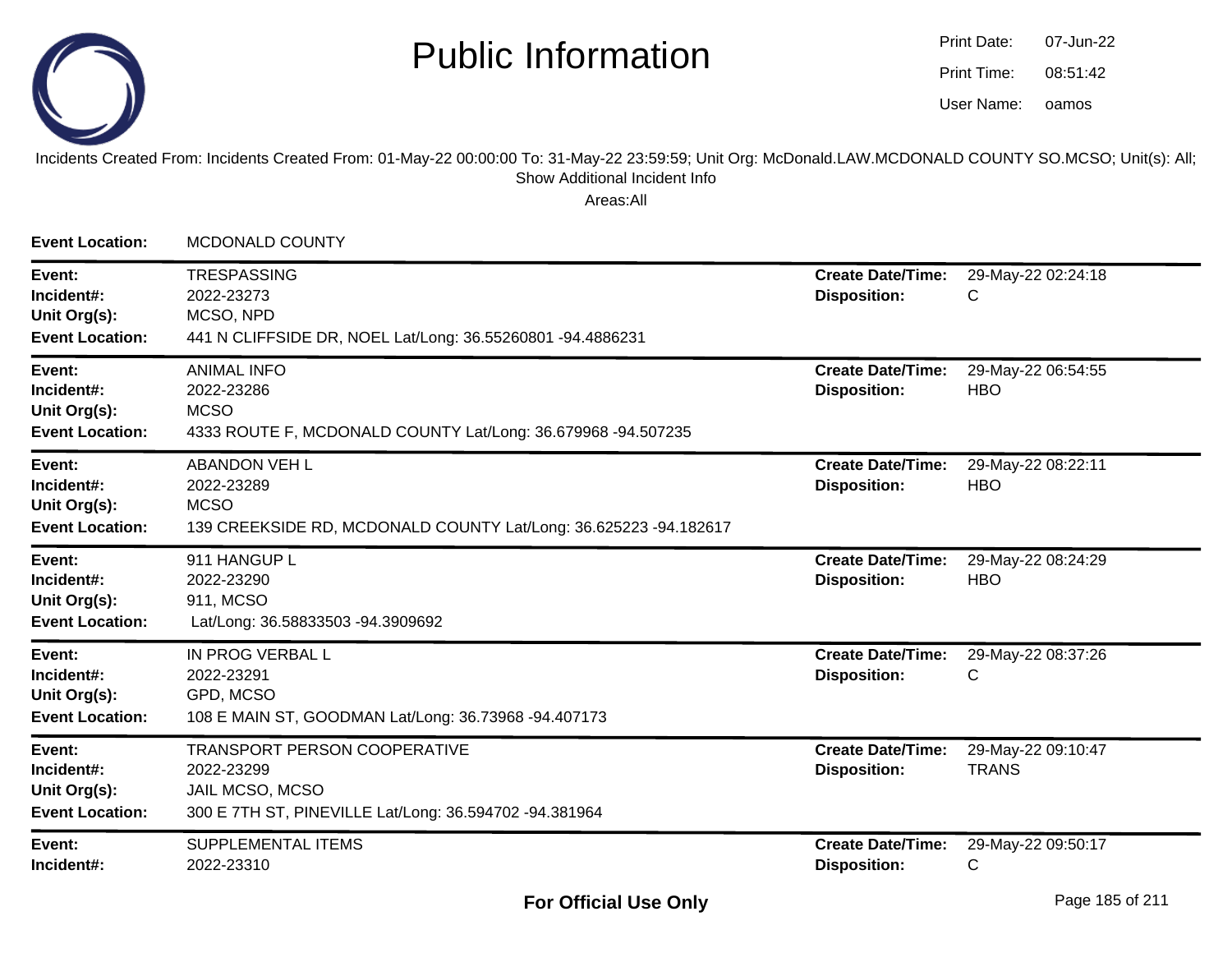# Public Information

Print Date: 07-Jun-22
Print Time: 08:51:42
User Name: oamos

Incidents Created From: Incidents Created From: 01-May-22 00:00:00 To: 31-May-22 23:59:59; Unit Org: McDonald.LAW.MCDONALD COUNTY SO.MCSO; Unit(s): All; Show Additional Incident Info

Areas:All

**Event Location:** MCDONALD COUNTY

---

**Event:** TRESPASSING
**Incident#:** 2022-23273
**Unit Org(s):** MCSO, NPD
**Event Location:** 441 N CLIFFSIDE DR, NOEL Lat/Long: 36.55260801 -94.4886231
**Create Date/Time:** 29-May-22 02:24:18
**Disposition:** C

---

**Event:** ANIMAL INFO
**Incident#:** 2022-23286
**Unit Org(s):** MCSO
**Event Location:** 4333 ROUTE F, MCDONALD COUNTY Lat/Long: 36.679968 -94.507235
**Create Date/Time:** 29-May-22 06:54:55
**Disposition:** HBO

---

**Event:** ABANDON VEH L
**Incident#:** 2022-23289
**Unit Org(s):** MCSO
**Event Location:** 139 CREEKSIDE RD, MCDONALD COUNTY Lat/Long: 36.625223 -94.182617
**Create Date/Time:** 29-May-22 08:22:11
**Disposition:** HBO

---

**Event:** 911 HANGUP L
**Incident#:** 2022-23290
**Unit Org(s):** 911, MCSO
**Event Location:** Lat/Long: 36.58833503 -94.3909692
**Create Date/Time:** 29-May-22 08:24:29
**Disposition:** HBO

---

**Event:** IN PROG VERBAL L
**Incident#:** 2022-23291
**Unit Org(s):** GPD, MCSO
**Event Location:** 108 E MAIN ST, GOODMAN Lat/Long: 36.73968 -94.407173
**Create Date/Time:** 29-May-22 08:37:26
**Disposition:** C

---

**Event:** TRANSPORT PERSON COOPERATIVE
**Incident#:** 2022-23299
**Unit Org(s):** JAIL MCSO, MCSO
**Event Location:** 300 E 7TH ST, PINEVILLE Lat/Long: 36.594702 -94.381964
**Create Date/Time:** 29-May-22 09:10:47
**Disposition:** TRANS

---

**Event:** SUPPLEMENTAL ITEMS
**Incident#:** 2022-23310
**Create Date/Time:** 29-May-22 09:50:17
**Disposition:** C

**For Official Use Only**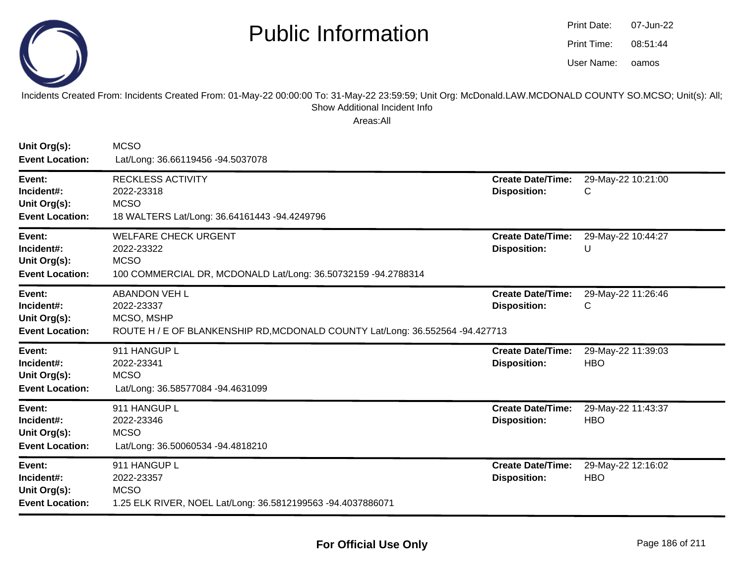# Public Information

Print Date: 07-Jun-22
Print Time: 08:51:44
User Name: oamos

Incidents Created From: Incidents Created From: 01-May-22 00:00:00 To: 31-May-22 23:59:59; Unit Org: McDonald.LAW.MCDONALD COUNTY SO.MCSO; Unit(s): All; Show Additional Incident Info

Areas:All

**Unit Org(s):** MCSO
**Event Location:** Lat/Long: 36.66119456 -94.5037078

---

**Event:** RECKLESS ACTIVITY
**Incident#:** 2022-23318
**Unit Org(s):** MCSO
**Event Location:** 18 WALTERS Lat/Long: 36.64161443 -94.4249796
**Create Date/Time:** 29-May-22 10:21:00
**Disposition:** C

---

**Event:** WELFARE CHECK URGENT
**Incident#:** 2022-23322
**Unit Org(s):** MCSO
**Event Location:** 100 COMMERCIAL DR, MCDONALD Lat/Long: 36.50732159 -94.2788314
**Create Date/Time:** 29-May-22 10:44:27
**Disposition:** U

---

**Event:** ABANDON VEH L
**Incident#:** 2022-23337
**Unit Org(s):** MCSO, MSHP
**Event Location:** ROUTE H / E OF BLANKENSHIP RD,MCDONALD COUNTY Lat/Long: 36.552564 -94.427713
**Create Date/Time:** 29-May-22 11:26:46
**Disposition:** C

---

**Event:** 911 HANGUP L
**Incident#:** 2022-23341
**Unit Org(s):** MCSO
**Event Location:** Lat/Long: 36.58577084 -94.4631099
**Create Date/Time:** 29-May-22 11:39:03
**Disposition:** HBO

---

**Event:** 911 HANGUP L
**Incident#:** 2022-23346
**Unit Org(s):** MCSO
**Event Location:** Lat/Long: 36.50060534 -94.4818210
**Create Date/Time:** 29-May-22 11:43:37
**Disposition:** HBO

---

**Event:** 911 HANGUP L
**Incident#:** 2022-23357
**Unit Org(s):** MCSO
**Event Location:** 1.25 ELK RIVER, NOEL Lat/Long: 36.5812199563 -94.4037886071
**Create Date/Time:** 29-May-22 12:16:02
**Disposition:** HBO

---

**For Official Use Only**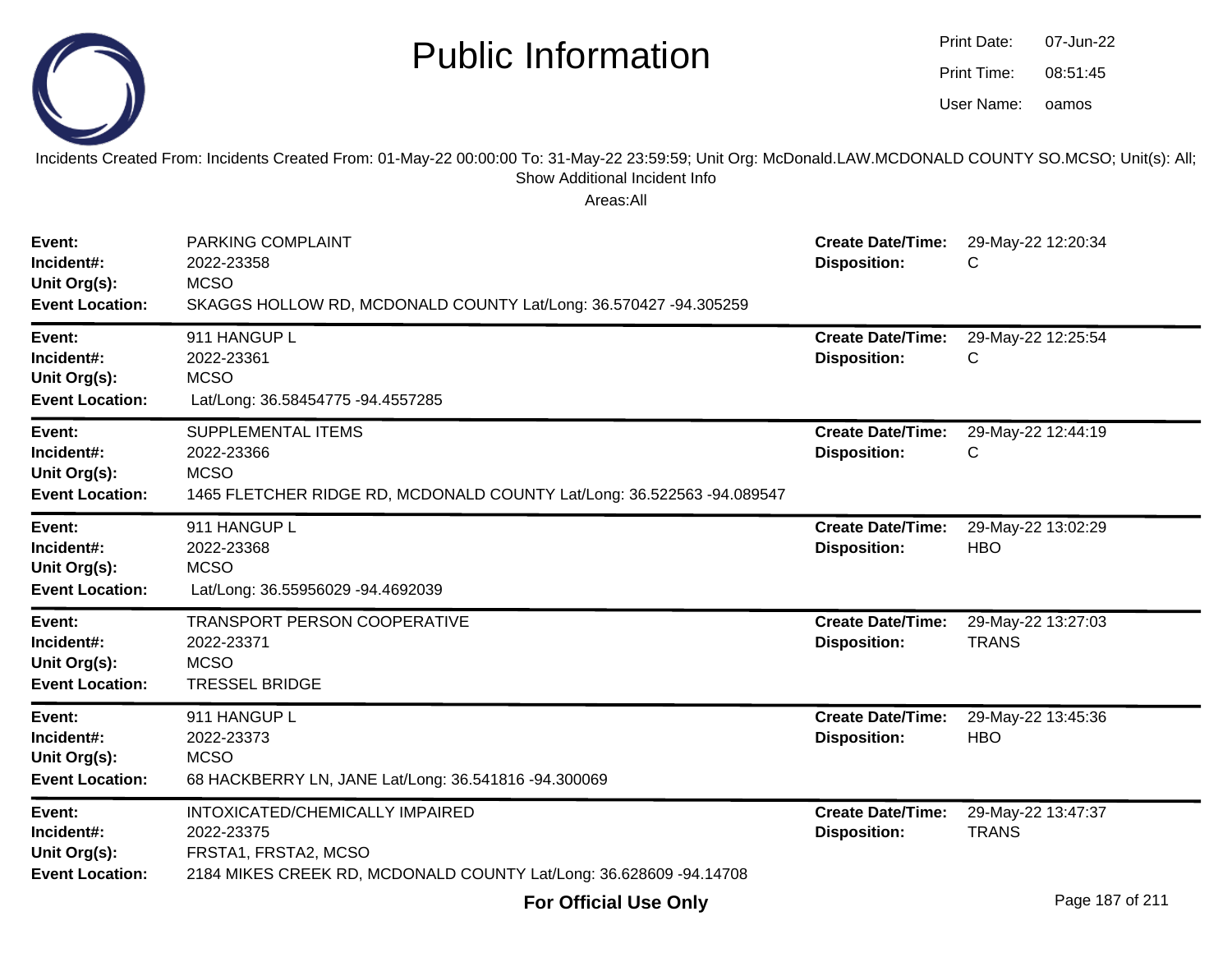# Public Information

Print Date: 07-Jun-22
Print Time: 08:51:45
User Name: oamos

Incidents Created From: Incidents Created From: 01-May-22 00:00:00 To: 31-May-22 23:59:59; Unit Org: McDonald.LAW.MCDONALD COUNTY SO.MCSO; Unit(s): All; Show Additional Incident Info

Areas:All

| | | | |
|---|---|---|---|
| **Event:** | PARKING COMPLAINT | **Create Date/Time:** | 29-May-22 12:20:34 |
| **Incident#:** | 2022-23358 | **Disposition:** | C |
| **Unit Org(s):** | MCSO | | |
| **Event Location:** | SKAGGS HOLLOW RD, MCDONALD COUNTY Lat/Long: 36.570427 -94.305259 | | |

| | | | |
|---|---|---|---|
| **Event:** | 911 HANGUP L | **Create Date/Time:** | 29-May-22 12:25:54 |
| **Incident#:** | 2022-23361 | **Disposition:** | C |
| **Unit Org(s):** | MCSO | | |
| **Event Location:** | Lat/Long: 36.58454775 -94.4557285 | | |

| | | | |
|---|---|---|---|
| **Event:** | SUPPLEMENTAL ITEMS | **Create Date/Time:** | 29-May-22 12:44:19 |
| **Incident#:** | 2022-23366 | **Disposition:** | C |
| **Unit Org(s):** | MCSO | | |
| **Event Location:** | 1465 FLETCHER RIDGE RD, MCDONALD COUNTY Lat/Long: 36.522563 -94.089547 | | |

| | | | |
|---|---|---|---|
| **Event:** | 911 HANGUP L | **Create Date/Time:** | 29-May-22 13:02:29 |
| **Incident#:** | 2022-23368 | **Disposition:** | HBO |
| **Unit Org(s):** | MCSO | | |
| **Event Location:** | Lat/Long: 36.55956029 -94.4692039 | | |

| | | | |
|---|---|---|---|
| **Event:** | TRANSPORT PERSON COOPERATIVE | **Create Date/Time:** | 29-May-22 13:27:03 |
| **Incident#:** | 2022-23371 | **Disposition:** | TRANS |
| **Unit Org(s):** | MCSO | | |
| **Event Location:** | TRESSEL BRIDGE | | |

| | | | |
|---|---|---|---|
| **Event:** | 911 HANGUP L | **Create Date/Time:** | 29-May-22 13:45:36 |
| **Incident#:** | 2022-23373 | **Disposition:** | HBO |
| **Unit Org(s):** | MCSO | | |
| **Event Location:** | 68 HACKBERRY LN, JANE Lat/Long: 36.541816 -94.300069 | | |

| | | | |
|---|---|---|---|
| **Event:** | INTOXICATED/CHEMICALLY IMPAIRED | **Create Date/Time:** | 29-May-22 13:47:37 |
| **Incident#:** | 2022-23375 | **Disposition:** | TRANS |
| **Unit Org(s):** | FRSTA1, FRSTA2, MCSO | | |
| **Event Location:** | 2184 MIKES CREEK RD, MCDONALD COUNTY Lat/Long: 36.628609 -94.14708 | | |

**For Official Use Only**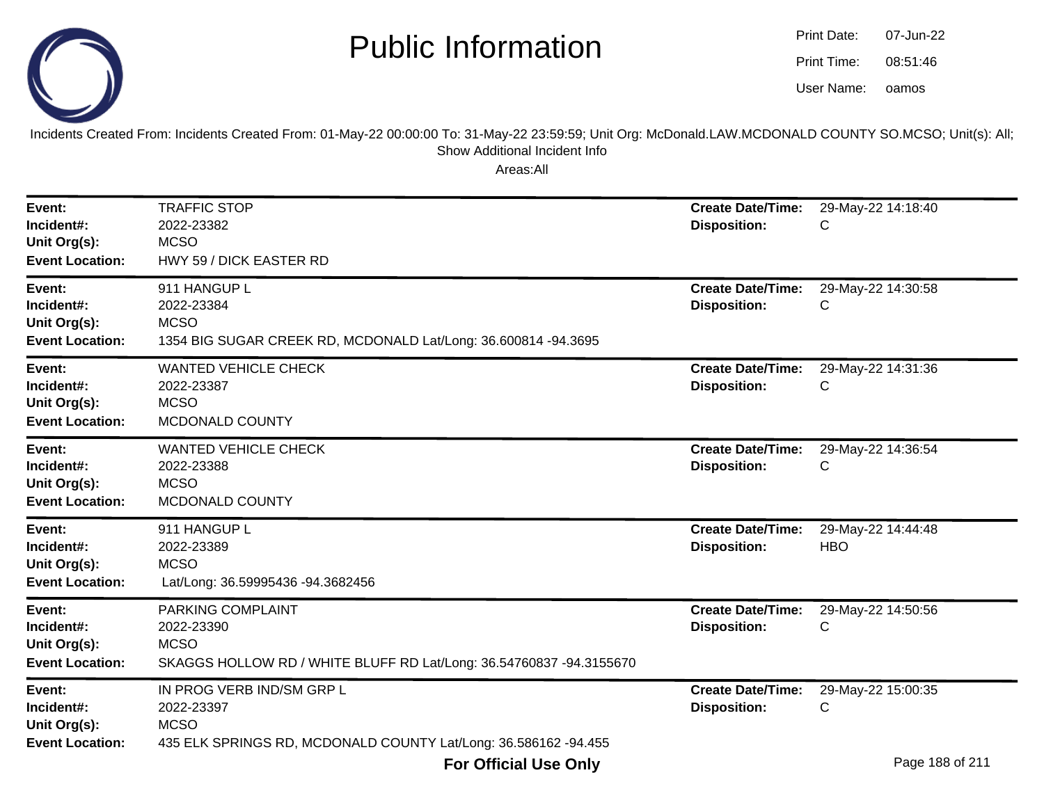# Public Information

Print Date: 07-Jun-22
Print Time: 08:51:46
User Name: oamos

Incidents Created From: Incidents Created From: 01-May-22 00:00:00 To: 31-May-22 23:59:59; Unit Org: McDonald.LAW.MCDONALD COUNTY SO.MCSO; Unit(s): All; Show Additional Incident Info

Areas:All

| | | | |
|---|---|---|---|
| **Event:** | TRAFFIC STOP | **Create Date/Time:** | 29-May-22 14:18:40 |
| **Incident#:** | 2022-23382 | **Disposition:** | C |
| **Unit Org(s):** | MCSO | | |
| **Event Location:** | HWY 59 / DICK EASTER RD | | |

| | | | |
|---|---|---|---|
| **Event:** | 911 HANGUP L | **Create Date/Time:** | 29-May-22 14:30:58 |
| **Incident#:** | 2022-23384 | **Disposition:** | C |
| **Unit Org(s):** | MCSO | | |
| **Event Location:** | 1354 BIG SUGAR CREEK RD, MCDONALD Lat/Long: 36.600814 -94.3695 | | |

| | | | |
|---|---|---|---|
| **Event:** | WANTED VEHICLE CHECK | **Create Date/Time:** | 29-May-22 14:31:36 |
| **Incident#:** | 2022-23387 | **Disposition:** | C |
| **Unit Org(s):** | MCSO | | |
| **Event Location:** | MCDONALD COUNTY | | |

| | | | |
|---|---|---|---|
| **Event:** | WANTED VEHICLE CHECK | **Create Date/Time:** | 29-May-22 14:36:54 |
| **Incident#:** | 2022-23388 | **Disposition:** | C |
| **Unit Org(s):** | MCSO | | |
| **Event Location:** | MCDONALD COUNTY | | |

| | | | |
|---|---|---|---|
| **Event:** | 911 HANGUP L | **Create Date/Time:** | 29-May-22 14:44:48 |
| **Incident#:** | 2022-23389 | **Disposition:** | HBO |
| **Unit Org(s):** | MCSO | | |
| **Event Location:** | Lat/Long: 36.59995436 -94.3682456 | | |

| | | | |
|---|---|---|---|
| **Event:** | PARKING COMPLAINT | **Create Date/Time:** | 29-May-22 14:50:56 |
| **Incident#:** | 2022-23390 | **Disposition:** | C |
| **Unit Org(s):** | MCSO | | |
| **Event Location:** | SKAGGS HOLLOW RD / WHITE BLUFF RD Lat/Long: 36.54760837 -94.3155670 | | |

| | | | |
|---|---|---|---|
| **Event:** | IN PROG VERB IND/SM GRP L | **Create Date/Time:** | 29-May-22 15:00:35 |
| **Incident#:** | 2022-23397 | **Disposition:** | C |
| **Unit Org(s):** | MCSO | | |
| **Event Location:** | 435 ELK SPRINGS RD, MCDONALD COUNTY Lat/Long: 36.586162 -94.455 | | |

**For Official Use Only**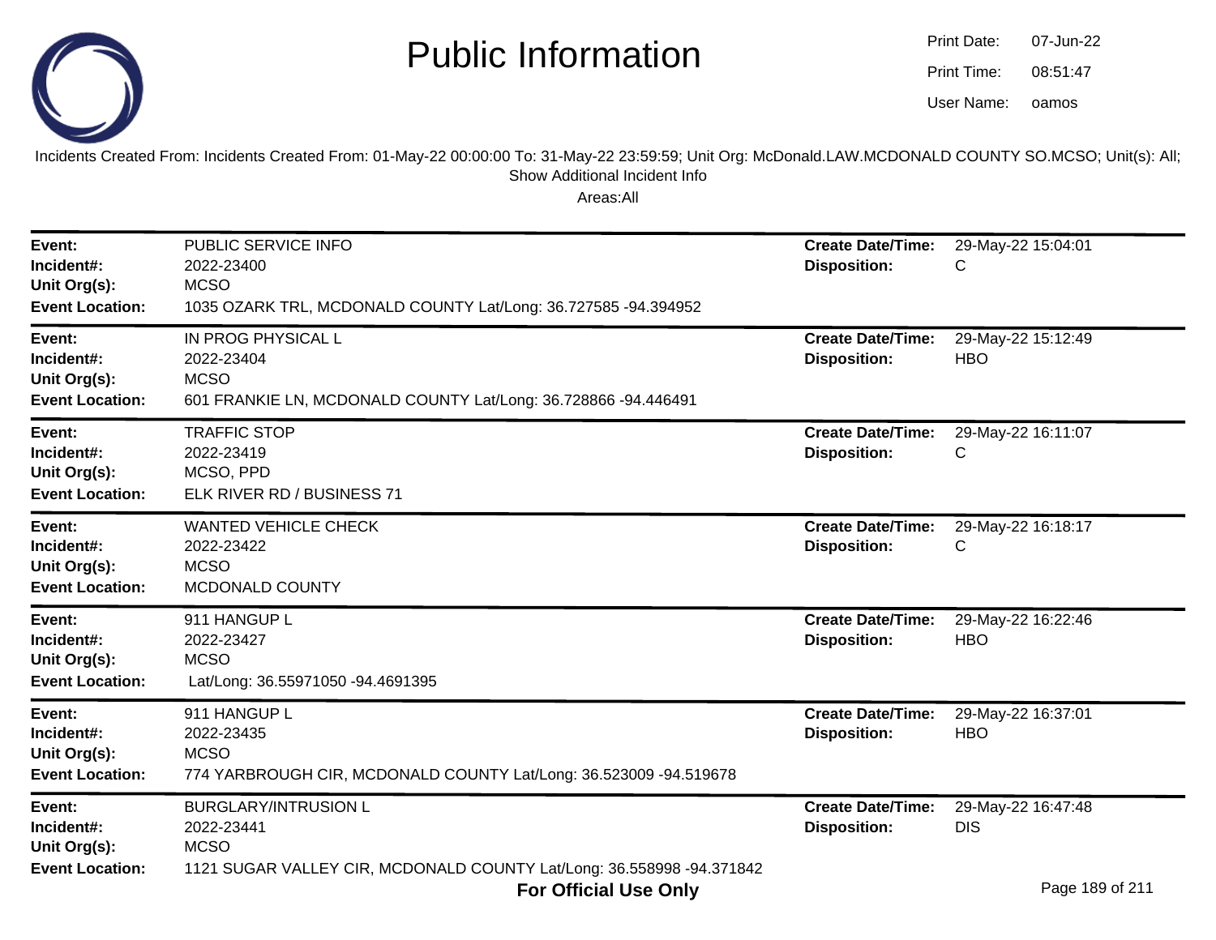# Public Information

Print Date: 07-Jun-22
Print Time: 08:51:47
User Name: oamos

Incidents Created From: Incidents Created From: 01-May-22 00:00:00 To: 31-May-22 23:59:59; Unit Org: McDonald.LAW.MCDONALD COUNTY SO.MCSO; Unit(s): All; Show Additional Incident Info

Areas:All

---

**Event:** PUBLIC SERVICE INFO
**Incident#:** 2022-23400
**Unit Org(s):** MCSO
**Event Location:** 1035 OZARK TRL, MCDONALD COUNTY Lat/Long: 36.727585 -94.394952
**Create Date/Time:** 29-May-22 15:04:01
**Disposition:** C

---

**Event:** IN PROG PHYSICAL L
**Incident#:** 2022-23404
**Unit Org(s):** MCSO
**Event Location:** 601 FRANKIE LN, MCDONALD COUNTY Lat/Long: 36.728866 -94.446491
**Create Date/Time:** 29-May-22 15:12:49
**Disposition:** HBO

---

**Event:** TRAFFIC STOP
**Incident#:** 2022-23419
**Unit Org(s):** MCSO, PPD
**Event Location:** ELK RIVER RD / BUSINESS 71
**Create Date/Time:** 29-May-22 16:11:07
**Disposition:** C

---

**Event:** WANTED VEHICLE CHECK
**Incident#:** 2022-23422
**Unit Org(s):** MCSO
**Event Location:** MCDONALD COUNTY
**Create Date/Time:** 29-May-22 16:18:17
**Disposition:** C

---

**Event:** 911 HANGUP L
**Incident#:** 2022-23427
**Unit Org(s):** MCSO
**Event Location:** Lat/Long: 36.55971050 -94.4691395
**Create Date/Time:** 29-May-22 16:22:46
**Disposition:** HBO

---

**Event:** 911 HANGUP L
**Incident#:** 2022-23435
**Unit Org(s):** MCSO
**Event Location:** 774 YARBROUGH CIR, MCDONALD COUNTY Lat/Long: 36.523009 -94.519678
**Create Date/Time:** 29-May-22 16:37:01
**Disposition:** HBO

---

**Event:** BURGLARY/INTRUSION L
**Incident#:** 2022-23441
**Unit Org(s):** MCSO
**Event Location:** 1121 SUGAR VALLEY CIR, MCDONALD COUNTY Lat/Long: 36.558998 -94.371842
**Create Date/Time:** 29-May-22 16:47:48
**Disposition:** DIS

**For Official Use Only**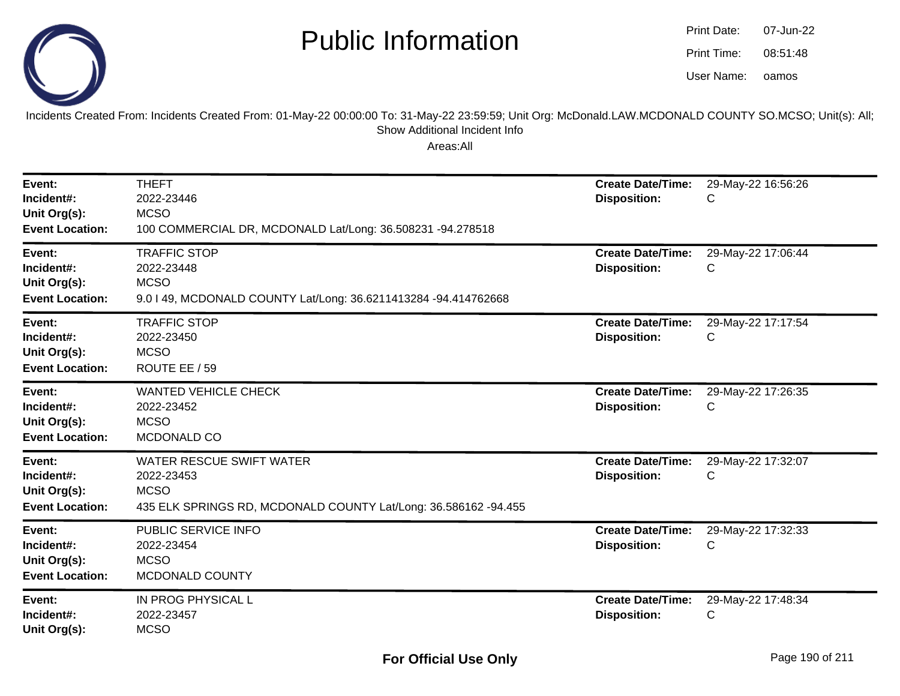# Public Information

Print Date: 07-Jun-22
Print Time: 08:51:48
User Name: oamos

Incidents Created From: Incidents Created From: 01-May-22 00:00:00 To: 31-May-22 23:59:59; Unit Org: McDonald.LAW.MCDONALD COUNTY SO.MCSO; Unit(s): All; Show Additional Incident Info

Areas:All

---

**Event:** THEFT
**Incident#:** 2022-23446
**Unit Org(s):** MCSO
**Event Location:** 100 COMMERCIAL DR, MCDONALD Lat/Long: 36.508231 -94.278518
**Create Date/Time:** 29-May-22 16:56:26
**Disposition:** C

---

**Event:** TRAFFIC STOP
**Incident#:** 2022-23448
**Unit Org(s):** MCSO
**Event Location:** 9.0 I 49, MCDONALD COUNTY Lat/Long: 36.6211413284 -94.414762668
**Create Date/Time:** 29-May-22 17:06:44
**Disposition:** C

---

**Event:** TRAFFIC STOP
**Incident#:** 2022-23450
**Unit Org(s):** MCSO
**Event Location:** ROUTE EE / 59
**Create Date/Time:** 29-May-22 17:17:54
**Disposition:** C

---

**Event:** WANTED VEHICLE CHECK
**Incident#:** 2022-23452
**Unit Org(s):** MCSO
**Event Location:** MCDONALD CO
**Create Date/Time:** 29-May-22 17:26:35
**Disposition:** C

---

**Event:** WATER RESCUE SWIFT WATER
**Incident#:** 2022-23453
**Unit Org(s):** MCSO
**Event Location:** 435 ELK SPRINGS RD, MCDONALD COUNTY Lat/Long: 36.586162 -94.455
**Create Date/Time:** 29-May-22 17:32:07
**Disposition:** C

---

**Event:** PUBLIC SERVICE INFO
**Incident#:** 2022-23454
**Unit Org(s):** MCSO
**Event Location:** MCDONALD COUNTY
**Create Date/Time:** 29-May-22 17:32:33
**Disposition:** C

---

**Event:** IN PROG PHYSICAL L
**Incident#:** 2022-23457
**Unit Org(s):** MCSO
**Create Date/Time:** 29-May-22 17:48:34
**Disposition:** C

**For Official Use Only**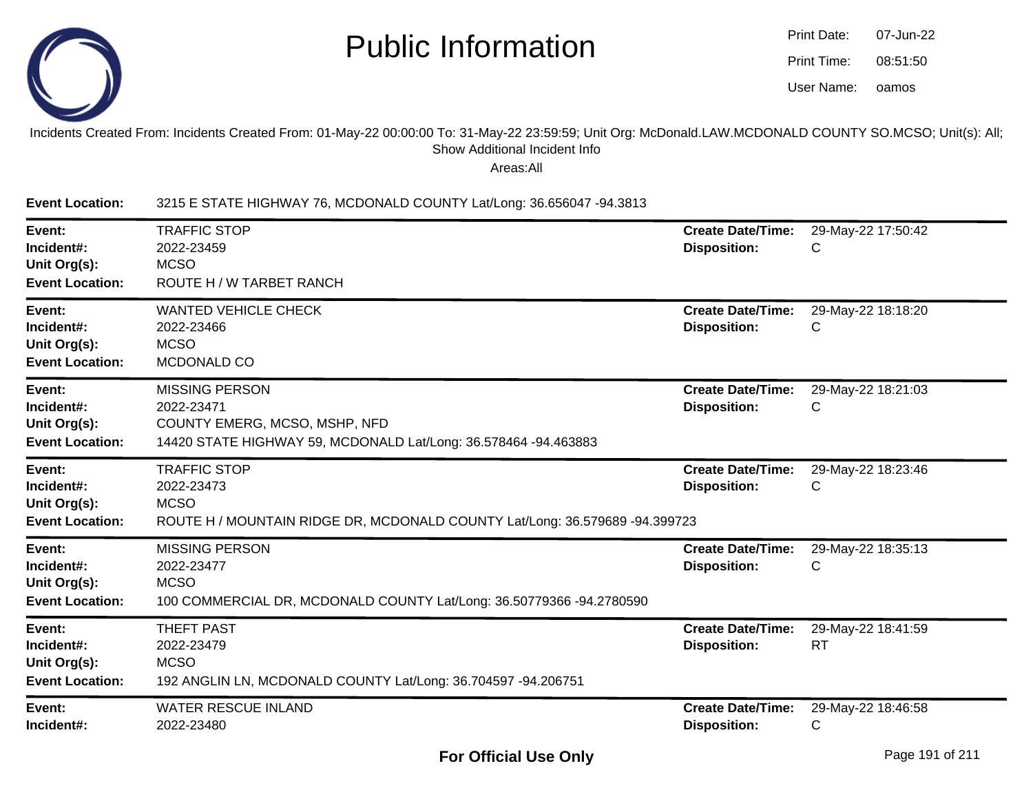# Public Information

Print Date: 07-Jun-22
Print Time: 08:51:50
User Name: oamos

Incidents Created From: Incidents Created From: 01-May-22 00:00:00 To: 31-May-22 23:59:59; Unit Org: McDonald.LAW.MCDONALD COUNTY SO.MCSO; Unit(s): All; Show Additional Incident Info

Areas:All

**Event Location:** 3215 E STATE HIGHWAY 76, MCDONALD COUNTY Lat/Long: 36.656047 -94.3813

---

**Event:** TRAFFIC STOP
**Incident#:** 2022-23459
**Unit Org(s):** MCSO
**Event Location:** ROUTE H / W TARBET RANCH
**Create Date/Time:** 29-May-22 17:50:42
**Disposition:** C

---

**Event:** WANTED VEHICLE CHECK
**Incident#:** 2022-23466
**Unit Org(s):** MCSO
**Event Location:** MCDONALD CO
**Create Date/Time:** 29-May-22 18:18:20
**Disposition:** C

---

**Event:** MISSING PERSON
**Incident#:** 2022-23471
**Unit Org(s):** COUNTY EMERG, MCSO, MSHP, NFD
**Event Location:** 14420 STATE HIGHWAY 59, MCDONALD Lat/Long: 36.578464 -94.463883
**Create Date/Time:** 29-May-22 18:21:03
**Disposition:** C

---

**Event:** TRAFFIC STOP
**Incident#:** 2022-23473
**Unit Org(s):** MCSO
**Event Location:** ROUTE H / MOUNTAIN RIDGE DR, MCDONALD COUNTY Lat/Long: 36.579689 -94.399723
**Create Date/Time:** 29-May-22 18:23:46
**Disposition:** C

---

**Event:** MISSING PERSON
**Incident#:** 2022-23477
**Unit Org(s):** MCSO
**Event Location:** 100 COMMERCIAL DR, MCDONALD COUNTY Lat/Long: 36.50779366 -94.2780590
**Create Date/Time:** 29-May-22 18:35:13
**Disposition:** C

---

**Event:** THEFT PAST
**Incident#:** 2022-23479
**Unit Org(s):** MCSO
**Event Location:** 192 ANGLIN LN, MCDONALD COUNTY Lat/Long: 36.704597 -94.206751
**Create Date/Time:** 29-May-22 18:41:59
**Disposition:** RT

---

**Event:** WATER RESCUE INLAND
**Incident#:** 2022-23480
**Create Date/Time:** 29-May-22 18:46:58
**Disposition:** C

**For Official Use Only**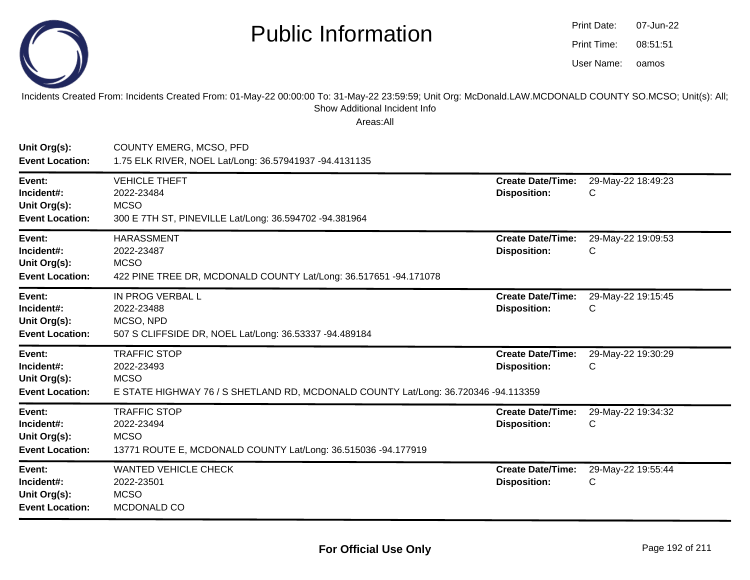# Public Information

Print Date: 07-Jun-22
Print Time: 08:51:51
User Name: oamos

Incidents Created From: Incidents Created From: 01-May-22 00:00:00 To: 31-May-22 23:59:59; Unit Org: McDonald.LAW.MCDONALD COUNTY SO.MCSO; Unit(s): All; Show Additional Incident Info

Areas:All

**Unit Org(s):** COUNTY EMERG, MCSO, PFD
**Event Location:** 1.75 ELK RIVER, NOEL Lat/Long: 36.57941937 -94.4131135

---

**Event:** VEHICLE THEFT
**Incident#:** 2022-23484
**Unit Org(s):** MCSO
**Event Location:** 300 E 7TH ST, PINEVILLE Lat/Long: 36.594702 -94.381964
**Create Date/Time:** 29-May-22 18:49:23
**Disposition:** C

---

**Event:** HARASSMENT
**Incident#:** 2022-23487
**Unit Org(s):** MCSO
**Event Location:** 422 PINE TREE DR, MCDONALD COUNTY Lat/Long: 36.517651 -94.171078
**Create Date/Time:** 29-May-22 19:09:53
**Disposition:** C

---

**Event:** IN PROG VERBAL L
**Incident#:** 2022-23488
**Unit Org(s):** MCSO, NPD
**Event Location:** 507 S CLIFFSIDE DR, NOEL Lat/Long: 36.53337 -94.489184
**Create Date/Time:** 29-May-22 19:15:45
**Disposition:** C

---

**Event:** TRAFFIC STOP
**Incident#:** 2022-23493
**Unit Org(s):** MCSO
**Event Location:** E STATE HIGHWAY 76 / S SHETLAND RD, MCDONALD COUNTY Lat/Long: 36.720346 -94.113359
**Create Date/Time:** 29-May-22 19:30:29
**Disposition:** C

---

**Event:** TRAFFIC STOP
**Incident#:** 2022-23494
**Unit Org(s):** MCSO
**Event Location:** 13771 ROUTE E, MCDONALD COUNTY Lat/Long: 36.515036 -94.177919
**Create Date/Time:** 29-May-22 19:34:32
**Disposition:** C

---

**Event:** WANTED VEHICLE CHECK
**Incident#:** 2022-23501
**Unit Org(s):** MCSO
**Event Location:** MCDONALD CO
**Create Date/Time:** 29-May-22 19:55:44
**Disposition:** C

---

**For Official Use Only**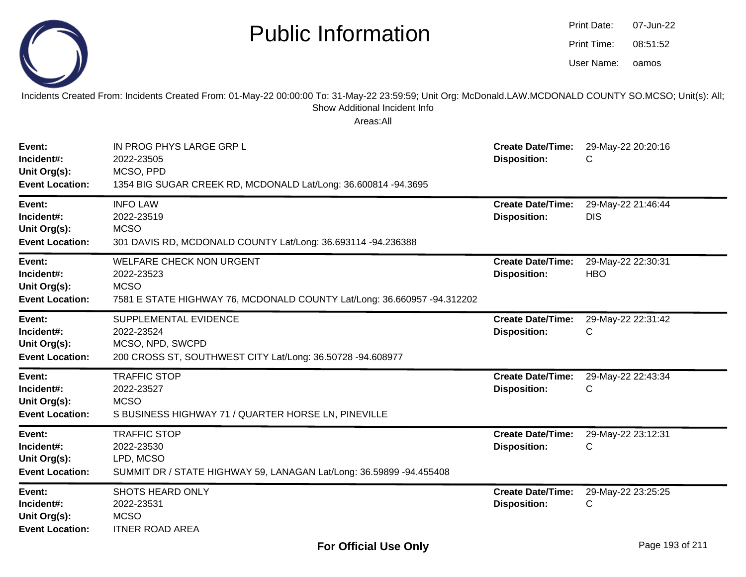# Public Information

Print Date: 07-Jun-22
Print Time: 08:51:52
User Name: oamos

Incidents Created From: Incidents Created From: 01-May-22 00:00:00 To: 31-May-22 23:59:59; Unit Org: McDonald.LAW.MCDONALD COUNTY SO.MCSO; Unit(s): All; Show Additional Incident Info

Areas:All

| | | | |
|---|---|---|---|
| **Event:** | IN PROG PHYS LARGE GRP L | **Create Date/Time:** | 29-May-22 20:20:16 |
| **Incident#:** | 2022-23505 | **Disposition:** | C |
| **Unit Org(s):** | MCSO, PPD | | |
| **Event Location:** | 1354 BIG SUGAR CREEK RD, MCDONALD Lat/Long: 36.600814 -94.3695 | | |

| | | | |
|---|---|---|---|
| **Event:** | INFO LAW | **Create Date/Time:** | 29-May-22 21:46:44 |
| **Incident#:** | 2022-23519 | **Disposition:** | DIS |
| **Unit Org(s):** | MCSO | | |
| **Event Location:** | 301 DAVIS RD, MCDONALD COUNTY Lat/Long: 36.693114 -94.236388 | | |

| | | | |
|---|---|---|---|
| **Event:** | WELFARE CHECK NON URGENT | **Create Date/Time:** | 29-May-22 22:30:31 |
| **Incident#:** | 2022-23523 | **Disposition:** | HBO |
| **Unit Org(s):** | MCSO | | |
| **Event Location:** | 7581 E STATE HIGHWAY 76, MCDONALD COUNTY Lat/Long: 36.660957 -94.312202 | | |

| | | | |
|---|---|---|---|
| **Event:** | SUPPLEMENTAL EVIDENCE | **Create Date/Time:** | 29-May-22 22:31:42 |
| **Incident#:** | 2022-23524 | **Disposition:** | C |
| **Unit Org(s):** | MCSO, NPD, SWCPD | | |
| **Event Location:** | 200 CROSS ST, SOUTHWEST CITY Lat/Long: 36.50728 -94.608977 | | |

| | | | |
|---|---|---|---|
| **Event:** | TRAFFIC STOP | **Create Date/Time:** | 29-May-22 22:43:34 |
| **Incident#:** | 2022-23527 | **Disposition:** | C |
| **Unit Org(s):** | MCSO | | |
| **Event Location:** | S BUSINESS HIGHWAY 71 / QUARTER HORSE LN, PINEVILLE | | |

| | | | |
|---|---|---|---|
| **Event:** | TRAFFIC STOP | **Create Date/Time:** | 29-May-22 23:12:31 |
| **Incident#:** | 2022-23530 | **Disposition:** | C |
| **Unit Org(s):** | LPD, MCSO | | |
| **Event Location:** | SUMMIT DR / STATE HIGHWAY 59, LANAGAN Lat/Long: 36.59899 -94.455408 | | |

| | | | |
|---|---|---|---|
| **Event:** | SHOTS HEARD ONLY | **Create Date/Time:** | 29-May-22 23:25:25 |
| **Incident#:** | 2022-23531 | **Disposition:** | C |
| **Unit Org(s):** | MCSO | | |
| **Event Location:** | ITNER ROAD AREA | | |

**For Official Use Only**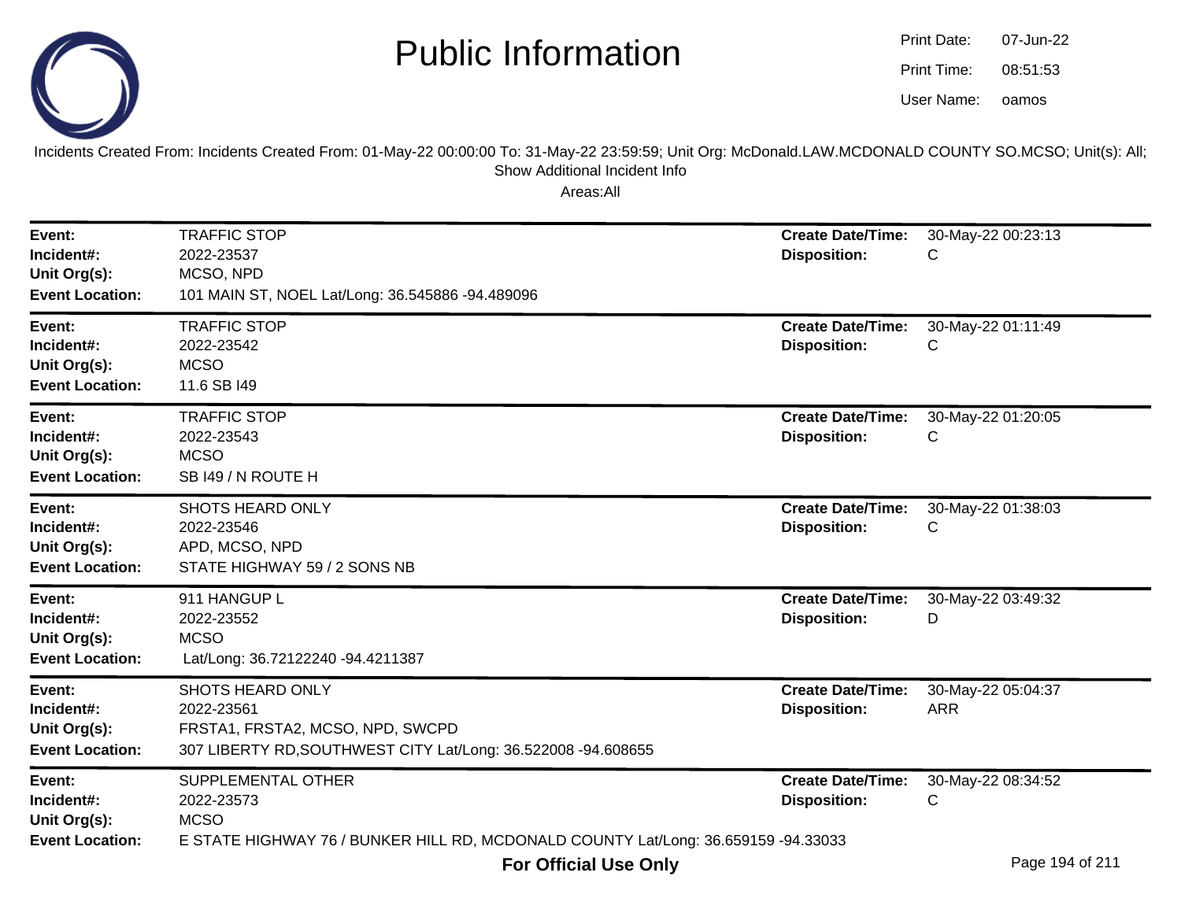# Public Information

Print Date: 07-Jun-22
Print Time: 08:51:53
User Name: oamos

Incidents Created From: Incidents Created From: 01-May-22 00:00:00 To: 31-May-22 23:59:59; Unit Org: McDonald.LAW.MCDONALD COUNTY SO.MCSO; Unit(s): All; Show Additional Incident Info

Areas:All

---

**Event:** TRAFFIC STOP
**Incident#:** 2022-23537
**Unit Org(s):** MCSO, NPD
**Event Location:** 101 MAIN ST, NOEL Lat/Long: 36.545886 -94.489096
**Create Date/Time:** 30-May-22 00:23:13
**Disposition:** C

---

**Event:** TRAFFIC STOP
**Incident#:** 2022-23542
**Unit Org(s):** MCSO
**Event Location:** 11.6 SB I49
**Create Date/Time:** 30-May-22 01:11:49
**Disposition:** C

---

**Event:** TRAFFIC STOP
**Incident#:** 2022-23543
**Unit Org(s):** MCSO
**Event Location:** SB I49 / N ROUTE H
**Create Date/Time:** 30-May-22 01:20:05
**Disposition:** C

---

**Event:** SHOTS HEARD ONLY
**Incident#:** 2022-23546
**Unit Org(s):** APD, MCSO, NPD
**Event Location:** STATE HIGHWAY 59 / 2 SONS NB
**Create Date/Time:** 30-May-22 01:38:03
**Disposition:** C

---

**Event:** 911 HANGUP L
**Incident#:** 2022-23552
**Unit Org(s):** MCSO
**Event Location:** Lat/Long: 36.72122240 -94.4211387
**Create Date/Time:** 30-May-22 03:49:32
**Disposition:** D

---

**Event:** SHOTS HEARD ONLY
**Incident#:** 2022-23561
**Unit Org(s):** FRSTA1, FRSTA2, MCSO, NPD, SWCPD
**Event Location:** 307 LIBERTY RD,SOUTHWEST CITY Lat/Long: 36.522008 -94.608655
**Create Date/Time:** 30-May-22 05:04:37
**Disposition:** ARR

---

**Event:** SUPPLEMENTAL OTHER
**Incident#:** 2022-23573
**Unit Org(s):** MCSO
**Event Location:** E STATE HIGHWAY 76 / BUNKER HILL RD, MCDONALD COUNTY Lat/Long: 36.659159 -94.33033
**Create Date/Time:** 30-May-22 08:34:52
**Disposition:** C

**For Official Use Only**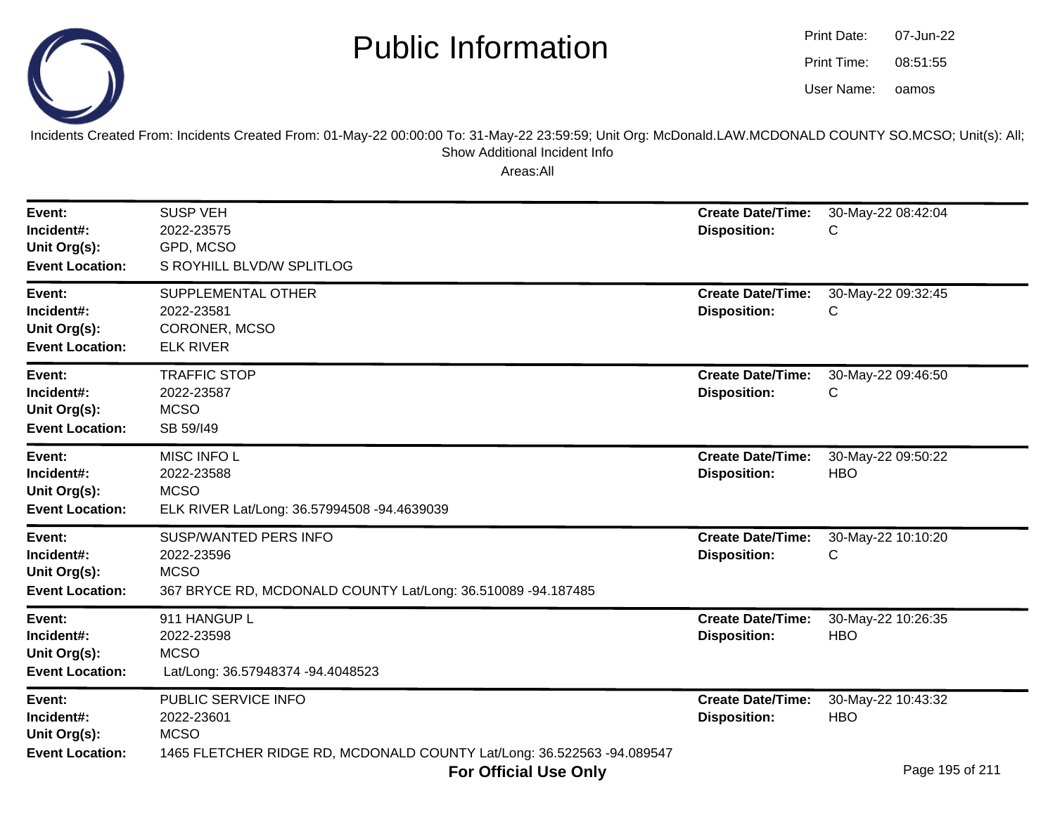# Public Information

Print Date: 07-Jun-22
Print Time: 08:51:55
User Name: oamos

Incidents Created From: Incidents Created From: 01-May-22 00:00:00 To: 31-May-22 23:59:59; Unit Org: McDonald.LAW.MCDONALD COUNTY SO.MCSO; Unit(s): All; Show Additional Incident Info

Areas:All

---

**Event:** SUSP VEH
**Incident#:** 2022-23575
**Unit Org(s):** GPD, MCSO
**Event Location:** S ROYHILL BLVD/W SPLITLOG
**Create Date/Time:** 30-May-22 08:42:04
**Disposition:** C

---

**Event:** SUPPLEMENTAL OTHER
**Incident#:** 2022-23581
**Unit Org(s):** CORONER, MCSO
**Event Location:** ELK RIVER
**Create Date/Time:** 30-May-22 09:32:45
**Disposition:** C

---

**Event:** TRAFFIC STOP
**Incident#:** 2022-23587
**Unit Org(s):** MCSO
**Event Location:** SB 59/I49
**Create Date/Time:** 30-May-22 09:46:50
**Disposition:** C

---

**Event:** MISC INFO L
**Incident#:** 2022-23588
**Unit Org(s):** MCSO
**Event Location:** ELK RIVER Lat/Long: 36.57994508 -94.4639039
**Create Date/Time:** 30-May-22 09:50:22
**Disposition:** HBO

---

**Event:** SUSP/WANTED PERS INFO
**Incident#:** 2022-23596
**Unit Org(s):** MCSO
**Event Location:** 367 BRYCE RD, MCDONALD COUNTY Lat/Long: 36.510089 -94.187485
**Create Date/Time:** 30-May-22 10:10:20
**Disposition:** C

---

**Event:** 911 HANGUP L
**Incident#:** 2022-23598
**Unit Org(s):** MCSO
**Event Location:** Lat/Long: 36.57948374 -94.4048523
**Create Date/Time:** 30-May-22 10:26:35
**Disposition:** HBO

---

**Event:** PUBLIC SERVICE INFO
**Incident#:** 2022-23601
**Unit Org(s):** MCSO
**Event Location:** 1465 FLETCHER RIDGE RD, MCDONALD COUNTY Lat/Long: 36.522563 -94.089547
**Create Date/Time:** 30-May-22 10:43:32
**Disposition:** HBO

**For Official Use Only**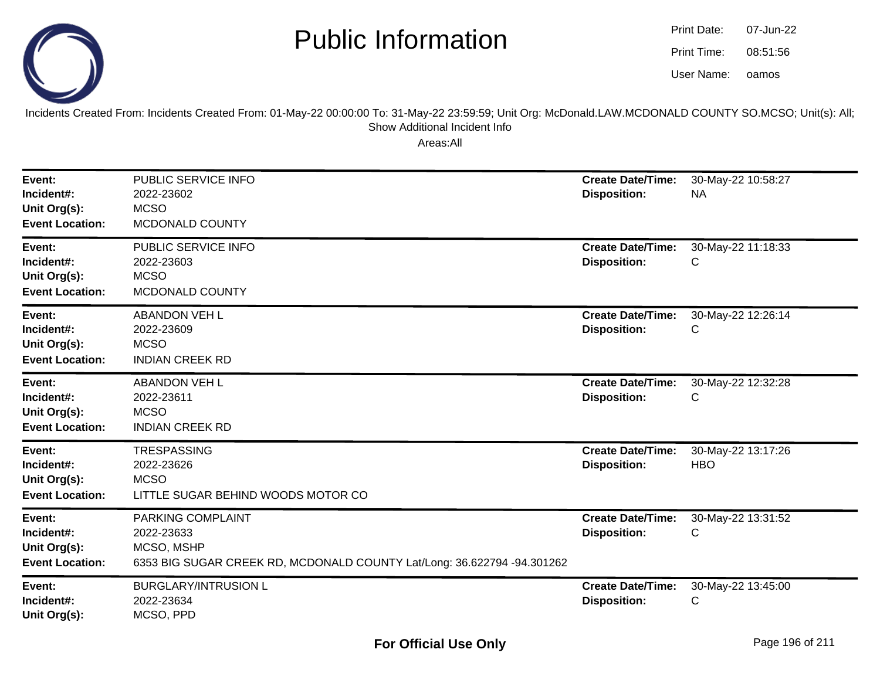# Public Information

Print Date: 07-Jun-22
Print Time: 08:51:56
User Name: oamos

Incidents Created From: Incidents Created From: 01-May-22 00:00:00 To: 31-May-22 23:59:59; Unit Org: McDonald.LAW.MCDONALD COUNTY SO.MCSO; Unit(s): All; Show Additional Incident Info

Areas:All

---

**Event:** PUBLIC SERVICE INFO
**Incident#:** 2022-23602
**Unit Org(s):** MCSO
**Event Location:** MCDONALD COUNTY
**Create Date/Time:** 30-May-22 10:58:27
**Disposition:** NA

---

**Event:** PUBLIC SERVICE INFO
**Incident#:** 2022-23603
**Unit Org(s):** MCSO
**Event Location:** MCDONALD COUNTY
**Create Date/Time:** 30-May-22 11:18:33
**Disposition:** C

---

**Event:** ABANDON VEH L
**Incident#:** 2022-23609
**Unit Org(s):** MCSO
**Event Location:** INDIAN CREEK RD
**Create Date/Time:** 30-May-22 12:26:14
**Disposition:** C

---

**Event:** ABANDON VEH L
**Incident#:** 2022-23611
**Unit Org(s):** MCSO
**Event Location:** INDIAN CREEK RD
**Create Date/Time:** 30-May-22 12:32:28
**Disposition:** C

---

**Event:** TRESPASSING
**Incident#:** 2022-23626
**Unit Org(s):** MCSO
**Event Location:** LITTLE SUGAR BEHIND WOODS MOTOR CO
**Create Date/Time:** 30-May-22 13:17:26
**Disposition:** HBO

---

**Event:** PARKING COMPLAINT
**Incident#:** 2022-23633
**Unit Org(s):** MCSO, MSHP
**Event Location:** 6353 BIG SUGAR CREEK RD, MCDONALD COUNTY Lat/Long: 36.622794 -94.301262
**Create Date/Time:** 30-May-22 13:31:52
**Disposition:** C

---

**Event:** BURGLARY/INTRUSION L
**Incident#:** 2022-23634
**Unit Org(s):** MCSO, PPD
**Create Date/Time:** 30-May-22 13:45:00
**Disposition:** C

**For Official Use Only**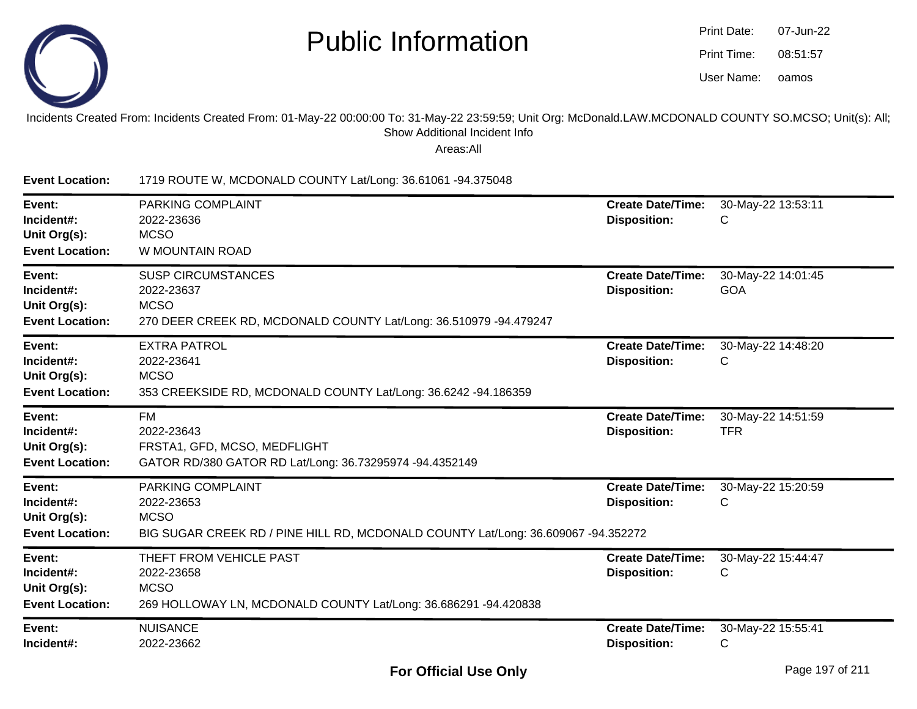# Public Information

Print Date: 07-Jun-22
Print Time: 08:51:57
User Name: oamos

Incidents Created From: Incidents Created From: 01-May-22 00:00:00 To: 31-May-22 23:59:59; Unit Org: McDonald.LAW.MCDONALD COUNTY SO.MCSO; Unit(s): All; Show Additional Incident Info

Areas:All

**Event Location:** 1719 ROUTE W, MCDONALD COUNTY Lat/Long: 36.61061 -94.375048

---

**Event:** PARKING COMPLAINT
**Incident#:** 2022-23636
**Unit Org(s):** MCSO
**Event Location:** W MOUNTAIN ROAD
**Create Date/Time:** 30-May-22 13:53:11
**Disposition:** C

---

**Event:** SUSP CIRCUMSTANCES
**Incident#:** 2022-23637
**Unit Org(s):** MCSO
**Event Location:** 270 DEER CREEK RD, MCDONALD COUNTY Lat/Long: 36.510979 -94.479247
**Create Date/Time:** 30-May-22 14:01:45
**Disposition:** GOA

---

**Event:** EXTRA PATROL
**Incident#:** 2022-23641
**Unit Org(s):** MCSO
**Event Location:** 353 CREEKSIDE RD, MCDONALD COUNTY Lat/Long: 36.6242 -94.186359
**Create Date/Time:** 30-May-22 14:48:20
**Disposition:** C

---

**Event:** FM
**Incident#:** 2022-23643
**Unit Org(s):** FRSTA1, GFD, MCSO, MEDFLIGHT
**Event Location:** GATOR RD/380 GATOR RD Lat/Long: 36.73295974 -94.4352149
**Create Date/Time:** 30-May-22 14:51:59
**Disposition:** TFR

---

**Event:** PARKING COMPLAINT
**Incident#:** 2022-23653
**Unit Org(s):** MCSO
**Event Location:** BIG SUGAR CREEK RD / PINE HILL RD, MCDONALD COUNTY Lat/Long: 36.609067 -94.352272
**Create Date/Time:** 30-May-22 15:20:59
**Disposition:** C

---

**Event:** THEFT FROM VEHICLE PAST
**Incident#:** 2022-23658
**Unit Org(s):** MCSO
**Event Location:** 269 HOLLOWAY LN, MCDONALD COUNTY Lat/Long: 36.686291 -94.420838
**Create Date/Time:** 30-May-22 15:44:47
**Disposition:** C

---

**Event:** NUISANCE
**Incident#:** 2022-23662
**Create Date/Time:** 30-May-22 15:55:41
**Disposition:** C

**For Official Use Only**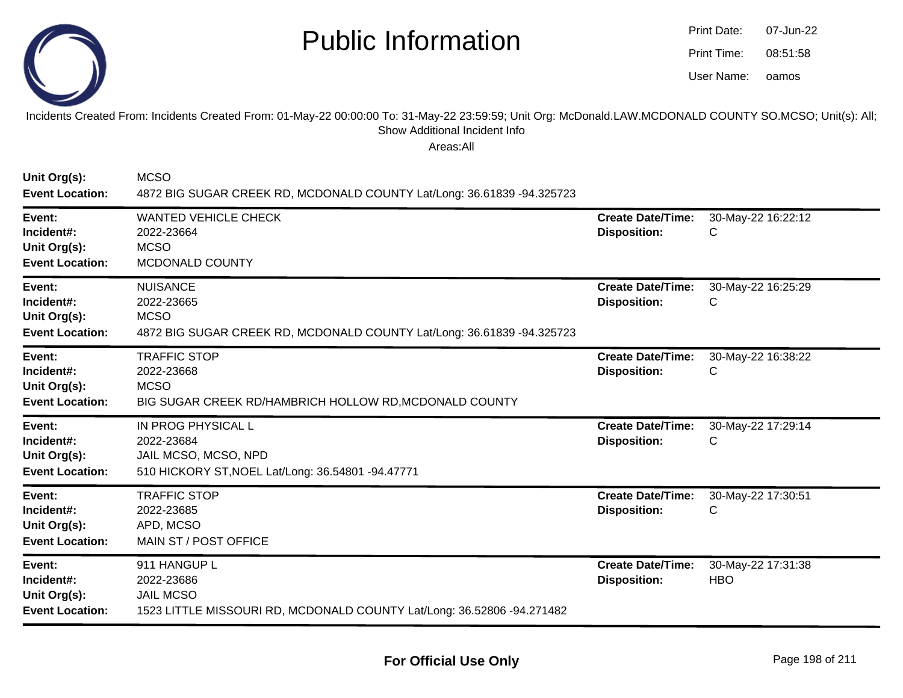# Public Information

Print Date: 07-Jun-22
Print Time: 08:51:58
User Name: oamos

Incidents Created From: Incidents Created From: 01-May-22 00:00:00 To: 31-May-22 23:59:59; Unit Org: McDonald.LAW.MCDONALD COUNTY SO.MCSO; Unit(s): All; Show Additional Incident Info

Areas:All

**Unit Org(s):** MCSO
**Event Location:** 4872 BIG SUGAR CREEK RD, MCDONALD COUNTY Lat/Long: 36.61839 -94.325723

---

**Event:** WANTED VEHICLE CHECK
**Incident#:** 2022-23664
**Unit Org(s):** MCSO
**Event Location:** MCDONALD COUNTY
**Create Date/Time:** 30-May-22 16:22:12
**Disposition:** C

---

**Event:** NUISANCE
**Incident#:** 2022-23665
**Unit Org(s):** MCSO
**Event Location:** 4872 BIG SUGAR CREEK RD, MCDONALD COUNTY Lat/Long: 36.61839 -94.325723
**Create Date/Time:** 30-May-22 16:25:29
**Disposition:** C

---

**Event:** TRAFFIC STOP
**Incident#:** 2022-23668
**Unit Org(s):** MCSO
**Event Location:** BIG SUGAR CREEK RD/HAMBRICH HOLLOW RD,MCDONALD COUNTY
**Create Date/Time:** 30-May-22 16:38:22
**Disposition:** C

---

**Event:** IN PROG PHYSICAL L
**Incident#:** 2022-23684
**Unit Org(s):** JAIL MCSO, MCSO, NPD
**Event Location:** 510 HICKORY ST,NOEL Lat/Long: 36.54801 -94.47771
**Create Date/Time:** 30-May-22 17:29:14
**Disposition:** C

---

**Event:** TRAFFIC STOP
**Incident#:** 2022-23685
**Unit Org(s):** APD, MCSO
**Event Location:** MAIN ST / POST OFFICE
**Create Date/Time:** 30-May-22 17:30:51
**Disposition:** C

---

**Event:** 911 HANGUP L
**Incident#:** 2022-23686
**Unit Org(s):** JAIL MCSO
**Event Location:** 1523 LITTLE MISSOURI RD, MCDONALD COUNTY Lat/Long: 36.52806 -94.271482
**Create Date/Time:** 30-May-22 17:31:38
**Disposition:** HBO

---

**For Official Use Only**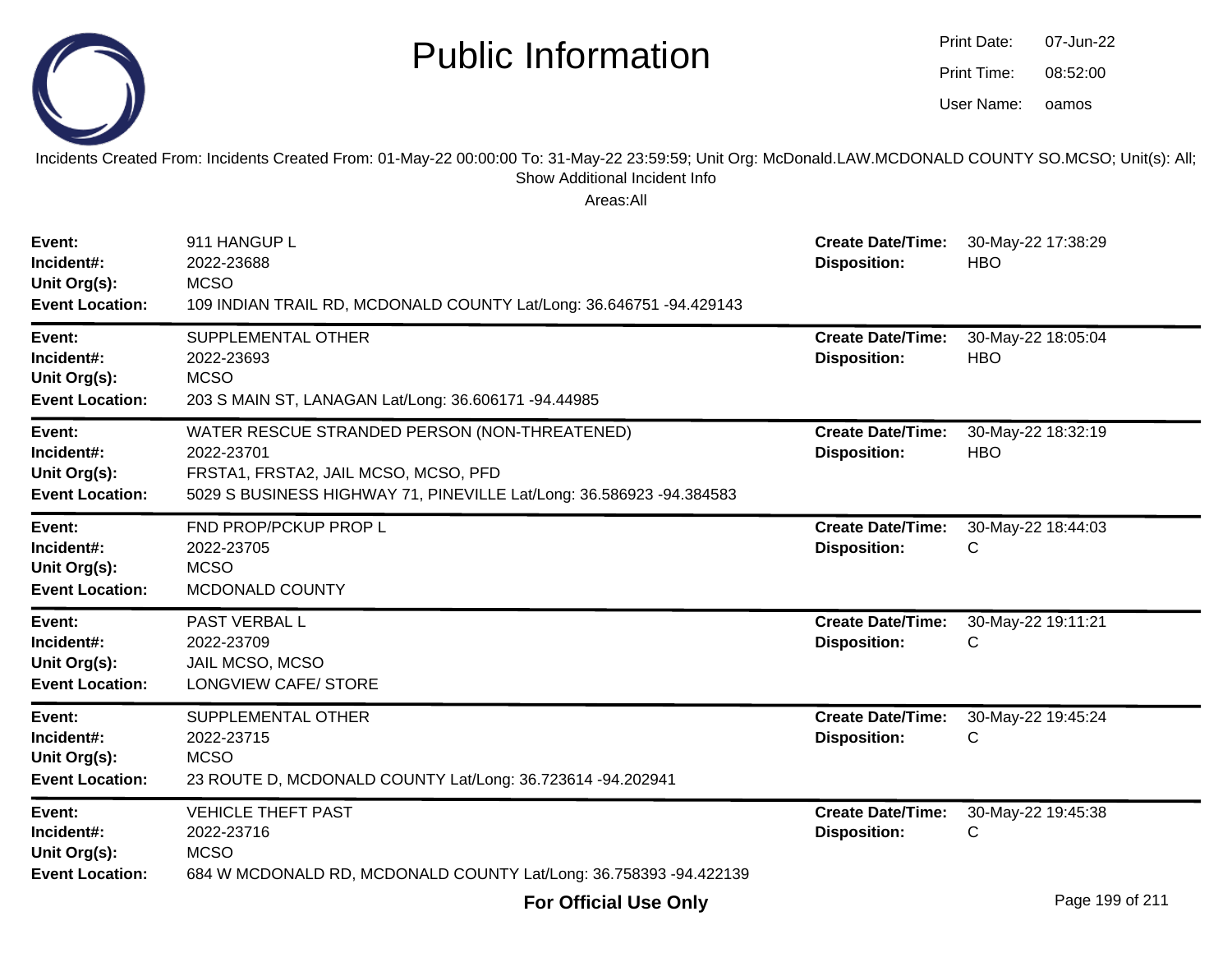# Public Information

Print Date: 07-Jun-22
Print Time: 08:52:00
User Name: oamos

Incidents Created From: Incidents Created From: 01-May-22 00:00:00 To: 31-May-22 23:59:59; Unit Org: McDonald.LAW.MCDONALD COUNTY SO.MCSO; Unit(s): All; Show Additional Incident Info

Areas:All

| | | | |
|---|---|---|---|
| **Event:** | 911 HANGUP L | **Create Date/Time:** | 30-May-22 17:38:29 |
| **Incident#:** | 2022-23688 | **Disposition:** | HBO |
| **Unit Org(s):** | MCSO | | |
| **Event Location:** | 109 INDIAN TRAIL RD, MCDONALD COUNTY Lat/Long: 36.646751 -94.429143 | | |

| | | | |
|---|---|---|---|
| **Event:** | SUPPLEMENTAL OTHER | **Create Date/Time:** | 30-May-22 18:05:04 |
| **Incident#:** | 2022-23693 | **Disposition:** | HBO |
| **Unit Org(s):** | MCSO | | |
| **Event Location:** | 203 S MAIN ST, LANAGAN Lat/Long: 36.606171 -94.44985 | | |

| | | | |
|---|---|---|---|
| **Event:** | WATER RESCUE STRANDED PERSON (NON-THREATENED) | **Create Date/Time:** | 30-May-22 18:32:19 |
| **Incident#:** | 2022-23701 | **Disposition:** | HBO |
| **Unit Org(s):** | FRSTA1, FRSTA2, JAIL MCSO, MCSO, PFD | | |
| **Event Location:** | 5029 S BUSINESS HIGHWAY 71, PINEVILLE Lat/Long: 36.586923 -94.384583 | | |

| | | | |
|---|---|---|---|
| **Event:** | FND PROP/PCKUP PROP L | **Create Date/Time:** | 30-May-22 18:44:03 |
| **Incident#:** | 2022-23705 | **Disposition:** | C |
| **Unit Org(s):** | MCSO | | |
| **Event Location:** | MCDONALD COUNTY | | |

| | | | |
|---|---|---|---|
| **Event:** | PAST VERBAL L | **Create Date/Time:** | 30-May-22 19:11:21 |
| **Incident#:** | 2022-23709 | **Disposition:** | C |
| **Unit Org(s):** | JAIL MCSO, MCSO | | |
| **Event Location:** | LONGVIEW CAFE/ STORE | | |

| | | | |
|---|---|---|---|
| **Event:** | SUPPLEMENTAL OTHER | **Create Date/Time:** | 30-May-22 19:45:24 |
| **Incident#:** | 2022-23715 | **Disposition:** | C |
| **Unit Org(s):** | MCSO | | |
| **Event Location:** | 23 ROUTE D, MCDONALD COUNTY Lat/Long: 36.723614 -94.202941 | | |

| | | | |
|---|---|---|---|
| **Event:** | VEHICLE THEFT PAST | **Create Date/Time:** | 30-May-22 19:45:38 |
| **Incident#:** | 2022-23716 | **Disposition:** | C |
| **Unit Org(s):** | MCSO | | |
| **Event Location:** | 684 W MCDONALD RD, MCDONALD COUNTY Lat/Long: 36.758393 -94.422139 | | |

**For Official Use Only**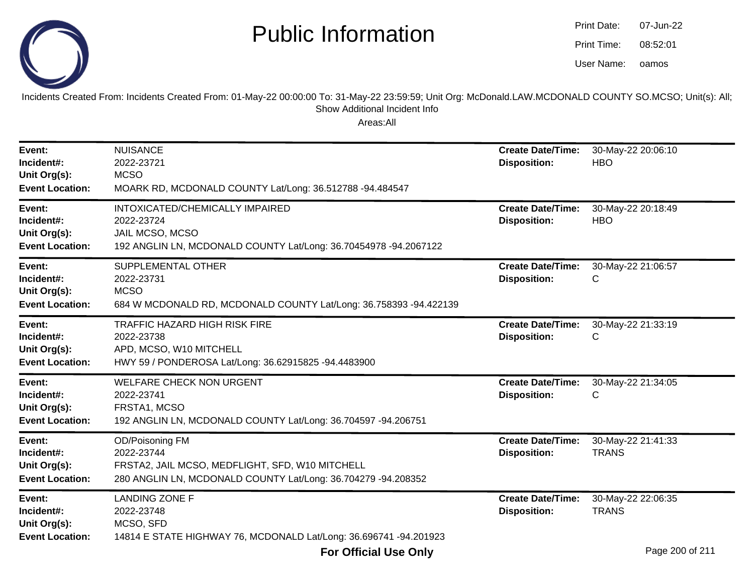# Public Information

Print Date: 07-Jun-22
Print Time: 08:52:01
User Name: oamos

Incidents Created From: Incidents Created From: 01-May-22 00:00:00 To: 31-May-22 23:59:59; Unit Org: McDonald.LAW.MCDONALD COUNTY SO.MCSO; Unit(s): All; Show Additional Incident Info

Areas:All

| | | | |
|---|---|---|---|
| **Event:** | NUISANCE | **Create Date/Time:** | 30-May-22 20:06:10 |
| **Incident#:** | 2022-23721 | **Disposition:** | HBO |
| **Unit Org(s):** | MCSO | | |
| **Event Location:** | MOARK RD, MCDONALD COUNTY Lat/Long: 36.512788 -94.484547 | | |

| | | | |
|---|---|---|---|
| **Event:** | INTOXICATED/CHEMICALLY IMPAIRED | **Create Date/Time:** | 30-May-22 20:18:49 |
| **Incident#:** | 2022-23724 | **Disposition:** | HBO |
| **Unit Org(s):** | JAIL MCSO, MCSO | | |
| **Event Location:** | 192 ANGLIN LN, MCDONALD COUNTY Lat/Long: 36.70454978 -94.2067122 | | |

| | | | |
|---|---|---|---|
| **Event:** | SUPPLEMENTAL OTHER | **Create Date/Time:** | 30-May-22 21:06:57 |
| **Incident#:** | 2022-23731 | **Disposition:** | C |
| **Unit Org(s):** | MCSO | | |
| **Event Location:** | 684 W MCDONALD RD, MCDONALD COUNTY Lat/Long: 36.758393 -94.422139 | | |

| | | | |
|---|---|---|---|
| **Event:** | TRAFFIC HAZARD HIGH RISK FIRE | **Create Date/Time:** | 30-May-22 21:33:19 |
| **Incident#:** | 2022-23738 | **Disposition:** | C |
| **Unit Org(s):** | APD, MCSO, W10 MITCHELL | | |
| **Event Location:** | HWY 59 / PONDEROSA Lat/Long: 36.62915825 -94.4483900 | | |

| | | | |
|---|---|---|---|
| **Event:** | WELFARE CHECK NON URGENT | **Create Date/Time:** | 30-May-22 21:34:05 |
| **Incident#:** | 2022-23741 | **Disposition:** | C |
| **Unit Org(s):** | FRSTA1, MCSO | | |
| **Event Location:** | 192 ANGLIN LN, MCDONALD COUNTY Lat/Long: 36.704597 -94.206751 | | |

| | | | |
|---|---|---|---|
| **Event:** | OD/Poisoning FM | **Create Date/Time:** | 30-May-22 21:41:33 |
| **Incident#:** | 2022-23744 | **Disposition:** | TRANS |
| **Unit Org(s):** | FRSTA2, JAIL MCSO, MEDFLIGHT, SFD, W10 MITCHELL | | |
| **Event Location:** | 280 ANGLIN LN, MCDONALD COUNTY Lat/Long: 36.704279 -94.208352 | | |

| | | | |
|---|---|---|---|
| **Event:** | LANDING ZONE F | **Create Date/Time:** | 30-May-22 22:06:35 |
| **Incident#:** | 2022-23748 | **Disposition:** | TRANS |
| **Unit Org(s):** | MCSO, SFD | | |
| **Event Location:** | 14814 E STATE HIGHWAY 76, MCDONALD Lat/Long: 36.696741 -94.201923 | | |

**For Official Use Only**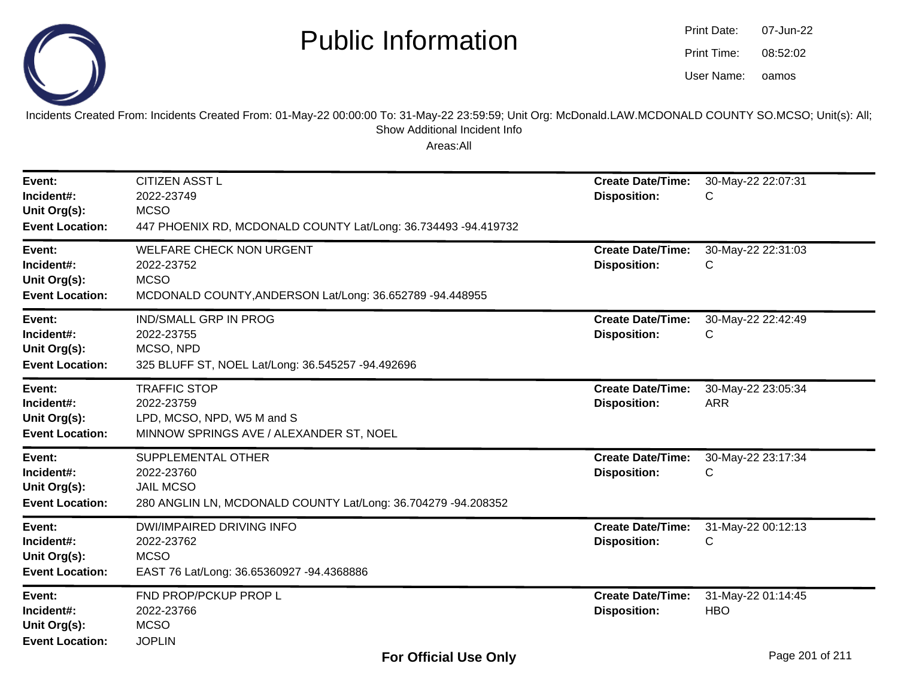# Public Information

Print Date: 07-Jun-22
Print Time: 08:52:02
User Name: oamos

Incidents Created From: Incidents Created From: 01-May-22 00:00:00 To: 31-May-22 23:59:59; Unit Org: McDonald.LAW.MCDONALD COUNTY SO.MCSO; Unit(s): All; Show Additional Incident Info

Areas:All

| | | | |
|---|---|---|---|
| **Event:** | CITIZEN ASST L | **Create Date/Time:** | 30-May-22 22:07:31 |
| **Incident#:** | 2022-23749 | **Disposition:** | C |
| **Unit Org(s):** | MCSO | | |
| **Event Location:** | 447 PHOENIX RD, MCDONALD COUNTY Lat/Long: 36.734493 -94.419732 | | |

| | | | |
|---|---|---|---|
| **Event:** | WELFARE CHECK NON URGENT | **Create Date/Time:** | 30-May-22 22:31:03 |
| **Incident#:** | 2022-23752 | **Disposition:** | C |
| **Unit Org(s):** | MCSO | | |
| **Event Location:** | MCDONALD COUNTY,ANDERSON Lat/Long: 36.652789 -94.448955 | | |

| | | | |
|---|---|---|---|
| **Event:** | IND/SMALL GRP IN PROG | **Create Date/Time:** | 30-May-22 22:42:49 |
| **Incident#:** | 2022-23755 | **Disposition:** | C |
| **Unit Org(s):** | MCSO, NPD | | |
| **Event Location:** | 325 BLUFF ST, NOEL Lat/Long: 36.545257 -94.492696 | | |

| | | | |
|---|---|---|---|
| **Event:** | TRAFFIC STOP | **Create Date/Time:** | 30-May-22 23:05:34 |
| **Incident#:** | 2022-23759 | **Disposition:** | ARR |
| **Unit Org(s):** | LPD, MCSO, NPD, W5 M and S | | |
| **Event Location:** | MINNOW SPRINGS AVE / ALEXANDER ST, NOEL | | |

| | | | |
|---|---|---|---|
| **Event:** | SUPPLEMENTAL OTHER | **Create Date/Time:** | 30-May-22 23:17:34 |
| **Incident#:** | 2022-23760 | **Disposition:** | C |
| **Unit Org(s):** | JAIL MCSO | | |
| **Event Location:** | 280 ANGLIN LN, MCDONALD COUNTY Lat/Long: 36.704279 -94.208352 | | |

| | | | |
|---|---|---|---|
| **Event:** | DWI/IMPAIRED DRIVING INFO | **Create Date/Time:** | 31-May-22 00:12:13 |
| **Incident#:** | 2022-23762 | **Disposition:** | C |
| **Unit Org(s):** | MCSO | | |
| **Event Location:** | EAST 76 Lat/Long: 36.65360927 -94.4368886 | | |

| | | | |
|---|---|---|---|
| **Event:** | FND PROP/PCKUP PROP L | **Create Date/Time:** | 31-May-22 01:14:45 |
| **Incident#:** | 2022-23766 | **Disposition:** | HBO |
| **Unit Org(s):** | MCSO | | |
| **Event Location:** | JOPLIN | | |

**For Official Use Only**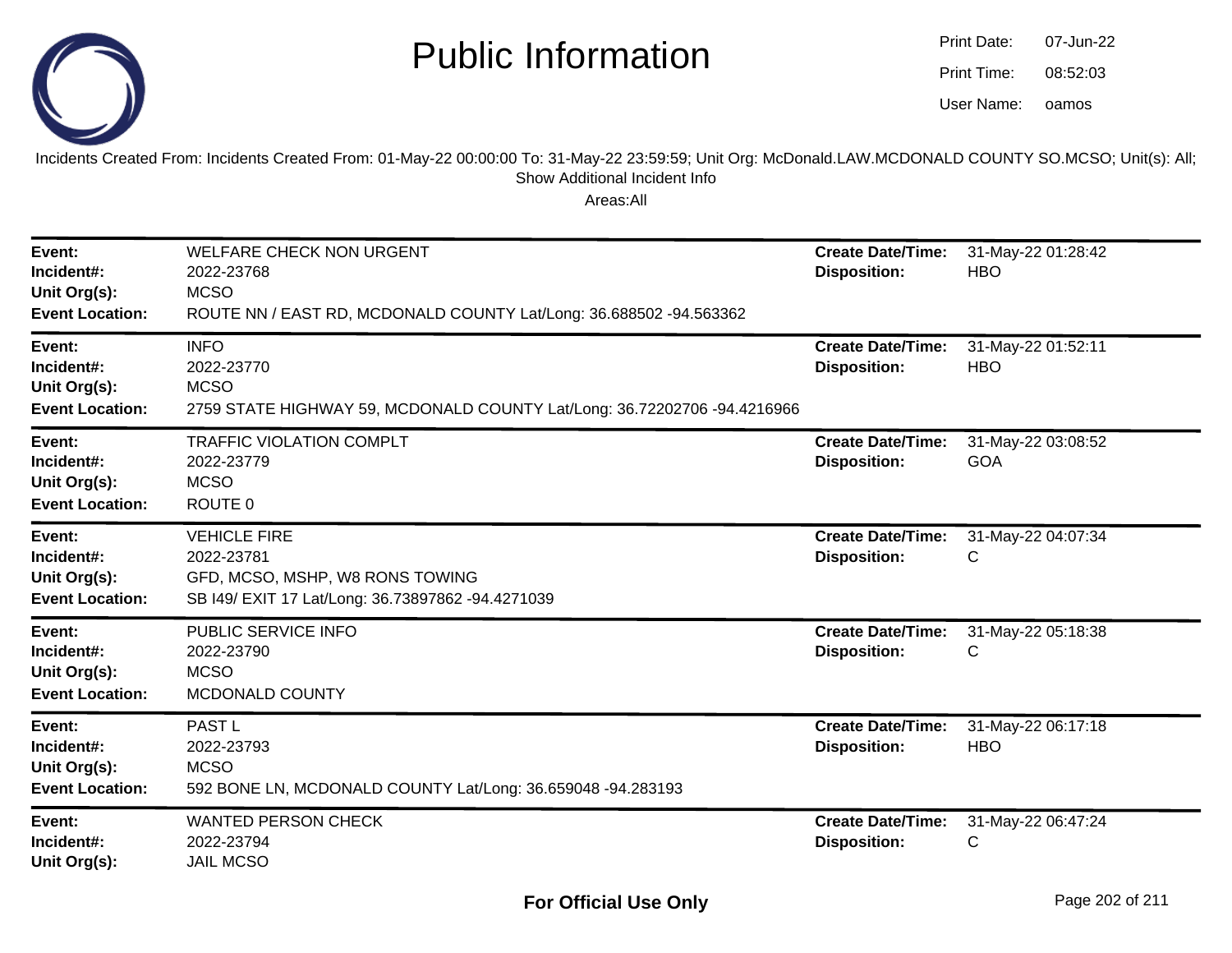# Public Information

Print Date: 07-Jun-22
Print Time: 08:52:03
User Name: oamos

Incidents Created From: Incidents Created From: 01-May-22 00:00:00 To: 31-May-22 23:59:59; Unit Org: McDonald.LAW.MCDONALD COUNTY SO.MCSO; Unit(s): All; Show Additional Incident Info

Areas:All

---

**Event:** WELFARE CHECK NON URGENT
**Incident#:** 2022-23768
**Unit Org(s):** MCSO
**Event Location:** ROUTE NN / EAST RD, MCDONALD COUNTY Lat/Long: 36.688502 -94.563362
**Create Date/Time:** 31-May-22 01:28:42
**Disposition:** HBO

---

**Event:** INFO
**Incident#:** 2022-23770
**Unit Org(s):** MCSO
**Event Location:** 2759 STATE HIGHWAY 59, MCDONALD COUNTY Lat/Long: 36.72202706 -94.4216966
**Create Date/Time:** 31-May-22 01:52:11
**Disposition:** HBO

---

**Event:** TRAFFIC VIOLATION COMPLT
**Incident#:** 2022-23779
**Unit Org(s):** MCSO
**Event Location:** ROUTE 0
**Create Date/Time:** 31-May-22 03:08:52
**Disposition:** GOA

---

**Event:** VEHICLE FIRE
**Incident#:** 2022-23781
**Unit Org(s):** GFD, MCSO, MSHP, W8 RONS TOWING
**Event Location:** SB I49/ EXIT 17 Lat/Long: 36.73897862 -94.4271039
**Create Date/Time:** 31-May-22 04:07:34
**Disposition:** C

---

**Event:** PUBLIC SERVICE INFO
**Incident#:** 2022-23790
**Unit Org(s):** MCSO
**Event Location:** MCDONALD COUNTY
**Create Date/Time:** 31-May-22 05:18:38
**Disposition:** C

---

**Event:** PAST L
**Incident#:** 2022-23793
**Unit Org(s):** MCSO
**Event Location:** 592 BONE LN, MCDONALD COUNTY Lat/Long: 36.659048 -94.283193
**Create Date/Time:** 31-May-22 06:17:18
**Disposition:** HBO

---

**Event:** WANTED PERSON CHECK
**Incident#:** 2022-23794
**Unit Org(s):** JAIL MCSO
**Create Date/Time:** 31-May-22 06:47:24
**Disposition:** C

**For Official Use Only**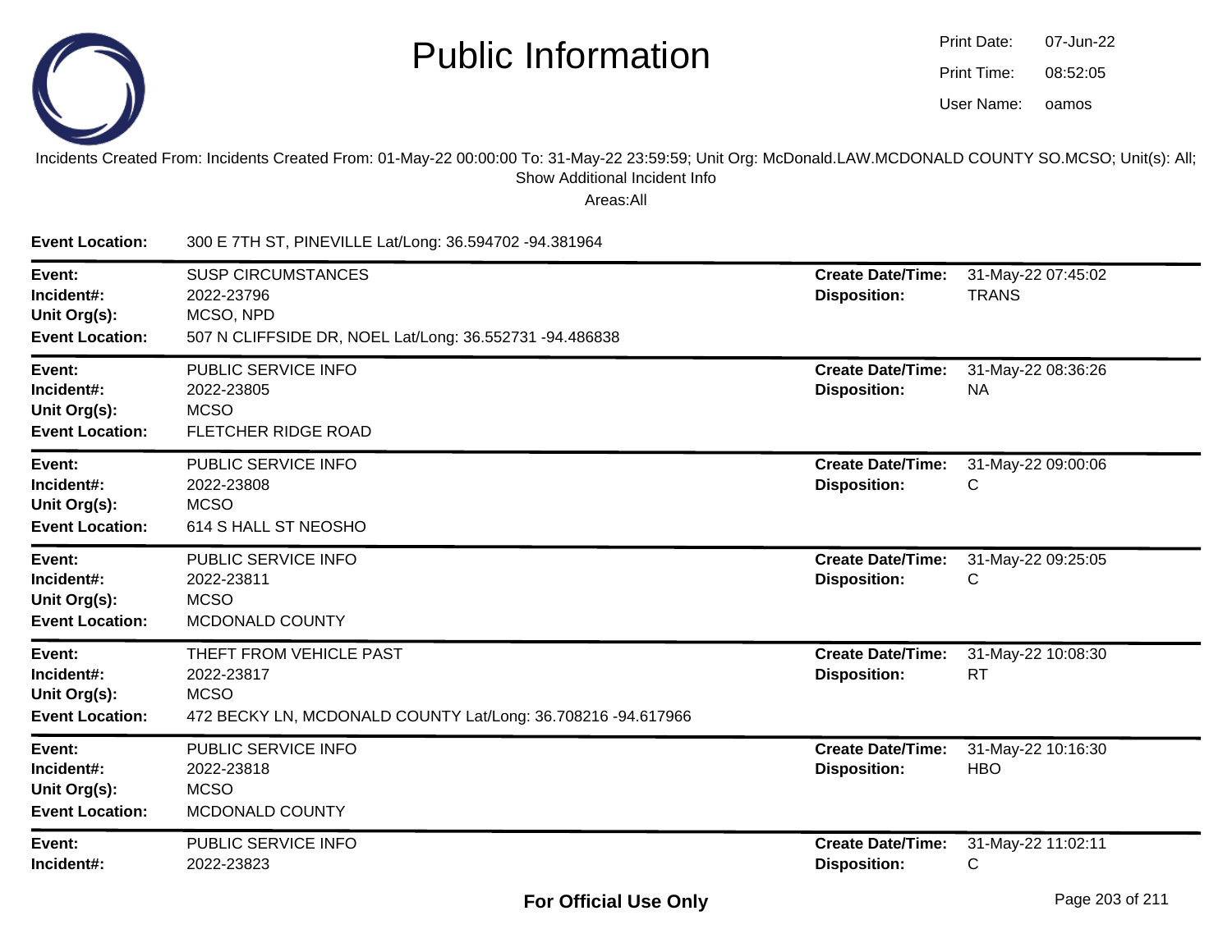# Public Information

Print Date: 07-Jun-22
Print Time: 08:52:05
User Name: oamos

Incidents Created From: Incidents Created From: 01-May-22 00:00:00 To: 31-May-22 23:59:59; Unit Org: McDonald.LAW.MCDONALD COUNTY SO.MCSO; Unit(s): All; Show Additional Incident Info

Areas:All

**Event Location:** 300 E 7TH ST, PINEVILLE Lat/Long: 36.594702 -94.381964

---

**Event:** SUSP CIRCUMSTANCES
**Incident#:** 2022-23796
**Unit Org(s):** MCSO, NPD
**Event Location:** 507 N CLIFFSIDE DR, NOEL Lat/Long: 36.552731 -94.486838
**Create Date/Time:** 31-May-22 07:45:02
**Disposition:** TRANS

---

**Event:** PUBLIC SERVICE INFO
**Incident#:** 2022-23805
**Unit Org(s):** MCSO
**Event Location:** FLETCHER RIDGE ROAD
**Create Date/Time:** 31-May-22 08:36:26
**Disposition:** NA

---

**Event:** PUBLIC SERVICE INFO
**Incident#:** 2022-23808
**Unit Org(s):** MCSO
**Event Location:** 614 S HALL ST NEOSHO
**Create Date/Time:** 31-May-22 09:00:06
**Disposition:** C

---

**Event:** PUBLIC SERVICE INFO
**Incident#:** 2022-23811
**Unit Org(s):** MCSO
**Event Location:** MCDONALD COUNTY
**Create Date/Time:** 31-May-22 09:25:05
**Disposition:** C

---

**Event:** THEFT FROM VEHICLE PAST
**Incident#:** 2022-23817
**Unit Org(s):** MCSO
**Event Location:** 472 BECKY LN, MCDONALD COUNTY Lat/Long: 36.708216 -94.617966
**Create Date/Time:** 31-May-22 10:08:30
**Disposition:** RT

---

**Event:** PUBLIC SERVICE INFO
**Incident#:** 2022-23818
**Unit Org(s):** MCSO
**Event Location:** MCDONALD COUNTY
**Create Date/Time:** 31-May-22 10:16:30
**Disposition:** HBO

---

**Event:** PUBLIC SERVICE INFO
**Incident#:** 2022-23823
**Create Date/Time:** 31-May-22 11:02:11
**Disposition:** C

**For Official Use Only**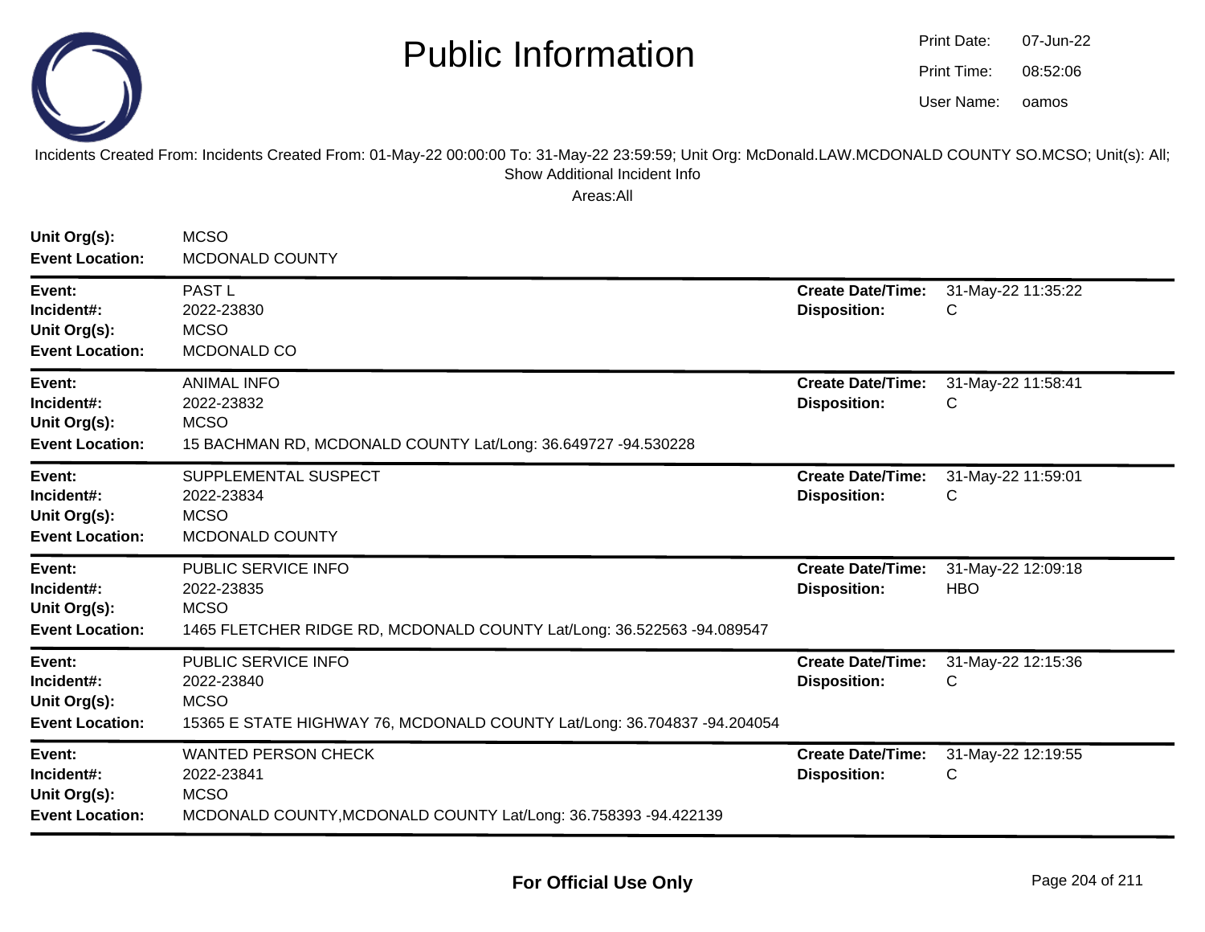# Public Information

Print Date: 07-Jun-22
Print Time: 08:52:06
User Name: oamos

Incidents Created From: Incidents Created From: 01-May-22 00:00:00 To: 31-May-22 23:59:59; Unit Org: McDonald.LAW.MCDONALD COUNTY SO.MCSO; Unit(s): All; Show Additional Incident Info

Areas:All

**Unit Org(s):** MCSO
**Event Location:** MCDONALD COUNTY

---

**Event:** PAST L
**Incident#:** 2022-23830
**Unit Org(s):** MCSO
**Event Location:** MCDONALD CO
**Create Date/Time:** 31-May-22 11:35:22
**Disposition:** C

---

**Event:** ANIMAL INFO
**Incident#:** 2022-23832
**Unit Org(s):** MCSO
**Event Location:** 15 BACHMAN RD, MCDONALD COUNTY Lat/Long: 36.649727 -94.530228
**Create Date/Time:** 31-May-22 11:58:41
**Disposition:** C

---

**Event:** SUPPLEMENTAL SUSPECT
**Incident#:** 2022-23834
**Unit Org(s):** MCSO
**Event Location:** MCDONALD COUNTY
**Create Date/Time:** 31-May-22 11:59:01
**Disposition:** C

---

**Event:** PUBLIC SERVICE INFO
**Incident#:** 2022-23835
**Unit Org(s):** MCSO
**Event Location:** 1465 FLETCHER RIDGE RD, MCDONALD COUNTY Lat/Long: 36.522563 -94.089547
**Create Date/Time:** 31-May-22 12:09:18
**Disposition:** HBO

---

**Event:** PUBLIC SERVICE INFO
**Incident#:** 2022-23840
**Unit Org(s):** MCSO
**Event Location:** 15365 E STATE HIGHWAY 76, MCDONALD COUNTY Lat/Long: 36.704837 -94.204054
**Create Date/Time:** 31-May-22 12:15:36
**Disposition:** C

---

**Event:** WANTED PERSON CHECK
**Incident#:** 2022-23841
**Unit Org(s):** MCSO
**Event Location:** MCDONALD COUNTY,MCDONALD COUNTY Lat/Long: 36.758393 -94.422139
**Create Date/Time:** 31-May-22 12:19:55
**Disposition:** C

---

**For Official Use Only**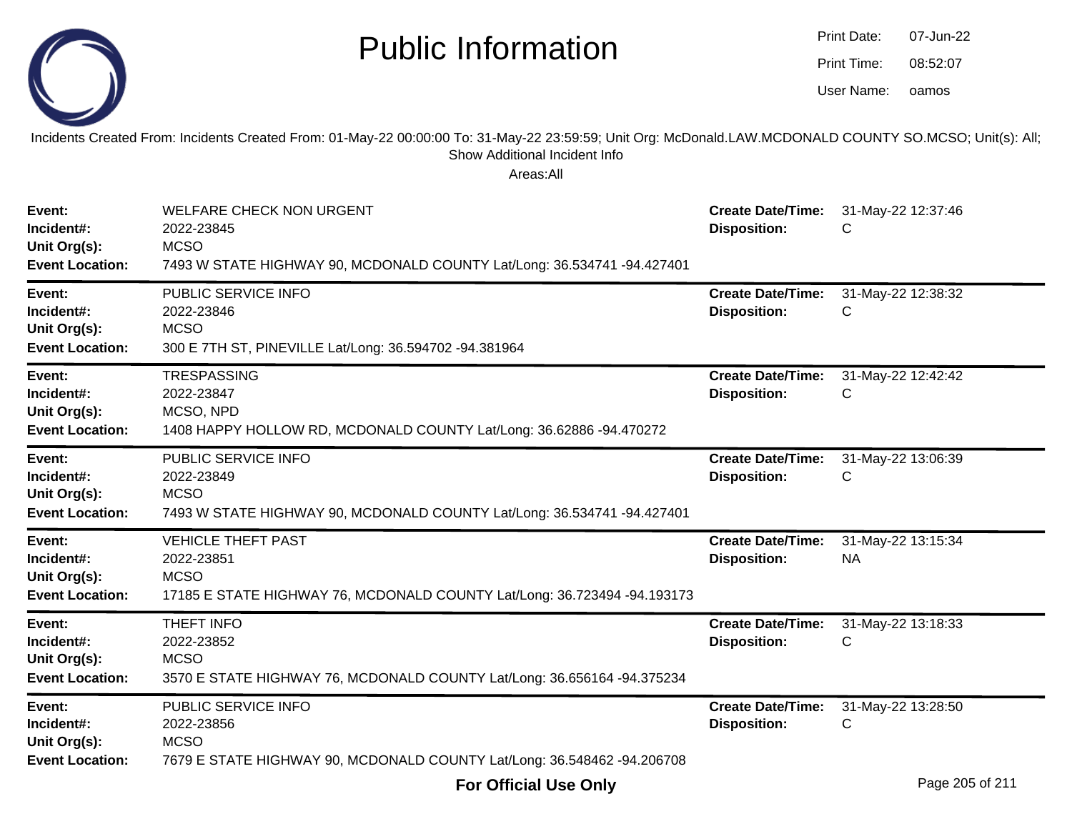# Public Information

Print Date: 07-Jun-22
Print Time: 08:52:07
User Name: oamos

Incidents Created From: Incidents Created From: 01-May-22 00:00:00 To: 31-May-22 23:59:59; Unit Org: McDonald.LAW.MCDONALD COUNTY SO.MCSO; Unit(s): All; Show Additional Incident Info

Areas:All

**Event:** WELFARE CHECK NON URGENT
**Incident#:** 2022-23845
**Unit Org(s):** MCSO
**Event Location:** 7493 W STATE HIGHWAY 90, MCDONALD COUNTY Lat/Long: 36.534741 -94.427401
**Create Date/Time:** 31-May-22 12:37:46
**Disposition:** C

---

**Event:** PUBLIC SERVICE INFO
**Incident#:** 2022-23846
**Unit Org(s):** MCSO
**Event Location:** 300 E 7TH ST, PINEVILLE Lat/Long: 36.594702 -94.381964
**Create Date/Time:** 31-May-22 12:38:32
**Disposition:** C

---

**Event:** TRESPASSING
**Incident#:** 2022-23847
**Unit Org(s):** MCSO, NPD
**Event Location:** 1408 HAPPY HOLLOW RD, MCDONALD COUNTY Lat/Long: 36.62886 -94.470272
**Create Date/Time:** 31-May-22 12:42:42
**Disposition:** C

---

**Event:** PUBLIC SERVICE INFO
**Incident#:** 2022-23849
**Unit Org(s):** MCSO
**Event Location:** 7493 W STATE HIGHWAY 90, MCDONALD COUNTY Lat/Long: 36.534741 -94.427401
**Create Date/Time:** 31-May-22 13:06:39
**Disposition:** C

---

**Event:** VEHICLE THEFT PAST
**Incident#:** 2022-23851
**Unit Org(s):** MCSO
**Event Location:** 17185 E STATE HIGHWAY 76, MCDONALD COUNTY Lat/Long: 36.723494 -94.193173
**Create Date/Time:** 31-May-22 13:15:34
**Disposition:** NA

---

**Event:** THEFT INFO
**Incident#:** 2022-23852
**Unit Org(s):** MCSO
**Event Location:** 3570 E STATE HIGHWAY 76, MCDONALD COUNTY Lat/Long: 36.656164 -94.375234
**Create Date/Time:** 31-May-22 13:18:33
**Disposition:** C

---

**Event:** PUBLIC SERVICE INFO
**Incident#:** 2022-23856
**Unit Org(s):** MCSO
**Event Location:** 7679 E STATE HIGHWAY 90, MCDONALD COUNTY Lat/Long: 36.548462 -94.206708
**Create Date/Time:** 31-May-22 13:28:50
**Disposition:** C

**For Official Use Only**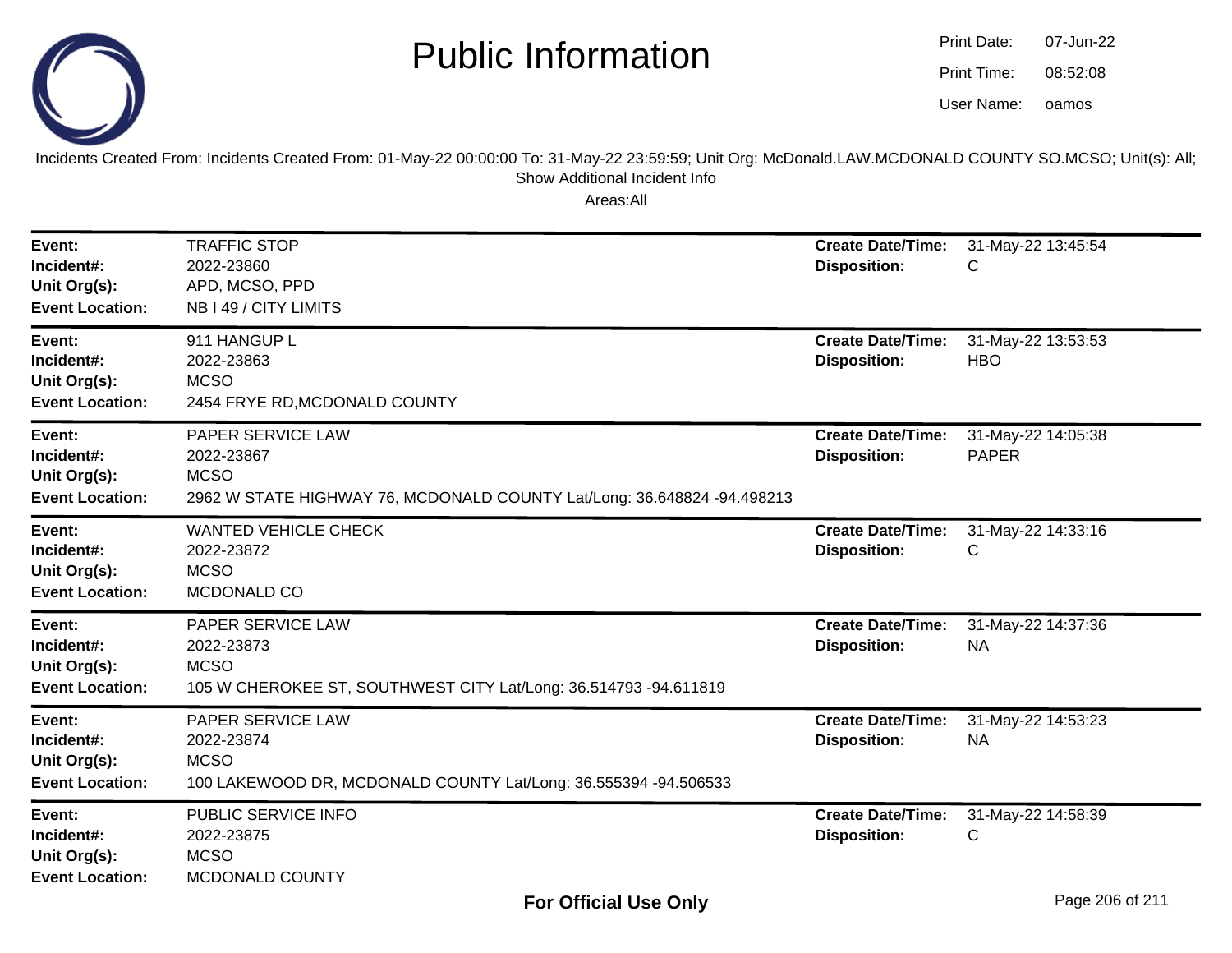# Public Information

Print Date: 07-Jun-22
Print Time: 08:52:08
User Name: oamos

Incidents Created From: Incidents Created From: 01-May-22 00:00:00 To: 31-May-22 23:59:59; Unit Org: McDonald.LAW.MCDONALD COUNTY SO.MCSO; Unit(s): All; Show Additional Incident Info

Areas:All

---

**Event:** TRAFFIC STOP
**Incident#:** 2022-23860
**Unit Org(s):** APD, MCSO, PPD
**Event Location:** NB I 49 / CITY LIMITS
**Create Date/Time:** 31-May-22 13:45:54
**Disposition:** C

---

**Event:** 911 HANGUP L
**Incident#:** 2022-23863
**Unit Org(s):** MCSO
**Event Location:** 2454 FRYE RD,MCDONALD COUNTY
**Create Date/Time:** 31-May-22 13:53:53
**Disposition:** HBO

---

**Event:** PAPER SERVICE LAW
**Incident#:** 2022-23867
**Unit Org(s):** MCSO
**Event Location:** 2962 W STATE HIGHWAY 76, MCDONALD COUNTY Lat/Long: 36.648824 -94.498213
**Create Date/Time:** 31-May-22 14:05:38
**Disposition:** PAPER

---

**Event:** WANTED VEHICLE CHECK
**Incident#:** 2022-23872
**Unit Org(s):** MCSO
**Event Location:** MCDONALD CO
**Create Date/Time:** 31-May-22 14:33:16
**Disposition:** C

---

**Event:** PAPER SERVICE LAW
**Incident#:** 2022-23873
**Unit Org(s):** MCSO
**Event Location:** 105 W CHEROKEE ST, SOUTHWEST CITY Lat/Long: 36.514793 -94.611819
**Create Date/Time:** 31-May-22 14:37:36
**Disposition:** NA

---

**Event:** PAPER SERVICE LAW
**Incident#:** 2022-23874
**Unit Org(s):** MCSO
**Event Location:** 100 LAKEWOOD DR, MCDONALD COUNTY Lat/Long: 36.555394 -94.506533
**Create Date/Time:** 31-May-22 14:53:23
**Disposition:** NA

---

**Event:** PUBLIC SERVICE INFO
**Incident#:** 2022-23875
**Unit Org(s):** MCSO
**Event Location:** MCDONALD COUNTY
**Create Date/Time:** 31-May-22 14:58:39
**Disposition:** C

**For Official Use Only**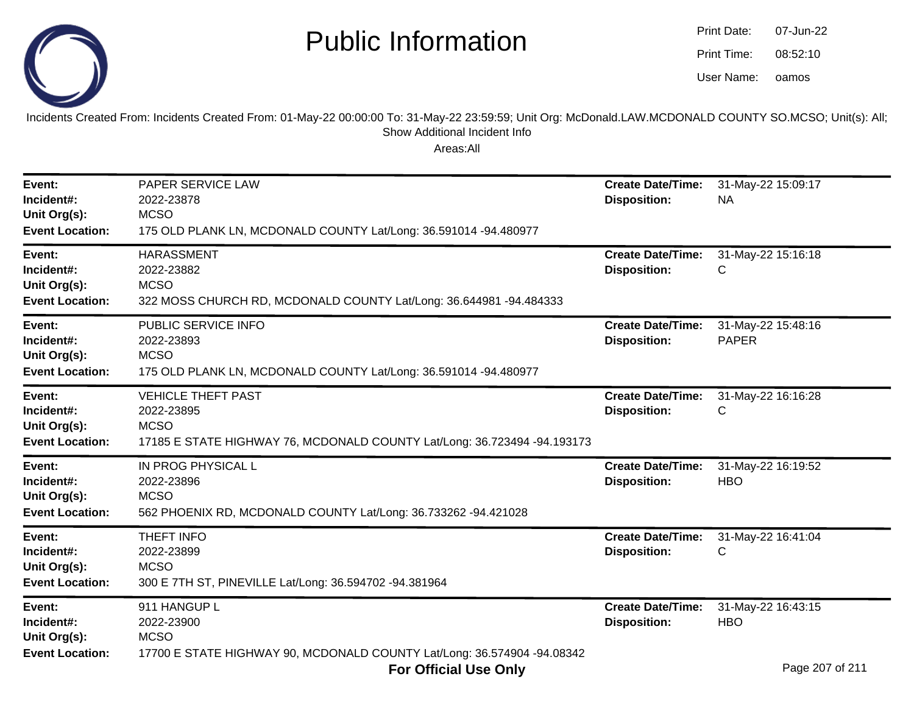# Public Information

Print Date: 07-Jun-22
Print Time: 08:52:10
User Name: oamos

Incidents Created From: Incidents Created From: 01-May-22 00:00:00 To: 31-May-22 23:59:59; Unit Org: McDonald.LAW.MCDONALD COUNTY SO.MCSO; Unit(s): All; Show Additional Incident Info

Areas:All

| | | | |
|---|---|---|---|
| **Event:** | PAPER SERVICE LAW | **Create Date/Time:** | 31-May-22 15:09:17 |
| **Incident#:** | 2022-23878 | **Disposition:** | NA |
| **Unit Org(s):** | MCSO | | |
| **Event Location:** | 175 OLD PLANK LN, MCDONALD COUNTY Lat/Long: 36.591014 -94.480977 | | |

| | | | |
|---|---|---|---|
| **Event:** | HARASSMENT | **Create Date/Time:** | 31-May-22 15:16:18 |
| **Incident#:** | 2022-23882 | **Disposition:** | C |
| **Unit Org(s):** | MCSO | | |
| **Event Location:** | 322 MOSS CHURCH RD, MCDONALD COUNTY Lat/Long: 36.644981 -94.484333 | | |

| | | | |
|---|---|---|---|
| **Event:** | PUBLIC SERVICE INFO | **Create Date/Time:** | 31-May-22 15:48:16 |
| **Incident#:** | 2022-23893 | **Disposition:** | PAPER |
| **Unit Org(s):** | MCSO | | |
| **Event Location:** | 175 OLD PLANK LN, MCDONALD COUNTY Lat/Long: 36.591014 -94.480977 | | |

| | | | |
|---|---|---|---|
| **Event:** | VEHICLE THEFT PAST | **Create Date/Time:** | 31-May-22 16:16:28 |
| **Incident#:** | 2022-23895 | **Disposition:** | C |
| **Unit Org(s):** | MCSO | | |
| **Event Location:** | 17185 E STATE HIGHWAY 76, MCDONALD COUNTY Lat/Long: 36.723494 -94.193173 | | |

| | | | |
|---|---|---|---|
| **Event:** | IN PROG PHYSICAL L | **Create Date/Time:** | 31-May-22 16:19:52 |
| **Incident#:** | 2022-23896 | **Disposition:** | HBO |
| **Unit Org(s):** | MCSO | | |
| **Event Location:** | 562 PHOENIX RD, MCDONALD COUNTY Lat/Long: 36.733262 -94.421028 | | |

| | | | |
|---|---|---|---|
| **Event:** | THEFT INFO | **Create Date/Time:** | 31-May-22 16:41:04 |
| **Incident#:** | 2022-23899 | **Disposition:** | C |
| **Unit Org(s):** | MCSO | | |
| **Event Location:** | 300 E 7TH ST, PINEVILLE Lat/Long: 36.594702 -94.381964 | | |

| | | | |
|---|---|---|---|
| **Event:** | 911 HANGUP L | **Create Date/Time:** | 31-May-22 16:43:15 |
| **Incident#:** | 2022-23900 | **Disposition:** | HBO |
| **Unit Org(s):** | MCSO | | |
| **Event Location:** | 17700 E STATE HIGHWAY 90, MCDONALD COUNTY Lat/Long: 36.574904 -94.08342 | | |

**For Official Use Only**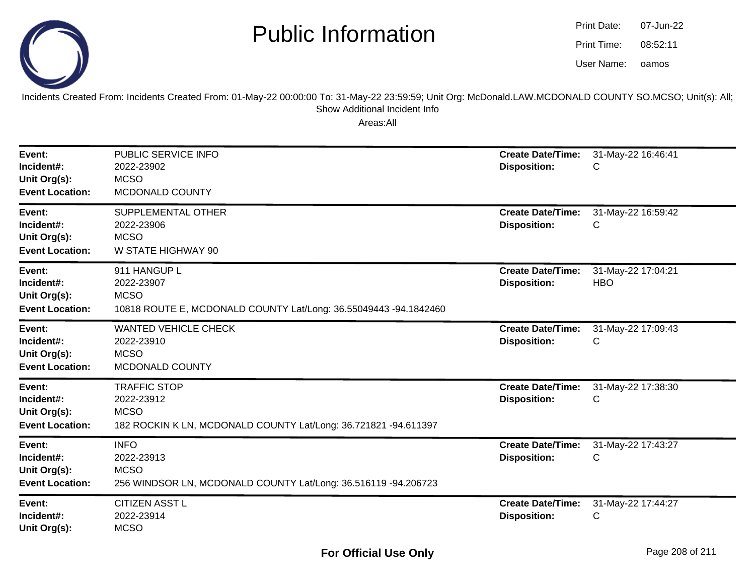# Public Information

Print Date: 07-Jun-22
Print Time: 08:52:11
User Name: oamos

Incidents Created From: Incidents Created From: 01-May-22 00:00:00 To: 31-May-22 23:59:59; Unit Org: McDonald.LAW.MCDONALD COUNTY SO.MCSO; Unit(s): All; Show Additional Incident Info

Areas:All

---

**Event:** PUBLIC SERVICE INFO
**Incident#:** 2022-23902
**Unit Org(s):** MCSO
**Event Location:** MCDONALD COUNTY
**Create Date/Time:** 31-May-22 16:46:41
**Disposition:** C

---

**Event:** SUPPLEMENTAL OTHER
**Incident#:** 2022-23906
**Unit Org(s):** MCSO
**Event Location:** W STATE HIGHWAY 90
**Create Date/Time:** 31-May-22 16:59:42
**Disposition:** C

---

**Event:** 911 HANGUP L
**Incident#:** 2022-23907
**Unit Org(s):** MCSO
**Event Location:** 10818 ROUTE E, MCDONALD COUNTY Lat/Long: 36.55049443 -94.1842460
**Create Date/Time:** 31-May-22 17:04:21
**Disposition:** HBO

---

**Event:** WANTED VEHICLE CHECK
**Incident#:** 2022-23910
**Unit Org(s):** MCSO
**Event Location:** MCDONALD COUNTY
**Create Date/Time:** 31-May-22 17:09:43
**Disposition:** C

---

**Event:** TRAFFIC STOP
**Incident#:** 2022-23912
**Unit Org(s):** MCSO
**Event Location:** 182 ROCKIN K LN, MCDONALD COUNTY Lat/Long: 36.721821 -94.611397
**Create Date/Time:** 31-May-22 17:38:30
**Disposition:** C

---

**Event:** INFO
**Incident#:** 2022-23913
**Unit Org(s):** MCSO
**Event Location:** 256 WINDSOR LN, MCDONALD COUNTY Lat/Long: 36.516119 -94.206723
**Create Date/Time:** 31-May-22 17:43:27
**Disposition:** C

---

**Event:** CITIZEN ASST L
**Incident#:** 2022-23914
**Unit Org(s):** MCSO
**Create Date/Time:** 31-May-22 17:44:27
**Disposition:** C

**For Official Use Only**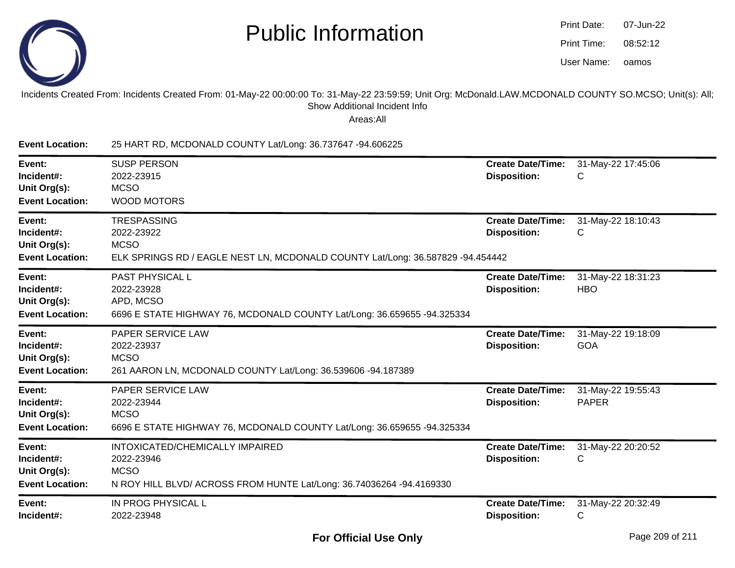# Public Information

Print Date: 07-Jun-22
Print Time: 08:52:12
User Name: oamos

Incidents Created From: Incidents Created From: 01-May-22 00:00:00 To: 31-May-22 23:59:59; Unit Org: McDonald.LAW.MCDONALD COUNTY SO.MCSO; Unit(s): All; Show Additional Incident Info

Areas:All

**Event Location:** 25 HART RD, MCDONALD COUNTY Lat/Long: 36.737647 -94.606225

---

**Event:** SUSP PERSON
**Incident#:** 2022-23915
**Unit Org(s):** MCSO
**Event Location:** WOOD MOTORS
**Create Date/Time:** 31-May-22 17:45:06
**Disposition:** C

---

**Event:** TRESPASSING
**Incident#:** 2022-23922
**Unit Org(s):** MCSO
**Event Location:** ELK SPRINGS RD / EAGLE NEST LN, MCDONALD COUNTY Lat/Long: 36.587829 -94.454442
**Create Date/Time:** 31-May-22 18:10:43
**Disposition:** C

---

**Event:** PAST PHYSICAL L
**Incident#:** 2022-23928
**Unit Org(s):** APD, MCSO
**Event Location:** 6696 E STATE HIGHWAY 76, MCDONALD COUNTY Lat/Long: 36.659655 -94.325334
**Create Date/Time:** 31-May-22 18:31:23
**Disposition:** HBO

---

**Event:** PAPER SERVICE LAW
**Incident#:** 2022-23937
**Unit Org(s):** MCSO
**Event Location:** 261 AARON LN, MCDONALD COUNTY Lat/Long: 36.539606 -94.187389
**Create Date/Time:** 31-May-22 19:18:09
**Disposition:** GOA

---

**Event:** PAPER SERVICE LAW
**Incident#:** 2022-23944
**Unit Org(s):** MCSO
**Event Location:** 6696 E STATE HIGHWAY 76, MCDONALD COUNTY Lat/Long: 36.659655 -94.325334
**Create Date/Time:** 31-May-22 19:55:43
**Disposition:** PAPER

---

**Event:** INTOXICATED/CHEMICALLY IMPAIRED
**Incident#:** 2022-23946
**Unit Org(s):** MCSO
**Event Location:** N ROY HILL BLVD/ ACROSS FROM HUNTE Lat/Long: 36.74036264 -94.4169330
**Create Date/Time:** 31-May-22 20:20:52
**Disposition:** C

---

**Event:** IN PROG PHYSICAL L
**Incident#:** 2022-23948
**Create Date/Time:** 31-May-22 20:32:49
**Disposition:** C

**For Official Use Only**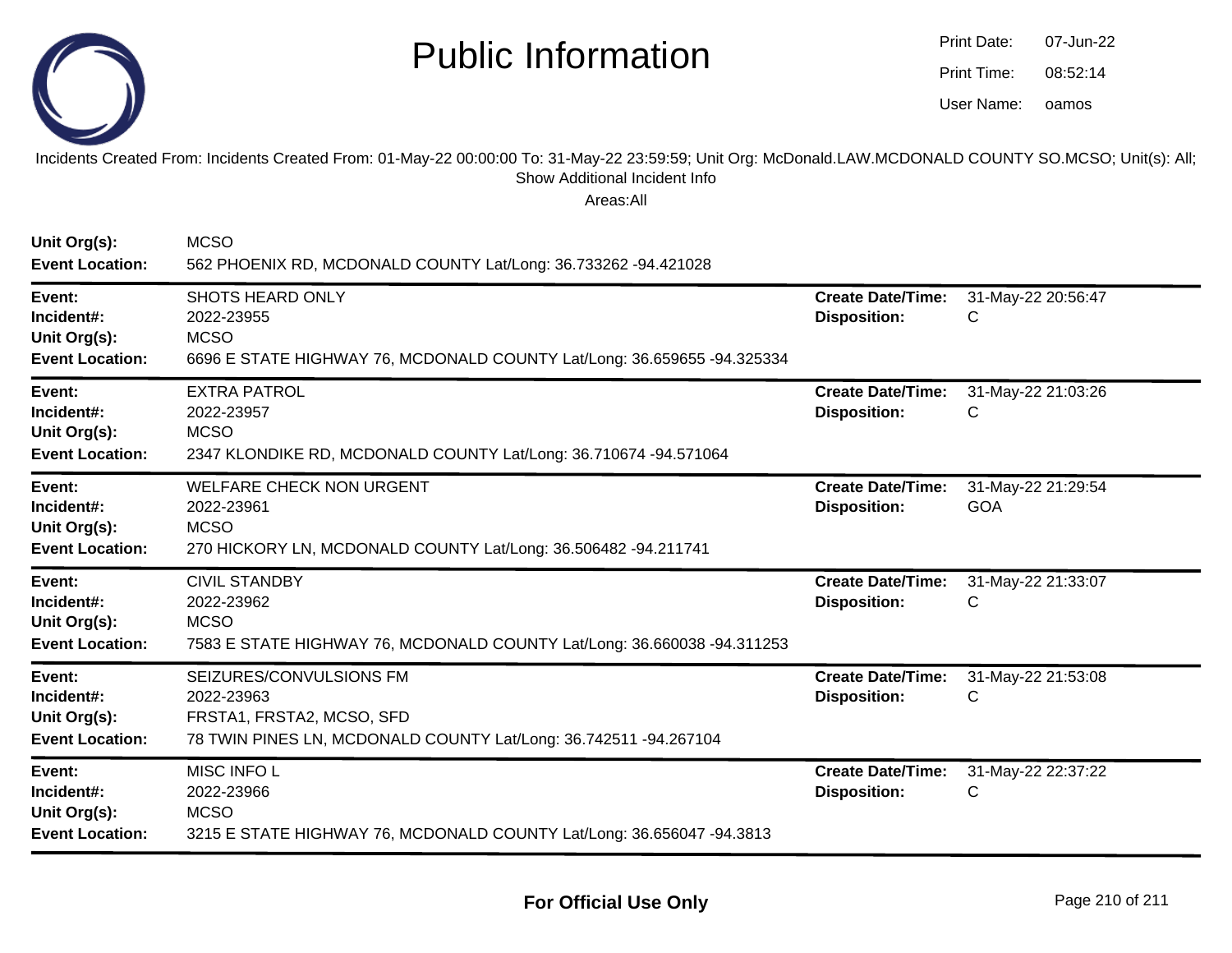# Public Information

Print Date: 07-Jun-22
Print Time: 08:52:14
User Name: oamos

Incidents Created From: Incidents Created From: 01-May-22 00:00:00 To: 31-May-22 23:59:59; Unit Org: McDonald.LAW.MCDONALD COUNTY SO.MCSO; Unit(s): All; Show Additional Incident Info

Areas:All

**Unit Org(s):** MCSO
**Event Location:** 562 PHOENIX RD, MCDONALD COUNTY Lat/Long: 36.733262 -94.421028

---

**Event:** SHOTS HEARD ONLY
**Incident#:** 2022-23955
**Unit Org(s):** MCSO
**Event Location:** 6696 E STATE HIGHWAY 76, MCDONALD COUNTY Lat/Long: 36.659655 -94.325334
**Create Date/Time:** 31-May-22 20:56:47
**Disposition:** C

---

**Event:** EXTRA PATROL
**Incident#:** 2022-23957
**Unit Org(s):** MCSO
**Event Location:** 2347 KLONDIKE RD, MCDONALD COUNTY Lat/Long: 36.710674 -94.571064
**Create Date/Time:** 31-May-22 21:03:26
**Disposition:** C

---

**Event:** WELFARE CHECK NON URGENT
**Incident#:** 2022-23961
**Unit Org(s):** MCSO
**Event Location:** 270 HICKORY LN, MCDONALD COUNTY Lat/Long: 36.506482 -94.211741
**Create Date/Time:** 31-May-22 21:29:54
**Disposition:** GOA

---

**Event:** CIVIL STANDBY
**Incident#:** 2022-23962
**Unit Org(s):** MCSO
**Event Location:** 7583 E STATE HIGHWAY 76, MCDONALD COUNTY Lat/Long: 36.660038 -94.311253
**Create Date/Time:** 31-May-22 21:33:07
**Disposition:** C

---

**Event:** SEIZURES/CONVULSIONS FM
**Incident#:** 2022-23963
**Unit Org(s):** FRSTA1, FRSTA2, MCSO, SFD
**Event Location:** 78 TWIN PINES LN, MCDONALD COUNTY Lat/Long: 36.742511 -94.267104
**Create Date/Time:** 31-May-22 21:53:08
**Disposition:** C

---

**Event:** MISC INFO L
**Incident#:** 2022-23966
**Unit Org(s):** MCSO
**Event Location:** 3215 E STATE HIGHWAY 76, MCDONALD COUNTY Lat/Long: 36.656047 -94.3813
**Create Date/Time:** 31-May-22 22:37:22
**Disposition:** C

---

**For Official Use Only**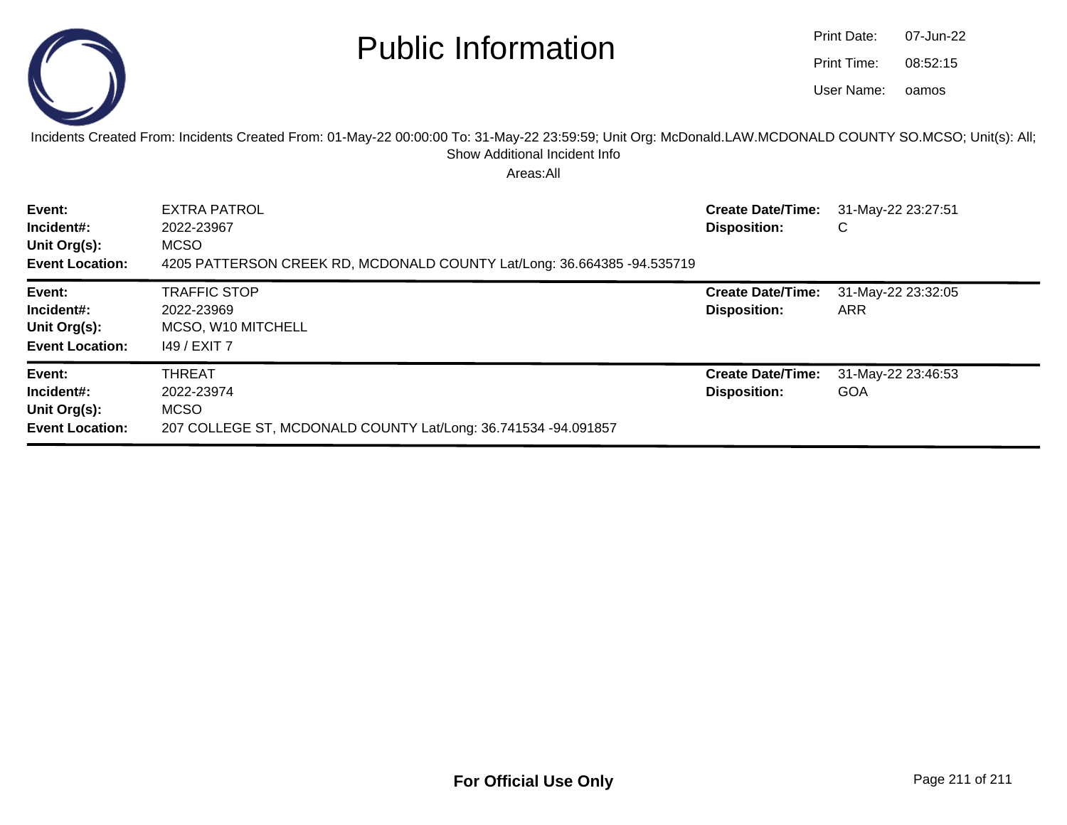# Public Information

Print Date: 07-Jun-22
Print Time: 08:52:15
User Name: oamos

Incidents Created From: Incidents Created From: 01-May-22 00:00:00 To: 31-May-22 23:59:59; Unit Org: McDonald.LAW.MCDONALD COUNTY SO.MCSO; Unit(s): All; Show Additional Incident Info

Areas:All

**Event:** EXTRA PATROL
**Incident#:** 2022-23967
**Unit Org(s):** MCSO
**Event Location:** 4205 PATTERSON CREEK RD, MCDONALD COUNTY Lat/Long: 36.664385 -94.535719
**Create Date/Time:** 31-May-22 23:27:51
**Disposition:** C

---

**Event:** TRAFFIC STOP
**Incident#:** 2022-23969
**Unit Org(s):** MCSO, W10 MITCHELL
**Event Location:** I49 / EXIT 7
**Create Date/Time:** 31-May-22 23:32:05
**Disposition:** ARR

---

**Event:** THREAT
**Incident#:** 2022-23974
**Unit Org(s):** MCSO
**Event Location:** 207 COLLEGE ST, MCDONALD COUNTY Lat/Long: 36.741534 -94.091857
**Create Date/Time:** 31-May-22 23:46:53
**Disposition:** GOA

---

**For Official Use Only**